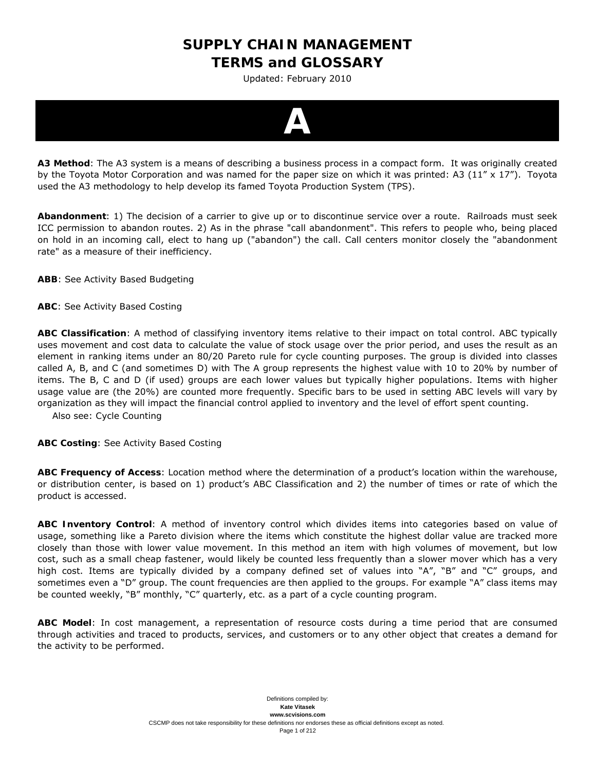# SUPPLY CHAIN MANAGEMENT
# TERMS and GLOSSARY

Updated: February 2010

## A

**A3 Method**: The A3 system is a means of describing a business process in a compact form. It was originally created by the Toyota Motor Corporation and was named for the paper size on which it was printed: A3 (11" x 17"). Toyota used the A3 methodology to help develop its famed Toyota Production System (TPS).

**Abandonment**: 1) The decision of a carrier to give up or to discontinue service over a route. Railroads must seek ICC permission to abandon routes. 2) As in the phrase "call abandonment". This refers to people who, being placed on hold in an incoming call, elect to hang up ("abandon") the call. Call centers monitor closely the "abandonment rate" as a measure of their inefficiency.

**ABB**: See Activity Based Budgeting

**ABC**: See Activity Based Costing

**ABC Classification**: A method of classifying inventory items relative to their impact on total control. ABC typically uses movement and cost data to calculate the value of stock usage over the prior period, and uses the result as an element in ranking items under an 80/20 Pareto rule for cycle counting purposes. The group is divided into classes called A, B, and C (and sometimes D) with The A group represents the highest value with 10 to 20% by number of items. The B, C and D (if used) groups are each lower values but typically higher populations. Items with higher usage value are (the 20%) are counted more frequently. Specific bars to be used in setting ABC levels will vary by organization as they will impact the financial control applied to inventory and the level of effort spent counting.
Also see: Cycle Counting

**ABC Costing**: See Activity Based Costing

**ABC Frequency of Access**: Location method where the determination of a product's location within the warehouse, or distribution center, is based on 1) product's ABC Classification and 2) the number of times or rate of which the product is accessed.

**ABC Inventory Control**: A method of inventory control which divides items into categories based on value of usage, something like a Pareto division where the items which constitute the highest dollar value are tracked more closely than those with lower value movement. In this method an item with high volumes of movement, but low cost, such as a small cheap fastener, would likely be counted less frequently than a slower mover which has a very high cost. Items are typically divided by a company defined set of values into "A", "B" and "C" groups, and sometimes even a "D" group. The count frequencies are then applied to the groups. For example "A" class items may be counted weekly, "B" monthly, "C" quarterly, etc. as a part of a cycle counting program.

**ABC Model**: In cost management, a representation of resource costs during a time period that are consumed through activities and traced to products, services, and customers or to any other object that creates a demand for the activity to be performed.

Definitions compiled by:
Kate Vitasek
www.scvisions.com
CSCMP does not take responsibility for these definitions nor endorses these as official definitions except as noted.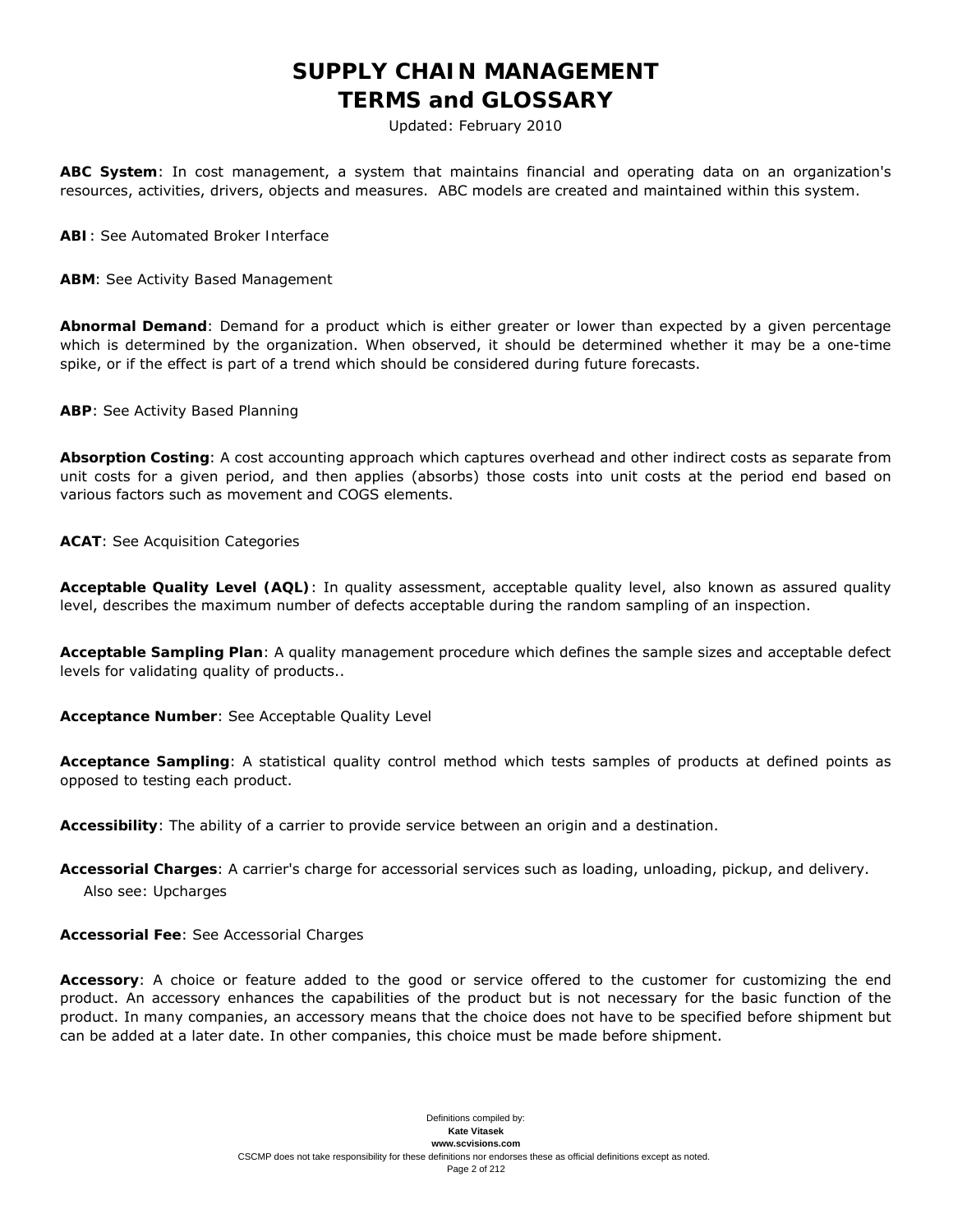# SUPPLY CHAIN MANAGEMENT
# TERMS and GLOSSARY

Updated: February 2010

**ABC System**: In cost management, a system that maintains financial and operating data on an organization's resources, activities, drivers, objects and measures. ABC models are created and maintained within this system.

**ABI**: See Automated Broker Interface

**ABM**: See Activity Based Management

**Abnormal Demand**: Demand for a product which is either greater or lower than expected by a given percentage which is determined by the organization. When observed, it should be determined whether it may be a one-time spike, or if the effect is part of a trend which should be considered during future forecasts.

**ABP**: See Activity Based Planning

**Absorption Costing**: A cost accounting approach which captures overhead and other indirect costs as separate from unit costs for a given period, and then applies (absorbs) those costs into unit costs at the period end based on various factors such as movement and COGS elements.

**ACAT**: See Acquisition Categories

**Acceptable Quality Level (AQL)**: In quality assessment, acceptable quality level, also known as assured quality level, describes the maximum number of defects acceptable during the random sampling of an inspection.

**Acceptable Sampling Plan**: A quality management procedure which defines the sample sizes and acceptable defect levels for validating quality of products..

**Acceptance Number**: See Acceptable Quality Level

**Acceptance Sampling**: A statistical quality control method which tests samples of products at defined points as opposed to testing each product.

**Accessibility**: The ability of a carrier to provide service between an origin and a destination.

**Accessorial Charges**: A carrier's charge for accessorial services such as loading, unloading, pickup, and delivery.

Also see: Upcharges

**Accessorial Fee**: See Accessorial Charges

**Accessory**: A choice or feature added to the good or service offered to the customer for customizing the end product. An accessory enhances the capabilities of the product but is not necessary for the basic function of the product. In many companies, an accessory means that the choice does not have to be specified before shipment but can be added at a later date. In other companies, this choice must be made before shipment.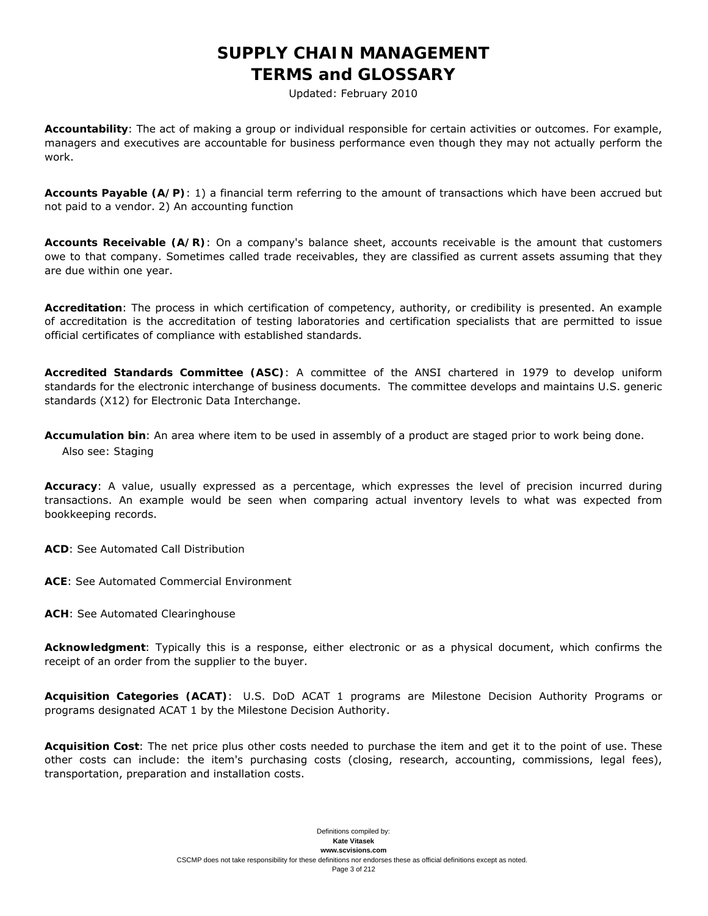# SUPPLY CHAIN MANAGEMENT
# TERMS and GLOSSARY

Updated: February 2010

**Accountability**: The act of making a group or individual responsible for certain activities or outcomes. For example, managers and executives are accountable for business performance even though they may not actually perform the work.

**Accounts Payable (A/P)**: 1) a financial term referring to the amount of transactions which have been accrued but not paid to a vendor. 2) An accounting function

**Accounts Receivable (A/R)**: On a company's balance sheet, accounts receivable is the amount that customers owe to that company. Sometimes called trade receivables, they are classified as current assets assuming that they are due within one year.

**Accreditation**: The process in which certification of competency, authority, or credibility is presented. An example of accreditation is the accreditation of testing laboratories and certification specialists that are permitted to issue official certificates of compliance with established standards.

**Accredited Standards Committee (ASC)**: A committee of the ANSI chartered in 1979 to develop uniform standards for the electronic interchange of business documents. The committee develops and maintains U.S. generic standards (X12) for Electronic Data Interchange.

**Accumulation bin**: An area where item to be used in assembly of a product are staged prior to work being done.
Also see: Staging

**Accuracy**: A value, usually expressed as a percentage, which expresses the level of precision incurred during transactions. An example would be seen when comparing actual inventory levels to what was expected from bookkeeping records.

**ACD**: See Automated Call Distribution

**ACE**: See Automated Commercial Environment

**ACH**: See Automated Clearinghouse

**Acknowledgment**: Typically this is a response, either electronic or as a physical document, which confirms the receipt of an order from the supplier to the buyer.

**Acquisition Categories (ACAT)**: U.S. DoD ACAT 1 programs are Milestone Decision Authority Programs or programs designated ACAT 1 by the Milestone Decision Authority.

**Acquisition Cost**: The net price plus other costs needed to purchase the item and get it to the point of use. These other costs can include: the item's purchasing costs (closing, research, accounting, commissions, legal fees), transportation, preparation and installation costs.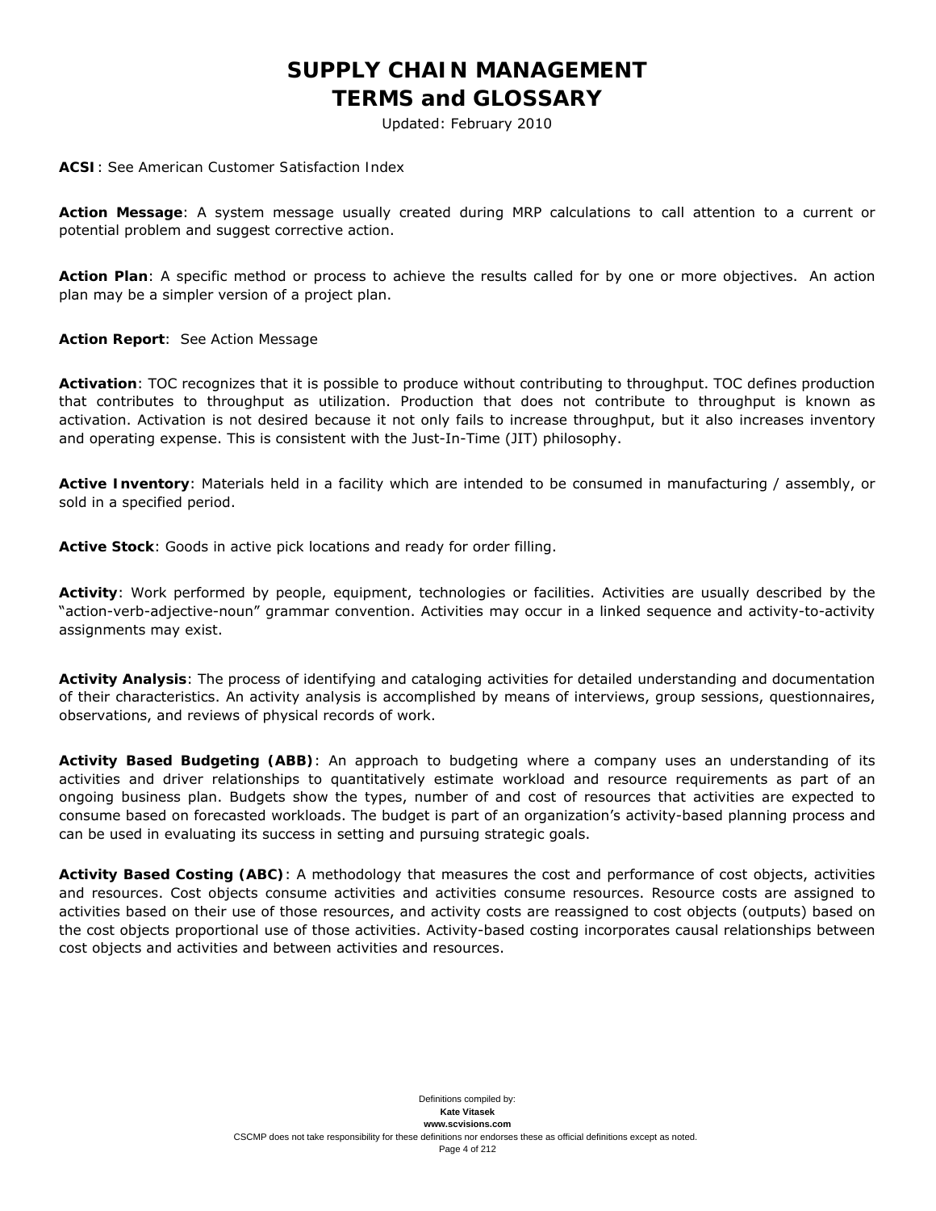# SUPPLY CHAIN MANAGEMENT TERMS and GLOSSARY

Updated: February 2010

**ACSI**: See American Customer Satisfaction Index

**Action Message**: A system message usually created during MRP calculations to call attention to a current or potential problem and suggest corrective action.

**Action Plan**: A specific method or process to achieve the results called for by one or more objectives. An action plan may be a simpler version of a project plan.

**Action Report**: See Action Message

**Activation**: TOC recognizes that it is possible to produce without contributing to throughput. TOC defines production that contributes to throughput as utilization. Production that does not contribute to throughput is known as activation. Activation is not desired because it not only fails to increase throughput, but it also increases inventory and operating expense. This is consistent with the Just-In-Time (JIT) philosophy.

**Active Inventory**: Materials held in a facility which are intended to be consumed in manufacturing / assembly, or sold in a specified period.

**Active Stock**: Goods in active pick locations and ready for order filling.

**Activity**: Work performed by people, equipment, technologies or facilities. Activities are usually described by the "action-verb-adjective-noun" grammar convention. Activities may occur in a linked sequence and activity-to-activity assignments may exist.

**Activity Analysis**: The process of identifying and cataloging activities for detailed understanding and documentation of their characteristics. An activity analysis is accomplished by means of interviews, group sessions, questionnaires, observations, and reviews of physical records of work.

**Activity Based Budgeting (ABB)**: An approach to budgeting where a company uses an understanding of its activities and driver relationships to quantitatively estimate workload and resource requirements as part of an ongoing business plan. Budgets show the types, number of and cost of resources that activities are expected to consume based on forecasted workloads. The budget is part of an organization's activity-based planning process and can be used in evaluating its success in setting and pursuing strategic goals.

**Activity Based Costing (ABC)**: A methodology that measures the cost and performance of cost objects, activities and resources. Cost objects consume activities and activities consume resources. Resource costs are assigned to activities based on their use of those resources, and activity costs are reassigned to cost objects (outputs) based on the cost objects proportional use of those activities. Activity-based costing incorporates causal relationships between cost objects and activities and between activities and resources.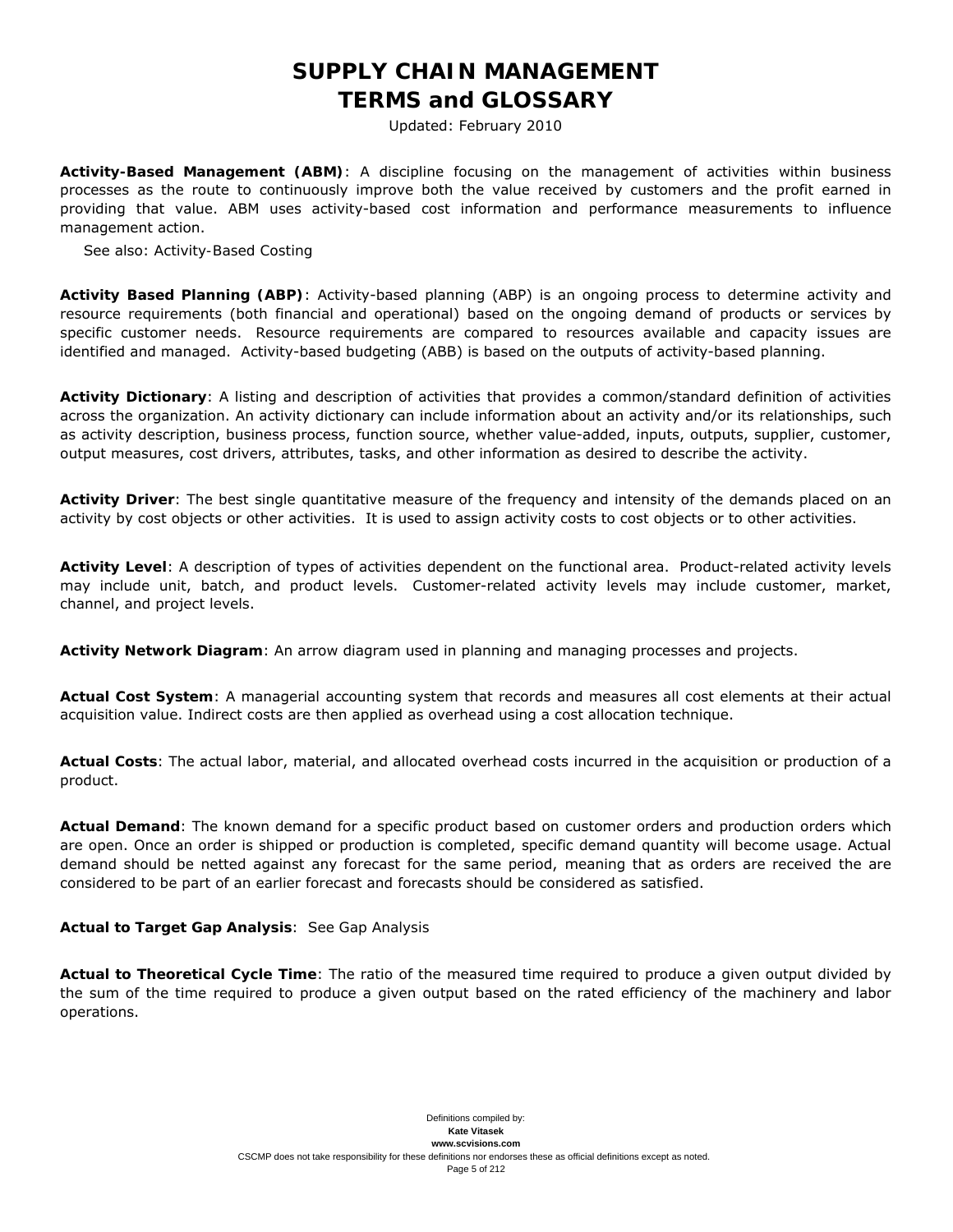# SUPPLY CHAIN MANAGEMENT
# TERMS and GLOSSARY

Updated: February 2010

**Activity-Based Management (ABM)**: A discipline focusing on the management of activities within business processes as the route to continuously improve both the value received by customers and the profit earned in providing that value. ABM uses activity-based cost information and performance measurements to influence management action.

See also: Activity-Based Costing

**Activity Based Planning (ABP)**: Activity-based planning (ABP) is an ongoing process to determine activity and resource requirements (both financial and operational) based on the ongoing demand of products or services by specific customer needs. Resource requirements are compared to resources available and capacity issues are identified and managed. Activity-based budgeting (ABB) is based on the outputs of activity-based planning.

**Activity Dictionary**: A listing and description of activities that provides a common/standard definition of activities across the organization. An activity dictionary can include information about an activity and/or its relationships, such as activity description, business process, function source, whether value-added, inputs, outputs, supplier, customer, output measures, cost drivers, attributes, tasks, and other information as desired to describe the activity.

**Activity Driver**: The best single quantitative measure of the frequency and intensity of the demands placed on an activity by cost objects or other activities. It is used to assign activity costs to cost objects or to other activities.

**Activity Level**: A description of types of activities dependent on the functional area. Product-related activity levels may include unit, batch, and product levels. Customer-related activity levels may include customer, market, channel, and project levels.

**Activity Network Diagram**: An arrow diagram used in planning and managing processes and projects.

**Actual Cost System**: A managerial accounting system that records and measures all cost elements at their actual acquisition value. Indirect costs are then applied as overhead using a cost allocation technique.

**Actual Costs**: The actual labor, material, and allocated overhead costs incurred in the acquisition or production of a product.

**Actual Demand**: The known demand for a specific product based on customer orders and production orders which are open. Once an order is shipped or production is completed, specific demand quantity will become usage. Actual demand should be netted against any forecast for the same period, meaning that as orders are received the are considered to be part of an earlier forecast and forecasts should be considered as satisfied.

**Actual to Target Gap Analysis**: See Gap Analysis

**Actual to Theoretical Cycle Time**: The ratio of the measured time required to produce a given output divided by the sum of the time required to produce a given output based on the rated efficiency of the machinery and labor operations.

Definitions compiled by:
**Kate Vitasek**
**www.scvisions.com**
CSCMP does not take responsibility for these definitions nor endorses these as official definitions except as noted.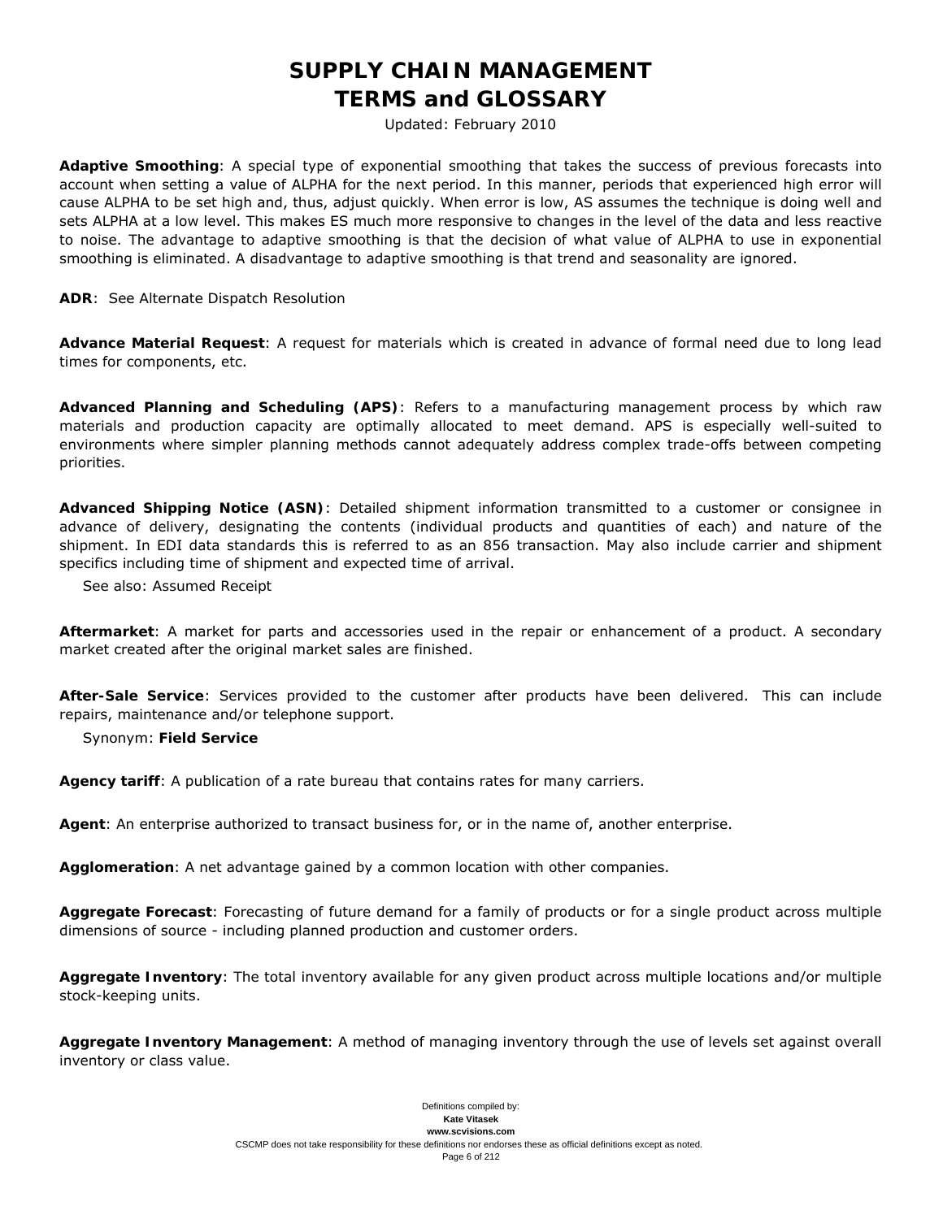# SUPPLY CHAIN MANAGEMENT TERMS and GLOSSARY

Updated: February 2010

**Adaptive Smoothing**: A special type of exponential smoothing that takes the success of previous forecasts into account when setting a value of ALPHA for the next period. In this manner, periods that experienced high error will cause ALPHA to be set high and, thus, adjust quickly. When error is low, AS assumes the technique is doing well and sets ALPHA at a low level. This makes ES much more responsive to changes in the level of the data and less reactive to noise. The advantage to adaptive smoothing is that the decision of what value of ALPHA to use in exponential smoothing is eliminated. A disadvantage to adaptive smoothing is that trend and seasonality are ignored.

**ADR**: See Alternate Dispatch Resolution

**Advance Material Request**: A request for materials which is created in advance of formal need due to long lead times for components, etc.

**Advanced Planning and Scheduling (APS)**: Refers to a manufacturing management process by which raw materials and production capacity are optimally allocated to meet demand. APS is especially well-suited to environments where simpler planning methods cannot adequately address complex trade-offs between competing priorities.

**Advanced Shipping Notice (ASN)**: Detailed shipment information transmitted to a customer or consignee in advance of delivery, designating the contents (individual products and quantities of each) and nature of the shipment. In EDI data standards this is referred to as an 856 transaction. May also include carrier and shipment specifics including time of shipment and expected time of arrival.

See also: Assumed Receipt

**Aftermarket**: A market for parts and accessories used in the repair or enhancement of a product. A secondary market created after the original market sales are finished.

**After-Sale Service**: Services provided to the customer after products have been delivered. This can include repairs, maintenance and/or telephone support.

Synonym: **Field Service**

**Agency tariff**: A publication of a rate bureau that contains rates for many carriers.

**Agent**: An enterprise authorized to transact business for, or in the name of, another enterprise.

**Agglomeration**: A net advantage gained by a common location with other companies.

**Aggregate Forecast**: Forecasting of future demand for a family of products or for a single product across multiple dimensions of source - including planned production and customer orders.

**Aggregate Inventory**: The total inventory available for any given product across multiple locations and/or multiple stock-keeping units.

**Aggregate Inventory Management**: A method of managing inventory through the use of levels set against overall inventory or class value.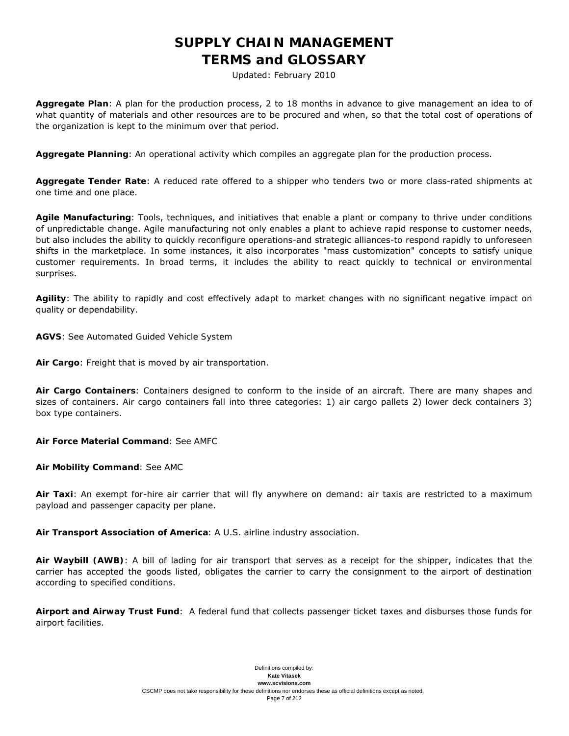**Aggregate Plan**: A plan for the production process, 2 to 18 months in advance to give management an idea to of what quantity of materials and other resources are to be procured and when, so that the total cost of operations of the organization is kept to the minimum over that period.

**Aggregate Planning**: An operational activity which compiles an aggregate plan for the production process.

**Aggregate Tender Rate**: A reduced rate offered to a shipper who tenders two or more class-rated shipments at one time and one place.

**Agile Manufacturing**: Tools, techniques, and initiatives that enable a plant or company to thrive under conditions of unpredictable change. Agile manufacturing not only enables a plant to achieve rapid response to customer needs, but also includes the ability to quickly reconfigure operations-and strategic alliances-to respond rapidly to unforeseen shifts in the marketplace. In some instances, it also incorporates "mass customization" concepts to satisfy unique customer requirements. In broad terms, it includes the ability to react quickly to technical or environmental surprises.

**Agility**: The ability to rapidly and cost effectively adapt to market changes with no significant negative impact on quality or dependability.

**AGVS**: See Automated Guided Vehicle System

**Air Cargo**: Freight that is moved by air transportation.

**Air Cargo Containers**: Containers designed to conform to the inside of an aircraft. There are many shapes and sizes of containers. Air cargo containers fall into three categories: 1) air cargo pallets 2) lower deck containers 3) box type containers.

**Air Force Material Command**: See AMFC

**Air Mobility Command**: See AMC

**Air Taxi**: An exempt for-hire air carrier that will fly anywhere on demand: air taxis are restricted to a maximum payload and passenger capacity per plane.

**Air Transport Association of America**: A U.S. airline industry association.

**Air Waybill (AWB)**: A bill of lading for air transport that serves as a receipt for the shipper, indicates that the carrier has accepted the goods listed, obligates the carrier to carry the consignment to the airport of destination according to specified conditions.

**Airport and Airway Trust Fund**: A federal fund that collects passenger ticket taxes and disburses those funds for airport facilities.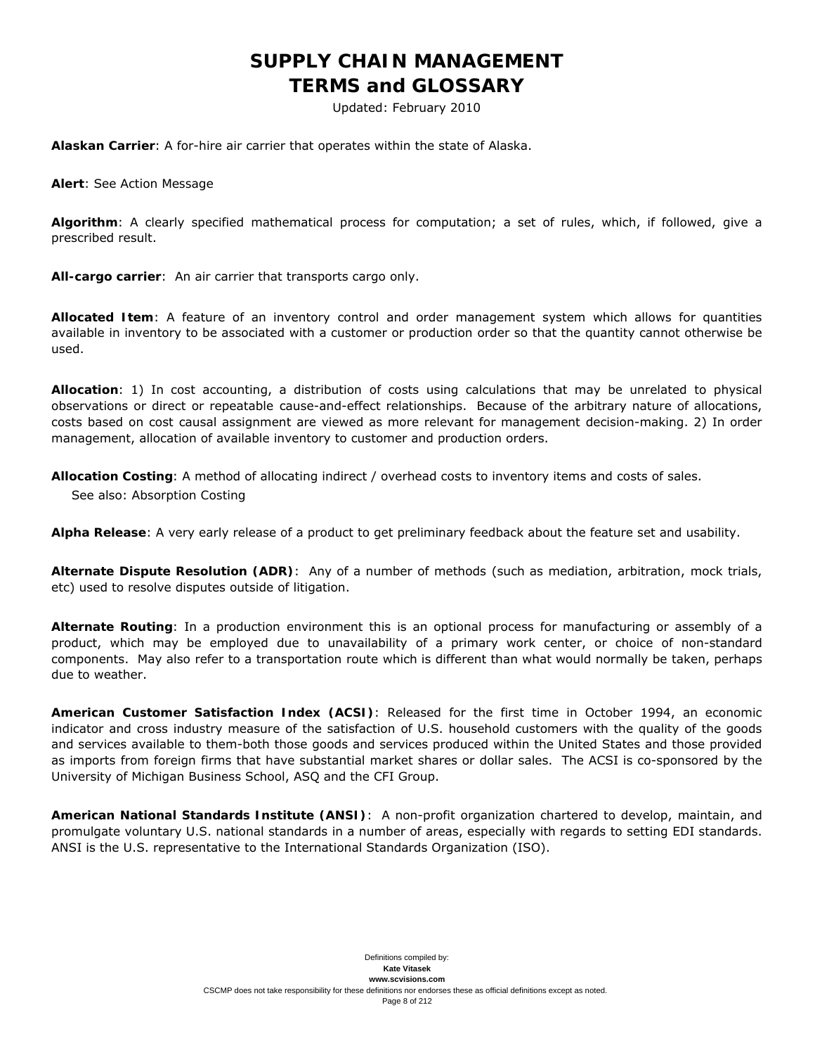# SUPPLY CHAIN MANAGEMENT
# TERMS and GLOSSARY

Updated: February 2010

**Alaskan Carrier**: A for-hire air carrier that operates within the state of Alaska.

**Alert**: See Action Message

**Algorithm**: A clearly specified mathematical process for computation; a set of rules, which, if followed, give a prescribed result.

**All-cargo carrier**: An air carrier that transports cargo only.

**Allocated Item**: A feature of an inventory control and order management system which allows for quantities available in inventory to be associated with a customer or production order so that the quantity cannot otherwise be used.

**Allocation**: 1) In cost accounting, a distribution of costs using calculations that may be unrelated to physical observations or direct or repeatable cause-and-effect relationships. Because of the arbitrary nature of allocations, costs based on cost causal assignment are viewed as more relevant for management decision-making. 2) In order management, allocation of available inventory to customer and production orders.

**Allocation Costing**: A method of allocating indirect / overhead costs to inventory items and costs of sales.
See also: Absorption Costing

**Alpha Release**: A very early release of a product to get preliminary feedback about the feature set and usability.

**Alternate Dispute Resolution (ADR)**: Any of a number of methods (such as mediation, arbitration, mock trials, etc) used to resolve disputes outside of litigation.

**Alternate Routing**: In a production environment this is an optional process for manufacturing or assembly of a product, which may be employed due to unavailability of a primary work center, or choice of non-standard components. May also refer to a transportation route which is different than what would normally be taken, perhaps due to weather.

**American Customer Satisfaction Index (ACSI)**: Released for the first time in October 1994, an economic indicator and cross industry measure of the satisfaction of U.S. household customers with the quality of the goods and services available to them-both those goods and services produced within the United States and those provided as imports from foreign firms that have substantial market shares or dollar sales. The ACSI is co-sponsored by the University of Michigan Business School, ASQ and the CFI Group.

**American National Standards Institute (ANSI)**: A non-profit organization chartered to develop, maintain, and promulgate voluntary U.S. national standards in a number of areas, especially with regards to setting EDI standards. ANSI is the U.S. representative to the International Standards Organization (ISO).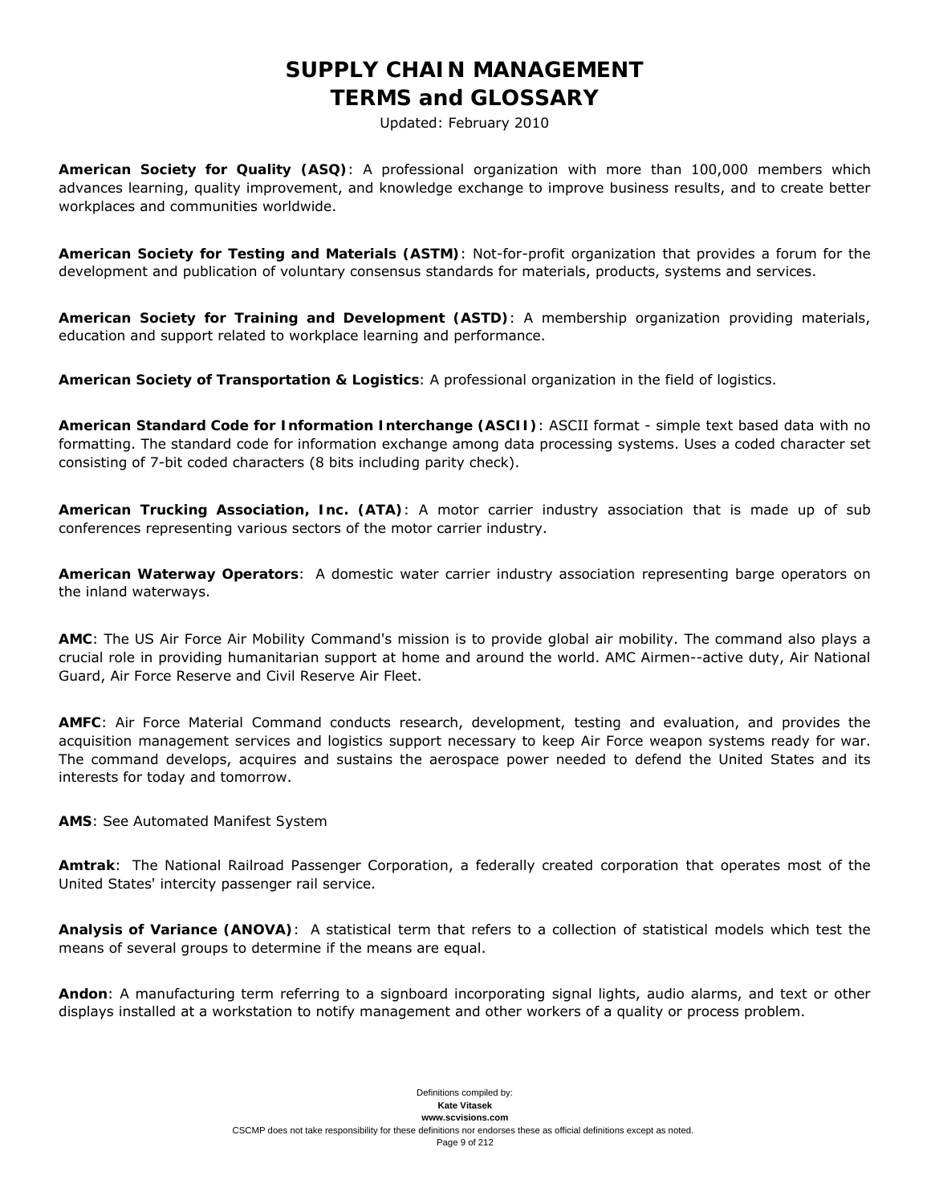# SUPPLY CHAIN MANAGEMENT
# TERMS and GLOSSARY

Updated: February 2010

**American Society for Quality (ASQ)**: A professional organization with more than 100,000 members which advances learning, quality improvement, and knowledge exchange to improve business results, and to create better workplaces and communities worldwide.

**American Society for Testing and Materials (ASTM)**: Not-for-profit organization that provides a forum for the development and publication of voluntary consensus standards for materials, products, systems and services.

**American Society for Training and Development (ASTD)**: A membership organization providing materials, education and support related to workplace learning and performance.

**American Society of Transportation & Logistics**: A professional organization in the field of logistics.

**American Standard Code for Information Interchange (ASCII)**: ASCII format - simple text based data with no formatting. The standard code for information exchange among data processing systems. Uses a coded character set consisting of 7-bit coded characters (8 bits including parity check).

**American Trucking Association, Inc. (ATA)**: A motor carrier industry association that is made up of sub conferences representing various sectors of the motor carrier industry.

**American Waterway Operators**: A domestic water carrier industry association representing barge operators on the inland waterways.

**AMC**: The US Air Force Air Mobility Command's mission is to provide global air mobility. The command also plays a crucial role in providing humanitarian support at home and around the world. AMC Airmen--active duty, Air National Guard, Air Force Reserve and Civil Reserve Air Fleet.

**AMFC**: Air Force Material Command conducts research, development, testing and evaluation, and provides the acquisition management services and logistics support necessary to keep Air Force weapon systems ready for war. The command develops, acquires and sustains the aerospace power needed to defend the United States and its interests for today and tomorrow.

**AMS**: See Automated Manifest System

**Amtrak**: The National Railroad Passenger Corporation, a federally created corporation that operates most of the United States' intercity passenger rail service.

**Analysis of Variance (ANOVA)**: A statistical term that refers to a collection of statistical models which test the means of several groups to determine if the means are equal.

**Andon**: A manufacturing term referring to a signboard incorporating signal lights, audio alarms, and text or other displays installed at a workstation to notify management and other workers of a quality or process problem.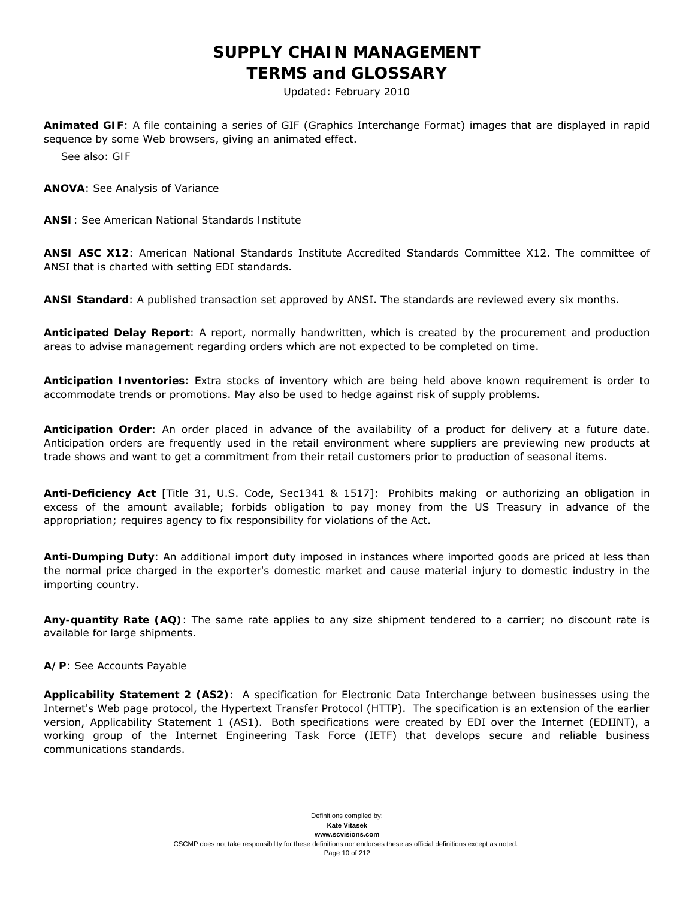**Animated GIF**: A file containing a series of GIF (Graphics Interchange Format) images that are displayed in rapid sequence by some Web browsers, giving an animated effect.

See also: GIF

**ANOVA**: See Analysis of Variance

**ANSI**: See American National Standards Institute

**ANSI ASC X12**: American National Standards Institute Accredited Standards Committee X12. The committee of ANSI that is charted with setting EDI standards.

**ANSI Standard**: A published transaction set approved by ANSI. The standards are reviewed every six months.

**Anticipated Delay Report**: A report, normally handwritten, which is created by the procurement and production areas to advise management regarding orders which are not expected to be completed on time.

**Anticipation Inventories**: Extra stocks of inventory which are being held above known requirement is order to accommodate trends or promotions. May also be used to hedge against risk of supply problems.

**Anticipation Order**: An order placed in advance of the availability of a product for delivery at a future date. Anticipation orders are frequently used in the retail environment where suppliers are previewing new products at trade shows and want to get a commitment from their retail customers prior to production of seasonal items.

**Anti-Deficiency Act** [Title 31, U.S. Code, Sec1341 & 1517]: Prohibits making or authorizing an obligation in excess of the amount available; forbids obligation to pay money from the US Treasury in advance of the appropriation; requires agency to fix responsibility for violations of the Act.

**Anti-Dumping Duty**: An additional import duty imposed in instances where imported goods are priced at less than the normal price charged in the exporter's domestic market and cause material injury to domestic industry in the importing country.

**Any-quantity Rate (AQ)**: The same rate applies to any size shipment tendered to a carrier; no discount rate is available for large shipments.

**A/P**: See Accounts Payable

**Applicability Statement 2 (AS2)**: A specification for Electronic Data Interchange between businesses using the Internet's Web page protocol, the Hypertext Transfer Protocol (HTTP). The specification is an extension of the earlier version, Applicability Statement 1 (AS1). Both specifications were created by EDI over the Internet (EDIINT), a working group of the Internet Engineering Task Force (IETF) that develops secure and reliable business communications standards.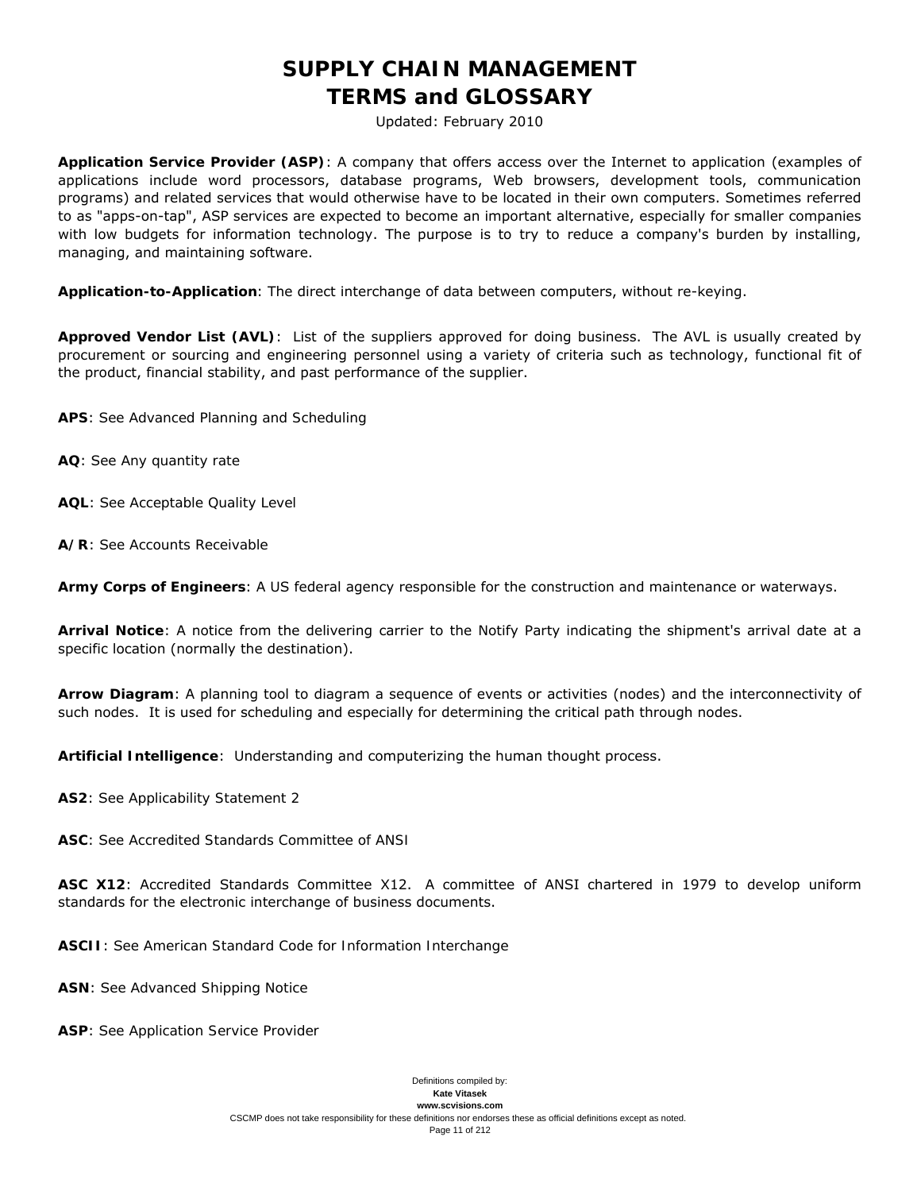# SUPPLY CHAIN MANAGEMENT TERMS and GLOSSARY

Updated: February 2010

**Application Service Provider (ASP)**: A company that offers access over the Internet to application (examples of applications include word processors, database programs, Web browsers, development tools, communication programs) and related services that would otherwise have to be located in their own computers. Sometimes referred to as "apps-on-tap", ASP services are expected to become an important alternative, especially for smaller companies with low budgets for information technology. The purpose is to try to reduce a company's burden by installing, managing, and maintaining software.

**Application-to-Application**: The direct interchange of data between computers, without re-keying.

**Approved Vendor List (AVL)**: List of the suppliers approved for doing business. The AVL is usually created by procurement or sourcing and engineering personnel using a variety of criteria such as technology, functional fit of the product, financial stability, and past performance of the supplier.

**APS**: See Advanced Planning and Scheduling

**AQ**: See Any quantity rate

**AQL**: See Acceptable Quality Level

**A/R**: See Accounts Receivable

**Army Corps of Engineers**: A US federal agency responsible for the construction and maintenance or waterways.

**Arrival Notice**: A notice from the delivering carrier to the Notify Party indicating the shipment's arrival date at a specific location (normally the destination).

**Arrow Diagram**: A planning tool to diagram a sequence of events or activities (nodes) and the interconnectivity of such nodes. It is used for scheduling and especially for determining the critical path through nodes.

**Artificial Intelligence**: Understanding and computerizing the human thought process.

**AS2**: See Applicability Statement 2

**ASC**: See Accredited Standards Committee of ANSI

**ASC X12**: Accredited Standards Committee X12. A committee of ANSI chartered in 1979 to develop uniform standards for the electronic interchange of business documents.

**ASCII**: See American Standard Code for Information Interchange

**ASN**: See Advanced Shipping Notice

**ASP**: See Application Service Provider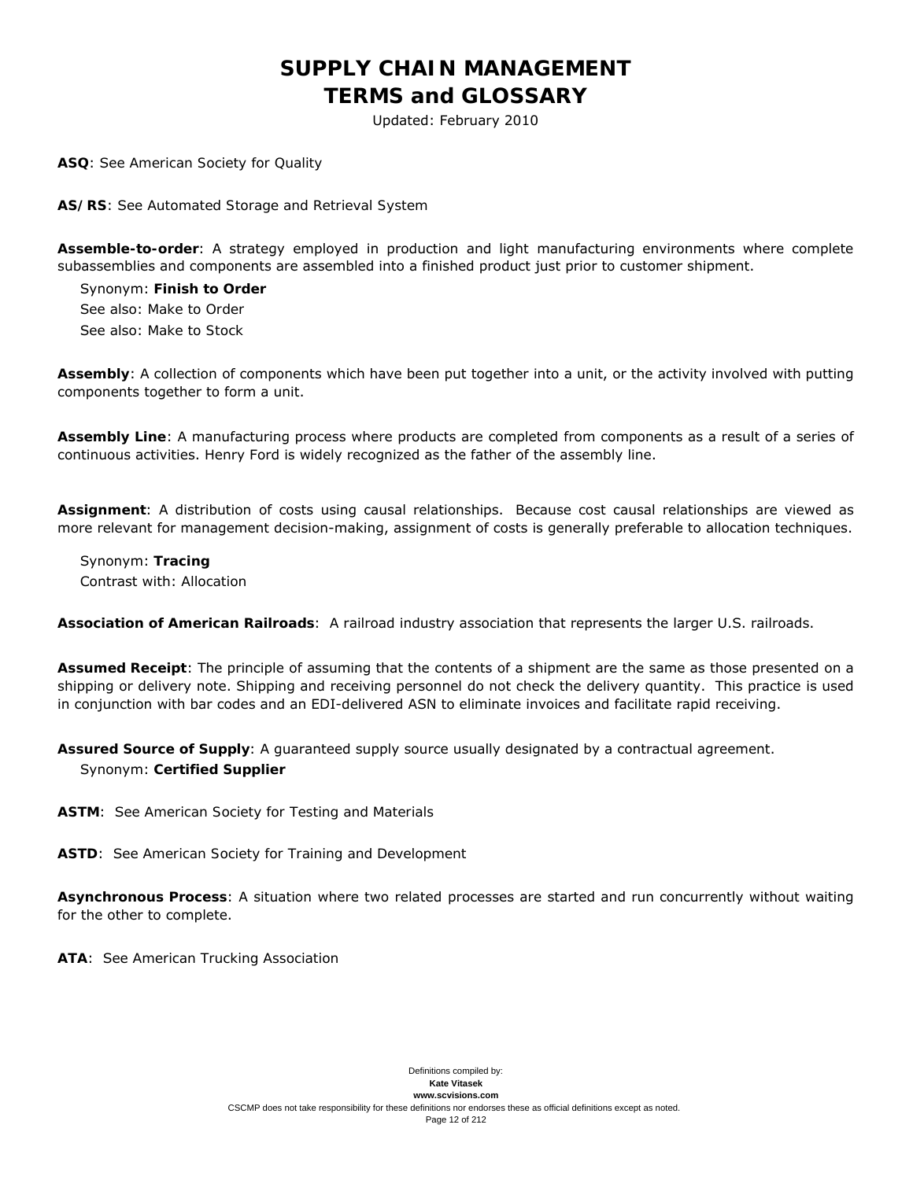**ASQ**: See American Society for Quality

**AS/RS**: See Automated Storage and Retrieval System

**Assemble-to-order**: A strategy employed in production and light manufacturing environments where complete subassemblies and components are assembled into a finished product just prior to customer shipment.

Synonym: **Finish to Order**
See also: Make to Order
See also: Make to Stock

**Assembly**: A collection of components which have been put together into a unit, or the activity involved with putting components together to form a unit.

**Assembly Line**: A manufacturing process where products are completed from components as a result of a series of continuous activities. Henry Ford is widely recognized as the father of the assembly line.

**Assignment**: A distribution of costs using causal relationships. Because cost causal relationships are viewed as more relevant for management decision-making, assignment of costs is generally preferable to allocation techniques.

Synonym: **Tracing**
Contrast with: Allocation

**Association of American Railroads**: A railroad industry association that represents the larger U.S. railroads.

**Assumed Receipt**: The principle of assuming that the contents of a shipment are the same as those presented on a shipping or delivery note. Shipping and receiving personnel do not check the delivery quantity. This practice is used in conjunction with bar codes and an EDI-delivered ASN to eliminate invoices and facilitate rapid receiving.

**Assured Source of Supply**: A guaranteed supply source usually designated by a contractual agreement.
Synonym: **Certified Supplier**

**ASTM**: See American Society for Testing and Materials

**ASTD**: See American Society for Training and Development

**Asynchronous Process**: A situation where two related processes are started and run concurrently without waiting for the other to complete.

**ATA**: See American Trucking Association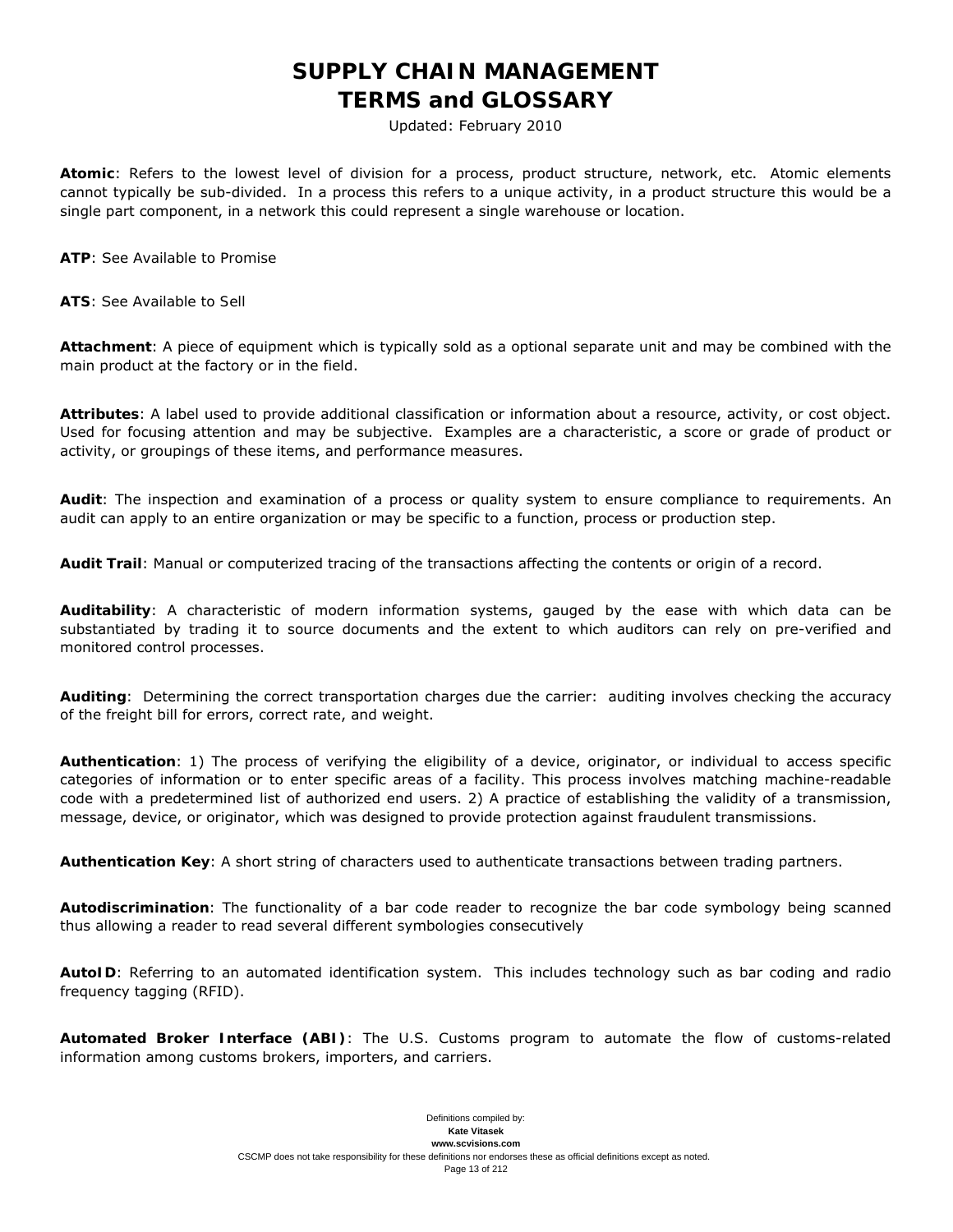**Atomic**: Refers to the lowest level of division for a process, product structure, network, etc. Atomic elements cannot typically be sub-divided. In a process this refers to a unique activity, in a product structure this would be a single part component, in a network this could represent a single warehouse or location.

**ATP**: See Available to Promise

**ATS**: See Available to Sell

**Attachment**: A piece of equipment which is typically sold as a optional separate unit and may be combined with the main product at the factory or in the field.

**Attributes**: A label used to provide additional classification or information about a resource, activity, or cost object. Used for focusing attention and may be subjective. Examples are a characteristic, a score or grade of product or activity, or groupings of these items, and performance measures.

**Audit**: The inspection and examination of a process or quality system to ensure compliance to requirements. An audit can apply to an entire organization or may be specific to a function, process or production step.

**Audit Trail**: Manual or computerized tracing of the transactions affecting the contents or origin of a record.

**Auditability**: A characteristic of modern information systems, gauged by the ease with which data can be substantiated by trading it to source documents and the extent to which auditors can rely on pre-verified and monitored control processes.

**Auditing**: Determining the correct transportation charges due the carrier: auditing involves checking the accuracy of the freight bill for errors, correct rate, and weight.

**Authentication**: 1) The process of verifying the eligibility of a device, originator, or individual to access specific categories of information or to enter specific areas of a facility. This process involves matching machine-readable code with a predetermined list of authorized end users. 2) A practice of establishing the validity of a transmission, message, device, or originator, which was designed to provide protection against fraudulent transmissions.

**Authentication Key**: A short string of characters used to authenticate transactions between trading partners.

**Autodiscrimination**: The functionality of a bar code reader to recognize the bar code symbology being scanned thus allowing a reader to read several different symbologies consecutively

**AutoID**: Referring to an automated identification system. This includes technology such as bar coding and radio frequency tagging (RFID).

**Automated Broker Interface (ABI)**: The U.S. Customs program to automate the flow of customs-related information among customs brokers, importers, and carriers.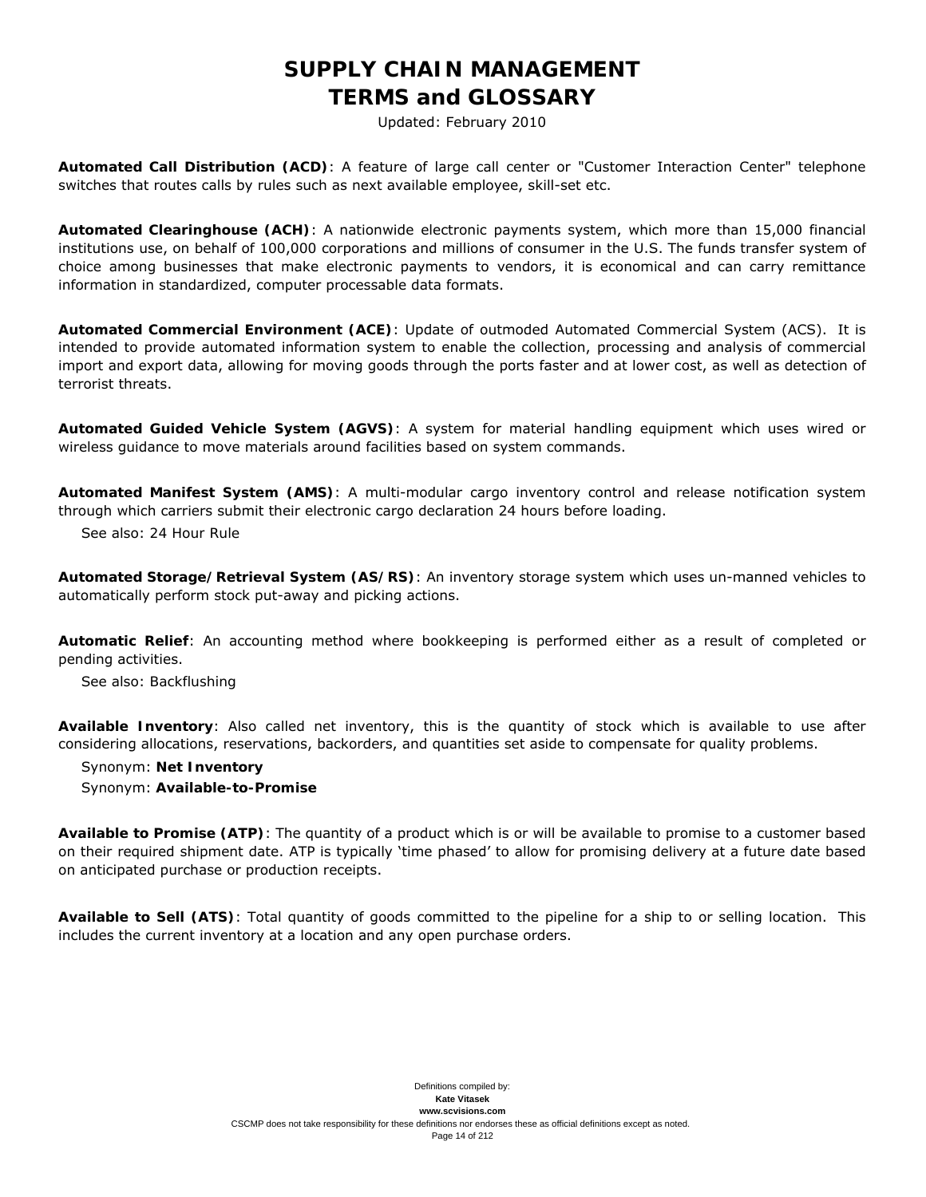**Automated Call Distribution (ACD)**: A feature of large call center or "Customer Interaction Center" telephone switches that routes calls by rules such as next available employee, skill-set etc.

**Automated Clearinghouse (ACH)**: A nationwide electronic payments system, which more than 15,000 financial institutions use, on behalf of 100,000 corporations and millions of consumer in the U.S. The funds transfer system of choice among businesses that make electronic payments to vendors, it is economical and can carry remittance information in standardized, computer processable data formats.

**Automated Commercial Environment (ACE)**: Update of outmoded Automated Commercial System (ACS). It is intended to provide automated information system to enable the collection, processing and analysis of commercial import and export data, allowing for moving goods through the ports faster and at lower cost, as well as detection of terrorist threats.

**Automated Guided Vehicle System (AGVS)**: A system for material handling equipment which uses wired or wireless guidance to move materials around facilities based on system commands.

**Automated Manifest System (AMS)**: A multi-modular cargo inventory control and release notification system through which carriers submit their electronic cargo declaration 24 hours before loading.

See also: 24 Hour Rule

**Automated Storage/Retrieval System (AS/RS)**: An inventory storage system which uses un-manned vehicles to automatically perform stock put-away and picking actions.

**Automatic Relief**: An accounting method where bookkeeping is performed either as a result of completed or pending activities.

See also: Backflushing

**Available Inventory**: Also called net inventory, this is the quantity of stock which is available to use after considering allocations, reservations, backorders, and quantities set aside to compensate for quality problems.

Synonym: **Net Inventory**

Synonym: **Available-to-Promise**

**Available to Promise (ATP)**: The quantity of a product which is or will be available to promise to a customer based on their required shipment date. ATP is typically 'time phased' to allow for promising delivery at a future date based on anticipated purchase or production receipts.

**Available to Sell (ATS)**: Total quantity of goods committed to the pipeline for a ship to or selling location. This includes the current inventory at a location and any open purchase orders.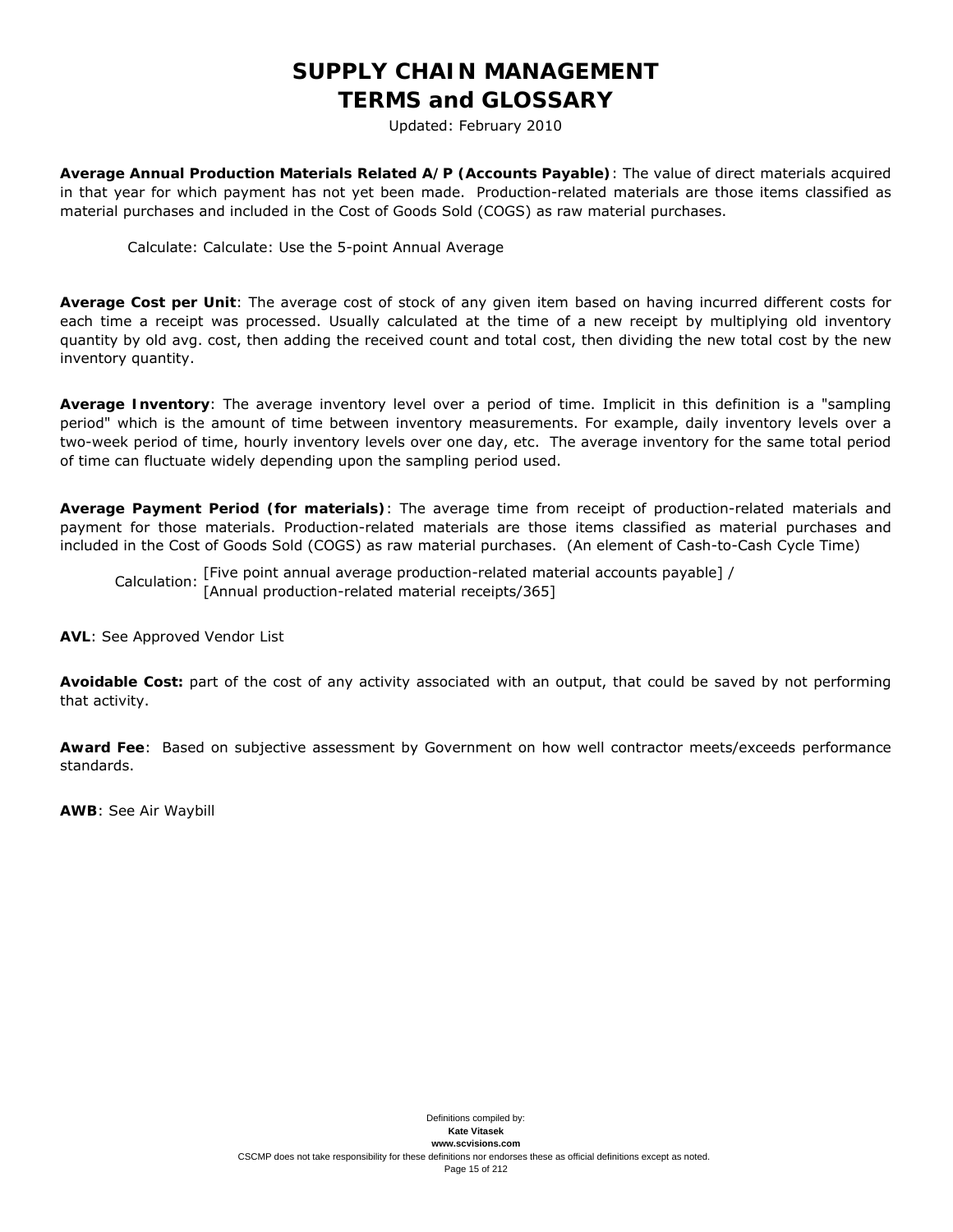# SUPPLY CHAIN MANAGEMENT
# TERMS and GLOSSARY

Updated: February 2010

**Average Annual Production Materials Related A/P (Accounts Payable)**: The value of direct materials acquired in that year for which payment has not yet been made. Production-related materials are those items classified as material purchases and included in the Cost of Goods Sold (COGS) as raw material purchases.

Calculate: Calculate: Use the 5-point Annual Average

**Average Cost per Unit**: The average cost of stock of any given item based on having incurred different costs for each time a receipt was processed. Usually calculated at the time of a new receipt by multiplying old inventory quantity by old avg. cost, then adding the received count and total cost, then dividing the new total cost by the new inventory quantity.

**Average Inventory**: The average inventory level over a period of time. Implicit in this definition is a "sampling period" which is the amount of time between inventory measurements. For example, daily inventory levels over a two-week period of time, hourly inventory levels over one day, etc. The average inventory for the same total period of time can fluctuate widely depending upon the sampling period used.

**Average Payment Period (for materials)**: The average time from receipt of production-related materials and payment for those materials. Production-related materials are those items classified as material purchases and included in the Cost of Goods Sold (COGS) as raw material purchases. (An element of Cash-to-Cash Cycle Time)

Calculation: [Five point annual average production-related material accounts payable] / [Annual production-related material receipts/365]

**AVL**: See Approved Vendor List

**Avoidable Cost:** part of the cost of any activity associated with an output, that could be saved by not performing that activity.

**Award Fee**: Based on subjective assessment by Government on how well contractor meets/exceeds performance standards.

**AWB**: See Air Waybill

Definitions compiled by:
**Kate Vitasek**
**www.scvisions.com**
CSCMP does not take responsibility for these definitions nor endorses these as official definitions except as noted.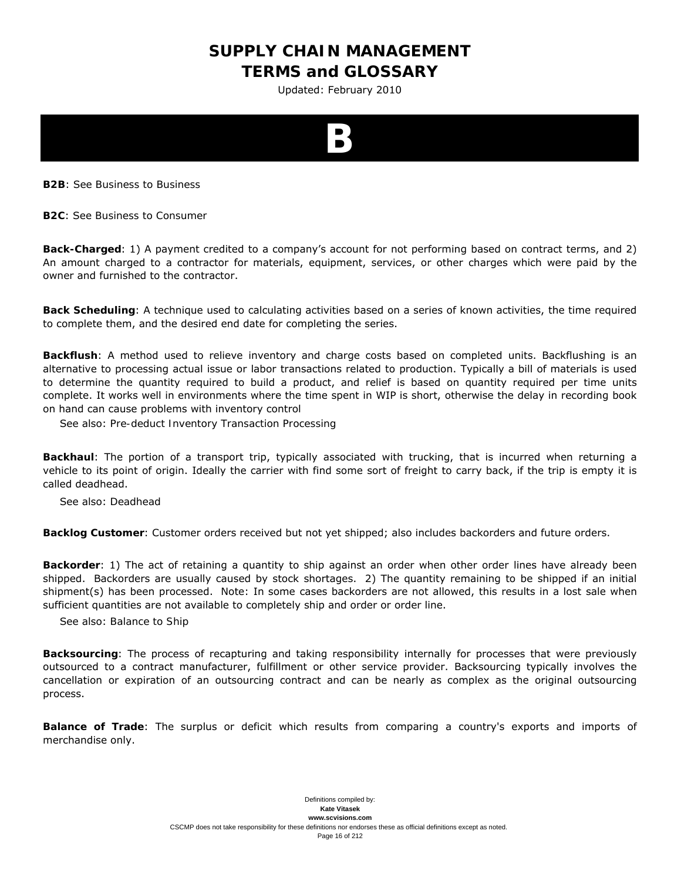# B

**B2B**: See Business to Business

**B2C**: See Business to Consumer

**Back-Charged**: 1) A payment credited to a company's account for not performing based on contract terms, and 2) An amount charged to a contractor for materials, equipment, services, or other charges which were paid by the owner and furnished to the contractor.

**Back Scheduling**: A technique used to calculating activities based on a series of known activities, the time required to complete them, and the desired end date for completing the series.

**Backflush**: A method used to relieve inventory and charge costs based on completed units. Backflushing is an alternative to processing actual issue or labor transactions related to production. Typically a bill of materials is used to determine the quantity required to build a product, and relief is based on quantity required per time units complete. It works well in environments where the time spent in WIP is short, otherwise the delay in recording book on hand can cause problems with inventory control

See also: Pre-deduct Inventory Transaction Processing

**Backhaul**: The portion of a transport trip, typically associated with trucking, that is incurred when returning a vehicle to its point of origin. Ideally the carrier with find some sort of freight to carry back, if the trip is empty it is called deadhead.

See also: Deadhead

**Backlog Customer**: Customer orders received but not yet shipped; also includes backorders and future orders.

**Backorder**: 1) The act of retaining a quantity to ship against an order when other order lines have already been shipped. Backorders are usually caused by stock shortages. 2) The quantity remaining to be shipped if an initial shipment(s) has been processed. Note: In some cases backorders are not allowed, this results in a lost sale when sufficient quantities are not available to completely ship and order or order line.

See also: Balance to Ship

**Backsourcing**: The process of recapturing and taking responsibility internally for processes that were previously outsourced to a contract manufacturer, fulfillment or other service provider. Backsourcing typically involves the cancellation or expiration of an outsourcing contract and can be nearly as complex as the original outsourcing process.

**Balance of Trade**: The surplus or deficit which results from comparing a country's exports and imports of merchandise only.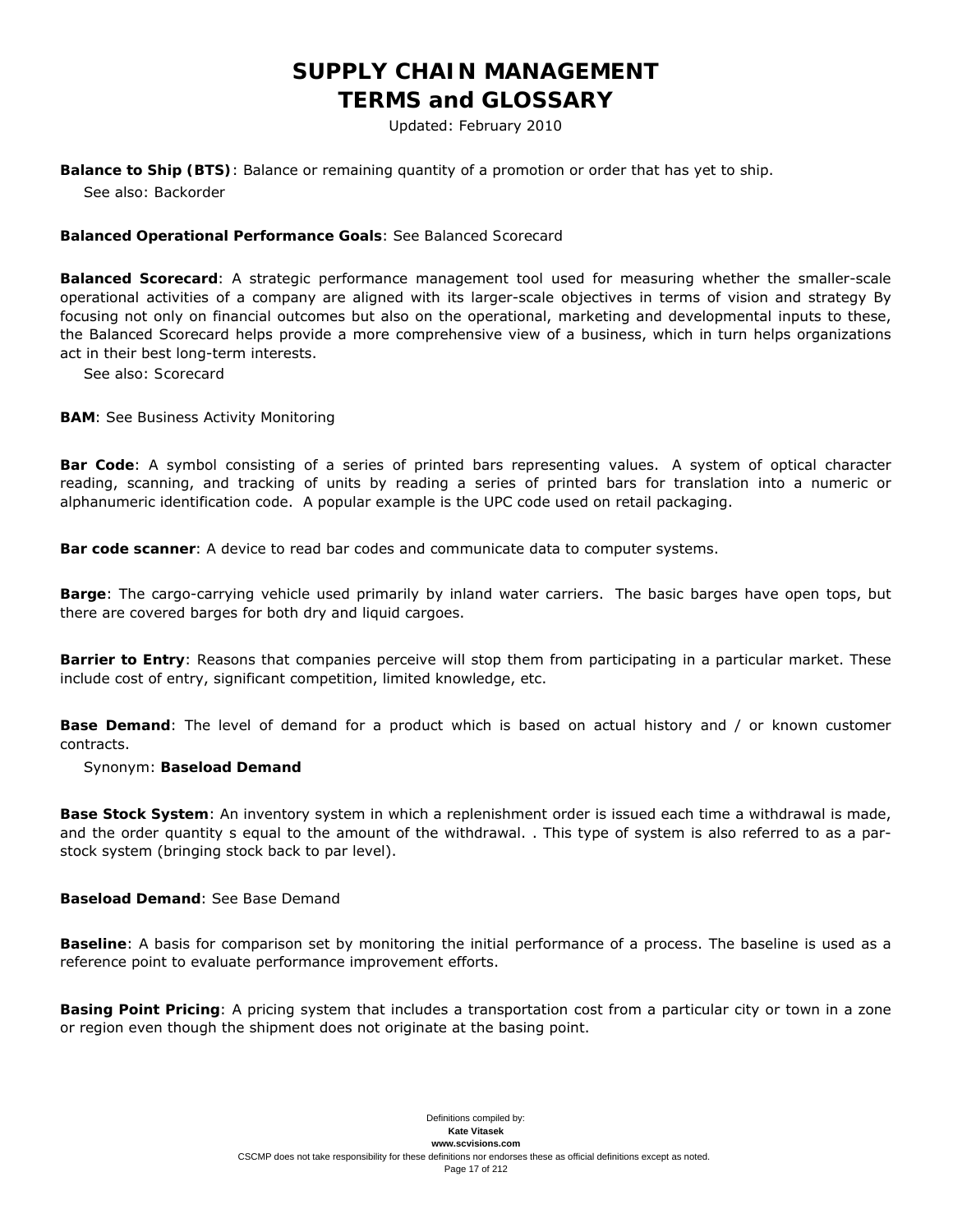**Balance to Ship (BTS)**: Balance or remaining quantity of a promotion or order that has yet to ship.

See also: Backorder

**Balanced Operational Performance Goals**: See Balanced Scorecard

**Balanced Scorecard**: A strategic performance management tool used for measuring whether the smaller-scale operational activities of a company are aligned with its larger-scale objectives in terms of vision and strategy By focusing not only on financial outcomes but also on the operational, marketing and developmental inputs to these, the Balanced Scorecard helps provide a more comprehensive view of a business, which in turn helps organizations act in their best long-term interests.

See also: Scorecard

**BAM**: See Business Activity Monitoring

**Bar Code**: A symbol consisting of a series of printed bars representing values. A system of optical character reading, scanning, and tracking of units by reading a series of printed bars for translation into a numeric or alphanumeric identification code. A popular example is the UPC code used on retail packaging.

**Bar code scanner**: A device to read bar codes and communicate data to computer systems.

**Barge**: The cargo-carrying vehicle used primarily by inland water carriers. The basic barges have open tops, but there are covered barges for both dry and liquid cargoes.

**Barrier to Entry**: Reasons that companies perceive will stop them from participating in a particular market. These include cost of entry, significant competition, limited knowledge, etc.

**Base Demand**: The level of demand for a product which is based on actual history and / or known customer contracts.

Synonym: **Baseload Demand**

**Base Stock System**: An inventory system in which a replenishment order is issued each time a withdrawal is made, and the order quantity s equal to the amount of the withdrawal. . This type of system is also referred to as a par-stock system (bringing stock back to par level).

**Baseload Demand**: See Base Demand

**Baseline**: A basis for comparison set by monitoring the initial performance of a process. The baseline is used as a reference point to evaluate performance improvement efforts.

**Basing Point Pricing**: A pricing system that includes a transportation cost from a particular city or town in a zone or region even though the shipment does not originate at the basing point.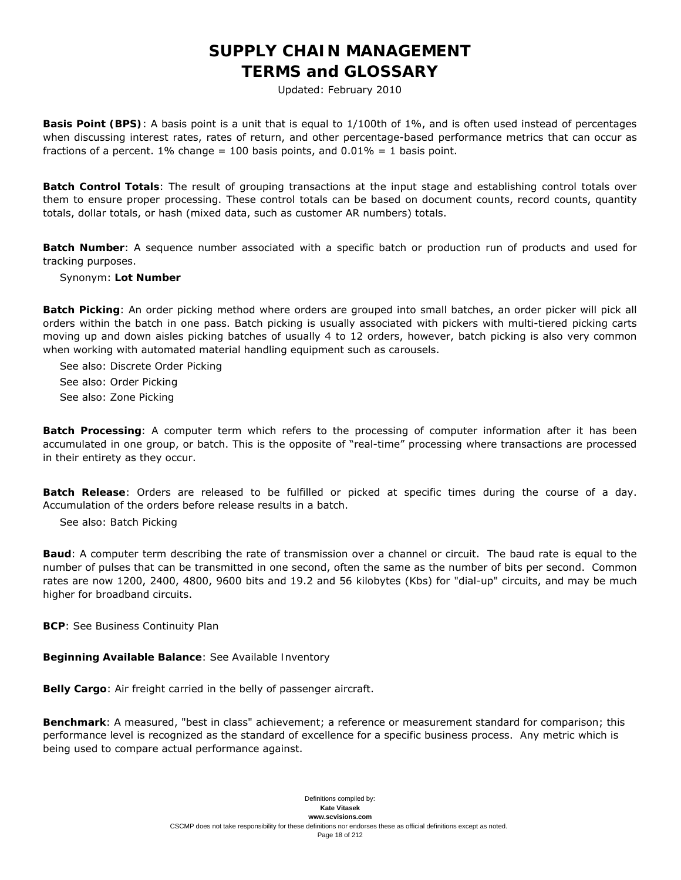# SUPPLY CHAIN MANAGEMENT TERMS and GLOSSARY

Updated: February 2010

**Basis Point (BPS)**: A basis point is a unit that is equal to 1/100th of 1%, and is often used instead of percentages when discussing interest rates, rates of return, and other percentage-based performance metrics that can occur as fractions of a percent. 1% change = 100 basis points, and 0.01% = 1 basis point.

**Batch Control Totals**: The result of grouping transactions at the input stage and establishing control totals over them to ensure proper processing. These control totals can be based on document counts, record counts, quantity totals, dollar totals, or hash (mixed data, such as customer AR numbers) totals.

**Batch Number**: A sequence number associated with a specific batch or production run of products and used for tracking purposes.

Synonym: **Lot Number**

**Batch Picking**: An order picking method where orders are grouped into small batches, an order picker will pick all orders within the batch in one pass. Batch picking is usually associated with pickers with multi-tiered picking carts moving up and down aisles picking batches of usually 4 to 12 orders, however, batch picking is also very common when working with automated material handling equipment such as carousels.

See also: Discrete Order Picking

See also: Order Picking

See also: Zone Picking

**Batch Processing**: A computer term which refers to the processing of computer information after it has been accumulated in one group, or batch. This is the opposite of "real-time" processing where transactions are processed in their entirety as they occur.

**Batch Release**: Orders are released to be fulfilled or picked at specific times during the course of a day. Accumulation of the orders before release results in a batch.

See also: Batch Picking

**Baud**: A computer term describing the rate of transmission over a channel or circuit. The baud rate is equal to the number of pulses that can be transmitted in one second, often the same as the number of bits per second. Common rates are now 1200, 2400, 4800, 9600 bits and 19.2 and 56 kilobytes (Kbs) for "dial-up" circuits, and may be much higher for broadband circuits.

**BCP**: See Business Continuity Plan

**Beginning Available Balance**: See Available Inventory

**Belly Cargo**: Air freight carried in the belly of passenger aircraft.

**Benchmark**: A measured, "best in class" achievement; a reference or measurement standard for comparison; this performance level is recognized as the standard of excellence for a specific business process. Any metric which is being used to compare actual performance against.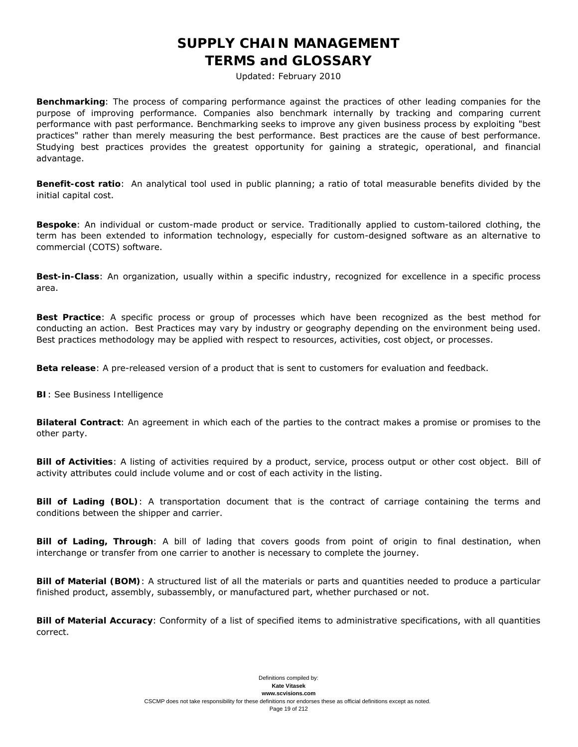**Benchmarking**: The process of comparing performance against the practices of other leading companies for the purpose of improving performance. Companies also benchmark internally by tracking and comparing current performance with past performance. Benchmarking seeks to improve any given business process by exploiting "best practices" rather than merely measuring the best performance. Best practices are the cause of best performance. Studying best practices provides the greatest opportunity for gaining a strategic, operational, and financial advantage.

**Benefit-cost ratio**: An analytical tool used in public planning; a ratio of total measurable benefits divided by the initial capital cost.

**Bespoke**: An individual or custom-made product or service. Traditionally applied to custom-tailored clothing, the term has been extended to information technology, especially for custom-designed software as an alternative to commercial (COTS) software.

**Best-in-Class**: An organization, usually within a specific industry, recognized for excellence in a specific process area.

**Best Practice**: A specific process or group of processes which have been recognized as the best method for conducting an action. Best Practices may vary by industry or geography depending on the environment being used. Best practices methodology may be applied with respect to resources, activities, cost object, or processes.

**Beta release**: A pre-released version of a product that is sent to customers for evaluation and feedback.

**BI**: See Business Intelligence

**Bilateral Contract**: An agreement in which each of the parties to the contract makes a promise or promises to the other party.

**Bill of Activities**: A listing of activities required by a product, service, process output or other cost object. Bill of activity attributes could include volume and or cost of each activity in the listing.

**Bill of Lading (BOL)**: A transportation document that is the contract of carriage containing the terms and conditions between the shipper and carrier.

**Bill of Lading, Through**: A bill of lading that covers goods from point of origin to final destination, when interchange or transfer from one carrier to another is necessary to complete the journey.

**Bill of Material (BOM)**: A structured list of all the materials or parts and quantities needed to produce a particular finished product, assembly, subassembly, or manufactured part, whether purchased or not.

**Bill of Material Accuracy**: Conformity of a list of specified items to administrative specifications, with all quantities correct.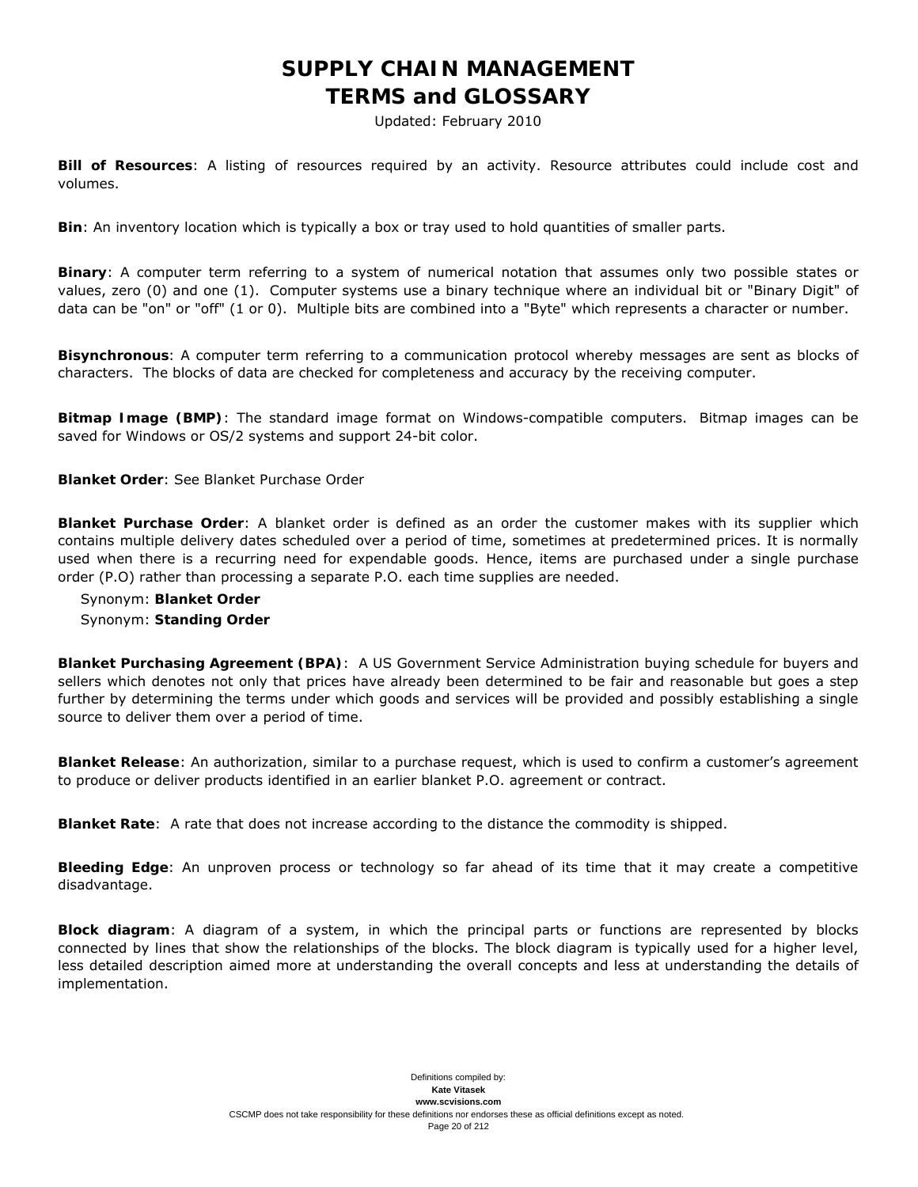**Bill of Resources**: A listing of resources required by an activity. Resource attributes could include cost and volumes.

**Bin**: An inventory location which is typically a box or tray used to hold quantities of smaller parts.

**Binary**: A computer term referring to a system of numerical notation that assumes only two possible states or values, zero (0) and one (1). Computer systems use a binary technique where an individual bit or "Binary Digit" of data can be "on" or "off" (1 or 0). Multiple bits are combined into a "Byte" which represents a character or number.

**Bisynchronous**: A computer term referring to a communication protocol whereby messages are sent as blocks of characters. The blocks of data are checked for completeness and accuracy by the receiving computer.

**Bitmap Image (BMP)**: The standard image format on Windows-compatible computers. Bitmap images can be saved for Windows or OS/2 systems and support 24-bit color.

**Blanket Order**: See Blanket Purchase Order

**Blanket Purchase Order**: A blanket order is defined as an order the customer makes with its supplier which contains multiple delivery dates scheduled over a period of time, sometimes at predetermined prices. It is normally used when there is a recurring need for expendable goods. Hence, items are purchased under a single purchase order (P.O) rather than processing a separate P.O. each time supplies are needed.

Synonym: **Blanket Order**
Synonym: **Standing Order**

**Blanket Purchasing Agreement (BPA)**: A US Government Service Administration buying schedule for buyers and sellers which denotes not only that prices have already been determined to be fair and reasonable but goes a step further by determining the terms under which goods and services will be provided and possibly establishing a single source to deliver them over a period of time.

**Blanket Release**: An authorization, similar to a purchase request, which is used to confirm a customer's agreement to produce or deliver products identified in an earlier blanket P.O. agreement or contract.

**Blanket Rate**: A rate that does not increase according to the distance the commodity is shipped.

**Bleeding Edge**: An unproven process or technology so far ahead of its time that it may create a competitive disadvantage.

**Block diagram**: A diagram of a system, in which the principal parts or functions are represented by blocks connected by lines that show the relationships of the blocks. The block diagram is typically used for a higher level, less detailed description aimed more at understanding the overall concepts and less at understanding the details of implementation.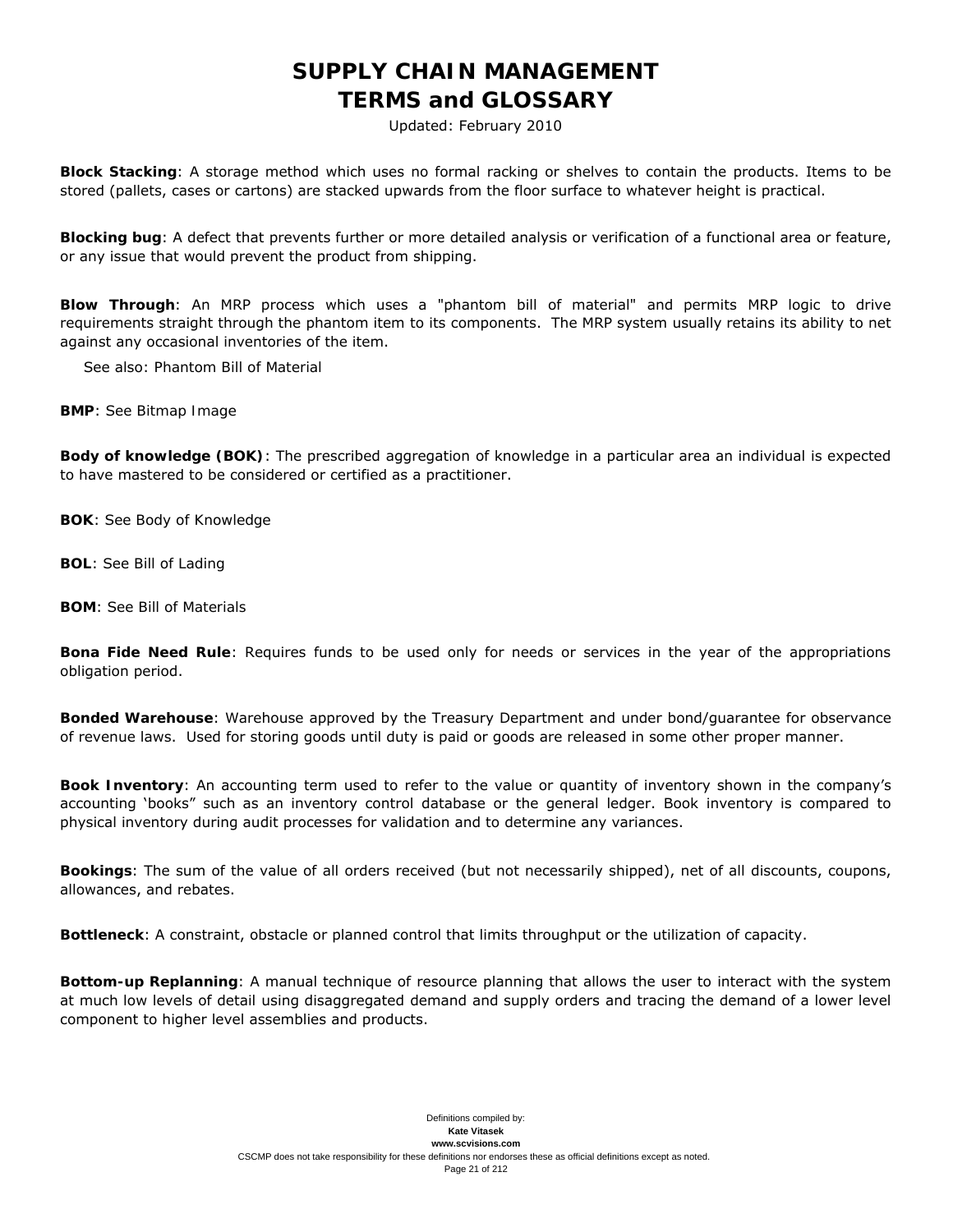**Block Stacking**: A storage method which uses no formal racking or shelves to contain the products. Items to be stored (pallets, cases or cartons) are stacked upwards from the floor surface to whatever height is practical.

**Blocking bug**: A defect that prevents further or more detailed analysis or verification of a functional area or feature, or any issue that would prevent the product from shipping.

**Blow Through**: An MRP process which uses a "phantom bill of material" and permits MRP logic to drive requirements straight through the phantom item to its components. The MRP system usually retains its ability to net against any occasional inventories of the item.

See also: Phantom Bill of Material

**BMP**: See Bitmap Image

**Body of knowledge (BOK)**: The prescribed aggregation of knowledge in a particular area an individual is expected to have mastered to be considered or certified as a practitioner.

**BOK**: See Body of Knowledge

**BOL**: See Bill of Lading

**BOM**: See Bill of Materials

**Bona Fide Need Rule**: Requires funds to be used only for needs or services in the year of the appropriations obligation period.

**Bonded Warehouse**: Warehouse approved by the Treasury Department and under bond/guarantee for observance of revenue laws. Used for storing goods until duty is paid or goods are released in some other proper manner.

**Book Inventory**: An accounting term used to refer to the value or quantity of inventory shown in the company's accounting 'books" such as an inventory control database or the general ledger. Book inventory is compared to physical inventory during audit processes for validation and to determine any variances.

**Bookings**: The sum of the value of all orders received (but not necessarily shipped), net of all discounts, coupons, allowances, and rebates.

**Bottleneck**: A constraint, obstacle or planned control that limits throughput or the utilization of capacity.

**Bottom-up Replanning**: A manual technique of resource planning that allows the user to interact with the system at much low levels of detail using disaggregated demand and supply orders and tracing the demand of a lower level component to higher level assemblies and products.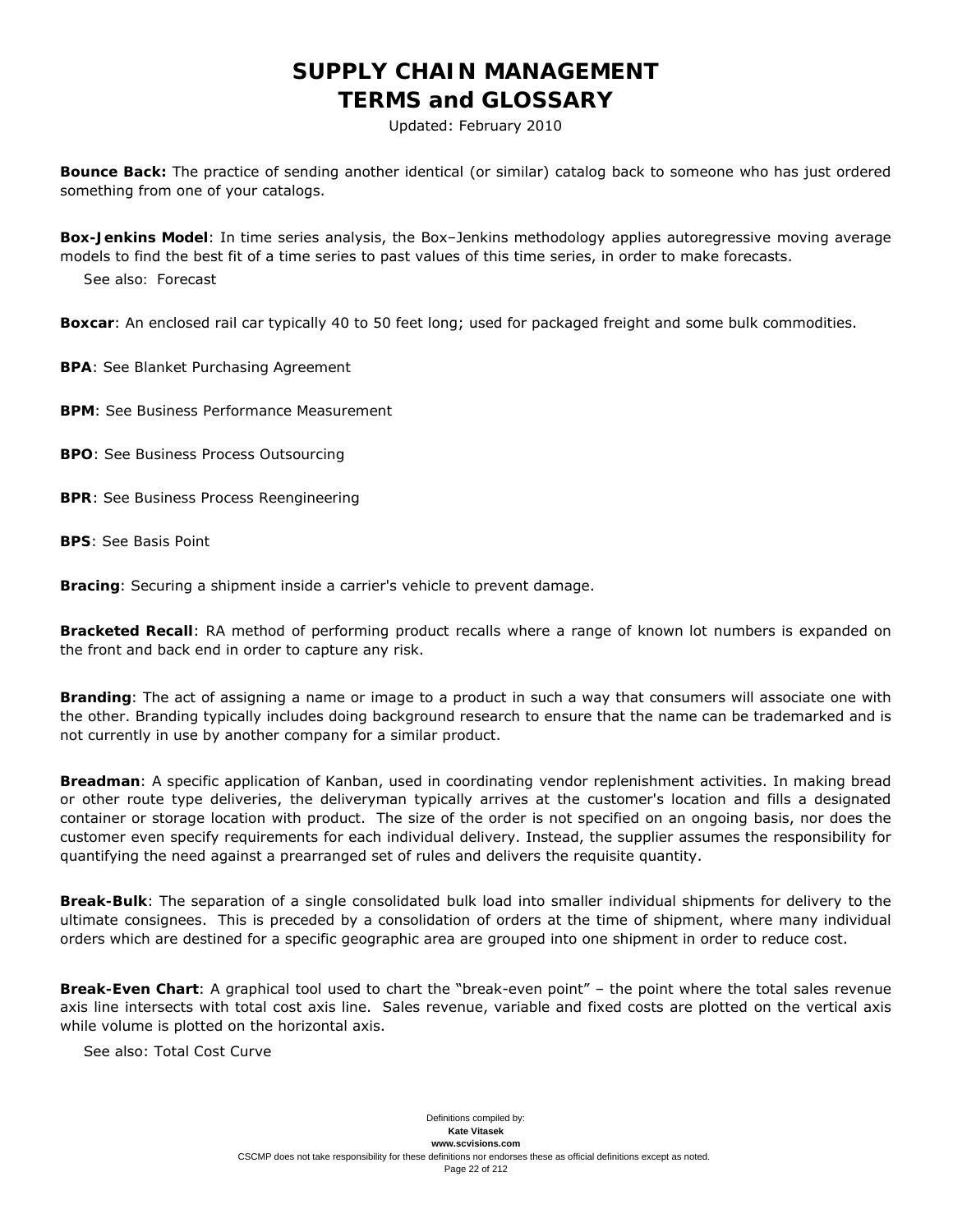**Bounce Back:** The practice of sending another identical (or similar) catalog back to someone who has just ordered something from one of your catalogs.

**Box-Jenkins Model**: In time series analysis, the Box–Jenkins methodology applies autoregressive moving average models to find the best fit of a time series to past values of this time series, in order to make forecasts.

See also: Forecast

**Boxcar**: An enclosed rail car typically 40 to 50 feet long; used for packaged freight and some bulk commodities.

**BPA**: See Blanket Purchasing Agreement

**BPM**: See Business Performance Measurement

**BPO**: See Business Process Outsourcing

**BPR**: See Business Process Reengineering

**BPS**: See Basis Point

**Bracing**: Securing a shipment inside a carrier's vehicle to prevent damage.

**Bracketed Recall**: RA method of performing product recalls where a range of known lot numbers is expanded on the front and back end in order to capture any risk.

**Branding**: The act of assigning a name or image to a product in such a way that consumers will associate one with the other. Branding typically includes doing background research to ensure that the name can be trademarked and is not currently in use by another company for a similar product.

**Breadman**: A specific application of Kanban, used in coordinating vendor replenishment activities. In making bread or other route type deliveries, the deliveryman typically arrives at the customer's location and fills a designated container or storage location with product. The size of the order is not specified on an ongoing basis, nor does the customer even specify requirements for each individual delivery. Instead, the supplier assumes the responsibility for quantifying the need against a prearranged set of rules and delivers the requisite quantity.

**Break-Bulk**: The separation of a single consolidated bulk load into smaller individual shipments for delivery to the ultimate consignees. This is preceded by a consolidation of orders at the time of shipment, where many individual orders which are destined for a specific geographic area are grouped into one shipment in order to reduce cost.

**Break-Even Chart**: A graphical tool used to chart the "break-even point" – the point where the total sales revenue axis line intersects with total cost axis line. Sales revenue, variable and fixed costs are plotted on the vertical axis while volume is plotted on the horizontal axis.

See also: Total Cost Curve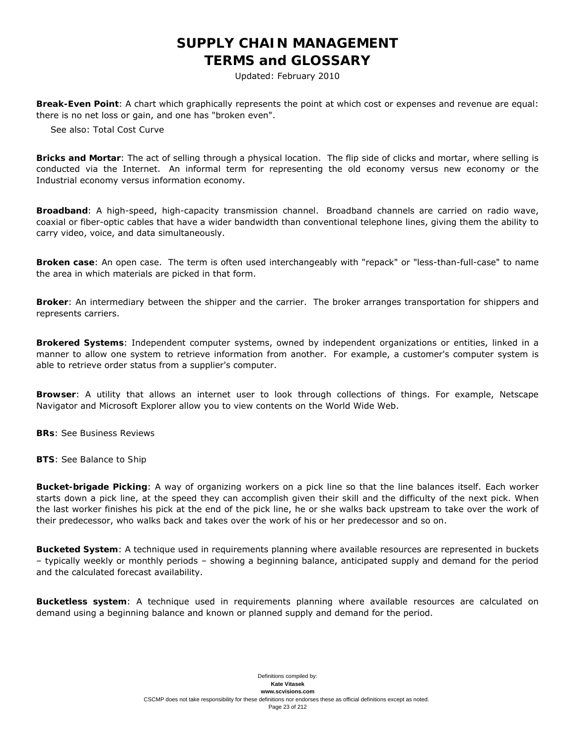**Break-Even Point**: A chart which graphically represents the point at which cost or expenses and revenue are equal: there is no net loss or gain, and one has "broken even".

See also: Total Cost Curve

**Bricks and Mortar**: The act of selling through a physical location. The flip side of clicks and mortar, where selling is conducted via the Internet. An informal term for representing the old economy versus new economy or the Industrial economy versus information economy.

**Broadband**: A high-speed, high-capacity transmission channel. Broadband channels are carried on radio wave, coaxial or fiber-optic cables that have a wider bandwidth than conventional telephone lines, giving them the ability to carry video, voice, and data simultaneously.

**Broken case**: An open case. The term is often used interchangeably with "repack" or "less-than-full-case" to name the area in which materials are picked in that form.

**Broker**: An intermediary between the shipper and the carrier. The broker arranges transportation for shippers and represents carriers.

**Brokered Systems**: Independent computer systems, owned by independent organizations or entities, linked in a manner to allow one system to retrieve information from another. For example, a customer's computer system is able to retrieve order status from a supplier's computer.

**Browser**: A utility that allows an internet user to look through collections of things. For example, Netscape Navigator and Microsoft Explorer allow you to view contents on the World Wide Web.

**BRs**: See Business Reviews

**BTS**: See Balance to Ship

**Bucket-brigade Picking**: A way of organizing workers on a pick line so that the line balances itself. Each worker starts down a pick line, at the speed they can accomplish given their skill and the difficulty of the next pick. When the last worker finishes his pick at the end of the pick line, he or she walks back upstream to take over the work of their predecessor, who walks back and takes over the work of his or her predecessor and so on.

**Bucketed System**: A technique used in requirements planning where available resources are represented in buckets – typically weekly or monthly periods – showing a beginning balance, anticipated supply and demand for the period and the calculated forecast availability.

**Bucketless system**: A technique used in requirements planning where available resources are calculated on demand using a beginning balance and known or planned supply and demand for the period.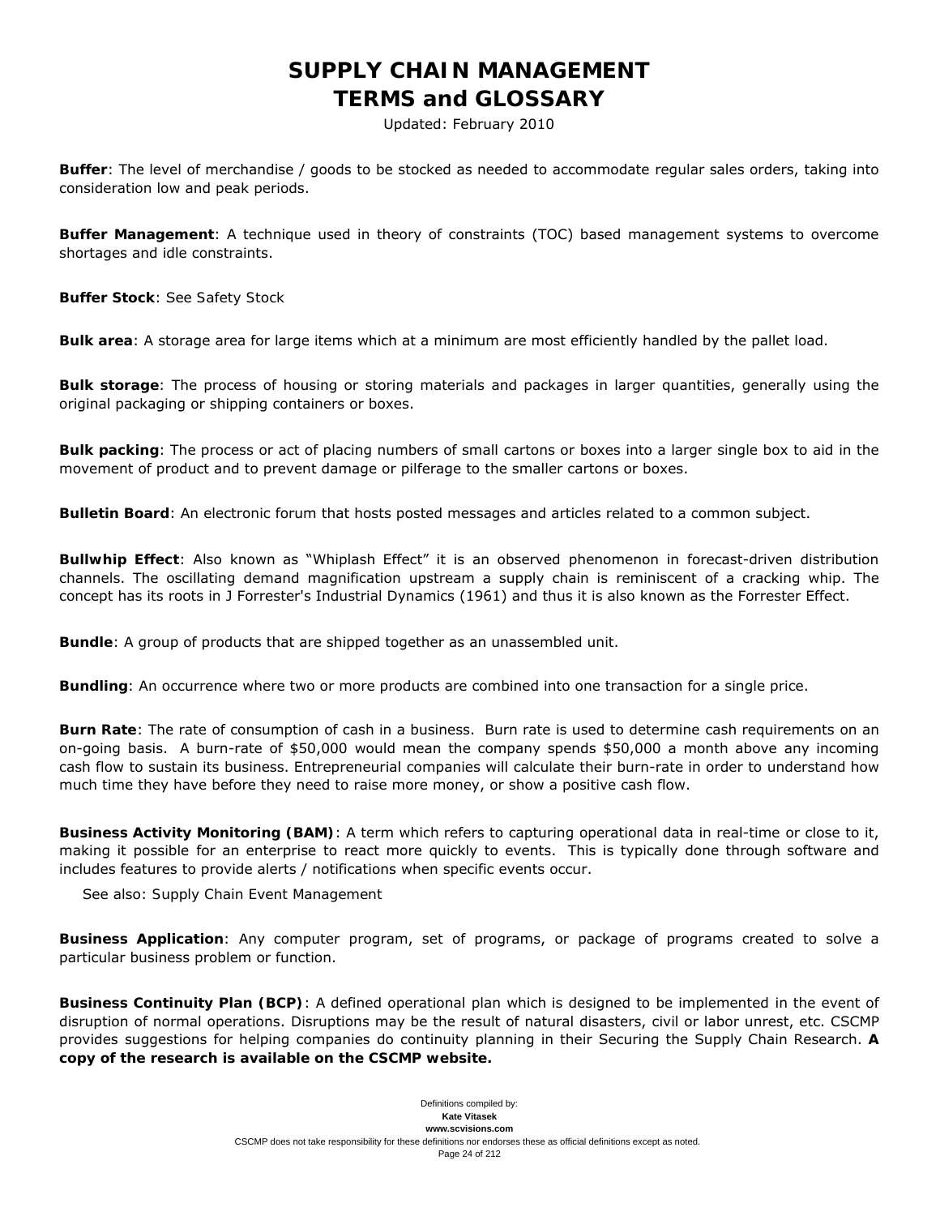**Buffer**: The level of merchandise / goods to be stocked as needed to accommodate regular sales orders, taking into consideration low and peak periods.

**Buffer Management**: A technique used in theory of constraints (TOC) based management systems to overcome shortages and idle constraints.

**Buffer Stock**: See Safety Stock

**Bulk area**: A storage area for large items which at a minimum are most efficiently handled by the pallet load.

**Bulk storage**: The process of housing or storing materials and packages in larger quantities, generally using the original packaging or shipping containers or boxes.

**Bulk packing**: The process or act of placing numbers of small cartons or boxes into a larger single box to aid in the movement of product and to prevent damage or pilferage to the smaller cartons or boxes.

**Bulletin Board**: An electronic forum that hosts posted messages and articles related to a common subject.

**Bullwhip Effect**: Also known as "Whiplash Effect" it is an observed phenomenon in forecast-driven distribution channels. The oscillating demand magnification upstream a supply chain is reminiscent of a cracking whip. The concept has its roots in J Forrester's Industrial Dynamics (1961) and thus it is also known as the Forrester Effect.

**Bundle**: A group of products that are shipped together as an unassembled unit.

**Bundling**: An occurrence where two or more products are combined into one transaction for a single price.

**Burn Rate**: The rate of consumption of cash in a business. Burn rate is used to determine cash requirements on an on-going basis. A burn-rate of $50,000 would mean the company spends $50,000 a month above any incoming cash flow to sustain its business. Entrepreneurial companies will calculate their burn-rate in order to understand how much time they have before they need to raise more money, or show a positive cash flow.

**Business Activity Monitoring (BAM)**: A term which refers to capturing operational data in real-time or close to it, making it possible for an enterprise to react more quickly to events. This is typically done through software and includes features to provide alerts / notifications when specific events occur.

See also: Supply Chain Event Management

**Business Application**: Any computer program, set of programs, or package of programs created to solve a particular business problem or function.

**Business Continuity Plan (BCP)**: A defined operational plan which is designed to be implemented in the event of disruption of normal operations. Disruptions may be the result of natural disasters, civil or labor unrest, etc. CSCMP provides suggestions for helping companies do continuity planning in their Securing the Supply Chain Research. **A copy of the research is available on the CSCMP website.**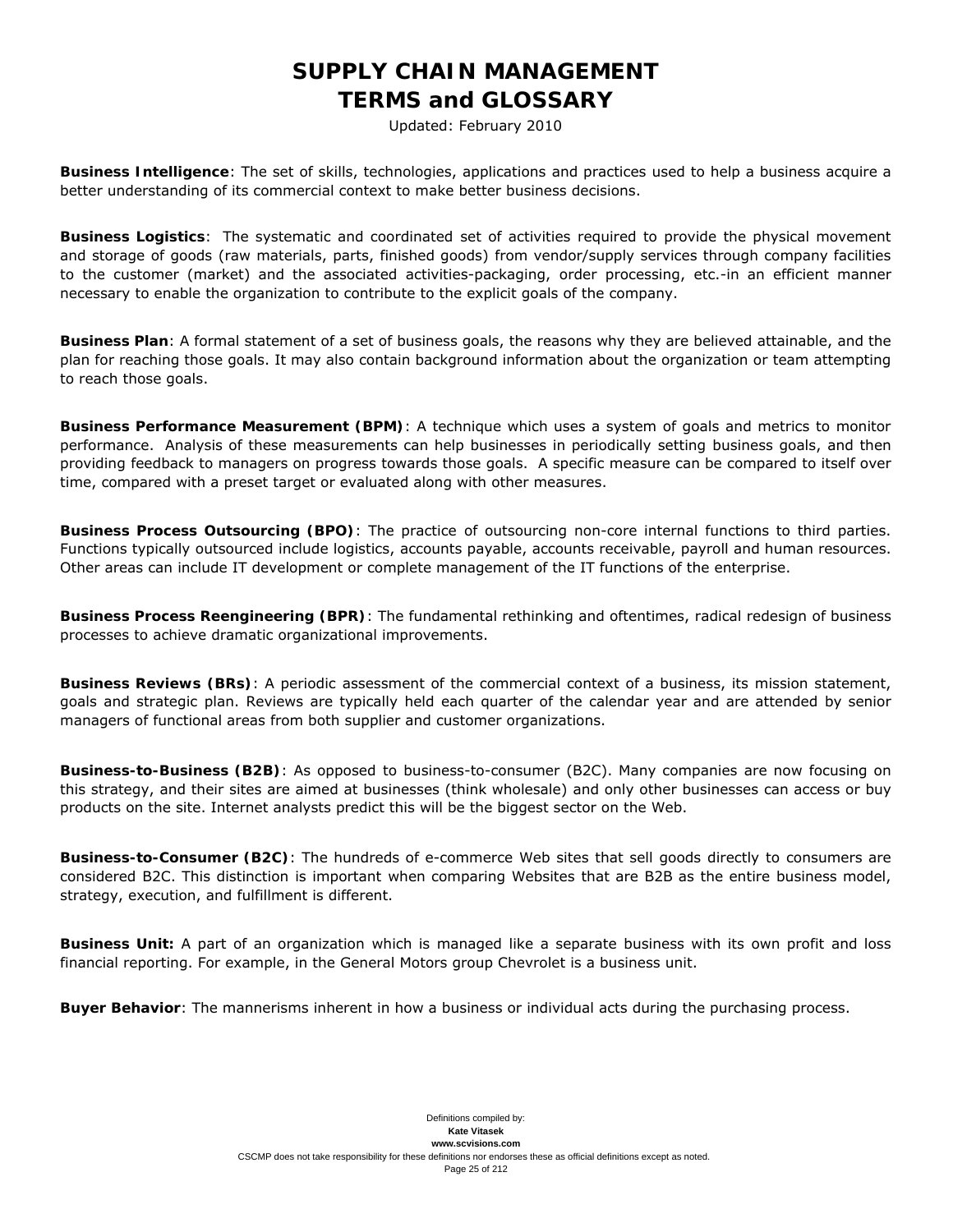# SUPPLY CHAIN MANAGEMENT
# TERMS and GLOSSARY

Updated: February 2010

**Business Intelligence**: The set of skills, technologies, applications and practices used to help a business acquire a better understanding of its commercial context to make better business decisions.

**Business Logistics**: The systematic and coordinated set of activities required to provide the physical movement and storage of goods (raw materials, parts, finished goods) from vendor/supply services through company facilities to the customer (market) and the associated activities-packaging, order processing, etc.-in an efficient manner necessary to enable the organization to contribute to the explicit goals of the company.

**Business Plan**: A formal statement of a set of business goals, the reasons why they are believed attainable, and the plan for reaching those goals. It may also contain background information about the organization or team attempting to reach those goals.

**Business Performance Measurement (BPM)**: A technique which uses a system of goals and metrics to monitor performance. Analysis of these measurements can help businesses in periodically setting business goals, and then providing feedback to managers on progress towards those goals. A specific measure can be compared to itself over time, compared with a preset target or evaluated along with other measures.

**Business Process Outsourcing (BPO)**: The practice of outsourcing non-core internal functions to third parties. Functions typically outsourced include logistics, accounts payable, accounts receivable, payroll and human resources. Other areas can include IT development or complete management of the IT functions of the enterprise.

**Business Process Reengineering (BPR)**: The fundamental rethinking and oftentimes, radical redesign of business processes to achieve dramatic organizational improvements.

**Business Reviews (BRs)**: A periodic assessment of the commercial context of a business, its mission statement, goals and strategic plan. Reviews are typically held each quarter of the calendar year and are attended by senior managers of functional areas from both supplier and customer organizations.

**Business-to-Business (B2B)**: As opposed to business-to-consumer (B2C). Many companies are now focusing on this strategy, and their sites are aimed at businesses (think wholesale) and only other businesses can access or buy products on the site. Internet analysts predict this will be the biggest sector on the Web.

**Business-to-Consumer (B2C)**: The hundreds of e-commerce Web sites that sell goods directly to consumers are considered B2C. This distinction is important when comparing Websites that are B2B as the entire business model, strategy, execution, and fulfillment is different.

**Business Unit:** A part of an organization which is managed like a separate business with its own profit and loss financial reporting. For example, in the General Motors group Chevrolet is a business unit.

**Buyer Behavior**: The mannerisms inherent in how a business or individual acts during the purchasing process.

Definitions compiled by:
**Kate Vitasek**
**www.scvisions.com**
CSCMP does not take responsibility for these definitions nor endorses these as official definitions except as noted.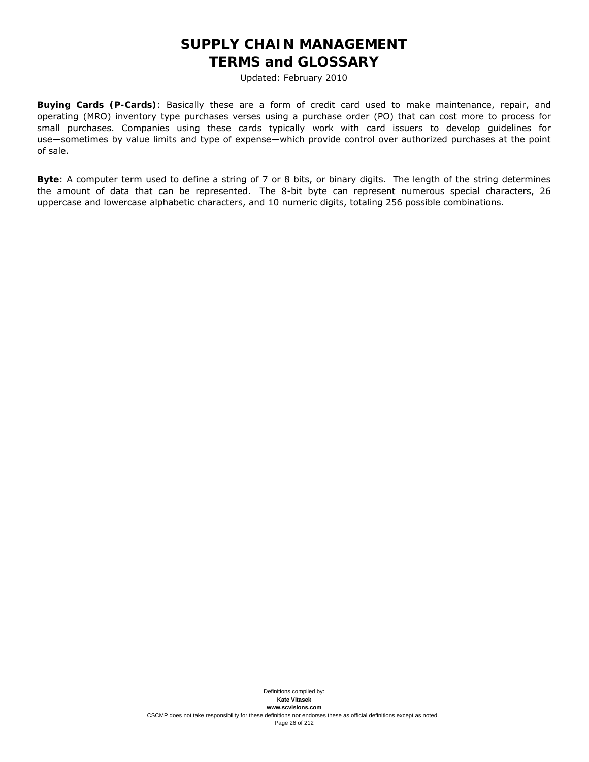**Buying Cards (P-Cards)**: Basically these are a form of credit card used to make maintenance, repair, and operating (MRO) inventory type purchases verses using a purchase order (PO) that can cost more to process for small purchases. Companies using these cards typically work with card issuers to develop guidelines for use—sometimes by value limits and type of expense—which provide control over authorized purchases at the point of sale.

**Byte**: A computer term used to define a string of 7 or 8 bits, or binary digits. The length of the string determines the amount of data that can be represented. The 8-bit byte can represent numerous special characters, 26 uppercase and lowercase alphabetic characters, and 10 numeric digits, totaling 256 possible combinations.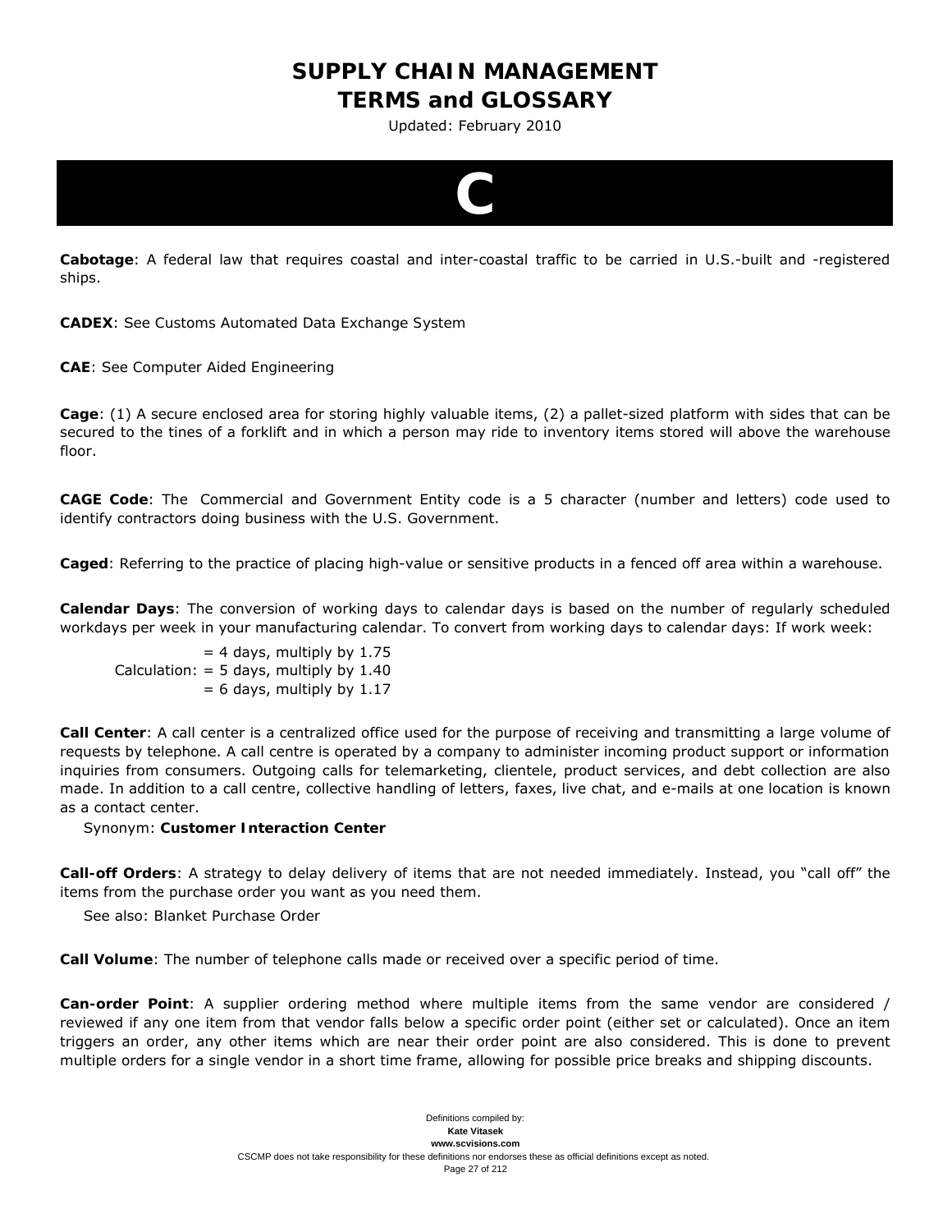# C

**Cabotage**: A federal law that requires coastal and inter-coastal traffic to be carried in U.S.-built and -registered ships.

**CADEX**: See Customs Automated Data Exchange System

**CAE**: See Computer Aided Engineering

**Cage**: (1) A secure enclosed area for storing highly valuable items, (2) a pallet-sized platform with sides that can be secured to the tines of a forklift and in which a person may ride to inventory items stored will above the warehouse floor.

**CAGE Code**: The Commercial and Government Entity code is a 5 character (number and letters) code used to identify contractors doing business with the U.S. Government.

**Caged**: Referring to the practice of placing high-value or sensitive products in a fenced off area within a warehouse.

**Calendar Days**: The conversion of working days to calendar days is based on the number of regularly scheduled workdays per week in your manufacturing calendar. To convert from working days to calendar days: If work week:

Calculation:
- = 4 days, multiply by 1.75
- = 5 days, multiply by 1.40
- = 6 days, multiply by 1.17

**Call Center**: A call center is a centralized office used for the purpose of receiving and transmitting a large volume of requests by telephone. A call centre is operated by a company to administer incoming product support or information inquiries from consumers. Outgoing calls for telemarketing, clientele, product services, and debt collection are also made. In addition to a call centre, collective handling of letters, faxes, live chat, and e-mails at one location is known as a contact center.

Synonym: **Customer Interaction Center**

**Call-off Orders**: A strategy to delay delivery of items that are not needed immediately. Instead, you "call off" the items from the purchase order you want as you need them.

See also: Blanket Purchase Order

**Call Volume**: The number of telephone calls made or received over a specific period of time.

**Can-order Point**: A supplier ordering method where multiple items from the same vendor are considered / reviewed if any one item from that vendor falls below a specific order point (either set or calculated). Once an item triggers an order, any other items which are near their order point are also considered. This is done to prevent multiple orders for a single vendor in a short time frame, allowing for possible price breaks and shipping discounts.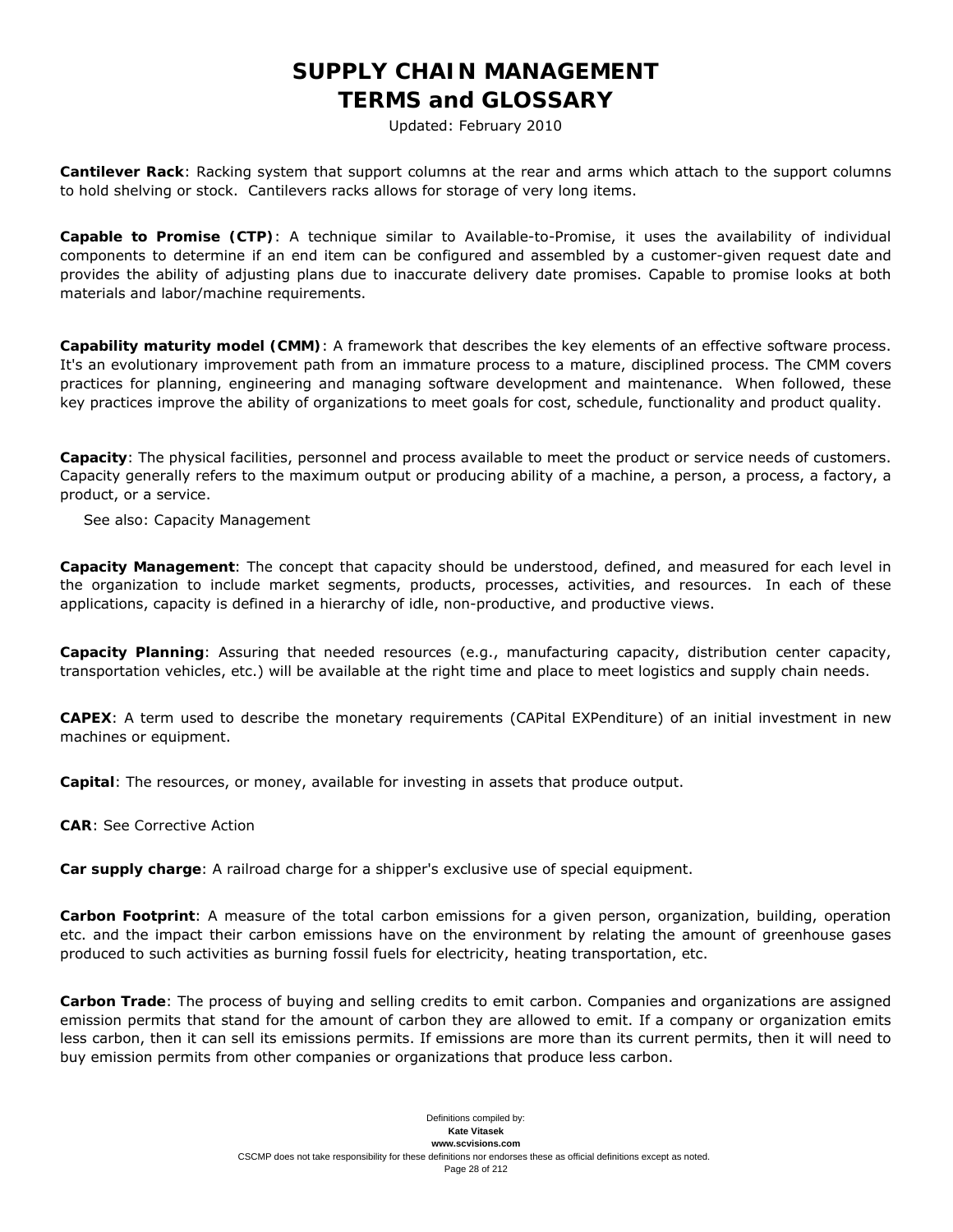# SUPPLY CHAIN MANAGEMENT
# TERMS and GLOSSARY

Updated: February 2010

**Cantilever Rack**: Racking system that support columns at the rear and arms which attach to the support columns to hold shelving or stock. Cantilevers racks allows for storage of very long items.

**Capable to Promise (CTP)**: A technique similar to Available-to-Promise, it uses the availability of individual components to determine if an end item can be configured and assembled by a customer-given request date and provides the ability of adjusting plans due to inaccurate delivery date promises. Capable to promise looks at both materials and labor/machine requirements.

**Capability maturity model (CMM)**: A framework that describes the key elements of an effective software process. It's an evolutionary improvement path from an immature process to a mature, disciplined process. The CMM covers practices for planning, engineering and managing software development and maintenance. When followed, these key practices improve the ability of organizations to meet goals for cost, schedule, functionality and product quality.

**Capacity**: The physical facilities, personnel and process available to meet the product or service needs of customers. Capacity generally refers to the maximum output or producing ability of a machine, a person, a process, a factory, a product, or a service.

See also: Capacity Management

**Capacity Management**: The concept that capacity should be understood, defined, and measured for each level in the organization to include market segments, products, processes, activities, and resources. In each of these applications, capacity is defined in a hierarchy of idle, non-productive, and productive views.

**Capacity Planning**: Assuring that needed resources (e.g., manufacturing capacity, distribution center capacity, transportation vehicles, etc.) will be available at the right time and place to meet logistics and supply chain needs.

**CAPEX**: A term used to describe the monetary requirements (CAPital EXPenditure) of an initial investment in new machines or equipment.

**Capital**: The resources, or money, available for investing in assets that produce output.

**CAR**: See Corrective Action

**Car supply charge**: A railroad charge for a shipper's exclusive use of special equipment.

**Carbon Footprint**: A measure of the total carbon emissions for a given person, organization, building, operation etc. and the impact their carbon emissions have on the environment by relating the amount of greenhouse gases produced to such activities as burning fossil fuels for electricity, heating transportation, etc.

**Carbon Trade**: The process of buying and selling credits to emit carbon. Companies and organizations are assigned emission permits that stand for the amount of carbon they are allowed to emit. If a company or organization emits less carbon, then it can sell its emissions permits. If emissions are more than its current permits, then it will need to buy emission permits from other companies or organizations that produce less carbon.

Definitions compiled by:
**Kate Vitasek**
**www.scvisions.com**
CSCMP does not take responsibility for these definitions nor endorses these as official definitions except as noted.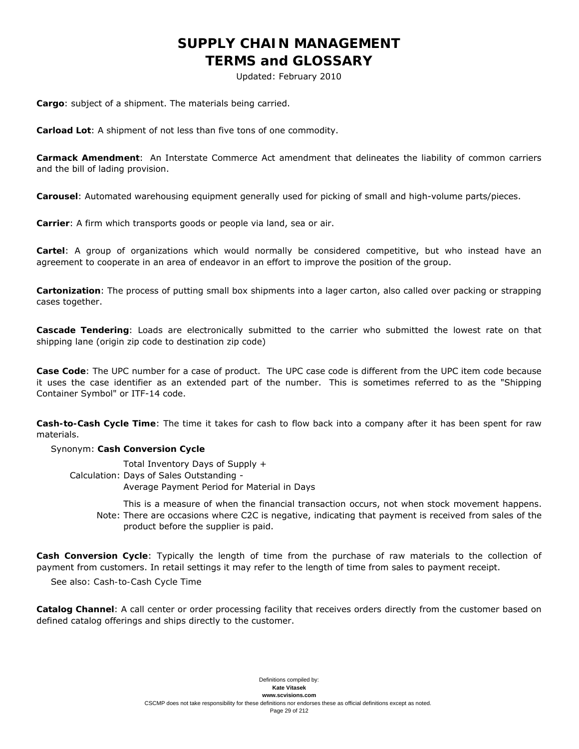**Cargo**: subject of a shipment. The materials being carried.

**Carload Lot**: A shipment of not less than five tons of one commodity.

**Carmack Amendment**: An Interstate Commerce Act amendment that delineates the liability of common carriers and the bill of lading provision.

**Carousel**: Automated warehousing equipment generally used for picking of small and high-volume parts/pieces.

**Carrier**: A firm which transports goods or people via land, sea or air.

**Cartel**: A group of organizations which would normally be considered competitive, but who instead have an agreement to cooperate in an area of endeavor in an effort to improve the position of the group.

**Cartonization**: The process of putting small box shipments into a lager carton, also called over packing or strapping cases together.

**Cascade Tendering**: Loads are electronically submitted to the carrier who submitted the lowest rate on that shipping lane (origin zip code to destination zip code)

**Case Code**: The UPC number for a case of product. The UPC case code is different from the UPC item code because it uses the case identifier as an extended part of the number. This is sometimes referred to as the "Shipping Container Symbol" or ITF-14 code.

**Cash-to-Cash Cycle Time**: The time it takes for cash to flow back into a company after it has been spent for raw materials.

Synonym: **Cash Conversion Cycle**

Calculation: Total Inventory Days of Supply + Days of Sales Outstanding - Average Payment Period for Material in Days

Note: This is a measure of when the financial transaction occurs, not when stock movement happens. There are occasions where C2C is negative, indicating that payment is received from sales of the product before the supplier is paid.

**Cash Conversion Cycle**: Typically the length of time from the purchase of raw materials to the collection of payment from customers. In retail settings it may refer to the length of time from sales to payment receipt.

See also: Cash-to-Cash Cycle Time

**Catalog Channel**: A call center or order processing facility that receives orders directly from the customer based on defined catalog offerings and ships directly to the customer.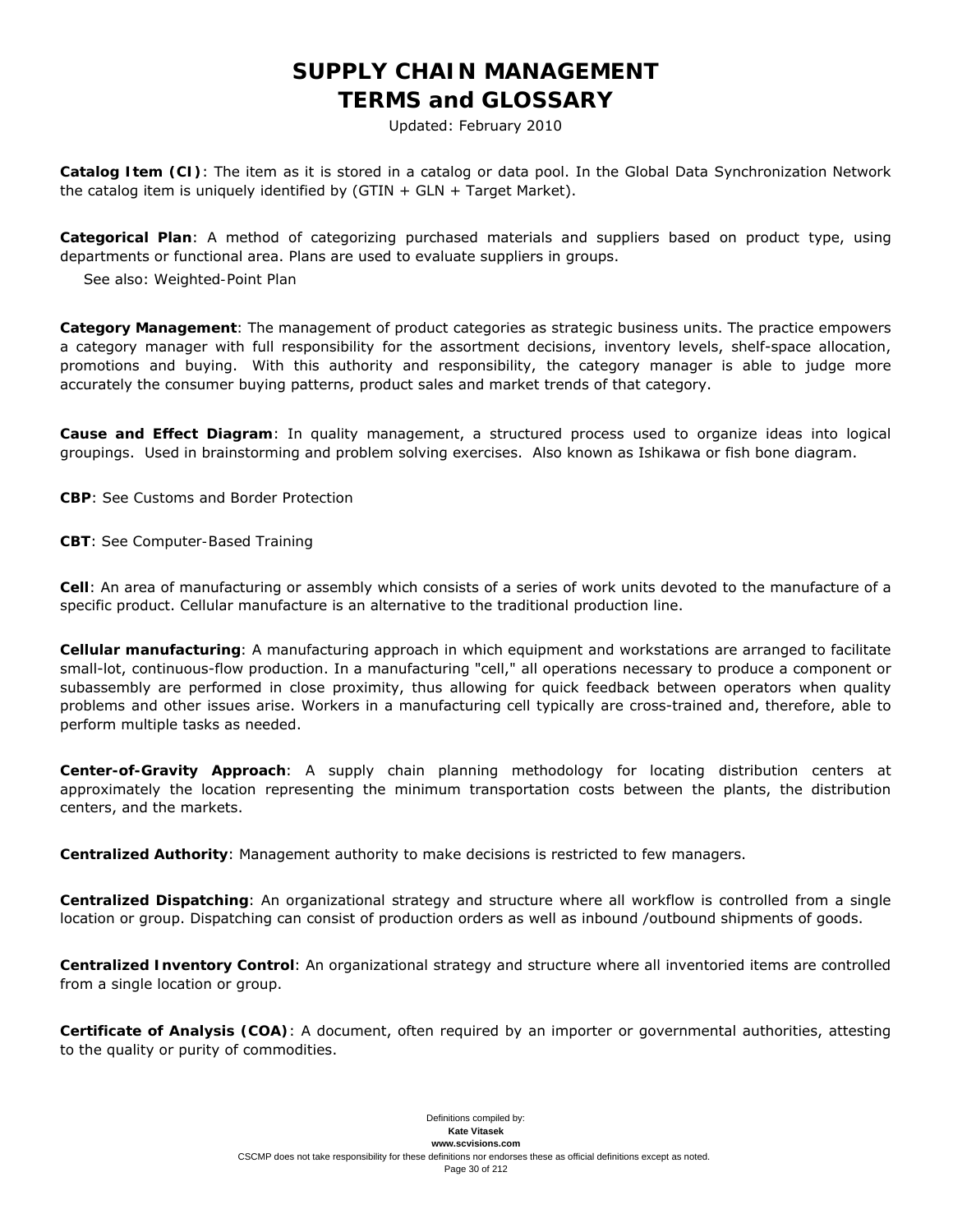# SUPPLY CHAIN MANAGEMENT TERMS and GLOSSARY

Updated: February 2010

**Catalog Item (CI)**: The item as it is stored in a catalog or data pool. In the Global Data Synchronization Network the catalog item is uniquely identified by (GTIN + GLN + Target Market).

**Categorical Plan**: A method of categorizing purchased materials and suppliers based on product type, using departments or functional area. Plans are used to evaluate suppliers in groups.

See also: Weighted-Point Plan

**Category Management**: The management of product categories as strategic business units. The practice empowers a category manager with full responsibility for the assortment decisions, inventory levels, shelf-space allocation, promotions and buying. With this authority and responsibility, the category manager is able to judge more accurately the consumer buying patterns, product sales and market trends of that category.

**Cause and Effect Diagram**: In quality management, a structured process used to organize ideas into logical groupings. Used in brainstorming and problem solving exercises. Also known as Ishikawa or fish bone diagram.

**CBP**: See Customs and Border Protection

**CBT**: See Computer-Based Training

**Cell**: An area of manufacturing or assembly which consists of a series of work units devoted to the manufacture of a specific product. Cellular manufacture is an alternative to the traditional production line.

**Cellular manufacturing**: A manufacturing approach in which equipment and workstations are arranged to facilitate small-lot, continuous-flow production. In a manufacturing "cell," all operations necessary to produce a component or subassembly are performed in close proximity, thus allowing for quick feedback between operators when quality problems and other issues arise. Workers in a manufacturing cell typically are cross-trained and, therefore, able to perform multiple tasks as needed.

**Center-of-Gravity Approach**: A supply chain planning methodology for locating distribution centers at approximately the location representing the minimum transportation costs between the plants, the distribution centers, and the markets.

**Centralized Authority**: Management authority to make decisions is restricted to few managers.

**Centralized Dispatching**: An organizational strategy and structure where all workflow is controlled from a single location or group. Dispatching can consist of production orders as well as inbound /outbound shipments of goods.

**Centralized Inventory Control**: An organizational strategy and structure where all inventoried items are controlled from a single location or group.

**Certificate of Analysis (COA)**: A document, often required by an importer or governmental authorities, attesting to the quality or purity of commodities.

Definitions compiled by:
**Kate Vitasek**
**www.scvisions.com**
CSCMP does not take responsibility for these definitions nor endorses these as official definitions except as noted.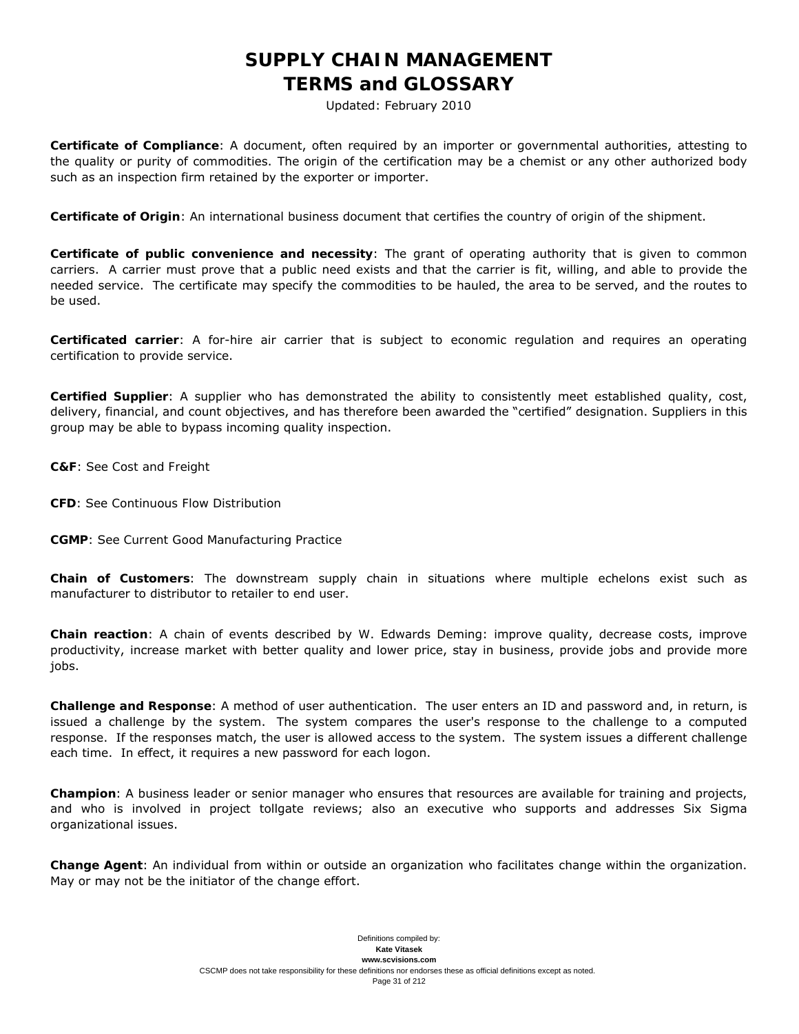**Certificate of Compliance**: A document, often required by an importer or governmental authorities, attesting to the quality or purity of commodities. The origin of the certification may be a chemist or any other authorized body such as an inspection firm retained by the exporter or importer.

**Certificate of Origin**: An international business document that certifies the country of origin of the shipment.

**Certificate of public convenience and necessity**: The grant of operating authority that is given to common carriers. A carrier must prove that a public need exists and that the carrier is fit, willing, and able to provide the needed service. The certificate may specify the commodities to be hauled, the area to be served, and the routes to be used.

**Certificated carrier**: A for-hire air carrier that is subject to economic regulation and requires an operating certification to provide service.

**Certified Supplier**: A supplier who has demonstrated the ability to consistently meet established quality, cost, delivery, financial, and count objectives, and has therefore been awarded the "certified" designation. Suppliers in this group may be able to bypass incoming quality inspection.

**C&F**: See Cost and Freight

**CFD**: See Continuous Flow Distribution

**CGMP**: See Current Good Manufacturing Practice

**Chain of Customers**: The downstream supply chain in situations where multiple echelons exist such as manufacturer to distributor to retailer to end user.

**Chain reaction**: A chain of events described by W. Edwards Deming: improve quality, decrease costs, improve productivity, increase market with better quality and lower price, stay in business, provide jobs and provide more jobs.

**Challenge and Response**: A method of user authentication. The user enters an ID and password and, in return, is issued a challenge by the system. The system compares the user's response to the challenge to a computed response. If the responses match, the user is allowed access to the system. The system issues a different challenge each time. In effect, it requires a new password for each logon.

**Champion**: A business leader or senior manager who ensures that resources are available for training and projects, and who is involved in project tollgate reviews; also an executive who supports and addresses Six Sigma organizational issues.

**Change Agent**: An individual from within or outside an organization who facilitates change within the organization. May or may not be the initiator of the change effort.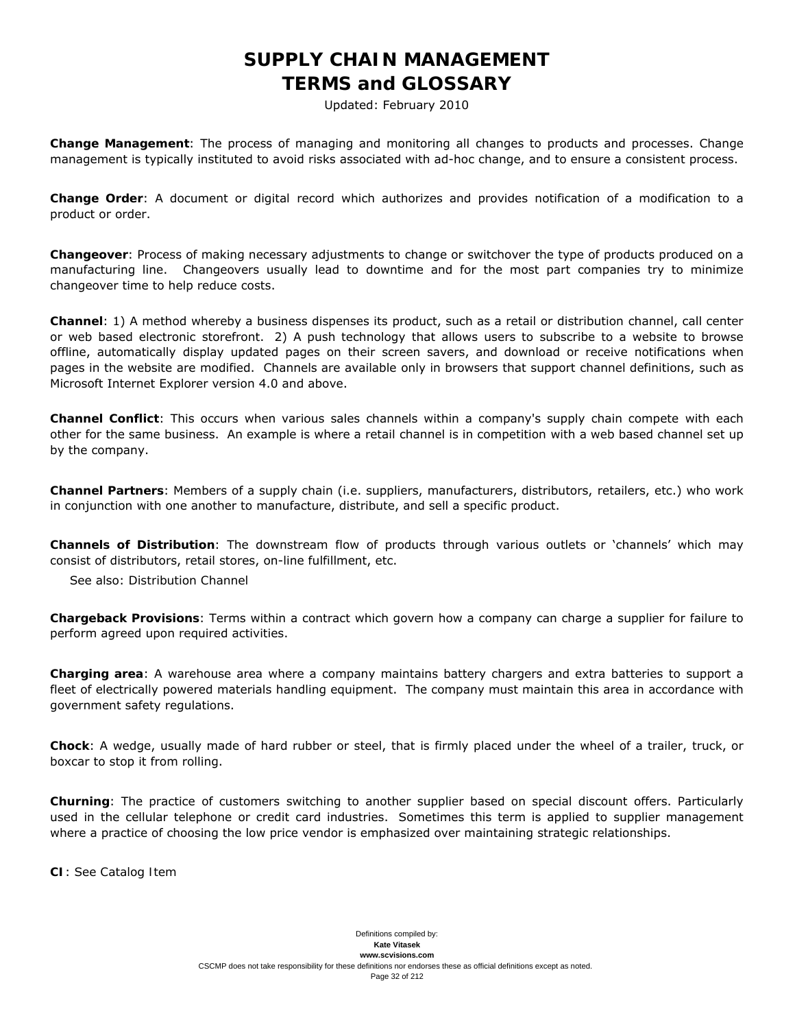**Change Management**: The process of managing and monitoring all changes to products and processes. Change management is typically instituted to avoid risks associated with ad-hoc change, and to ensure a consistent process.

**Change Order**: A document or digital record which authorizes and provides notification of a modification to a product or order.

**Changeover**: Process of making necessary adjustments to change or switchover the type of products produced on a manufacturing line. Changeovers usually lead to downtime and for the most part companies try to minimize changeover time to help reduce costs.

**Channel**: 1) A method whereby a business dispenses its product, such as a retail or distribution channel, call center or web based electronic storefront. 2) A push technology that allows users to subscribe to a website to browse offline, automatically display updated pages on their screen savers, and download or receive notifications when pages in the website are modified. Channels are available only in browsers that support channel definitions, such as Microsoft Internet Explorer version 4.0 and above.

**Channel Conflict**: This occurs when various sales channels within a company's supply chain compete with each other for the same business. An example is where a retail channel is in competition with a web based channel set up by the company.

**Channel Partners**: Members of a supply chain (i.e. suppliers, manufacturers, distributors, retailers, etc.) who work in conjunction with one another to manufacture, distribute, and sell a specific product.

**Channels of Distribution**: The downstream flow of products through various outlets or 'channels' which may consist of distributors, retail stores, on-line fulfillment, etc.

See also: Distribution Channel

**Chargeback Provisions**: Terms within a contract which govern how a company can charge a supplier for failure to perform agreed upon required activities.

**Charging area**: A warehouse area where a company maintains battery chargers and extra batteries to support a fleet of electrically powered materials handling equipment. The company must maintain this area in accordance with government safety regulations.

**Chock**: A wedge, usually made of hard rubber or steel, that is firmly placed under the wheel of a trailer, truck, or boxcar to stop it from rolling.

**Churning**: The practice of customers switching to another supplier based on special discount offers. Particularly used in the cellular telephone or credit card industries. Sometimes this term is applied to supplier management where a practice of choosing the low price vendor is emphasized over maintaining strategic relationships.

**CI**: See Catalog Item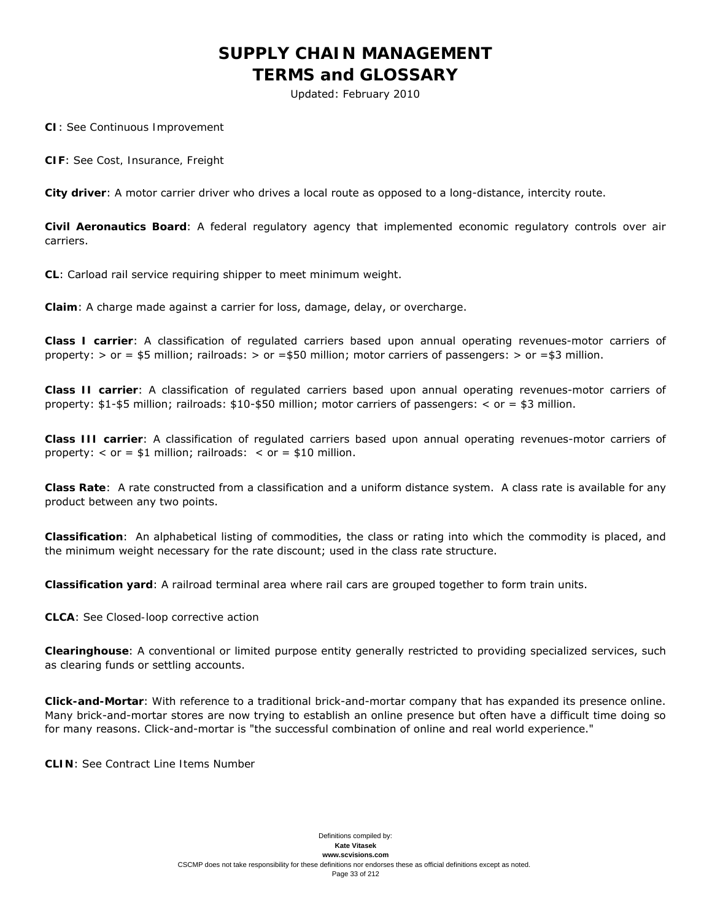# SUPPLY CHAIN MANAGEMENT
# TERMS and GLOSSARY

Updated: February 2010

**CI**: See Continuous Improvement

**CIF**: See Cost, Insurance, Freight

**City driver**: A motor carrier driver who drives a local route as opposed to a long-distance, intercity route.

**Civil Aeronautics Board**: A federal regulatory agency that implemented economic regulatory controls over air carriers.

**CL**: Carload rail service requiring shipper to meet minimum weight.

**Claim**: A charge made against a carrier for loss, damage, delay, or overcharge.

**Class I carrier**: A classification of regulated carriers based upon annual operating revenues-motor carriers of property: > or = $5 million; railroads: > or =$50 million; motor carriers of passengers: > or =$3 million.

**Class II carrier**: A classification of regulated carriers based upon annual operating revenues-motor carriers of property: $1-$5 million; railroads: $10-$50 million; motor carriers of passengers: < or = $3 million.

**Class III carrier**: A classification of regulated carriers based upon annual operating revenues-motor carriers of property: < or = $1 million; railroads: < or = $10 million.

**Class Rate**: A rate constructed from a classification and a uniform distance system. A class rate is available for any product between any two points.

**Classification**: An alphabetical listing of commodities, the class or rating into which the commodity is placed, and the minimum weight necessary for the rate discount; used in the class rate structure.

**Classification yard**: A railroad terminal area where rail cars are grouped together to form train units.

**CLCA**: See Closed-loop corrective action

**Clearinghouse**: A conventional or limited purpose entity generally restricted to providing specialized services, such as clearing funds or settling accounts.

**Click-and-Mortar**: With reference to a traditional brick-and-mortar company that has expanded its presence online. Many brick-and-mortar stores are now trying to establish an online presence but often have a difficult time doing so for many reasons. Click-and-mortar is "the successful combination of online and real world experience."

**CLIN**: See Contract Line Items Number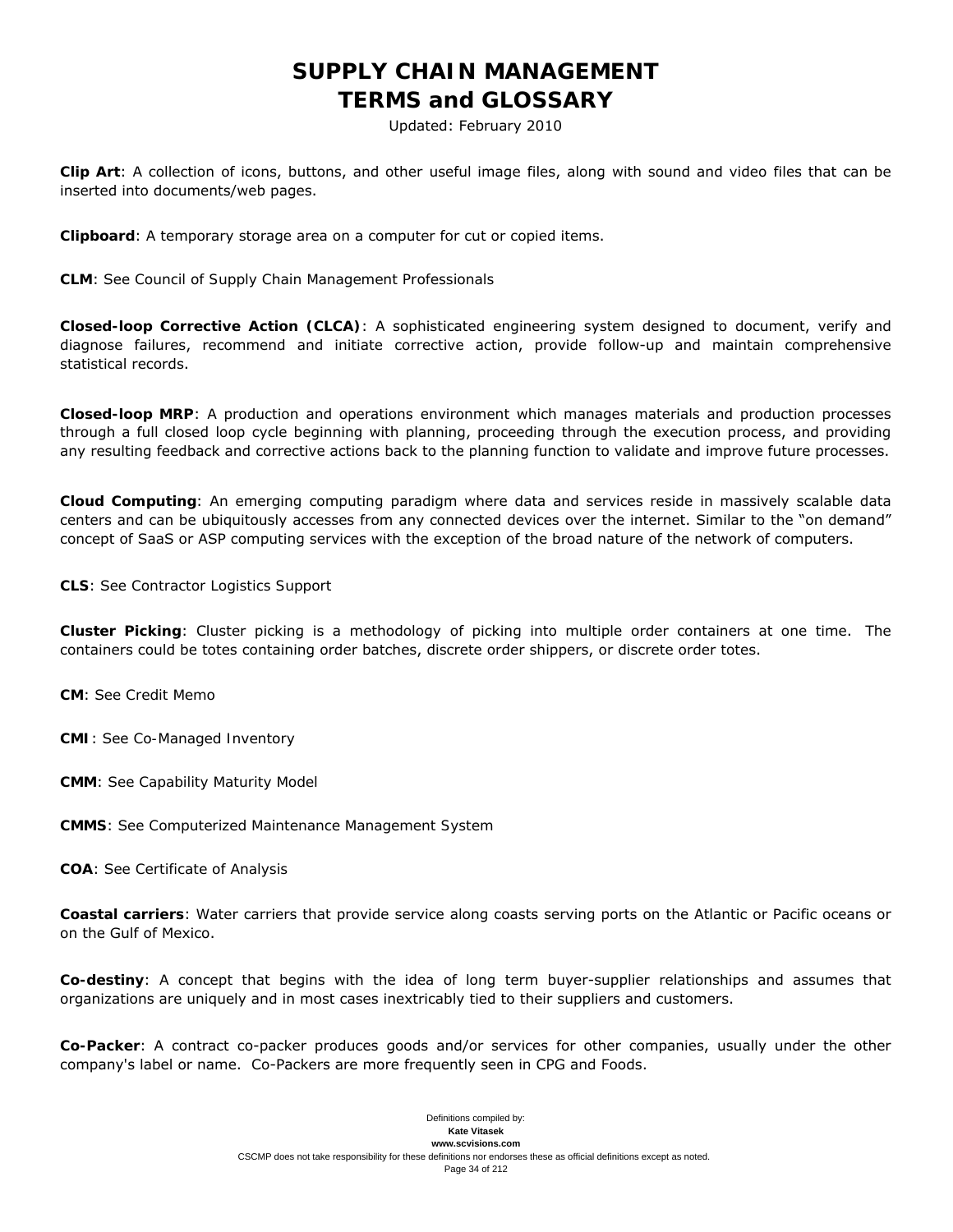**Clip Art**: A collection of icons, buttons, and other useful image files, along with sound and video files that can be inserted into documents/web pages.

**Clipboard**: A temporary storage area on a computer for cut or copied items.

**CLM**: See Council of Supply Chain Management Professionals

**Closed-loop Corrective Action (CLCA)**: A sophisticated engineering system designed to document, verify and diagnose failures, recommend and initiate corrective action, provide follow-up and maintain comprehensive statistical records.

**Closed-loop MRP**: A production and operations environment which manages materials and production processes through a full closed loop cycle beginning with planning, proceeding through the execution process, and providing any resulting feedback and corrective actions back to the planning function to validate and improve future processes.

**Cloud Computing**: An emerging computing paradigm where data and services reside in massively scalable data centers and can be ubiquitously accesses from any connected devices over the internet. Similar to the "on demand" concept of SaaS or ASP computing services with the exception of the broad nature of the network of computers.

**CLS**: See Contractor Logistics Support

**Cluster Picking**: Cluster picking is a methodology of picking into multiple order containers at one time. The containers could be totes containing order batches, discrete order shippers, or discrete order totes.

**CM**: See Credit Memo

**CMI**: See Co-Managed Inventory

**CMM**: See Capability Maturity Model

**CMMS**: See Computerized Maintenance Management System

**COA**: See Certificate of Analysis

**Coastal carriers**: Water carriers that provide service along coasts serving ports on the Atlantic or Pacific oceans or on the Gulf of Mexico.

**Co-destiny**: A concept that begins with the idea of long term buyer-supplier relationships and assumes that organizations are uniquely and in most cases inextricably tied to their suppliers and customers.

**Co-Packer**: A contract co-packer produces goods and/or services for other companies, usually under the other company's label or name. Co-Packers are more frequently seen in CPG and Foods.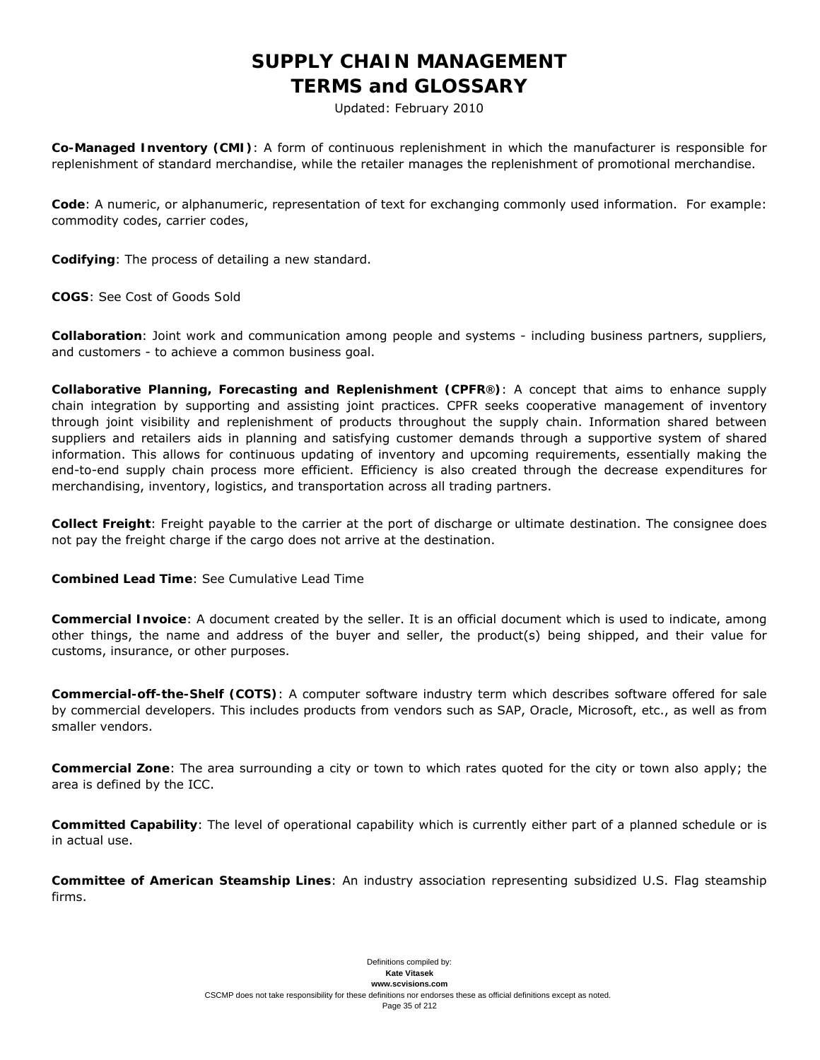**Co-Managed Inventory (CMI)**: A form of continuous replenishment in which the manufacturer is responsible for replenishment of standard merchandise, while the retailer manages the replenishment of promotional merchandise.

**Code**: A numeric, or alphanumeric, representation of text for exchanging commonly used information. For example: commodity codes, carrier codes,

**Codifying**: The process of detailing a new standard.

**COGS**: See Cost of Goods Sold

**Collaboration**: Joint work and communication among people and systems - including business partners, suppliers, and customers - to achieve a common business goal.

**Collaborative Planning, Forecasting and Replenishment (CPFR®)**: A concept that aims to enhance supply chain integration by supporting and assisting joint practices. CPFR seeks cooperative management of inventory through joint visibility and replenishment of products throughout the supply chain. Information shared between suppliers and retailers aids in planning and satisfying customer demands through a supportive system of shared information. This allows for continuous updating of inventory and upcoming requirements, essentially making the end-to-end supply chain process more efficient. Efficiency is also created through the decrease expenditures for merchandising, inventory, logistics, and transportation across all trading partners.

**Collect Freight**: Freight payable to the carrier at the port of discharge or ultimate destination. The consignee does not pay the freight charge if the cargo does not arrive at the destination.

**Combined Lead Time**: See Cumulative Lead Time

**Commercial Invoice**: A document created by the seller. It is an official document which is used to indicate, among other things, the name and address of the buyer and seller, the product(s) being shipped, and their value for customs, insurance, or other purposes.

**Commercial-off-the-Shelf (COTS)**: A computer software industry term which describes software offered for sale by commercial developers. This includes products from vendors such as SAP, Oracle, Microsoft, etc., as well as from smaller vendors.

**Commercial Zone**: The area surrounding a city or town to which rates quoted for the city or town also apply; the area is defined by the ICC.

**Committed Capability**: The level of operational capability which is currently either part of a planned schedule or is in actual use.

**Committee of American Steamship Lines**: An industry association representing subsidized U.S. Flag steamship firms.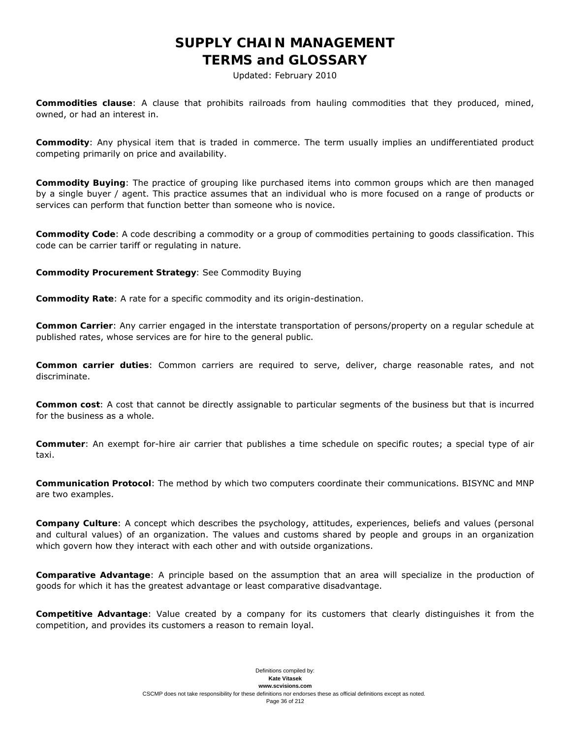**Commodities clause**: A clause that prohibits railroads from hauling commodities that they produced, mined, owned, or had an interest in.

**Commodity**: Any physical item that is traded in commerce. The term usually implies an undifferentiated product competing primarily on price and availability.

**Commodity Buying**: The practice of grouping like purchased items into common groups which are then managed by a single buyer / agent. This practice assumes that an individual who is more focused on a range of products or services can perform that function better than someone who is novice.

**Commodity Code**: A code describing a commodity or a group of commodities pertaining to goods classification. This code can be carrier tariff or regulating in nature.

**Commodity Procurement Strategy**: See Commodity Buying

**Commodity Rate**: A rate for a specific commodity and its origin-destination.

**Common Carrier**: Any carrier engaged in the interstate transportation of persons/property on a regular schedule at published rates, whose services are for hire to the general public.

**Common carrier duties**: Common carriers are required to serve, deliver, charge reasonable rates, and not discriminate.

**Common cost**: A cost that cannot be directly assignable to particular segments of the business but that is incurred for the business as a whole.

**Commuter**: An exempt for-hire air carrier that publishes a time schedule on specific routes; a special type of air taxi.

**Communication Protocol**: The method by which two computers coordinate their communications. BISYNC and MNP are two examples.

**Company Culture**: A concept which describes the psychology, attitudes, experiences, beliefs and values (personal and cultural values) of an organization. The values and customs shared by people and groups in an organization which govern how they interact with each other and with outside organizations.

**Comparative Advantage**: A principle based on the assumption that an area will specialize in the production of goods for which it has the greatest advantage or least comparative disadvantage.

**Competitive Advantage**: Value created by a company for its customers that clearly distinguishes it from the competition, and provides its customers a reason to remain loyal.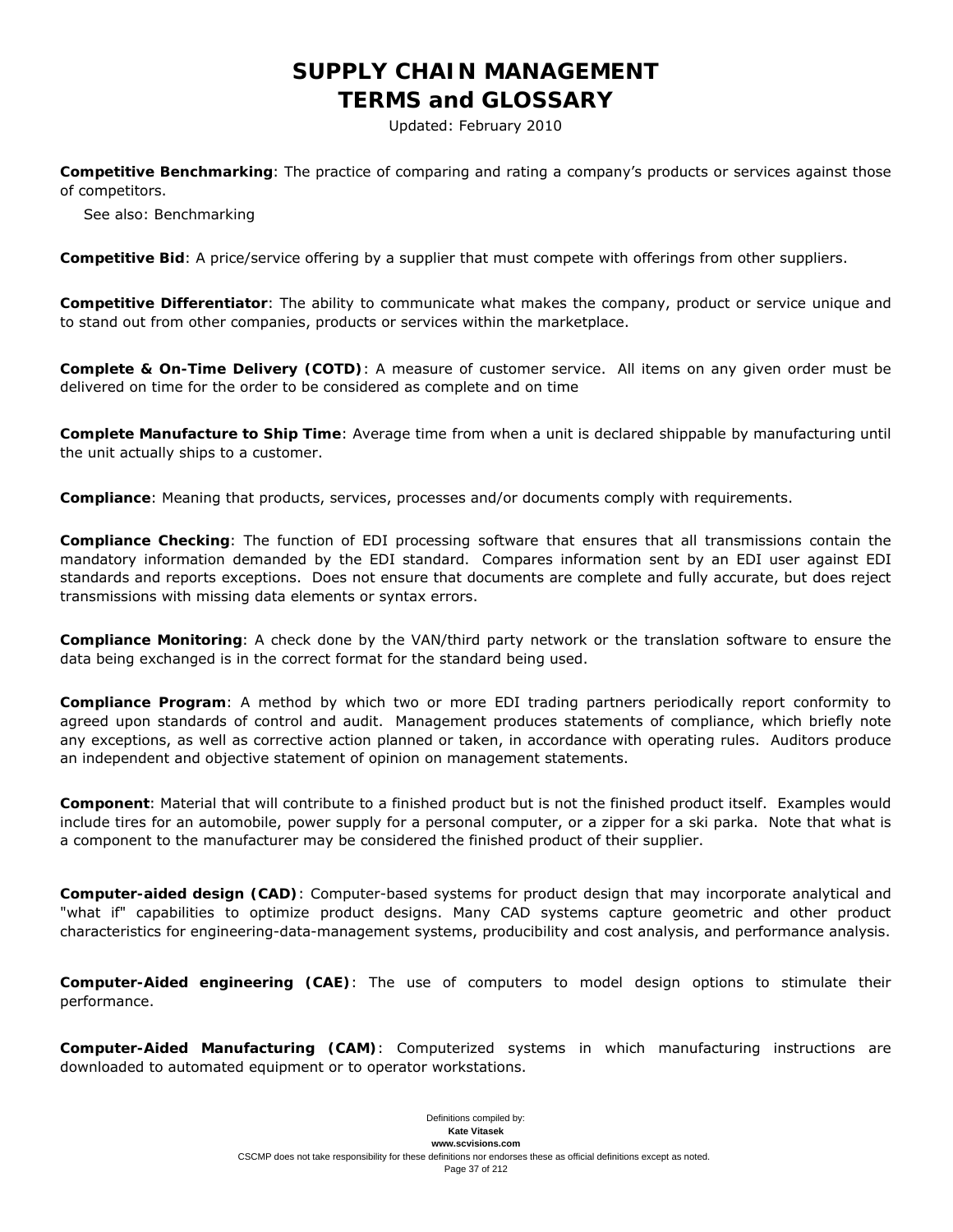**Competitive Benchmarking**: The practice of comparing and rating a company's products or services against those of competitors.

See also: Benchmarking

**Competitive Bid**: A price/service offering by a supplier that must compete with offerings from other suppliers.

**Competitive Differentiator**: The ability to communicate what makes the company, product or service unique and to stand out from other companies, products or services within the marketplace.

**Complete & On-Time Delivery (COTD)**: A measure of customer service. All items on any given order must be delivered on time for the order to be considered as complete and on time

**Complete Manufacture to Ship Time**: Average time from when a unit is declared shippable by manufacturing until the unit actually ships to a customer.

**Compliance**: Meaning that products, services, processes and/or documents comply with requirements.

**Compliance Checking**: The function of EDI processing software that ensures that all transmissions contain the mandatory information demanded by the EDI standard. Compares information sent by an EDI user against EDI standards and reports exceptions. Does not ensure that documents are complete and fully accurate, but does reject transmissions with missing data elements or syntax errors.

**Compliance Monitoring**: A check done by the VAN/third party network or the translation software to ensure the data being exchanged is in the correct format for the standard being used.

**Compliance Program**: A method by which two or more EDI trading partners periodically report conformity to agreed upon standards of control and audit. Management produces statements of compliance, which briefly note any exceptions, as well as corrective action planned or taken, in accordance with operating rules. Auditors produce an independent and objective statement of opinion on management statements.

**Component**: Material that will contribute to a finished product but is not the finished product itself. Examples would include tires for an automobile, power supply for a personal computer, or a zipper for a ski parka. Note that what is a component to the manufacturer may be considered the finished product of their supplier.

**Computer-aided design (CAD)**: Computer-based systems for product design that may incorporate analytical and "what if" capabilities to optimize product designs. Many CAD systems capture geometric and other product characteristics for engineering-data-management systems, producibility and cost analysis, and performance analysis.

**Computer-Aided engineering (CAE)**: The use of computers to model design options to stimulate their performance.

**Computer-Aided Manufacturing (CAM)**: Computerized systems in which manufacturing instructions are downloaded to automated equipment or to operator workstations.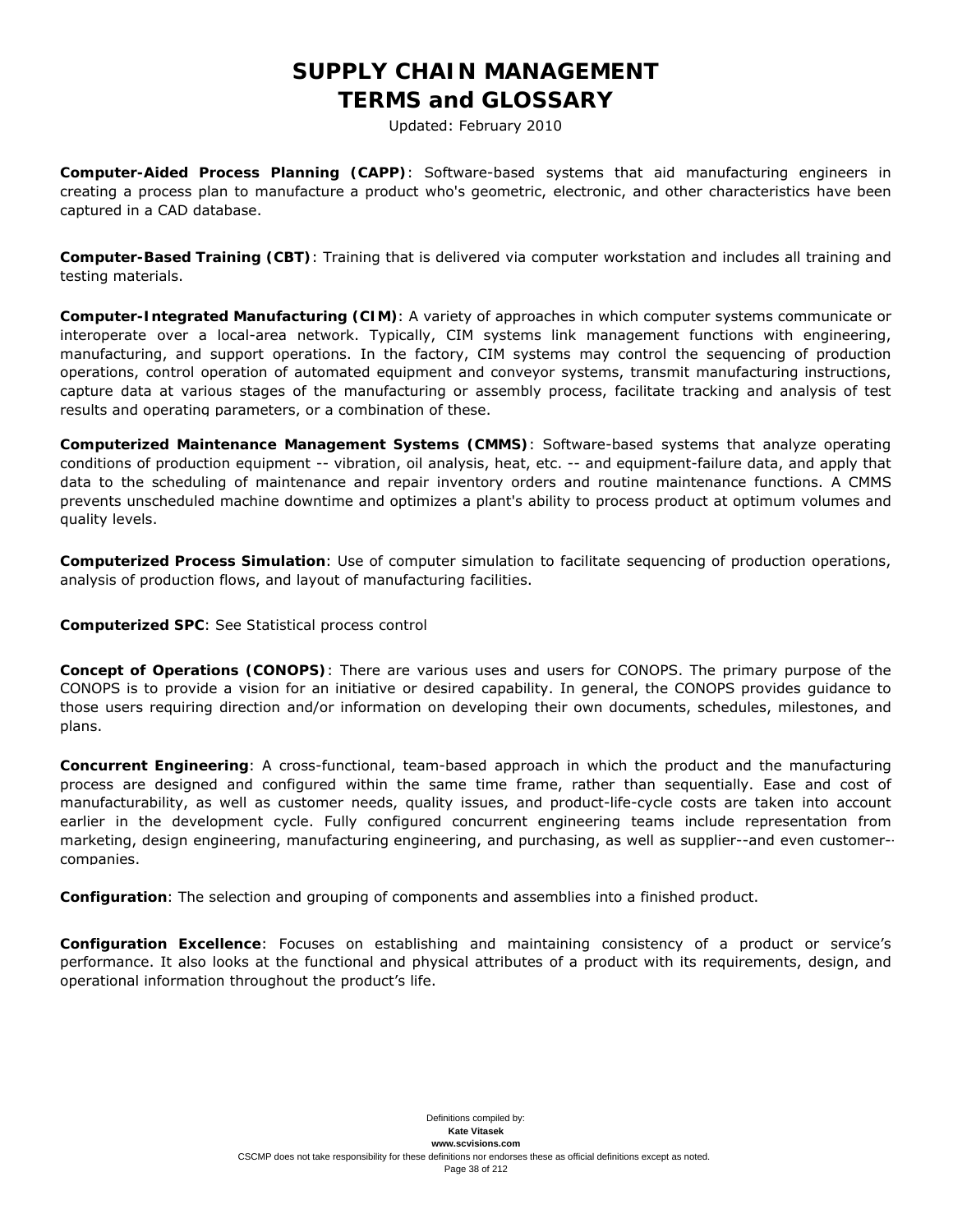**Computer-Aided Process Planning (CAPP)**: Software-based systems that aid manufacturing engineers in creating a process plan to manufacture a product who's geometric, electronic, and other characteristics have been captured in a CAD database.

**Computer-Based Training (CBT)**: Training that is delivered via computer workstation and includes all training and testing materials.

**Computer-Integrated Manufacturing (CIM)**: A variety of approaches in which computer systems communicate or interoperate over a local-area network. Typically, CIM systems link management functions with engineering, manufacturing, and support operations. In the factory, CIM systems may control the sequencing of production operations, control operation of automated equipment and conveyor systems, transmit manufacturing instructions, capture data at various stages of the manufacturing or assembly process, facilitate tracking and analysis of test results and operating parameters, or a combination of these.

**Computerized Maintenance Management Systems (CMMS)**: Software-based systems that analyze operating conditions of production equipment -- vibration, oil analysis, heat, etc. -- and equipment-failure data, and apply that data to the scheduling of maintenance and repair inventory orders and routine maintenance functions. A CMMS prevents unscheduled machine downtime and optimizes a plant's ability to process product at optimum volumes and quality levels.

**Computerized Process Simulation**: Use of computer simulation to facilitate sequencing of production operations, analysis of production flows, and layout of manufacturing facilities.

**Computerized SPC**: See Statistical process control

**Concept of Operations (CONOPS)**: There are various uses and users for CONOPS. The primary purpose of the CONOPS is to provide a vision for an initiative or desired capability. In general, the CONOPS provides guidance to those users requiring direction and/or information on developing their own documents, schedules, milestones, and plans.

**Concurrent Engineering**: A cross-functional, team-based approach in which the product and the manufacturing process are designed and configured within the same time frame, rather than sequentially. Ease and cost of manufacturability, as well as customer needs, quality issues, and product-life-cycle costs are taken into account earlier in the development cycle. Fully configured concurrent engineering teams include representation from marketing, design engineering, manufacturing engineering, and purchasing, as well as supplier--and even customer--companies.

**Configuration**: The selection and grouping of components and assemblies into a finished product.

**Configuration Excellence**: Focuses on establishing and maintaining consistency of a product or service's performance. It also looks at the functional and physical attributes of a product with its requirements, design, and operational information throughout the product's life.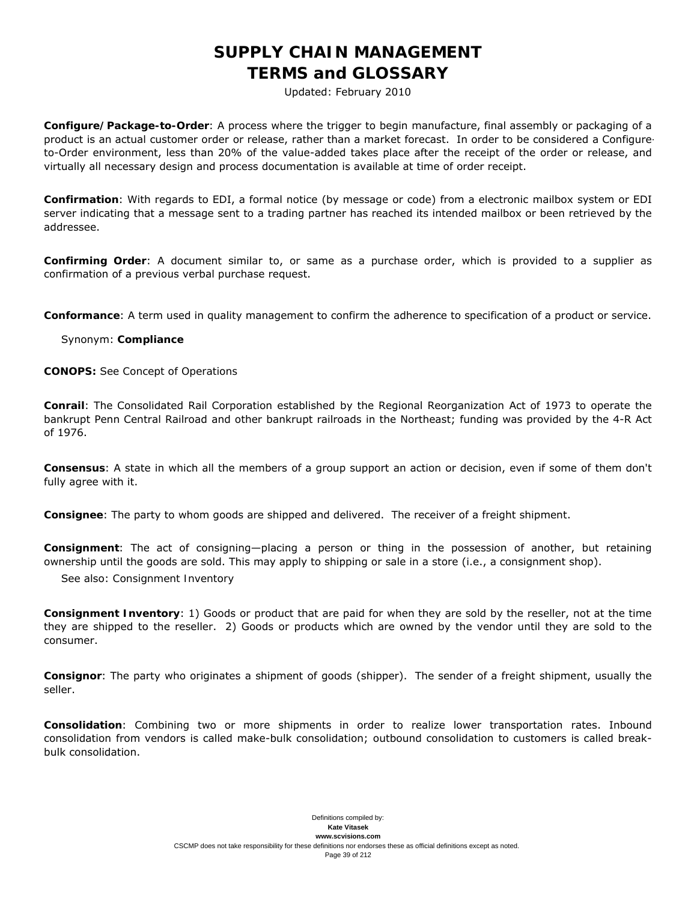**Configure/Package-to-Order**: A process where the trigger to begin manufacture, final assembly or packaging of a product is an actual customer order or release, rather than a market forecast. In order to be considered a Configure-to-Order environment, less than 20% of the value-added takes place after the receipt of the order or release, and virtually all necessary design and process documentation is available at time of order receipt.

**Confirmation**: With regards to EDI, a formal notice (by message or code) from a electronic mailbox system or EDI server indicating that a message sent to a trading partner has reached its intended mailbox or been retrieved by the addressee.

**Confirming Order**: A document similar to, or same as a purchase order, which is provided to a supplier as confirmation of a previous verbal purchase request.

**Conformance**: A term used in quality management to confirm the adherence to specification of a product or service.

Synonym: **Compliance**

**CONOPS:** See Concept of Operations

**Conrail**: The Consolidated Rail Corporation established by the Regional Reorganization Act of 1973 to operate the bankrupt Penn Central Railroad and other bankrupt railroads in the Northeast; funding was provided by the 4-R Act of 1976.

**Consensus**: A state in which all the members of a group support an action or decision, even if some of them don't fully agree with it.

**Consignee**: The party to whom goods are shipped and delivered. The receiver of a freight shipment.

**Consignment**: The act of consigning—placing a person or thing in the possession of another, but retaining ownership until the goods are sold. This may apply to shipping or sale in a store (i.e., a consignment shop).

See also: Consignment Inventory

**Consignment Inventory**: 1) Goods or product that are paid for when they are sold by the reseller, not at the time they are shipped to the reseller. 2) Goods or products which are owned by the vendor until they are sold to the consumer.

**Consignor**: The party who originates a shipment of goods (shipper). The sender of a freight shipment, usually the seller.

**Consolidation**: Combining two or more shipments in order to realize lower transportation rates. Inbound consolidation from vendors is called make-bulk consolidation; outbound consolidation to customers is called break-bulk consolidation.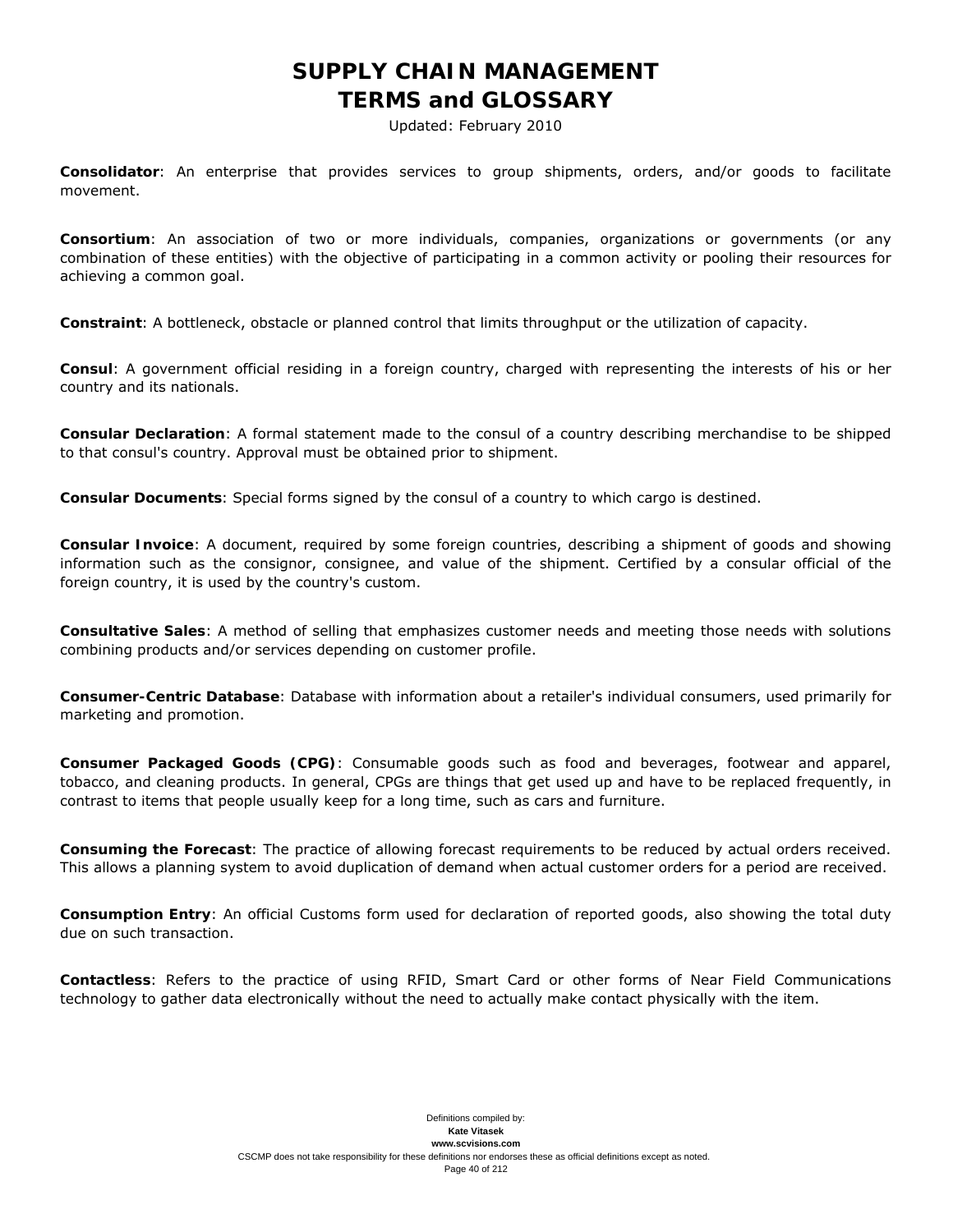**Consolidator**: An enterprise that provides services to group shipments, orders, and/or goods to facilitate movement.

**Consortium**: An association of two or more individuals, companies, organizations or governments (or any combination of these entities) with the objective of participating in a common activity or pooling their resources for achieving a common goal.

**Constraint**: A bottleneck, obstacle or planned control that limits throughput or the utilization of capacity.

**Consul**: A government official residing in a foreign country, charged with representing the interests of his or her country and its nationals.

**Consular Declaration**: A formal statement made to the consul of a country describing merchandise to be shipped to that consul's country. Approval must be obtained prior to shipment.

**Consular Documents**: Special forms signed by the consul of a country to which cargo is destined.

**Consular Invoice**: A document, required by some foreign countries, describing a shipment of goods and showing information such as the consignor, consignee, and value of the shipment. Certified by a consular official of the foreign country, it is used by the country's custom.

**Consultative Sales**: A method of selling that emphasizes customer needs and meeting those needs with solutions combining products and/or services depending on customer profile.

**Consumer-Centric Database**: Database with information about a retailer's individual consumers, used primarily for marketing and promotion.

**Consumer Packaged Goods (CPG)**: Consumable goods such as food and beverages, footwear and apparel, tobacco, and cleaning products. In general, CPGs are things that get used up and have to be replaced frequently, in contrast to items that people usually keep for a long time, such as cars and furniture.

**Consuming the Forecast**: The practice of allowing forecast requirements to be reduced by actual orders received. This allows a planning system to avoid duplication of demand when actual customer orders for a period are received.

**Consumption Entry**: An official Customs form used for declaration of reported goods, also showing the total duty due on such transaction.

**Contactless**: Refers to the practice of using RFID, Smart Card or other forms of Near Field Communications technology to gather data electronically without the need to actually make contact physically with the item.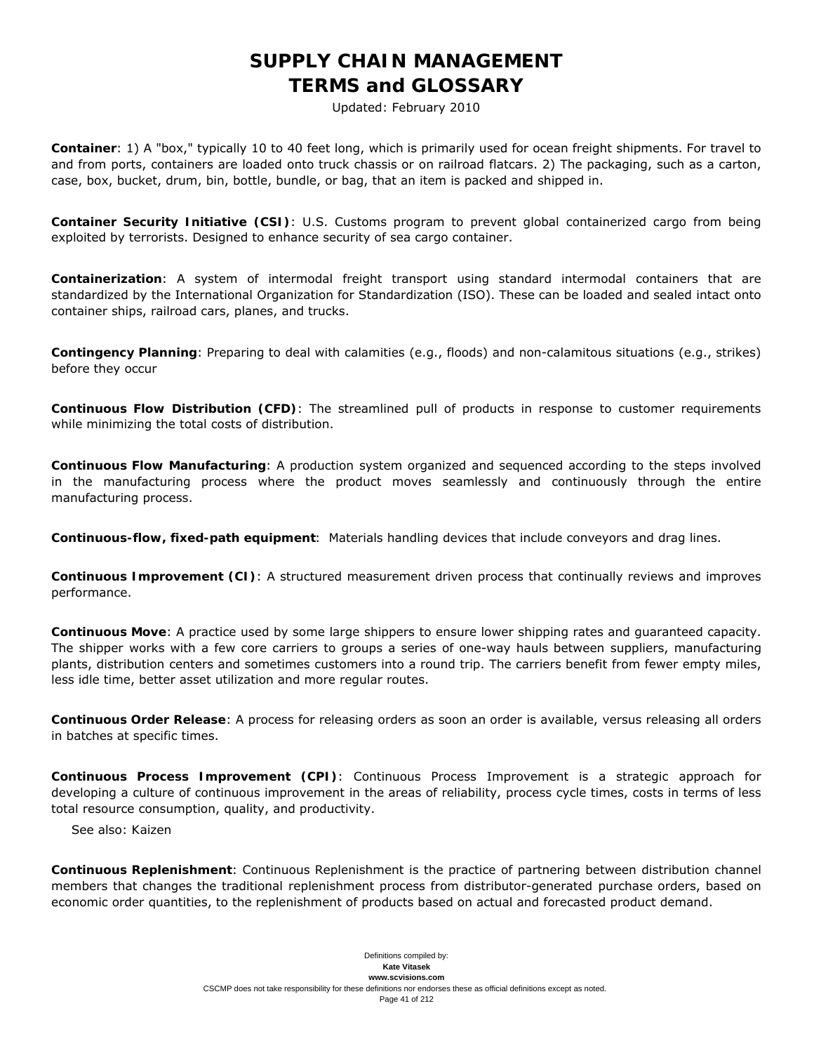# SUPPLY CHAIN MANAGEMENT TERMS and GLOSSARY

Updated: February 2010

**Container**: 1) A "box," typically 10 to 40 feet long, which is primarily used for ocean freight shipments. For travel to and from ports, containers are loaded onto truck chassis or on railroad flatcars. 2) The packaging, such as a carton, case, box, bucket, drum, bin, bottle, bundle, or bag, that an item is packed and shipped in.

**Container Security Initiative (CSI)**: U.S. Customs program to prevent global containerized cargo from being exploited by terrorists. Designed to enhance security of sea cargo container.

**Containerization**: A system of intermodal freight transport using standard intermodal containers that are standardized by the International Organization for Standardization (ISO). These can be loaded and sealed intact onto container ships, railroad cars, planes, and trucks.

**Contingency Planning**: Preparing to deal with calamities (e.g., floods) and non-calamitous situations (e.g., strikes) before they occur

**Continuous Flow Distribution (CFD)**: The streamlined pull of products in response to customer requirements while minimizing the total costs of distribution.

**Continuous Flow Manufacturing**: A production system organized and sequenced according to the steps involved in the manufacturing process where the product moves seamlessly and continuously through the entire manufacturing process.

**Continuous-flow, fixed-path equipment**: Materials handling devices that include conveyors and drag lines.

**Continuous Improvement (CI)**: A structured measurement driven process that continually reviews and improves performance.

**Continuous Move**: A practice used by some large shippers to ensure lower shipping rates and guaranteed capacity. The shipper works with a few core carriers to groups a series of one-way hauls between suppliers, manufacturing plants, distribution centers and sometimes customers into a round trip. The carriers benefit from fewer empty miles, less idle time, better asset utilization and more regular routes.

**Continuous Order Release**: A process for releasing orders as soon an order is available, versus releasing all orders in batches at specific times.

**Continuous Process Improvement (CPI)**: Continuous Process Improvement is a strategic approach for developing a culture of continuous improvement in the areas of reliability, process cycle times, costs in terms of less total resource consumption, quality, and productivity.

See also: Kaizen

**Continuous Replenishment**: Continuous Replenishment is the practice of partnering between distribution channel members that changes the traditional replenishment process from distributor-generated purchase orders, based on economic order quantities, to the replenishment of products based on actual and forecasted product demand.

Definitions compiled by:
**Kate Vitasek**
**www.scvisions.com**
CSCMP does not take responsibility for these definitions nor endorses these as official definitions except as noted.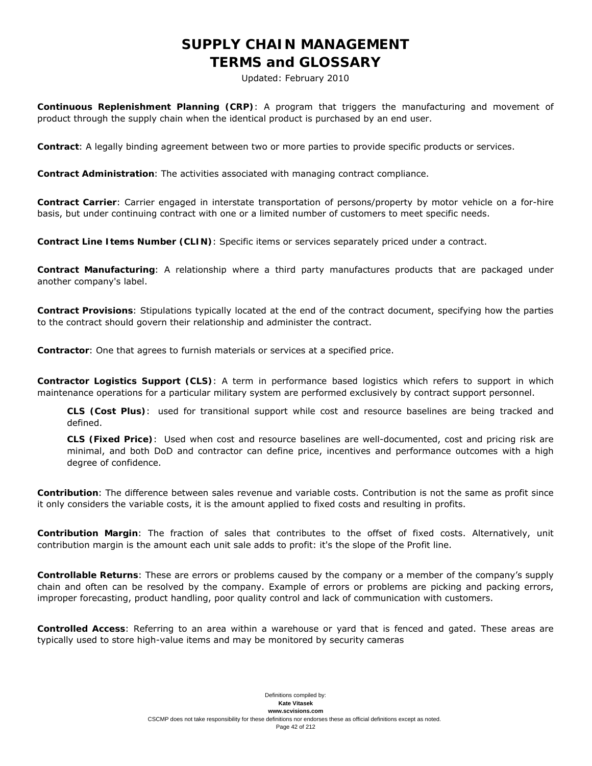**Continuous Replenishment Planning (CRP)**: A program that triggers the manufacturing and movement of product through the supply chain when the identical product is purchased by an end user.

**Contract**: A legally binding agreement between two or more parties to provide specific products or services.

**Contract Administration**: The activities associated with managing contract compliance.

**Contract Carrier**: Carrier engaged in interstate transportation of persons/property by motor vehicle on a for-hire basis, but under continuing contract with one or a limited number of customers to meet specific needs.

**Contract Line Items Number (CLIN)**: Specific items or services separately priced under a contract.

**Contract Manufacturing**: A relationship where a third party manufactures products that are packaged under another company's label.

**Contract Provisions**: Stipulations typically located at the end of the contract document, specifying how the parties to the contract should govern their relationship and administer the contract.

**Contractor**: One that agrees to furnish materials or services at a specified price.

**Contractor Logistics Support (CLS)**: A term in performance based logistics which refers to support in which maintenance operations for a particular military system are performed exclusively by contract support personnel.

> **CLS (Cost Plus)**: used for transitional support while cost and resource baselines are being tracked and defined.
>
> **CLS (Fixed Price)**: Used when cost and resource baselines are well-documented, cost and pricing risk are minimal, and both DoD and contractor can define price, incentives and performance outcomes with a high degree of confidence.

**Contribution**: The difference between sales revenue and variable costs. Contribution is not the same as profit since it only considers the variable costs, it is the amount applied to fixed costs and resulting in profits.

**Contribution Margin**: The fraction of sales that contributes to the offset of fixed costs. Alternatively, unit contribution margin is the amount each unit sale adds to profit: it's the slope of the Profit line.

**Controllable Returns**: These are errors or problems caused by the company or a member of the company's supply chain and often can be resolved by the company. Example of errors or problems are picking and packing errors, improper forecasting, product handling, poor quality control and lack of communication with customers.

**Controlled Access**: Referring to an area within a warehouse or yard that is fenced and gated. These areas are typically used to store high-value items and may be monitored by security cameras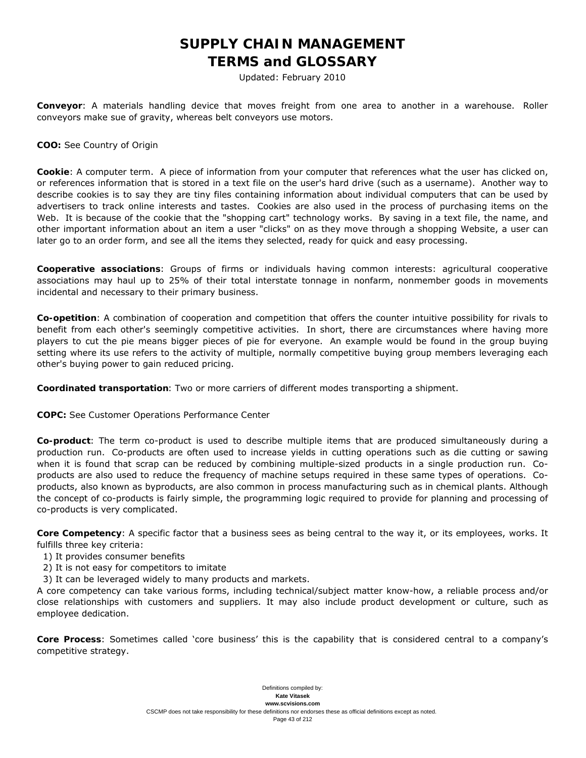**Conveyor**: A materials handling device that moves freight from one area to another in a warehouse. Roller conveyors make sue of gravity, whereas belt conveyors use motors.

**COO:** See Country of Origin

**Cookie**: A computer term. A piece of information from your computer that references what the user has clicked on, or references information that is stored in a text file on the user's hard drive (such as a username). Another way to describe cookies is to say they are tiny files containing information about individual computers that can be used by advertisers to track online interests and tastes. Cookies are also used in the process of purchasing items on the Web. It is because of the cookie that the "shopping cart" technology works. By saving in a text file, the name, and other important information about an item a user "clicks" on as they move through a shopping Website, a user can later go to an order form, and see all the items they selected, ready for quick and easy processing.

**Cooperative associations**: Groups of firms or individuals having common interests: agricultural cooperative associations may haul up to 25% of their total interstate tonnage in nonfarm, nonmember goods in movements incidental and necessary to their primary business.

**Co-opetition**: A combination of cooperation and competition that offers the counter intuitive possibility for rivals to benefit from each other's seemingly competitive activities. In short, there are circumstances where having more players to cut the pie means bigger pieces of pie for everyone. An example would be found in the group buying setting where its use refers to the activity of multiple, normally competitive buying group members leveraging each other's buying power to gain reduced pricing.

**Coordinated transportation**: Two or more carriers of different modes transporting a shipment.

**COPC:** See Customer Operations Performance Center

**Co-product**: The term co-product is used to describe multiple items that are produced simultaneously during a production run. Co-products are often used to increase yields in cutting operations such as die cutting or sawing when it is found that scrap can be reduced by combining multiple-sized products in a single production run. Co-products are also used to reduce the frequency of machine setups required in these same types of operations. Co-products, also known as byproducts, are also common in process manufacturing such as in chemical plants. Although the concept of co-products is fairly simple, the programming logic required to provide for planning and processing of co-products is very complicated.

**Core Competency**: A specific factor that a business sees as being central to the way it, or its employees, works. It fulfills three key criteria:

1) It provides consumer benefits
2) It is not easy for competitors to imitate
3) It can be leveraged widely to many products and markets.

A core competency can take various forms, including technical/subject matter know-how, a reliable process and/or close relationships with customers and suppliers. It may also include product development or culture, such as employee dedication.

**Core Process**: Sometimes called 'core business' this is the capability that is considered central to a company's competitive strategy.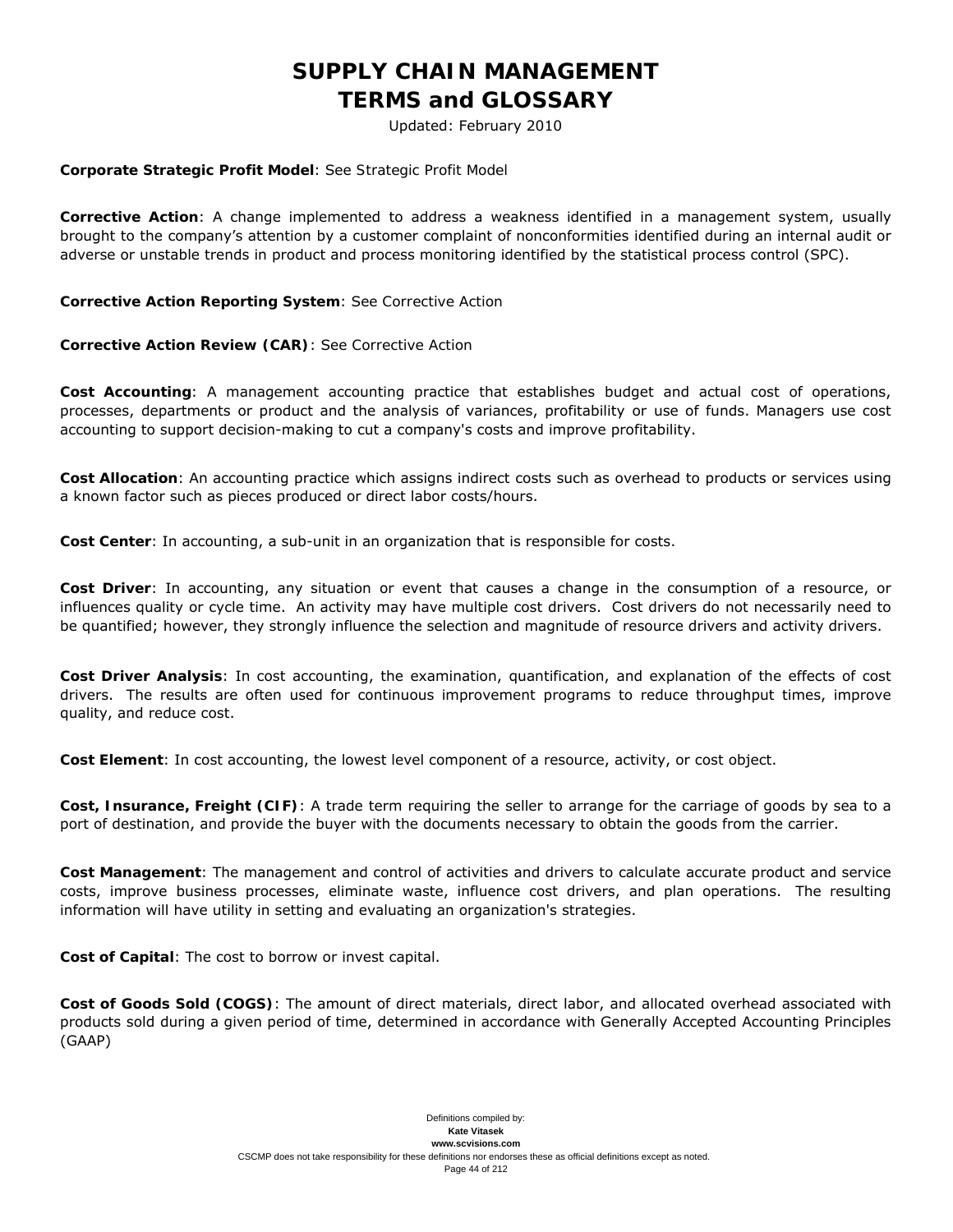**Corporate Strategic Profit Model**: See Strategic Profit Model

**Corrective Action**: A change implemented to address a weakness identified in a management system, usually brought to the company's attention by a customer complaint of nonconformities identified during an internal audit or adverse or unstable trends in product and process monitoring identified by the statistical process control (SPC).

**Corrective Action Reporting System**: See Corrective Action

**Corrective Action Review (CAR)**: See Corrective Action

**Cost Accounting**: A management accounting practice that establishes budget and actual cost of operations, processes, departments or product and the analysis of variances, profitability or use of funds. Managers use cost accounting to support decision-making to cut a company's costs and improve profitability.

**Cost Allocation**: An accounting practice which assigns indirect costs such as overhead to products or services using a known factor such as pieces produced or direct labor costs/hours.

**Cost Center**: In accounting, a sub-unit in an organization that is responsible for costs.

**Cost Driver**: In accounting, any situation or event that causes a change in the consumption of a resource, or influences quality or cycle time. An activity may have multiple cost drivers. Cost drivers do not necessarily need to be quantified; however, they strongly influence the selection and magnitude of resource drivers and activity drivers.

**Cost Driver Analysis**: In cost accounting, the examination, quantification, and explanation of the effects of cost drivers. The results are often used for continuous improvement programs to reduce throughput times, improve quality, and reduce cost.

**Cost Element**: In cost accounting, the lowest level component of a resource, activity, or cost object.

**Cost, Insurance, Freight (CIF)**: A trade term requiring the seller to arrange for the carriage of goods by sea to a port of destination, and provide the buyer with the documents necessary to obtain the goods from the carrier.

**Cost Management**: The management and control of activities and drivers to calculate accurate product and service costs, improve business processes, eliminate waste, influence cost drivers, and plan operations. The resulting information will have utility in setting and evaluating an organization's strategies.

**Cost of Capital**: The cost to borrow or invest capital.

**Cost of Goods Sold (COGS)**: The amount of direct materials, direct labor, and allocated overhead associated with products sold during a given period of time, determined in accordance with Generally Accepted Accounting Principles (GAAP)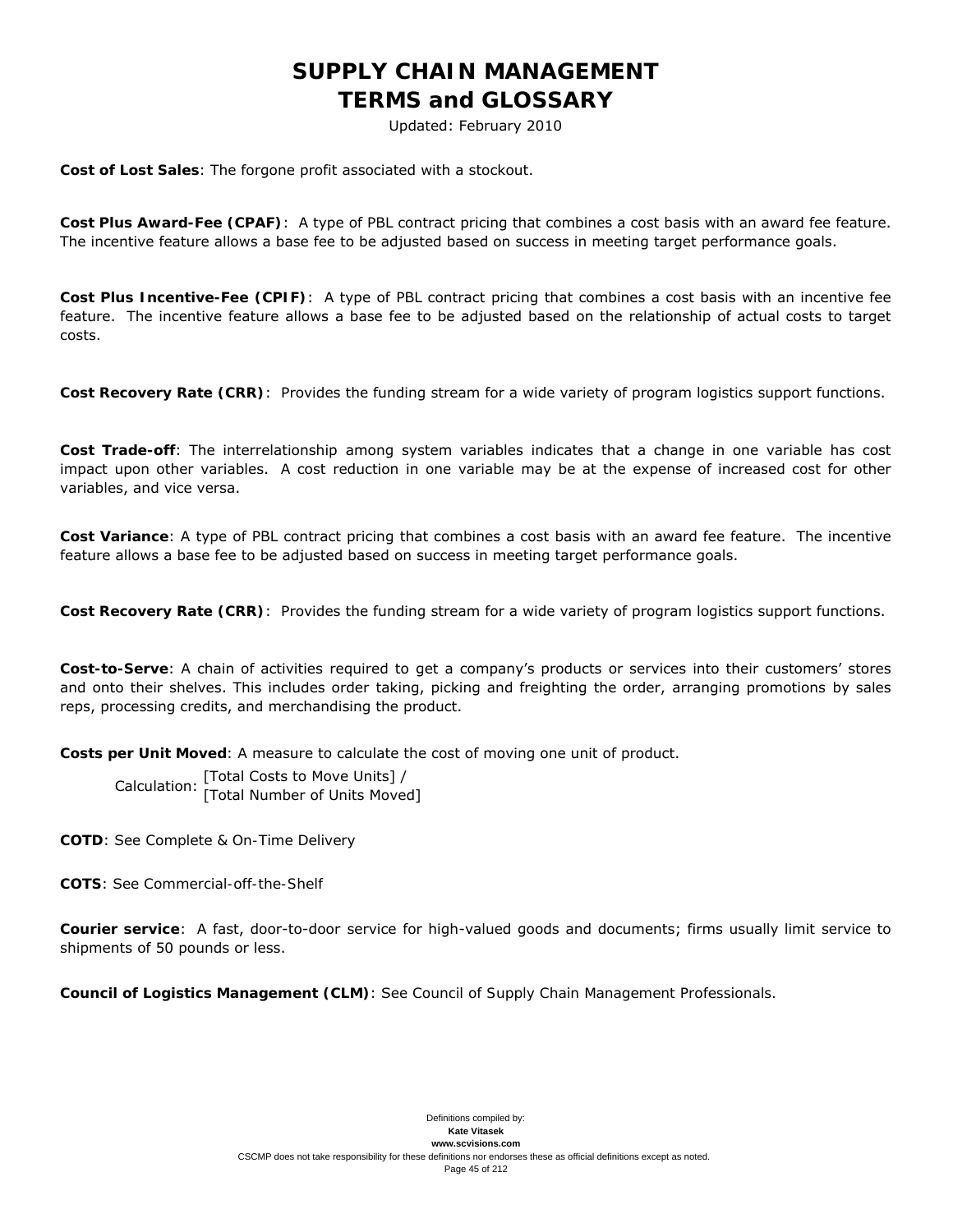**Cost of Lost Sales**: The forgone profit associated with a stockout.

**Cost Plus Award-Fee (CPAF)**: A type of PBL contract pricing that combines a cost basis with an award fee feature. The incentive feature allows a base fee to be adjusted based on success in meeting target performance goals.

**Cost Plus Incentive-Fee (CPIF)**: A type of PBL contract pricing that combines a cost basis with an incentive fee feature. The incentive feature allows a base fee to be adjusted based on the relationship of actual costs to target costs.

**Cost Recovery Rate (CRR)**: Provides the funding stream for a wide variety of program logistics support functions.

**Cost Trade-off**: The interrelationship among system variables indicates that a change in one variable has cost impact upon other variables. A cost reduction in one variable may be at the expense of increased cost for other variables, and vice versa.

**Cost Variance**: A type of PBL contract pricing that combines a cost basis with an award fee feature. The incentive feature allows a base fee to be adjusted based on success in meeting target performance goals.

**Cost Recovery Rate (CRR)**: Provides the funding stream for a wide variety of program logistics support functions.

**Cost-to-Serve**: A chain of activities required to get a company's products or services into their customers' stores and onto their shelves. This includes order taking, picking and freighting the order, arranging promotions by sales reps, processing credits, and merchandising the product.

**Costs per Unit Moved**: A measure to calculate the cost of moving one unit of product.

Calculation: [Total Costs to Move Units] / [Total Number of Units Moved]

**COTD**: See Complete & On-Time Delivery

**COTS**: See Commercial-off-the-Shelf

**Courier service**: A fast, door-to-door service for high-valued goods and documents; firms usually limit service to shipments of 50 pounds or less.

**Council of Logistics Management (CLM)**: See Council of Supply Chain Management Professionals.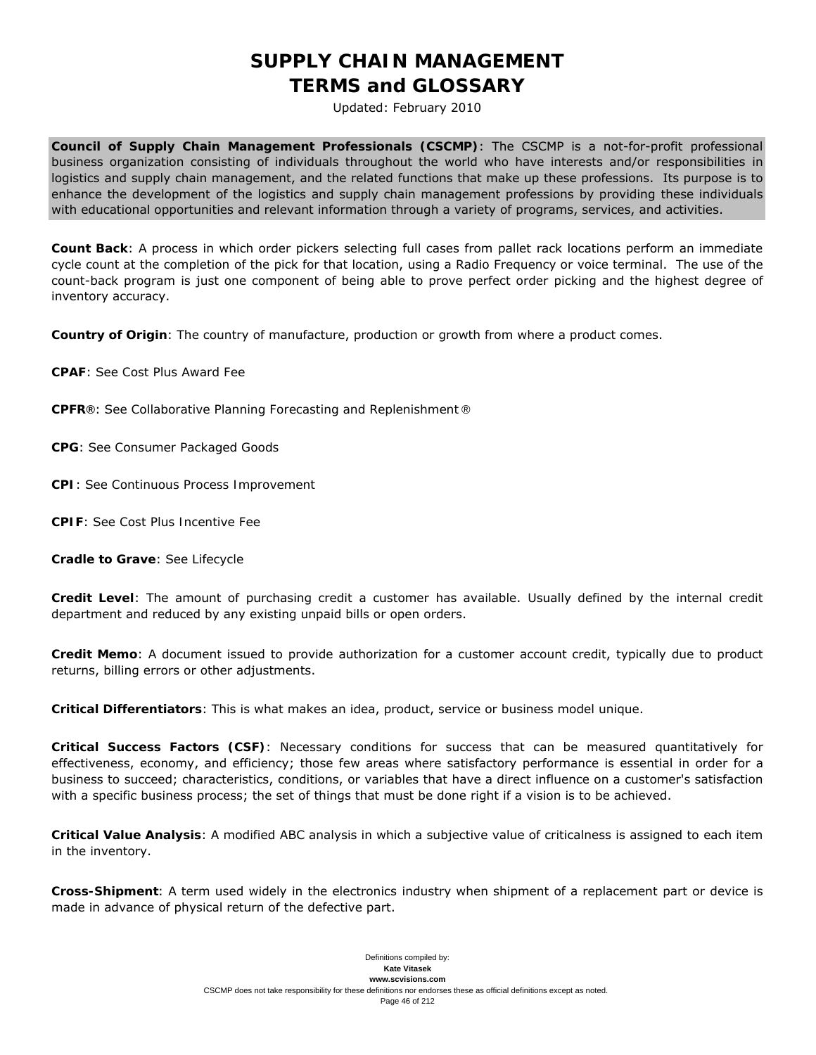**Council of Supply Chain Management Professionals (CSCMP)**: The CSCMP is a not-for-profit professional business organization consisting of individuals throughout the world who have interests and/or responsibilities in logistics and supply chain management, and the related functions that make up these professions. Its purpose is to enhance the development of the logistics and supply chain management professions by providing these individuals with educational opportunities and relevant information through a variety of programs, services, and activities.

**Count Back**: A process in which order pickers selecting full cases from pallet rack locations perform an immediate cycle count at the completion of the pick for that location, using a Radio Frequency or voice terminal. The use of the count-back program is just one component of being able to prove perfect order picking and the highest degree of inventory accuracy.

**Country of Origin**: The country of manufacture, production or growth from where a product comes.

**CPAF**: See Cost Plus Award Fee

**CPFR®**: See Collaborative Planning Forecasting and Replenishment®

**CPG**: See Consumer Packaged Goods

**CPI**: See Continuous Process Improvement

**CPIF**: See Cost Plus Incentive Fee

**Cradle to Grave**: See Lifecycle

**Credit Level**: The amount of purchasing credit a customer has available. Usually defined by the internal credit department and reduced by any existing unpaid bills or open orders.

**Credit Memo**: A document issued to provide authorization for a customer account credit, typically due to product returns, billing errors or other adjustments.

**Critical Differentiators**: This is what makes an idea, product, service or business model unique.

**Critical Success Factors (CSF)**: Necessary conditions for success that can be measured quantitatively for effectiveness, economy, and efficiency; those few areas where satisfactory performance is essential in order for a business to succeed; characteristics, conditions, or variables that have a direct influence on a customer's satisfaction with a specific business process; the set of things that must be done right if a vision is to be achieved.

**Critical Value Analysis**: A modified ABC analysis in which a subjective value of criticalness is assigned to each item in the inventory.

**Cross-Shipment**: A term used widely in the electronics industry when shipment of a replacement part or device is made in advance of physical return of the defective part.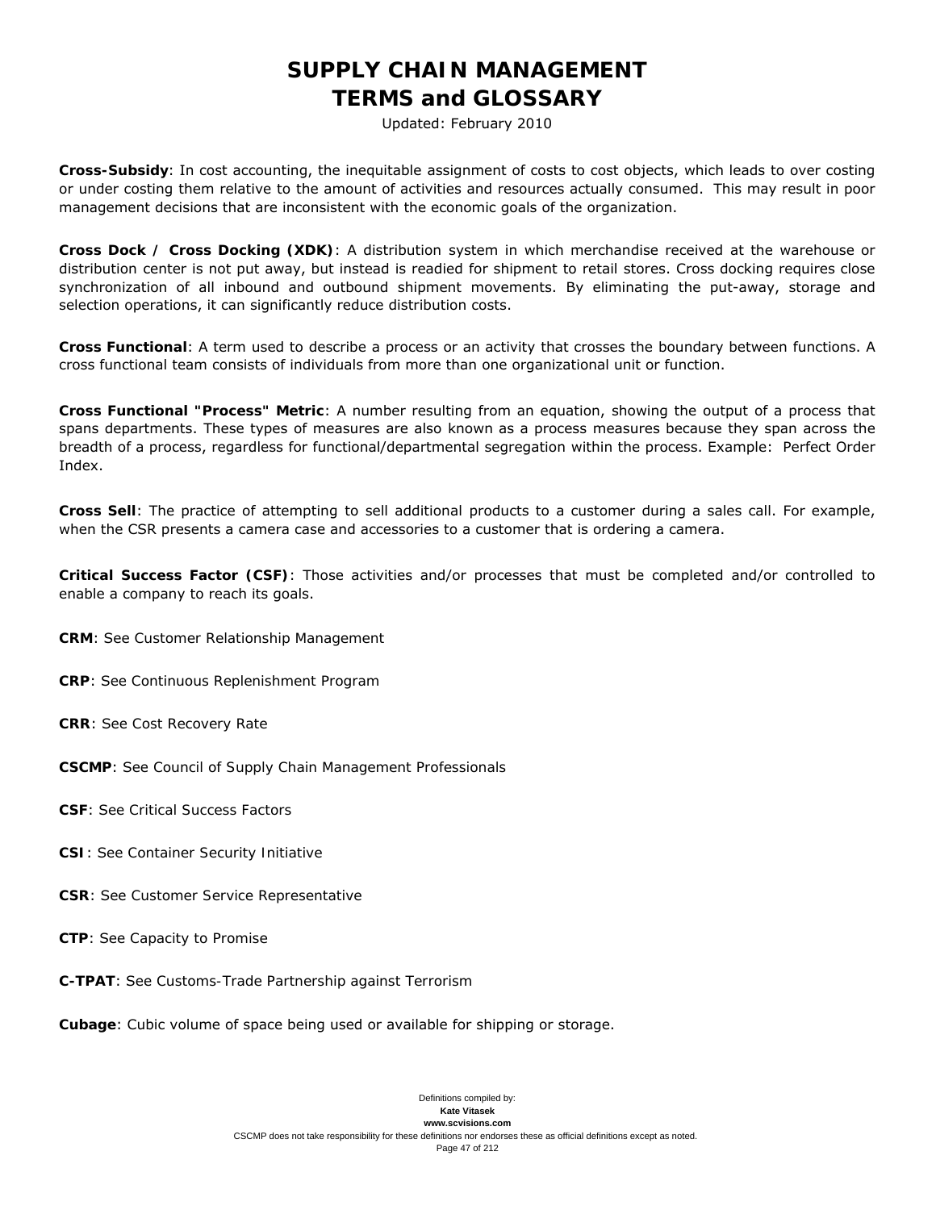**Cross-Subsidy**: In cost accounting, the inequitable assignment of costs to cost objects, which leads to over costing or under costing them relative to the amount of activities and resources actually consumed.  This may result in poor management decisions that are inconsistent with the economic goals of the organization.

**Cross Dock / Cross Docking (XDK)**: A distribution system in which merchandise received at the warehouse or distribution center is not put away, but instead is readied for shipment to retail stores. Cross docking requires close synchronization of all inbound and outbound shipment movements. By eliminating the put-away, storage and selection operations, it can significantly reduce distribution costs.

**Cross Functional**: A term used to describe a process or an activity that crosses the boundary between functions. A cross functional team consists of individuals from more than one organizational unit or function.

**Cross Functional "Process" Metric**: A number resulting from an equation, showing the output of a process that spans departments. These types of measures are also known as a process measures because they span across the breadth of a process, regardless for functional/departmental segregation within the process. Example:  Perfect Order Index.

**Cross Sell**: The practice of attempting to sell additional products to a customer during a sales call. For example, when the CSR presents a camera case and accessories to a customer that is ordering a camera.

**Critical Success Factor (CSF)**: Those activities and/or processes that must be completed and/or controlled to enable a company to reach its goals.

**CRM**: See Customer Relationship Management

**CRP**: See Continuous Replenishment Program

**CRR**: See Cost Recovery Rate

**CSCMP**: See Council of Supply Chain Management Professionals

**CSF**: See Critical Success Factors

**CSI**: See Container Security Initiative

**CSR**: See Customer Service Representative

**CTP**: See Capacity to Promise

**C-TPAT**: See Customs-Trade Partnership against Terrorism

**Cubage**: Cubic volume of space being used or available for shipping or storage.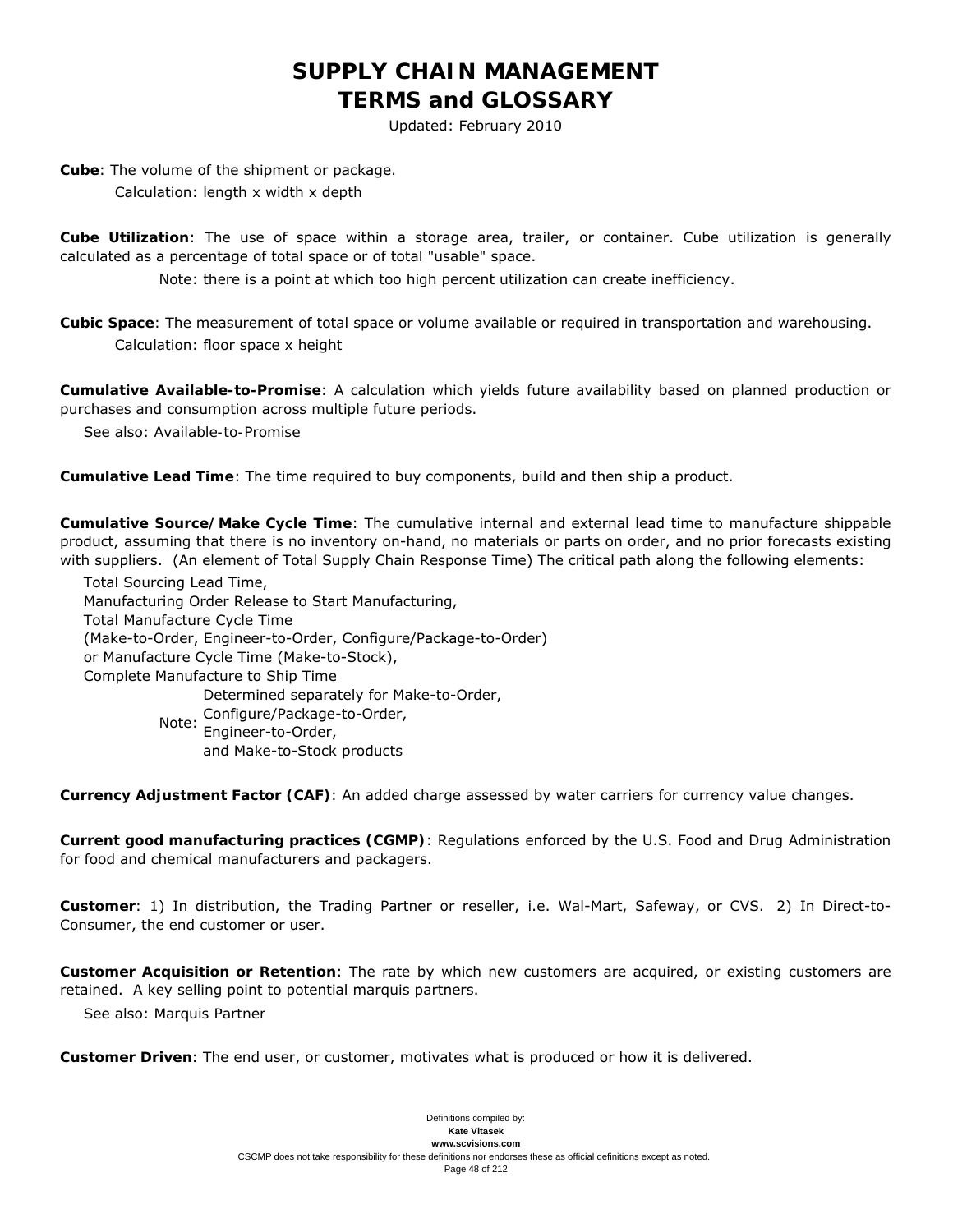**Cube**: The volume of the shipment or package.

Calculation: length x width x depth

**Cube Utilization**: The use of space within a storage area, trailer, or container. Cube utilization is generally calculated as a percentage of total space or of total "usable" space.

Note: there is a point at which too high percent utilization can create inefficiency.

**Cubic Space**: The measurement of total space or volume available or required in transportation and warehousing.

Calculation: floor space x height

**Cumulative Available-to-Promise**: A calculation which yields future availability based on planned production or purchases and consumption across multiple future periods.

See also: Available-to-Promise

**Cumulative Lead Time**: The time required to buy components, build and then ship a product.

**Cumulative Source/Make Cycle Time**: The cumulative internal and external lead time to manufacture shippable product, assuming that there is no inventory on-hand, no materials or parts on order, and no prior forecasts existing with suppliers. (An element of Total Supply Chain Response Time) The critical path along the following elements:

Total Sourcing Lead Time,
Manufacturing Order Release to Start Manufacturing,
Total Manufacture Cycle Time
(Make-to-Order, Engineer-to-Order, Configure/Package-to-Order)
or Manufacture Cycle Time (Make-to-Stock),
Complete Manufacture to Ship Time

Note: Determined separately for Make-to-Order,
Configure/Package-to-Order,
Engineer-to-Order,
and Make-to-Stock products

**Currency Adjustment Factor (CAF)**: An added charge assessed by water carriers for currency value changes.

**Current good manufacturing practices (CGMP)**: Regulations enforced by the U.S. Food and Drug Administration for food and chemical manufacturers and packagers.

**Customer**: 1) In distribution, the Trading Partner or reseller, i.e. Wal-Mart, Safeway, or CVS. 2) In Direct-to-Consumer, the end customer or user.

**Customer Acquisition or Retention**: The rate by which new customers are acquired, or existing customers are retained. A key selling point to potential marquis partners.

See also: Marquis Partner

**Customer Driven**: The end user, or customer, motivates what is produced or how it is delivered.

Definitions compiled by:
**Kate Vitasek**
**www.scvisions.com**
CSCMP does not take responsibility for these definitions nor endorses these as official definitions except as noted.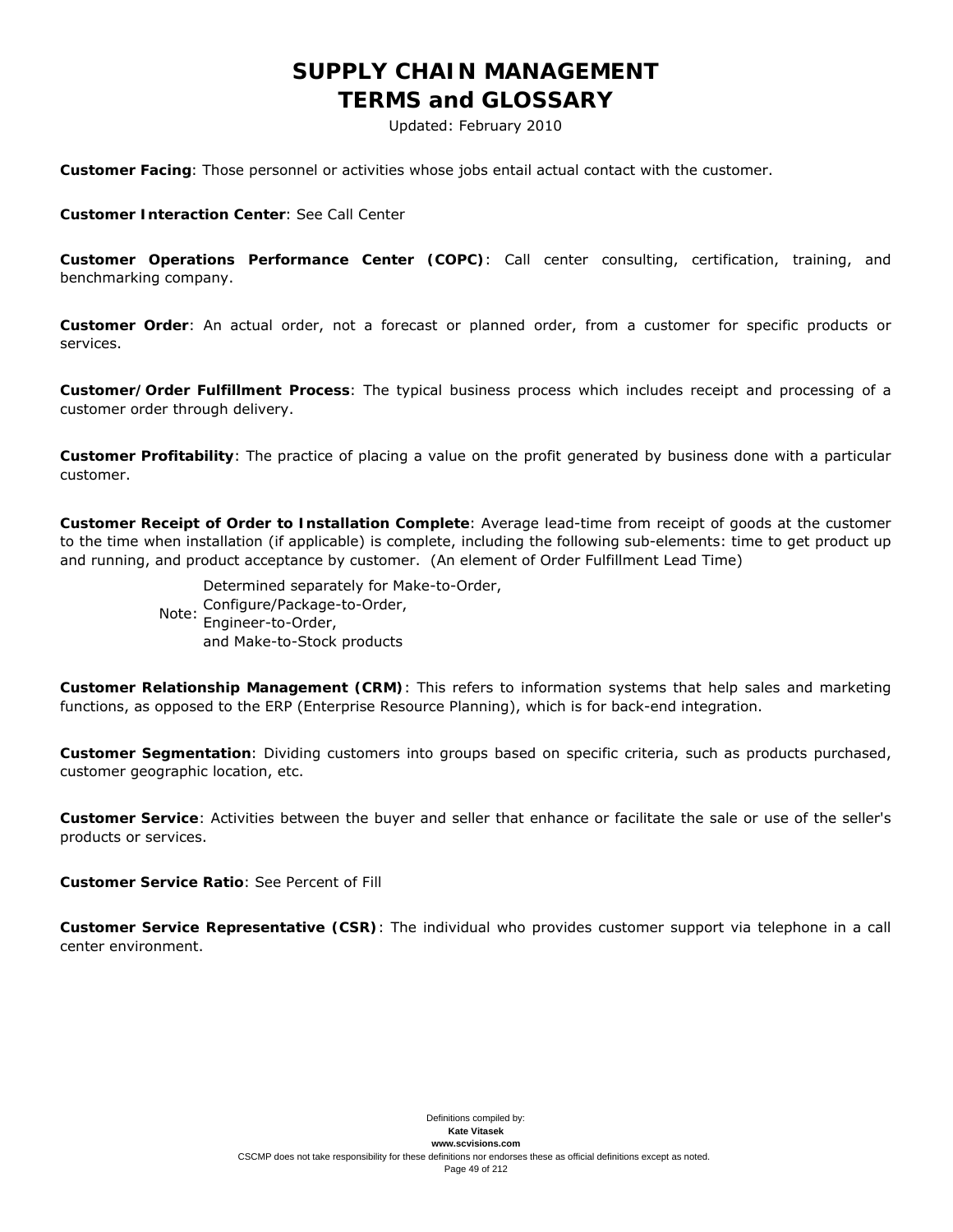**Customer Facing**: Those personnel or activities whose jobs entail actual contact with the customer.

**Customer Interaction Center**: See Call Center

**Customer Operations Performance Center (COPC)**: Call center consulting, certification, training, and benchmarking company.

**Customer Order**: An actual order, not a forecast or planned order, from a customer for specific products or services.

**Customer/Order Fulfillment Process**: The typical business process which includes receipt and processing of a customer order through delivery.

**Customer Profitability**: The practice of placing a value on the profit generated by business done with a particular customer.

**Customer Receipt of Order to Installation Complete**: Average lead-time from receipt of goods at the customer to the time when installation (if applicable) is complete, including the following sub-elements: time to get product up and running, and product acceptance by customer. (An element of Order Fulfillment Lead Time)

Note: Determined separately for Make-to-Order, Configure/Package-to-Order, Engineer-to-Order, and Make-to-Stock products

**Customer Relationship Management (CRM)**: This refers to information systems that help sales and marketing functions, as opposed to the ERP (Enterprise Resource Planning), which is for back-end integration.

**Customer Segmentation**: Dividing customers into groups based on specific criteria, such as products purchased, customer geographic location, etc.

**Customer Service**: Activities between the buyer and seller that enhance or facilitate the sale or use of the seller's products or services.

**Customer Service Ratio**: See Percent of Fill

**Customer Service Representative (CSR)**: The individual who provides customer support via telephone in a call center environment.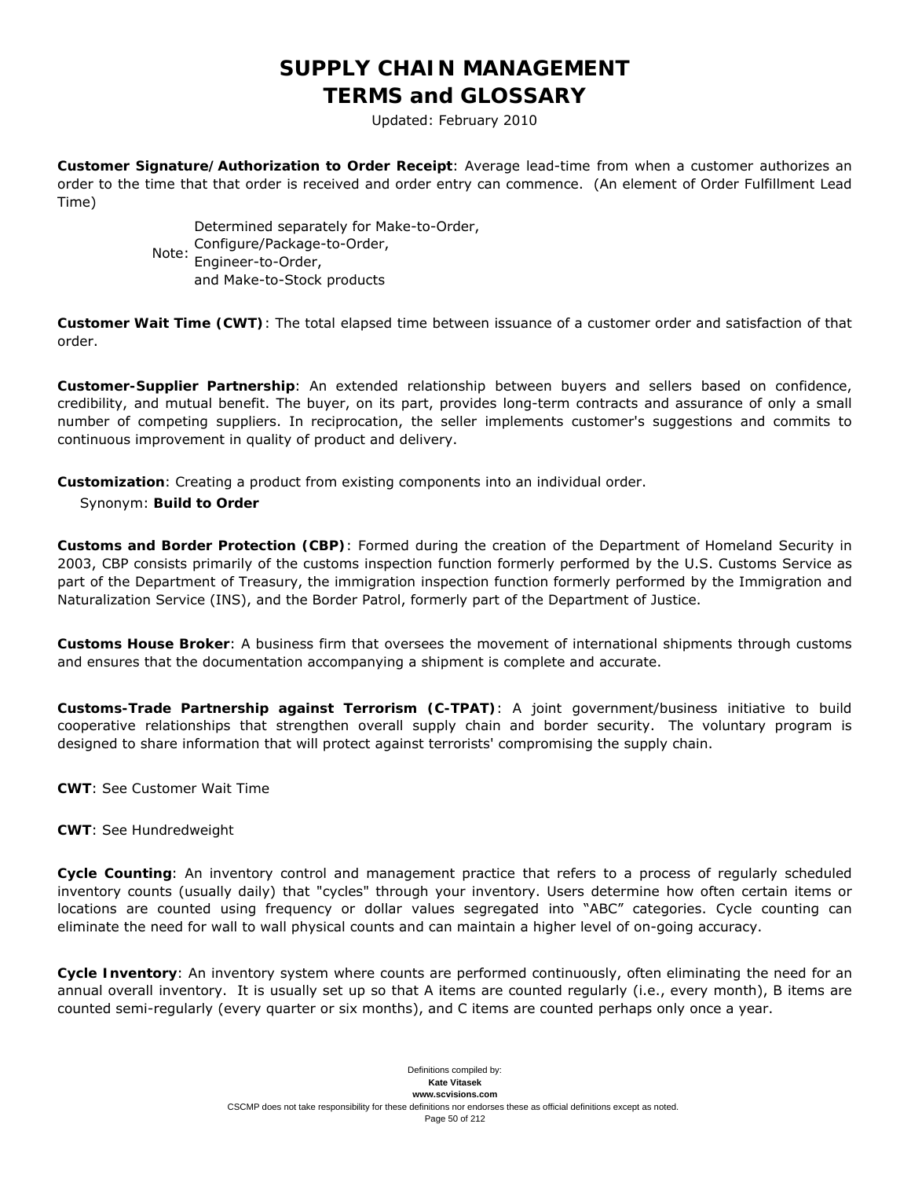**Customer Signature/Authorization to Order Receipt**: Average lead-time from when a customer authorizes an order to the time that that order is received and order entry can commence. (An element of Order Fulfillment Lead Time)

Note: Determined separately for Make-to-Order, Configure/Package-to-Order, Engineer-to-Order, and Make-to-Stock products

**Customer Wait Time (CWT)**: The total elapsed time between issuance of a customer order and satisfaction of that order.

**Customer-Supplier Partnership**: An extended relationship between buyers and sellers based on confidence, credibility, and mutual benefit. The buyer, on its part, provides long-term contracts and assurance of only a small number of competing suppliers. In reciprocation, the seller implements customer's suggestions and commits to continuous improvement in quality of product and delivery.

**Customization**: Creating a product from existing components into an individual order.

Synonym: **Build to Order**

**Customs and Border Protection (CBP)**: Formed during the creation of the Department of Homeland Security in 2003, CBP consists primarily of the customs inspection function formerly performed by the U.S. Customs Service as part of the Department of Treasury, the immigration inspection function formerly performed by the Immigration and Naturalization Service (INS), and the Border Patrol, formerly part of the Department of Justice.

**Customs House Broker**: A business firm that oversees the movement of international shipments through customs and ensures that the documentation accompanying a shipment is complete and accurate.

**Customs-Trade Partnership against Terrorism (C-TPAT)**: A joint government/business initiative to build cooperative relationships that strengthen overall supply chain and border security. The voluntary program is designed to share information that will protect against terrorists' compromising the supply chain.

**CWT**: See Customer Wait Time

**CWT**: See Hundredweight

**Cycle Counting**: An inventory control and management practice that refers to a process of regularly scheduled inventory counts (usually daily) that "cycles" through your inventory. Users determine how often certain items or locations are counted using frequency or dollar values segregated into “ABC” categories. Cycle counting can eliminate the need for wall to wall physical counts and can maintain a higher level of on-going accuracy.

**Cycle Inventory**: An inventory system where counts are performed continuously, often eliminating the need for an annual overall inventory. It is usually set up so that A items are counted regularly (i.e., every month), B items are counted semi-regularly (every quarter or six months), and C items are counted perhaps only once a year.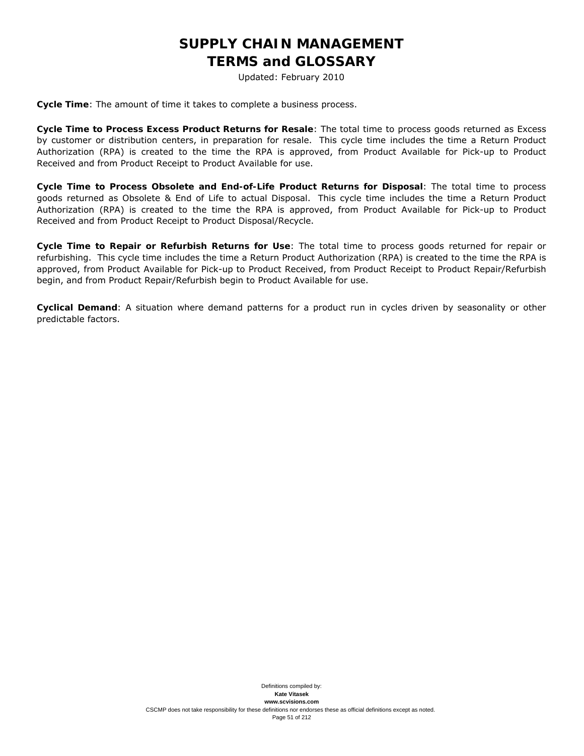**Cycle Time**: The amount of time it takes to complete a business process.

**Cycle Time to Process Excess Product Returns for Resale**: The total time to process goods returned as Excess by customer or distribution centers, in preparation for resale. This cycle time includes the time a Return Product Authorization (RPA) is created to the time the RPA is approved, from Product Available for Pick-up to Product Received and from Product Receipt to Product Available for use.

**Cycle Time to Process Obsolete and End-of-Life Product Returns for Disposal**: The total time to process goods returned as Obsolete & End of Life to actual Disposal. This cycle time includes the time a Return Product Authorization (RPA) is created to the time the RPA is approved, from Product Available for Pick-up to Product Received and from Product Receipt to Product Disposal/Recycle.

**Cycle Time to Repair or Refurbish Returns for Use**: The total time to process goods returned for repair or refurbishing. This cycle time includes the time a Return Product Authorization (RPA) is created to the time the RPA is approved, from Product Available for Pick-up to Product Received, from Product Receipt to Product Repair/Refurbish begin, and from Product Repair/Refurbish begin to Product Available for use.

**Cyclical Demand**: A situation where demand patterns for a product run in cycles driven by seasonality or other predictable factors.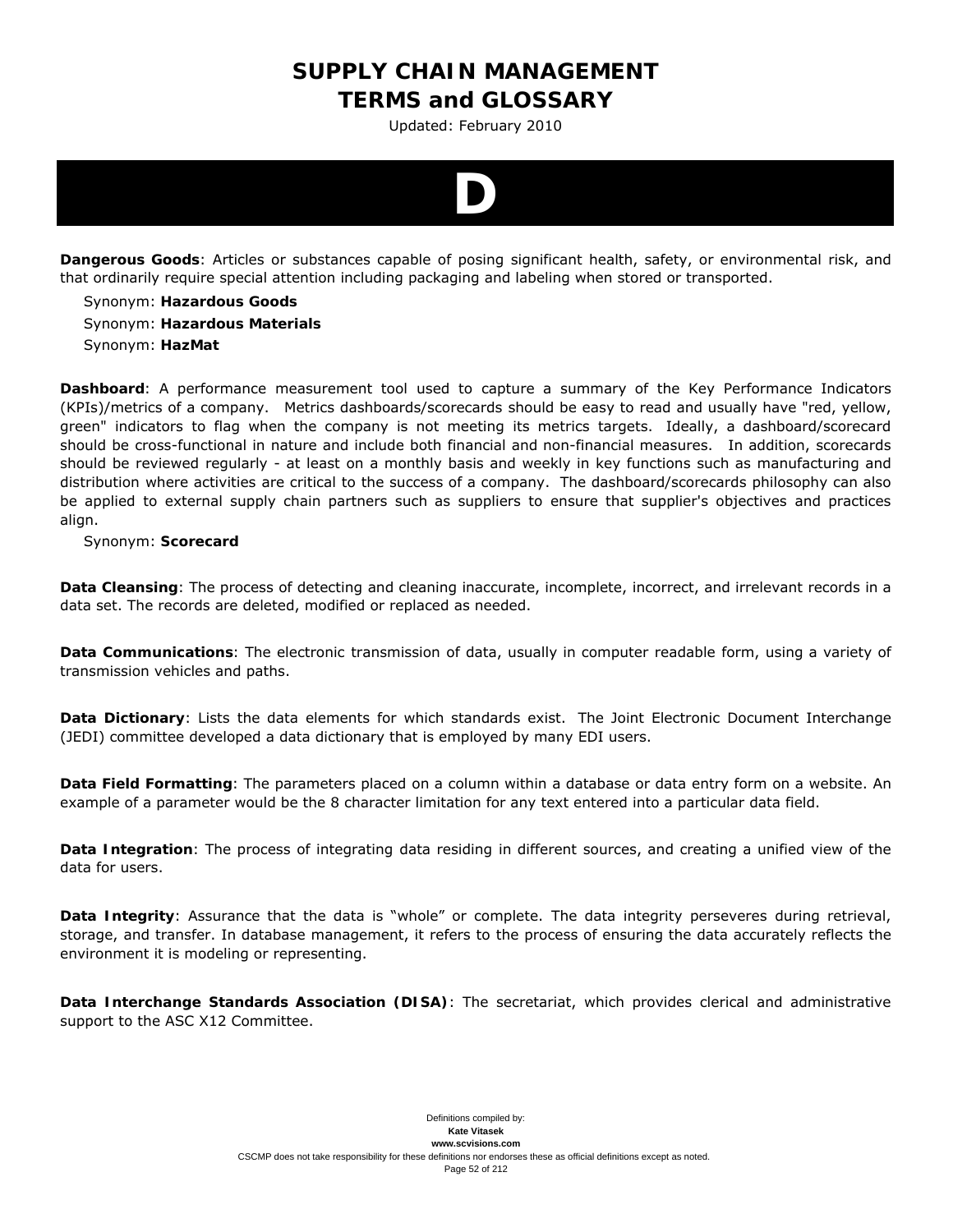# D

**Dangerous Goods**: Articles or substances capable of posing significant health, safety, or environmental risk, and that ordinarily require special attention including packaging and labeling when stored or transported.

Synonym: **Hazardous Goods**
Synonym: **Hazardous Materials**
Synonym: **HazMat**

**Dashboard**: A performance measurement tool used to capture a summary of the Key Performance Indicators (KPIs)/metrics of a company. Metrics dashboards/scorecards should be easy to read and usually have "red, yellow, green" indicators to flag when the company is not meeting its metrics targets. Ideally, a dashboard/scorecard should be cross-functional in nature and include both financial and non-financial measures. In addition, scorecards should be reviewed regularly - at least on a monthly basis and weekly in key functions such as manufacturing and distribution where activities are critical to the success of a company. The dashboard/scorecards philosophy can also be applied to external supply chain partners such as suppliers to ensure that supplier's objectives and practices align.

Synonym: **Scorecard**

**Data Cleansing**: The process of detecting and cleaning inaccurate, incomplete, incorrect, and irrelevant records in a data set. The records are deleted, modified or replaced as needed.

**Data Communications**: The electronic transmission of data, usually in computer readable form, using a variety of transmission vehicles and paths.

**Data Dictionary**: Lists the data elements for which standards exist. The Joint Electronic Document Interchange (JEDI) committee developed a data dictionary that is employed by many EDI users.

**Data Field Formatting**: The parameters placed on a column within a database or data entry form on a website. An example of a parameter would be the 8 character limitation for any text entered into a particular data field.

**Data Integration**: The process of integrating data residing in different sources, and creating a unified view of the data for users.

**Data Integrity**: Assurance that the data is "whole" or complete. The data integrity perseveres during retrieval, storage, and transfer. In database management, it refers to the process of ensuring the data accurately reflects the environment it is modeling or representing.

**Data Interchange Standards Association (DISA)**: The secretariat, which provides clerical and administrative support to the ASC X12 Committee.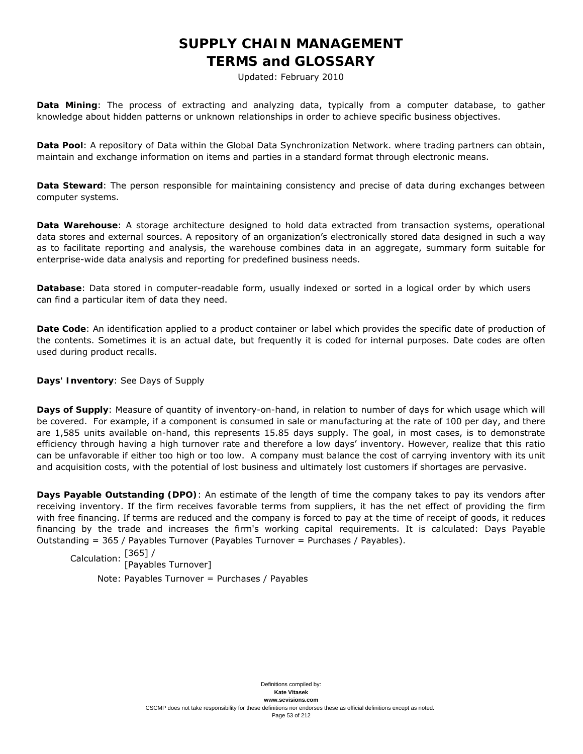**Data Mining**: The process of extracting and analyzing data, typically from a computer database, to gather knowledge about hidden patterns or unknown relationships in order to achieve specific business objectives.

**Data Pool**: A repository of Data within the Global Data Synchronization Network. where trading partners can obtain, maintain and exchange information on items and parties in a standard format through electronic means.

**Data Steward**: The person responsible for maintaining consistency and precise of data during exchanges between computer systems.

**Data Warehouse**: A storage architecture designed to hold data extracted from transaction systems, operational data stores and external sources. A repository of an organization's electronically stored data designed in such a way as to facilitate reporting and analysis, the warehouse combines data in an aggregate, summary form suitable for enterprise-wide data analysis and reporting for predefined business needs.

**Database**: Data stored in computer-readable form, usually indexed or sorted in a logical order by which users can find a particular item of data they need.

**Date Code**: An identification applied to a product container or label which provides the specific date of production of the contents. Sometimes it is an actual date, but frequently it is coded for internal purposes. Date codes are often used during product recalls.

**Days' Inventory**: See Days of Supply

**Days of Supply**: Measure of quantity of inventory-on-hand, in relation to number of days for which usage which will be covered. For example, if a component is consumed in sale or manufacturing at the rate of 100 per day, and there are 1,585 units available on-hand, this represents 15.85 days supply. The goal, in most cases, is to demonstrate efficiency through having a high turnover rate and therefore a low days' inventory. However, realize that this ratio can be unfavorable if either too high or too low. A company must balance the cost of carrying inventory with its unit and acquisition costs, with the potential of lost business and ultimately lost customers if shortages are pervasive.

**Days Payable Outstanding (DPO)**: An estimate of the length of time the company takes to pay its vendors after receiving inventory. If the firm receives favorable terms from suppliers, it has the net effect of providing the firm with free financing. If terms are reduced and the company is forced to pay at the time of receipt of goods, it reduces financing by the trade and increases the firm's working capital requirements. It is calculated: Days Payable Outstanding = 365 / Payables Turnover (Payables Turnover = Purchases / Payables).

Calculation: [365] / [Payables Turnover]

Note: Payables Turnover = Purchases / Payables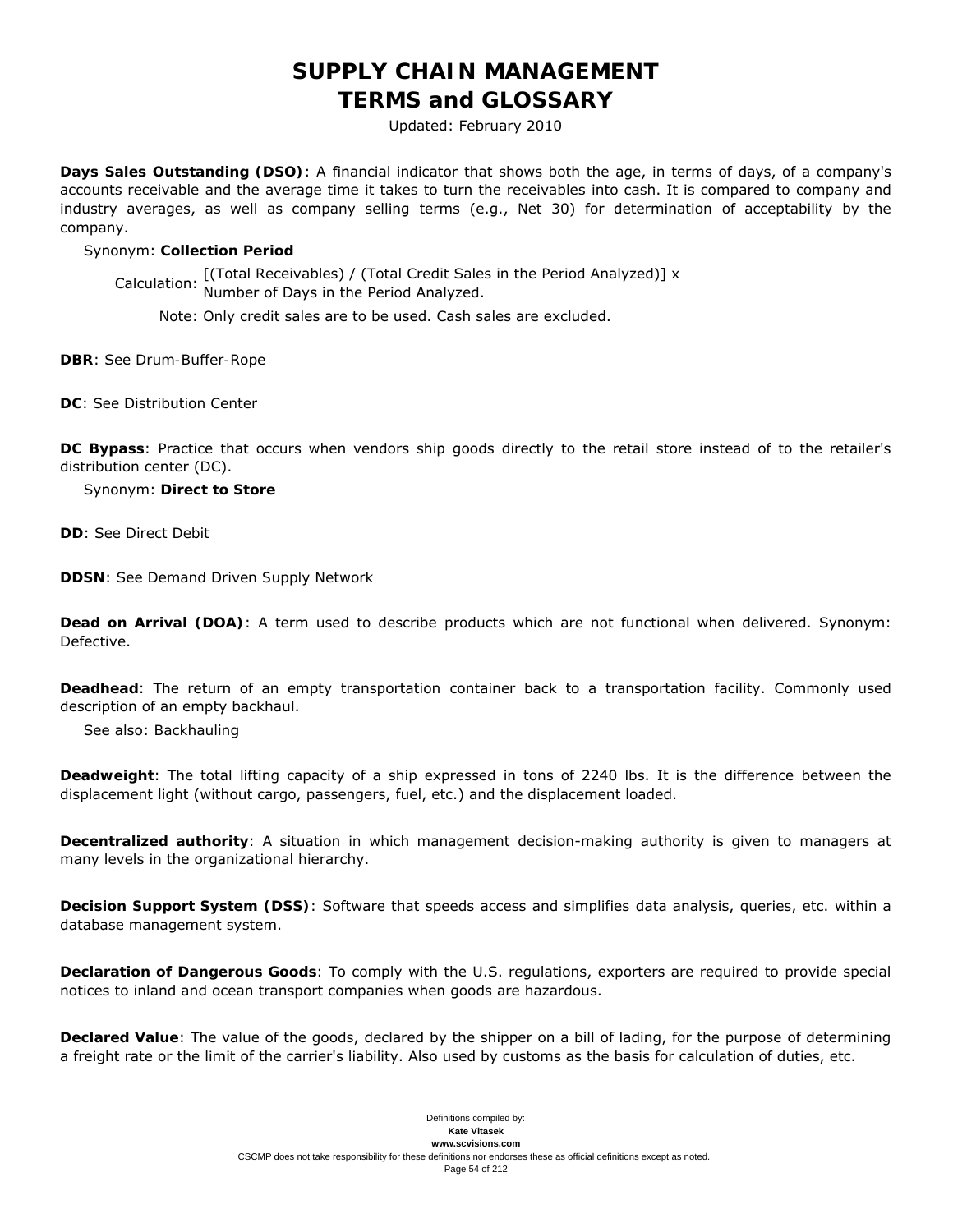**Days Sales Outstanding (DSO)**: A financial indicator that shows both the age, in terms of days, of a company's accounts receivable and the average time it takes to turn the receivables into cash. It is compared to company and industry averages, as well as company selling terms (e.g., Net 30) for determination of acceptability by the company.

Synonym: **Collection Period**

Calculation: [(Total Receivables) / (Total Credit Sales in the Period Analyzed)] x Number of Days in the Period Analyzed.

Note: Only credit sales are to be used. Cash sales are excluded.

**DBR**: See Drum-Buffer-Rope

**DC**: See Distribution Center

**DC Bypass**: Practice that occurs when vendors ship goods directly to the retail store instead of to the retailer's distribution center (DC).

Synonym: **Direct to Store**

**DD**: See Direct Debit

**DDSN**: See Demand Driven Supply Network

**Dead on Arrival (DOA)**: A term used to describe products which are not functional when delivered. Synonym: Defective.

**Deadhead**: The return of an empty transportation container back to a transportation facility. Commonly used description of an empty backhaul.

See also: Backhauling

**Deadweight**: The total lifting capacity of a ship expressed in tons of 2240 lbs. It is the difference between the displacement light (without cargo, passengers, fuel, etc.) and the displacement loaded.

**Decentralized authority**: A situation in which management decision-making authority is given to managers at many levels in the organizational hierarchy.

**Decision Support System (DSS)**: Software that speeds access and simplifies data analysis, queries, etc. within a database management system.

**Declaration of Dangerous Goods**: To comply with the U.S. regulations, exporters are required to provide special notices to inland and ocean transport companies when goods are hazardous.

**Declared Value**: The value of the goods, declared by the shipper on a bill of lading, for the purpose of determining a freight rate or the limit of the carrier's liability. Also used by customs as the basis for calculation of duties, etc.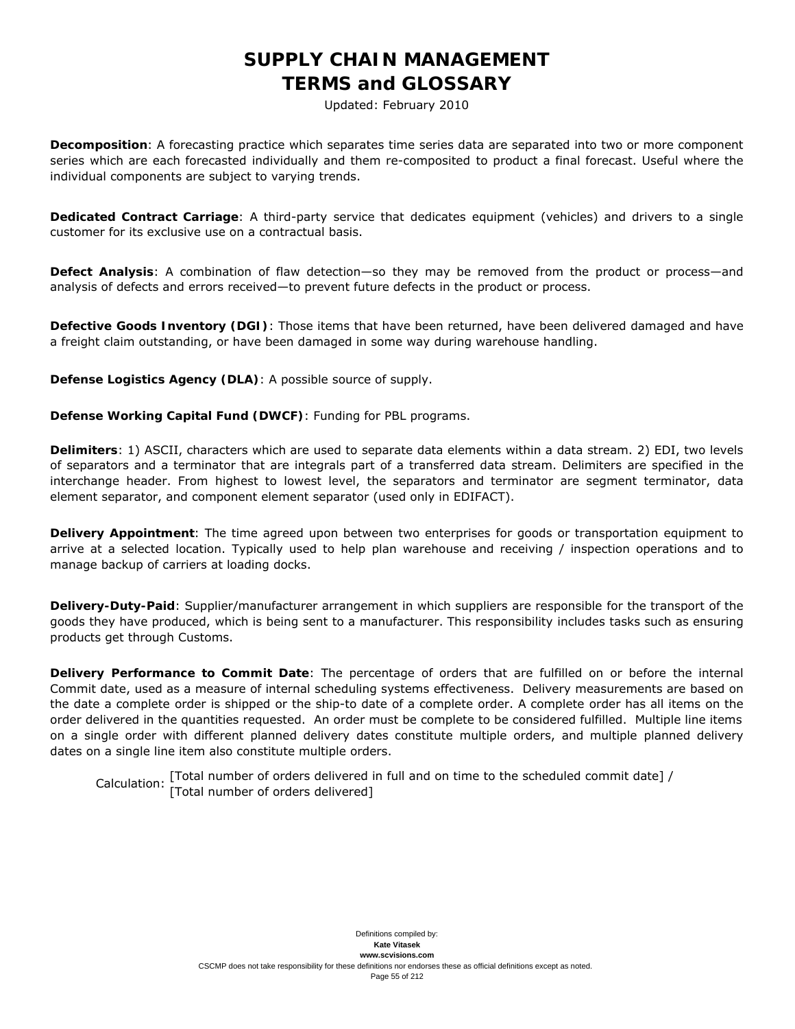**Decomposition**: A forecasting practice which separates time series data are separated into two or more component series which are each forecasted individually and them re-composited to product a final forecast. Useful where the individual components are subject to varying trends.

**Dedicated Contract Carriage**: A third-party service that dedicates equipment (vehicles) and drivers to a single customer for its exclusive use on a contractual basis.

**Defect Analysis**: A combination of flaw detection—so they may be removed from the product or process—and analysis of defects and errors received—to prevent future defects in the product or process.

**Defective Goods Inventory (DGI)**: Those items that have been returned, have been delivered damaged and have a freight claim outstanding, or have been damaged in some way during warehouse handling.

**Defense Logistics Agency (DLA)**: A possible source of supply.

**Defense Working Capital Fund (DWCF)**: Funding for PBL programs.

**Delimiters**: 1) ASCII, characters which are used to separate data elements within a data stream. 2) EDI, two levels of separators and a terminator that are integrals part of a transferred data stream. Delimiters are specified in the interchange header. From highest to lowest level, the separators and terminator are segment terminator, data element separator, and component element separator (used only in EDIFACT).

**Delivery Appointment**: The time agreed upon between two enterprises for goods or transportation equipment to arrive at a selected location. Typically used to help plan warehouse and receiving / inspection operations and to manage backup of carriers at loading docks.

**Delivery-Duty-Paid**: Supplier/manufacturer arrangement in which suppliers are responsible for the transport of the goods they have produced, which is being sent to a manufacturer. This responsibility includes tasks such as ensuring products get through Customs.

**Delivery Performance to Commit Date**: The percentage of orders that are fulfilled on or before the internal Commit date, used as a measure of internal scheduling systems effectiveness. Delivery measurements are based on the date a complete order is shipped or the ship-to date of a complete order. A complete order has all items on the order delivered in the quantities requested. An order must be complete to be considered fulfilled. Multiple line items on a single order with different planned delivery dates constitute multiple orders, and multiple planned delivery dates on a single line item also constitute multiple orders.

Calculation: [Total number of orders delivered in full and on time to the scheduled commit date] / [Total number of orders delivered]

Definitions compiled by:
**Kate Vitasek**
**www.scvisions.com**
CSCMP does not take responsibility for these definitions nor endorses these as official definitions except as noted.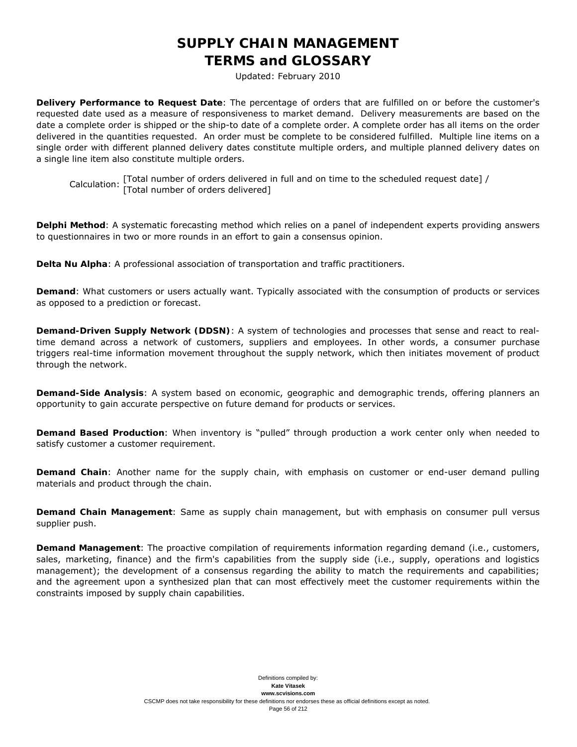**Delivery Performance to Request Date**: The percentage of orders that are fulfilled on or before the customer's requested date used as a measure of responsiveness to market demand. Delivery measurements are based on the date a complete order is shipped or the ship-to date of a complete order. A complete order has all items on the order delivered in the quantities requested. An order must be complete to be considered fulfilled. Multiple line items on a single order with different planned delivery dates constitute multiple orders, and multiple planned delivery dates on a single line item also constitute multiple orders.

Calculation: [Total number of orders delivered in full and on time to the scheduled request date] / [Total number of orders delivered]

**Delphi Method**: A systematic forecasting method which relies on a panel of independent experts providing answers to questionnaires in two or more rounds in an effort to gain a consensus opinion.

**Delta Nu Alpha**: A professional association of transportation and traffic practitioners.

**Demand**: What customers or users actually want. Typically associated with the consumption of products or services as opposed to a prediction or forecast.

**Demand-Driven Supply Network (DDSN)**: A system of technologies and processes that sense and react to real-time demand across a network of customers, suppliers and employees. In other words, a consumer purchase triggers real-time information movement throughout the supply network, which then initiates movement of product through the network.

**Demand-Side Analysis**: A system based on economic, geographic and demographic trends, offering planners an opportunity to gain accurate perspective on future demand for products or services.

**Demand Based Production**: When inventory is "pulled" through production a work center only when needed to satisfy customer a customer requirement.

**Demand Chain**: Another name for the supply chain, with emphasis on customer or end-user demand pulling materials and product through the chain.

**Demand Chain Management**: Same as supply chain management, but with emphasis on consumer pull versus supplier push.

**Demand Management**: The proactive compilation of requirements information regarding demand (i.e., customers, sales, marketing, finance) and the firm's capabilities from the supply side (i.e., supply, operations and logistics management); the development of a consensus regarding the ability to match the requirements and capabilities; and the agreement upon a synthesized plan that can most effectively meet the customer requirements within the constraints imposed by supply chain capabilities.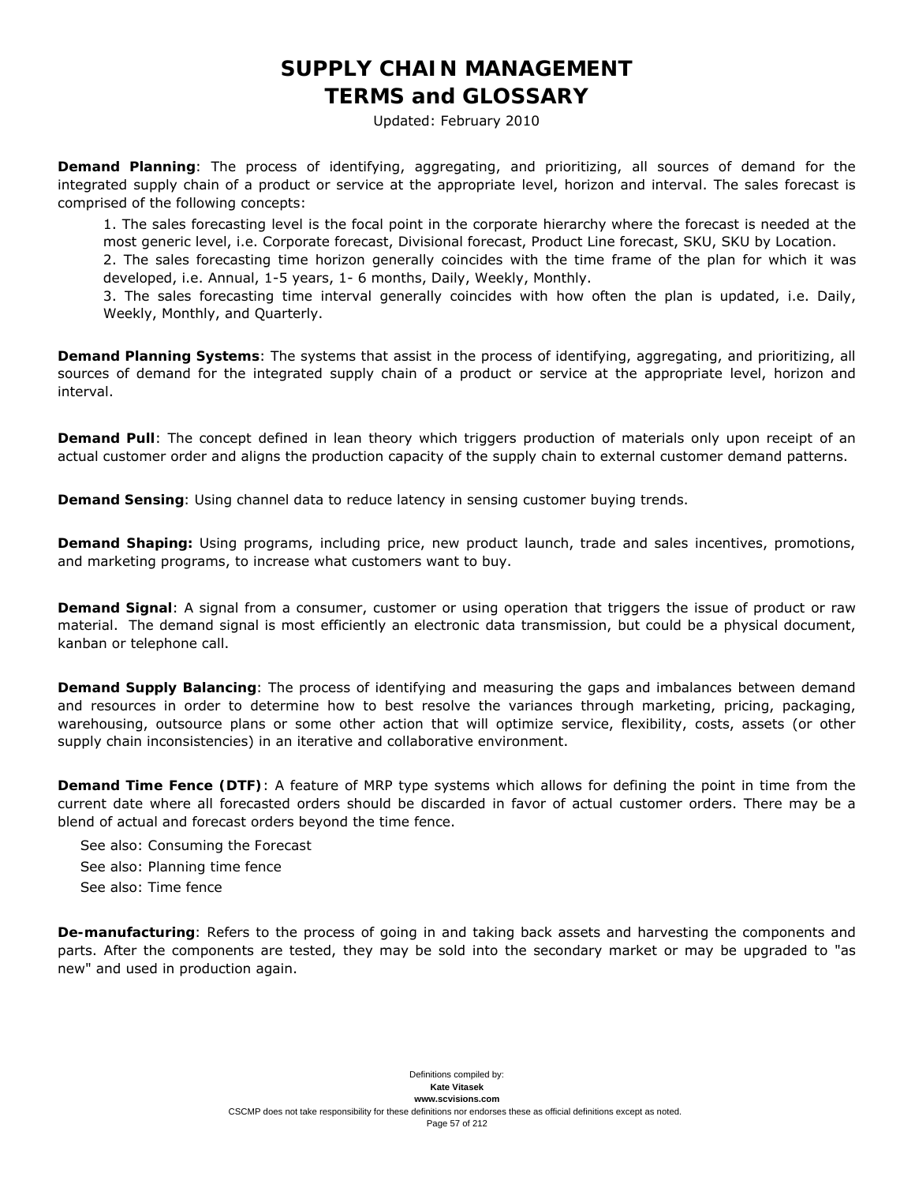# SUPPLY CHAIN MANAGEMENT TERMS and GLOSSARY

Updated: February 2010

**Demand Planning**: The process of identifying, aggregating, and prioritizing, all sources of demand for the integrated supply chain of a product or service at the appropriate level, horizon and interval. The sales forecast is comprised of the following concepts:

1. The sales forecasting level is the focal point in the corporate hierarchy where the forecast is needed at the most generic level, i.e. Corporate forecast, Divisional forecast, Product Line forecast, SKU, SKU by Location.
2. The sales forecasting time horizon generally coincides with the time frame of the plan for which it was developed, i.e. Annual, 1-5 years, 1- 6 months, Daily, Weekly, Monthly.
3. The sales forecasting time interval generally coincides with how often the plan is updated, i.e. Daily, Weekly, Monthly, and Quarterly.

**Demand Planning Systems**: The systems that assist in the process of identifying, aggregating, and prioritizing, all sources of demand for the integrated supply chain of a product or service at the appropriate level, horizon and interval.

**Demand Pull**: The concept defined in lean theory which triggers production of materials only upon receipt of an actual customer order and aligns the production capacity of the supply chain to external customer demand patterns.

**Demand Sensing**: Using channel data to reduce latency in sensing customer buying trends.

**Demand Shaping:** Using programs, including price, new product launch, trade and sales incentives, promotions, and marketing programs, to increase what customers want to buy.

**Demand Signal**: A signal from a consumer, customer or using operation that triggers the issue of product or raw material. The demand signal is most efficiently an electronic data transmission, but could be a physical document, kanban or telephone call.

**Demand Supply Balancing**: The process of identifying and measuring the gaps and imbalances between demand and resources in order to determine how to best resolve the variances through marketing, pricing, packaging, warehousing, outsource plans or some other action that will optimize service, flexibility, costs, assets (or other supply chain inconsistencies) in an iterative and collaborative environment.

**Demand Time Fence (DTF)**: A feature of MRP type systems which allows for defining the point in time from the current date where all forecasted orders should be discarded in favor of actual customer orders. There may be a blend of actual and forecast orders beyond the time fence.

See also: Consuming the Forecast
See also: Planning time fence
See also: Time fence

**De-manufacturing**: Refers to the process of going in and taking back assets and harvesting the components and parts. After the components are tested, they may be sold into the secondary market or may be upgraded to "as new" and used in production again.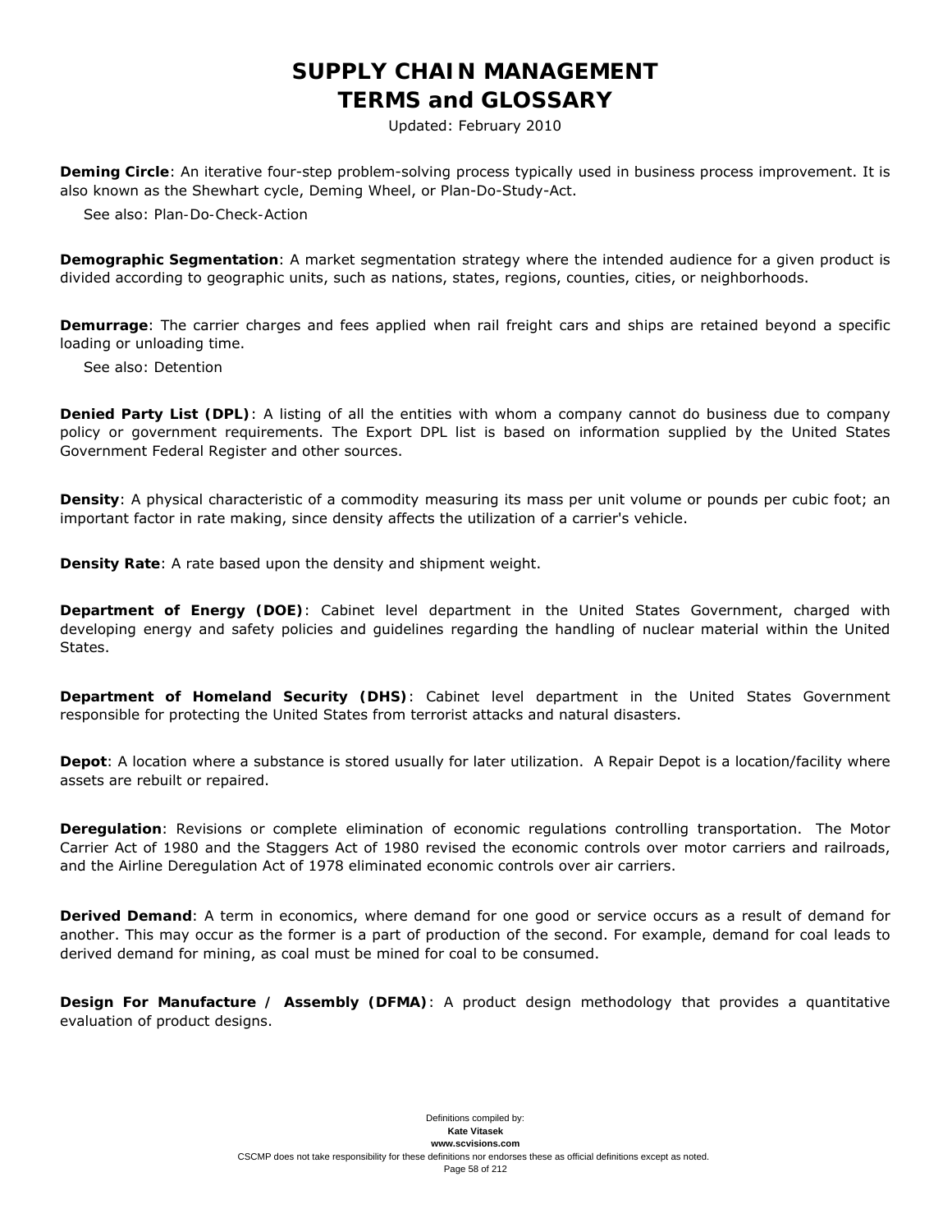**Deming Circle**: An iterative four-step problem-solving process typically used in business process improvement. It is also known as the Shewhart cycle, Deming Wheel, or Plan-Do-Study-Act.

See also: Plan-Do-Check-Action

**Demographic Segmentation**: A market segmentation strategy where the intended audience for a given product is divided according to geographic units, such as nations, states, regions, counties, cities, or neighborhoods.

**Demurrage**: The carrier charges and fees applied when rail freight cars and ships are retained beyond a specific loading or unloading time.

See also: Detention

**Denied Party List (DPL)**: A listing of all the entities with whom a company cannot do business due to company policy or government requirements. The Export DPL list is based on information supplied by the United States Government Federal Register and other sources.

**Density**: A physical characteristic of a commodity measuring its mass per unit volume or pounds per cubic foot; an important factor in rate making, since density affects the utilization of a carrier's vehicle.

**Density Rate**: A rate based upon the density and shipment weight.

**Department of Energy (DOE)**: Cabinet level department in the United States Government, charged with developing energy and safety policies and guidelines regarding the handling of nuclear material within the United States.

**Department of Homeland Security (DHS)**: Cabinet level department in the United States Government responsible for protecting the United States from terrorist attacks and natural disasters.

**Depot**: A location where a substance is stored usually for later utilization. A Repair Depot is a location/facility where assets are rebuilt or repaired.

**Deregulation**: Revisions or complete elimination of economic regulations controlling transportation. The Motor Carrier Act of 1980 and the Staggers Act of 1980 revised the economic controls over motor carriers and railroads, and the Airline Deregulation Act of 1978 eliminated economic controls over air carriers.

**Derived Demand**: A term in economics, where demand for one good or service occurs as a result of demand for another. This may occur as the former is a part of production of the second. For example, demand for coal leads to derived demand for mining, as coal must be mined for coal to be consumed.

**Design For Manufacture / Assembly (DFMA)**: A product design methodology that provides a quantitative evaluation of product designs.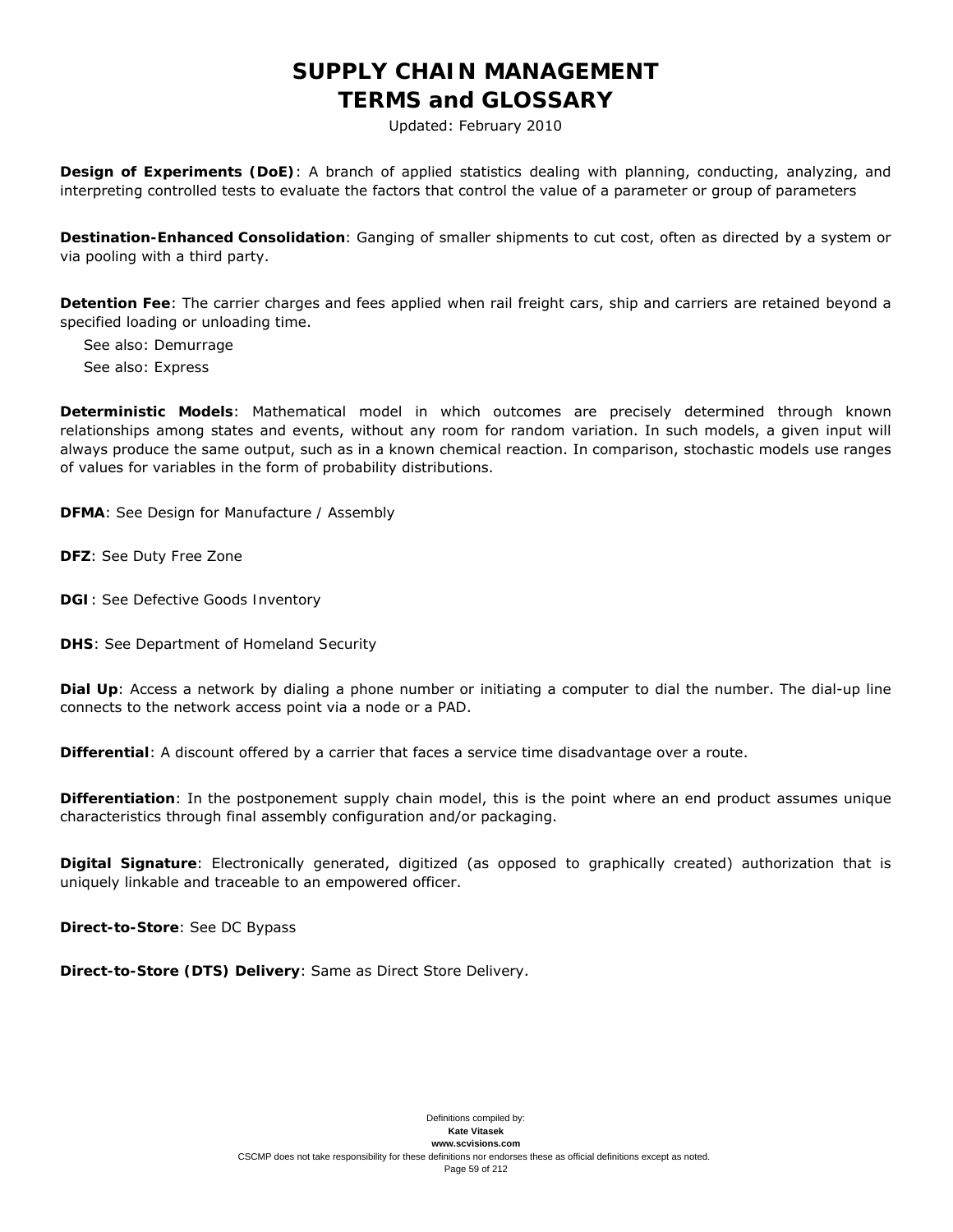**Design of Experiments (DoE)**: A branch of applied statistics dealing with planning, conducting, analyzing, and interpreting controlled tests to evaluate the factors that control the value of a parameter or group of parameters

**Destination-Enhanced Consolidation**: Ganging of smaller shipments to cut cost, often as directed by a system or via pooling with a third party.

**Detention Fee**: The carrier charges and fees applied when rail freight cars, ship and carriers are retained beyond a specified loading or unloading time.

See also: Demurrage

See also: Express

**Deterministic Models**: Mathematical model in which outcomes are precisely determined through known relationships among states and events, without any room for random variation. In such models, a given input will always produce the same output, such as in a known chemical reaction. In comparison, stochastic models use ranges of values for variables in the form of probability distributions.

**DFMA**: See Design for Manufacture / Assembly

**DFZ**: See Duty Free Zone

**DGI**: See Defective Goods Inventory

**DHS**: See Department of Homeland Security

**Dial Up**: Access a network by dialing a phone number or initiating a computer to dial the number. The dial-up line connects to the network access point via a node or a PAD.

**Differential**: A discount offered by a carrier that faces a service time disadvantage over a route.

**Differentiation**: In the postponement supply chain model, this is the point where an end product assumes unique characteristics through final assembly configuration and/or packaging.

**Digital Signature**: Electronically generated, digitized (as opposed to graphically created) authorization that is uniquely linkable and traceable to an empowered officer.

**Direct-to-Store**: See DC Bypass

**Direct-to-Store (DTS) Delivery**: Same as Direct Store Delivery.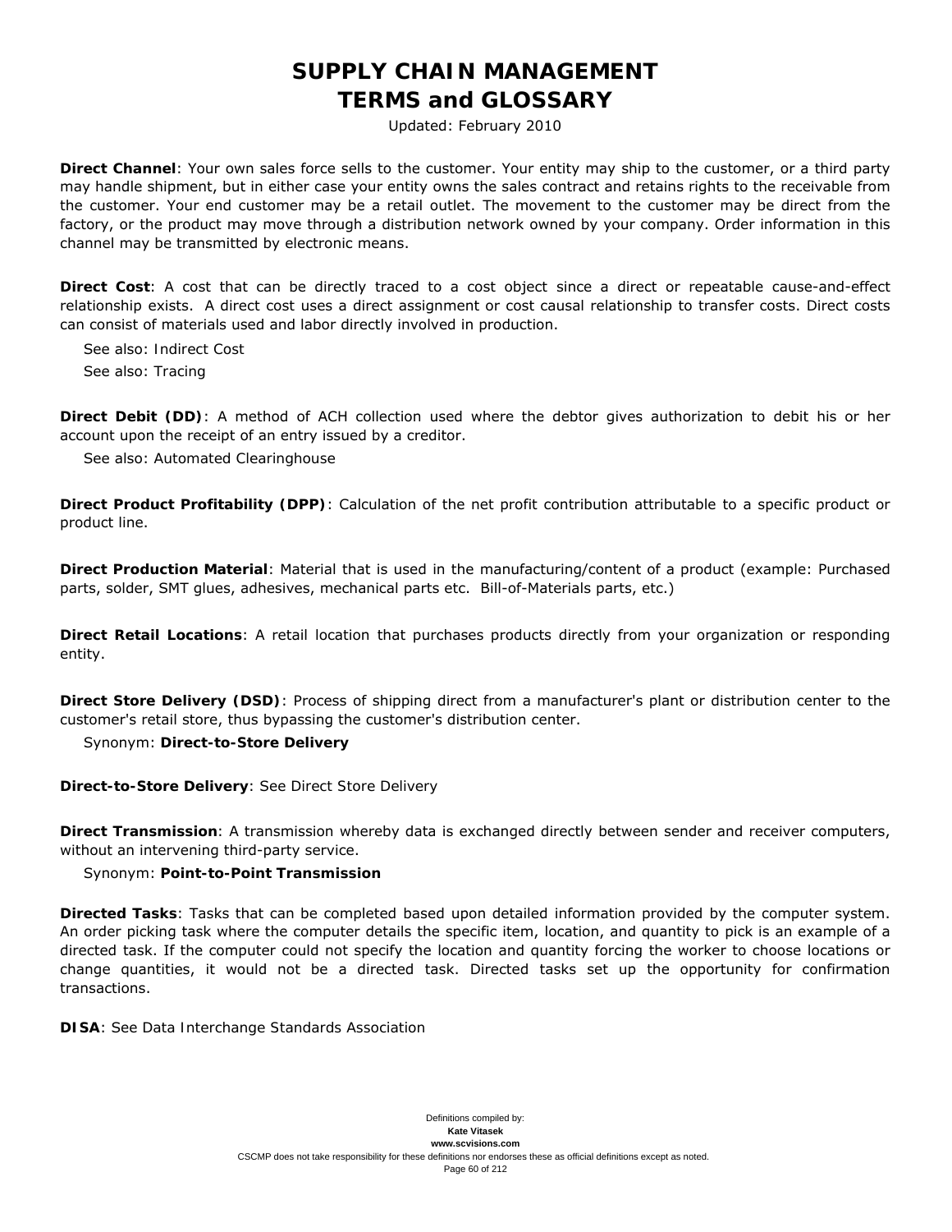**Direct Channel**: Your own sales force sells to the customer. Your entity may ship to the customer, or a third party may handle shipment, but in either case your entity owns the sales contract and retains rights to the receivable from the customer. Your end customer may be a retail outlet. The movement to the customer may be direct from the factory, or the product may move through a distribution network owned by your company. Order information in this channel may be transmitted by electronic means.

**Direct Cost**: A cost that can be directly traced to a cost object since a direct or repeatable cause-and-effect relationship exists. A direct cost uses a direct assignment or cost causal relationship to transfer costs. Direct costs can consist of materials used and labor directly involved in production.

See also: Indirect Cost

See also: Tracing

**Direct Debit (DD)**: A method of ACH collection used where the debtor gives authorization to debit his or her account upon the receipt of an entry issued by a creditor.

See also: Automated Clearinghouse

**Direct Product Profitability (DPP)**: Calculation of the net profit contribution attributable to a specific product or product line.

**Direct Production Material**: Material that is used in the manufacturing/content of a product (example: Purchased parts, solder, SMT glues, adhesives, mechanical parts etc. Bill-of-Materials parts, etc.)

**Direct Retail Locations**: A retail location that purchases products directly from your organization or responding entity.

**Direct Store Delivery (DSD)**: Process of shipping direct from a manufacturer's plant or distribution center to the customer's retail store, thus bypassing the customer's distribution center.

Synonym: **Direct-to-Store Delivery**

**Direct-to-Store Delivery**: See Direct Store Delivery

**Direct Transmission**: A transmission whereby data is exchanged directly between sender and receiver computers, without an intervening third-party service.

Synonym: **Point-to-Point Transmission**

**Directed Tasks**: Tasks that can be completed based upon detailed information provided by the computer system. An order picking task where the computer details the specific item, location, and quantity to pick is an example of a directed task. If the computer could not specify the location and quantity forcing the worker to choose locations or change quantities, it would not be a directed task. Directed tasks set up the opportunity for confirmation transactions.

**DISA**: See Data Interchange Standards Association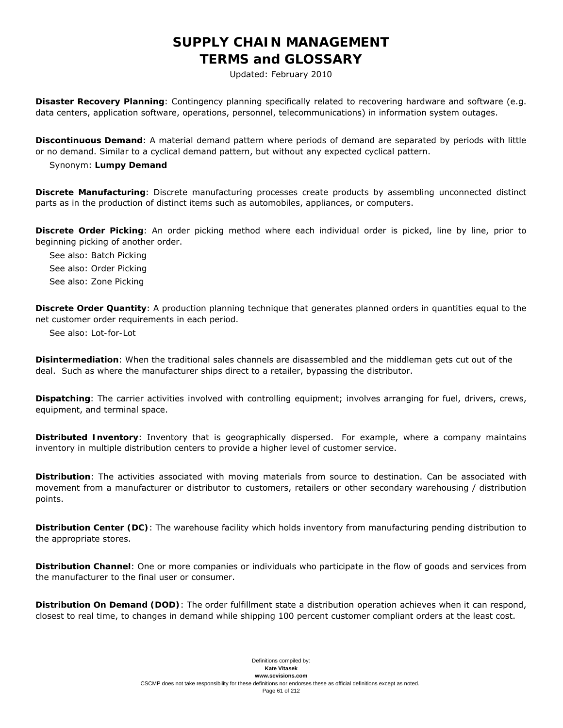**Disaster Recovery Planning**: Contingency planning specifically related to recovering hardware and software (e.g. data centers, application software, operations, personnel, telecommunications) in information system outages.

**Discontinuous Demand**: A material demand pattern where periods of demand are separated by periods with little or no demand. Similar to a cyclical demand pattern, but without any expected cyclical pattern.

Synonym: **Lumpy Demand**

**Discrete Manufacturing**: Discrete manufacturing processes create products by assembling unconnected distinct parts as in the production of distinct items such as automobiles, appliances, or computers.

**Discrete Order Picking**: An order picking method where each individual order is picked, line by line, prior to beginning picking of another order.

See also: Batch Picking

See also: Order Picking

See also: Zone Picking

**Discrete Order Quantity**: A production planning technique that generates planned orders in quantities equal to the net customer order requirements in each period.

See also: Lot-for-Lot

**Disintermediation**: When the traditional sales channels are disassembled and the middleman gets cut out of the deal. Such as where the manufacturer ships direct to a retailer, bypassing the distributor.

**Dispatching**: The carrier activities involved with controlling equipment; involves arranging for fuel, drivers, crews, equipment, and terminal space.

**Distributed Inventory**: Inventory that is geographically dispersed. For example, where a company maintains inventory in multiple distribution centers to provide a higher level of customer service.

**Distribution**: The activities associated with moving materials from source to destination. Can be associated with movement from a manufacturer or distributor to customers, retailers or other secondary warehousing / distribution points.

**Distribution Center (DC)**: The warehouse facility which holds inventory from manufacturing pending distribution to the appropriate stores.

**Distribution Channel**: One or more companies or individuals who participate in the flow of goods and services from the manufacturer to the final user or consumer.

**Distribution On Demand (DOD)**: The order fulfillment state a distribution operation achieves when it can respond, closest to real time, to changes in demand while shipping 100 percent customer compliant orders at the least cost.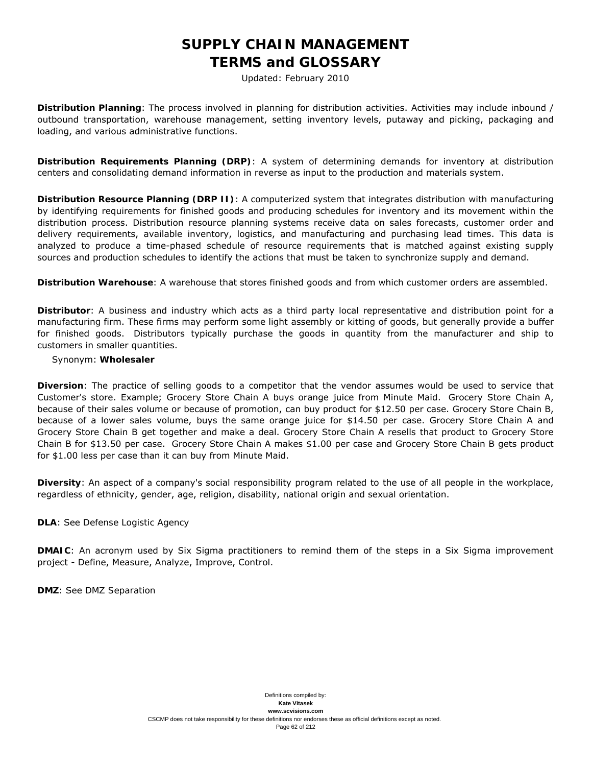**Distribution Planning**: The process involved in planning for distribution activities. Activities may include inbound / outbound transportation, warehouse management, setting inventory levels, putaway and picking, packaging and loading, and various administrative functions.

**Distribution Requirements Planning (DRP)**: A system of determining demands for inventory at distribution centers and consolidating demand information in reverse as input to the production and materials system.

**Distribution Resource Planning (DRP II)**: A computerized system that integrates distribution with manufacturing by identifying requirements for finished goods and producing schedules for inventory and its movement within the distribution process. Distribution resource planning systems receive data on sales forecasts, customer order and delivery requirements, available inventory, logistics, and manufacturing and purchasing lead times. This data is analyzed to produce a time-phased schedule of resource requirements that is matched against existing supply sources and production schedules to identify the actions that must be taken to synchronize supply and demand.

**Distribution Warehouse**: A warehouse that stores finished goods and from which customer orders are assembled.

**Distributor**: A business and industry which acts as a third party local representative and distribution point for a manufacturing firm. These firms may perform some light assembly or kitting of goods, but generally provide a buffer for finished goods. Distributors typically purchase the goods in quantity from the manufacturer and ship to customers in smaller quantities.

Synonym: **Wholesaler**

**Diversion**: The practice of selling goods to a competitor that the vendor assumes would be used to service that Customer's store. Example; Grocery Store Chain A buys orange juice from Minute Maid. Grocery Store Chain A, because of their sales volume or because of promotion, can buy product for $12.50 per case. Grocery Store Chain B, because of a lower sales volume, buys the same orange juice for $14.50 per case. Grocery Store Chain A and Grocery Store Chain B get together and make a deal. Grocery Store Chain A resells that product to Grocery Store Chain B for $13.50 per case. Grocery Store Chain A makes $1.00 per case and Grocery Store Chain B gets product for $1.00 less per case than it can buy from Minute Maid.

**Diversity**: An aspect of a company's social responsibility program related to the use of all people in the workplace, regardless of ethnicity, gender, age, religion, disability, national origin and sexual orientation.

**DLA**: See Defense Logistic Agency

**DMAIC**: An acronym used by Six Sigma practitioners to remind them of the steps in a Six Sigma improvement project - Define, Measure, Analyze, Improve, Control.

**DMZ**: See DMZ Separation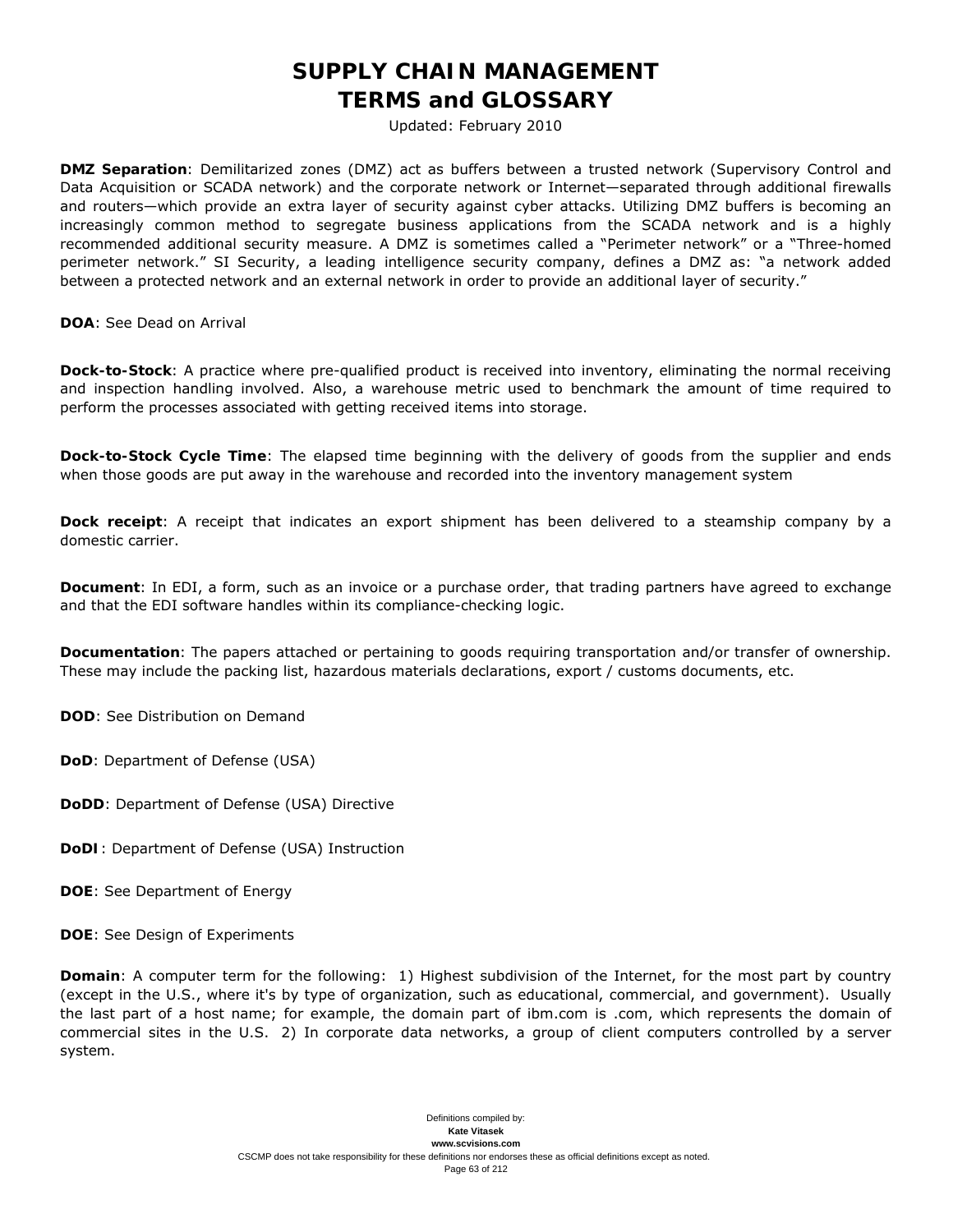**DMZ Separation**: Demilitarized zones (DMZ) act as buffers between a trusted network (Supervisory Control and Data Acquisition or SCADA network) and the corporate network or Internet—separated through additional firewalls and routers—which provide an extra layer of security against cyber attacks. Utilizing DMZ buffers is becoming an increasingly common method to segregate business applications from the SCADA network and is a highly recommended additional security measure. A DMZ is sometimes called a "Perimeter network" or a "Three-homed perimeter network." SI Security, a leading intelligence security company, defines a DMZ as: "a network added between a protected network and an external network in order to provide an additional layer of security."

**DOA**: See Dead on Arrival

**Dock-to-Stock**: A practice where pre-qualified product is received into inventory, eliminating the normal receiving and inspection handling involved. Also, a warehouse metric used to benchmark the amount of time required to perform the processes associated with getting received items into storage.

**Dock-to-Stock Cycle Time**: The elapsed time beginning with the delivery of goods from the supplier and ends when those goods are put away in the warehouse and recorded into the inventory management system

**Dock receipt**: A receipt that indicates an export shipment has been delivered to a steamship company by a domestic carrier.

**Document**: In EDI, a form, such as an invoice or a purchase order, that trading partners have agreed to exchange and that the EDI software handles within its compliance-checking logic.

**Documentation**: The papers attached or pertaining to goods requiring transportation and/or transfer of ownership. These may include the packing list, hazardous materials declarations, export / customs documents, etc.

**DOD**: See Distribution on Demand

**DoD**: Department of Defense (USA)

**DoDD**: Department of Defense (USA) Directive

**DoDI** : Department of Defense (USA) Instruction

**DOE**: See Department of Energy

**DOE**: See Design of Experiments

**Domain**: A computer term for the following: 1) Highest subdivision of the Internet, for the most part by country (except in the U.S., where it's by type of organization, such as educational, commercial, and government). Usually the last part of a host name; for example, the domain part of ibm.com is .com, which represents the domain of commercial sites in the U.S. 2) In corporate data networks, a group of client computers controlled by a server system.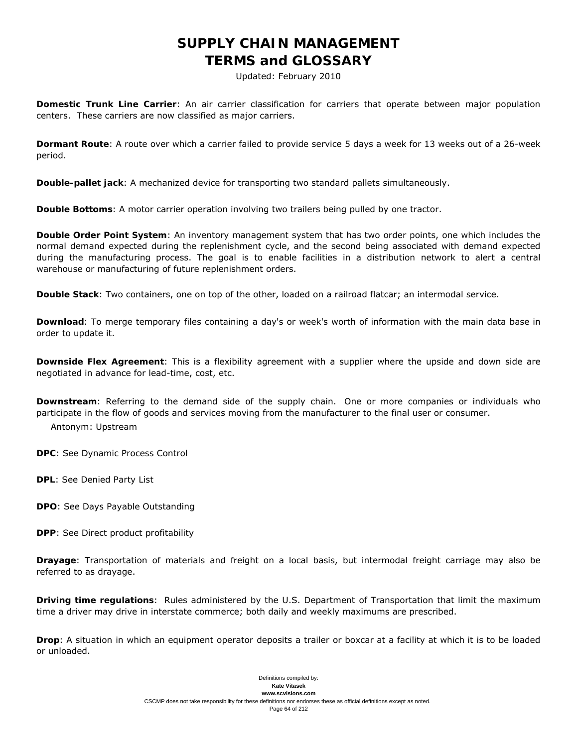**Domestic Trunk Line Carrier**: An air carrier classification for carriers that operate between major population centers. These carriers are now classified as major carriers.

**Dormant Route**: A route over which a carrier failed to provide service 5 days a week for 13 weeks out of a 26-week period.

**Double-pallet jack**: A mechanized device for transporting two standard pallets simultaneously.

**Double Bottoms**: A motor carrier operation involving two trailers being pulled by one tractor.

**Double Order Point System**: An inventory management system that has two order points, one which includes the normal demand expected during the replenishment cycle, and the second being associated with demand expected during the manufacturing process. The goal is to enable facilities in a distribution network to alert a central warehouse or manufacturing of future replenishment orders.

**Double Stack**: Two containers, one on top of the other, loaded on a railroad flatcar; an intermodal service.

**Download**: To merge temporary files containing a day's or week's worth of information with the main data base in order to update it.

**Downside Flex Agreement**: This is a flexibility agreement with a supplier where the upside and down side are negotiated in advance for lead-time, cost, etc.

**Downstream**: Referring to the demand side of the supply chain. One or more companies or individuals who participate in the flow of goods and services moving from the manufacturer to the final user or consumer.
Antonym: Upstream

**DPC**: See Dynamic Process Control

**DPL**: See Denied Party List

**DPO**: See Days Payable Outstanding

**DPP**: See Direct product profitability

**Drayage**: Transportation of materials and freight on a local basis, but intermodal freight carriage may also be referred to as drayage.

**Driving time regulations**: Rules administered by the U.S. Department of Transportation that limit the maximum time a driver may drive in interstate commerce; both daily and weekly maximums are prescribed.

**Drop**: A situation in which an equipment operator deposits a trailer or boxcar at a facility at which it is to be loaded or unloaded.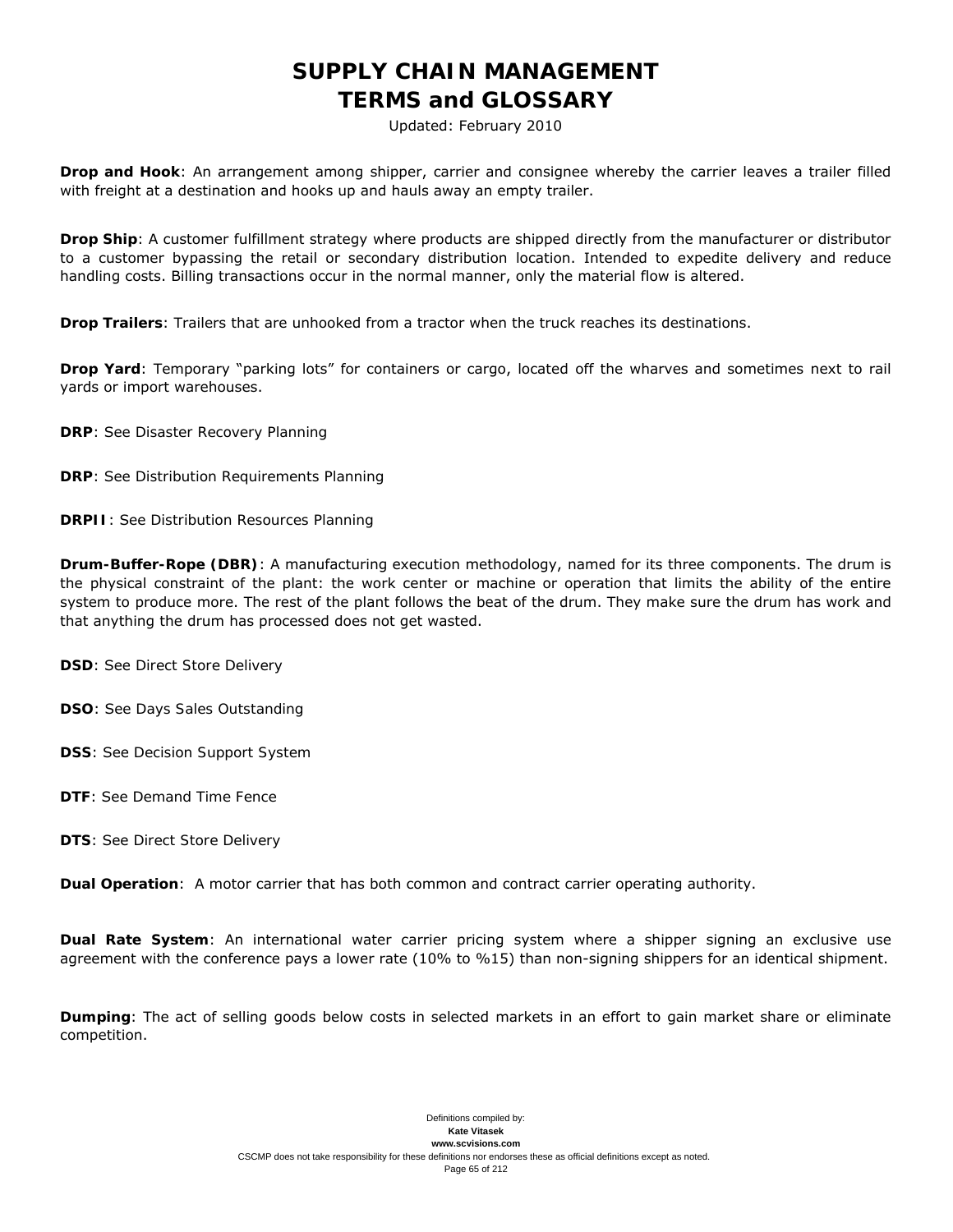**Drop and Hook**: An arrangement among shipper, carrier and consignee whereby the carrier leaves a trailer filled with freight at a destination and hooks up and hauls away an empty trailer.

**Drop Ship**: A customer fulfillment strategy where products are shipped directly from the manufacturer or distributor to a customer bypassing the retail or secondary distribution location. Intended to expedite delivery and reduce handling costs. Billing transactions occur in the normal manner, only the material flow is altered.

**Drop Trailers**: Trailers that are unhooked from a tractor when the truck reaches its destinations.

**Drop Yard**: Temporary "parking lots" for containers or cargo, located off the wharves and sometimes next to rail yards or import warehouses.

**DRP**: See Disaster Recovery Planning

**DRP**: See Distribution Requirements Planning

**DRPII**: See Distribution Resources Planning

**Drum-Buffer-Rope (DBR)**: A manufacturing execution methodology, named for its three components. The drum is the physical constraint of the plant: the work center or machine or operation that limits the ability of the entire system to produce more. The rest of the plant follows the beat of the drum. They make sure the drum has work and that anything the drum has processed does not get wasted.

**DSD**: See Direct Store Delivery

**DSO**: See Days Sales Outstanding

**DSS**: See Decision Support System

**DTF**: See Demand Time Fence

**DTS**: See Direct Store Delivery

**Dual Operation**: A motor carrier that has both common and contract carrier operating authority.

**Dual Rate System**: An international water carrier pricing system where a shipper signing an exclusive use agreement with the conference pays a lower rate (10% to %15) than non-signing shippers for an identical shipment.

**Dumping**: The act of selling goods below costs in selected markets in an effort to gain market share or eliminate competition.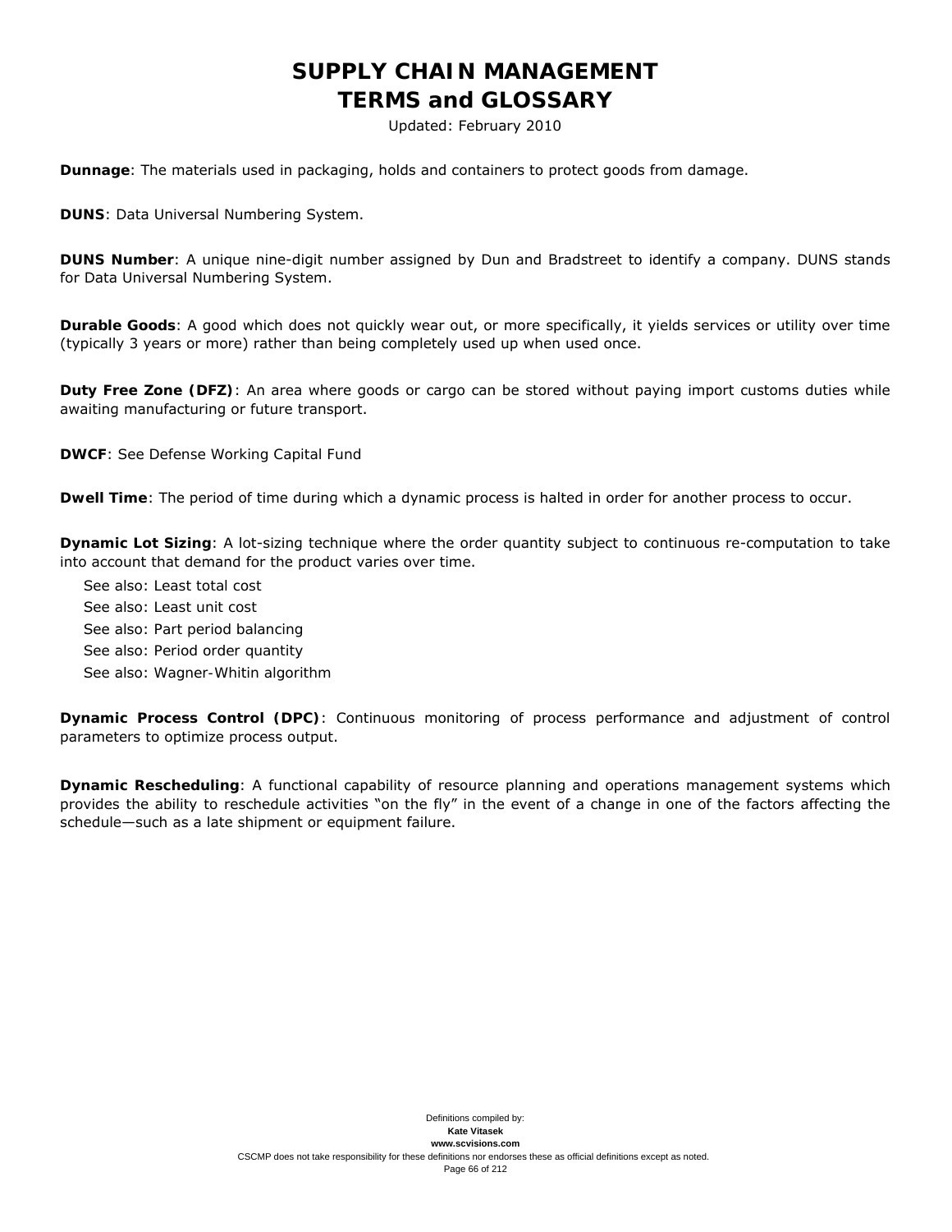**Dunnage**: The materials used in packaging, holds and containers to protect goods from damage.

**DUNS**: Data Universal Numbering System.

**DUNS Number**: A unique nine-digit number assigned by Dun and Bradstreet to identify a company. DUNS stands for Data Universal Numbering System.

**Durable Goods**: A good which does not quickly wear out, or more specifically, it yields services or utility over time (typically 3 years or more) rather than being completely used up when used once.

**Duty Free Zone (DFZ)**: An area where goods or cargo can be stored without paying import customs duties while awaiting manufacturing or future transport.

**DWCF**: See Defense Working Capital Fund

**Dwell Time**: The period of time during which a dynamic process is halted in order for another process to occur.

**Dynamic Lot Sizing**: A lot-sizing technique where the order quantity subject to continuous re-computation to take into account that demand for the product varies over time.

See also: Least total cost
See also: Least unit cost
See also: Part period balancing
See also: Period order quantity
See also: Wagner-Whitin algorithm

**Dynamic Process Control (DPC)**: Continuous monitoring of process performance and adjustment of control parameters to optimize process output.

**Dynamic Rescheduling**: A functional capability of resource planning and operations management systems which provides the ability to reschedule activities "on the fly" in the event of a change in one of the factors affecting the schedule—such as a late shipment or equipment failure.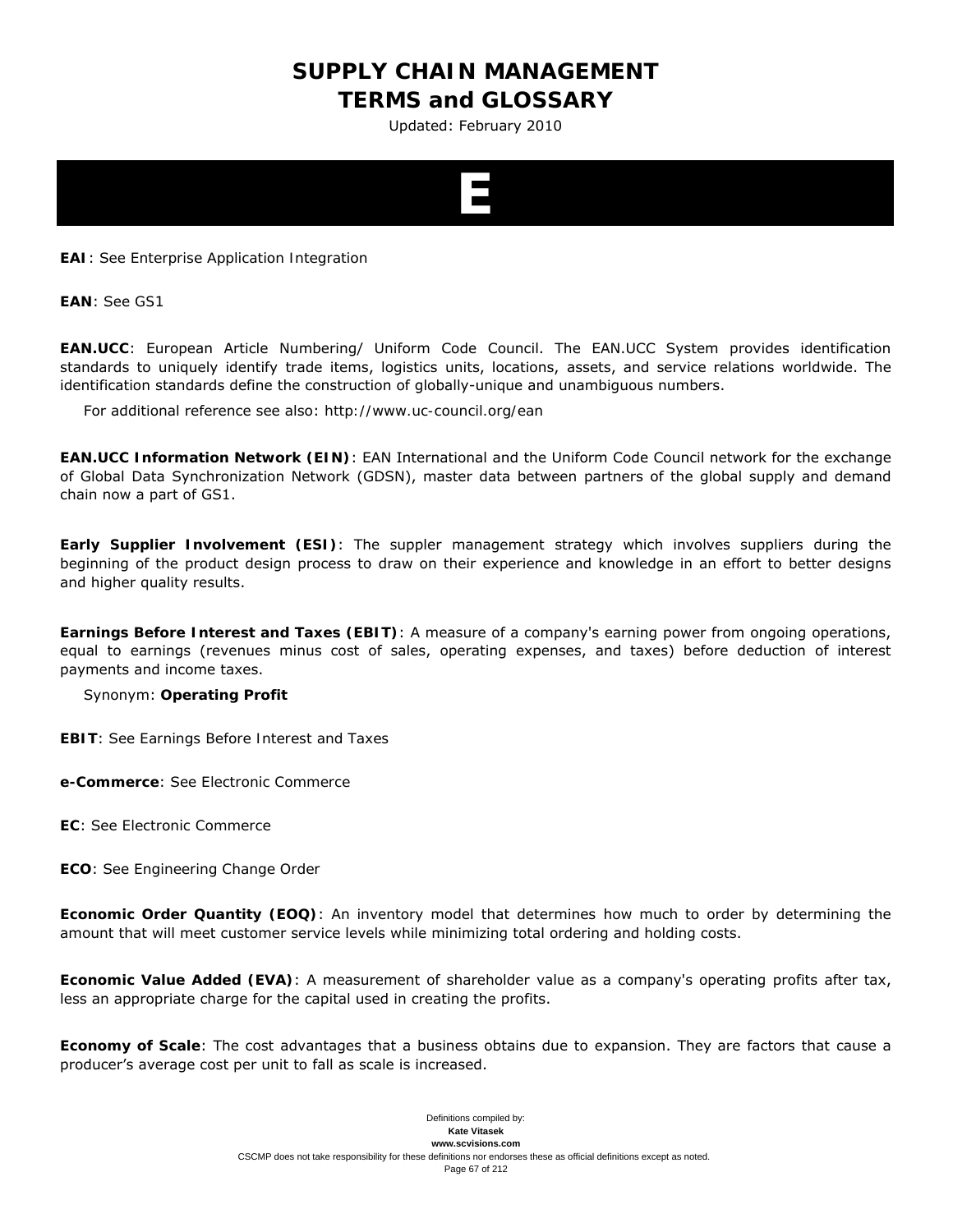# E

**EAI**: See Enterprise Application Integration

**EAN**: See GS1

**EAN.UCC**: European Article Numbering/ Uniform Code Council. The EAN.UCC System provides identification standards to uniquely identify trade items, logistics units, locations, assets, and service relations worldwide. The identification standards define the construction of globally-unique and unambiguous numbers.

For additional reference see also: http://www.uc-council.org/ean

**EAN.UCC Information Network (EIN)**: EAN International and the Uniform Code Council network for the exchange of Global Data Synchronization Network (GDSN), master data between partners of the global supply and demand chain now a part of GS1.

**Early Supplier Involvement (ESI)**: The suppler management strategy which involves suppliers during the beginning of the product design process to draw on their experience and knowledge in an effort to better designs and higher quality results.

**Earnings Before Interest and Taxes (EBIT)**: A measure of a company's earning power from ongoing operations, equal to earnings (revenues minus cost of sales, operating expenses, and taxes) before deduction of interest payments and income taxes.

Synonym: **Operating Profit**

**EBIT**: See Earnings Before Interest and Taxes

**e-Commerce**: See Electronic Commerce

**EC**: See Electronic Commerce

**ECO**: See Engineering Change Order

**Economic Order Quantity (EOQ)**: An inventory model that determines how much to order by determining the amount that will meet customer service levels while minimizing total ordering and holding costs.

**Economic Value Added (EVA)**: A measurement of shareholder value as a company's operating profits after tax, less an appropriate charge for the capital used in creating the profits.

**Economy of Scale**: The cost advantages that a business obtains due to expansion. They are factors that cause a producer’s average cost per unit to fall as scale is increased.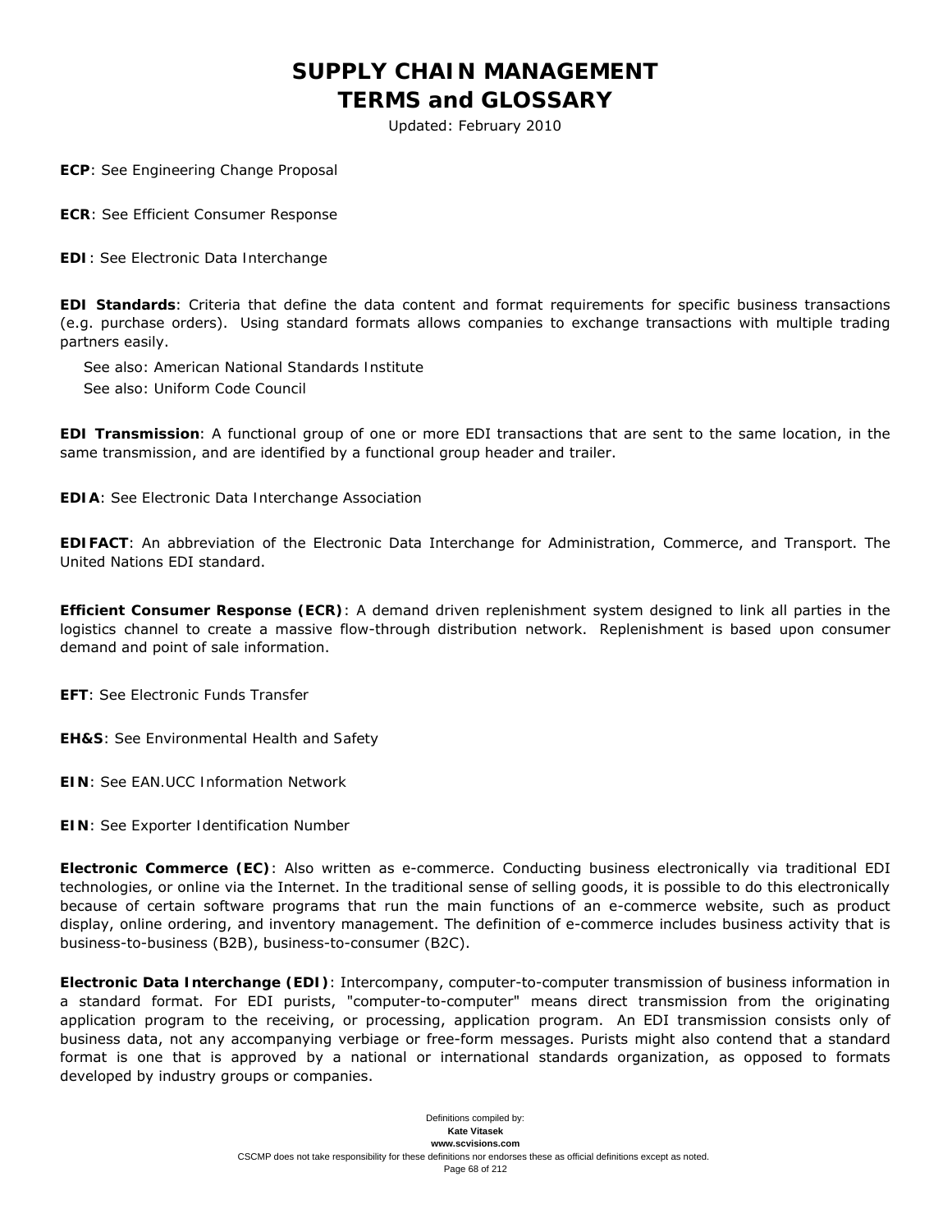**ECP**: See Engineering Change Proposal

**ECR**: See Efficient Consumer Response

**EDI**: See Electronic Data Interchange

**EDI Standards**: Criteria that define the data content and format requirements for specific business transactions (e.g. purchase orders). Using standard formats allows companies to exchange transactions with multiple trading partners easily.

See also: American National Standards Institute
See also: Uniform Code Council

**EDI Transmission**: A functional group of one or more EDI transactions that are sent to the same location, in the same transmission, and are identified by a functional group header and trailer.

**EDIA**: See Electronic Data Interchange Association

**EDIFACT**: An abbreviation of the Electronic Data Interchange for Administration, Commerce, and Transport. The United Nations EDI standard.

**Efficient Consumer Response (ECR)**: A demand driven replenishment system designed to link all parties in the logistics channel to create a massive flow-through distribution network. Replenishment is based upon consumer demand and point of sale information.

**EFT**: See Electronic Funds Transfer

**EH&S**: See Environmental Health and Safety

**EIN**: See EAN.UCC Information Network

**EIN**: See Exporter Identification Number

**Electronic Commerce (EC)**: Also written as e-commerce. Conducting business electronically via traditional EDI technologies, or online via the Internet. In the traditional sense of selling goods, it is possible to do this electronically because of certain software programs that run the main functions of an e-commerce website, such as product display, online ordering, and inventory management. The definition of e-commerce includes business activity that is business-to-business (B2B), business-to-consumer (B2C).

**Electronic Data Interchange (EDI)**: Intercompany, computer-to-computer transmission of business information in a standard format. For EDI purists, "computer-to-computer" means direct transmission from the originating application program to the receiving, or processing, application program. An EDI transmission consists only of business data, not any accompanying verbiage or free-form messages. Purists might also contend that a standard format is one that is approved by a national or international standards organization, as opposed to formats developed by industry groups or companies.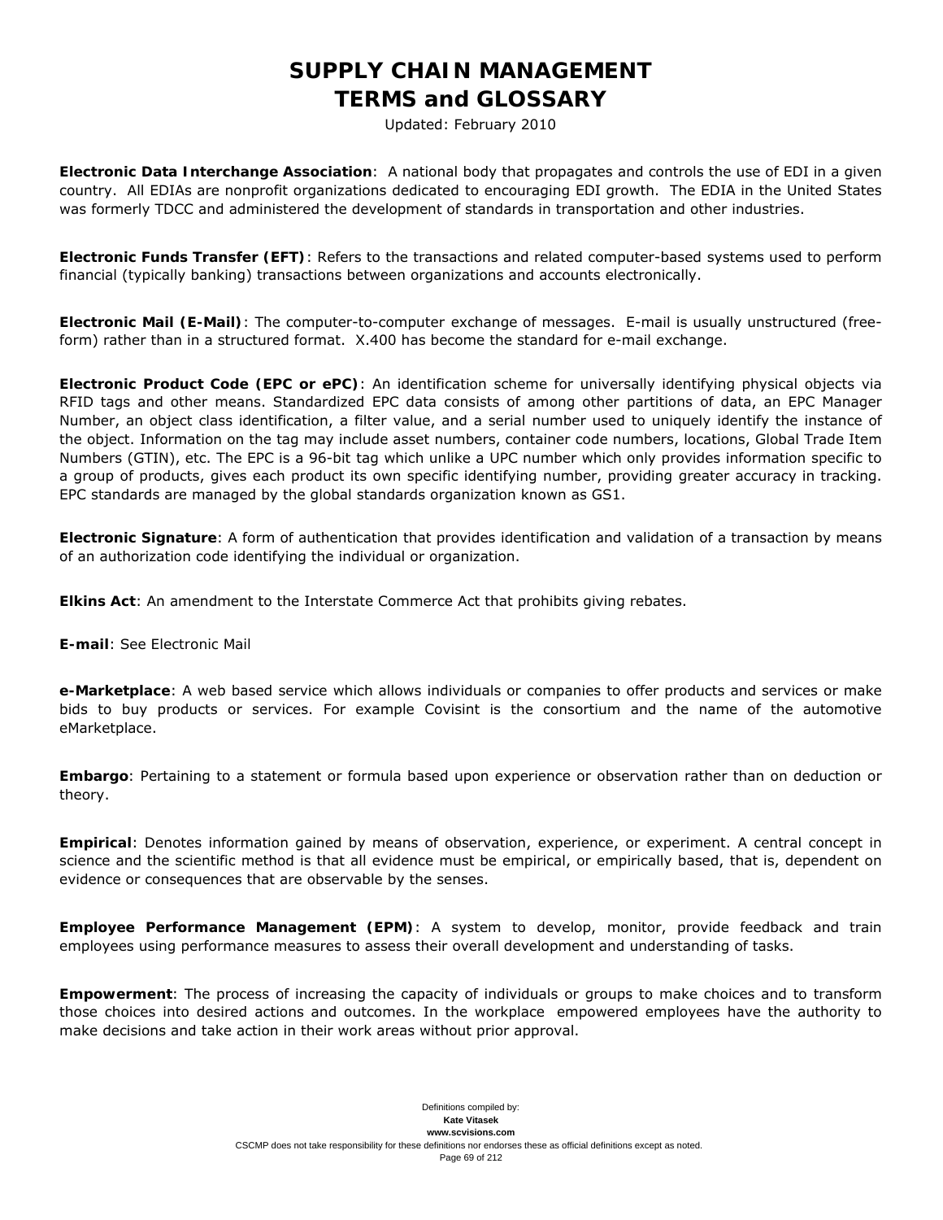**Electronic Data Interchange Association**: A national body that propagates and controls the use of EDI in a given country. All EDIAs are nonprofit organizations dedicated to encouraging EDI growth. The EDIA in the United States was formerly TDCC and administered the development of standards in transportation and other industries.

**Electronic Funds Transfer (EFT)**: Refers to the transactions and related computer-based systems used to perform financial (typically banking) transactions between organizations and accounts electronically.

**Electronic Mail (E-Mail)**: The computer-to-computer exchange of messages. E-mail is usually unstructured (free-form) rather than in a structured format. X.400 has become the standard for e-mail exchange.

**Electronic Product Code (EPC or ePC)**: An identification scheme for universally identifying physical objects via RFID tags and other means. Standardized EPC data consists of among other partitions of data, an EPC Manager Number, an object class identification, a filter value, and a serial number used to uniquely identify the instance of the object. Information on the tag may include asset numbers, container code numbers, locations, Global Trade Item Numbers (GTIN), etc. The EPC is a 96-bit tag which unlike a UPC number which only provides information specific to a group of products, gives each product its own specific identifying number, providing greater accuracy in tracking. EPC standards are managed by the global standards organization known as GS1.

**Electronic Signature**: A form of authentication that provides identification and validation of a transaction by means of an authorization code identifying the individual or organization.

**Elkins Act**: An amendment to the Interstate Commerce Act that prohibits giving rebates.

**E-mail**: See Electronic Mail

**e-Marketplace**: A web based service which allows individuals or companies to offer products and services or make bids to buy products or services. For example Covisint is the consortium and the name of the automotive eMarketplace.

**Embargo**: Pertaining to a statement or formula based upon experience or observation rather than on deduction or theory.

**Empirical**: Denotes information gained by means of observation, experience, or experiment. A central concept in science and the scientific method is that all evidence must be empirical, or empirically based, that is, dependent on evidence or consequences that are observable by the senses.

**Employee Performance Management (EPM)**: A system to develop, monitor, provide feedback and train employees using performance measures to assess their overall development and understanding of tasks.

**Empowerment**: The process of increasing the capacity of individuals or groups to make choices and to transform those choices into desired actions and outcomes. In the workplace empowered employees have the authority to make decisions and take action in their work areas without prior approval.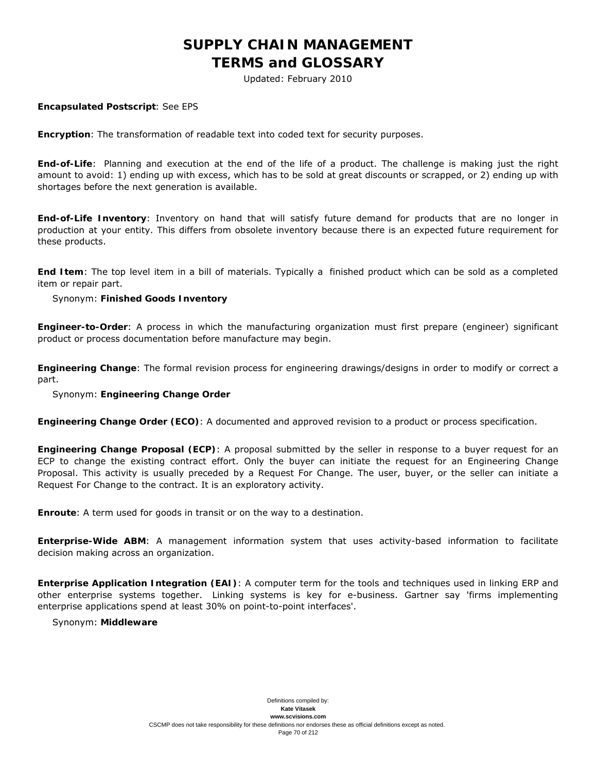**Encapsulated Postscript**: See EPS

**Encryption**: The transformation of readable text into coded text for security purposes.

**End-of-Life**: Planning and execution at the end of the life of a product. The challenge is making just the right amount to avoid: 1) ending up with excess, which has to be sold at great discounts or scrapped, or 2) ending up with shortages before the next generation is available.

**End-of-Life Inventory**: Inventory on hand that will satisfy future demand for products that are no longer in production at your entity. This differs from obsolete inventory because there is an expected future requirement for these products.

**End Item**: The top level item in a bill of materials. Typically a finished product which can be sold as a completed item or repair part.

Synonym: **Finished Goods Inventory**

**Engineer-to-Order**: A process in which the manufacturing organization must first prepare (engineer) significant product or process documentation before manufacture may begin.

**Engineering Change**: The formal revision process for engineering drawings/designs in order to modify or correct a part.

Synonym: **Engineering Change Order**

**Engineering Change Order (ECO)**: A documented and approved revision to a product or process specification.

**Engineering Change Proposal (ECP)**: A proposal submitted by the seller in response to a buyer request for an ECP to change the existing contract effort. Only the buyer can initiate the request for an Engineering Change Proposal. This activity is usually preceded by a Request For Change. The user, buyer, or the seller can initiate a Request For Change to the contract. It is an exploratory activity.

**Enroute**: A term used for goods in transit or on the way to a destination.

**Enterprise-Wide ABM**: A management information system that uses activity-based information to facilitate decision making across an organization.

**Enterprise Application Integration (EAI)**: A computer term for the tools and techniques used in linking ERP and other enterprise systems together. Linking systems is key for e-business. Gartner say 'firms implementing enterprise applications spend at least 30% on point-to-point interfaces'.

Synonym: **Middleware**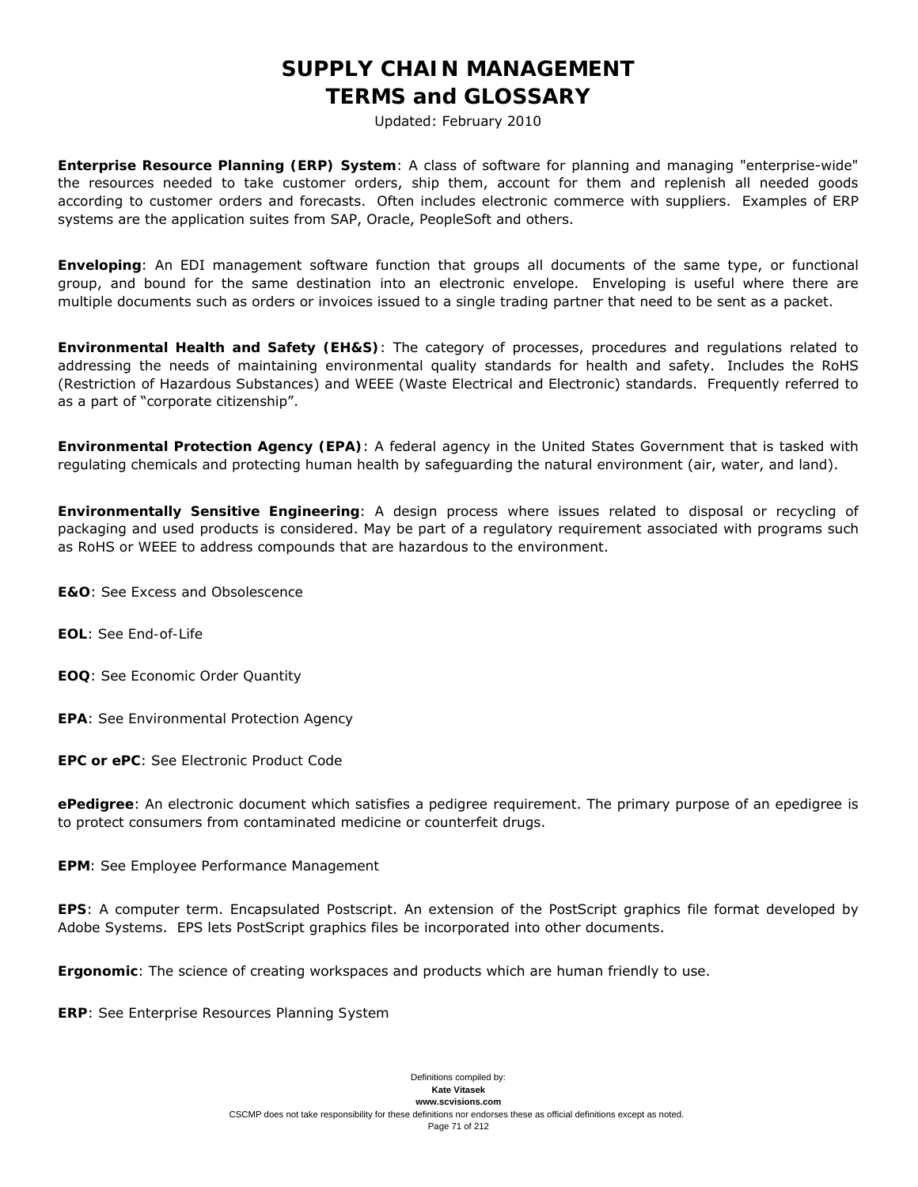**Enterprise Resource Planning (ERP) System**: A class of software for planning and managing "enterprise-wide" the resources needed to take customer orders, ship them, account for them and replenish all needed goods according to customer orders and forecasts. Often includes electronic commerce with suppliers. Examples of ERP systems are the application suites from SAP, Oracle, PeopleSoft and others.

**Enveloping**: An EDI management software function that groups all documents of the same type, or functional group, and bound for the same destination into an electronic envelope. Enveloping is useful where there are multiple documents such as orders or invoices issued to a single trading partner that need to be sent as a packet.

**Environmental Health and Safety (EH&S)**: The category of processes, procedures and regulations related to addressing the needs of maintaining environmental quality standards for health and safety. Includes the RoHS (Restriction of Hazardous Substances) and WEEE (Waste Electrical and Electronic) standards. Frequently referred to as a part of "corporate citizenship".

**Environmental Protection Agency (EPA)**: A federal agency in the United States Government that is tasked with regulating chemicals and protecting human health by safeguarding the natural environment (air, water, and land).

**Environmentally Sensitive Engineering**: A design process where issues related to disposal or recycling of packaging and used products is considered. May be part of a regulatory requirement associated with programs such as RoHS or WEEE to address compounds that are hazardous to the environment.

**E&O**: See Excess and Obsolescence

**EOL**: See End-of-Life

**EOQ**: See Economic Order Quantity

**EPA**: See Environmental Protection Agency

**EPC or ePC**: See Electronic Product Code

**ePedigree**: An electronic document which satisfies a pedigree requirement. The primary purpose of an epedigree is to protect consumers from contaminated medicine or counterfeit drugs.

**EPM**: See Employee Performance Management

**EPS**: A computer term. Encapsulated Postscript. An extension of the PostScript graphics file format developed by Adobe Systems. EPS lets PostScript graphics files be incorporated into other documents.

**Ergonomic**: The science of creating workspaces and products which are human friendly to use.

**ERP**: See Enterprise Resources Planning System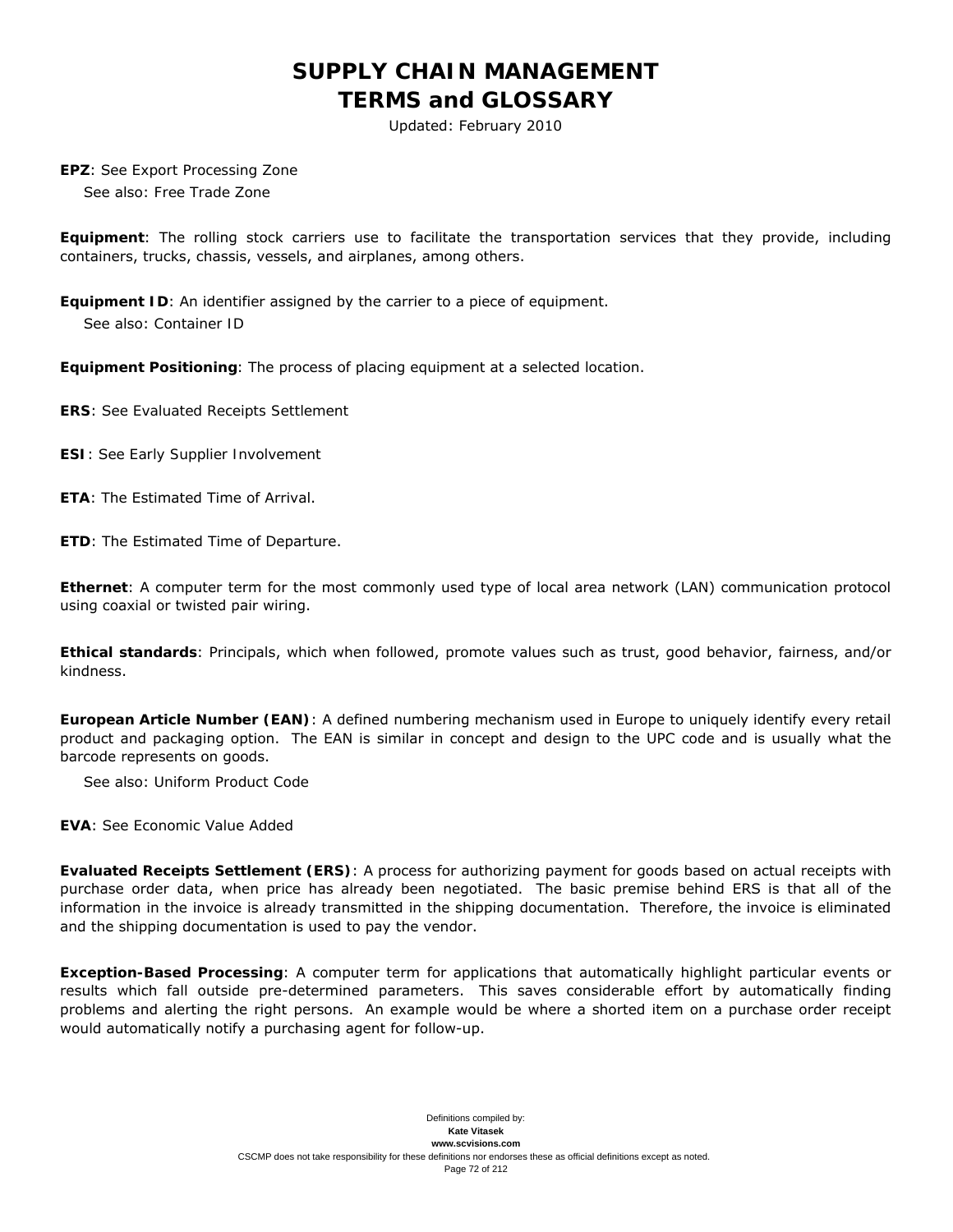**EPZ**: See Export Processing Zone
See also: Free Trade Zone

**Equipment**: The rolling stock carriers use to facilitate the transportation services that they provide, including containers, trucks, chassis, vessels, and airplanes, among others.

**Equipment ID**: An identifier assigned by the carrier to a piece of equipment.
See also: Container ID

**Equipment Positioning**: The process of placing equipment at a selected location.

**ERS**: See Evaluated Receipts Settlement

**ESI**: See Early Supplier Involvement

**ETA**: The Estimated Time of Arrival.

**ETD**: The Estimated Time of Departure.

**Ethernet**: A computer term for the most commonly used type of local area network (LAN) communication protocol using coaxial or twisted pair wiring.

**Ethical standards**: Principals, which when followed, promote values such as trust, good behavior, fairness, and/or kindness.

**European Article Number (EAN)**: A defined numbering mechanism used in Europe to uniquely identify every retail product and packaging option. The EAN is similar in concept and design to the UPC code and is usually what the barcode represents on goods.
See also: Uniform Product Code

**EVA**: See Economic Value Added

**Evaluated Receipts Settlement (ERS)**: A process for authorizing payment for goods based on actual receipts with purchase order data, when price has already been negotiated. The basic premise behind ERS is that all of the information in the invoice is already transmitted in the shipping documentation. Therefore, the invoice is eliminated and the shipping documentation is used to pay the vendor.

**Exception-Based Processing**: A computer term for applications that automatically highlight particular events or results which fall outside pre-determined parameters. This saves considerable effort by automatically finding problems and alerting the right persons. An example would be where a shorted item on a purchase order receipt would automatically notify a purchasing agent for follow-up.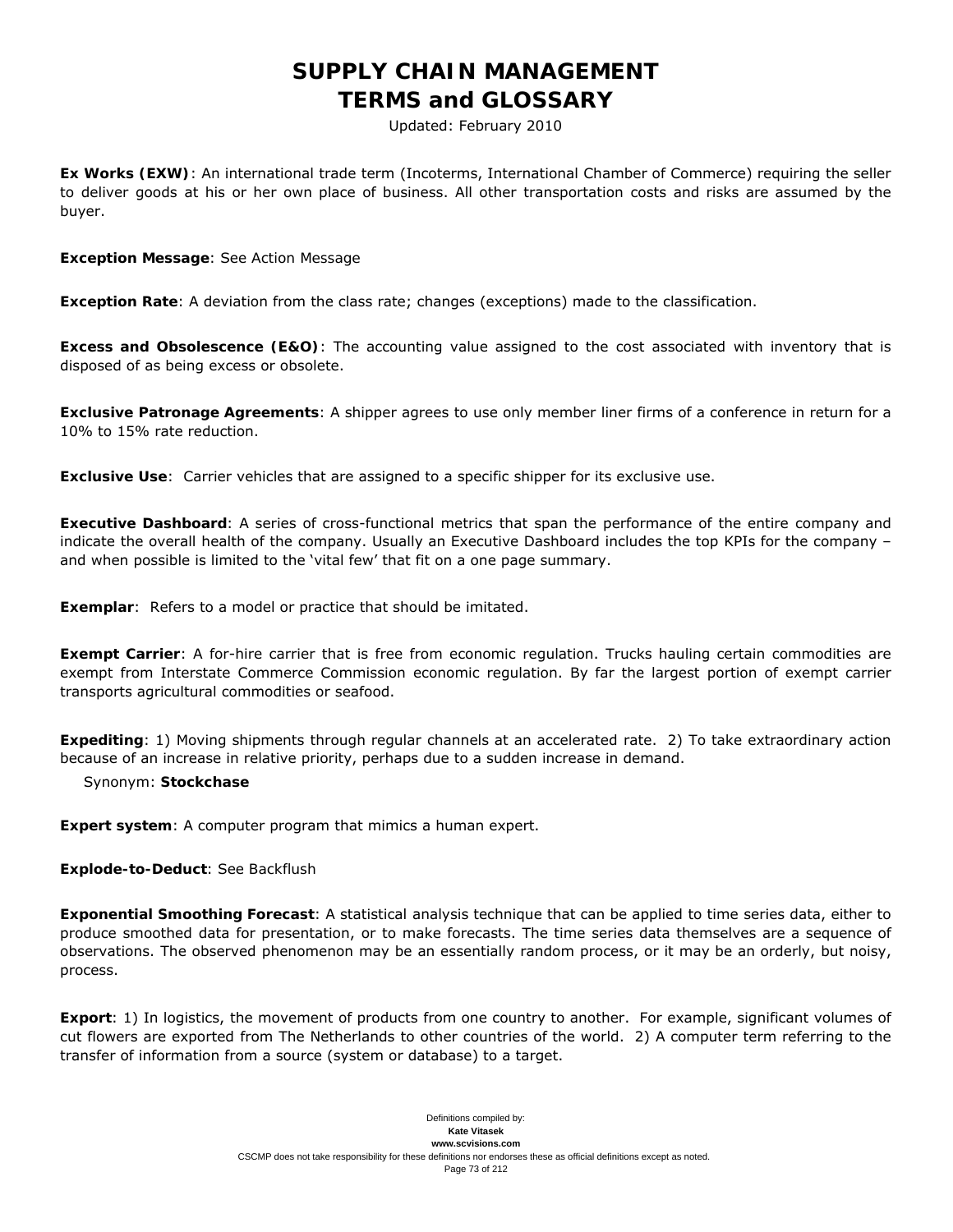**Ex Works (EXW)**: An international trade term (Incoterms, International Chamber of Commerce) requiring the seller to deliver goods at his or her own place of business. All other transportation costs and risks are assumed by the buyer.

**Exception Message**: See Action Message

**Exception Rate**: A deviation from the class rate; changes (exceptions) made to the classification.

**Excess and Obsolescence (E&O)**: The accounting value assigned to the cost associated with inventory that is disposed of as being excess or obsolete.

**Exclusive Patronage Agreements**: A shipper agrees to use only member liner firms of a conference in return for a 10% to 15% rate reduction.

**Exclusive Use**: Carrier vehicles that are assigned to a specific shipper for its exclusive use.

**Executive Dashboard**: A series of cross-functional metrics that span the performance of the entire company and indicate the overall health of the company. Usually an Executive Dashboard includes the top KPIs for the company – and when possible is limited to the 'vital few' that fit on a one page summary.

**Exemplar**: Refers to a model or practice that should be imitated.

**Exempt Carrier**: A for-hire carrier that is free from economic regulation. Trucks hauling certain commodities are exempt from Interstate Commerce Commission economic regulation. By far the largest portion of exempt carrier transports agricultural commodities or seafood.

**Expediting**: 1) Moving shipments through regular channels at an accelerated rate. 2) To take extraordinary action because of an increase in relative priority, perhaps due to a sudden increase in demand.

Synonym: **Stockchase**

**Expert system**: A computer program that mimics a human expert.

**Explode-to-Deduct**: See Backflush

**Exponential Smoothing Forecast**: A statistical analysis technique that can be applied to time series data, either to produce smoothed data for presentation, or to make forecasts. The time series data themselves are a sequence of observations. The observed phenomenon may be an essentially random process, or it may be an orderly, but noisy, process.

**Export**: 1) In logistics, the movement of products from one country to another. For example, significant volumes of cut flowers are exported from The Netherlands to other countries of the world. 2) A computer term referring to the transfer of information from a source (system or database) to a target.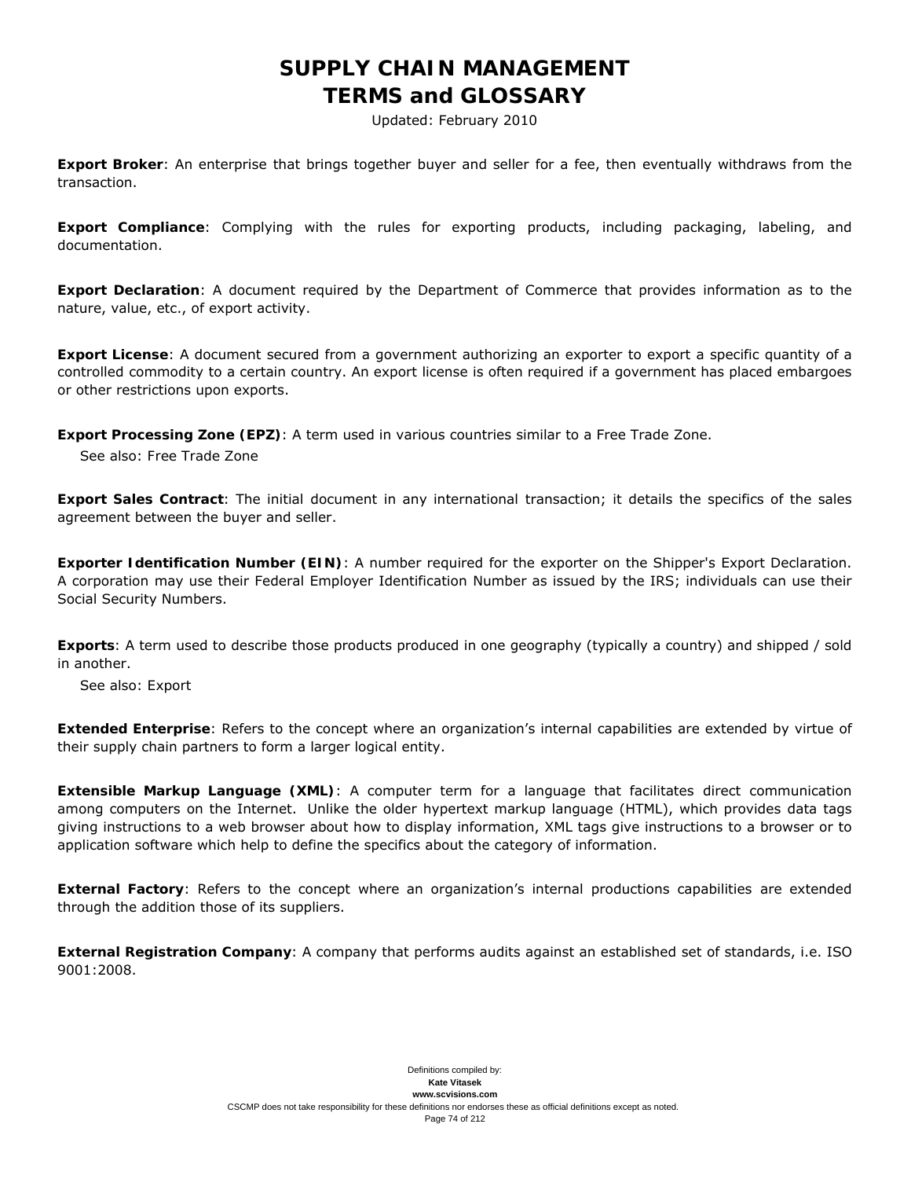**Export Broker**: An enterprise that brings together buyer and seller for a fee, then eventually withdraws from the transaction.

**Export Compliance**: Complying with the rules for exporting products, including packaging, labeling, and documentation.

**Export Declaration**: A document required by the Department of Commerce that provides information as to the nature, value, etc., of export activity.

**Export License**: A document secured from a government authorizing an exporter to export a specific quantity of a controlled commodity to a certain country. An export license is often required if a government has placed embargoes or other restrictions upon exports.

**Export Processing Zone (EPZ)**: A term used in various countries similar to a Free Trade Zone.

See also: Free Trade Zone

**Export Sales Contract**: The initial document in any international transaction; it details the specifics of the sales agreement between the buyer and seller.

**Exporter Identification Number (EIN)**: A number required for the exporter on the Shipper's Export Declaration. A corporation may use their Federal Employer Identification Number as issued by the IRS; individuals can use their Social Security Numbers.

**Exports**: A term used to describe those products produced in one geography (typically a country) and shipped / sold in another.

See also: Export

**Extended Enterprise**: Refers to the concept where an organization's internal capabilities are extended by virtue of their supply chain partners to form a larger logical entity.

**Extensible Markup Language (XML)**: A computer term for a language that facilitates direct communication among computers on the Internet. Unlike the older hypertext markup language (HTML), which provides data tags giving instructions to a web browser about how to display information, XML tags give instructions to a browser or to application software which help to define the specifics about the category of information.

**External Factory**: Refers to the concept where an organization's internal productions capabilities are extended through the addition those of its suppliers.

**External Registration Company**: A company that performs audits against an established set of standards, i.e. ISO 9001:2008.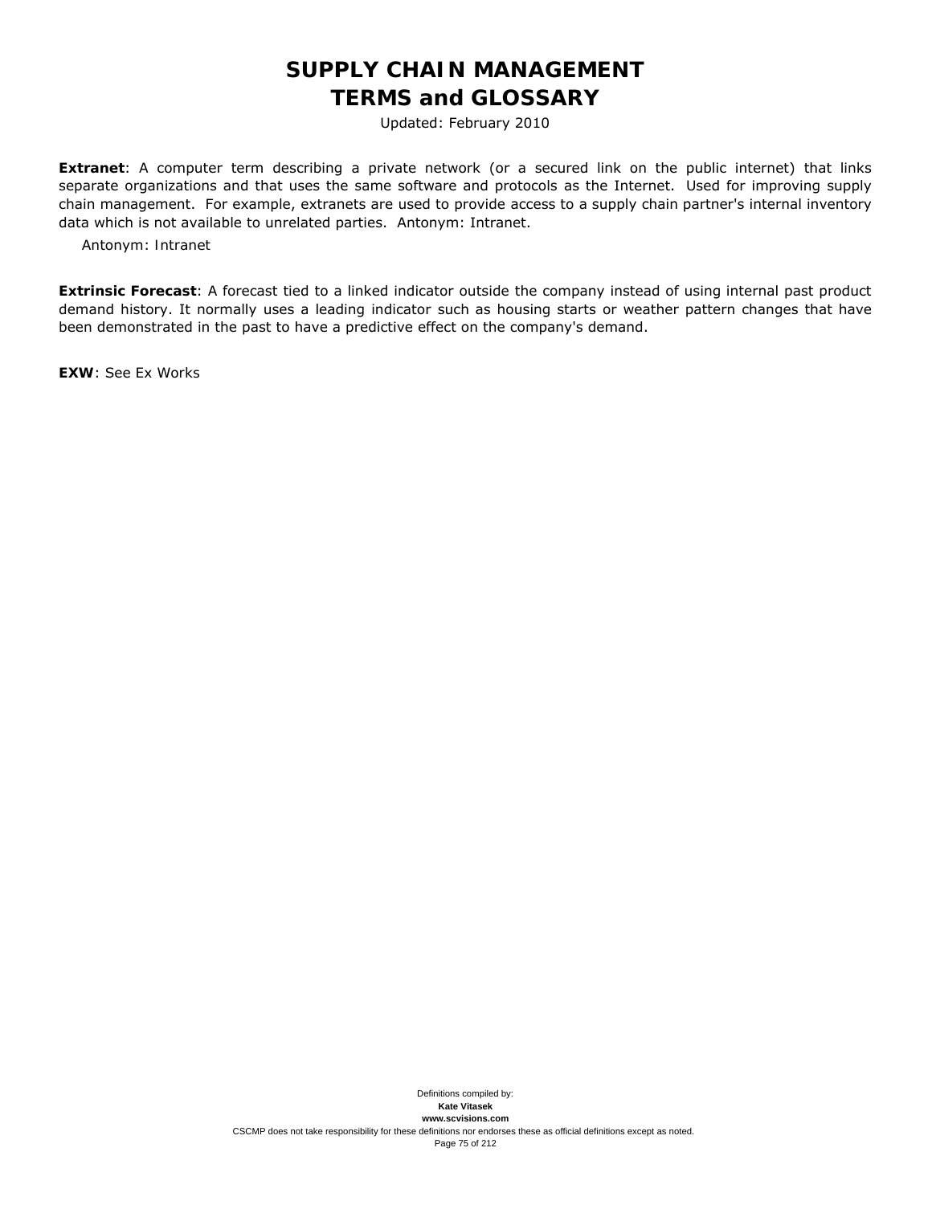**Extranet**: A computer term describing a private network (or a secured link on the public internet) that links separate organizations and that uses the same software and protocols as the Internet. Used for improving supply chain management. For example, extranets are used to provide access to a supply chain partner's internal inventory data which is not available to unrelated parties. Antonym: Intranet.

Antonym: Intranet

**Extrinsic Forecast**: A forecast tied to a linked indicator outside the company instead of using internal past product demand history. It normally uses a leading indicator such as housing starts or weather pattern changes that have been demonstrated in the past to have a predictive effect on the company's demand.

**EXW**: See Ex Works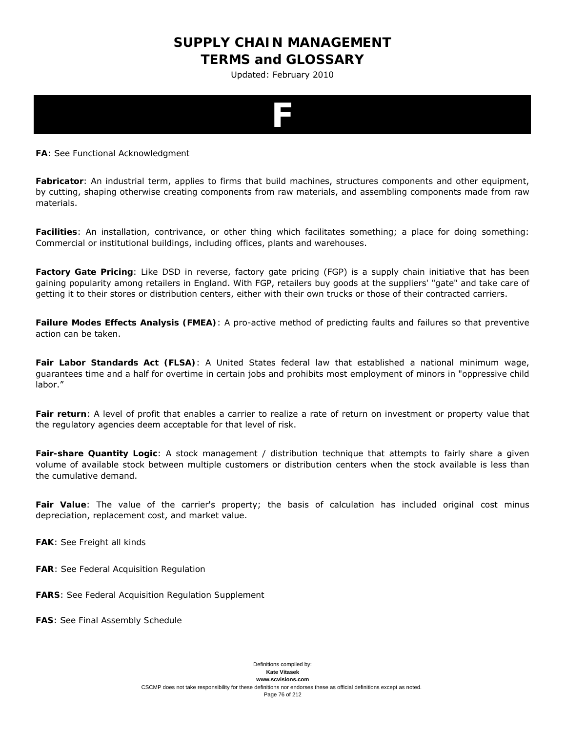# F

**FA**: See Functional Acknowledgment

**Fabricator**: An industrial term, applies to firms that build machines, structures components and other equipment, by cutting, shaping otherwise creating components from raw materials, and assembling components made from raw materials.

**Facilities**: An installation, contrivance, or other thing which facilitates something; a place for doing something: Commercial or institutional buildings, including offices, plants and warehouses.

**Factory Gate Pricing**: Like DSD in reverse, factory gate pricing (FGP) is a supply chain initiative that has been gaining popularity among retailers in England. With FGP, retailers buy goods at the suppliers' "gate" and take care of getting it to their stores or distribution centers, either with their own trucks or those of their contracted carriers.

**Failure Modes Effects Analysis (FMEA)**: A pro-active method of predicting faults and failures so that preventive action can be taken.

**Fair Labor Standards Act (FLSA)**: A United States federal law that established a national minimum wage, guarantees time and a half for overtime in certain jobs and prohibits most employment of minors in "oppressive child labor."

**Fair return**: A level of profit that enables a carrier to realize a rate of return on investment or property value that the regulatory agencies deem acceptable for that level of risk.

**Fair-share Quantity Logic**: A stock management / distribution technique that attempts to fairly share a given volume of available stock between multiple customers or distribution centers when the stock available is less than the cumulative demand.

**Fair Value**: The value of the carrier's property; the basis of calculation has included original cost minus depreciation, replacement cost, and market value.

**FAK**: See Freight all kinds

**FAR**: See Federal Acquisition Regulation

**FARS**: See Federal Acquisition Regulation Supplement

**FAS**: See Final Assembly Schedule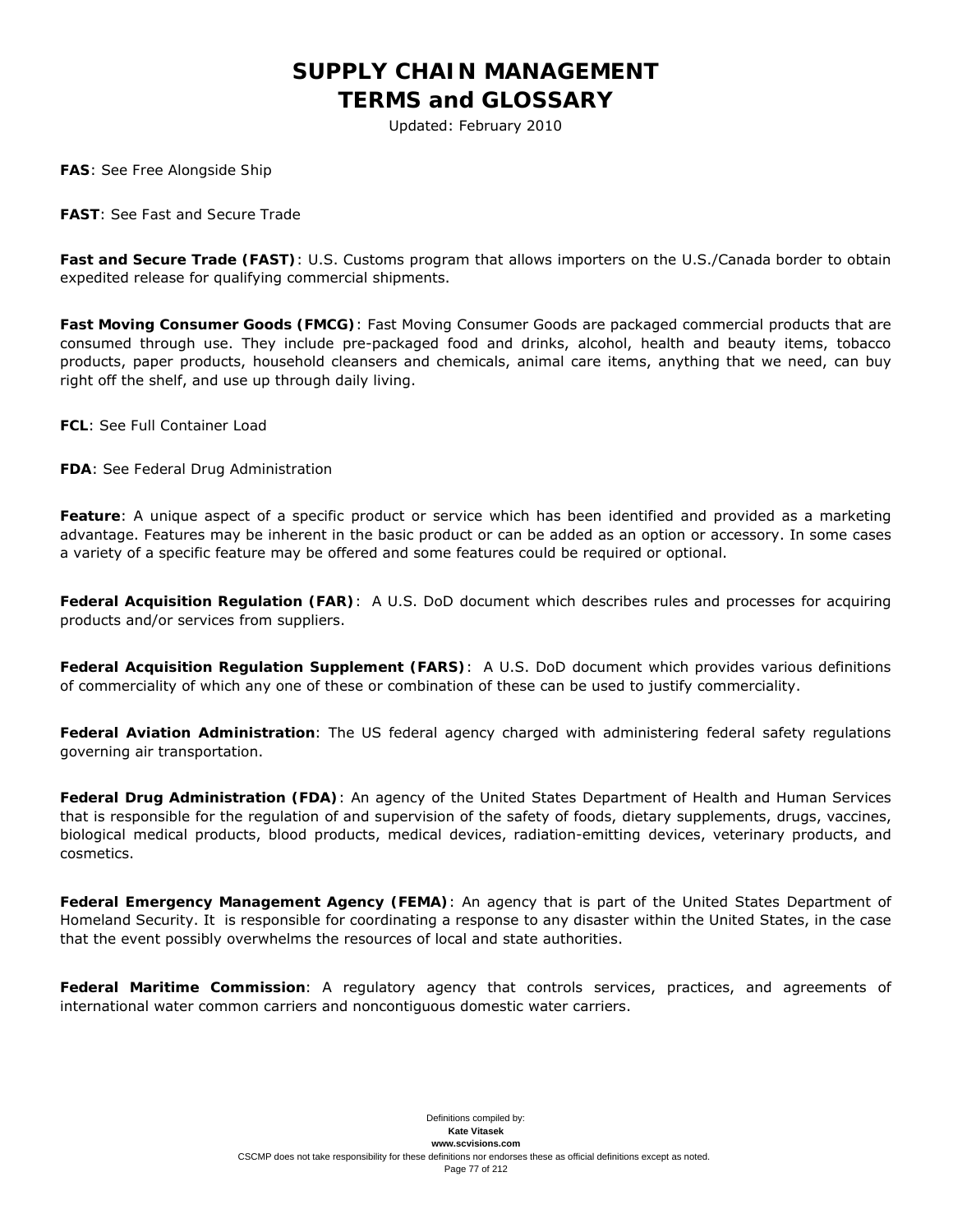**FAS**: See Free Alongside Ship

**FAST**: See Fast and Secure Trade

**Fast and Secure Trade (FAST)**: U.S. Customs program that allows importers on the U.S./Canada border to obtain expedited release for qualifying commercial shipments.

**Fast Moving Consumer Goods (FMCG)**: Fast Moving Consumer Goods are packaged commercial products that are consumed through use. They include pre-packaged food and drinks, alcohol, health and beauty items, tobacco products, paper products, household cleansers and chemicals, animal care items, anything that we need, can buy right off the shelf, and use up through daily living.

**FCL**: See Full Container Load

**FDA**: See Federal Drug Administration

**Feature**: A unique aspect of a specific product or service which has been identified and provided as a marketing advantage. Features may be inherent in the basic product or can be added as an option or accessory. In some cases a variety of a specific feature may be offered and some features could be required or optional.

**Federal Acquisition Regulation (FAR)**: A U.S. DoD document which describes rules and processes for acquiring products and/or services from suppliers.

**Federal Acquisition Regulation Supplement (FARS)**: A U.S. DoD document which provides various definitions of commerciality of which any one of these or combination of these can be used to justify commerciality.

**Federal Aviation Administration**: The US federal agency charged with administering federal safety regulations governing air transportation.

**Federal Drug Administration (FDA)**: An agency of the United States Department of Health and Human Services that is responsible for the regulation of and supervision of the safety of foods, dietary supplements, drugs, vaccines, biological medical products, blood products, medical devices, radiation-emitting devices, veterinary products, and cosmetics.

**Federal Emergency Management Agency (FEMA)**: An agency that is part of the United States Department of Homeland Security. It is responsible for coordinating a response to any disaster within the United States, in the case that the event possibly overwhelms the resources of local and state authorities.

**Federal Maritime Commission**: A regulatory agency that controls services, practices, and agreements of international water common carriers and noncontiguous domestic water carriers.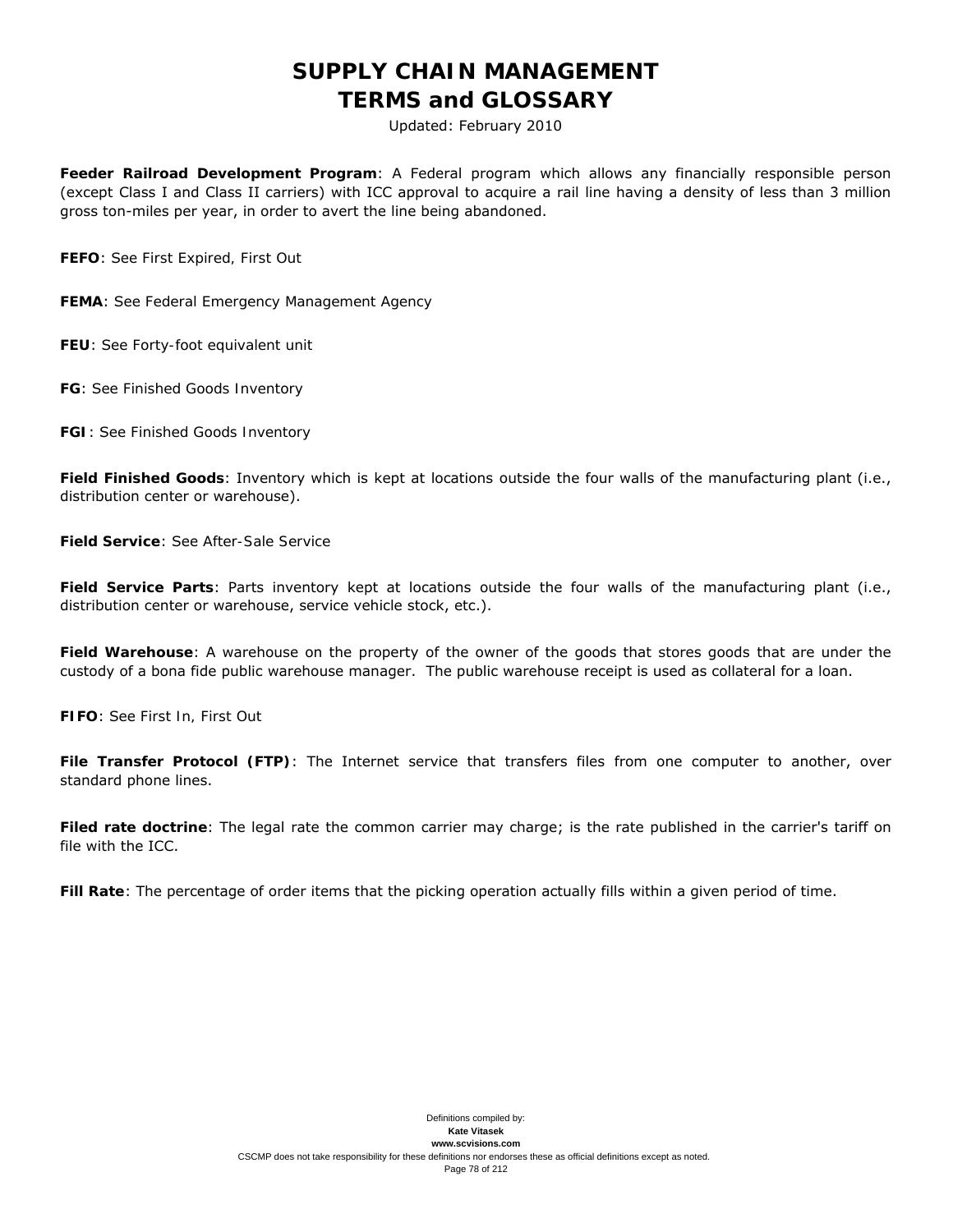**Feeder Railroad Development Program**: A Federal program which allows any financially responsible person (except Class I and Class II carriers) with ICC approval to acquire a rail line having a density of less than 3 million gross ton-miles per year, in order to avert the line being abandoned.

**FEFO**: See First Expired, First Out

**FEMA**: See Federal Emergency Management Agency

**FEU**: See Forty-foot equivalent unit

**FG**: See Finished Goods Inventory

**FGI**: See Finished Goods Inventory

**Field Finished Goods**: Inventory which is kept at locations outside the four walls of the manufacturing plant (i.e., distribution center or warehouse).

**Field Service**: See After-Sale Service

**Field Service Parts**: Parts inventory kept at locations outside the four walls of the manufacturing plant (i.e., distribution center or warehouse, service vehicle stock, etc.).

**Field Warehouse**: A warehouse on the property of the owner of the goods that stores goods that are under the custody of a bona fide public warehouse manager. The public warehouse receipt is used as collateral for a loan.

**FIFO**: See First In, First Out

**File Transfer Protocol (FTP)**: The Internet service that transfers files from one computer to another, over standard phone lines.

**Filed rate doctrine**: The legal rate the common carrier may charge; is the rate published in the carrier's tariff on file with the ICC.

**Fill Rate**: The percentage of order items that the picking operation actually fills within a given period of time.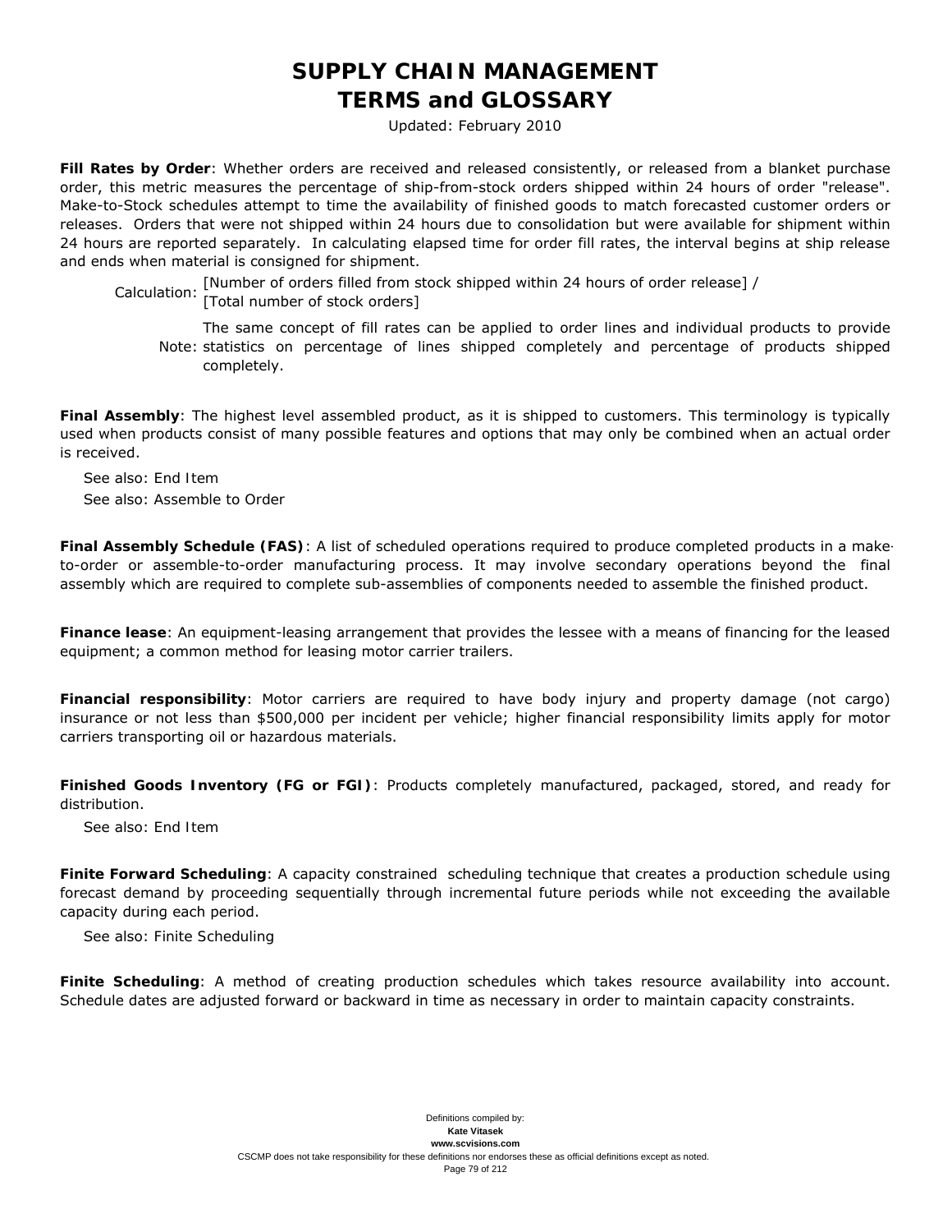**Fill Rates by Order**: Whether orders are received and released consistently, or released from a blanket purchase order, this metric measures the percentage of ship-from-stock orders shipped within 24 hours of order "release". Make-to-Stock schedules attempt to time the availability of finished goods to match forecasted customer orders or releases. Orders that were not shipped within 24 hours due to consolidation but were available for shipment within 24 hours are reported separately. In calculating elapsed time for order fill rates, the interval begins at ship release and ends when material is consigned for shipment.

Calculation: [Number of orders filled from stock shipped within 24 hours of order release] / [Total number of stock orders]

Note: The same concept of fill rates can be applied to order lines and individual products to provide statistics on percentage of lines shipped completely and percentage of products shipped completely.

**Final Assembly**: The highest level assembled product, as it is shipped to customers. This terminology is typically used when products consist of many possible features and options that may only be combined when an actual order is received.

See also: End Item

See also: Assemble to Order

**Final Assembly Schedule (FAS)**: A list of scheduled operations required to produce completed products in a make-to-order or assemble-to-order manufacturing process. It may involve secondary operations beyond the final assembly which are required to complete sub-assemblies of components needed to assemble the finished product.

**Finance lease**: An equipment-leasing arrangement that provides the lessee with a means of financing for the leased equipment; a common method for leasing motor carrier trailers.

**Financial responsibility**: Motor carriers are required to have body injury and property damage (not cargo) insurance or not less than $500,000 per incident per vehicle; higher financial responsibility limits apply for motor carriers transporting oil or hazardous materials.

**Finished Goods Inventory (FG or FGI)**: Products completely manufactured, packaged, stored, and ready for distribution.

See also: End Item

**Finite Forward Scheduling**: A capacity constrained scheduling technique that creates a production schedule using forecast demand by proceeding sequentially through incremental future periods while not exceeding the available capacity during each period.

See also: Finite Scheduling

**Finite Scheduling**: A method of creating production schedules which takes resource availability into account. Schedule dates are adjusted forward or backward in time as necessary in order to maintain capacity constraints.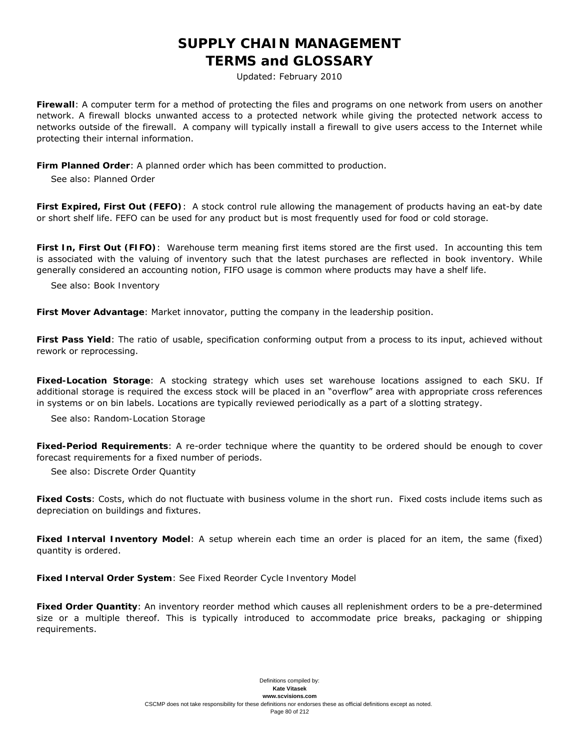**Firewall**: A computer term for a method of protecting the files and programs on one network from users on another network. A firewall blocks unwanted access to a protected network while giving the protected network access to networks outside of the firewall. A company will typically install a firewall to give users access to the Internet while protecting their internal information.

**Firm Planned Order**: A planned order which has been committed to production.

See also: Planned Order

**First Expired, First Out (FEFO)**: A stock control rule allowing the management of products having an eat-by date or short shelf life. FEFO can be used for any product but is most frequently used for food or cold storage.

**First In, First Out (FIFO)**: Warehouse term meaning first items stored are the first used. In accounting this tem is associated with the valuing of inventory such that the latest purchases are reflected in book inventory. While generally considered an accounting notion, FIFO usage is common where products may have a shelf life.

See also: Book Inventory

**First Mover Advantage**: Market innovator, putting the company in the leadership position.

**First Pass Yield**: The ratio of usable, specification conforming output from a process to its input, achieved without rework or reprocessing.

**Fixed-Location Storage**: A stocking strategy which uses set warehouse locations assigned to each SKU. If additional storage is required the excess stock will be placed in an "overflow" area with appropriate cross references in systems or on bin labels. Locations are typically reviewed periodically as a part of a slotting strategy.

See also: Random-Location Storage

**Fixed-Period Requirements**: A re-order technique where the quantity to be ordered should be enough to cover forecast requirements for a fixed number of periods.

See also: Discrete Order Quantity

**Fixed Costs**: Costs, which do not fluctuate with business volume in the short run. Fixed costs include items such as depreciation on buildings and fixtures.

**Fixed Interval Inventory Model**: A setup wherein each time an order is placed for an item, the same (fixed) quantity is ordered.

**Fixed Interval Order System**: See Fixed Reorder Cycle Inventory Model

**Fixed Order Quantity**: An inventory reorder method which causes all replenishment orders to be a pre-determined size or a multiple thereof. This is typically introduced to accommodate price breaks, packaging or shipping requirements.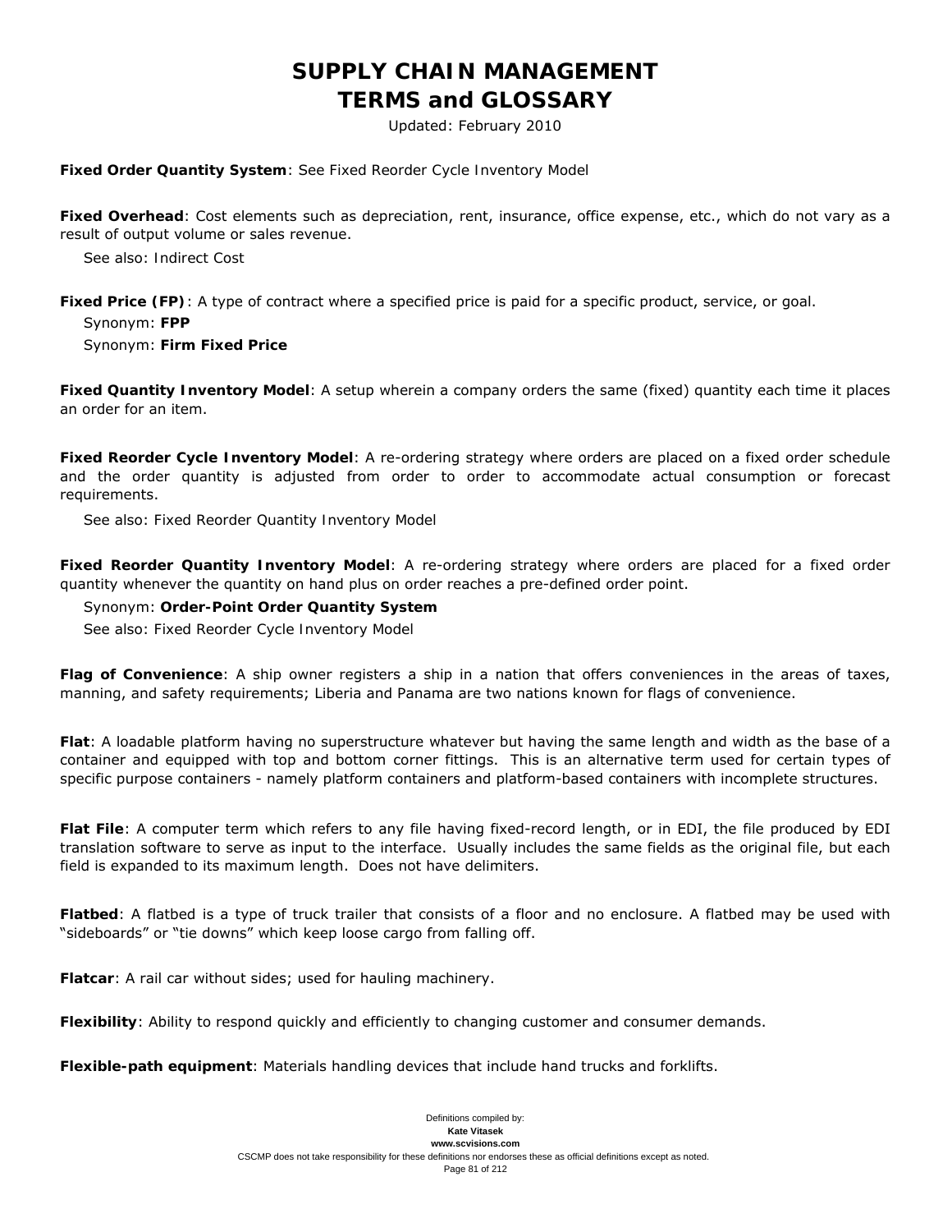**Fixed Order Quantity System**: See Fixed Reorder Cycle Inventory Model

**Fixed Overhead**: Cost elements such as depreciation, rent, insurance, office expense, etc., which do not vary as a result of output volume or sales revenue.

See also: Indirect Cost

**Fixed Price (FP)**: A type of contract where a specified price is paid for a specific product, service, or goal.

Synonym: **FPP**

Synonym: **Firm Fixed Price**

**Fixed Quantity Inventory Model**: A setup wherein a company orders the same (fixed) quantity each time it places an order for an item.

**Fixed Reorder Cycle Inventory Model**: A re-ordering strategy where orders are placed on a fixed order schedule and the order quantity is adjusted from order to order to accommodate actual consumption or forecast requirements.

See also: Fixed Reorder Quantity Inventory Model

**Fixed Reorder Quantity Inventory Model**: A re-ordering strategy where orders are placed for a fixed order quantity whenever the quantity on hand plus on order reaches a pre-defined order point.

Synonym: **Order-Point Order Quantity System**

See also: Fixed Reorder Cycle Inventory Model

**Flag of Convenience**: A ship owner registers a ship in a nation that offers conveniences in the areas of taxes, manning, and safety requirements; Liberia and Panama are two nations known for flags of convenience.

**Flat**: A loadable platform having no superstructure whatever but having the same length and width as the base of a container and equipped with top and bottom corner fittings. This is an alternative term used for certain types of specific purpose containers - namely platform containers and platform-based containers with incomplete structures.

**Flat File**: A computer term which refers to any file having fixed-record length, or in EDI, the file produced by EDI translation software to serve as input to the interface. Usually includes the same fields as the original file, but each field is expanded to its maximum length. Does not have delimiters.

**Flatbed**: A flatbed is a type of truck trailer that consists of a floor and no enclosure. A flatbed may be used with "sideboards" or "tie downs" which keep loose cargo from falling off.

**Flatcar**: A rail car without sides; used for hauling machinery.

**Flexibility**: Ability to respond quickly and efficiently to changing customer and consumer demands.

**Flexible-path equipment**: Materials handling devices that include hand trucks and forklifts.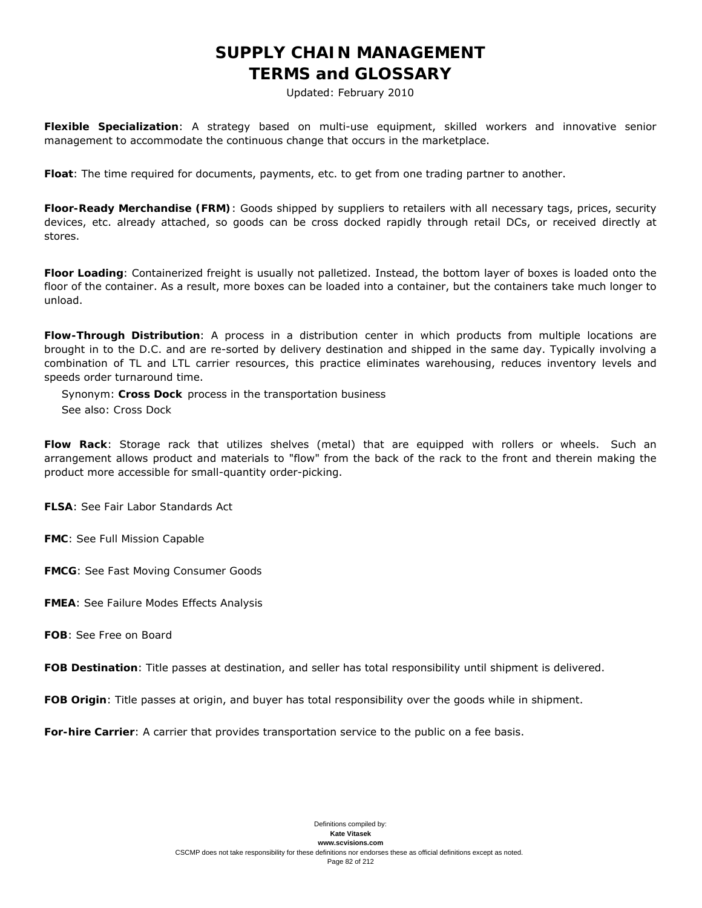**Flexible Specialization**: A strategy based on multi-use equipment, skilled workers and innovative senior management to accommodate the continuous change that occurs in the marketplace.

**Float**: The time required for documents, payments, etc. to get from one trading partner to another.

**Floor-Ready Merchandise (FRM)**: Goods shipped by suppliers to retailers with all necessary tags, prices, security devices, etc. already attached, so goods can be cross docked rapidly through retail DCs, or received directly at stores.

**Floor Loading**: Containerized freight is usually not palletized. Instead, the bottom layer of boxes is loaded onto the floor of the container. As a result, more boxes can be loaded into a container, but the containers take much longer to unload.

**Flow-Through Distribution**: A process in a distribution center in which products from multiple locations are brought in to the D.C. and are re-sorted by delivery destination and shipped in the same day. Typically involving a combination of TL and LTL carrier resources, this practice eliminates warehousing, reduces inventory levels and speeds order turnaround time.

Synonym: **Cross Dock** process in the transportation business
See also: Cross Dock

**Flow Rack**: Storage rack that utilizes shelves (metal) that are equipped with rollers or wheels. Such an arrangement allows product and materials to "flow" from the back of the rack to the front and therein making the product more accessible for small-quantity order-picking.

**FLSA**: See Fair Labor Standards Act

**FMC**: See Full Mission Capable

**FMCG**: See Fast Moving Consumer Goods

**FMEA**: See Failure Modes Effects Analysis

**FOB**: See Free on Board

**FOB Destination**: Title passes at destination, and seller has total responsibility until shipment is delivered.

**FOB Origin**: Title passes at origin, and buyer has total responsibility over the goods while in shipment.

**For-hire Carrier**: A carrier that provides transportation service to the public on a fee basis.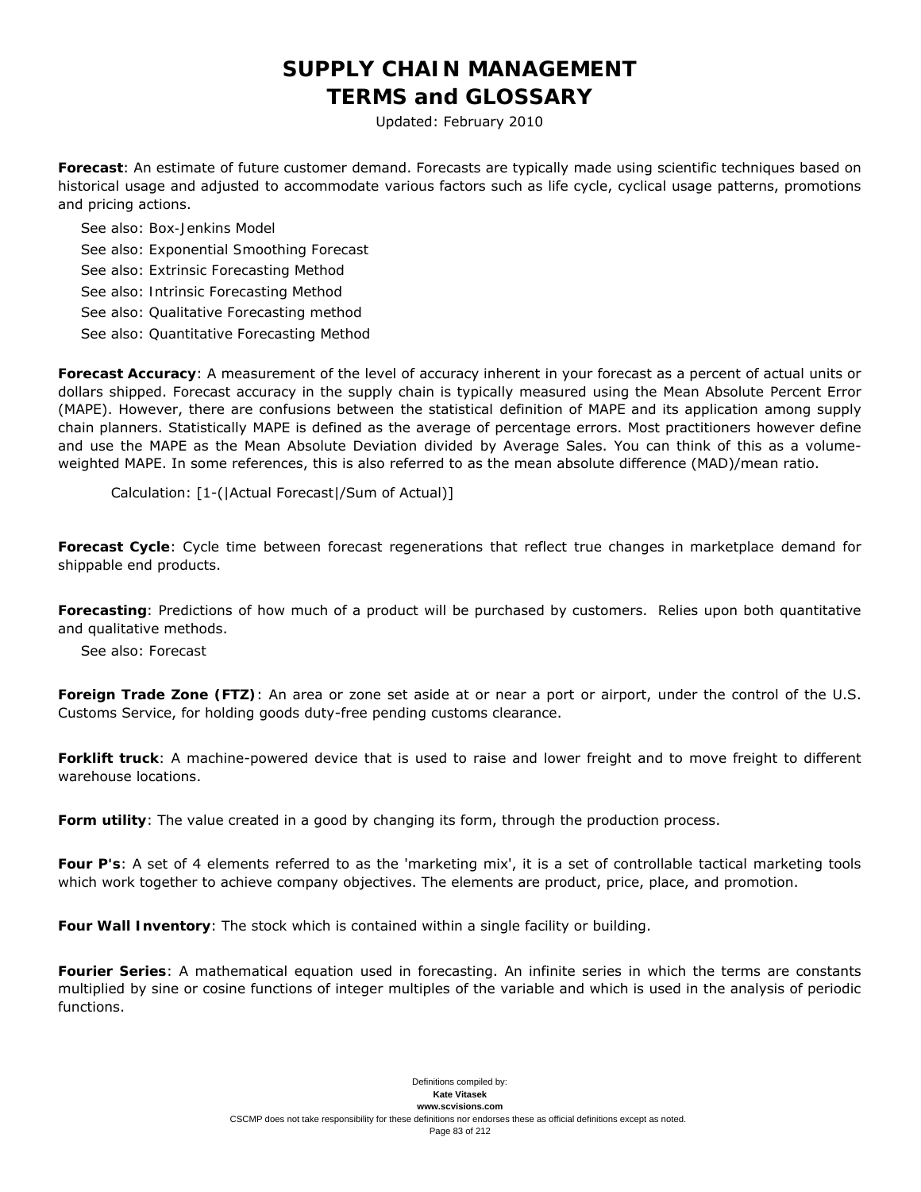**Forecast**: An estimate of future customer demand. Forecasts are typically made using scientific techniques based on historical usage and adjusted to accommodate various factors such as life cycle, cyclical usage patterns, promotions and pricing actions.

See also: Box-Jenkins Model

See also: Exponential Smoothing Forecast

See also: Extrinsic Forecasting Method

See also: Intrinsic Forecasting Method

See also: Qualitative Forecasting method

See also: Quantitative Forecasting Method

**Forecast Accuracy**: A measurement of the level of accuracy inherent in your forecast as a percent of actual units or dollars shipped. Forecast accuracy in the supply chain is typically measured using the Mean Absolute Percent Error (MAPE). However, there are confusions between the statistical definition of MAPE and its application among supply chain planners. Statistically MAPE is defined as the average of percentage errors. Most practitioners however define and use the MAPE as the Mean Absolute Deviation divided by Average Sales. You can think of this as a volume-weighted MAPE. In some references, this is also referred to as the mean absolute difference (MAD)/mean ratio.

Calculation: [1-(|Actual Forecast|/Sum of Actual)]

**Forecast Cycle**: Cycle time between forecast regenerations that reflect true changes in marketplace demand for shippable end products.

**Forecasting**: Predictions of how much of a product will be purchased by customers. Relies upon both quantitative and qualitative methods.

See also: Forecast

**Foreign Trade Zone (FTZ)**: An area or zone set aside at or near a port or airport, under the control of the U.S. Customs Service, for holding goods duty-free pending customs clearance.

**Forklift truck**: A machine-powered device that is used to raise and lower freight and to move freight to different warehouse locations.

**Form utility**: The value created in a good by changing its form, through the production process.

**Four P's**: A set of 4 elements referred to as the 'marketing mix', it is a set of controllable tactical marketing tools which work together to achieve company objectives. The elements are product, price, place, and promotion.

**Four Wall Inventory**: The stock which is contained within a single facility or building.

**Fourier Series**: A mathematical equation used in forecasting. An infinite series in which the terms are constants multiplied by sine or cosine functions of integer multiples of the variable and which is used in the analysis of periodic functions.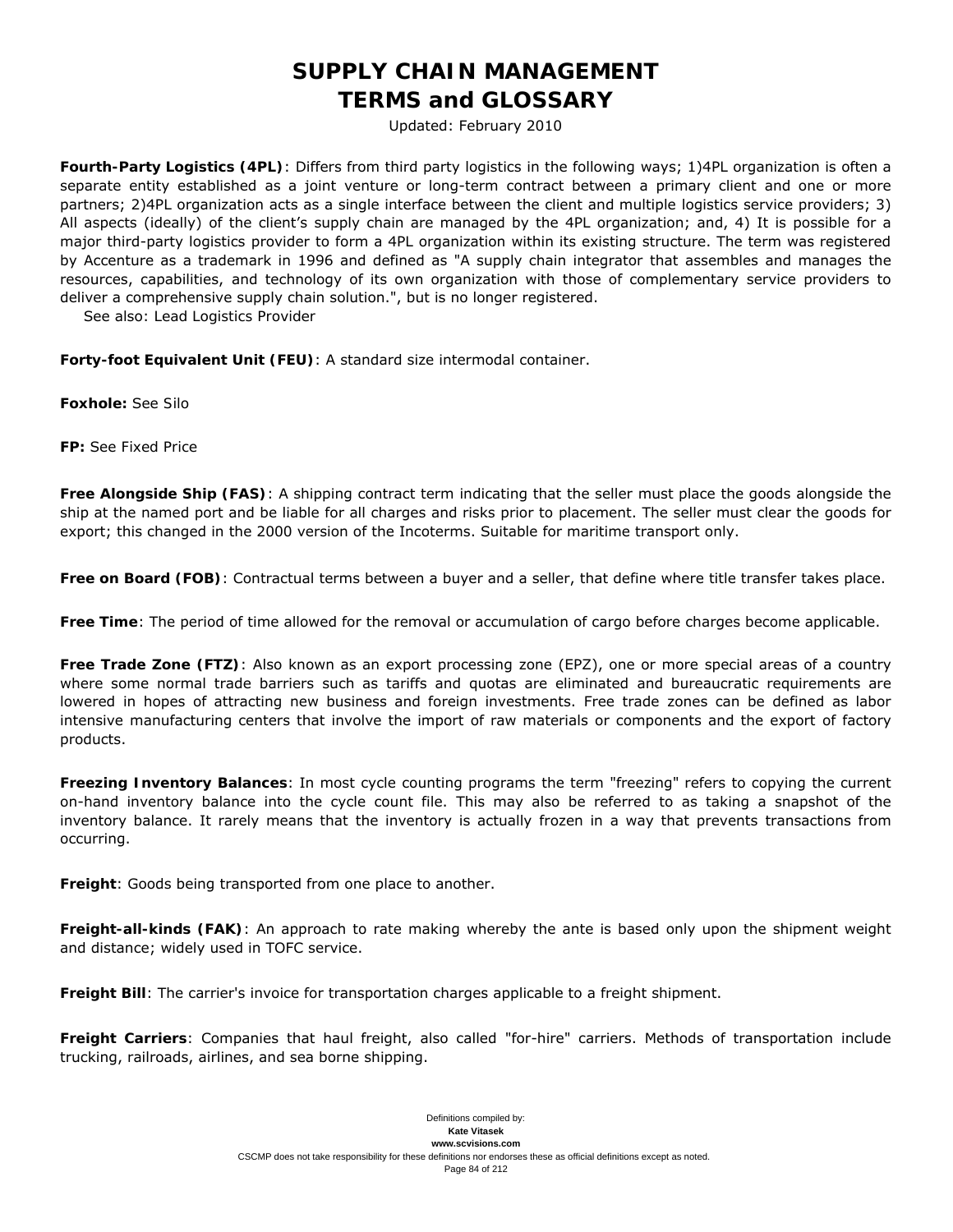**Fourth-Party Logistics (4PL)**: Differs from third party logistics in the following ways; 1)4PL organization is often a separate entity established as a joint venture or long-term contract between a primary client and one or more partners; 2)4PL organization acts as a single interface between the client and multiple logistics service providers; 3) All aspects (ideally) of the client's supply chain are managed by the 4PL organization; and, 4) It is possible for a major third-party logistics provider to form a 4PL organization within its existing structure. The term was registered by Accenture as a trademark in 1996 and defined as "A supply chain integrator that assembles and manages the resources, capabilities, and technology of its own organization with those of complementary service providers to deliver a comprehensive supply chain solution.", but is no longer registered.
See also: Lead Logistics Provider

**Forty-foot Equivalent Unit (FEU)**: A standard size intermodal container.

**Foxhole:** See Silo

**FP:** See Fixed Price

**Free Alongside Ship (FAS)**: A shipping contract term indicating that the seller must place the goods alongside the ship at the named port and be liable for all charges and risks prior to placement. The seller must clear the goods for export; this changed in the 2000 version of the Incoterms. Suitable for maritime transport only.

**Free on Board (FOB)**: Contractual terms between a buyer and a seller, that define where title transfer takes place.

**Free Time**: The period of time allowed for the removal or accumulation of cargo before charges become applicable.

**Free Trade Zone (FTZ)**: Also known as an export processing zone (EPZ), one or more special areas of a country where some normal trade barriers such as tariffs and quotas are eliminated and bureaucratic requirements are lowered in hopes of attracting new business and foreign investments. Free trade zones can be defined as labor intensive manufacturing centers that involve the import of raw materials or components and the export of factory products.

**Freezing Inventory Balances**: In most cycle counting programs the term "freezing" refers to copying the current on-hand inventory balance into the cycle count file. This may also be referred to as taking a snapshot of the inventory balance. It rarely means that the inventory is actually frozen in a way that prevents transactions from occurring.

**Freight**: Goods being transported from one place to another.

**Freight-all-kinds (FAK)**: An approach to rate making whereby the ante is based only upon the shipment weight and distance; widely used in TOFC service.

**Freight Bill**: The carrier's invoice for transportation charges applicable to a freight shipment.

**Freight Carriers**: Companies that haul freight, also called "for-hire" carriers. Methods of transportation include trucking, railroads, airlines, and sea borne shipping.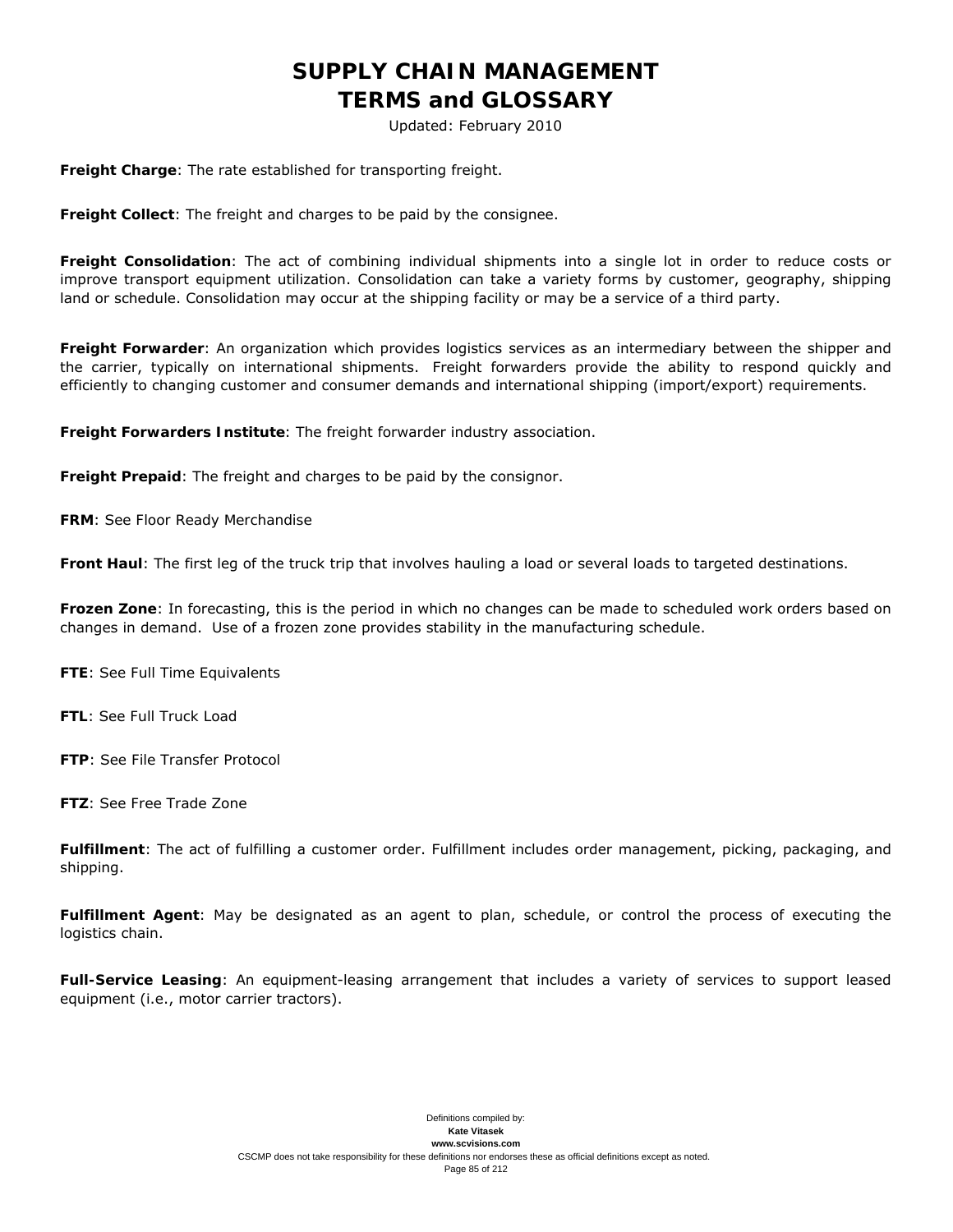**Freight Charge**: The rate established for transporting freight.

**Freight Collect**: The freight and charges to be paid by the consignee.

**Freight Consolidation**: The act of combining individual shipments into a single lot in order to reduce costs or improve transport equipment utilization. Consolidation can take a variety forms by customer, geography, shipping land or schedule. Consolidation may occur at the shipping facility or may be a service of a third party.

**Freight Forwarder**: An organization which provides logistics services as an intermediary between the shipper and the carrier, typically on international shipments. Freight forwarders provide the ability to respond quickly and efficiently to changing customer and consumer demands and international shipping (import/export) requirements.

**Freight Forwarders Institute**: The freight forwarder industry association.

**Freight Prepaid**: The freight and charges to be paid by the consignor.

**FRM**: See Floor Ready Merchandise

**Front Haul**: The first leg of the truck trip that involves hauling a load or several loads to targeted destinations.

**Frozen Zone**: In forecasting, this is the period in which no changes can be made to scheduled work orders based on changes in demand. Use of a frozen zone provides stability in the manufacturing schedule.

**FTE**: See Full Time Equivalents

**FTL**: See Full Truck Load

**FTP**: See File Transfer Protocol

**FTZ**: See Free Trade Zone

**Fulfillment**: The act of fulfilling a customer order. Fulfillment includes order management, picking, packaging, and shipping.

**Fulfillment Agent**: May be designated as an agent to plan, schedule, or control the process of executing the logistics chain.

**Full-Service Leasing**: An equipment-leasing arrangement that includes a variety of services to support leased equipment (i.e., motor carrier tractors).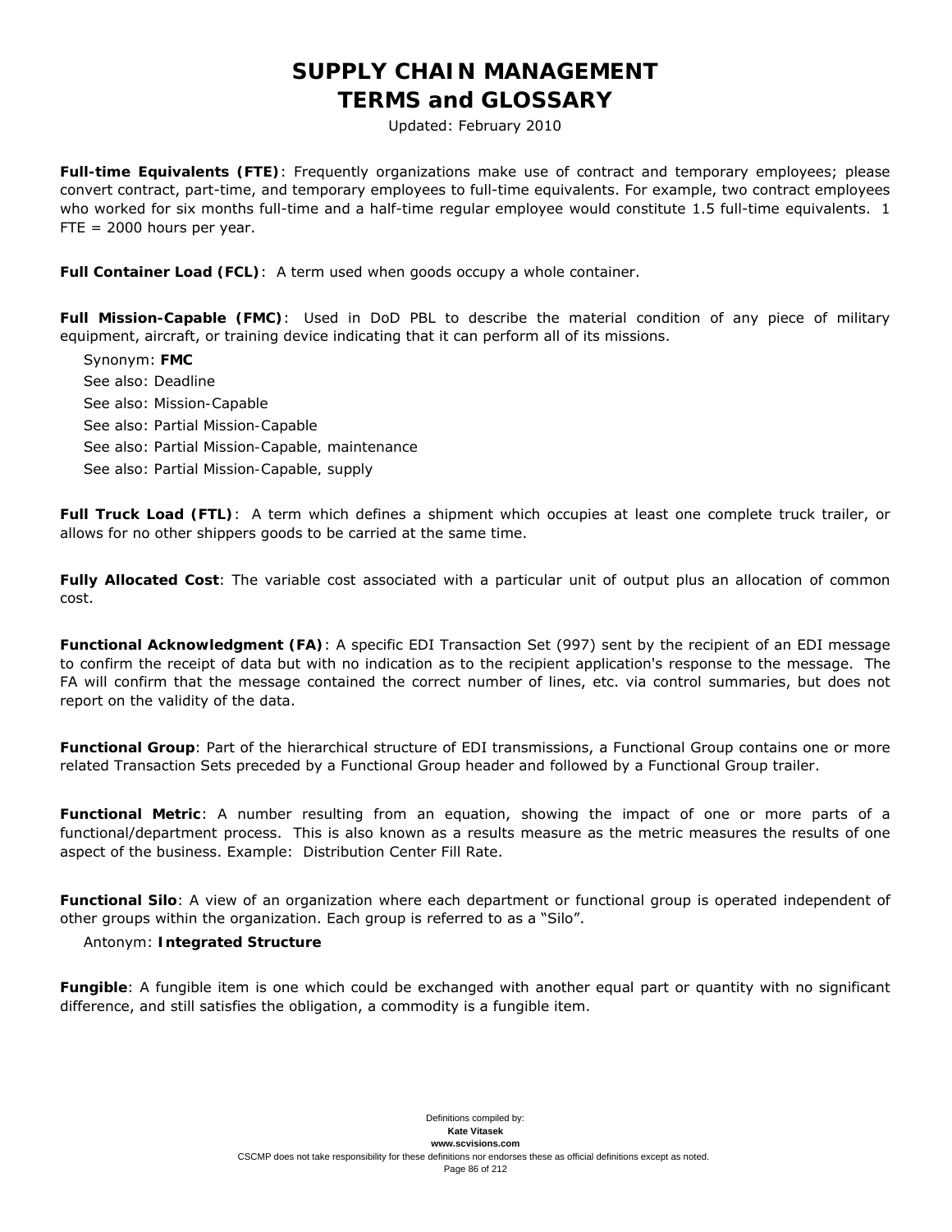**Full-time Equivalents (FTE)**: Frequently organizations make use of contract and temporary employees; please convert contract, part-time, and temporary employees to full-time equivalents. For example, two contract employees who worked for six months full-time and a half-time regular employee would constitute 1.5 full-time equivalents. 1 FTE = 2000 hours per year.

**Full Container Load (FCL)**: A term used when goods occupy a whole container.

**Full Mission-Capable (FMC)**: Used in DoD PBL to describe the material condition of any piece of military equipment, aircraft, or training device indicating that it can perform all of its missions.

Synonym: **FMC**
See also: Deadline
See also: Mission-Capable
See also: Partial Mission-Capable
See also: Partial Mission-Capable, maintenance
See also: Partial Mission-Capable, supply

**Full Truck Load (FTL)**: A term which defines a shipment which occupies at least one complete truck trailer, or allows for no other shippers goods to be carried at the same time.

**Fully Allocated Cost**: The variable cost associated with a particular unit of output plus an allocation of common cost.

**Functional Acknowledgment (FA)**: A specific EDI Transaction Set (997) sent by the recipient of an EDI message to confirm the receipt of data but with no indication as to the recipient application's response to the message. The FA will confirm that the message contained the correct number of lines, etc. via control summaries, but does not report on the validity of the data.

**Functional Group**: Part of the hierarchical structure of EDI transmissions, a Functional Group contains one or more related Transaction Sets preceded by a Functional Group header and followed by a Functional Group trailer.

**Functional Metric**: A number resulting from an equation, showing the impact of one or more parts of a functional/department process. This is also known as a results measure as the metric measures the results of one aspect of the business. Example: Distribution Center Fill Rate.

**Functional Silo**: A view of an organization where each department or functional group is operated independent of other groups within the organization. Each group is referred to as a "Silo".

Antonym: **Integrated Structure**

**Fungible**: A fungible item is one which could be exchanged with another equal part or quantity with no significant difference, and still satisfies the obligation, a commodity is a fungible item.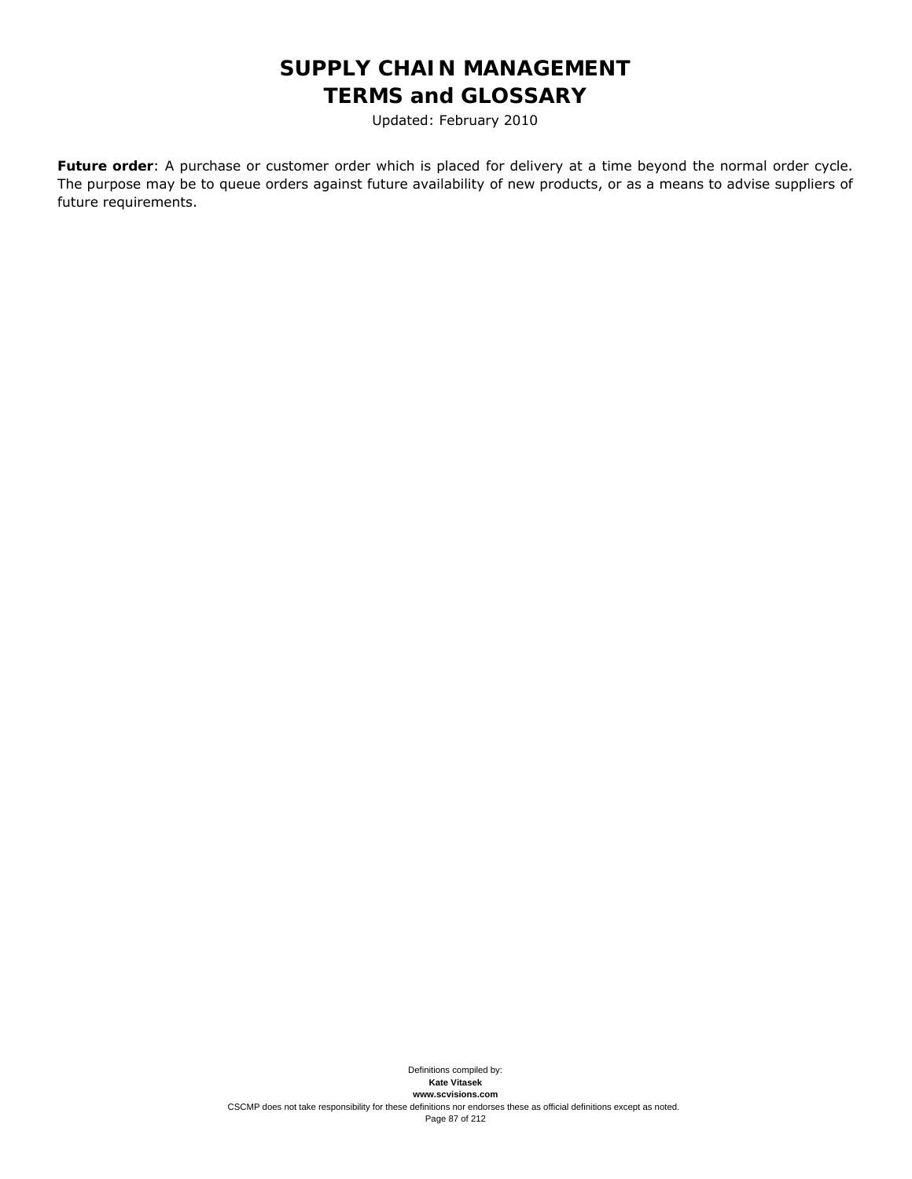**Future order**: A purchase or customer order which is placed for delivery at a time beyond the normal order cycle. The purpose may be to queue orders against future availability of new products, or as a means to advise suppliers of future requirements.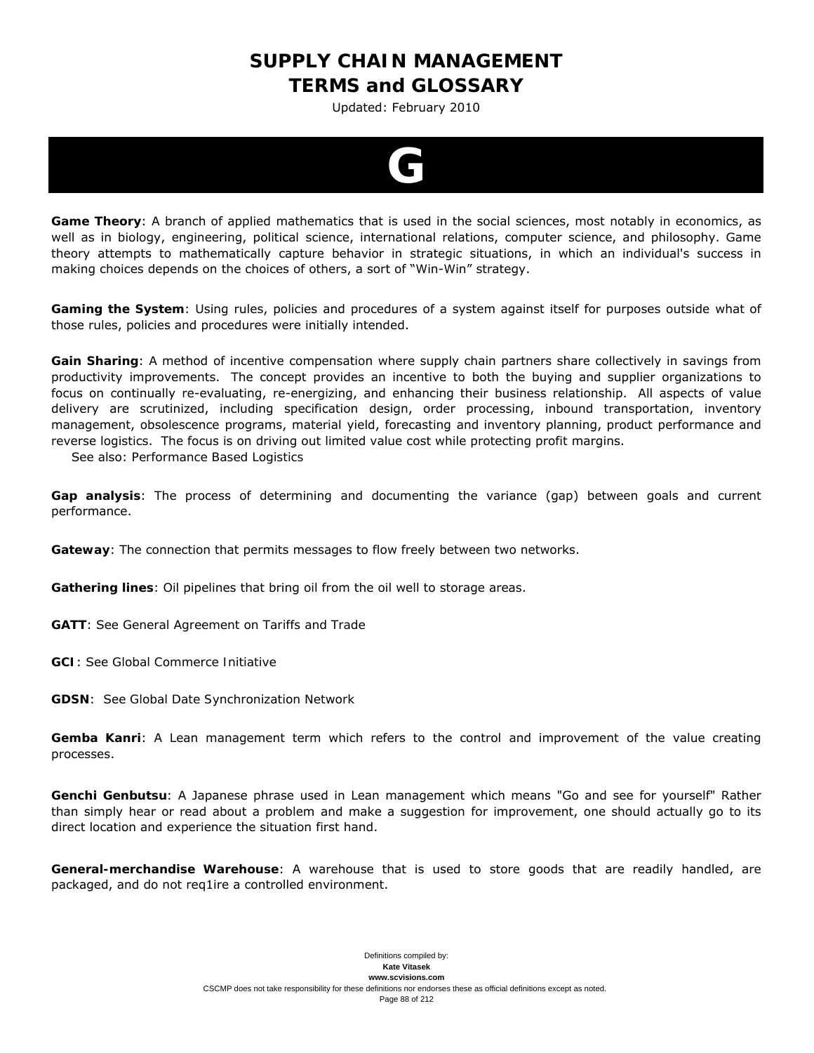# G

**Game Theory**: A branch of applied mathematics that is used in the social sciences, most notably in economics, as well as in biology, engineering, political science, international relations, computer science, and philosophy. Game theory attempts to mathematically capture behavior in strategic situations, in which an individual's success in making choices depends on the choices of others, a sort of "Win-Win" strategy.

**Gaming the System**: Using rules, policies and procedures of a system against itself for purposes outside what of those rules, policies and procedures were initially intended.

**Gain Sharing**: A method of incentive compensation where supply chain partners share collectively in savings from productivity improvements. The concept provides an incentive to both the buying and supplier organizations to focus on continually re-evaluating, re-energizing, and enhancing their business relationship. All aspects of value delivery are scrutinized, including specification design, order processing, inbound transportation, inventory management, obsolescence programs, material yield, forecasting and inventory planning, product performance and reverse logistics. The focus is on driving out limited value cost while protecting profit margins.
See also: Performance Based Logistics

**Gap analysis**: The process of determining and documenting the variance (gap) between goals and current performance.

**Gateway**: The connection that permits messages to flow freely between two networks.

**Gathering lines**: Oil pipelines that bring oil from the oil well to storage areas.

**GATT**: See General Agreement on Tariffs and Trade

**GCI**: See Global Commerce Initiative

**GDSN**: See Global Date Synchronization Network

**Gemba Kanri**: A Lean management term which refers to the control and improvement of the value creating processes.

**Genchi Genbutsu**: A Japanese phrase used in Lean management which means "Go and see for yourself" Rather than simply hear or read about a problem and make a suggestion for improvement, one should actually go to its direct location and experience the situation first hand.

**General-merchandise Warehouse**: A warehouse that is used to store goods that are readily handled, are packaged, and do not req1ire a controlled environment.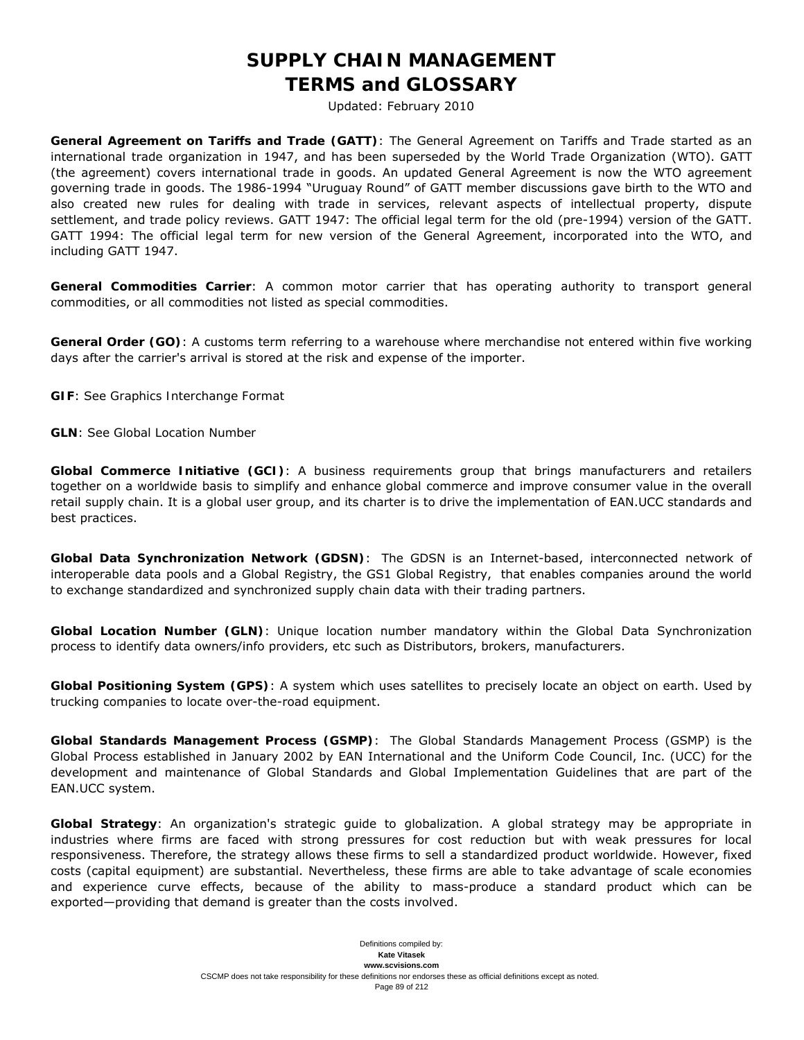**General Agreement on Tariffs and Trade (GATT)**: The General Agreement on Tariffs and Trade started as an international trade organization in 1947, and has been superseded by the World Trade Organization (WTO). GATT (the agreement) covers international trade in goods. An updated General Agreement is now the WTO agreement governing trade in goods. The 1986-1994 "Uruguay Round" of GATT member discussions gave birth to the WTO and also created new rules for dealing with trade in services, relevant aspects of intellectual property, dispute settlement, and trade policy reviews. GATT 1947: The official legal term for the old (pre-1994) version of the GATT. GATT 1994: The official legal term for new version of the General Agreement, incorporated into the WTO, and including GATT 1947.

**General Commodities Carrier**: A common motor carrier that has operating authority to transport general commodities, or all commodities not listed as special commodities.

**General Order (GO)**: A customs term referring to a warehouse where merchandise not entered within five working days after the carrier's arrival is stored at the risk and expense of the importer.

**GIF**: See Graphics Interchange Format

**GLN**: See Global Location Number

**Global Commerce Initiative (GCI)**: A business requirements group that brings manufacturers and retailers together on a worldwide basis to simplify and enhance global commerce and improve consumer value in the overall retail supply chain. It is a global user group, and its charter is to drive the implementation of EAN.UCC standards and best practices.

**Global Data Synchronization Network (GDSN)**: The GDSN is an Internet-based, interconnected network of interoperable data pools and a Global Registry, the GS1 Global Registry, that enables companies around the world to exchange standardized and synchronized supply chain data with their trading partners.

**Global Location Number (GLN)**: Unique location number mandatory within the Global Data Synchronization process to identify data owners/info providers, etc such as Distributors, brokers, manufacturers.

**Global Positioning System (GPS)**: A system which uses satellites to precisely locate an object on earth. Used by trucking companies to locate over-the-road equipment.

**Global Standards Management Process (GSMP)**: The Global Standards Management Process (GSMP) is the Global Process established in January 2002 by EAN International and the Uniform Code Council, Inc. (UCC) for the development and maintenance of Global Standards and Global Implementation Guidelines that are part of the EAN.UCC system.

**Global Strategy**: An organization's strategic guide to globalization. A global strategy may be appropriate in industries where firms are faced with strong pressures for cost reduction but with weak pressures for local responsiveness. Therefore, the strategy allows these firms to sell a standardized product worldwide. However, fixed costs (capital equipment) are substantial. Nevertheless, these firms are able to take advantage of scale economies and experience curve effects, because of the ability to mass-produce a standard product which can be exported—providing that demand is greater than the costs involved.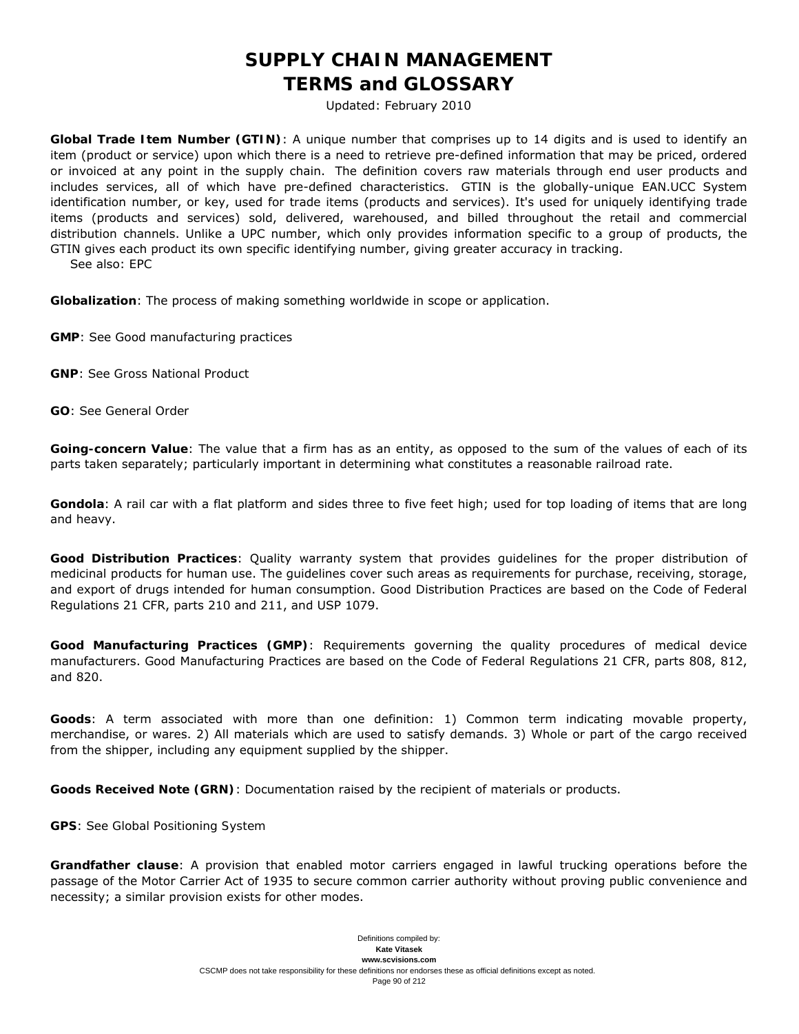**Global Trade Item Number (GTIN)**: A unique number that comprises up to 14 digits and is used to identify an item (product or service) upon which there is a need to retrieve pre-defined information that may be priced, ordered or invoiced at any point in the supply chain. The definition covers raw materials through end user products and includes services, all of which have pre-defined characteristics. GTIN is the globally-unique EAN.UCC System identification number, or key, used for trade items (products and services). It's used for uniquely identifying trade items (products and services) sold, delivered, warehoused, and billed throughout the retail and commercial distribution channels. Unlike a UPC number, which only provides information specific to a group of products, the GTIN gives each product its own specific identifying number, giving greater accuracy in tracking.
See also: EPC

**Globalization**: The process of making something worldwide in scope or application.

**GMP**: See Good manufacturing practices

**GNP**: See Gross National Product

**GO**: See General Order

**Going-concern Value**: The value that a firm has as an entity, as opposed to the sum of the values of each of its parts taken separately; particularly important in determining what constitutes a reasonable railroad rate.

**Gondola**: A rail car with a flat platform and sides three to five feet high; used for top loading of items that are long and heavy.

**Good Distribution Practices**: Quality warranty system that provides guidelines for the proper distribution of medicinal products for human use. The guidelines cover such areas as requirements for purchase, receiving, storage, and export of drugs intended for human consumption. Good Distribution Practices are based on the Code of Federal Regulations 21 CFR, parts 210 and 211, and USP 1079.

**Good Manufacturing Practices (GMP)**: Requirements governing the quality procedures of medical device manufacturers. Good Manufacturing Practices are based on the Code of Federal Regulations 21 CFR, parts 808, 812, and 820.

**Goods**: A term associated with more than one definition: 1) Common term indicating movable property, merchandise, or wares. 2) All materials which are used to satisfy demands. 3) Whole or part of the cargo received from the shipper, including any equipment supplied by the shipper.

**Goods Received Note (GRN)**: Documentation raised by the recipient of materials or products.

**GPS**: See Global Positioning System

**Grandfather clause**: A provision that enabled motor carriers engaged in lawful trucking operations before the passage of the Motor Carrier Act of 1935 to secure common carrier authority without proving public convenience and necessity; a similar provision exists for other modes.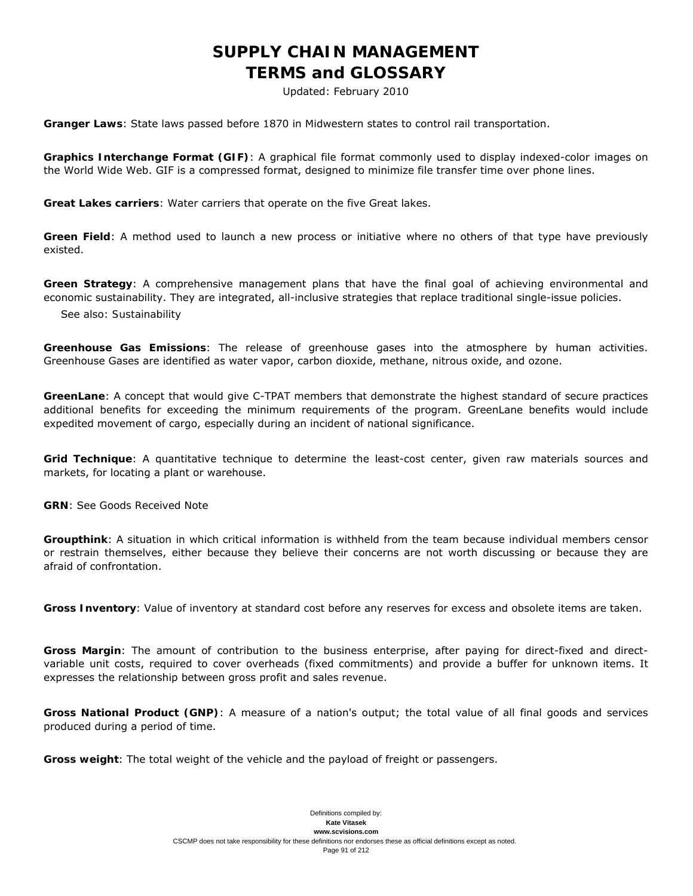**Granger Laws**: State laws passed before 1870 in Midwestern states to control rail transportation.

**Graphics Interchange Format (GIF)**: A graphical file format commonly used to display indexed-color images on the World Wide Web. GIF is a compressed format, designed to minimize file transfer time over phone lines.

**Great Lakes carriers**: Water carriers that operate on the five Great lakes.

**Green Field**: A method used to launch a new process or initiative where no others of that type have previously existed.

**Green Strategy**: A comprehensive management plans that have the final goal of achieving environmental and economic sustainability. They are integrated, all-inclusive strategies that replace traditional single-issue policies.

See also: Sustainability

**Greenhouse Gas Emissions**: The release of greenhouse gases into the atmosphere by human activities. Greenhouse Gases are identified as water vapor, carbon dioxide, methane, nitrous oxide, and ozone.

**GreenLane**: A concept that would give C-TPAT members that demonstrate the highest standard of secure practices additional benefits for exceeding the minimum requirements of the program. GreenLane benefits would include expedited movement of cargo, especially during an incident of national significance.

**Grid Technique**: A quantitative technique to determine the least-cost center, given raw materials sources and markets, for locating a plant or warehouse.

**GRN**: See Goods Received Note

**Groupthink**: A situation in which critical information is withheld from the team because individual members censor or restrain themselves, either because they believe their concerns are not worth discussing or because they are afraid of confrontation.

**Gross Inventory**: Value of inventory at standard cost before any reserves for excess and obsolete items are taken.

**Gross Margin**: The amount of contribution to the business enterprise, after paying for direct-fixed and direct-variable unit costs, required to cover overheads (fixed commitments) and provide a buffer for unknown items. It expresses the relationship between gross profit and sales revenue.

**Gross National Product (GNP)**: A measure of a nation's output; the total value of all final goods and services produced during a period of time.

**Gross weight**: The total weight of the vehicle and the payload of freight or passengers.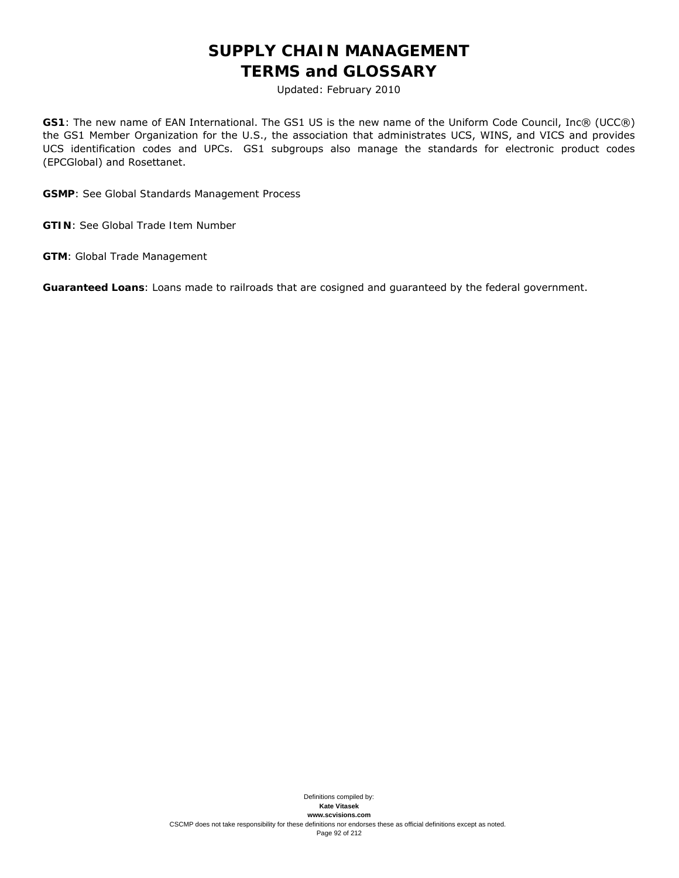**GS1**: The new name of EAN International. The GS1 US is the new name of the Uniform Code Council, Inc® (UCC®) the GS1 Member Organization for the U.S., the association that administrates UCS, WINS, and VICS and provides UCS identification codes and UPCs. GS1 subgroups also manage the standards for electronic product codes (EPCGlobal) and Rosettanet.

**GSMP**: See Global Standards Management Process

**GTIN**: See Global Trade Item Number

**GTM**: Global Trade Management

**Guaranteed Loans**: Loans made to railroads that are cosigned and guaranteed by the federal government.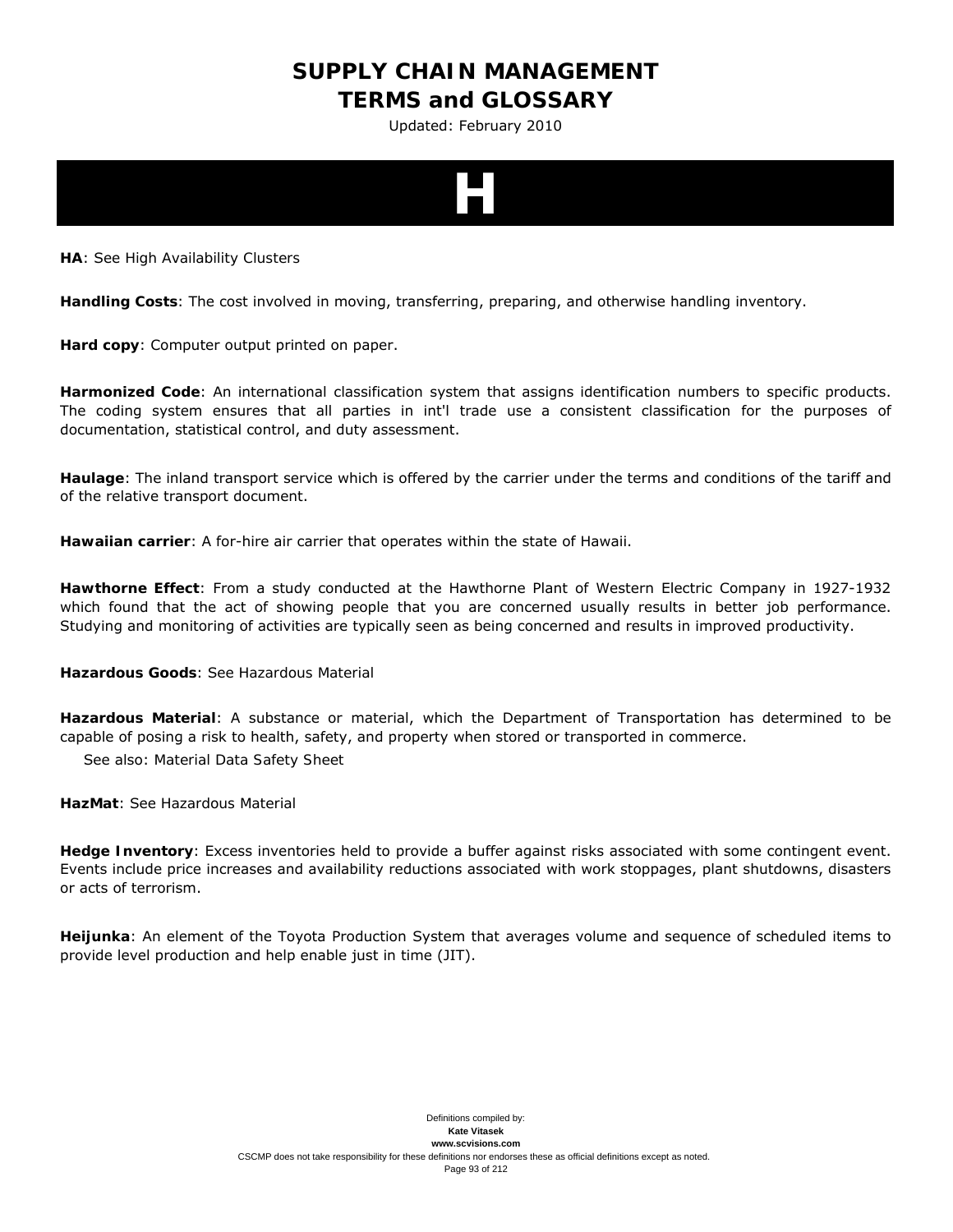# H

**HA**: See High Availability Clusters

**Handling Costs**: The cost involved in moving, transferring, preparing, and otherwise handling inventory.

**Hard copy**: Computer output printed on paper.

**Harmonized Code**: An international classification system that assigns identification numbers to specific products. The coding system ensures that all parties in int'l trade use a consistent classification for the purposes of documentation, statistical control, and duty assessment.

**Haulage**: The inland transport service which is offered by the carrier under the terms and conditions of the tariff and of the relative transport document.

**Hawaiian carrier**: A for-hire air carrier that operates within the state of Hawaii.

**Hawthorne Effect**: From a study conducted at the Hawthorne Plant of Western Electric Company in 1927-1932 which found that the act of showing people that you are concerned usually results in better job performance. Studying and monitoring of activities are typically seen as being concerned and results in improved productivity.

**Hazardous Goods**: See Hazardous Material

**Hazardous Material**: A substance or material, which the Department of Transportation has determined to be capable of posing a risk to health, safety, and property when stored or transported in commerce.

See also: Material Data Safety Sheet

**HazMat**: See Hazardous Material

**Hedge Inventory**: Excess inventories held to provide a buffer against risks associated with some contingent event. Events include price increases and availability reductions associated with work stoppages, plant shutdowns, disasters or acts of terrorism.

**Heijunka**: An element of the Toyota Production System that averages volume and sequence of scheduled items to provide level production and help enable just in time (JIT).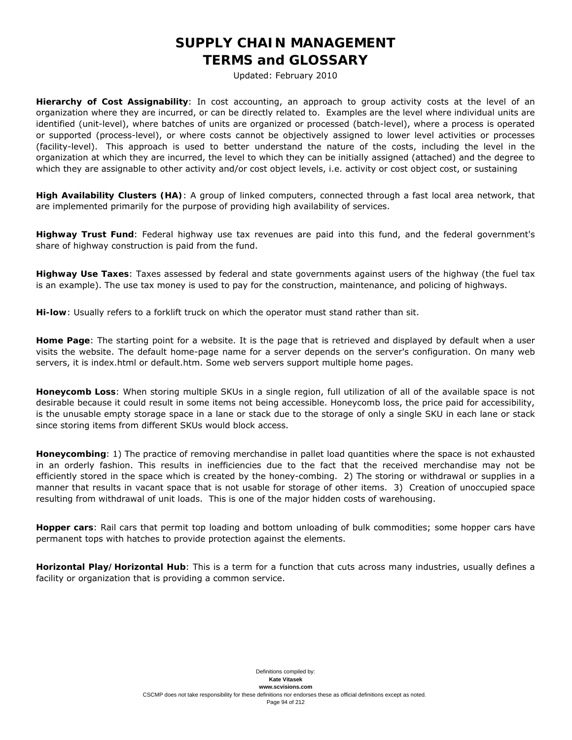**Hierarchy of Cost Assignability**: In cost accounting, an approach to group activity costs at the level of an organization where they are incurred, or can be directly related to. Examples are the level where individual units are identified (unit-level), where batches of units are organized or processed (batch-level), where a process is operated or supported (process-level), or where costs cannot be objectively assigned to lower level activities or processes (facility-level). This approach is used to better understand the nature of the costs, including the level in the organization at which they are incurred, the level to which they can be initially assigned (attached) and the degree to which they are assignable to other activity and/or cost object levels, i.e. activity or cost object cost, or sustaining

**High Availability Clusters (HA)**: A group of linked computers, connected through a fast local area network, that are implemented primarily for the purpose of providing high availability of services.

**Highway Trust Fund**: Federal highway use tax revenues are paid into this fund, and the federal government's share of highway construction is paid from the fund.

**Highway Use Taxes**: Taxes assessed by federal and state governments against users of the highway (the fuel tax is an example). The use tax money is used to pay for the construction, maintenance, and policing of highways.

**Hi-low**: Usually refers to a forklift truck on which the operator must stand rather than sit.

**Home Page**: The starting point for a website. It is the page that is retrieved and displayed by default when a user visits the website. The default home-page name for a server depends on the server's configuration. On many web servers, it is index.html or default.htm. Some web servers support multiple home pages.

**Honeycomb Loss**: When storing multiple SKUs in a single region, full utilization of all of the available space is not desirable because it could result in some items not being accessible. Honeycomb loss, the price paid for accessibility, is the unusable empty storage space in a lane or stack due to the storage of only a single SKU in each lane or stack since storing items from different SKUs would block access.

**Honeycombing**: 1) The practice of removing merchandise in pallet load quantities where the space is not exhausted in an orderly fashion. This results in inefficiencies due to the fact that the received merchandise may not be efficiently stored in the space which is created by the honey-combing. 2) The storing or withdrawal or supplies in a manner that results in vacant space that is not usable for storage of other items. 3) Creation of unoccupied space resulting from withdrawal of unit loads. This is one of the major hidden costs of warehousing.

**Hopper cars**: Rail cars that permit top loading and bottom unloading of bulk commodities; some hopper cars have permanent tops with hatches to provide protection against the elements.

**Horizontal Play/Horizontal Hub**: This is a term for a function that cuts across many industries, usually defines a facility or organization that is providing a common service.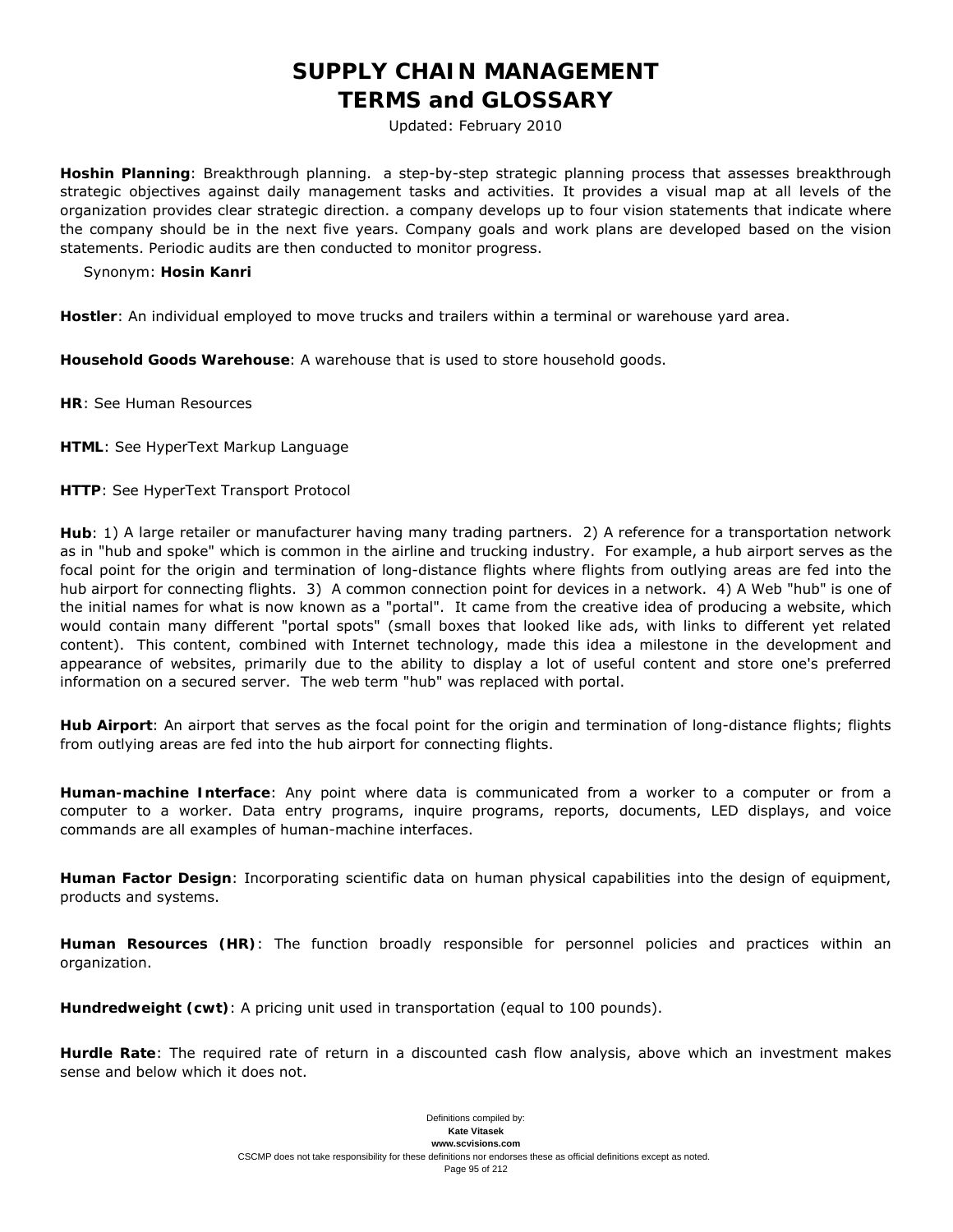**Hoshin Planning**: Breakthrough planning. a step-by-step strategic planning process that assesses breakthrough strategic objectives against daily management tasks and activities. It provides a visual map at all levels of the organization provides clear strategic direction. a company develops up to four vision statements that indicate where the company should be in the next five years. Company goals and work plans are developed based on the vision statements. Periodic audits are then conducted to monitor progress.

Synonym: **Hosin Kanri**

**Hostler**: An individual employed to move trucks and trailers within a terminal or warehouse yard area.

**Household Goods Warehouse**: A warehouse that is used to store household goods.

**HR**: See Human Resources

**HTML**: See HyperText Markup Language

**HTTP**: See HyperText Transport Protocol

**Hub**: 1) A large retailer or manufacturer having many trading partners. 2) A reference for a transportation network as in "hub and spoke" which is common in the airline and trucking industry. For example, a hub airport serves as the focal point for the origin and termination of long-distance flights where flights from outlying areas are fed into the hub airport for connecting flights. 3) A common connection point for devices in a network. 4) A Web "hub" is one of the initial names for what is now known as a "portal". It came from the creative idea of producing a website, which would contain many different "portal spots" (small boxes that looked like ads, with links to different yet related content). This content, combined with Internet technology, made this idea a milestone in the development and appearance of websites, primarily due to the ability to display a lot of useful content and store one's preferred information on a secured server. The web term "hub" was replaced with portal.

**Hub Airport**: An airport that serves as the focal point for the origin and termination of long-distance flights; flights from outlying areas are fed into the hub airport for connecting flights.

**Human-machine Interface**: Any point where data is communicated from a worker to a computer or from a computer to a worker. Data entry programs, inquire programs, reports, documents, LED displays, and voice commands are all examples of human-machine interfaces.

**Human Factor Design**: Incorporating scientific data on human physical capabilities into the design of equipment, products and systems.

**Human Resources (HR)**: The function broadly responsible for personnel policies and practices within an organization.

**Hundredweight (cwt)**: A pricing unit used in transportation (equal to 100 pounds).

**Hurdle Rate**: The required rate of return in a discounted cash flow analysis, above which an investment makes sense and below which it does not.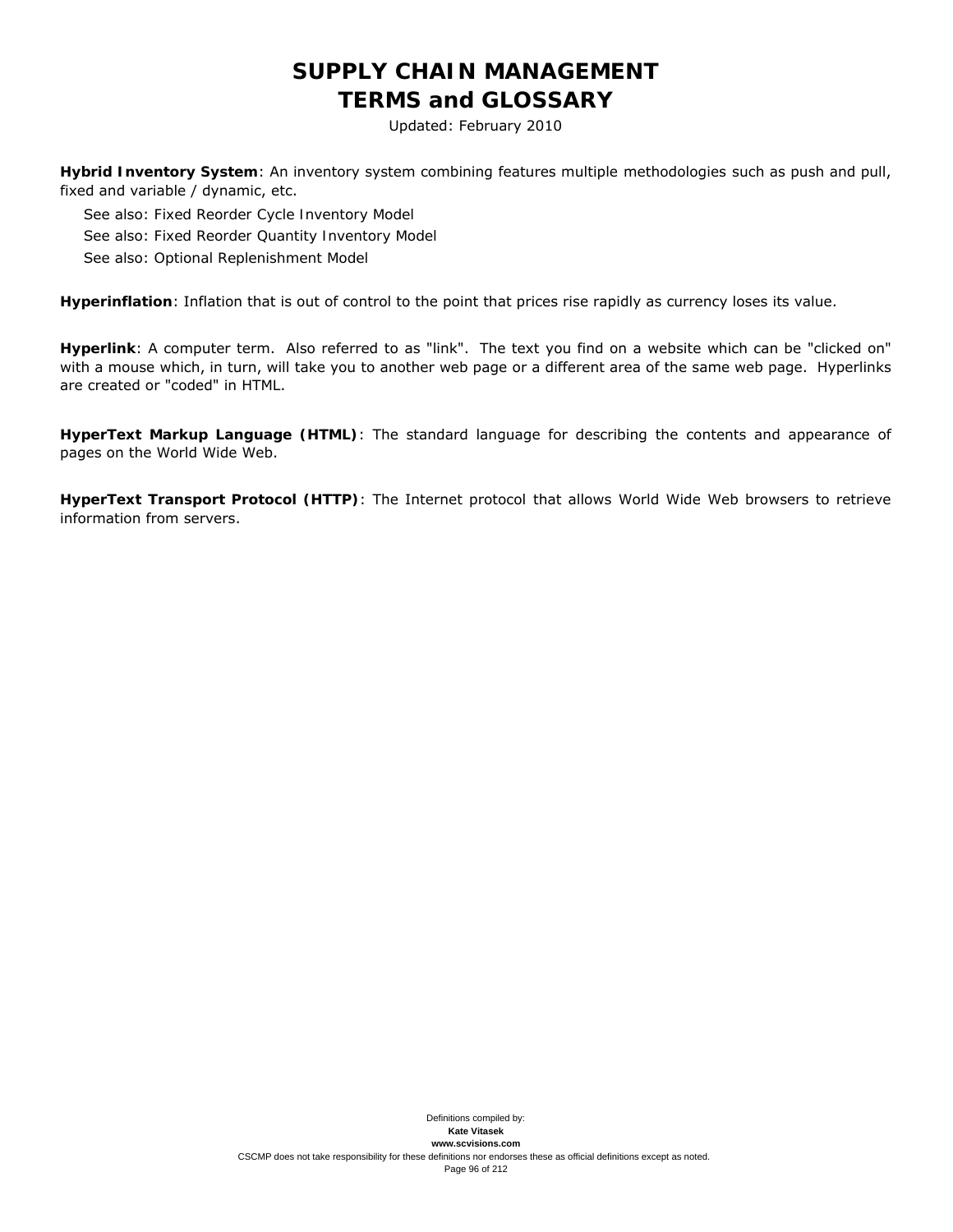**Hybrid Inventory System**: An inventory system combining features multiple methodologies such as push and pull, fixed and variable / dynamic, etc.

See also: Fixed Reorder Cycle Inventory Model
See also: Fixed Reorder Quantity Inventory Model
See also: Optional Replenishment Model

**Hyperinflation**: Inflation that is out of control to the point that prices rise rapidly as currency loses its value.

**Hyperlink**: A computer term. Also referred to as "link". The text you find on a website which can be "clicked on" with a mouse which, in turn, will take you to another web page or a different area of the same web page. Hyperlinks are created or "coded" in HTML.

**HyperText Markup Language (HTML)**: The standard language for describing the contents and appearance of pages on the World Wide Web.

**HyperText Transport Protocol (HTTP)**: The Internet protocol that allows World Wide Web browsers to retrieve information from servers.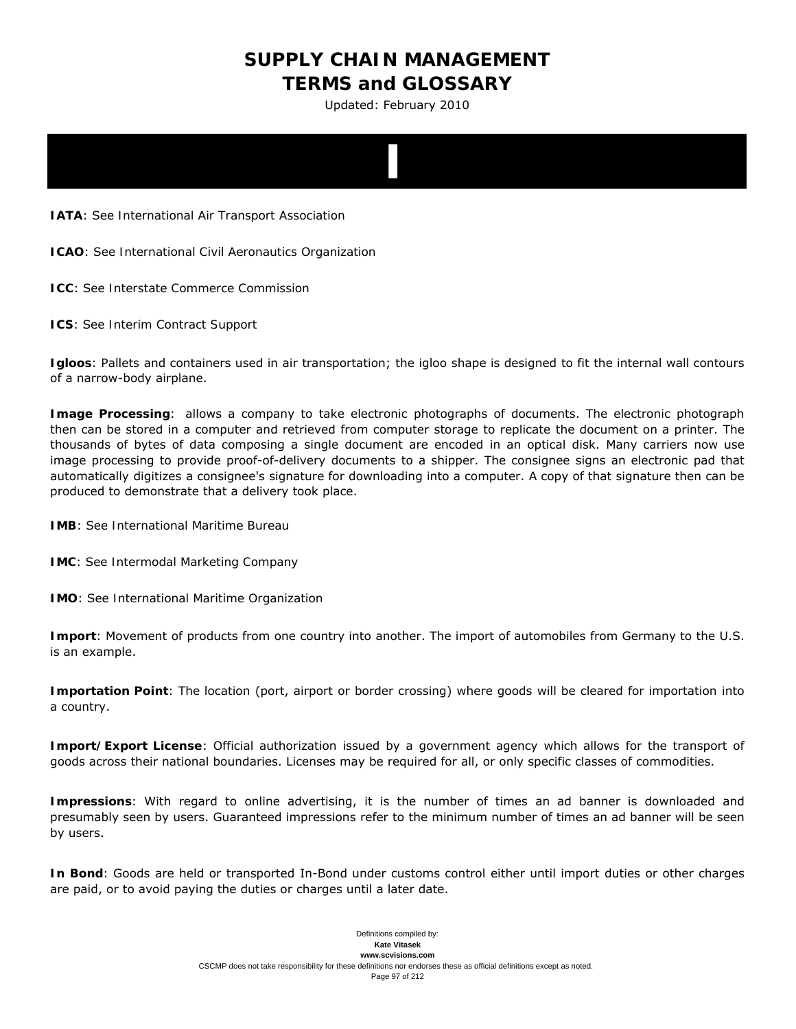# I

**IATA**: See International Air Transport Association

**ICAO**: See International Civil Aeronautics Organization

**ICC**: See Interstate Commerce Commission

**ICS**: See Interim Contract Support

**Igloos**: Pallets and containers used in air transportation; the igloo shape is designed to fit the internal wall contours of a narrow-body airplane.

**Image Processing**: allows a company to take electronic photographs of documents. The electronic photograph then can be stored in a computer and retrieved from computer storage to replicate the document on a printer. The thousands of bytes of data composing a single document are encoded in an optical disk. Many carriers now use image processing to provide proof-of-delivery documents to a shipper. The consignee signs an electronic pad that automatically digitizes a consignee's signature for downloading into a computer. A copy of that signature then can be produced to demonstrate that a delivery took place.

**IMB**: See International Maritime Bureau

**IMC**: See Intermodal Marketing Company

**IMO**: See International Maritime Organization

**Import**: Movement of products from one country into another. The import of automobiles from Germany to the U.S. is an example.

**Importation Point**: The location (port, airport or border crossing) where goods will be cleared for importation into a country.

**Import/Export License**: Official authorization issued by a government agency which allows for the transport of goods across their national boundaries. Licenses may be required for all, or only specific classes of commodities.

**Impressions**: With regard to online advertising, it is the number of times an ad banner is downloaded and presumably seen by users. Guaranteed impressions refer to the minimum number of times an ad banner will be seen by users.

**In Bond**: Goods are held or transported In-Bond under customs control either until import duties or other charges are paid, or to avoid paying the duties or charges until a later date.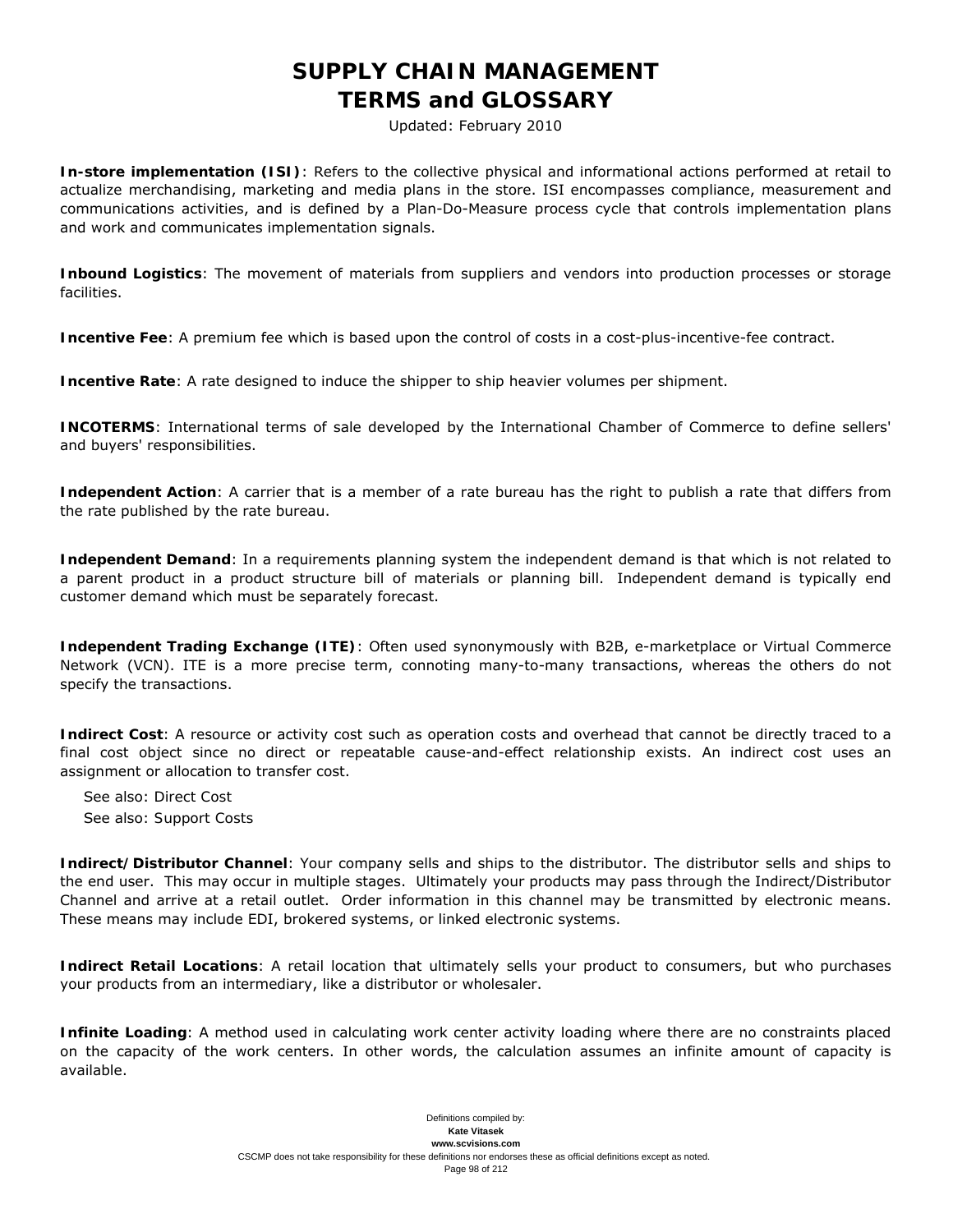**In-store implementation (ISI)**: Refers to the collective physical and informational actions performed at retail to actualize merchandising, marketing and media plans in the store. ISI encompasses compliance, measurement and communications activities, and is defined by a Plan-Do-Measure process cycle that controls implementation plans and work and communicates implementation signals.

**Inbound Logistics**: The movement of materials from suppliers and vendors into production processes or storage facilities.

**Incentive Fee**: A premium fee which is based upon the control of costs in a cost-plus-incentive-fee contract.

**Incentive Rate**: A rate designed to induce the shipper to ship heavier volumes per shipment.

**INCOTERMS**: International terms of sale developed by the International Chamber of Commerce to define sellers' and buyers' responsibilities.

**Independent Action**: A carrier that is a member of a rate bureau has the right to publish a rate that differs from the rate published by the rate bureau.

**Independent Demand**: In a requirements planning system the independent demand is that which is not related to a parent product in a product structure bill of materials or planning bill. Independent demand is typically end customer demand which must be separately forecast.

**Independent Trading Exchange (ITE)**: Often used synonymously with B2B, e-marketplace or Virtual Commerce Network (VCN). ITE is a more precise term, connoting many-to-many transactions, whereas the others do not specify the transactions.

**Indirect Cost**: A resource or activity cost such as operation costs and overhead that cannot be directly traced to a final cost object since no direct or repeatable cause-and-effect relationship exists. An indirect cost uses an assignment or allocation to transfer cost.

See also: Direct Cost

See also: Support Costs

**Indirect/Distributor Channel**: Your company sells and ships to the distributor. The distributor sells and ships to the end user. This may occur in multiple stages. Ultimately your products may pass through the Indirect/Distributor Channel and arrive at a retail outlet. Order information in this channel may be transmitted by electronic means. These means may include EDI, brokered systems, or linked electronic systems.

**Indirect Retail Locations**: A retail location that ultimately sells your product to consumers, but who purchases your products from an intermediary, like a distributor or wholesaler.

**Infinite Loading**: A method used in calculating work center activity loading where there are no constraints placed on the capacity of the work centers. In other words, the calculation assumes an infinite amount of capacity is available.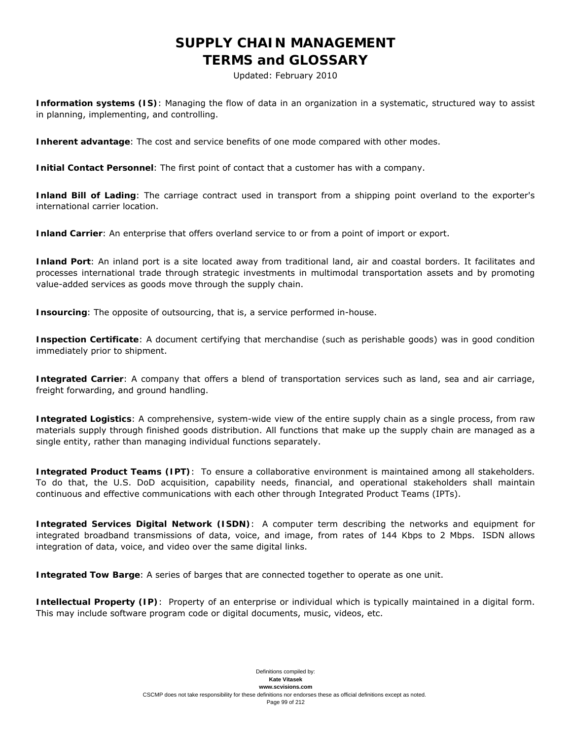**Information systems (IS)**: Managing the flow of data in an organization in a systematic, structured way to assist in planning, implementing, and controlling.

**Inherent advantage**: The cost and service benefits of one mode compared with other modes.

**Initial Contact Personnel**: The first point of contact that a customer has with a company.

**Inland Bill of Lading**: The carriage contract used in transport from a shipping point overland to the exporter's international carrier location.

**Inland Carrier**: An enterprise that offers overland service to or from a point of import or export.

**Inland Port**: An inland port is a site located away from traditional land, air and coastal borders. It facilitates and processes international trade through strategic investments in multimodal transportation assets and by promoting value-added services as goods move through the supply chain.

**Insourcing**: The opposite of outsourcing, that is, a service performed in-house.

**Inspection Certificate**: A document certifying that merchandise (such as perishable goods) was in good condition immediately prior to shipment.

**Integrated Carrier**: A company that offers a blend of transportation services such as land, sea and air carriage, freight forwarding, and ground handling.

**Integrated Logistics**: A comprehensive, system-wide view of the entire supply chain as a single process, from raw materials supply through finished goods distribution. All functions that make up the supply chain are managed as a single entity, rather than managing individual functions separately.

**Integrated Product Teams (IPT)**: To ensure a collaborative environment is maintained among all stakeholders. To do that, the U.S. DoD acquisition, capability needs, financial, and operational stakeholders shall maintain continuous and effective communications with each other through Integrated Product Teams (IPTs).

**Integrated Services Digital Network (ISDN)**: A computer term describing the networks and equipment for integrated broadband transmissions of data, voice, and image, from rates of 144 Kbps to 2 Mbps. ISDN allows integration of data, voice, and video over the same digital links.

**Integrated Tow Barge**: A series of barges that are connected together to operate as one unit.

**Intellectual Property (IP)**: Property of an enterprise or individual which is typically maintained in a digital form. This may include software program code or digital documents, music, videos, etc.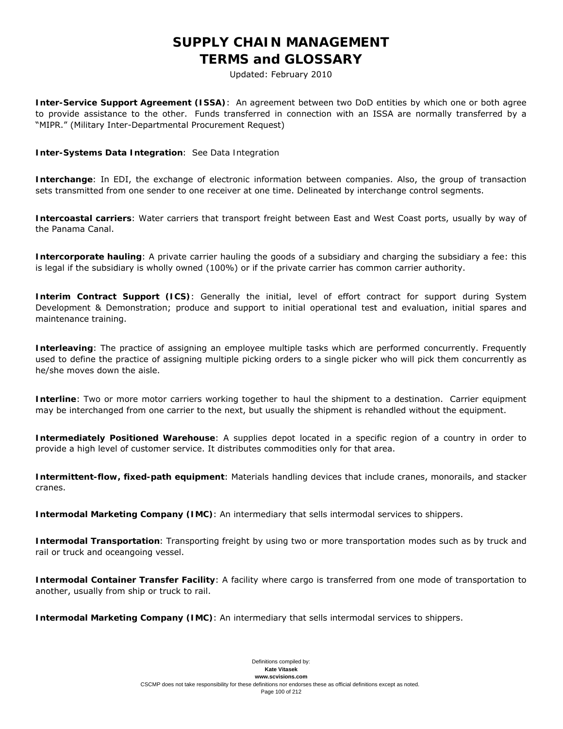**Inter-Service Support Agreement (ISSA)**: An agreement between two DoD entities by which one or both agree to provide assistance to the other. Funds transferred in connection with an ISSA are normally transferred by a "MIPR." (Military Inter-Departmental Procurement Request)

**Inter-Systems Data Integration**: See Data Integration

**Interchange**: In EDI, the exchange of electronic information between companies. Also, the group of transaction sets transmitted from one sender to one receiver at one time. Delineated by interchange control segments.

**Intercoastal carriers**: Water carriers that transport freight between East and West Coast ports, usually by way of the Panama Canal.

**Intercorporate hauling**: A private carrier hauling the goods of a subsidiary and charging the subsidiary a fee: this is legal if the subsidiary is wholly owned (100%) or if the private carrier has common carrier authority.

**Interim Contract Support (ICS)**: Generally the initial, level of effort contract for support during System Development & Demonstration; produce and support to initial operational test and evaluation, initial spares and maintenance training.

**Interleaving**: The practice of assigning an employee multiple tasks which are performed concurrently. Frequently used to define the practice of assigning multiple picking orders to a single picker who will pick them concurrently as he/she moves down the aisle.

**Interline**: Two or more motor carriers working together to haul the shipment to a destination. Carrier equipment may be interchanged from one carrier to the next, but usually the shipment is rehandled without the equipment.

**Intermediately Positioned Warehouse**: A supplies depot located in a specific region of a country in order to provide a high level of customer service. It distributes commodities only for that area.

**Intermittent-flow, fixed-path equipment**: Materials handling devices that include cranes, monorails, and stacker cranes.

**Intermodal Marketing Company (IMC)**: An intermediary that sells intermodal services to shippers.

**Intermodal Transportation**: Transporting freight by using two or more transportation modes such as by truck and rail or truck and oceangoing vessel.

**Intermodal Container Transfer Facility**: A facility where cargo is transferred from one mode of transportation to another, usually from ship or truck to rail.

**Intermodal Marketing Company (IMC)**: An intermediary that sells intermodal services to shippers.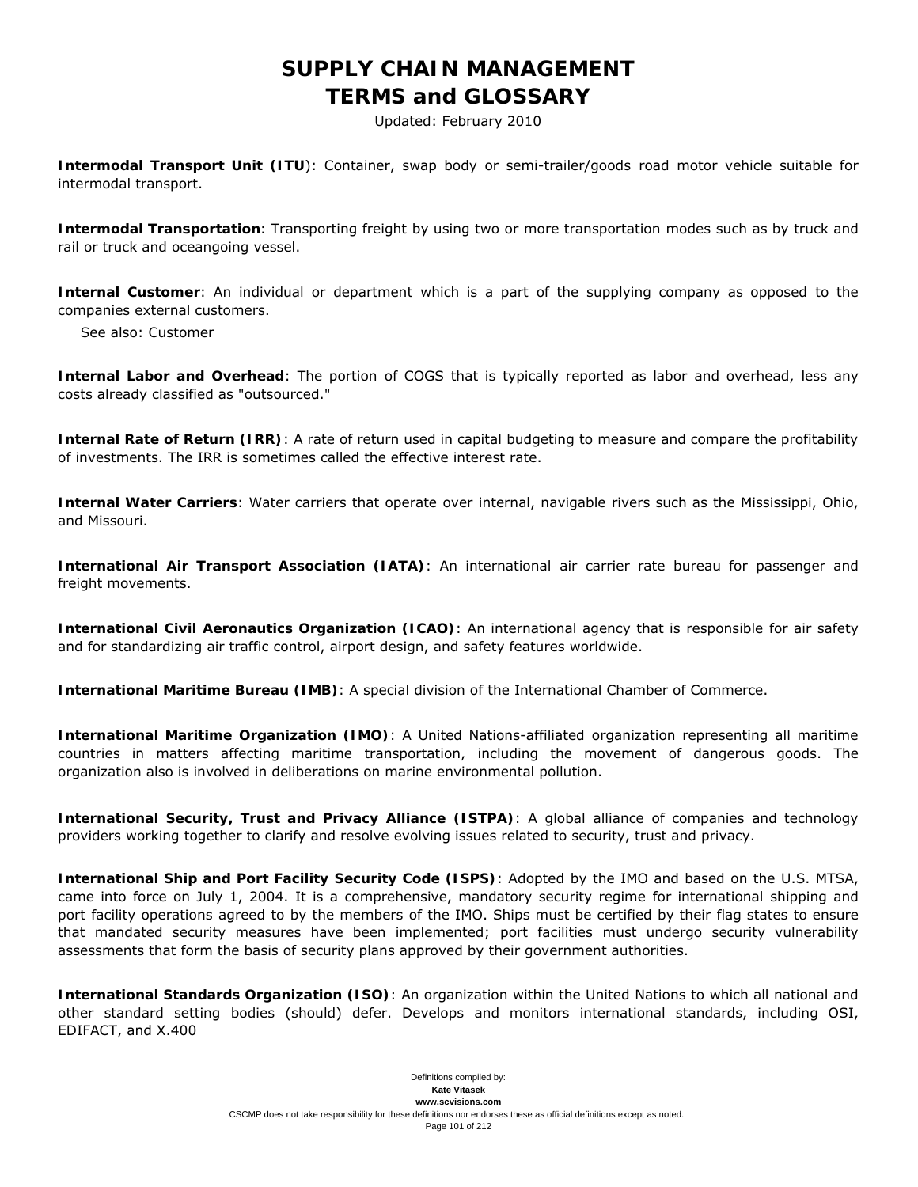**Intermodal Transport Unit (ITU)**: Container, swap body or semi-trailer/goods road motor vehicle suitable for intermodal transport.

**Intermodal Transportation**: Transporting freight by using two or more transportation modes such as by truck and rail or truck and oceangoing vessel.

**Internal Customer**: An individual or department which is a part of the supplying company as opposed to the companies external customers.

See also: Customer

**Internal Labor and Overhead**: The portion of COGS that is typically reported as labor and overhead, less any costs already classified as "outsourced."

**Internal Rate of Return (IRR)**: A rate of return used in capital budgeting to measure and compare the profitability of investments. The IRR is sometimes called the effective interest rate.

**Internal Water Carriers**: Water carriers that operate over internal, navigable rivers such as the Mississippi, Ohio, and Missouri.

**International Air Transport Association (IATA)**: An international air carrier rate bureau for passenger and freight movements.

**International Civil Aeronautics Organization (ICAO)**: An international agency that is responsible for air safety and for standardizing air traffic control, airport design, and safety features worldwide.

**International Maritime Bureau (IMB)**: A special division of the International Chamber of Commerce.

**International Maritime Organization (IMO)**: A United Nations-affiliated organization representing all maritime countries in matters affecting maritime transportation, including the movement of dangerous goods. The organization also is involved in deliberations on marine environmental pollution.

**International Security, Trust and Privacy Alliance (ISTPA)**: A global alliance of companies and technology providers working together to clarify and resolve evolving issues related to security, trust and privacy.

**International Ship and Port Facility Security Code (ISPS)**: Adopted by the IMO and based on the U.S. MTSA, came into force on July 1, 2004. It is a comprehensive, mandatory security regime for international shipping and port facility operations agreed to by the members of the IMO. Ships must be certified by their flag states to ensure that mandated security measures have been implemented; port facilities must undergo security vulnerability assessments that form the basis of security plans approved by their government authorities.

**International Standards Organization (ISO)**: An organization within the United Nations to which all national and other standard setting bodies (should) defer. Develops and monitors international standards, including OSI, EDIFACT, and X.400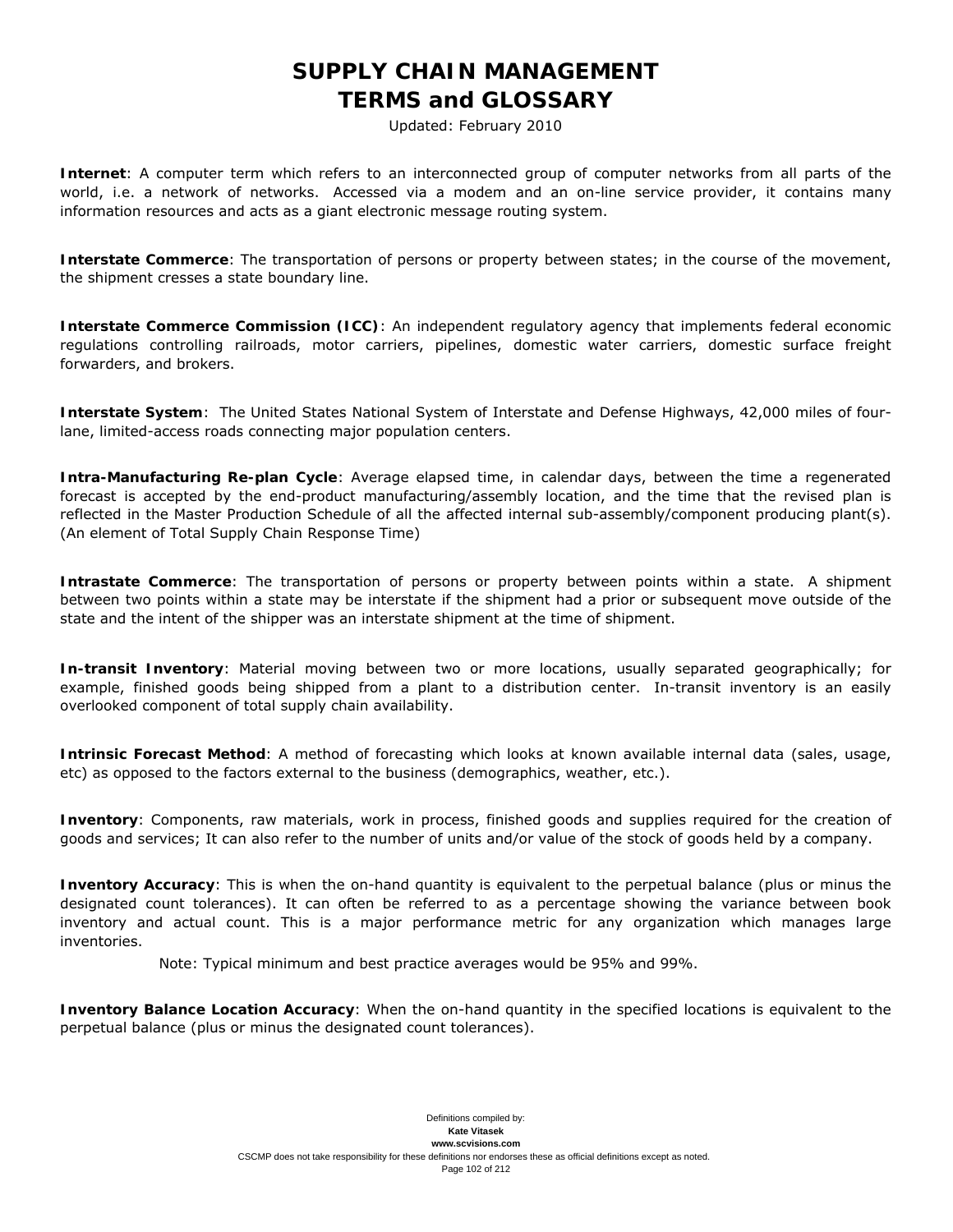**Internet**: A computer term which refers to an interconnected group of computer networks from all parts of the world, i.e. a network of networks. Accessed via a modem and an on-line service provider, it contains many information resources and acts as a giant electronic message routing system.

**Interstate Commerce**: The transportation of persons or property between states; in the course of the movement, the shipment cresses a state boundary line.

**Interstate Commerce Commission (ICC)**: An independent regulatory agency that implements federal economic regulations controlling railroads, motor carriers, pipelines, domestic water carriers, domestic surface freight forwarders, and brokers.

**Interstate System**: The United States National System of Interstate and Defense Highways, 42,000 miles of four-lane, limited-access roads connecting major population centers.

**Intra-Manufacturing Re-plan Cycle**: Average elapsed time, in calendar days, between the time a regenerated forecast is accepted by the end-product manufacturing/assembly location, and the time that the revised plan is reflected in the Master Production Schedule of all the affected internal sub-assembly/component producing plant(s). (An element of Total Supply Chain Response Time)

**Intrastate Commerce**: The transportation of persons or property between points within a state. A shipment between two points within a state may be interstate if the shipment had a prior or subsequent move outside of the state and the intent of the shipper was an interstate shipment at the time of shipment.

**In-transit Inventory**: Material moving between two or more locations, usually separated geographically; for example, finished goods being shipped from a plant to a distribution center. In-transit inventory is an easily overlooked component of total supply chain availability.

**Intrinsic Forecast Method**: A method of forecasting which looks at known available internal data (sales, usage, etc) as opposed to the factors external to the business (demographics, weather, etc.).

**Inventory**: Components, raw materials, work in process, finished goods and supplies required for the creation of goods and services; It can also refer to the number of units and/or value of the stock of goods held by a company.

**Inventory Accuracy**: This is when the on-hand quantity is equivalent to the perpetual balance (plus or minus the designated count tolerances). It can often be referred to as a percentage showing the variance between book inventory and actual count. This is a major performance metric for any organization which manages large inventories.

Note: Typical minimum and best practice averages would be 95% and 99%.

**Inventory Balance Location Accuracy**: When the on-hand quantity in the specified locations is equivalent to the perpetual balance (plus or minus the designated count tolerances).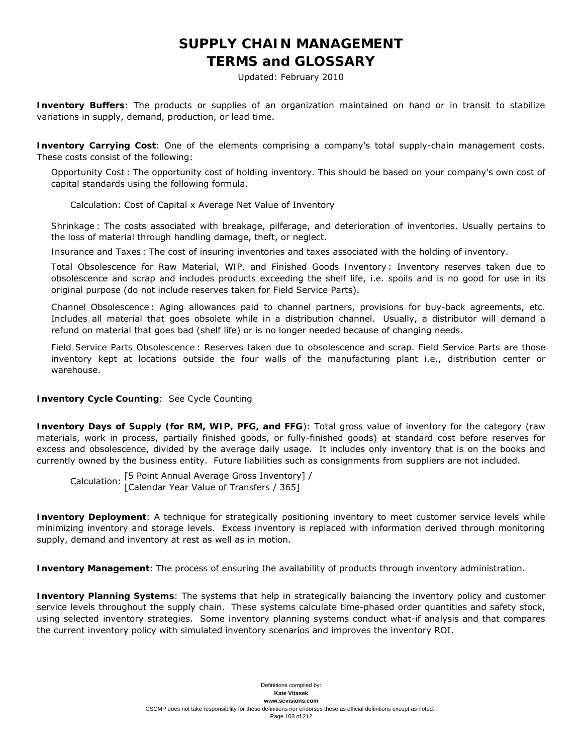**Inventory Buffers**: The products or supplies of an organization maintained on hand or in transit to stabilize variations in supply, demand, production, or lead time.

**Inventory Carrying Cost**: One of the elements comprising a company's total supply-chain management costs. These costs consist of the following:

Opportunity Cost : The opportunity cost of holding inventory. This should be based on your company's own cost of capital standards using the following formula.

Calculation: Cost of Capital x Average Net Value of Inventory

Shrinkage : The costs associated with breakage, pilferage, and deterioration of inventories. Usually pertains to the loss of material through handling damage, theft, or neglect.

Insurance and Taxes : The cost of insuring inventories and taxes associated with the holding of inventory.

Total Obsolescence for Raw Material, WIP, and Finished Goods Inventory : Inventory reserves taken due to obsolescence and scrap and includes products exceeding the shelf life, i.e. spoils and is no good for use in its original purpose (do not include reserves taken for Field Service Parts).

Channel Obsolescence : Aging allowances paid to channel partners, provisions for buy-back agreements, etc. Includes all material that goes obsolete while in a distribution channel. Usually, a distributor will demand a refund on material that goes bad (shelf life) or is no longer needed because of changing needs.

Field Service Parts Obsolescence : Reserves taken due to obsolescence and scrap. Field Service Parts are those inventory kept at locations outside the four walls of the manufacturing plant i.e., distribution center or warehouse.

**Inventory Cycle Counting**: See Cycle Counting

**Inventory Days of Supply (for RM, WIP, PFG, and FFG)**: Total gross value of inventory for the category (raw materials, work in process, partially finished goods, or fully-finished goods) at standard cost before reserves for excess and obsolescence, divided by the average daily usage. It includes only inventory that is on the books and currently owned by the business entity. Future liabilities such as consignments from suppliers are not included.

Calculation: [5 Point Annual Average Gross Inventory] / [Calendar Year Value of Transfers / 365]

**Inventory Deployment**: A technique for strategically positioning inventory to meet customer service levels while minimizing inventory and storage levels. Excess inventory is replaced with information derived through monitoring supply, demand and inventory at rest as well as in motion.

**Inventory Management**: The process of ensuring the availability of products through inventory administration.

**Inventory Planning Systems**: The systems that help in strategically balancing the inventory policy and customer service levels throughout the supply chain. These systems calculate time-phased order quantities and safety stock, using selected inventory strategies. Some inventory planning systems conduct what-if analysis and that compares the current inventory policy with simulated inventory scenarios and improves the inventory ROI.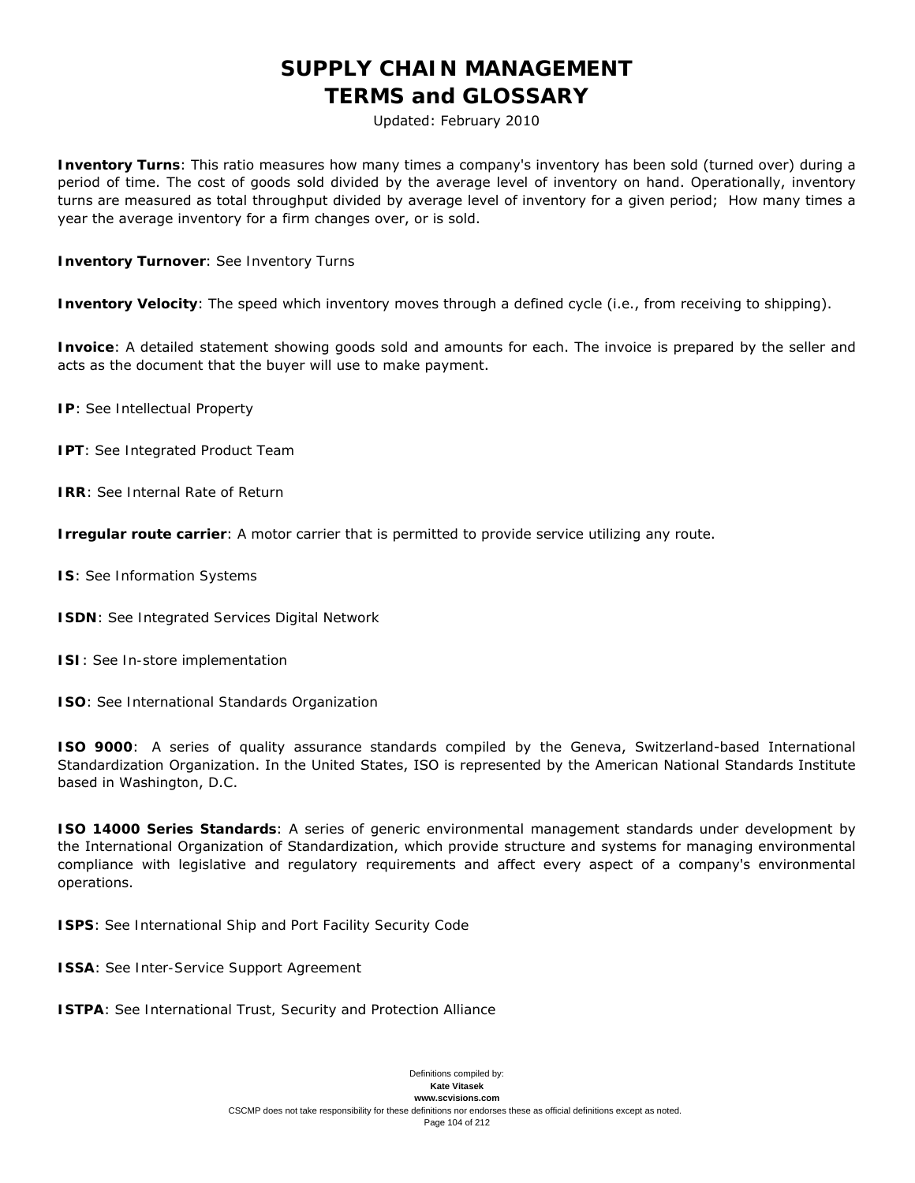**Inventory Turns**: This ratio measures how many times a company's inventory has been sold (turned over) during a period of time. The cost of goods sold divided by the average level of inventory on hand. Operationally, inventory turns are measured as total throughput divided by average level of inventory for a given period; How many times a year the average inventory for a firm changes over, or is sold.

**Inventory Turnover**: See Inventory Turns

**Inventory Velocity**: The speed which inventory moves through a defined cycle (i.e., from receiving to shipping).

**Invoice**: A detailed statement showing goods sold and amounts for each. The invoice is prepared by the seller and acts as the document that the buyer will use to make payment.

**IP**: See Intellectual Property

**IPT**: See Integrated Product Team

**IRR**: See Internal Rate of Return

**Irregular route carrier**: A motor carrier that is permitted to provide service utilizing any route.

**IS**: See Information Systems

**ISDN**: See Integrated Services Digital Network

**ISI**: See In-store implementation

**ISO**: See International Standards Organization

**ISO 9000**: A series of quality assurance standards compiled by the Geneva, Switzerland-based International Standardization Organization. In the United States, ISO is represented by the American National Standards Institute based in Washington, D.C.

**ISO 14000 Series Standards**: A series of generic environmental management standards under development by the International Organization of Standardization, which provide structure and systems for managing environmental compliance with legislative and regulatory requirements and affect every aspect of a company's environmental operations.

**ISPS**: See International Ship and Port Facility Security Code

**ISSA**: See Inter-Service Support Agreement

**ISTPA**: See International Trust, Security and Protection Alliance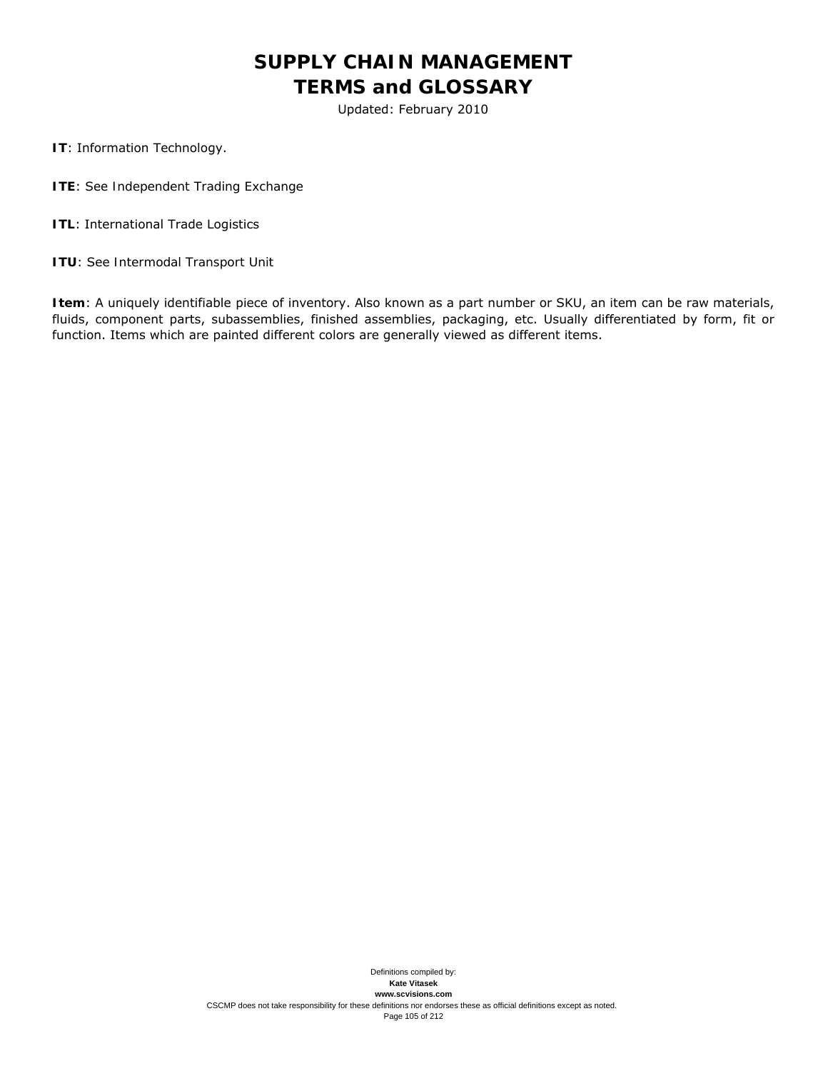**IT**: Information Technology.

**ITE**: See Independent Trading Exchange

**ITL**: International Trade Logistics

**ITU**: See Intermodal Transport Unit

**Item**: A uniquely identifiable piece of inventory. Also known as a part number or SKU, an item can be raw materials, fluids, component parts, subassemblies, finished assemblies, packaging, etc. Usually differentiated by form, fit or function. Items which are painted different colors are generally viewed as different items.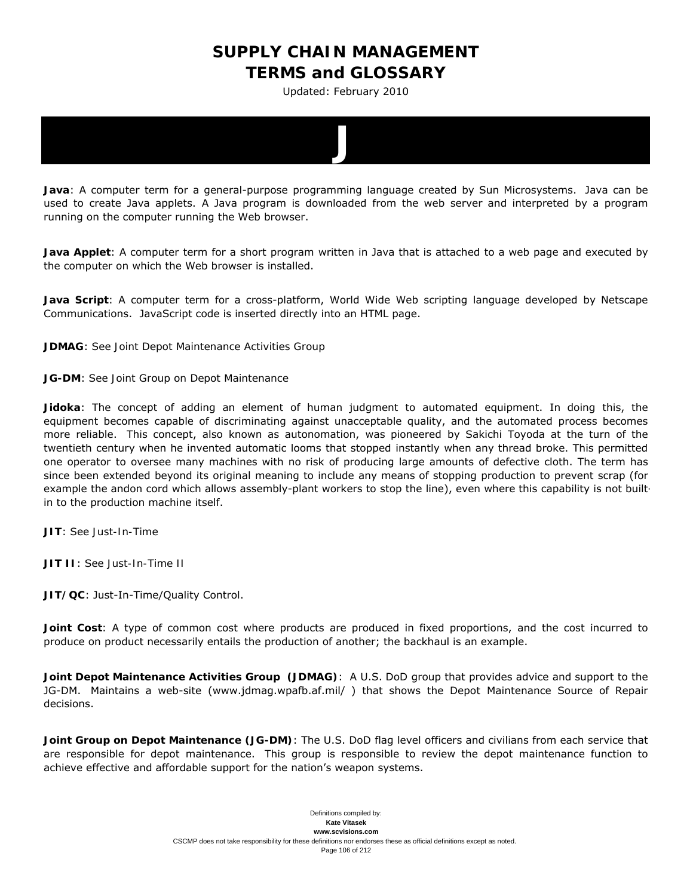# J

**Java**: A computer term for a general-purpose programming language created by Sun Microsystems. Java can be used to create Java applets. A Java program is downloaded from the web server and interpreted by a program running on the computer running the Web browser.

**Java Applet**: A computer term for a short program written in Java that is attached to a web page and executed by the computer on which the Web browser is installed.

**Java Script**: A computer term for a cross-platform, World Wide Web scripting language developed by Netscape Communications. JavaScript code is inserted directly into an HTML page.

**JDMAG**: See Joint Depot Maintenance Activities Group

**JG-DM**: See Joint Group on Depot Maintenance

**Jidoka**: The concept of adding an element of human judgment to automated equipment. In doing this, the equipment becomes capable of discriminating against unacceptable quality, and the automated process becomes more reliable. This concept, also known as autonomation, was pioneered by Sakichi Toyoda at the turn of the twentieth century when he invented automatic looms that stopped instantly when any thread broke. This permitted one operator to oversee many machines with no risk of producing large amounts of defective cloth. The term has since been extended beyond its original meaning to include any means of stopping production to prevent scrap (for example the andon cord which allows assembly-plant workers to stop the line), even where this capability is not built-in to the production machine itself.

**JIT**: See Just-In-Time

**JIT II**: See Just-In-Time II

**JIT/QC**: Just-In-Time/Quality Control.

**Joint Cost**: A type of common cost where products are produced in fixed proportions, and the cost incurred to produce on product necessarily entails the production of another; the backhaul is an example.

**Joint Depot Maintenance Activities Group (JDMAG)**: A U.S. DoD group that provides advice and support to the JG-DM. Maintains a web-site (www.jdmag.wpafb.af.mil/ ) that shows the Depot Maintenance Source of Repair decisions.

**Joint Group on Depot Maintenance (JG-DM)**: The U.S. DoD flag level officers and civilians from each service that are responsible for depot maintenance. This group is responsible to review the depot maintenance function to achieve effective and affordable support for the nation's weapon systems.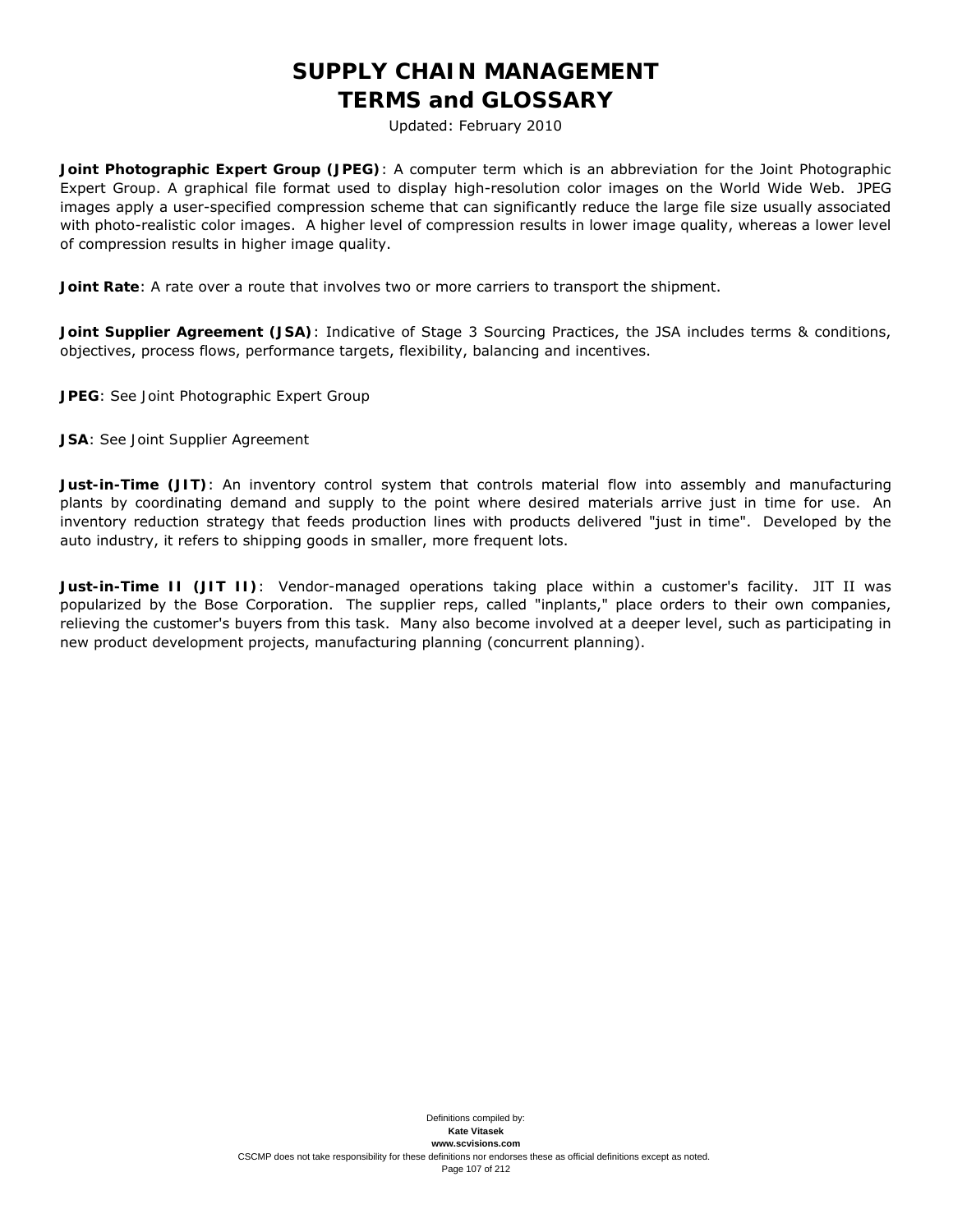**Joint Photographic Expert Group (JPEG)**: A computer term which is an abbreviation for the Joint Photographic Expert Group. A graphical file format used to display high-resolution color images on the World Wide Web. JPEG images apply a user-specified compression scheme that can significantly reduce the large file size usually associated with photo-realistic color images. A higher level of compression results in lower image quality, whereas a lower level of compression results in higher image quality.

**Joint Rate**: A rate over a route that involves two or more carriers to transport the shipment.

**Joint Supplier Agreement (JSA)**: Indicative of Stage 3 Sourcing Practices, the JSA includes terms & conditions, objectives, process flows, performance targets, flexibility, balancing and incentives.

**JPEG**: See Joint Photographic Expert Group

**JSA**: See Joint Supplier Agreement

**Just-in-Time (JIT)**: An inventory control system that controls material flow into assembly and manufacturing plants by coordinating demand and supply to the point where desired materials arrive just in time for use. An inventory reduction strategy that feeds production lines with products delivered "just in time". Developed by the auto industry, it refers to shipping goods in smaller, more frequent lots.

**Just-in-Time II (JIT II)**: Vendor-managed operations taking place within a customer's facility. JIT II was popularized by the Bose Corporation. The supplier reps, called "inplants," place orders to their own companies, relieving the customer's buyers from this task. Many also become involved at a deeper level, such as participating in new product development projects, manufacturing planning (concurrent planning).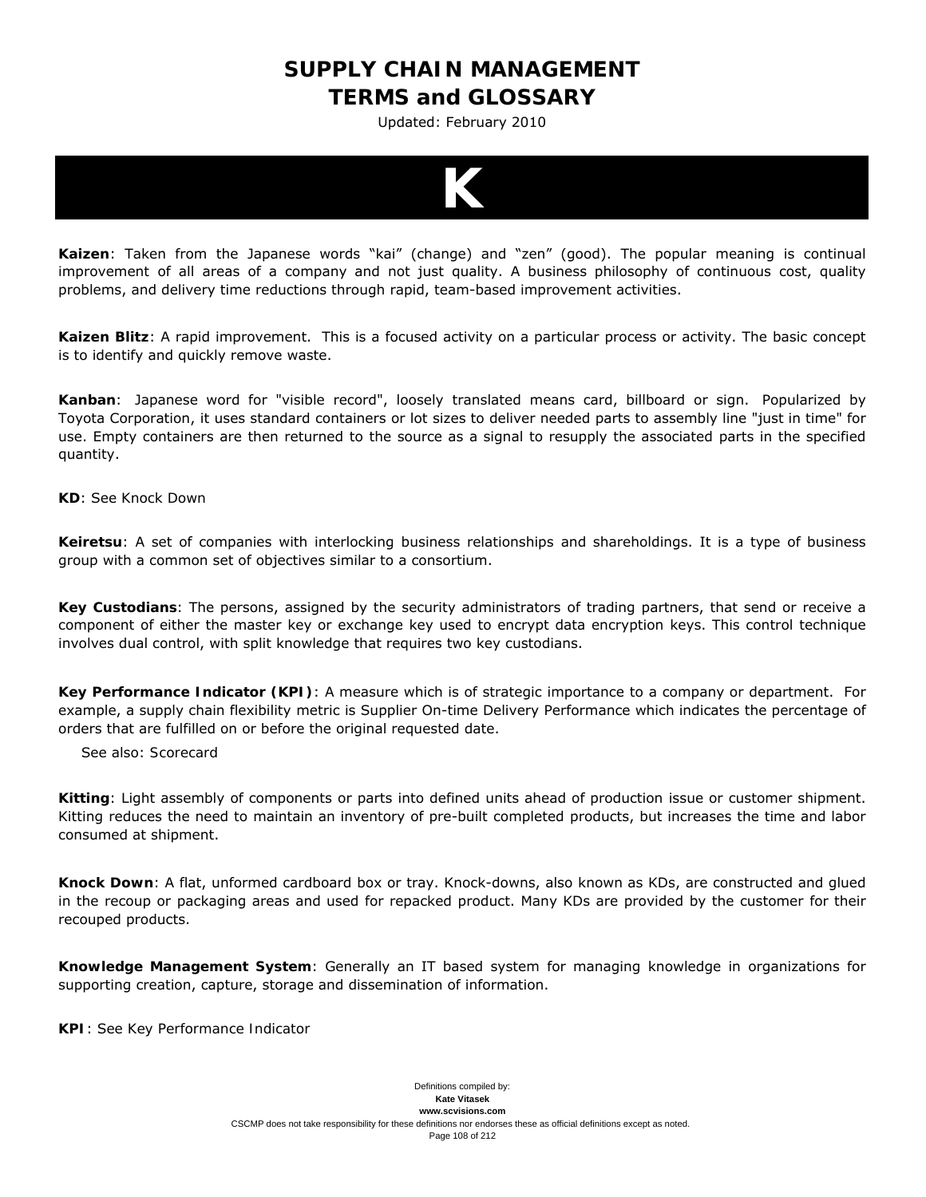# K

**Kaizen**: Taken from the Japanese words "kai" (change) and "zen" (good). The popular meaning is continual improvement of all areas of a company and not just quality. A business philosophy of continuous cost, quality problems, and delivery time reductions through rapid, team-based improvement activities.

**Kaizen Blitz**: A rapid improvement. This is a focused activity on a particular process or activity. The basic concept is to identify and quickly remove waste.

**Kanban**: Japanese word for "visible record", loosely translated means card, billboard or sign. Popularized by Toyota Corporation, it uses standard containers or lot sizes to deliver needed parts to assembly line "just in time" for use. Empty containers are then returned to the source as a signal to resupply the associated parts in the specified quantity.

**KD**: See Knock Down

**Keiretsu**: A set of companies with interlocking business relationships and shareholdings. It is a type of business group with a common set of objectives similar to a consortium.

**Key Custodians**: The persons, assigned by the security administrators of trading partners, that send or receive a component of either the master key or exchange key used to encrypt data encryption keys. This control technique involves dual control, with split knowledge that requires two key custodians.

**Key Performance Indicator (KPI)**: A measure which is of strategic importance to a company or department. For example, a supply chain flexibility metric is Supplier On-time Delivery Performance which indicates the percentage of orders that are fulfilled on or before the original requested date.

See also: Scorecard

**Kitting**: Light assembly of components or parts into defined units ahead of production issue or customer shipment. Kitting reduces the need to maintain an inventory of pre-built completed products, but increases the time and labor consumed at shipment.

**Knock Down**: A flat, unformed cardboard box or tray. Knock-downs, also known as KDs, are constructed and glued in the recoup or packaging areas and used for repacked product. Many KDs are provided by the customer for their recouped products.

**Knowledge Management System**: Generally an IT based system for managing knowledge in organizations for supporting creation, capture, storage and dissemination of information.

**KPI**: See Key Performance Indicator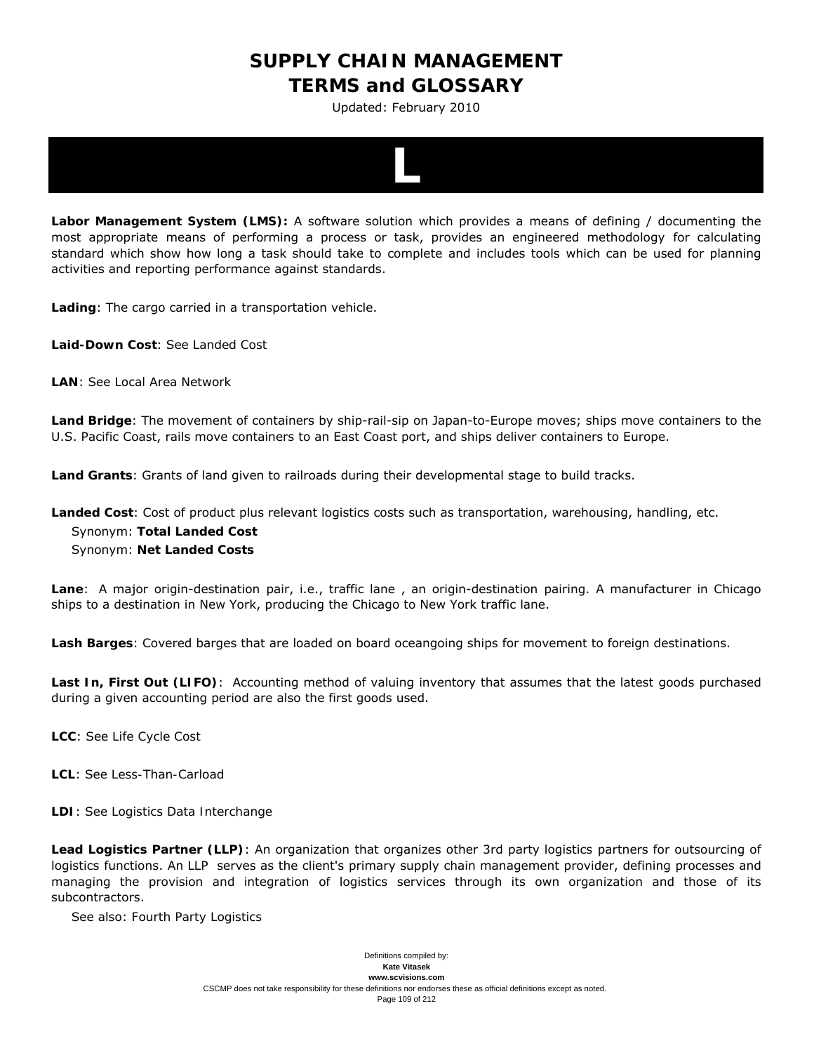# L

**Labor Management System (LMS):** A software solution which provides a means of defining / documenting the most appropriate means of performing a process or task, provides an engineered methodology for calculating standard which show how long a task should take to complete and includes tools which can be used for planning activities and reporting performance against standards.

**Lading**: The cargo carried in a transportation vehicle.

**Laid-Down Cost**: See Landed Cost

**LAN**: See Local Area Network

**Land Bridge**: The movement of containers by ship-rail-sip on Japan-to-Europe moves; ships move containers to the U.S. Pacific Coast, rails move containers to an East Coast port, and ships deliver containers to Europe.

**Land Grants**: Grants of land given to railroads during their developmental stage to build tracks.

**Landed Cost**: Cost of product plus relevant logistics costs such as transportation, warehousing, handling, etc.
Synonym: **Total Landed Cost**
Synonym: **Net Landed Costs**

**Lane**: A major origin-destination pair, i.e., traffic lane , an origin-destination pairing. A manufacturer in Chicago ships to a destination in New York, producing the Chicago to New York traffic lane.

**Lash Barges**: Covered barges that are loaded on board oceangoing ships for movement to foreign destinations.

**Last In, First Out (LIFO)**: Accounting method of valuing inventory that assumes that the latest goods purchased during a given accounting period are also the first goods used.

**LCC**: See Life Cycle Cost

**LCL**: See Less-Than-Carload

**LDI**: See Logistics Data Interchange

**Lead Logistics Partner (LLP)**: An organization that organizes other 3rd party logistics partners for outsourcing of logistics functions. An LLP serves as the client's primary supply chain management provider, defining processes and managing the provision and integration of logistics services through its own organization and those of its subcontractors.
See also: Fourth Party Logistics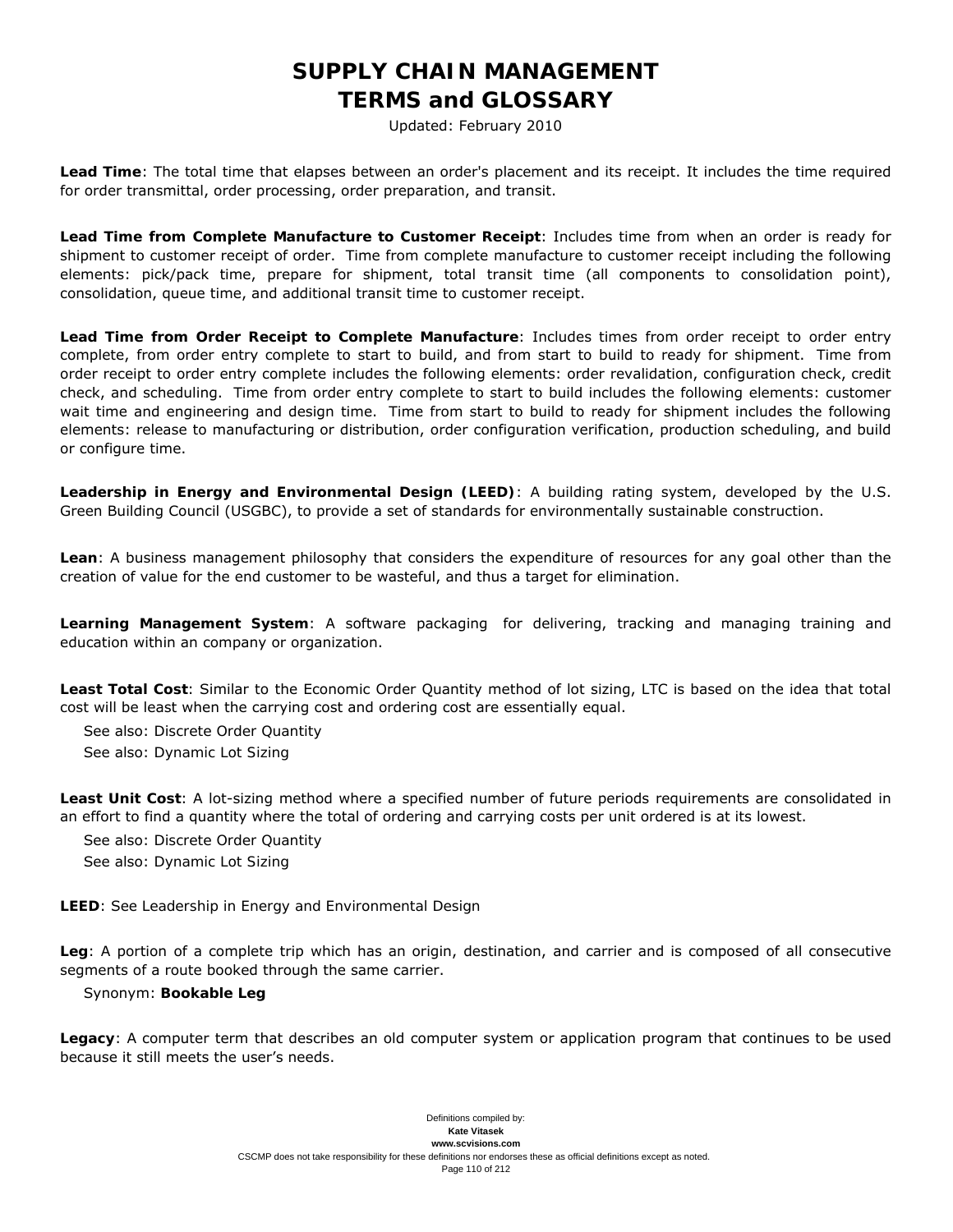**Lead Time**: The total time that elapses between an order's placement and its receipt. It includes the time required for order transmittal, order processing, order preparation, and transit.

**Lead Time from Complete Manufacture to Customer Receipt**: Includes time from when an order is ready for shipment to customer receipt of order. Time from complete manufacture to customer receipt including the following elements: pick/pack time, prepare for shipment, total transit time (all components to consolidation point), consolidation, queue time, and additional transit time to customer receipt.

**Lead Time from Order Receipt to Complete Manufacture**: Includes times from order receipt to order entry complete, from order entry complete to start to build, and from start to build to ready for shipment. Time from order receipt to order entry complete includes the following elements: order revalidation, configuration check, credit check, and scheduling. Time from order entry complete to start to build includes the following elements: customer wait time and engineering and design time. Time from start to build to ready for shipment includes the following elements: release to manufacturing or distribution, order configuration verification, production scheduling, and build or configure time.

**Leadership in Energy and Environmental Design (LEED)**: A building rating system, developed by the U.S. Green Building Council (USGBC), to provide a set of standards for environmentally sustainable construction.

**Lean**: A business management philosophy that considers the expenditure of resources for any goal other than the creation of value for the end customer to be wasteful, and thus a target for elimination.

**Learning Management System**: A software packaging for delivering, tracking and managing training and education within an company or organization.

**Least Total Cost**: Similar to the Economic Order Quantity method of lot sizing, LTC is based on the idea that total cost will be least when the carrying cost and ordering cost are essentially equal.

See also: Discrete Order Quantity

See also: Dynamic Lot Sizing

**Least Unit Cost**: A lot-sizing method where a specified number of future periods requirements are consolidated in an effort to find a quantity where the total of ordering and carrying costs per unit ordered is at its lowest.

See also: Discrete Order Quantity

See also: Dynamic Lot Sizing

**LEED**: See Leadership in Energy and Environmental Design

**Leg**: A portion of a complete trip which has an origin, destination, and carrier and is composed of all consecutive segments of a route booked through the same carrier.

Synonym: **Bookable Leg**

**Legacy**: A computer term that describes an old computer system or application program that continues to be used because it still meets the user's needs.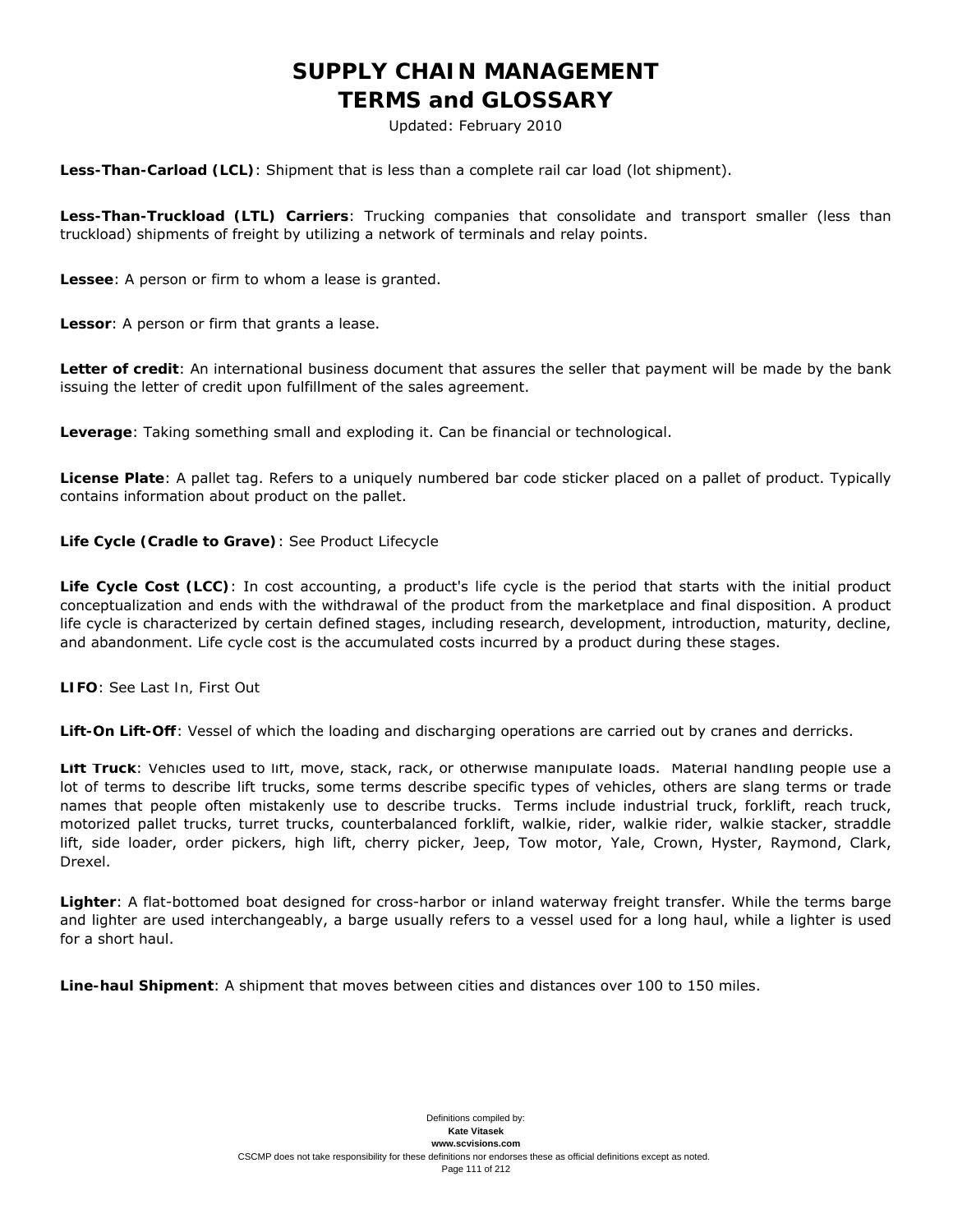**Less-Than-Carload (LCL)**: Shipment that is less than a complete rail car load (lot shipment).

**Less-Than-Truckload (LTL) Carriers**: Trucking companies that consolidate and transport smaller (less than truckload) shipments of freight by utilizing a network of terminals and relay points.

**Lessee**: A person or firm to whom a lease is granted.

**Lessor**: A person or firm that grants a lease.

**Letter of credit**: An international business document that assures the seller that payment will be made by the bank issuing the letter of credit upon fulfillment of the sales agreement.

**Leverage**: Taking something small and exploding it. Can be financial or technological.

**License Plate**: A pallet tag. Refers to a uniquely numbered bar code sticker placed on a pallet of product. Typically contains information about product on the pallet.

**Life Cycle (Cradle to Grave)**: See Product Lifecycle

**Life Cycle Cost (LCC)**: In cost accounting, a product's life cycle is the period that starts with the initial product conceptualization and ends with the withdrawal of the product from the marketplace and final disposition. A product life cycle is characterized by certain defined stages, including research, development, introduction, maturity, decline, and abandonment. Life cycle cost is the accumulated costs incurred by a product during these stages.

**LIFO**: See Last In, First Out

**Lift-On Lift-Off**: Vessel of which the loading and discharging operations are carried out by cranes and derricks.

**Lift Truck**: Vehicles used to lift, move, stack, rack, or otherwise manipulate loads. Material handling people use a lot of terms to describe lift trucks, some terms describe specific types of vehicles, others are slang terms or trade names that people often mistakenly use to describe trucks. Terms include industrial truck, forklift, reach truck, motorized pallet trucks, turret trucks, counterbalanced forklift, walkie, rider, walkie rider, walkie stacker, straddle lift, side loader, order pickers, high lift, cherry picker, Jeep, Tow motor, Yale, Crown, Hyster, Raymond, Clark, Drexel.

**Lighter**: A flat-bottomed boat designed for cross-harbor or inland waterway freight transfer. While the terms barge and lighter are used interchangeably, a barge usually refers to a vessel used for a long haul, while a lighter is used for a short haul.

**Line-haul Shipment**: A shipment that moves between cities and distances over 100 to 150 miles.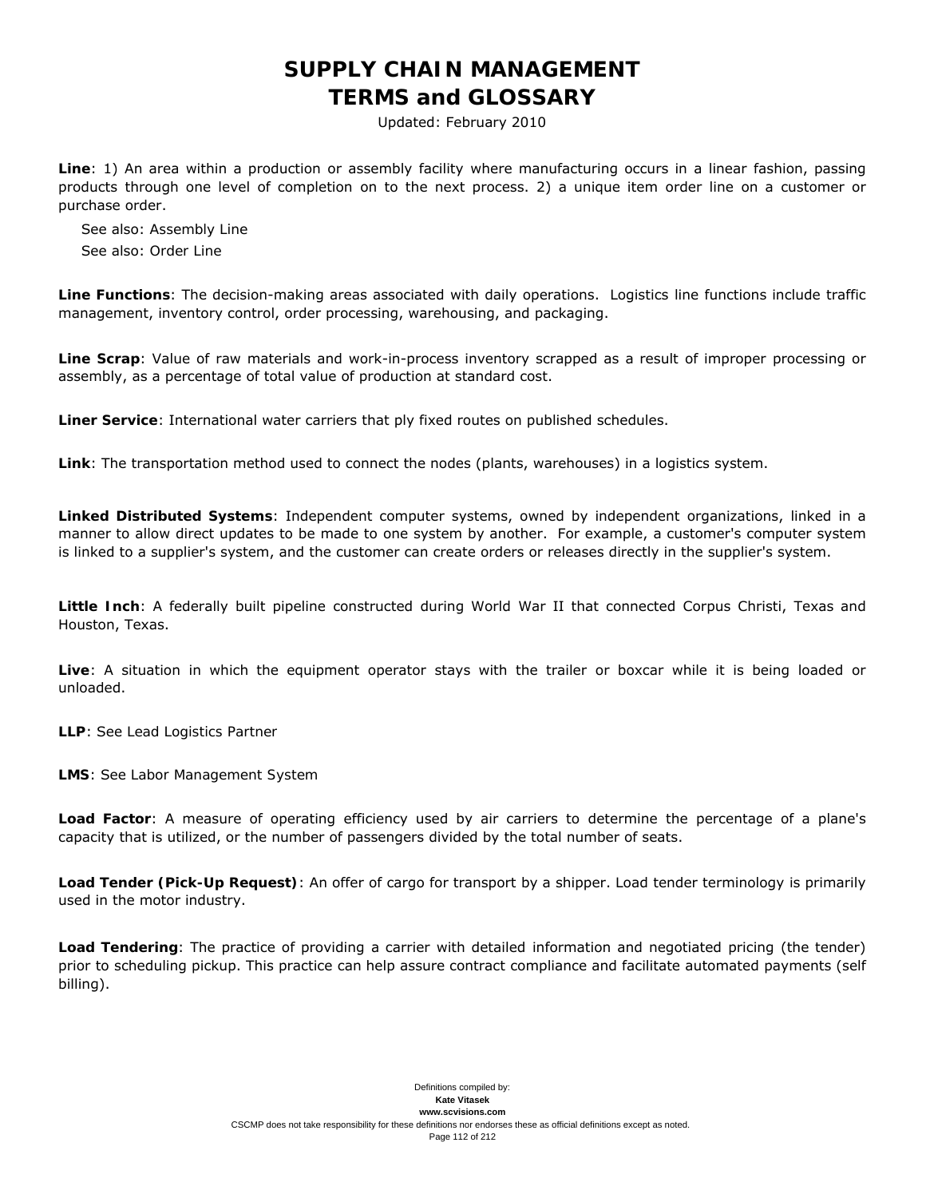**Line**: 1) An area within a production or assembly facility where manufacturing occurs in a linear fashion, passing products through one level of completion on to the next process. 2) a unique item order line on a customer or purchase order.

See also: Assembly Line

See also: Order Line

**Line Functions**: The decision-making areas associated with daily operations. Logistics line functions include traffic management, inventory control, order processing, warehousing, and packaging.

**Line Scrap**: Value of raw materials and work-in-process inventory scrapped as a result of improper processing or assembly, as a percentage of total value of production at standard cost.

**Liner Service**: International water carriers that ply fixed routes on published schedules.

**Link**: The transportation method used to connect the nodes (plants, warehouses) in a logistics system.

**Linked Distributed Systems**: Independent computer systems, owned by independent organizations, linked in a manner to allow direct updates to be made to one system by another. For example, a customer's computer system is linked to a supplier's system, and the customer can create orders or releases directly in the supplier's system.

**Little Inch**: A federally built pipeline constructed during World War II that connected Corpus Christi, Texas and Houston, Texas.

**Live**: A situation in which the equipment operator stays with the trailer or boxcar while it is being loaded or unloaded.

**LLP**: See Lead Logistics Partner

**LMS**: See Labor Management System

**Load Factor**: A measure of operating efficiency used by air carriers to determine the percentage of a plane's capacity that is utilized, or the number of passengers divided by the total number of seats.

**Load Tender (Pick-Up Request)**: An offer of cargo for transport by a shipper. Load tender terminology is primarily used in the motor industry.

**Load Tendering**: The practice of providing a carrier with detailed information and negotiated pricing (the tender) prior to scheduling pickup. This practice can help assure contract compliance and facilitate automated payments (self billing).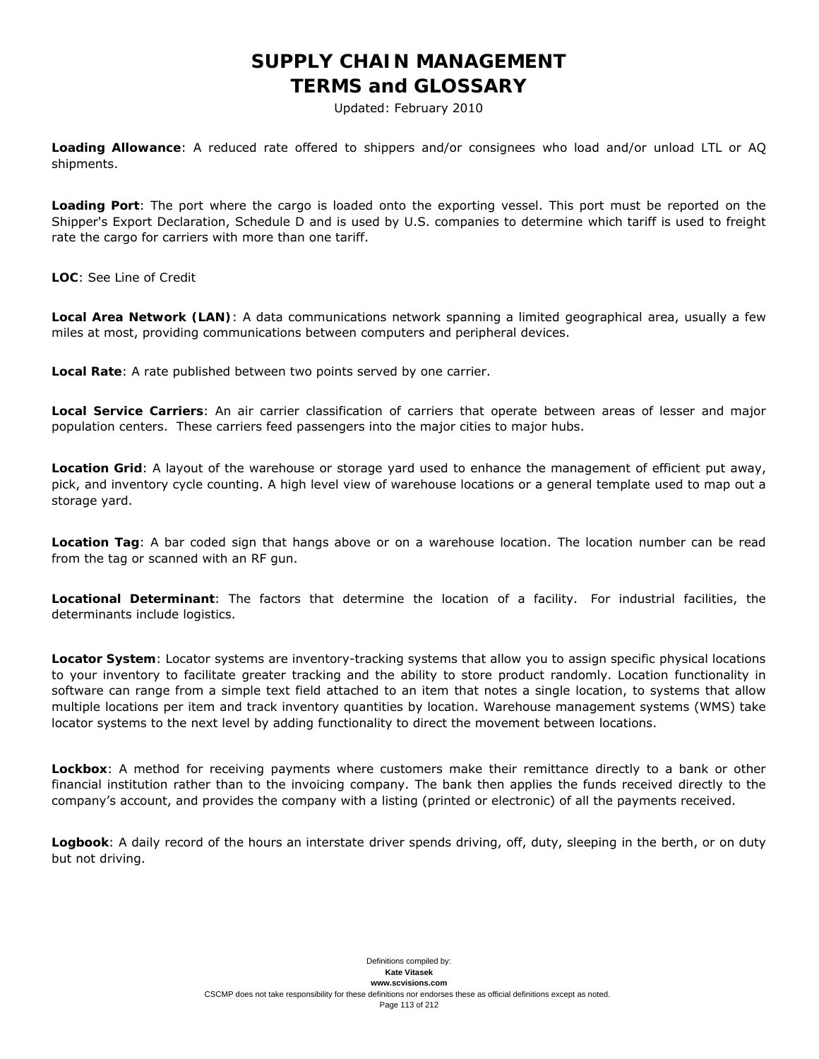**Loading Allowance**: A reduced rate offered to shippers and/or consignees who load and/or unload LTL or AQ shipments.

**Loading Port**: The port where the cargo is loaded onto the exporting vessel. This port must be reported on the Shipper's Export Declaration, Schedule D and is used by U.S. companies to determine which tariff is used to freight rate the cargo for carriers with more than one tariff.

**LOC**: See Line of Credit

**Local Area Network (LAN)**: A data communications network spanning a limited geographical area, usually a few miles at most, providing communications between computers and peripheral devices.

**Local Rate**: A rate published between two points served by one carrier.

**Local Service Carriers**: An air carrier classification of carriers that operate between areas of lesser and major population centers. These carriers feed passengers into the major cities to major hubs.

**Location Grid**: A layout of the warehouse or storage yard used to enhance the management of efficient put away, pick, and inventory cycle counting. A high level view of warehouse locations or a general template used to map out a storage yard.

**Location Tag**: A bar coded sign that hangs above or on a warehouse location. The location number can be read from the tag or scanned with an RF gun.

**Locational Determinant**: The factors that determine the location of a facility. For industrial facilities, the determinants include logistics.

**Locator System**: Locator systems are inventory-tracking systems that allow you to assign specific physical locations to your inventory to facilitate greater tracking and the ability to store product randomly. Location functionality in software can range from a simple text field attached to an item that notes a single location, to systems that allow multiple locations per item and track inventory quantities by location. Warehouse management systems (WMS) take locator systems to the next level by adding functionality to direct the movement between locations.

**Lockbox**: A method for receiving payments where customers make their remittance directly to a bank or other financial institution rather than to the invoicing company. The bank then applies the funds received directly to the company's account, and provides the company with a listing (printed or electronic) of all the payments received.

**Logbook**: A daily record of the hours an interstate driver spends driving, off, duty, sleeping in the berth, or on duty but not driving.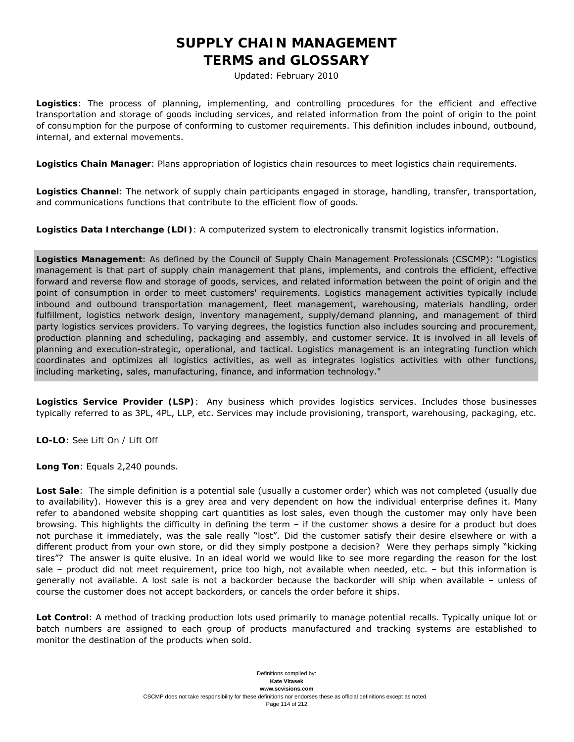# SUPPLY CHAIN MANAGEMENT TERMS and GLOSSARY

Updated: February 2010

**Logistics**: The process of planning, implementing, and controlling procedures for the efficient and effective transportation and storage of goods including services, and related information from the point of origin to the point of consumption for the purpose of conforming to customer requirements. This definition includes inbound, outbound, internal, and external movements.

**Logistics Chain Manager**: Plans appropriation of logistics chain resources to meet logistics chain requirements.

**Logistics Channel**: The network of supply chain participants engaged in storage, handling, transfer, transportation, and communications functions that contribute to the efficient flow of goods.

**Logistics Data Interchange (LDI)**: A computerized system to electronically transmit logistics information.

**Logistics Management**: As defined by the Council of Supply Chain Management Professionals (CSCMP): "Logistics management is that part of supply chain management that plans, implements, and controls the efficient, effective forward and reverse flow and storage of goods, services, and related information between the point of origin and the point of consumption in order to meet customers' requirements. Logistics management activities typically include inbound and outbound transportation management, fleet management, warehousing, materials handling, order fulfillment, logistics network design, inventory management, supply/demand planning, and management of third party logistics services providers. To varying degrees, the logistics function also includes sourcing and procurement, production planning and scheduling, packaging and assembly, and customer service. It is involved in all levels of planning and execution-strategic, operational, and tactical. Logistics management is an integrating function which coordinates and optimizes all logistics activities, as well as integrates logistics activities with other functions, including marketing, sales, manufacturing, finance, and information technology."

**Logistics Service Provider (LSP)**: Any business which provides logistics services. Includes those businesses typically referred to as 3PL, 4PL, LLP, etc. Services may include provisioning, transport, warehousing, packaging, etc.

**LO-LO**: See Lift On / Lift Off

**Long Ton**: Equals 2,240 pounds.

**Lost Sale**: The simple definition is a potential sale (usually a customer order) which was not completed (usually due to availability). However this is a grey area and very dependent on how the individual enterprise defines it. Many refer to abandoned website shopping cart quantities as lost sales, even though the customer may only have been browsing. This highlights the difficulty in defining the term – if the customer shows a desire for a product but does not purchase it immediately, was the sale really "lost". Did the customer satisfy their desire elsewhere or with a different product from your own store, or did they simply postpone a decision? Were they perhaps simply "kicking tires"? The answer is quite elusive. In an ideal world we would like to see more regarding the reason for the lost sale – product did not meet requirement, price too high, not available when needed, etc. – but this information is generally not available. A lost sale is not a backorder because the backorder will ship when available – unless of course the customer does not accept backorders, or cancels the order before it ships.

**Lot Control**: A method of tracking production lots used primarily to manage potential recalls. Typically unique lot or batch numbers are assigned to each group of products manufactured and tracking systems are established to monitor the destination of the products when sold.

Definitions compiled by:
**Kate Vitasek**
**www.scvisions.com**
CSCMP does not take responsibility for these definitions nor endorses these as official definitions except as noted.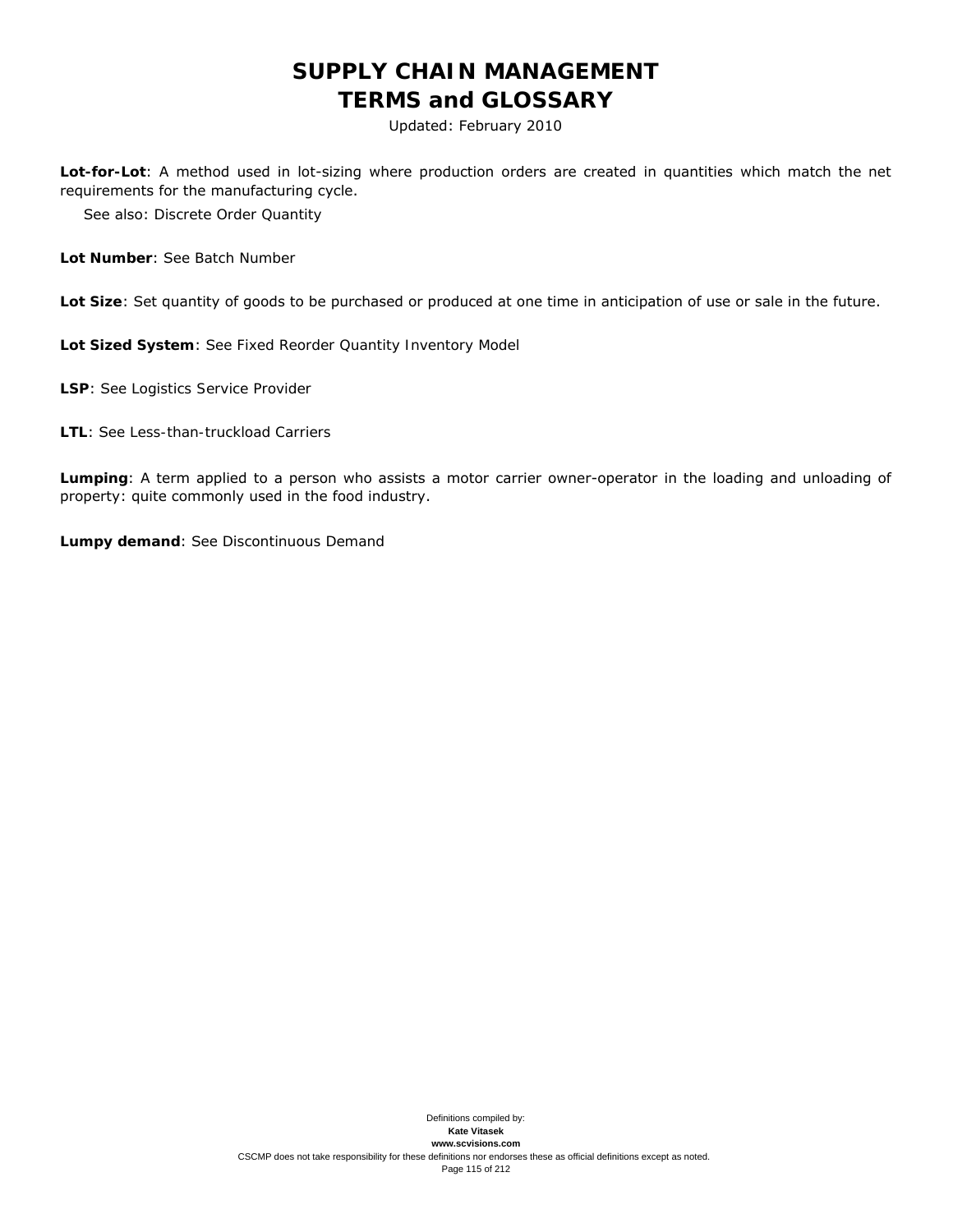**Lot-for-Lot**: A method used in lot-sizing where production orders are created in quantities which match the net requirements for the manufacturing cycle.

See also: Discrete Order Quantity

**Lot Number**: See Batch Number

**Lot Size**: Set quantity of goods to be purchased or produced at one time in anticipation of use or sale in the future.

**Lot Sized System**: See Fixed Reorder Quantity Inventory Model

**LSP**: See Logistics Service Provider

**LTL**: See Less-than-truckload Carriers

**Lumping**: A term applied to a person who assists a motor carrier owner-operator in the loading and unloading of property: quite commonly used in the food industry.

**Lumpy demand**: See Discontinuous Demand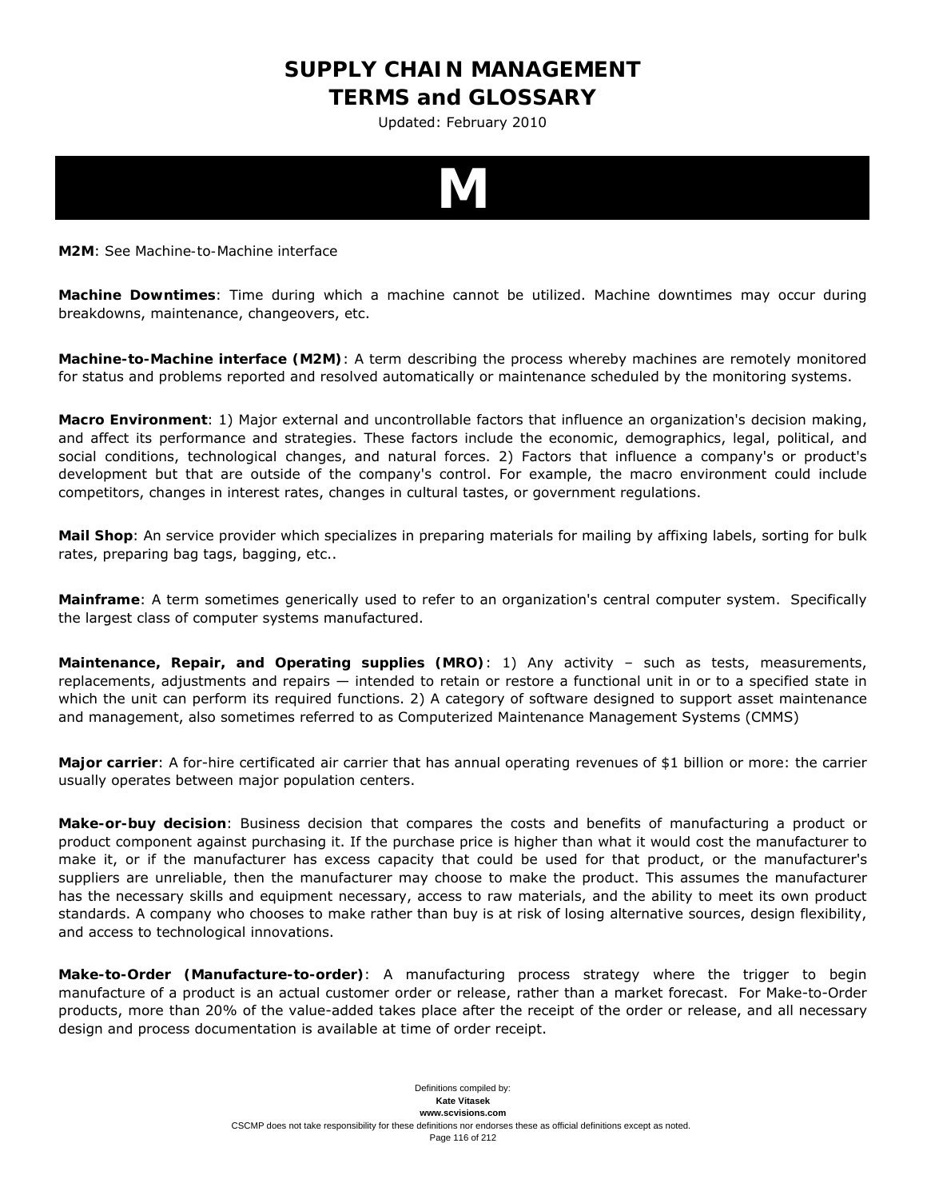# M

**M2M**: See Machine-to-Machine interface

**Machine Downtimes**: Time during which a machine cannot be utilized. Machine downtimes may occur during breakdowns, maintenance, changeovers, etc.

**Machine-to-Machine interface (M2M)**: A term describing the process whereby machines are remotely monitored for status and problems reported and resolved automatically or maintenance scheduled by the monitoring systems.

**Macro Environment**: 1) Major external and uncontrollable factors that influence an organization's decision making, and affect its performance and strategies. These factors include the economic, demographics, legal, political, and social conditions, technological changes, and natural forces. 2) Factors that influence a company's or product's development but that are outside of the company's control. For example, the macro environment could include competitors, changes in interest rates, changes in cultural tastes, or government regulations.

**Mail Shop**: An service provider which specializes in preparing materials for mailing by affixing labels, sorting for bulk rates, preparing bag tags, bagging, etc..

**Mainframe**: A term sometimes generically used to refer to an organization's central computer system. Specifically the largest class of computer systems manufactured.

**Maintenance, Repair, and Operating supplies (MRO)**: 1) Any activity – such as tests, measurements, replacements, adjustments and repairs — intended to retain or restore a functional unit in or to a specified state in which the unit can perform its required functions. 2) A category of software designed to support asset maintenance and management, also sometimes referred to as Computerized Maintenance Management Systems (CMMS)

**Major carrier**: A for-hire certificated air carrier that has annual operating revenues of $1 billion or more: the carrier usually operates between major population centers.

**Make-or-buy decision**: Business decision that compares the costs and benefits of manufacturing a product or product component against purchasing it. If the purchase price is higher than what it would cost the manufacturer to make it, or if the manufacturer has excess capacity that could be used for that product, or the manufacturer's suppliers are unreliable, then the manufacturer may choose to make the product. This assumes the manufacturer has the necessary skills and equipment necessary, access to raw materials, and the ability to meet its own product standards. A company who chooses to make rather than buy is at risk of losing alternative sources, design flexibility, and access to technological innovations.

**Make-to-Order (Manufacture-to-order)**: A manufacturing process strategy where the trigger to begin manufacture of a product is an actual customer order or release, rather than a market forecast. For Make-to-Order products, more than 20% of the value-added takes place after the receipt of the order or release, and all necessary design and process documentation is available at time of order receipt.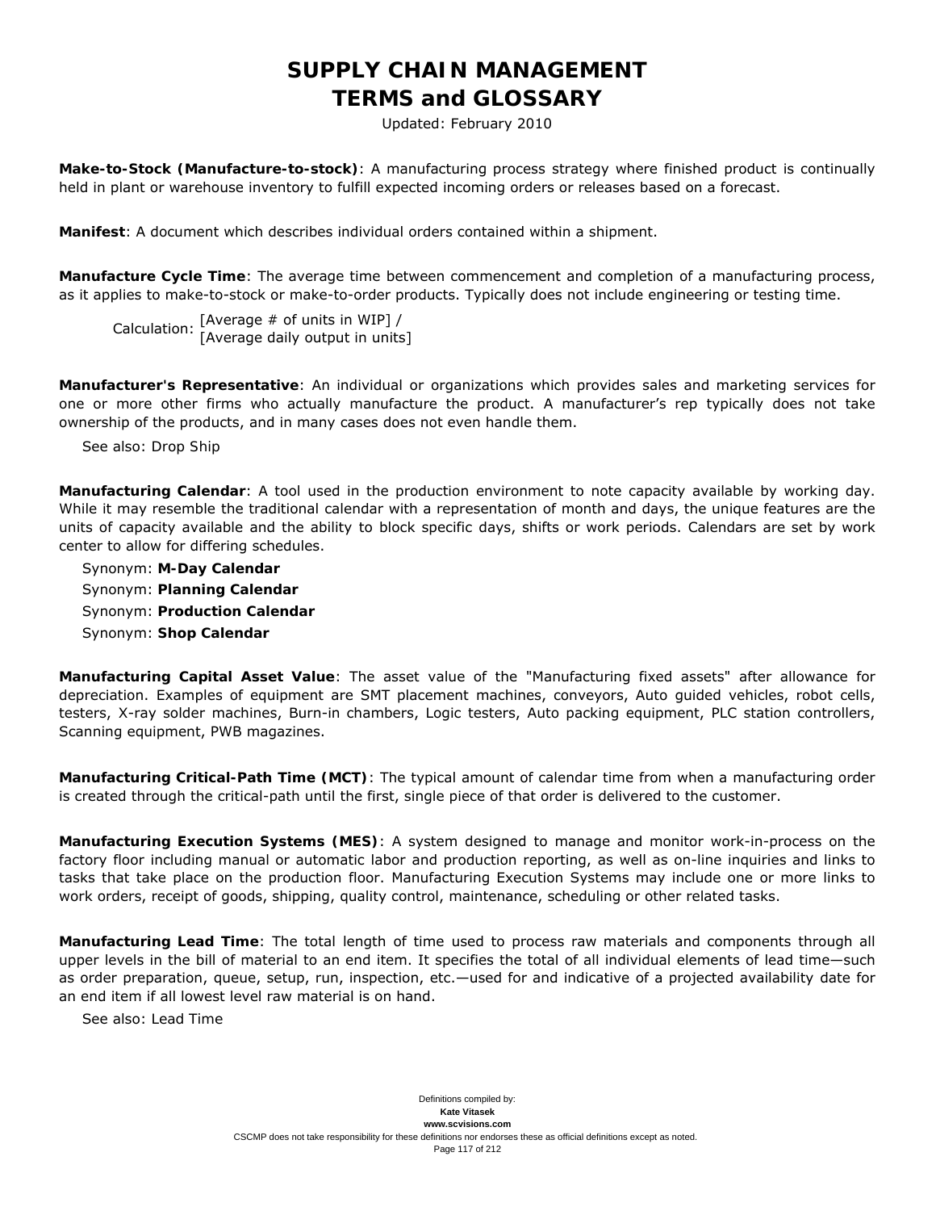**Make-to-Stock (Manufacture-to-stock)**: A manufacturing process strategy where finished product is continually held in plant or warehouse inventory to fulfill expected incoming orders or releases based on a forecast.

**Manifest**: A document which describes individual orders contained within a shipment.

**Manufacture Cycle Time**: The average time between commencement and completion of a manufacturing process, as it applies to make-to-stock or make-to-order products. Typically does not include engineering or testing time.

Calculation: [Average # of units in WIP] / [Average daily output in units]

**Manufacturer's Representative**: An individual or organizations which provides sales and marketing services for one or more other firms who actually manufacture the product. A manufacturer's rep typically does not take ownership of the products, and in many cases does not even handle them.

See also: Drop Ship

**Manufacturing Calendar**: A tool used in the production environment to note capacity available by working day. While it may resemble the traditional calendar with a representation of month and days, the unique features are the units of capacity available and the ability to block specific days, shifts or work periods. Calendars are set by work center to allow for differing schedules.

Synonym: **M-Day Calendar**
Synonym: **Planning Calendar**
Synonym: **Production Calendar**
Synonym: **Shop Calendar**

**Manufacturing Capital Asset Value**: The asset value of the "Manufacturing fixed assets" after allowance for depreciation. Examples of equipment are SMT placement machines, conveyors, Auto guided vehicles, robot cells, testers, X-ray solder machines, Burn-in chambers, Logic testers, Auto packing equipment, PLC station controllers, Scanning equipment, PWB magazines.

**Manufacturing Critical-Path Time (MCT)**: The typical amount of calendar time from when a manufacturing order is created through the critical-path until the first, single piece of that order is delivered to the customer.

**Manufacturing Execution Systems (MES)**: A system designed to manage and monitor work-in-process on the factory floor including manual or automatic labor and production reporting, as well as on-line inquiries and links to tasks that take place on the production floor. Manufacturing Execution Systems may include one or more links to work orders, receipt of goods, shipping, quality control, maintenance, scheduling or other related tasks.

**Manufacturing Lead Time**: The total length of time used to process raw materials and components through all upper levels in the bill of material to an end item. It specifies the total of all individual elements of lead time—such as order preparation, queue, setup, run, inspection, etc.—used for and indicative of a projected availability date for an end item if all lowest level raw material is on hand.

See also: Lead Time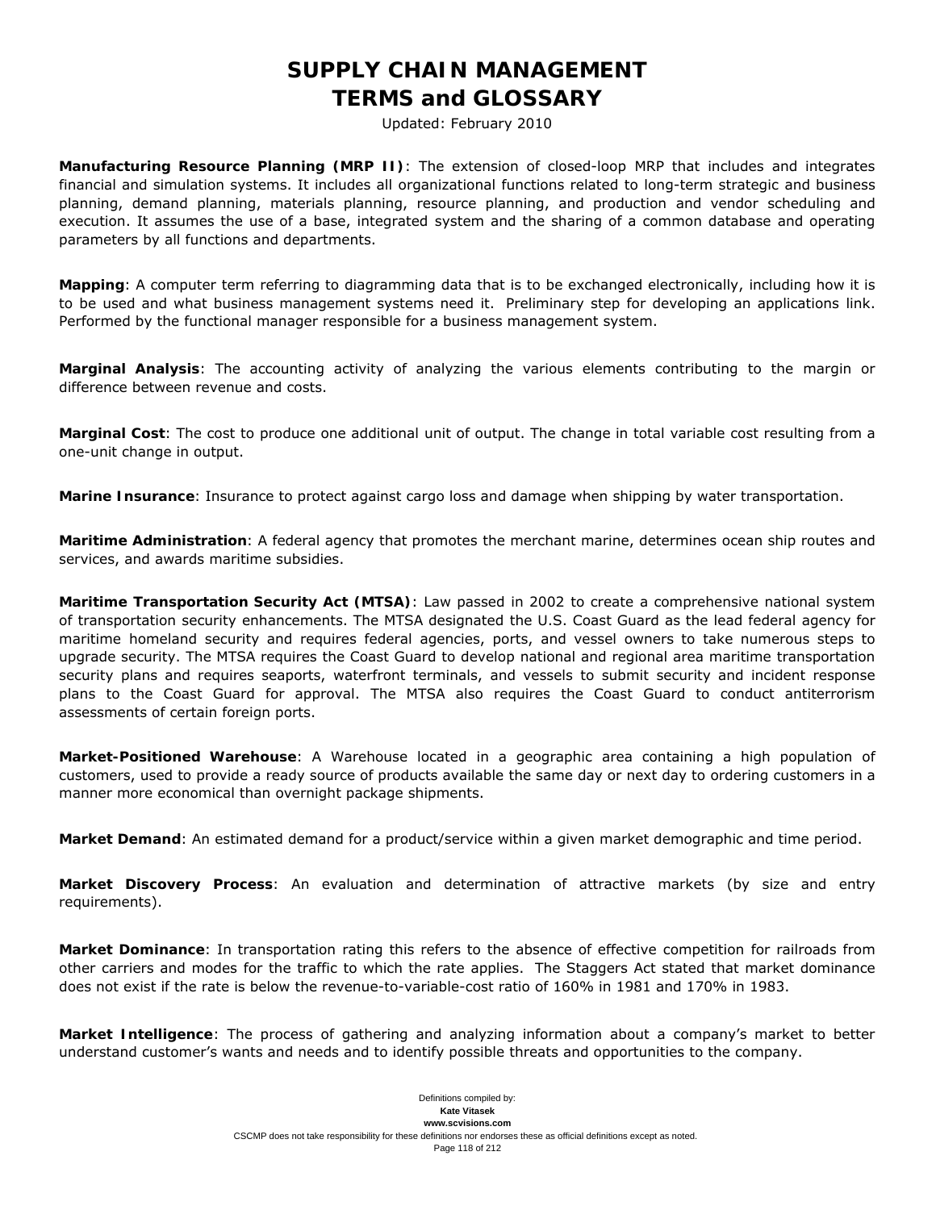**Manufacturing Resource Planning (MRP II)**: The extension of closed-loop MRP that includes and integrates financial and simulation systems. It includes all organizational functions related to long-term strategic and business planning, demand planning, materials planning, resource planning, and production and vendor scheduling and execution. It assumes the use of a base, integrated system and the sharing of a common database and operating parameters by all functions and departments.

**Mapping**: A computer term referring to diagramming data that is to be exchanged electronically, including how it is to be used and what business management systems need it. Preliminary step for developing an applications link. Performed by the functional manager responsible for a business management system.

**Marginal Analysis**: The accounting activity of analyzing the various elements contributing to the margin or difference between revenue and costs.

**Marginal Cost**: The cost to produce one additional unit of output. The change in total variable cost resulting from a one-unit change in output.

**Marine Insurance**: Insurance to protect against cargo loss and damage when shipping by water transportation.

**Maritime Administration**: A federal agency that promotes the merchant marine, determines ocean ship routes and services, and awards maritime subsidies.

**Maritime Transportation Security Act (MTSA)**: Law passed in 2002 to create a comprehensive national system of transportation security enhancements. The MTSA designated the U.S. Coast Guard as the lead federal agency for maritime homeland security and requires federal agencies, ports, and vessel owners to take numerous steps to upgrade security. The MTSA requires the Coast Guard to develop national and regional area maritime transportation security plans and requires seaports, waterfront terminals, and vessels to submit security and incident response plans to the Coast Guard for approval. The MTSA also requires the Coast Guard to conduct antiterrorism assessments of certain foreign ports.

**Market-Positioned Warehouse**: A Warehouse located in a geographic area containing a high population of customers, used to provide a ready source of products available the same day or next day to ordering customers in a manner more economical than overnight package shipments.

**Market Demand**: An estimated demand for a product/service within a given market demographic and time period.

**Market Discovery Process**: An evaluation and determination of attractive markets (by size and entry requirements).

**Market Dominance**: In transportation rating this refers to the absence of effective competition for railroads from other carriers and modes for the traffic to which the rate applies. The Staggers Act stated that market dominance does not exist if the rate is below the revenue-to-variable-cost ratio of 160% in 1981 and 170% in 1983.

**Market Intelligence**: The process of gathering and analyzing information about a company's market to better understand customer's wants and needs and to identify possible threats and opportunities to the company.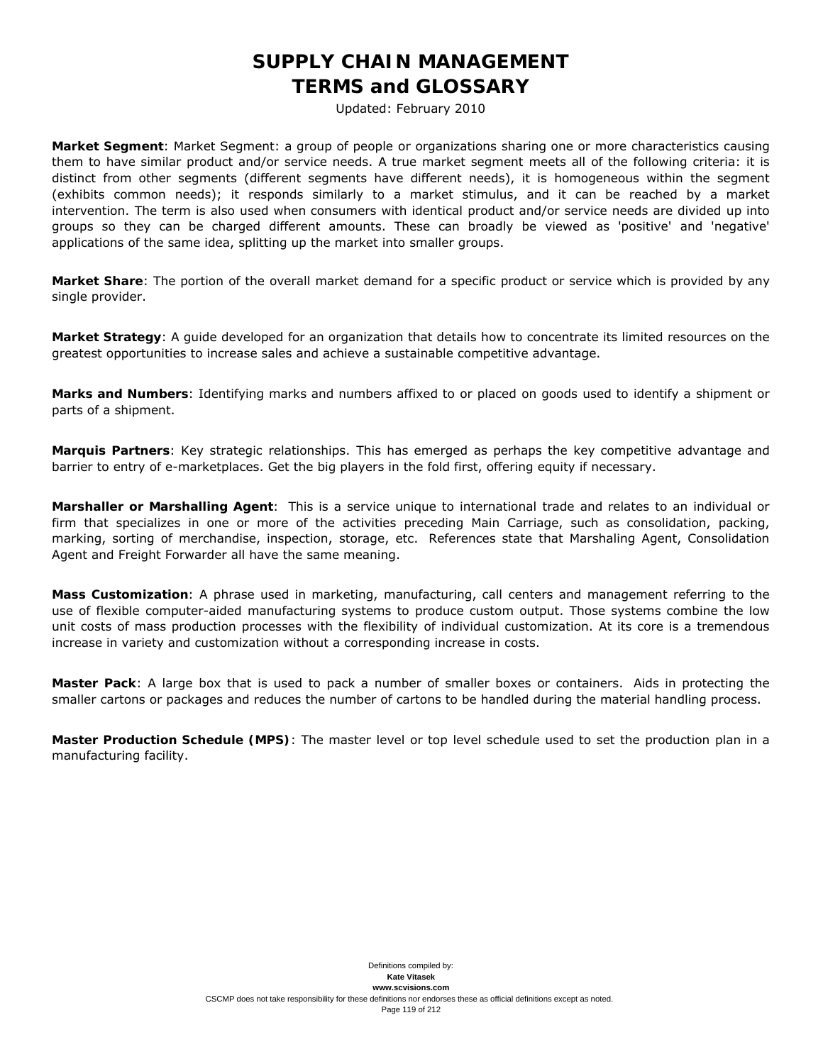# SUPPLY CHAIN MANAGEMENT
# TERMS and GLOSSARY

Updated: February 2010

**Market Segment**: Market Segment: a group of people or organizations sharing one or more characteristics causing them to have similar product and/or service needs. A true market segment meets all of the following criteria: it is distinct from other segments (different segments have different needs), it is homogeneous within the segment (exhibits common needs); it responds similarly to a market stimulus, and it can be reached by a market intervention. The term is also used when consumers with identical product and/or service needs are divided up into groups so they can be charged different amounts. These can broadly be viewed as 'positive' and 'negative' applications of the same idea, splitting up the market into smaller groups.

**Market Share**: The portion of the overall market demand for a specific product or service which is provided by any single provider.

**Market Strategy**: A guide developed for an organization that details how to concentrate its limited resources on the greatest opportunities to increase sales and achieve a sustainable competitive advantage.

**Marks and Numbers**: Identifying marks and numbers affixed to or placed on goods used to identify a shipment or parts of a shipment.

**Marquis Partners**: Key strategic relationships. This has emerged as perhaps the key competitive advantage and barrier to entry of e-marketplaces. Get the big players in the fold first, offering equity if necessary.

**Marshaller or Marshalling Agent**: This is a service unique to international trade and relates to an individual or firm that specializes in one or more of the activities preceding Main Carriage, such as consolidation, packing, marking, sorting of merchandise, inspection, storage, etc. References state that Marshaling Agent, Consolidation Agent and Freight Forwarder all have the same meaning.

**Mass Customization**: A phrase used in marketing, manufacturing, call centers and management referring to the use of flexible computer-aided manufacturing systems to produce custom output. Those systems combine the low unit costs of mass production processes with the flexibility of individual customization. At its core is a tremendous increase in variety and customization without a corresponding increase in costs.

**Master Pack**: A large box that is used to pack a number of smaller boxes or containers. Aids in protecting the smaller cartons or packages and reduces the number of cartons to be handled during the material handling process.

**Master Production Schedule (MPS)**: The master level or top level schedule used to set the production plan in a manufacturing facility.

Definitions compiled by:
**Kate Vitasek**
**www.scvisions.com**
CSCMP does not take responsibility for these definitions nor endorses these as official definitions except as noted.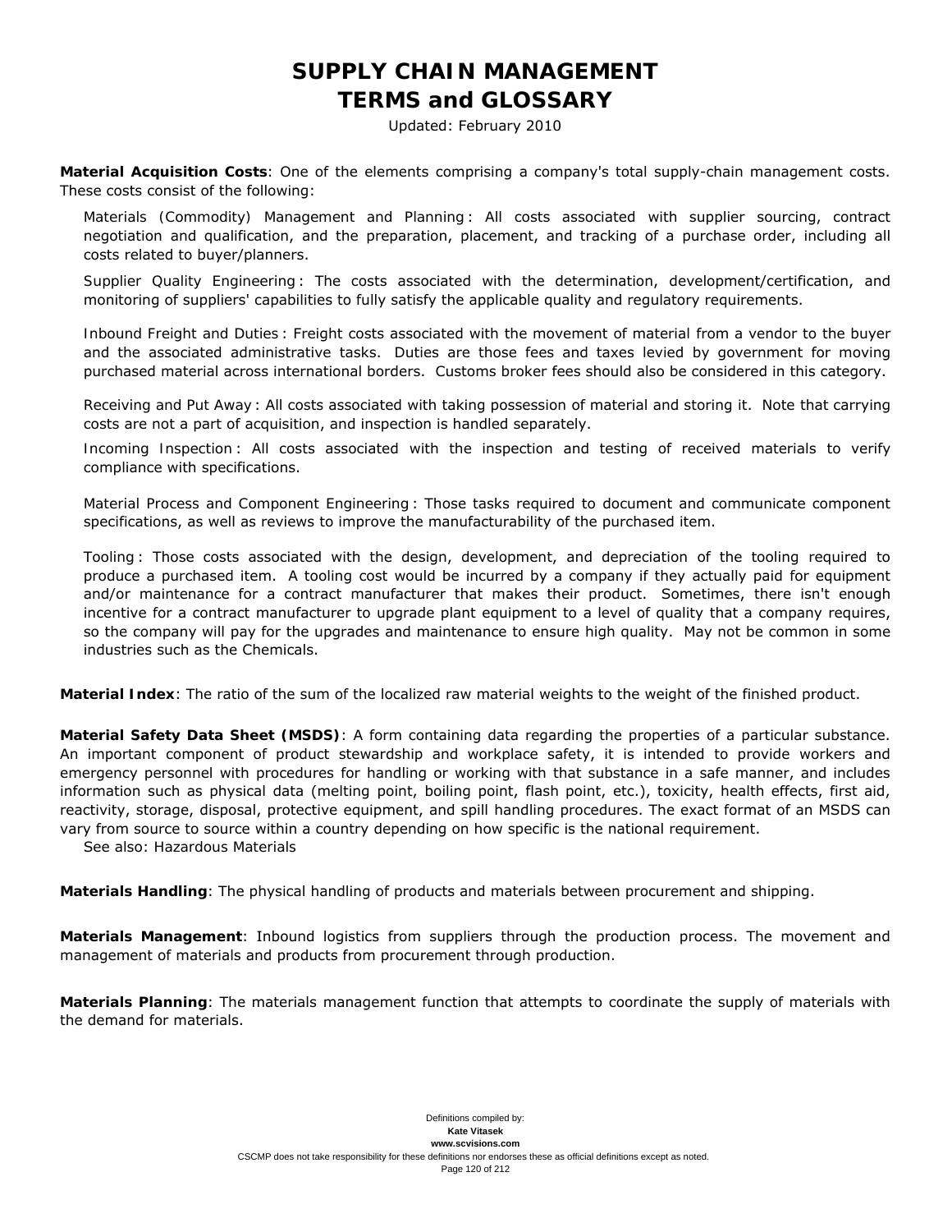**Material Acquisition Costs**: One of the elements comprising a company's total supply-chain management costs. These costs consist of the following:

Materials (Commodity) Management and Planning: All costs associated with supplier sourcing, contract negotiation and qualification, and the preparation, placement, and tracking of a purchase order, including all costs related to buyer/planners.

Supplier Quality Engineering: The costs associated with the determination, development/certification, and monitoring of suppliers' capabilities to fully satisfy the applicable quality and regulatory requirements.

Inbound Freight and Duties: Freight costs associated with the movement of material from a vendor to the buyer and the associated administrative tasks. Duties are those fees and taxes levied by government for moving purchased material across international borders. Customs broker fees should also be considered in this category.

Receiving and Put Away: All costs associated with taking possession of material and storing it. Note that carrying costs are not a part of acquisition, and inspection is handled separately.

Incoming Inspection: All costs associated with the inspection and testing of received materials to verify compliance with specifications.

Material Process and Component Engineering: Those tasks required to document and communicate component specifications, as well as reviews to improve the manufacturability of the purchased item.

Tooling: Those costs associated with the design, development, and depreciation of the tooling required to produce a purchased item. A tooling cost would be incurred by a company if they actually paid for equipment and/or maintenance for a contract manufacturer that makes their product. Sometimes, there isn't enough incentive for a contract manufacturer to upgrade plant equipment to a level of quality that a company requires, so the company will pay for the upgrades and maintenance to ensure high quality. May not be common in some industries such as the Chemicals.

**Material Index**: The ratio of the sum of the localized raw material weights to the weight of the finished product.

**Material Safety Data Sheet (MSDS)**: A form containing data regarding the properties of a particular substance. An important component of product stewardship and workplace safety, it is intended to provide workers and emergency personnel with procedures for handling or working with that substance in a safe manner, and includes information such as physical data (melting point, boiling point, flash point, etc.), toxicity, health effects, first aid, reactivity, storage, disposal, protective equipment, and spill handling procedures. The exact format of an MSDS can vary from source to source within a country depending on how specific is the national requirement.
See also: Hazardous Materials

**Materials Handling**: The physical handling of products and materials between procurement and shipping.

**Materials Management**: Inbound logistics from suppliers through the production process. The movement and management of materials and products from procurement through production.

**Materials Planning**: The materials management function that attempts to coordinate the supply of materials with the demand for materials.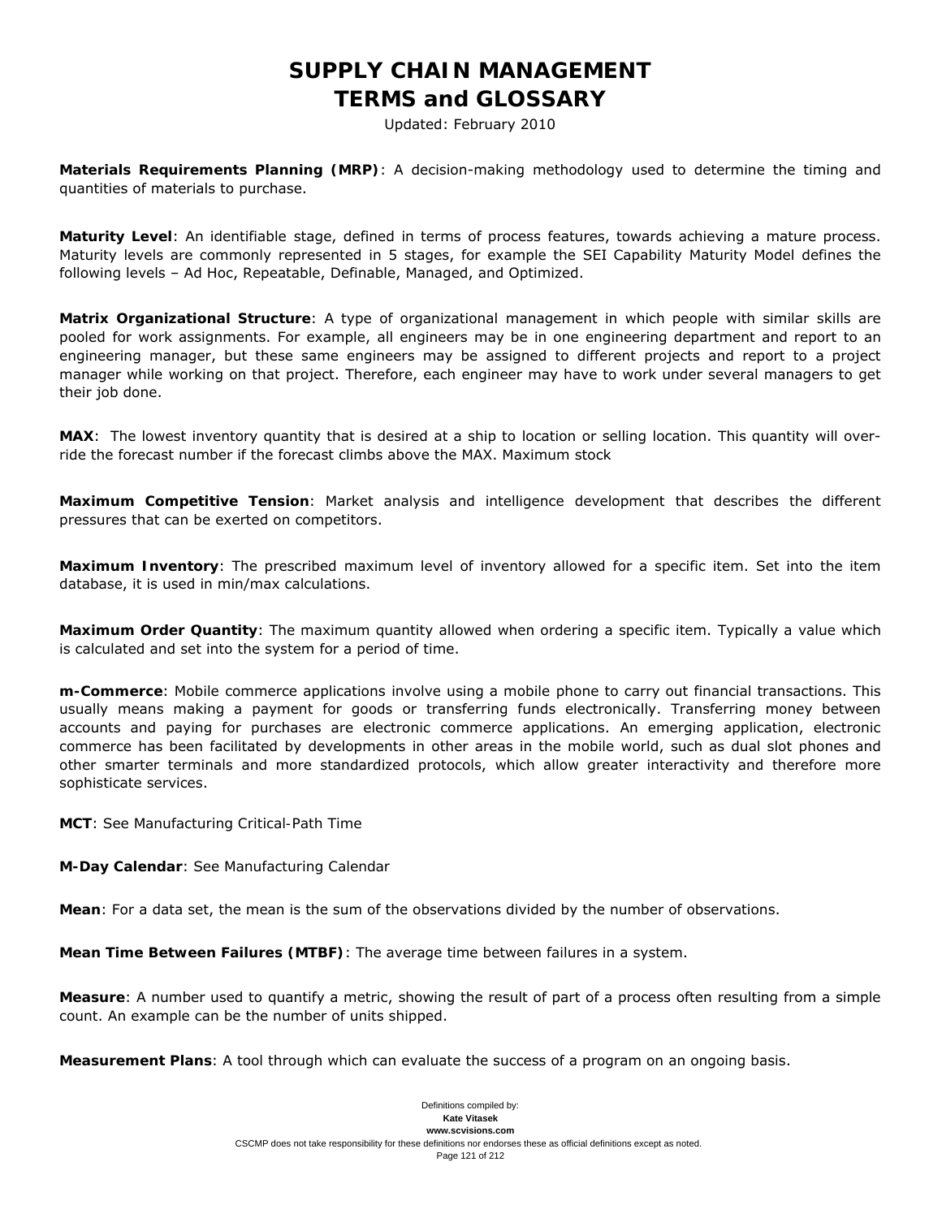**Materials Requirements Planning (MRP)**: A decision-making methodology used to determine the timing and quantities of materials to purchase.

**Maturity Level**: An identifiable stage, defined in terms of process features, towards achieving a mature process. Maturity levels are commonly represented in 5 stages, for example the SEI Capability Maturity Model defines the following levels – Ad Hoc, Repeatable, Definable, Managed, and Optimized.

**Matrix Organizational Structure**: A type of organizational management in which people with similar skills are pooled for work assignments. For example, all engineers may be in one engineering department and report to an engineering manager, but these same engineers may be assigned to different projects and report to a project manager while working on that project. Therefore, each engineer may have to work under several managers to get their job done.

**MAX**: The lowest inventory quantity that is desired at a ship to location or selling location. This quantity will override the forecast number if the forecast climbs above the MAX. Maximum stock

**Maximum Competitive Tension**: Market analysis and intelligence development that describes the different pressures that can be exerted on competitors.

**Maximum Inventory**: The prescribed maximum level of inventory allowed for a specific item. Set into the item database, it is used in min/max calculations.

**Maximum Order Quantity**: The maximum quantity allowed when ordering a specific item. Typically a value which is calculated and set into the system for a period of time.

**m-Commerce**: Mobile commerce applications involve using a mobile phone to carry out financial transactions. This usually means making a payment for goods or transferring funds electronically. Transferring money between accounts and paying for purchases are electronic commerce applications. An emerging application, electronic commerce has been facilitated by developments in other areas in the mobile world, such as dual slot phones and other smarter terminals and more standardized protocols, which allow greater interactivity and therefore more sophisticate services.

**MCT**: See Manufacturing Critical-Path Time

**M-Day Calendar**: See Manufacturing Calendar

**Mean**: For a data set, the mean is the sum of the observations divided by the number of observations.

**Mean Time Between Failures (MTBF)**: The average time between failures in a system.

**Measure**: A number used to quantify a metric, showing the result of part of a process often resulting from a simple count. An example can be the number of units shipped.

**Measurement Plans**: A tool through which can evaluate the success of a program on an ongoing basis.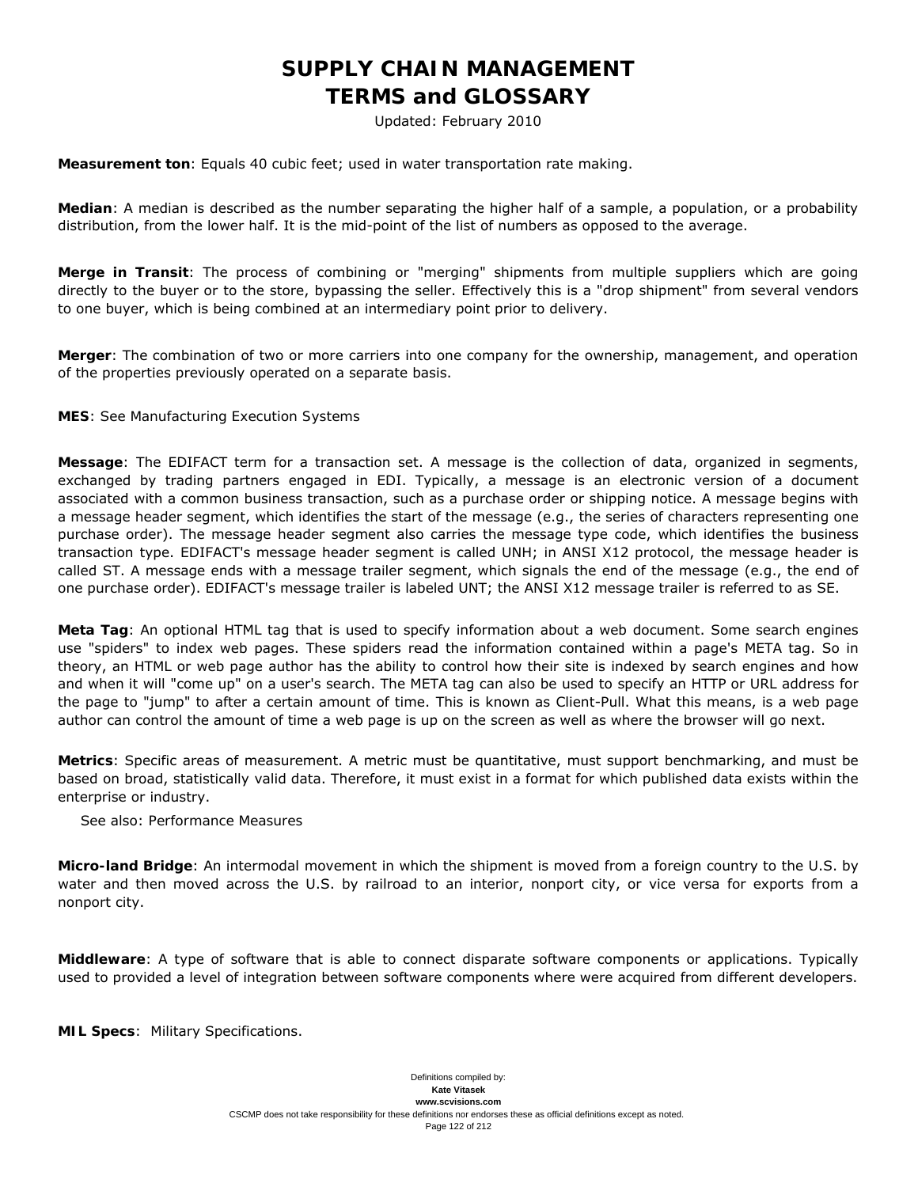**Measurement ton**: Equals 40 cubic feet; used in water transportation rate making.

**Median**: A median is described as the number separating the higher half of a sample, a population, or a probability distribution, from the lower half. It is the mid-point of the list of numbers as opposed to the average.

**Merge in Transit**: The process of combining or "merging" shipments from multiple suppliers which are going directly to the buyer or to the store, bypassing the seller. Effectively this is a "drop shipment" from several vendors to one buyer, which is being combined at an intermediary point prior to delivery.

**Merger**: The combination of two or more carriers into one company for the ownership, management, and operation of the properties previously operated on a separate basis.

**MES**: See Manufacturing Execution Systems

**Message**: The EDIFACT term for a transaction set. A message is the collection of data, organized in segments, exchanged by trading partners engaged in EDI. Typically, a message is an electronic version of a document associated with a common business transaction, such as a purchase order or shipping notice. A message begins with a message header segment, which identifies the start of the message (e.g., the series of characters representing one purchase order). The message header segment also carries the message type code, which identifies the business transaction type. EDIFACT's message header segment is called UNH; in ANSI X12 protocol, the message header is called ST. A message ends with a message trailer segment, which signals the end of the message (e.g., the end of one purchase order). EDIFACT's message trailer is labeled UNT; the ANSI X12 message trailer is referred to as SE.

**Meta Tag**: An optional HTML tag that is used to specify information about a web document. Some search engines use "spiders" to index web pages. These spiders read the information contained within a page's META tag. So in theory, an HTML or web page author has the ability to control how their site is indexed by search engines and how and when it will "come up" on a user's search. The META tag can also be used to specify an HTTP or URL address for the page to "jump" to after a certain amount of time. This is known as Client-Pull. What this means, is a web page author can control the amount of time a web page is up on the screen as well as where the browser will go next.

**Metrics**: Specific areas of measurement. A metric must be quantitative, must support benchmarking, and must be based on broad, statistically valid data. Therefore, it must exist in a format for which published data exists within the enterprise or industry.

See also: Performance Measures

**Micro-land Bridge**: An intermodal movement in which the shipment is moved from a foreign country to the U.S. by water and then moved across the U.S. by railroad to an interior, nonport city, or vice versa for exports from a nonport city.

**Middleware**: A type of software that is able to connect disparate software components or applications. Typically used to provided a level of integration between software components where were acquired from different developers.

**MIL Specs**: Military Specifications.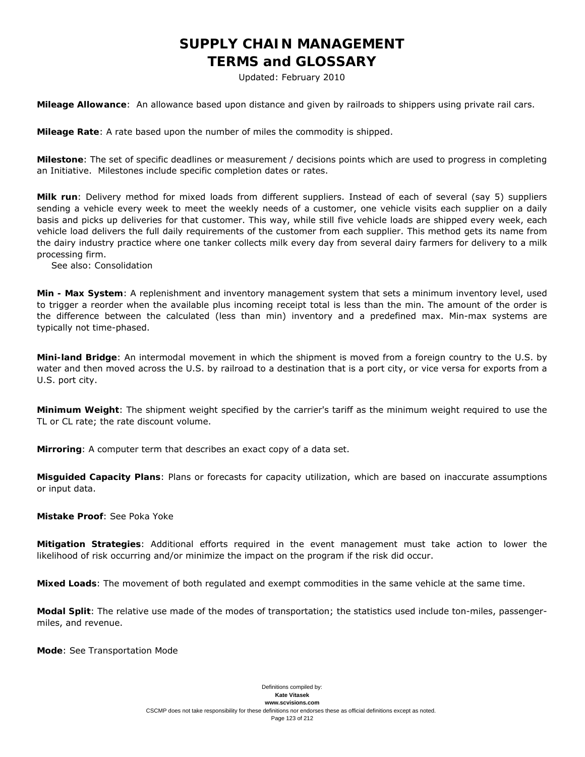**Mileage Allowance**: An allowance based upon distance and given by railroads to shippers using private rail cars.

**Mileage Rate**: A rate based upon the number of miles the commodity is shipped.

**Milestone**: The set of specific deadlines or measurement / decisions points which are used to progress in completing an Initiative. Milestones include specific completion dates or rates.

**Milk run**: Delivery method for mixed loads from different suppliers. Instead of each of several (say 5) suppliers sending a vehicle every week to meet the weekly needs of a customer, one vehicle visits each supplier on a daily basis and picks up deliveries for that customer. This way, while still five vehicle loads are shipped every week, each vehicle load delivers the full daily requirements of the customer from each supplier. This method gets its name from the dairy industry practice where one tanker collects milk every day from several dairy farmers for delivery to a milk processing firm.
 See also: Consolidation

**Min - Max System**: A replenishment and inventory management system that sets a minimum inventory level, used to trigger a reorder when the available plus incoming receipt total is less than the min. The amount of the order is the difference between the calculated (less than min) inventory and a predefined max. Min-max systems are typically not time-phased.

**Mini-land Bridge**: An intermodal movement in which the shipment is moved from a foreign country to the U.S. by water and then moved across the U.S. by railroad to a destination that is a port city, or vice versa for exports from a U.S. port city.

**Minimum Weight**: The shipment weight specified by the carrier's tariff as the minimum weight required to use the TL or CL rate; the rate discount volume.

**Mirroring**: A computer term that describes an exact copy of a data set.

**Misguided Capacity Plans**: Plans or forecasts for capacity utilization, which are based on inaccurate assumptions or input data.

**Mistake Proof**: See Poka Yoke

**Mitigation Strategies**: Additional efforts required in the event management must take action to lower the likelihood of risk occurring and/or minimize the impact on the program if the risk did occur.

**Mixed Loads**: The movement of both regulated and exempt commodities in the same vehicle at the same time.

**Modal Split**: The relative use made of the modes of transportation; the statistics used include ton-miles, passenger-miles, and revenue.

**Mode**: See Transportation Mode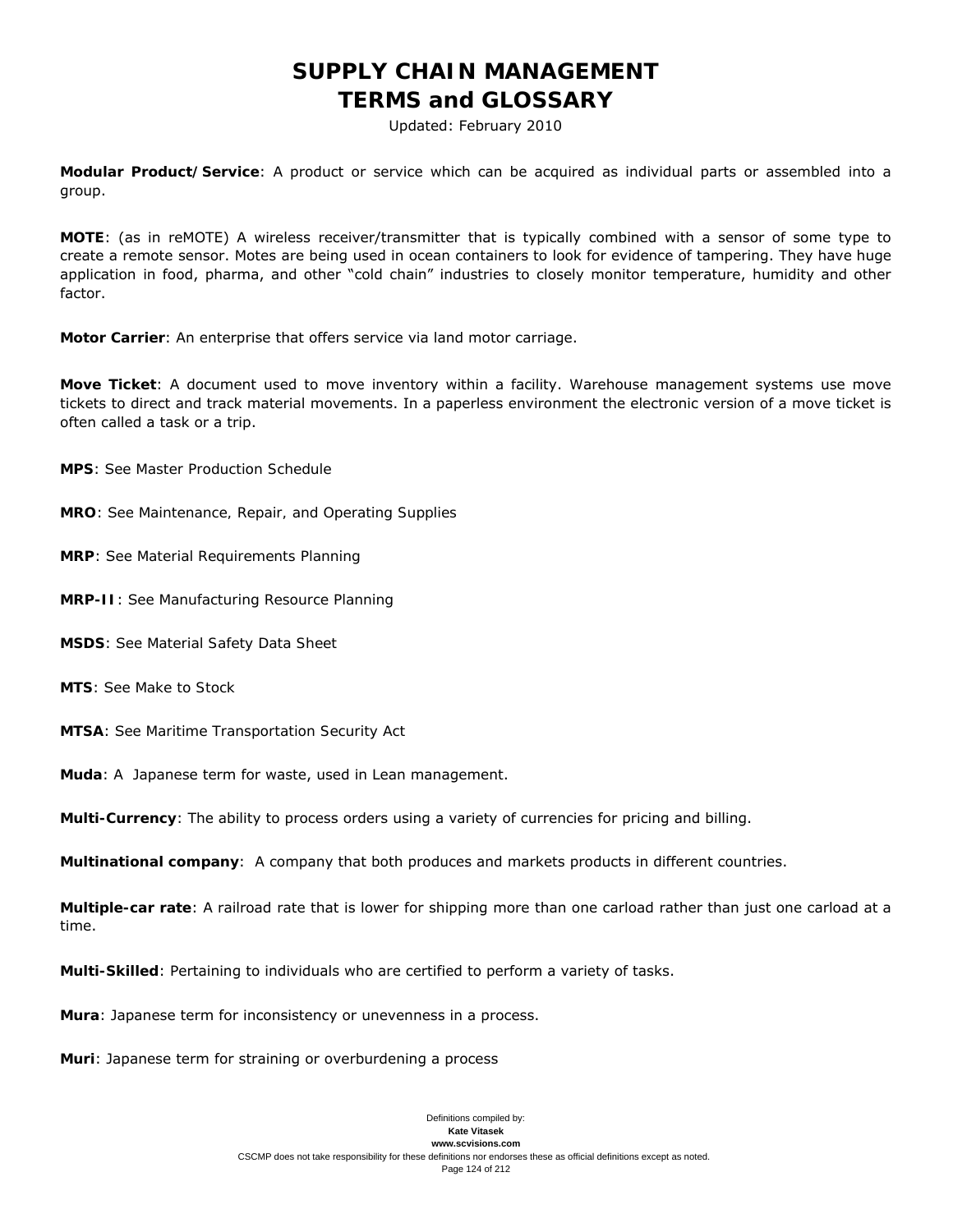**Modular Product/Service**: A product or service which can be acquired as individual parts or assembled into a group.

**MOTE**: (as in reMOTE) A wireless receiver/transmitter that is typically combined with a sensor of some type to create a remote sensor. Motes are being used in ocean containers to look for evidence of tampering. They have huge application in food, pharma, and other "cold chain" industries to closely monitor temperature, humidity and other factor.

**Motor Carrier**: An enterprise that offers service via land motor carriage.

**Move Ticket**: A document used to move inventory within a facility. Warehouse management systems use move tickets to direct and track material movements. In a paperless environment the electronic version of a move ticket is often called a task or a trip.

**MPS**: See Master Production Schedule

**MRO**: See Maintenance, Repair, and Operating Supplies

**MRP**: See Material Requirements Planning

**MRP-II**: See Manufacturing Resource Planning

**MSDS**: See Material Safety Data Sheet

**MTS**: See Make to Stock

**MTSA**: See Maritime Transportation Security Act

**Muda**: A Japanese term for waste, used in Lean management.

**Multi-Currency**: The ability to process orders using a variety of currencies for pricing and billing.

**Multinational company**: A company that both produces and markets products in different countries.

**Multiple-car rate**: A railroad rate that is lower for shipping more than one carload rather than just one carload at a time.

**Multi-Skilled**: Pertaining to individuals who are certified to perform a variety of tasks.

**Mura**: Japanese term for inconsistency or unevenness in a process.

**Muri**: Japanese term for straining or overburdening a process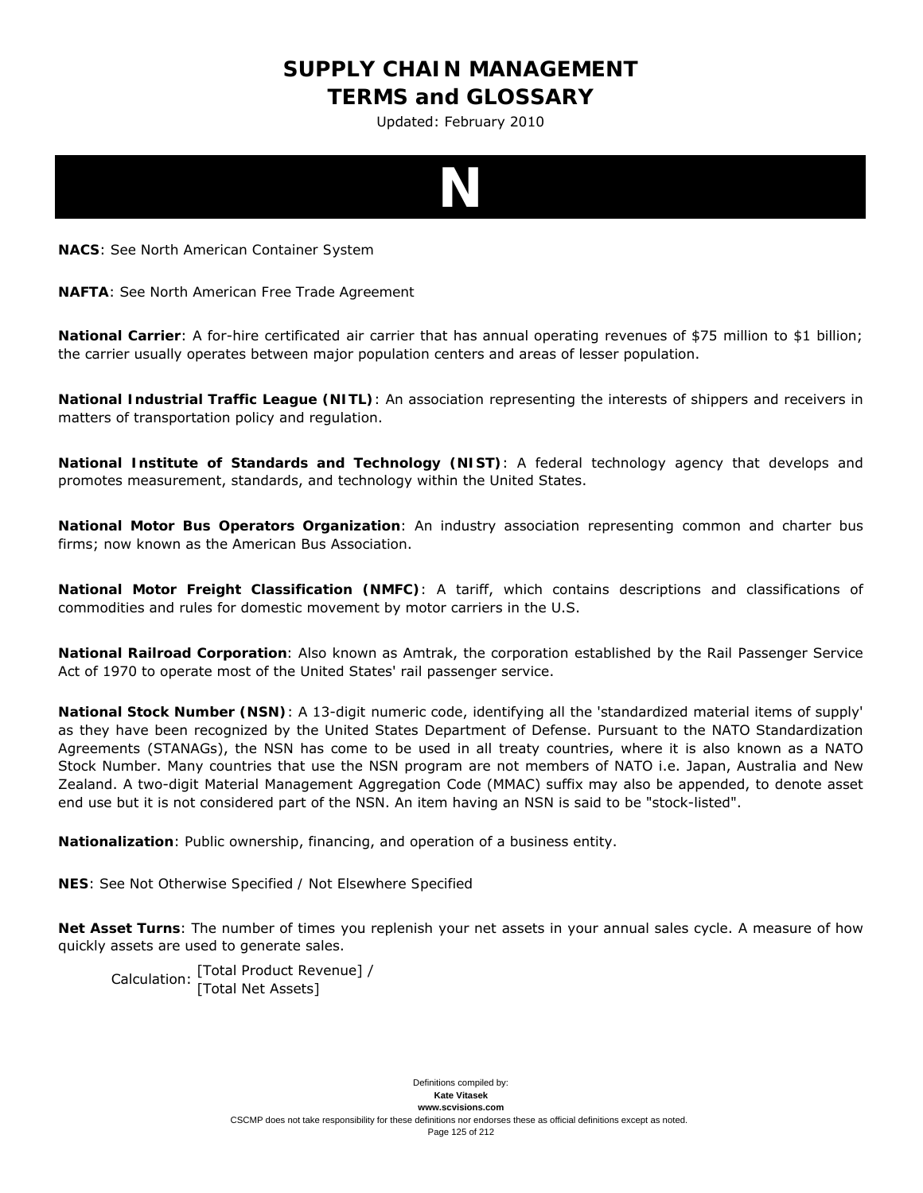# N

**NACS**: See North American Container System

**NAFTA**: See North American Free Trade Agreement

**National Carrier**: A for-hire certificated air carrier that has annual operating revenues of $75 million to $1 billion; the carrier usually operates between major population centers and areas of lesser population.

**National Industrial Traffic League (NITL)**: An association representing the interests of shippers and receivers in matters of transportation policy and regulation.

**National Institute of Standards and Technology (NIST)**: A federal technology agency that develops and promotes measurement, standards, and technology within the United States.

**National Motor Bus Operators Organization**: An industry association representing common and charter bus firms; now known as the American Bus Association.

**National Motor Freight Classification (NMFC)**: A tariff, which contains descriptions and classifications of commodities and rules for domestic movement by motor carriers in the U.S.

**National Railroad Corporation**: Also known as Amtrak, the corporation established by the Rail Passenger Service Act of 1970 to operate most of the United States' rail passenger service.

**National Stock Number (NSN)**: A 13-digit numeric code, identifying all the 'standardized material items of supply' as they have been recognized by the United States Department of Defense. Pursuant to the NATO Standardization Agreements (STANAGs), the NSN has come to be used in all treaty countries, where it is also known as a NATO Stock Number. Many countries that use the NSN program are not members of NATO i.e. Japan, Australia and New Zealand. A two-digit Material Management Aggregation Code (MMAC) suffix may also be appended, to denote asset end use but it is not considered part of the NSN. An item having an NSN is said to be "stock-listed".

**Nationalization**: Public ownership, financing, and operation of a business entity.

**NES**: See Not Otherwise Specified / Not Elsewhere Specified

**Net Asset Turns**: The number of times you replenish your net assets in your annual sales cycle. A measure of how quickly assets are used to generate sales.

Calculation: [Total Product Revenue] / [Total Net Assets]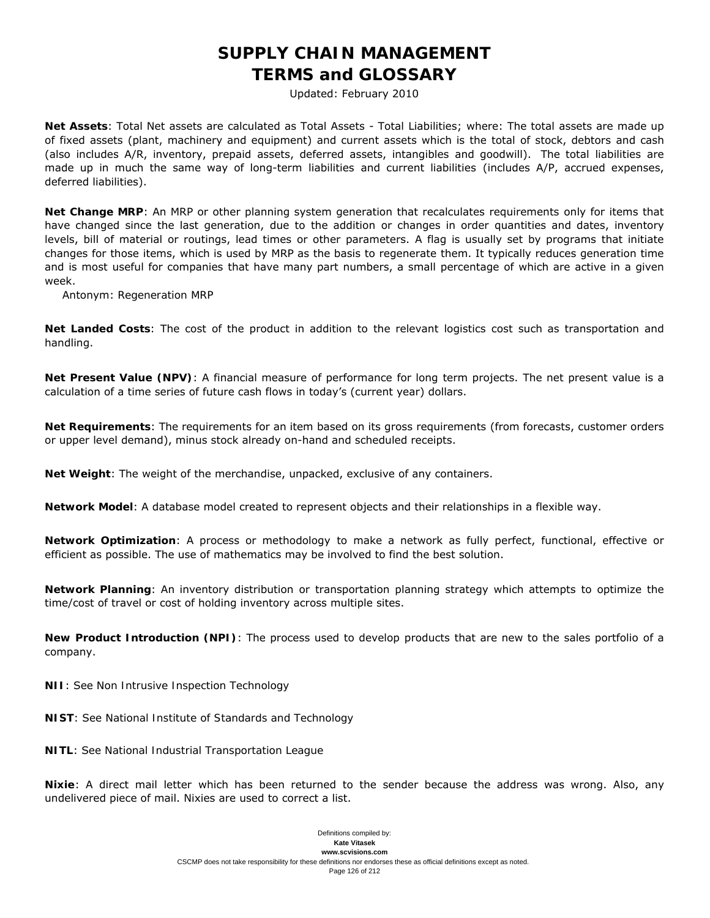**Net Assets**: Total Net assets are calculated as Total Assets - Total Liabilities; where: The total assets are made up of fixed assets (plant, machinery and equipment) and current assets which is the total of stock, debtors and cash (also includes A/R, inventory, prepaid assets, deferred assets, intangibles and goodwill). The total liabilities are made up in much the same way of long-term liabilities and current liabilities (includes A/P, accrued expenses, deferred liabilities).

**Net Change MRP**: An MRP or other planning system generation that recalculates requirements only for items that have changed since the last generation, due to the addition or changes in order quantities and dates, inventory levels, bill of material or routings, lead times or other parameters. A flag is usually set by programs that initiate changes for those items, which is used by MRP as the basis to regenerate them. It typically reduces generation time and is most useful for companies that have many part numbers, a small percentage of which are active in a given week.

Antonym: Regeneration MRP

**Net Landed Costs**: The cost of the product in addition to the relevant logistics cost such as transportation and handling.

**Net Present Value (NPV)**: A financial measure of performance for long term projects. The net present value is a calculation of a time series of future cash flows in today's (current year) dollars.

**Net Requirements**: The requirements for an item based on its gross requirements (from forecasts, customer orders or upper level demand), minus stock already on-hand and scheduled receipts.

**Net Weight**: The weight of the merchandise, unpacked, exclusive of any containers.

**Network Model**: A database model created to represent objects and their relationships in a flexible way.

**Network Optimization**: A process or methodology to make a network as fully perfect, functional, effective or efficient as possible. The use of mathematics may be involved to find the best solution.

**Network Planning**: An inventory distribution or transportation planning strategy which attempts to optimize the time/cost of travel or cost of holding inventory across multiple sites.

**New Product Introduction (NPI)**: The process used to develop products that are new to the sales portfolio of a company.

**NII**: See Non Intrusive Inspection Technology

**NIST**: See National Institute of Standards and Technology

**NITL**: See National Industrial Transportation League

**Nixie**: A direct mail letter which has been returned to the sender because the address was wrong. Also, any undelivered piece of mail. Nixies are used to correct a list.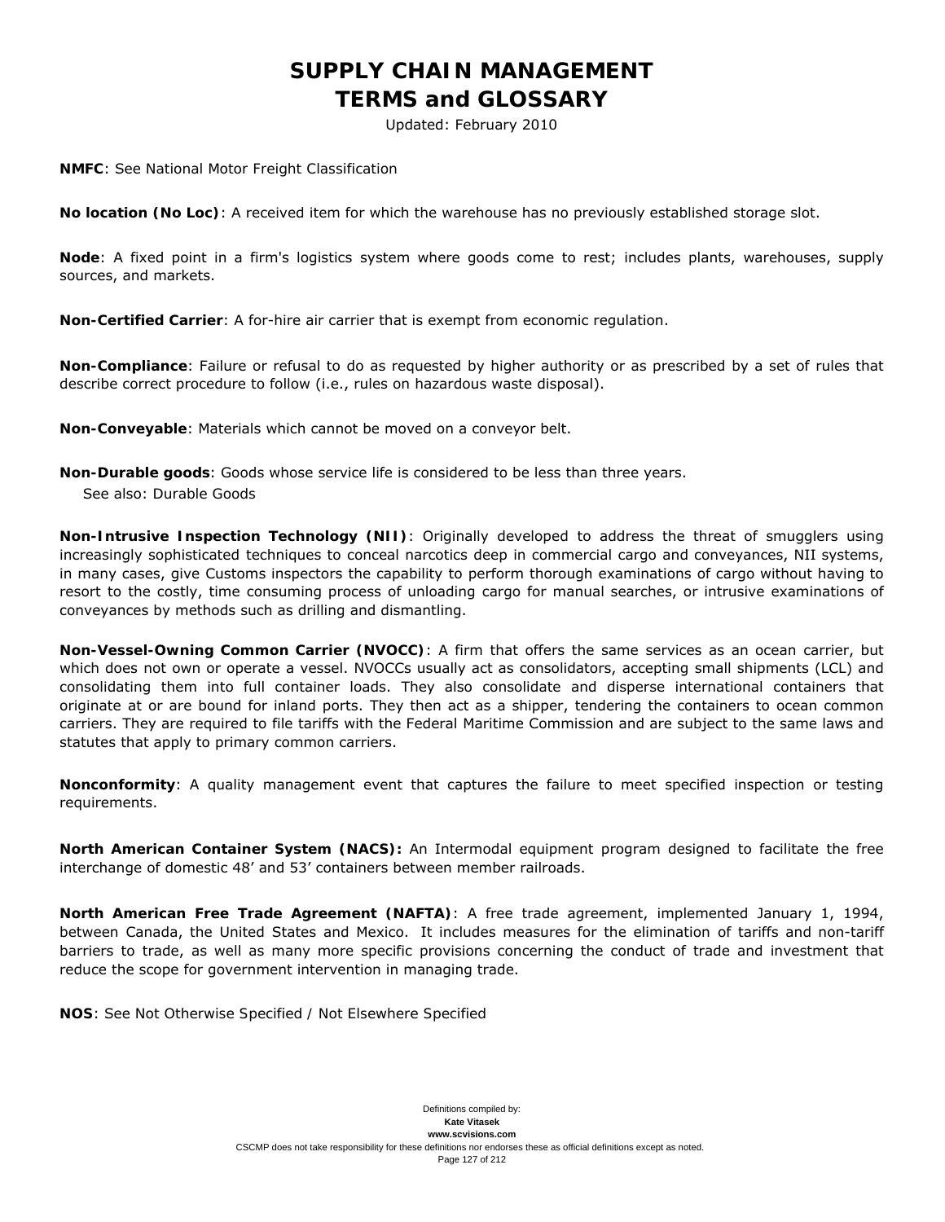**NMFC**: See National Motor Freight Classification

**No location (No Loc)**: A received item for which the warehouse has no previously established storage slot.

**Node**: A fixed point in a firm's logistics system where goods come to rest; includes plants, warehouses, supply sources, and markets.

**Non-Certified Carrier**: A for-hire air carrier that is exempt from economic regulation.

**Non-Compliance**: Failure or refusal to do as requested by higher authority or as prescribed by a set of rules that describe correct procedure to follow (i.e., rules on hazardous waste disposal).

**Non-Conveyable**: Materials which cannot be moved on a conveyor belt.

**Non-Durable goods**: Goods whose service life is considered to be less than three years.
See also: Durable Goods

**Non-Intrusive Inspection Technology (NII)**: Originally developed to address the threat of smugglers using increasingly sophisticated techniques to conceal narcotics deep in commercial cargo and conveyances, NII systems, in many cases, give Customs inspectors the capability to perform thorough examinations of cargo without having to resort to the costly, time consuming process of unloading cargo for manual searches, or intrusive examinations of conveyances by methods such as drilling and dismantling.

**Non-Vessel-Owning Common Carrier (NVOCC)**: A firm that offers the same services as an ocean carrier, but which does not own or operate a vessel. NVOCCs usually act as consolidators, accepting small shipments (LCL) and consolidating them into full container loads. They also consolidate and disperse international containers that originate at or are bound for inland ports. They then act as a shipper, tendering the containers to ocean common carriers. They are required to file tariffs with the Federal Maritime Commission and are subject to the same laws and statutes that apply to primary common carriers.

**Nonconformity**: A quality management event that captures the failure to meet specified inspection or testing requirements.

**North American Container System (NACS):** An Intermodal equipment program designed to facilitate the free interchange of domestic 48' and 53' containers between member railroads.

**North American Free Trade Agreement (NAFTA)**: A free trade agreement, implemented January 1, 1994, between Canada, the United States and Mexico. It includes measures for the elimination of tariffs and non-tariff barriers to trade, as well as many more specific provisions concerning the conduct of trade and investment that reduce the scope for government intervention in managing trade.

**NOS**: See Not Otherwise Specified / Not Elsewhere Specified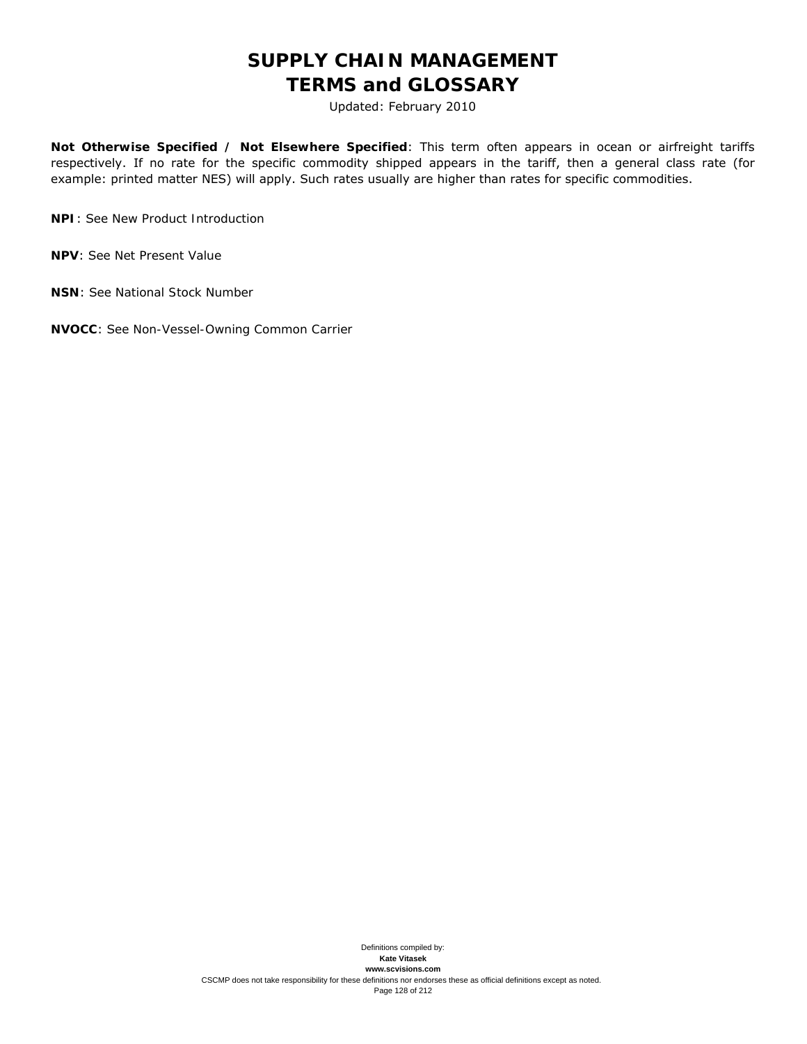**Not Otherwise Specified / Not Elsewhere Specified**: This term often appears in ocean or airfreight tariffs respectively. If no rate for the specific commodity shipped appears in the tariff, then a general class rate (for example: printed matter NES) will apply. Such rates usually are higher than rates for specific commodities.

**NPI**: See New Product Introduction

**NPV**: See Net Present Value

**NSN**: See National Stock Number

**NVOCC**: See Non-Vessel-Owning Common Carrier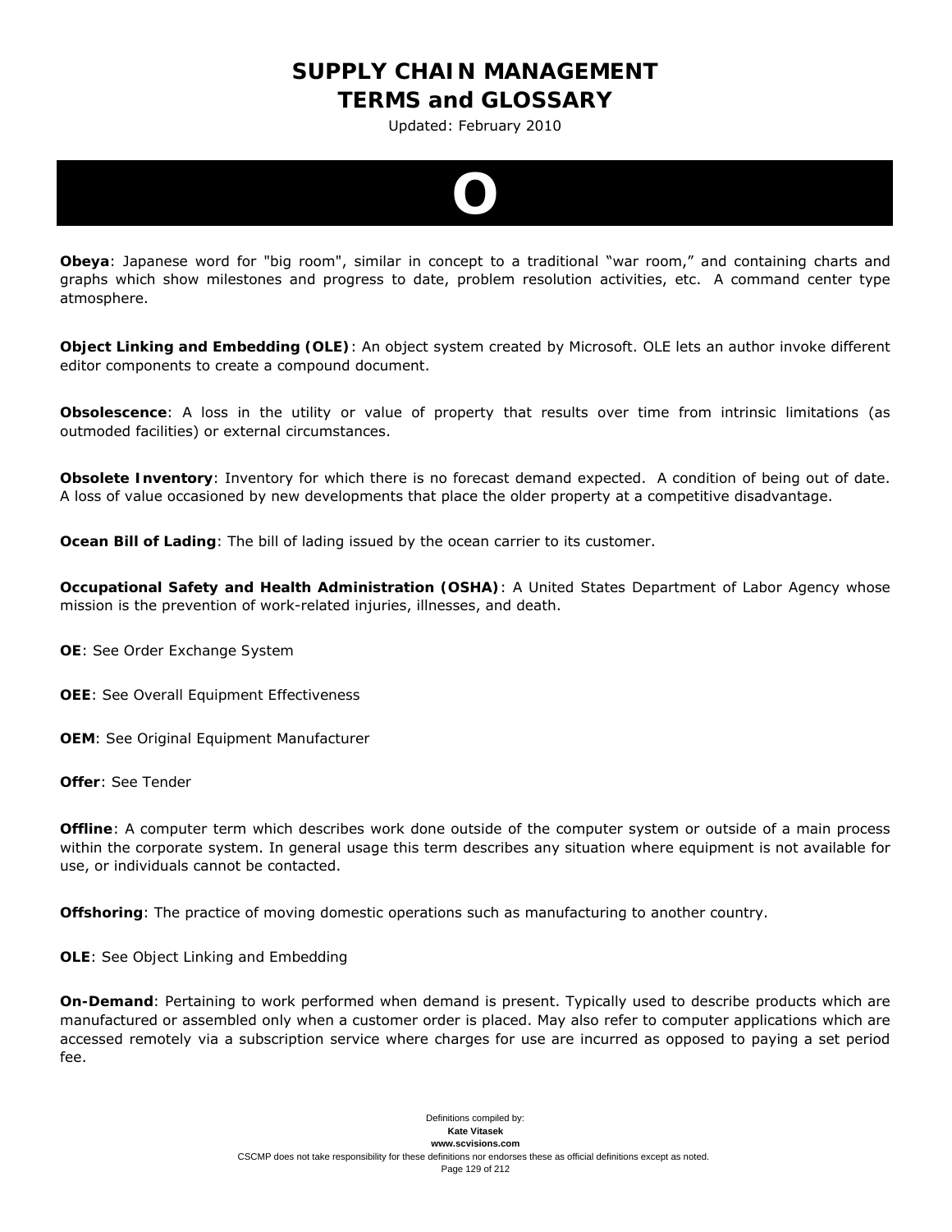# SUPPLY CHAIN MANAGEMENT TERMS and GLOSSARY

Updated: February 2010

## O

**Obeya**: Japanese word for "big room", similar in concept to a traditional “war room,” and containing charts and graphs which show milestones and progress to date, problem resolution activities, etc. A command center type atmosphere.

**Object Linking and Embedding (OLE)**: An object system created by Microsoft. OLE lets an author invoke different editor components to create a compound document.

**Obsolescence**: A loss in the utility or value of property that results over time from intrinsic limitations (as outmoded facilities) or external circumstances.

**Obsolete Inventory**: Inventory for which there is no forecast demand expected. A condition of being out of date. A loss of value occasioned by new developments that place the older property at a competitive disadvantage.

**Ocean Bill of Lading**: The bill of lading issued by the ocean carrier to its customer.

**Occupational Safety and Health Administration (OSHA)**: A United States Department of Labor Agency whose mission is the prevention of work-related injuries, illnesses, and death.

**OE**: See Order Exchange System

**OEE**: See Overall Equipment Effectiveness

**OEM**: See Original Equipment Manufacturer

**Offer**: See Tender

**Offline**: A computer term which describes work done outside of the computer system or outside of a main process within the corporate system. In general usage this term describes any situation where equipment is not available for use, or individuals cannot be contacted.

**Offshoring**: The practice of moving domestic operations such as manufacturing to another country.

**OLE**: See Object Linking and Embedding

**On-Demand**: Pertaining to work performed when demand is present. Typically used to describe products which are manufactured or assembled only when a customer order is placed. May also refer to computer applications which are accessed remotely via a subscription service where charges for use are incurred as opposed to paying a set period fee.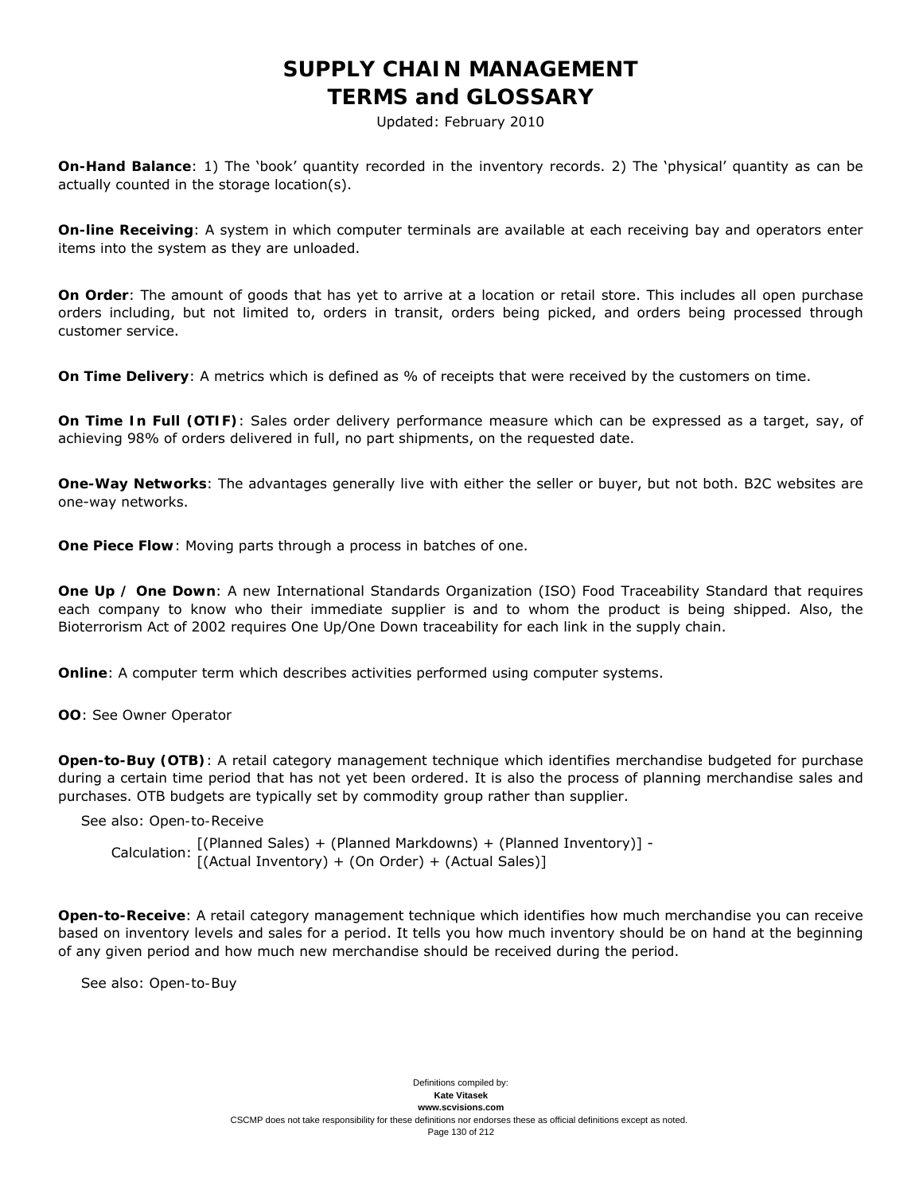**On-Hand Balance**: 1) The 'book' quantity recorded in the inventory records. 2) The 'physical' quantity as can be actually counted in the storage location(s).

**On-line Receiving**: A system in which computer terminals are available at each receiving bay and operators enter items into the system as they are unloaded.

**On Order**: The amount of goods that has yet to arrive at a location or retail store. This includes all open purchase orders including, but not limited to, orders in transit, orders being picked, and orders being processed through customer service.

**On Time Delivery**: A metrics which is defined as % of receipts that were received by the customers on time.

**On Time In Full (OTIF)**: Sales order delivery performance measure which can be expressed as a target, say, of achieving 98% of orders delivered in full, no part shipments, on the requested date.

**One-Way Networks**: The advantages generally live with either the seller or buyer, but not both. B2C websites are one-way networks.

**One Piece Flow**: Moving parts through a process in batches of one.

**One Up / One Down**: A new International Standards Organization (ISO) Food Traceability Standard that requires each company to know who their immediate supplier is and to whom the product is being shipped. Also, the Bioterrorism Act of 2002 requires One Up/One Down traceability for each link in the supply chain.

**Online**: A computer term which describes activities performed using computer systems.

**OO**: See Owner Operator

**Open-to-Buy (OTB)**: A retail category management technique which identifies merchandise budgeted for purchase during a certain time period that has not yet been ordered. It is also the process of planning merchandise sales and purchases. OTB budgets are typically set by commodity group rather than supplier.

See also: Open-to-Receive

Calculation: [(Planned Sales) + (Planned Markdowns) + (Planned Inventory)] - [(Actual Inventory) + (On Order) + (Actual Sales)]

**Open-to-Receive**: A retail category management technique which identifies how much merchandise you can receive based on inventory levels and sales for a period. It tells you how much inventory should be on hand at the beginning of any given period and how much new merchandise should be received during the period.

See also: Open-to-Buy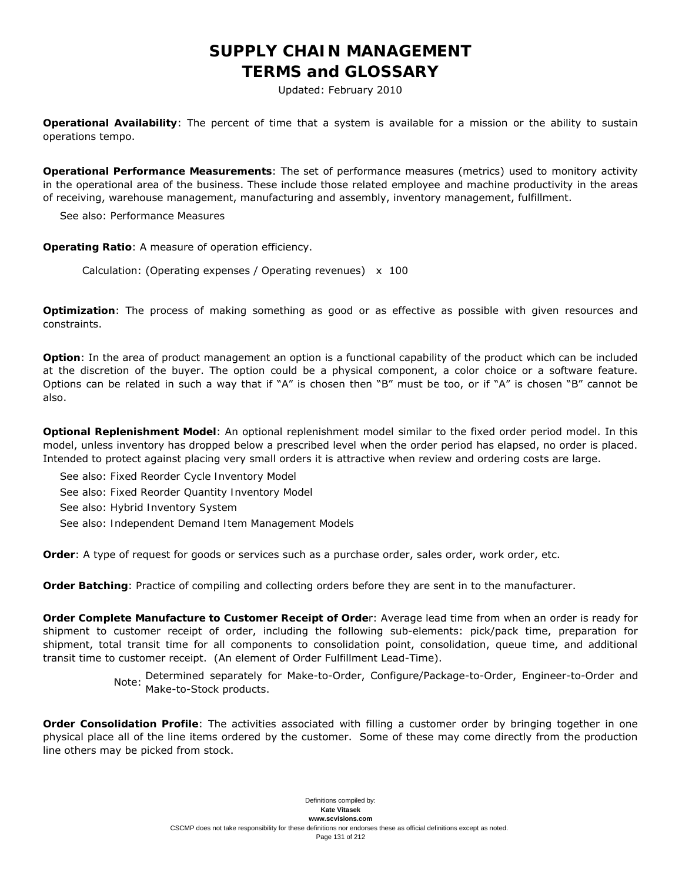**Operational Availability**: The percent of time that a system is available for a mission or the ability to sustain operations tempo.

**Operational Performance Measurements**: The set of performance measures (metrics) used to monitory activity in the operational area of the business. These include those related employee and machine productivity in the areas of receiving, warehouse management, manufacturing and assembly, inventory management, fulfillment.

See also: Performance Measures

**Operating Ratio**: A measure of operation efficiency.

Calculation: (Operating expenses / Operating revenues) x 100

**Optimization**: The process of making something as good or as effective as possible with given resources and constraints.

**Option**: In the area of product management an option is a functional capability of the product which can be included at the discretion of the buyer. The option could be a physical component, a color choice or a software feature. Options can be related in such a way that if “A” is chosen then “B” must be too, or if “A” is chosen “B” cannot be also.

**Optional Replenishment Model**: An optional replenishment model similar to the fixed order period model. In this model, unless inventory has dropped below a prescribed level when the order period has elapsed, no order is placed. Intended to protect against placing very small orders it is attractive when review and ordering costs are large.

See also: Fixed Reorder Cycle Inventory Model

See also: Fixed Reorder Quantity Inventory Model

See also: Hybrid Inventory System

See also: Independent Demand Item Management Models

**Order**: A type of request for goods or services such as a purchase order, sales order, work order, etc.

**Order Batching**: Practice of compiling and collecting orders before they are sent in to the manufacturer.

**Order Complete Manufacture to Customer Receipt of Order**: Average lead time from when an order is ready for shipment to customer receipt of order, including the following sub-elements: pick/pack time, preparation for shipment, total transit time for all components to consolidation point, consolidation, queue time, and additional transit time to customer receipt. (An element of Order Fulfillment Lead-Time).

Note: Determined separately for Make-to-Order, Configure/Package-to-Order, Engineer-to-Order and Make-to-Stock products.

**Order Consolidation Profile**: The activities associated with filling a customer order by bringing together in one physical place all of the line items ordered by the customer. Some of these may come directly from the production line others may be picked from stock.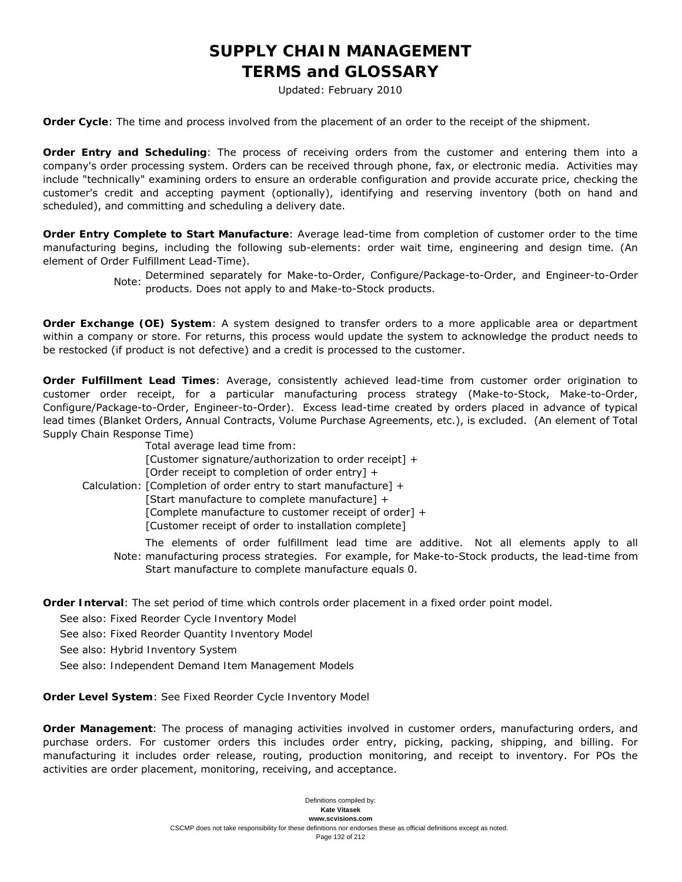**Order Cycle**: The time and process involved from the placement of an order to the receipt of the shipment.

**Order Entry and Scheduling**: The process of receiving orders from the customer and entering them into a company's order processing system. Orders can be received through phone, fax, or electronic media. Activities may include "technically" examining orders to ensure an orderable configuration and provide accurate price, checking the customer's credit and accepting payment (optionally), identifying and reserving inventory (both on hand and scheduled), and committing and scheduling a delivery date.

**Order Entry Complete to Start Manufacture**: Average lead-time from completion of customer order to the time manufacturing begins, including the following sub-elements: order wait time, engineering and design time. (An element of Order Fulfillment Lead-Time).

Note: Determined separately for Make-to-Order, Configure/Package-to-Order, and Engineer-to-Order products. Does not apply to and Make-to-Stock products.

**Order Exchange (OE) System**: A system designed to transfer orders to a more applicable area or department within a company or store. For returns, this process would update the system to acknowledge the product needs to be restocked (if product is not defective) and a credit is processed to the customer.

**Order Fulfillment Lead Times**: Average, consistently achieved lead-time from customer order origination to customer order receipt, for a particular manufacturing process strategy (Make-to-Stock, Make-to-Order, Configure/Package-to-Order, Engineer-to-Order). Excess lead-time created by orders placed in advance of typical lead times (Blanket Orders, Annual Contracts, Volume Purchase Agreements, etc.), is excluded. (An element of Total Supply Chain Response Time)

Calculation: Total average lead time from:
[Customer signature/authorization to order receipt] +
[Order receipt to completion of order entry] +
[Completion of order entry to start manufacture] +
[Start manufacture to complete manufacture] +
[Complete manufacture to customer receipt of order] +
[Customer receipt of order to installation complete]

Note: The elements of order fulfillment lead time are additive. Not all elements apply to all manufacturing process strategies. For example, for Make-to-Stock products, the lead-time from Start manufacture to complete manufacture equals 0.

**Order Interval**: The set period of time which controls order placement in a fixed order point model.

See also: Fixed Reorder Cycle Inventory Model

See also: Fixed Reorder Quantity Inventory Model

See also: Hybrid Inventory System

See also: Independent Demand Item Management Models

**Order Level System**: See Fixed Reorder Cycle Inventory Model

**Order Management**: The process of managing activities involved in customer orders, manufacturing orders, and purchase orders. For customer orders this includes order entry, picking, packing, shipping, and billing. For manufacturing it includes order release, routing, production monitoring, and receipt to inventory. For POs the activities are order placement, monitoring, receiving, and acceptance.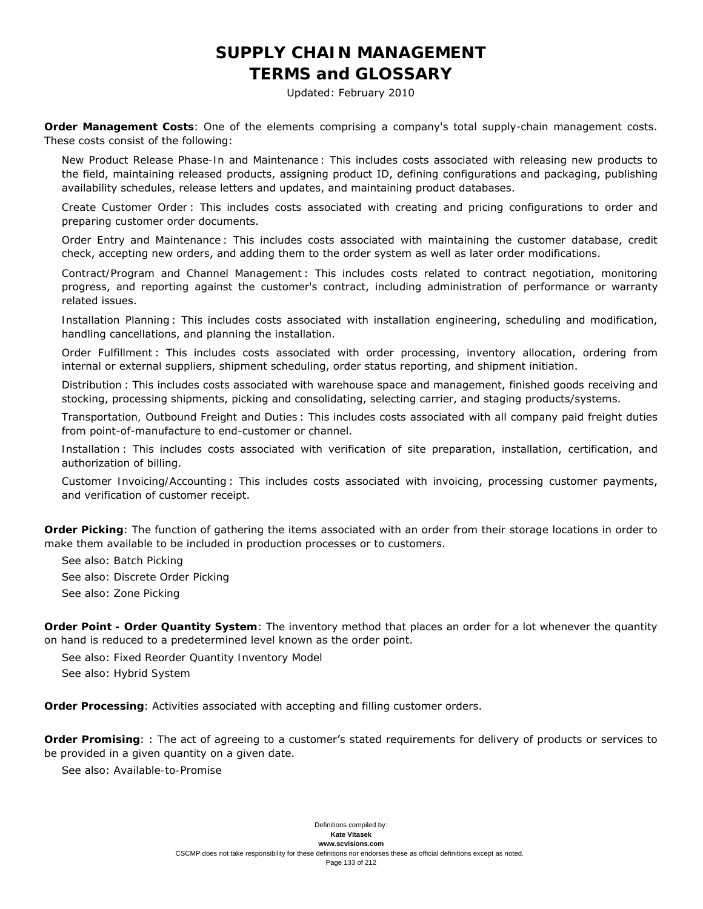**Order Management Costs**: One of the elements comprising a company's total supply-chain management costs. These costs consist of the following:

New Product Release Phase-In and Maintenance : This includes costs associated with releasing new products to the field, maintaining released products, assigning product ID, defining configurations and packaging, publishing availability schedules, release letters and updates, and maintaining product databases.

Create Customer Order : This includes costs associated with creating and pricing configurations to order and preparing customer order documents.

Order Entry and Maintenance : This includes costs associated with maintaining the customer database, credit check, accepting new orders, and adding them to the order system as well as later order modifications.

Contract/Program and Channel Management : This includes costs related to contract negotiation, monitoring progress, and reporting against the customer's contract, including administration of performance or warranty related issues.

Installation Planning : This includes costs associated with installation engineering, scheduling and modification, handling cancellations, and planning the installation.

Order Fulfillment : This includes costs associated with order processing, inventory allocation, ordering from internal or external suppliers, shipment scheduling, order status reporting, and shipment initiation.

Distribution : This includes costs associated with warehouse space and management, finished goods receiving and stocking, processing shipments, picking and consolidating, selecting carrier, and staging products/systems.

Transportation, Outbound Freight and Duties : This includes costs associated with all company paid freight duties from point-of-manufacture to end-customer or channel.

Installation : This includes costs associated with verification of site preparation, installation, certification, and authorization of billing.

Customer Invoicing/Accounting : This includes costs associated with invoicing, processing customer payments, and verification of customer receipt.

**Order Picking**: The function of gathering the items associated with an order from their storage locations in order to make them available to be included in production processes or to customers.

See also: Batch Picking

See also: Discrete Order Picking

See also: Zone Picking

**Order Point - Order Quantity System**: The inventory method that places an order for a lot whenever the quantity on hand is reduced to a predetermined level known as the order point.

See also: Fixed Reorder Quantity Inventory Model

See also: Hybrid System

**Order Processing**: Activities associated with accepting and filling customer orders.

**Order Promising**: : The act of agreeing to a customer's stated requirements for delivery of products or services to be provided in a given quantity on a given date.

See also: Available-to-Promise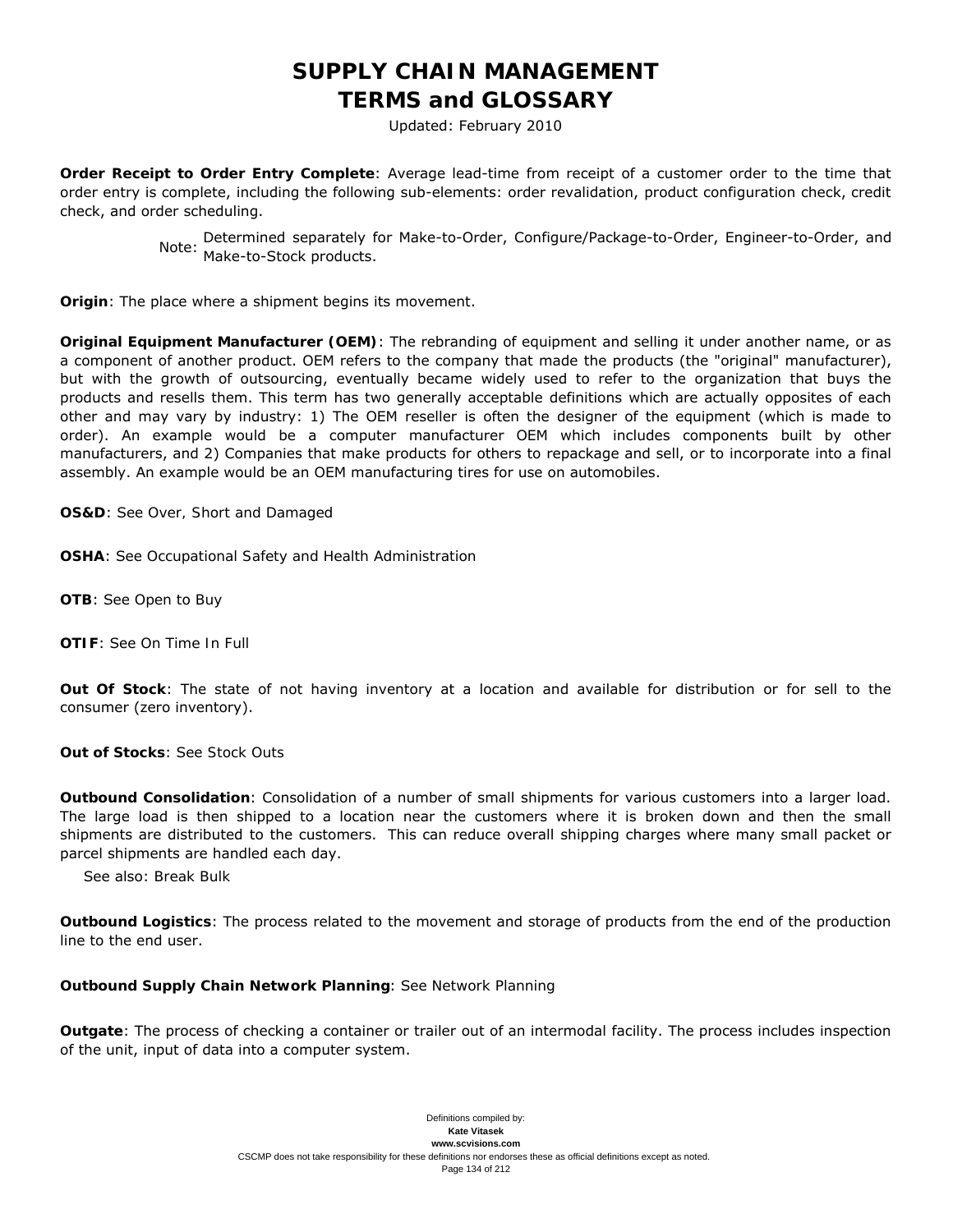**Order Receipt to Order Entry Complete**: Average lead-time from receipt of a customer order to the time that order entry is complete, including the following sub-elements: order revalidation, product configuration check, credit check, and order scheduling.

Note: Determined separately for Make-to-Order, Configure/Package-to-Order, Engineer-to-Order, and Make-to-Stock products.

**Origin**: The place where a shipment begins its movement.

**Original Equipment Manufacturer (OEM)**: The rebranding of equipment and selling it under another name, or as a component of another product. OEM refers to the company that made the products (the "original" manufacturer), but with the growth of outsourcing, eventually became widely used to refer to the organization that buys the products and resells them. This term has two generally acceptable definitions which are actually opposites of each other and may vary by industry: 1) The OEM reseller is often the designer of the equipment (which is made to order). An example would be a computer manufacturer OEM which includes components built by other manufacturers, and 2) Companies that make products for others to repackage and sell, or to incorporate into a final assembly. An example would be an OEM manufacturing tires for use on automobiles.

**OS&D**: See Over, Short and Damaged

**OSHA**: See Occupational Safety and Health Administration

**OTB**: See Open to Buy

**OTIF**: See On Time In Full

**Out Of Stock**: The state of not having inventory at a location and available for distribution or for sell to the consumer (zero inventory).

**Out of Stocks**: See Stock Outs

**Outbound Consolidation**: Consolidation of a number of small shipments for various customers into a larger load. The large load is then shipped to a location near the customers where it is broken down and then the small shipments are distributed to the customers. This can reduce overall shipping charges where many small packet or parcel shipments are handled each day.

See also: Break Bulk

**Outbound Logistics**: The process related to the movement and storage of products from the end of the production line to the end user.

**Outbound Supply Chain Network Planning**: See Network Planning

**Outgate**: The process of checking a container or trailer out of an intermodal facility. The process includes inspection of the unit, input of data into a computer system.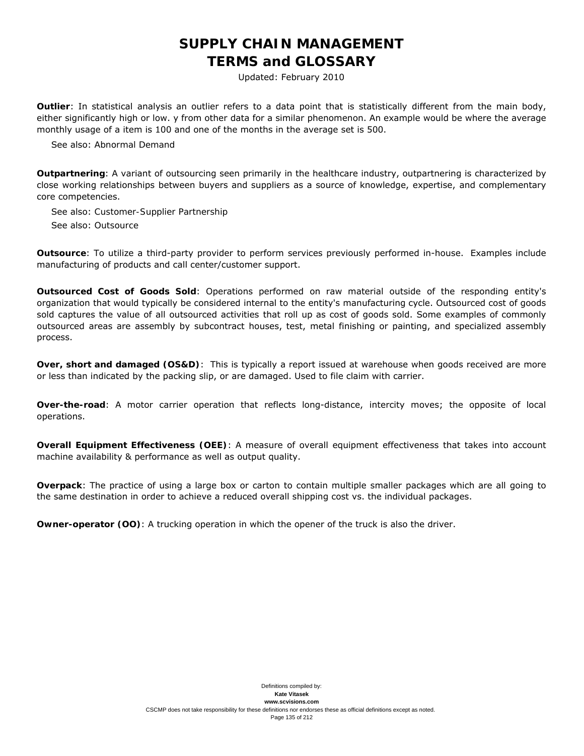**Outlier**: In statistical analysis an outlier refers to a data point that is statistically different from the main body, either significantly high or low. y from other data for a similar phenomenon. An example would be where the average monthly usage of a item is 100 and one of the months in the average set is 500.

See also: Abnormal Demand

**Outpartnering**: A variant of outsourcing seen primarily in the healthcare industry, outpartnering is characterized by close working relationships between buyers and suppliers as a source of knowledge, expertise, and complementary core competencies.

See also: Customer-Supplier Partnership

See also: Outsource

**Outsource**: To utilize a third-party provider to perform services previously performed in-house. Examples include manufacturing of products and call center/customer support.

**Outsourced Cost of Goods Sold**: Operations performed on raw material outside of the responding entity's organization that would typically be considered internal to the entity's manufacturing cycle. Outsourced cost of goods sold captures the value of all outsourced activities that roll up as cost of goods sold. Some examples of commonly outsourced areas are assembly by subcontract houses, test, metal finishing or painting, and specialized assembly process.

**Over, short and damaged (OS&D)**: This is typically a report issued at warehouse when goods received are more or less than indicated by the packing slip, or are damaged. Used to file claim with carrier.

**Over-the-road**: A motor carrier operation that reflects long-distance, intercity moves; the opposite of local operations.

**Overall Equipment Effectiveness (OEE)**: A measure of overall equipment effectiveness that takes into account machine availability & performance as well as output quality.

**Overpack**: The practice of using a large box or carton to contain multiple smaller packages which are all going to the same destination in order to achieve a reduced overall shipping cost vs. the individual packages.

**Owner-operator (OO)**: A trucking operation in which the opener of the truck is also the driver.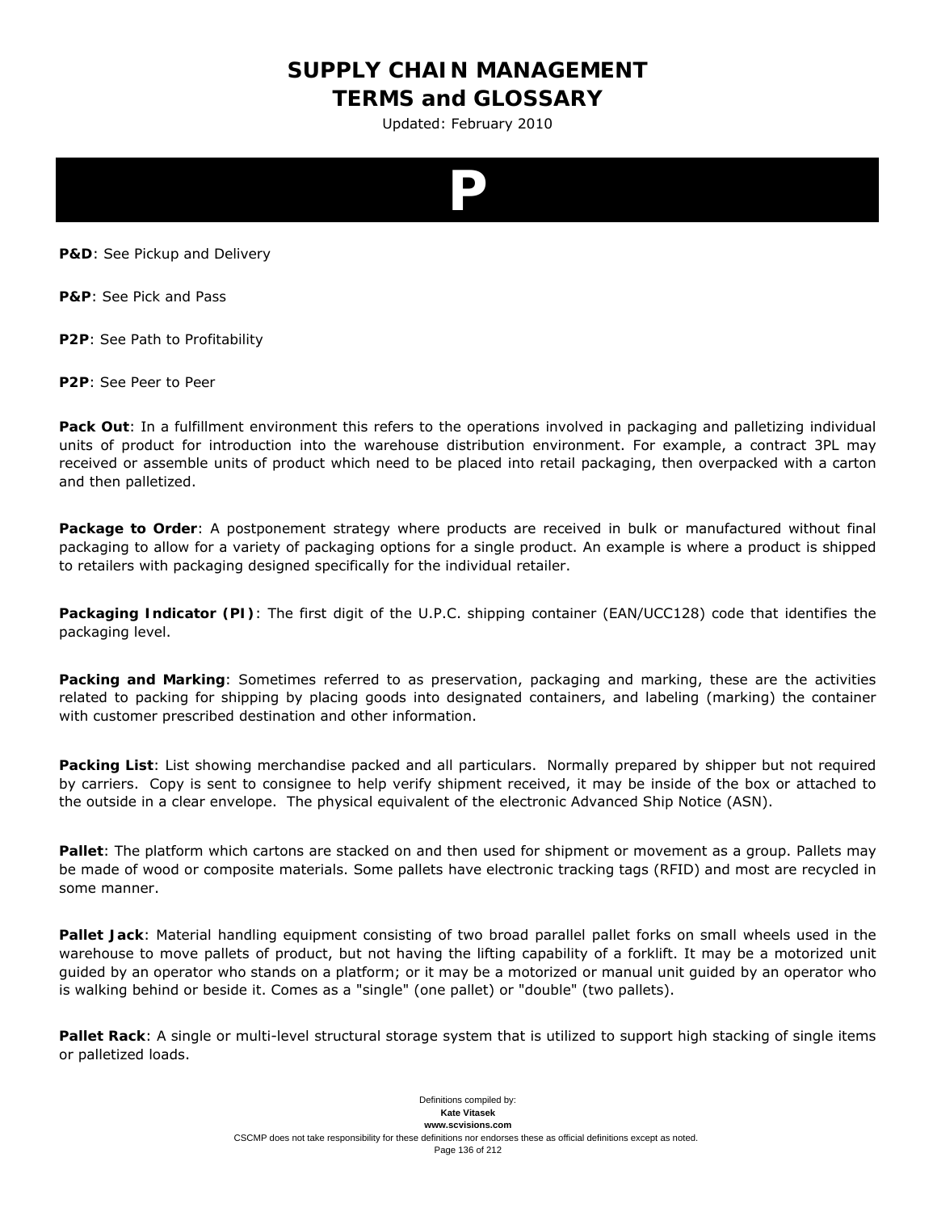# P

**P&D**: See Pickup and Delivery

**P&P**: See Pick and Pass

**P2P**: See Path to Profitability

**P2P**: See Peer to Peer

**Pack Out**: In a fulfillment environment this refers to the operations involved in packaging and palletizing individual units of product for introduction into the warehouse distribution environment. For example, a contract 3PL may received or assemble units of product which need to be placed into retail packaging, then overpacked with a carton and then palletized.

**Package to Order**: A postponement strategy where products are received in bulk or manufactured without final packaging to allow for a variety of packaging options for a single product. An example is where a product is shipped to retailers with packaging designed specifically for the individual retailer.

**Packaging Indicator (PI)**: The first digit of the U.P.C. shipping container (EAN/UCC128) code that identifies the packaging level.

**Packing and Marking**: Sometimes referred to as preservation, packaging and marking, these are the activities related to packing for shipping by placing goods into designated containers, and labeling (marking) the container with customer prescribed destination and other information.

**Packing List**: List showing merchandise packed and all particulars. Normally prepared by shipper but not required by carriers. Copy is sent to consignee to help verify shipment received, it may be inside of the box or attached to the outside in a clear envelope. The physical equivalent of the electronic Advanced Ship Notice (ASN).

**Pallet**: The platform which cartons are stacked on and then used for shipment or movement as a group. Pallets may be made of wood or composite materials. Some pallets have electronic tracking tags (RFID) and most are recycled in some manner.

**Pallet Jack**: Material handling equipment consisting of two broad parallel pallet forks on small wheels used in the warehouse to move pallets of product, but not having the lifting capability of a forklift. It may be a motorized unit guided by an operator who stands on a platform; or it may be a motorized or manual unit guided by an operator who is walking behind or beside it. Comes as a "single" (one pallet) or "double" (two pallets).

**Pallet Rack**: A single or multi-level structural storage system that is utilized to support high stacking of single items or palletized loads.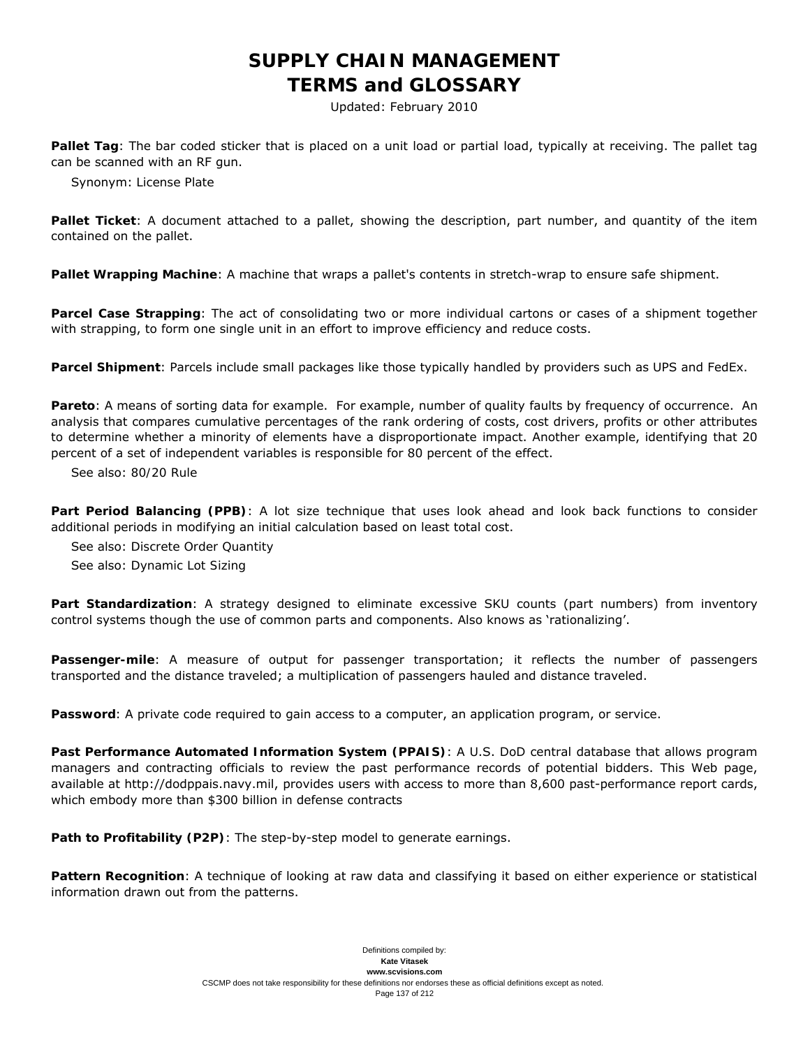**Pallet Tag**: The bar coded sticker that is placed on a unit load or partial load, typically at receiving. The pallet tag can be scanned with an RF gun.

Synonym: License Plate

**Pallet Ticket**: A document attached to a pallet, showing the description, part number, and quantity of the item contained on the pallet.

**Pallet Wrapping Machine**: A machine that wraps a pallet's contents in stretch-wrap to ensure safe shipment.

**Parcel Case Strapping**: The act of consolidating two or more individual cartons or cases of a shipment together with strapping, to form one single unit in an effort to improve efficiency and reduce costs.

**Parcel Shipment**: Parcels include small packages like those typically handled by providers such as UPS and FedEx.

**Pareto**: A means of sorting data for example. For example, number of quality faults by frequency of occurrence. An analysis that compares cumulative percentages of the rank ordering of costs, cost drivers, profits or other attributes to determine whether a minority of elements have a disproportionate impact. Another example, identifying that 20 percent of a set of independent variables is responsible for 80 percent of the effect.

See also: 80/20 Rule

**Part Period Balancing (PPB)**: A lot size technique that uses look ahead and look back functions to consider additional periods in modifying an initial calculation based on least total cost.

See also: Discrete Order Quantity

See also: Dynamic Lot Sizing

**Part Standardization**: A strategy designed to eliminate excessive SKU counts (part numbers) from inventory control systems though the use of common parts and components. Also knows as 'rationalizing'.

**Passenger-mile**: A measure of output for passenger transportation; it reflects the number of passengers transported and the distance traveled; a multiplication of passengers hauled and distance traveled.

**Password**: A private code required to gain access to a computer, an application program, or service.

**Past Performance Automated Information System (PPAIS)**: A U.S. DoD central database that allows program managers and contracting officials to review the past performance records of potential bidders. This Web page, available at http://dodppais.navy.mil, provides users with access to more than 8,600 past-performance report cards, which embody more than $300 billion in defense contracts

**Path to Profitability (P2P)**: The step-by-step model to generate earnings.

**Pattern Recognition**: A technique of looking at raw data and classifying it based on either experience or statistical information drawn out from the patterns.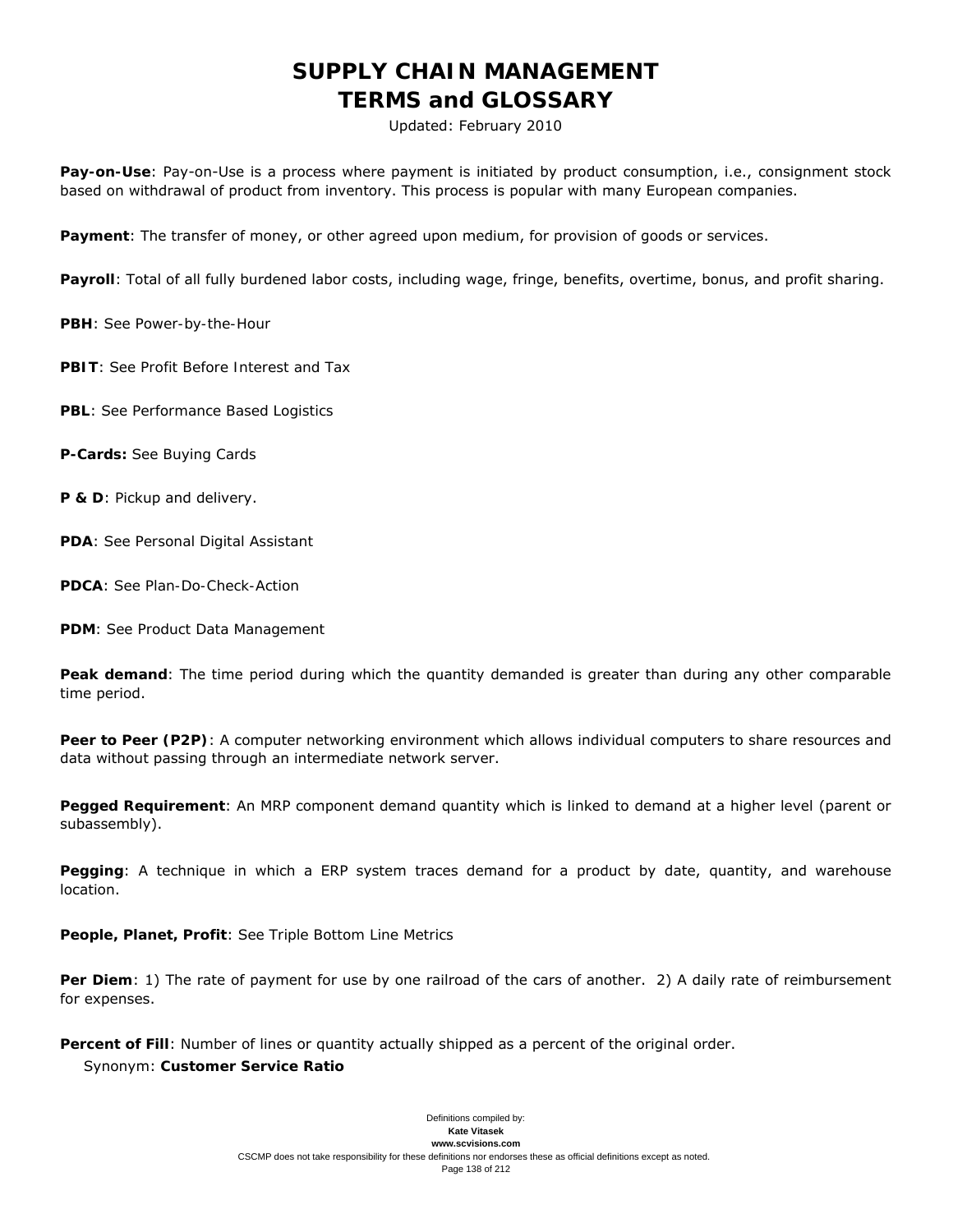**Pay-on-Use**: Pay-on-Use is a process where payment is initiated by product consumption, i.e., consignment stock based on withdrawal of product from inventory. This process is popular with many European companies.

**Payment**: The transfer of money, or other agreed upon medium, for provision of goods or services.

**Payroll**: Total of all fully burdened labor costs, including wage, fringe, benefits, overtime, bonus, and profit sharing.

**PBH**: See Power-by-the-Hour

**PBIT**: See Profit Before Interest and Tax

**PBL**: See Performance Based Logistics

**P-Cards:** See Buying Cards

**P & D**: Pickup and delivery.

**PDA**: See Personal Digital Assistant

**PDCA**: See Plan-Do-Check-Action

**PDM**: See Product Data Management

**Peak demand**: The time period during which the quantity demanded is greater than during any other comparable time period.

**Peer to Peer (P2P)**: A computer networking environment which allows individual computers to share resources and data without passing through an intermediate network server.

**Pegged Requirement**: An MRP component demand quantity which is linked to demand at a higher level (parent or subassembly).

**Pegging**: A technique in which a ERP system traces demand for a product by date, quantity, and warehouse location.

**People, Planet, Profit**: See Triple Bottom Line Metrics

**Per Diem**: 1) The rate of payment for use by one railroad of the cars of another. 2) A daily rate of reimbursement for expenses.

**Percent of Fill**: Number of lines or quantity actually shipped as a percent of the original order.
Synonym: **Customer Service Ratio**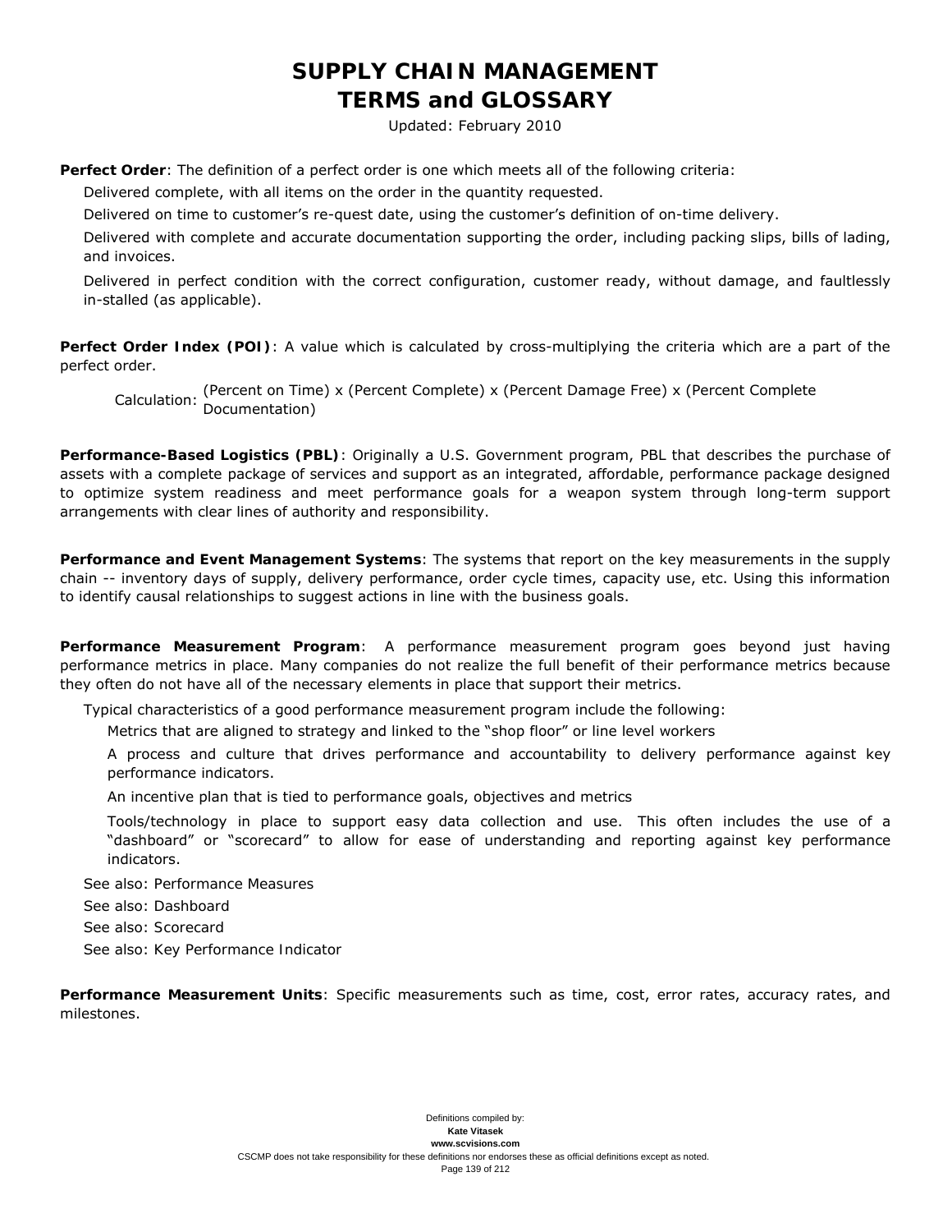# SUPPLY CHAIN MANAGEMENT TERMS and GLOSSARY

Updated: February 2010

**Perfect Order**: The definition of a perfect order is one which meets all of the following criteria:

- Delivered complete, with all items on the order in the quantity requested.
- Delivered on time to customer's re-quest date, using the customer's definition of on-time delivery.
- Delivered with complete and accurate documentation supporting the order, including packing slips, bills of lading, and invoices.
- Delivered in perfect condition with the correct configuration, customer ready, without damage, and faultlessly in-stalled (as applicable).

**Perfect Order Index (POI)**: A value which is calculated by cross-multiplying the criteria which are a part of the perfect order.

Calculation: (Percent on Time) x (Percent Complete) x (Percent Damage Free) x (Percent Complete Documentation)

**Performance-Based Logistics (PBL)**: Originally a U.S. Government program, PBL that describes the purchase of assets with a complete package of services and support as an integrated, affordable, performance package designed to optimize system readiness and meet performance goals for a weapon system through long-term support arrangements with clear lines of authority and responsibility.

**Performance and Event Management Systems**: The systems that report on the key measurements in the supply chain -- inventory days of supply, delivery performance, order cycle times, capacity use, etc. Using this information to identify causal relationships to suggest actions in line with the business goals.

**Performance Measurement Program**: A performance measurement program goes beyond just having performance metrics in place. Many companies do not realize the full benefit of their performance metrics because they often do not have all of the necessary elements in place that support their metrics.

Typical characteristics of a good performance measurement program include the following:

- Metrics that are aligned to strategy and linked to the "shop floor" or line level workers
- A process and culture that drives performance and accountability to delivery performance against key performance indicators.
- An incentive plan that is tied to performance goals, objectives and metrics
- Tools/technology in place to support easy data collection and use. This often includes the use of a "dashboard" or "scorecard" to allow for ease of understanding and reporting against key performance indicators.

See also: Performance Measures

See also: Dashboard

See also: Scorecard

See also: Key Performance Indicator

**Performance Measurement Units**: Specific measurements such as time, cost, error rates, accuracy rates, and milestones.

Definitions compiled by:
**Kate Vitasek**
**www.scvisions.com**
CSCMP does not take responsibility for these definitions nor endorses these as official definitions except as noted.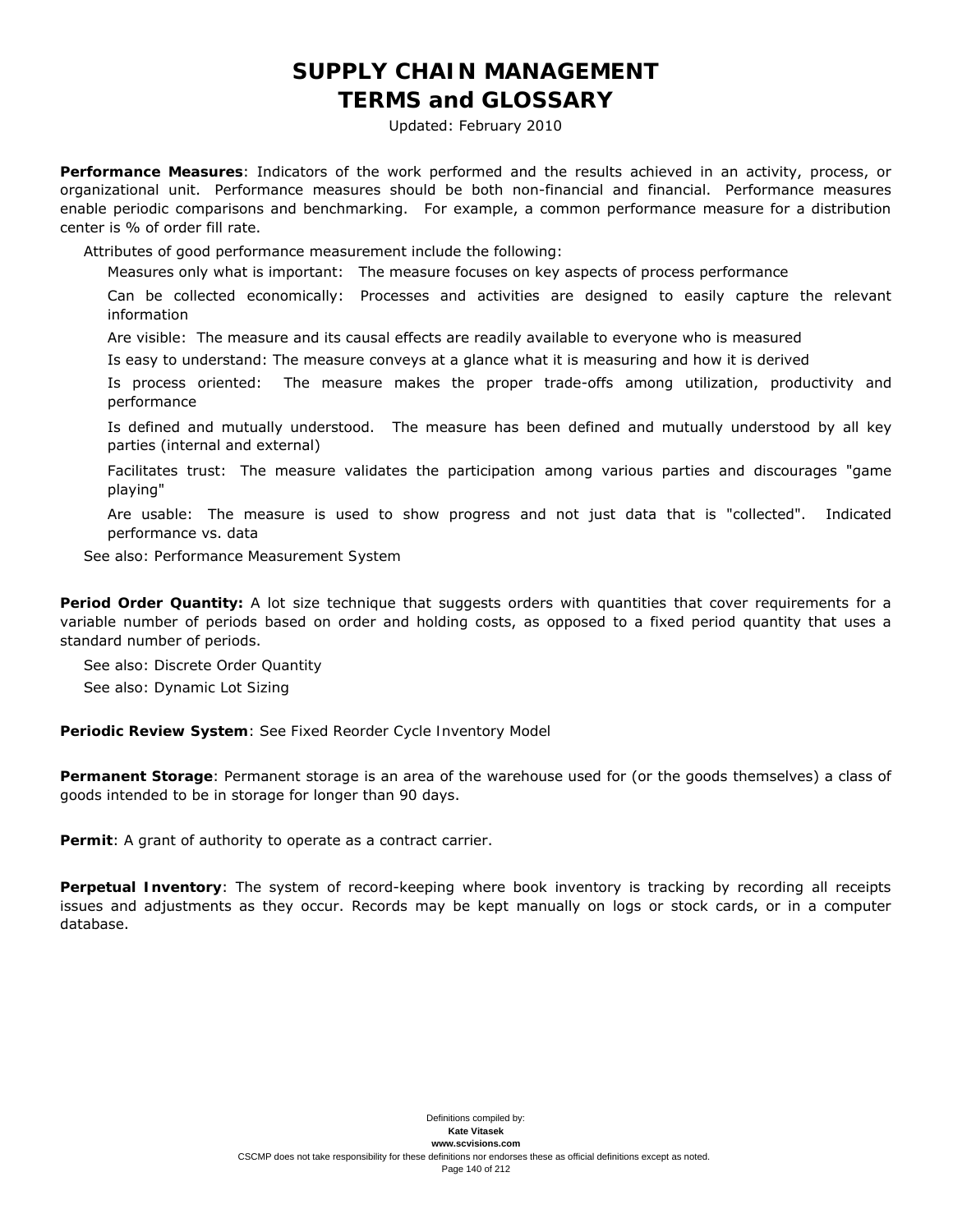**Performance Measures**: Indicators of the work performed and the results achieved in an activity, process, or organizational unit. Performance measures should be both non-financial and financial. Performance measures enable periodic comparisons and benchmarking. For example, a common performance measure for a distribution center is % of order fill rate.

Attributes of good performance measurement include the following:

- Measures only what is important: The measure focuses on key aspects of process performance
- Can be collected economically: Processes and activities are designed to easily capture the relevant information
- Are visible: The measure and its causal effects are readily available to everyone who is measured
- Is easy to understand: The measure conveys at a glance what it is measuring and how it is derived
- Is process oriented: The measure makes the proper trade-offs among utilization, productivity and performance
- Is defined and mutually understood. The measure has been defined and mutually understood by all key parties (internal and external)
- Facilitates trust: The measure validates the participation among various parties and discourages "game playing"
- Are usable: The measure is used to show progress and not just data that is "collected". Indicated performance vs. data

See also: Performance Measurement System

**Period Order Quantity:** A lot size technique that suggests orders with quantities that cover requirements for a variable number of periods based on order and holding costs, as opposed to a fixed period quantity that uses a standard number of periods.

See also: Discrete Order Quantity

See also: Dynamic Lot Sizing

**Periodic Review System**: See Fixed Reorder Cycle Inventory Model

**Permanent Storage**: Permanent storage is an area of the warehouse used for (or the goods themselves) a class of goods intended to be in storage for longer than 90 days.

**Permit**: A grant of authority to operate as a contract carrier.

**Perpetual Inventory**: The system of record-keeping where book inventory is tracking by recording all receipts issues and adjustments as they occur. Records may be kept manually on logs or stock cards, or in a computer database.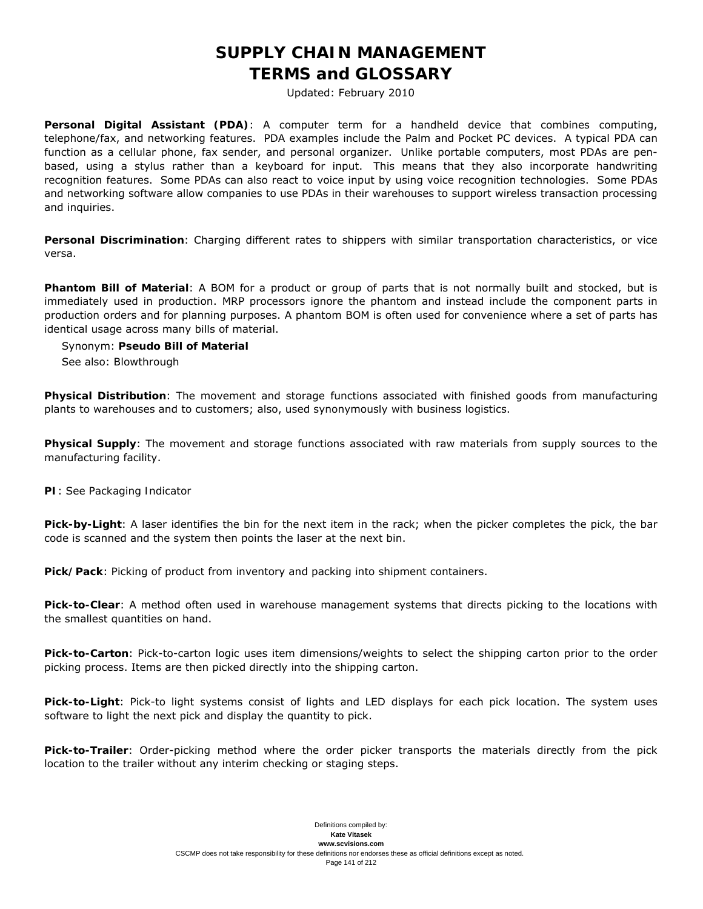**Personal Digital Assistant (PDA)**: A computer term for a handheld device that combines computing, telephone/fax, and networking features. PDA examples include the Palm and Pocket PC devices. A typical PDA can function as a cellular phone, fax sender, and personal organizer. Unlike portable computers, most PDAs are pen-based, using a stylus rather than a keyboard for input. This means that they also incorporate handwriting recognition features. Some PDAs can also react to voice input by using voice recognition technologies. Some PDAs and networking software allow companies to use PDAs in their warehouses to support wireless transaction processing and inquiries.

**Personal Discrimination**: Charging different rates to shippers with similar transportation characteristics, or vice versa.

**Phantom Bill of Material**: A BOM for a product or group of parts that is not normally built and stocked, but is immediately used in production. MRP processors ignore the phantom and instead include the component parts in production orders and for planning purposes. A phantom BOM is often used for convenience where a set of parts has identical usage across many bills of material.

Synonym: **Pseudo Bill of Material**

See also: Blowthrough

**Physical Distribution**: The movement and storage functions associated with finished goods from manufacturing plants to warehouses and to customers; also, used synonymously with business logistics.

**Physical Supply**: The movement and storage functions associated with raw materials from supply sources to the manufacturing facility.

**PI**: See Packaging Indicator

**Pick-by-Light**: A laser identifies the bin for the next item in the rack; when the picker completes the pick, the bar code is scanned and the system then points the laser at the next bin.

**Pick/Pack**: Picking of product from inventory and packing into shipment containers.

**Pick-to-Clear**: A method often used in warehouse management systems that directs picking to the locations with the smallest quantities on hand.

**Pick-to-Carton**: Pick-to-carton logic uses item dimensions/weights to select the shipping carton prior to the order picking process. Items are then picked directly into the shipping carton.

**Pick-to-Light**: Pick-to light systems consist of lights and LED displays for each pick location. The system uses software to light the next pick and display the quantity to pick.

**Pick-to-Trailer**: Order-picking method where the order picker transports the materials directly from the pick location to the trailer without any interim checking or staging steps.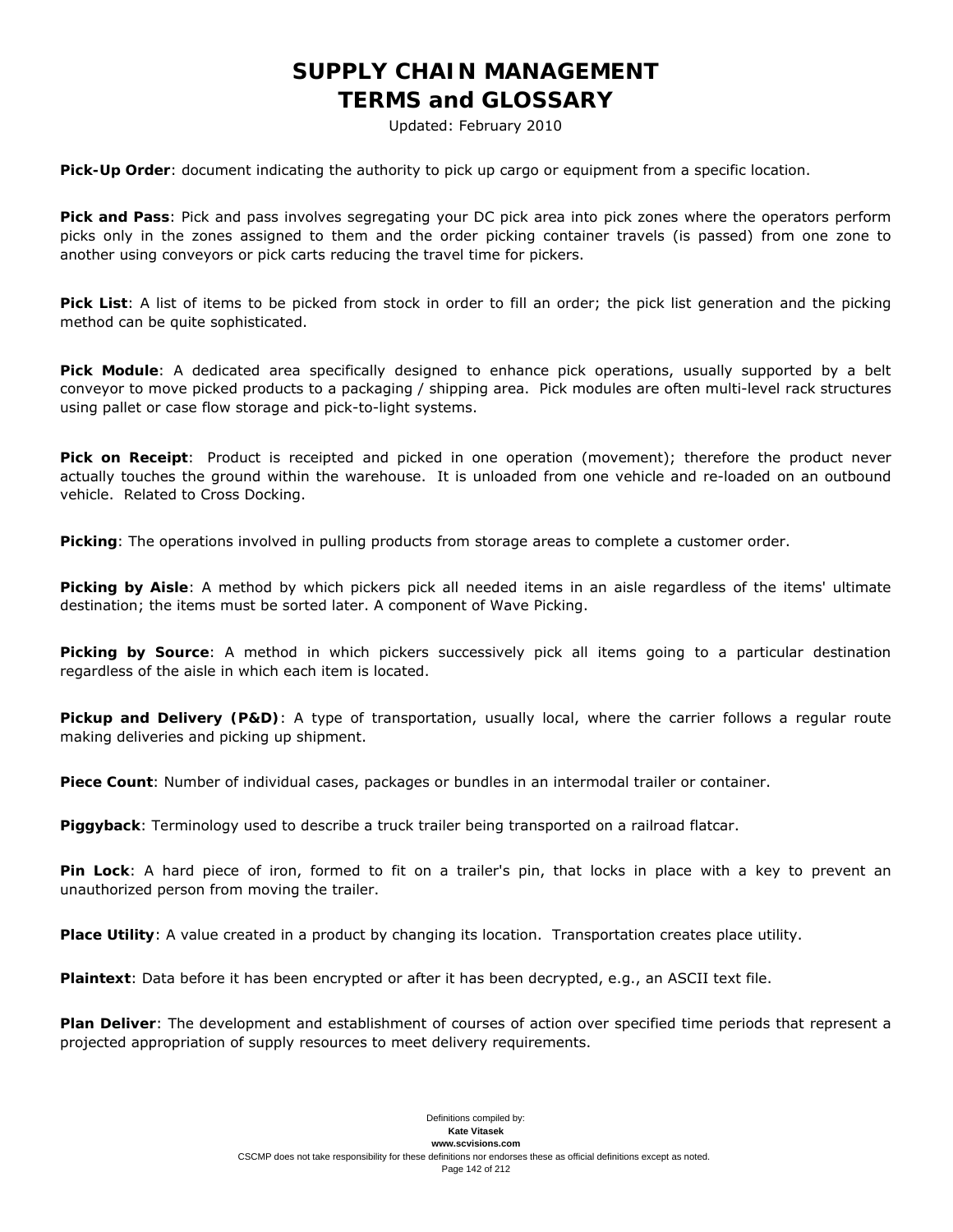**Pick-Up Order**: document indicating the authority to pick up cargo or equipment from a specific location.

**Pick and Pass**: Pick and pass involves segregating your DC pick area into pick zones where the operators perform picks only in the zones assigned to them and the order picking container travels (is passed) from one zone to another using conveyors or pick carts reducing the travel time for pickers.

**Pick List**: A list of items to be picked from stock in order to fill an order; the pick list generation and the picking method can be quite sophisticated.

**Pick Module**: A dedicated area specifically designed to enhance pick operations, usually supported by a belt conveyor to move picked products to a packaging / shipping area. Pick modules are often multi-level rack structures using pallet or case flow storage and pick-to-light systems.

**Pick on Receipt**: Product is receipted and picked in one operation (movement); therefore the product never actually touches the ground within the warehouse. It is unloaded from one vehicle and re-loaded on an outbound vehicle. Related to Cross Docking.

**Picking**: The operations involved in pulling products from storage areas to complete a customer order.

**Picking by Aisle**: A method by which pickers pick all needed items in an aisle regardless of the items' ultimate destination; the items must be sorted later. A component of Wave Picking.

**Picking by Source**: A method in which pickers successively pick all items going to a particular destination regardless of the aisle in which each item is located.

**Pickup and Delivery (P&D)**: A type of transportation, usually local, where the carrier follows a regular route making deliveries and picking up shipment.

**Piece Count**: Number of individual cases, packages or bundles in an intermodal trailer or container.

**Piggyback**: Terminology used to describe a truck trailer being transported on a railroad flatcar.

**Pin Lock**: A hard piece of iron, formed to fit on a trailer's pin, that locks in place with a key to prevent an unauthorized person from moving the trailer.

**Place Utility**: A value created in a product by changing its location. Transportation creates place utility.

**Plaintext**: Data before it has been encrypted or after it has been decrypted, e.g., an ASCII text file.

**Plan Deliver**: The development and establishment of courses of action over specified time periods that represent a projected appropriation of supply resources to meet delivery requirements.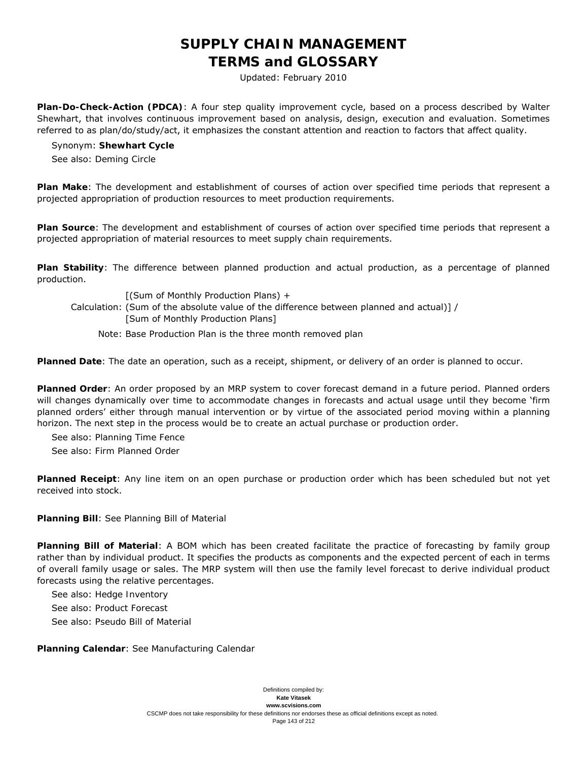**Plan-Do-Check-Action (PDCA)**: A four step quality improvement cycle, based on a process described by Walter Shewhart, that involves continuous improvement based on analysis, design, execution and evaluation. Sometimes referred to as plan/do/study/act, it emphasizes the constant attention and reaction to factors that affect quality.

Synonym: **Shewhart Cycle**

See also: Deming Circle

**Plan Make**: The development and establishment of courses of action over specified time periods that represent a projected appropriation of production resources to meet production requirements.

**Plan Source**: The development and establishment of courses of action over specified time periods that represent a projected appropriation of material resources to meet supply chain requirements.

**Plan Stability**: The difference between planned production and actual production, as a percentage of planned production.

Calculation: [(Sum of Monthly Production Plans) + (Sum of the absolute value of the difference between planned and actual)] / [Sum of Monthly Production Plans]

Note: Base Production Plan is the three month removed plan

**Planned Date**: The date an operation, such as a receipt, shipment, or delivery of an order is planned to occur.

**Planned Order**: An order proposed by an MRP system to cover forecast demand in a future period. Planned orders will changes dynamically over time to accommodate changes in forecasts and actual usage until they become 'firm planned orders' either through manual intervention or by virtue of the associated period moving within a planning horizon. The next step in the process would be to create an actual purchase or production order.

See also: Planning Time Fence

See also: Firm Planned Order

**Planned Receipt**: Any line item on an open purchase or production order which has been scheduled but not yet received into stock.

**Planning Bill**: See Planning Bill of Material

**Planning Bill of Material**: A BOM which has been created facilitate the practice of forecasting by family group rather than by individual product. It specifies the products as components and the expected percent of each in terms of overall family usage or sales. The MRP system will then use the family level forecast to derive individual product forecasts using the relative percentages.

See also: Hedge Inventory

See also: Product Forecast

See also: Pseudo Bill of Material

**Planning Calendar**: See Manufacturing Calendar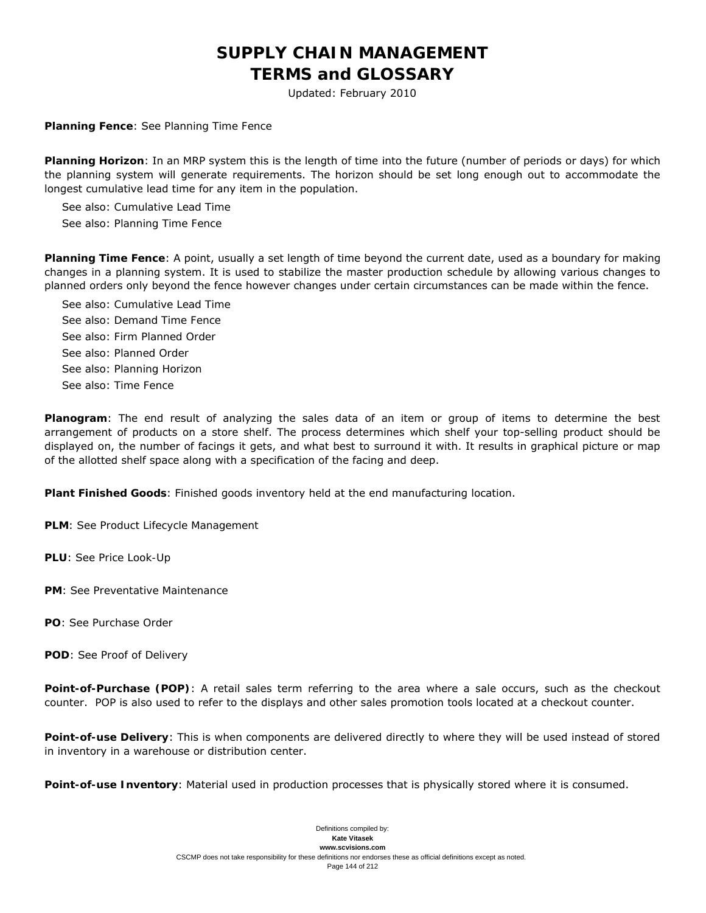**Planning Fence**: See Planning Time Fence

**Planning Horizon**: In an MRP system this is the length of time into the future (number of periods or days) for which the planning system will generate requirements. The horizon should be set long enough out to accommodate the longest cumulative lead time for any item in the population.

See also: Cumulative Lead Time
See also: Planning Time Fence

**Planning Time Fence**: A point, usually a set length of time beyond the current date, used as a boundary for making changes in a planning system. It is used to stabilize the master production schedule by allowing various changes to planned orders only beyond the fence however changes under certain circumstances can be made within the fence.

See also: Cumulative Lead Time
See also: Demand Time Fence
See also: Firm Planned Order
See also: Planned Order
See also: Planning Horizon
See also: Time Fence

**Planogram**: The end result of analyzing the sales data of an item or group of items to determine the best arrangement of products on a store shelf. The process determines which shelf your top-selling product should be displayed on, the number of facings it gets, and what best to surround it with. It results in graphical picture or map of the allotted shelf space along with a specification of the facing and deep.

**Plant Finished Goods**: Finished goods inventory held at the end manufacturing location.

**PLM**: See Product Lifecycle Management

**PLU**: See Price Look-Up

**PM**: See Preventative Maintenance

**PO**: See Purchase Order

**POD**: See Proof of Delivery

**Point-of-Purchase (POP)**: A retail sales term referring to the area where a sale occurs, such as the checkout counter. POP is also used to refer to the displays and other sales promotion tools located at a checkout counter.

**Point-of-use Delivery**: This is when components are delivered directly to where they will be used instead of stored in inventory in a warehouse or distribution center.

**Point-of-use Inventory**: Material used in production processes that is physically stored where it is consumed.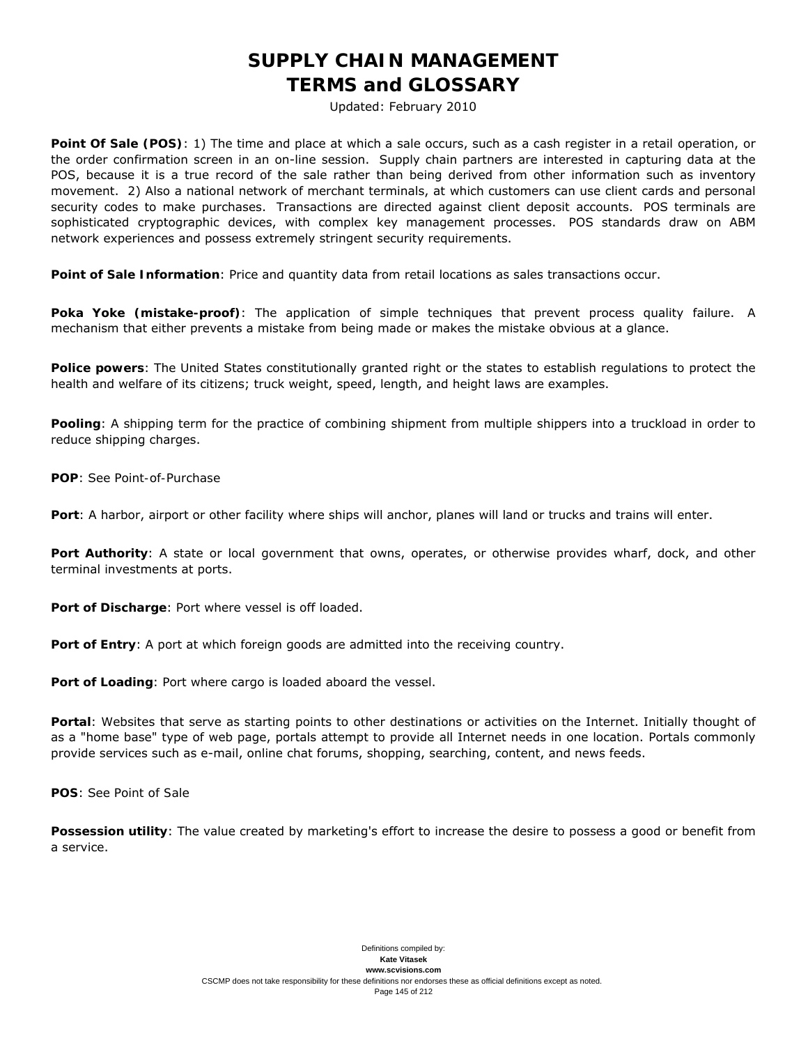**Point Of Sale (POS)**: 1) The time and place at which a sale occurs, such as a cash register in a retail operation, or the order confirmation screen in an on-line session. Supply chain partners are interested in capturing data at the POS, because it is a true record of the sale rather than being derived from other information such as inventory movement. 2) Also a national network of merchant terminals, at which customers can use client cards and personal security codes to make purchases. Transactions are directed against client deposit accounts. POS terminals are sophisticated cryptographic devices, with complex key management processes. POS standards draw on ABM network experiences and possess extremely stringent security requirements.

**Point of Sale Information**: Price and quantity data from retail locations as sales transactions occur.

**Poka Yoke (mistake-proof)**: The application of simple techniques that prevent process quality failure. A mechanism that either prevents a mistake from being made or makes the mistake obvious at a glance.

**Police powers**: The United States constitutionally granted right or the states to establish regulations to protect the health and welfare of its citizens; truck weight, speed, length, and height laws are examples.

**Pooling**: A shipping term for the practice of combining shipment from multiple shippers into a truckload in order to reduce shipping charges.

**POP**: See Point-of-Purchase

**Port**: A harbor, airport or other facility where ships will anchor, planes will land or trucks and trains will enter.

**Port Authority**: A state or local government that owns, operates, or otherwise provides wharf, dock, and other terminal investments at ports.

**Port of Discharge**: Port where vessel is off loaded.

**Port of Entry**: A port at which foreign goods are admitted into the receiving country.

**Port of Loading**: Port where cargo is loaded aboard the vessel.

**Portal**: Websites that serve as starting points to other destinations or activities on the Internet. Initially thought of as a "home base" type of web page, portals attempt to provide all Internet needs in one location. Portals commonly provide services such as e-mail, online chat forums, shopping, searching, content, and news feeds.

**POS**: See Point of Sale

**Possession utility**: The value created by marketing's effort to increase the desire to possess a good or benefit from a service.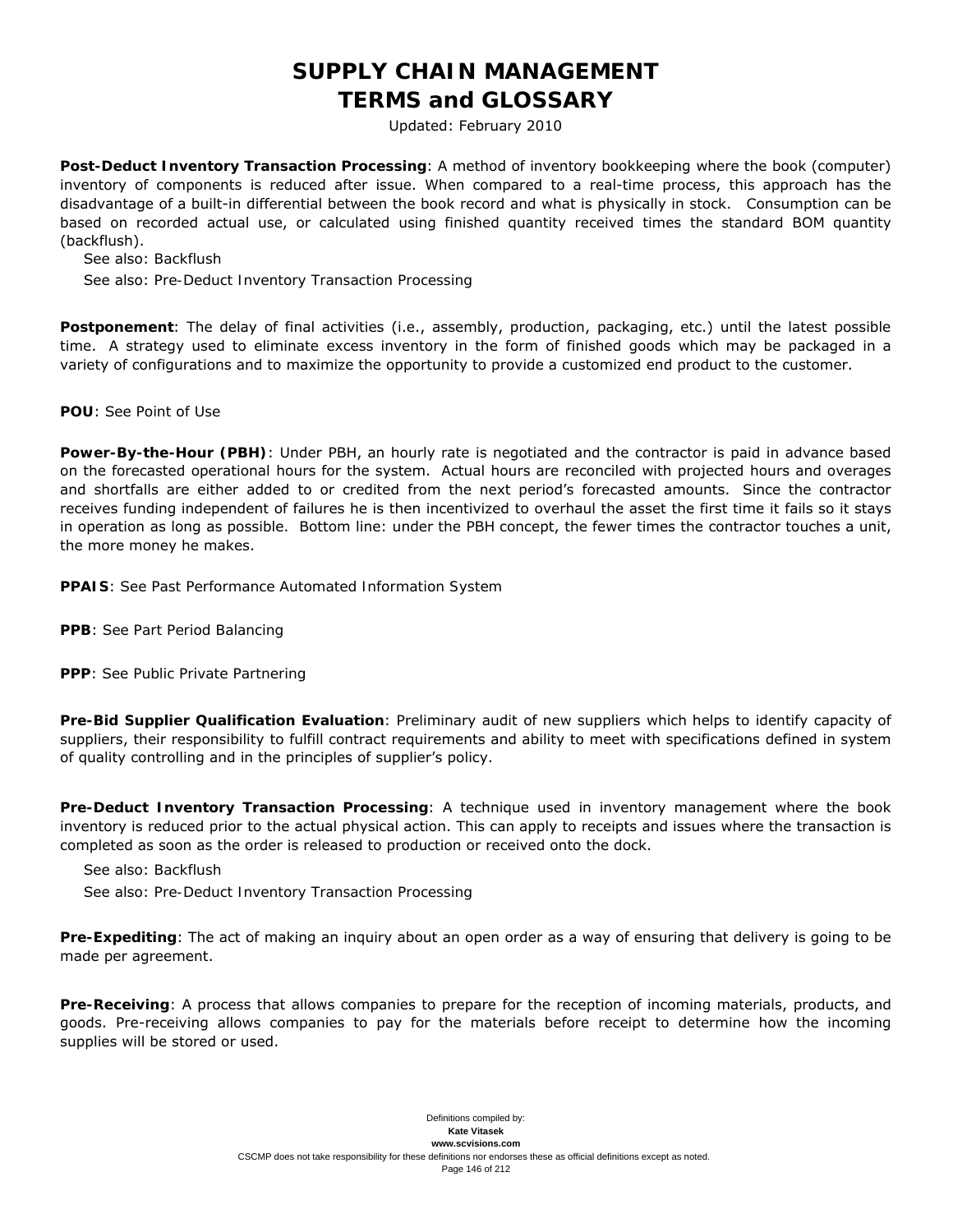**Post-Deduct Inventory Transaction Processing**: A method of inventory bookkeeping where the book (computer) inventory of components is reduced after issue. When compared to a real-time process, this approach has the disadvantage of a built-in differential between the book record and what is physically in stock. Consumption can be based on recorded actual use, or calculated using finished quantity received times the standard BOM quantity (backflush).

See also: Backflush

See also: Pre-Deduct Inventory Transaction Processing

**Postponement**: The delay of final activities (i.e., assembly, production, packaging, etc.) until the latest possible time. A strategy used to eliminate excess inventory in the form of finished goods which may be packaged in a variety of configurations and to maximize the opportunity to provide a customized end product to the customer.

**POU**: See Point of Use

**Power-By-the-Hour (PBH)**: Under PBH, an hourly rate is negotiated and the contractor is paid in advance based on the forecasted operational hours for the system. Actual hours are reconciled with projected hours and overages and shortfalls are either added to or credited from the next period's forecasted amounts. Since the contractor receives funding independent of failures he is then incentivized to overhaul the asset the first time it fails so it stays in operation as long as possible. Bottom line: under the PBH concept, the fewer times the contractor touches a unit, the more money he makes.

**PPAIS**: See Past Performance Automated Information System

**PPB**: See Part Period Balancing

**PPP**: See Public Private Partnering

**Pre-Bid Supplier Qualification Evaluation**: Preliminary audit of new suppliers which helps to identify capacity of suppliers, their responsibility to fulfill contract requirements and ability to meet with specifications defined in system of quality controlling and in the principles of supplier's policy.

**Pre-Deduct Inventory Transaction Processing**: A technique used in inventory management where the book inventory is reduced prior to the actual physical action. This can apply to receipts and issues where the transaction is completed as soon as the order is released to production or received onto the dock.

See also: Backflush

See also: Pre-Deduct Inventory Transaction Processing

**Pre-Expediting**: The act of making an inquiry about an open order as a way of ensuring that delivery is going to be made per agreement.

**Pre-Receiving**: A process that allows companies to prepare for the reception of incoming materials, products, and goods. Pre-receiving allows companies to pay for the materials before receipt to determine how the incoming supplies will be stored or used.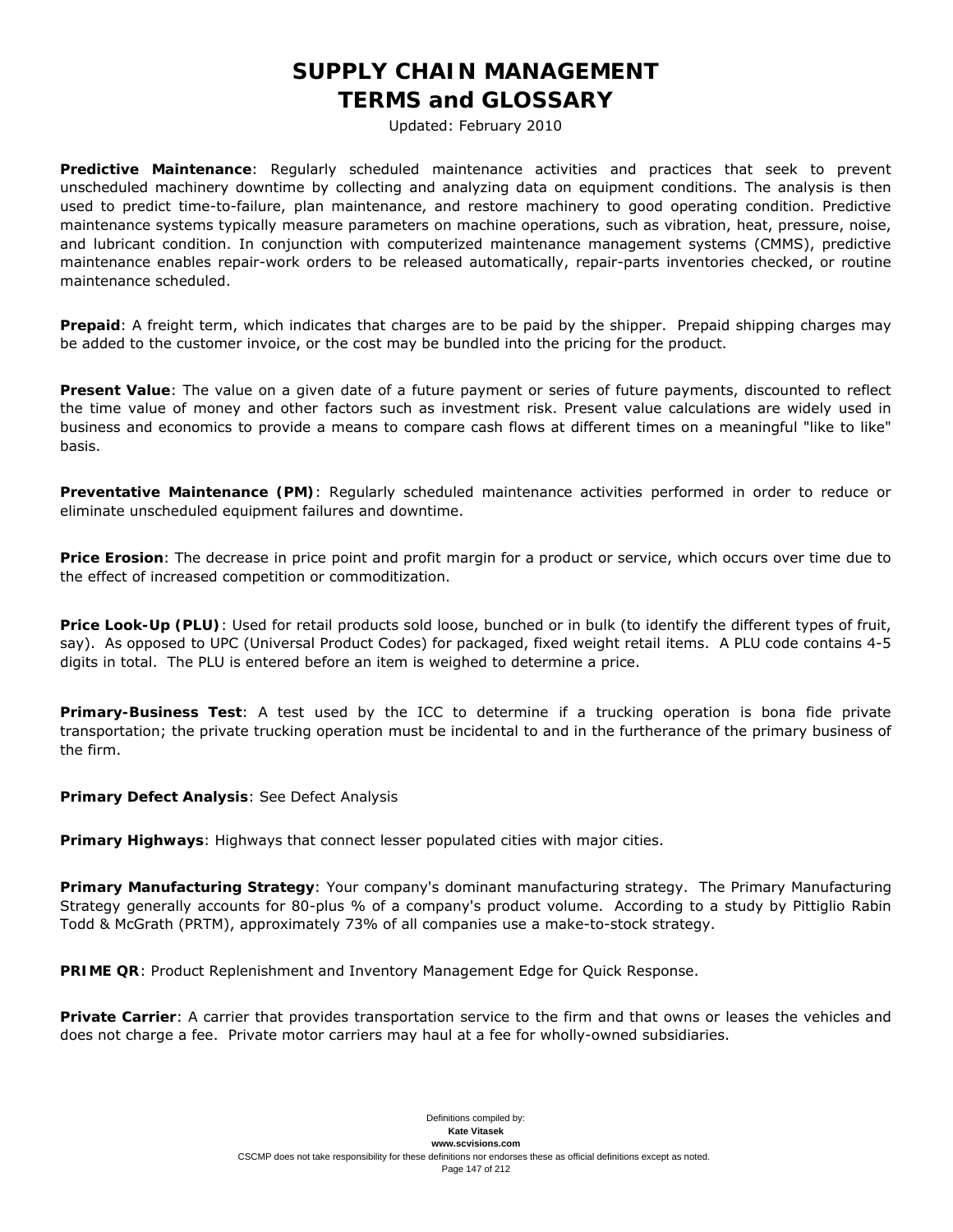**Predictive Maintenance**: Regularly scheduled maintenance activities and practices that seek to prevent unscheduled machinery downtime by collecting and analyzing data on equipment conditions. The analysis is then used to predict time-to-failure, plan maintenance, and restore machinery to good operating condition. Predictive maintenance systems typically measure parameters on machine operations, such as vibration, heat, pressure, noise, and lubricant condition. In conjunction with computerized maintenance management systems (CMMS), predictive maintenance enables repair-work orders to be released automatically, repair-parts inventories checked, or routine maintenance scheduled.

**Prepaid**: A freight term, which indicates that charges are to be paid by the shipper. Prepaid shipping charges may be added to the customer invoice, or the cost may be bundled into the pricing for the product.

**Present Value**: The value on a given date of a future payment or series of future payments, discounted to reflect the time value of money and other factors such as investment risk. Present value calculations are widely used in business and economics to provide a means to compare cash flows at different times on a meaningful "like to like" basis.

**Preventative Maintenance (PM)**: Regularly scheduled maintenance activities performed in order to reduce or eliminate unscheduled equipment failures and downtime.

**Price Erosion**: The decrease in price point and profit margin for a product or service, which occurs over time due to the effect of increased competition or commoditization.

**Price Look-Up (PLU)**: Used for retail products sold loose, bunched or in bulk (to identify the different types of fruit, say). As opposed to UPC (Universal Product Codes) for packaged, fixed weight retail items. A PLU code contains 4-5 digits in total. The PLU is entered before an item is weighed to determine a price.

**Primary-Business Test**: A test used by the ICC to determine if a trucking operation is bona fide private transportation; the private trucking operation must be incidental to and in the furtherance of the primary business of the firm.

**Primary Defect Analysis**: See Defect Analysis

**Primary Highways**: Highways that connect lesser populated cities with major cities.

**Primary Manufacturing Strategy**: Your company's dominant manufacturing strategy. The Primary Manufacturing Strategy generally accounts for 80-plus % of a company's product volume. According to a study by Pittiglio Rabin Todd & McGrath (PRTM), approximately 73% of all companies use a make-to-stock strategy.

**PRIME QR**: Product Replenishment and Inventory Management Edge for Quick Response.

**Private Carrier**: A carrier that provides transportation service to the firm and that owns or leases the vehicles and does not charge a fee. Private motor carriers may haul at a fee for wholly-owned subsidiaries.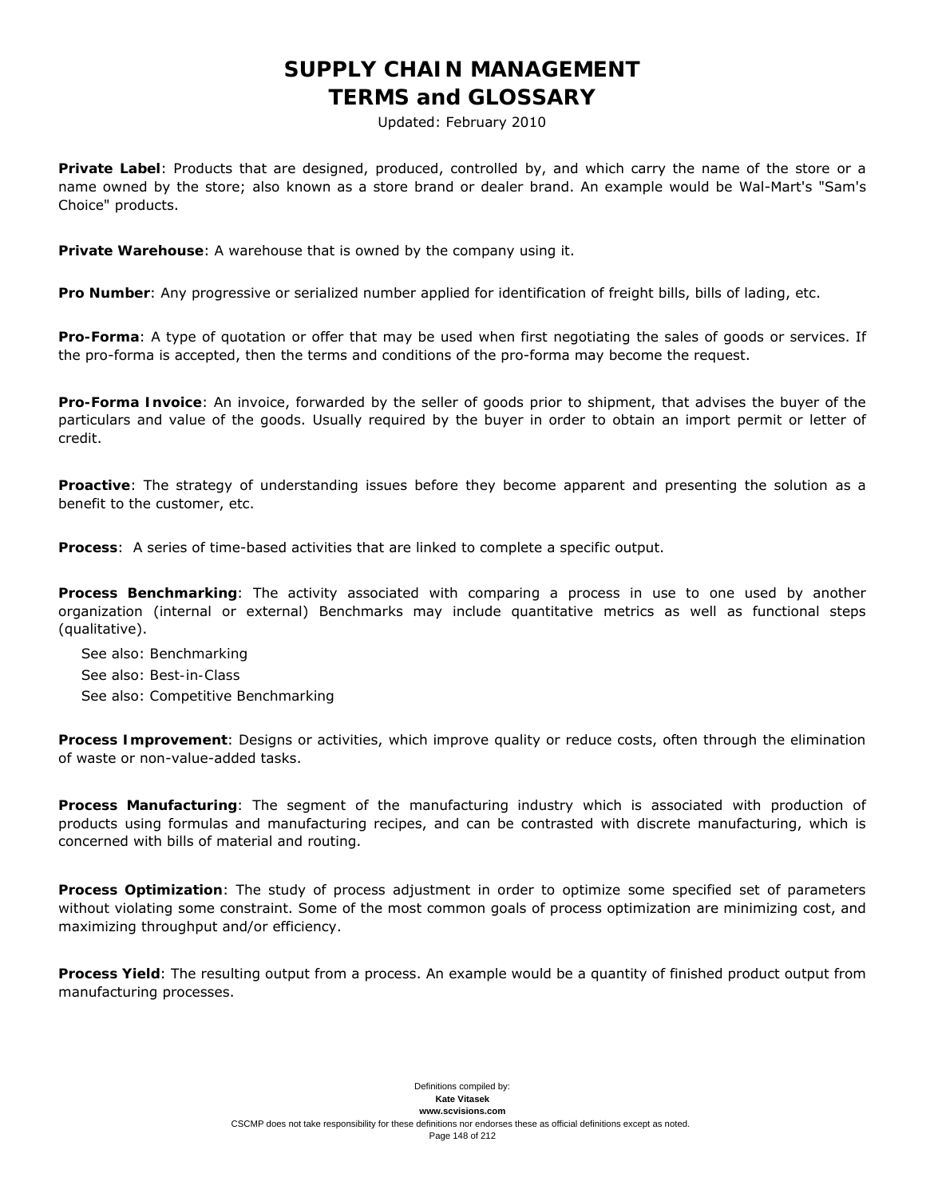**Private Label**: Products that are designed, produced, controlled by, and which carry the name of the store or a name owned by the store; also known as a store brand or dealer brand. An example would be Wal-Mart's "Sam's Choice" products.

**Private Warehouse**: A warehouse that is owned by the company using it.

**Pro Number**: Any progressive or serialized number applied for identification of freight bills, bills of lading, etc.

**Pro-Forma**: A type of quotation or offer that may be used when first negotiating the sales of goods or services. If the pro-forma is accepted, then the terms and conditions of the pro-forma may become the request.

**Pro-Forma Invoice**: An invoice, forwarded by the seller of goods prior to shipment, that advises the buyer of the particulars and value of the goods. Usually required by the buyer in order to obtain an import permit or letter of credit.

**Proactive**: The strategy of understanding issues before they become apparent and presenting the solution as a benefit to the customer, etc.

**Process**: A series of time-based activities that are linked to complete a specific output.

**Process Benchmarking**: The activity associated with comparing a process in use to one used by another organization (internal or external) Benchmarks may include quantitative metrics as well as functional steps (qualitative).

See also: Benchmarking
See also: Best-in-Class
See also: Competitive Benchmarking

**Process Improvement**: Designs or activities, which improve quality or reduce costs, often through the elimination of waste or non-value-added tasks.

**Process Manufacturing**: The segment of the manufacturing industry which is associated with production of products using formulas and manufacturing recipes, and can be contrasted with discrete manufacturing, which is concerned with bills of material and routing.

**Process Optimization**: The study of process adjustment in order to optimize some specified set of parameters without violating some constraint. Some of the most common goals of process optimization are minimizing cost, and maximizing throughput and/or efficiency.

**Process Yield**: The resulting output from a process. An example would be a quantity of finished product output from manufacturing processes.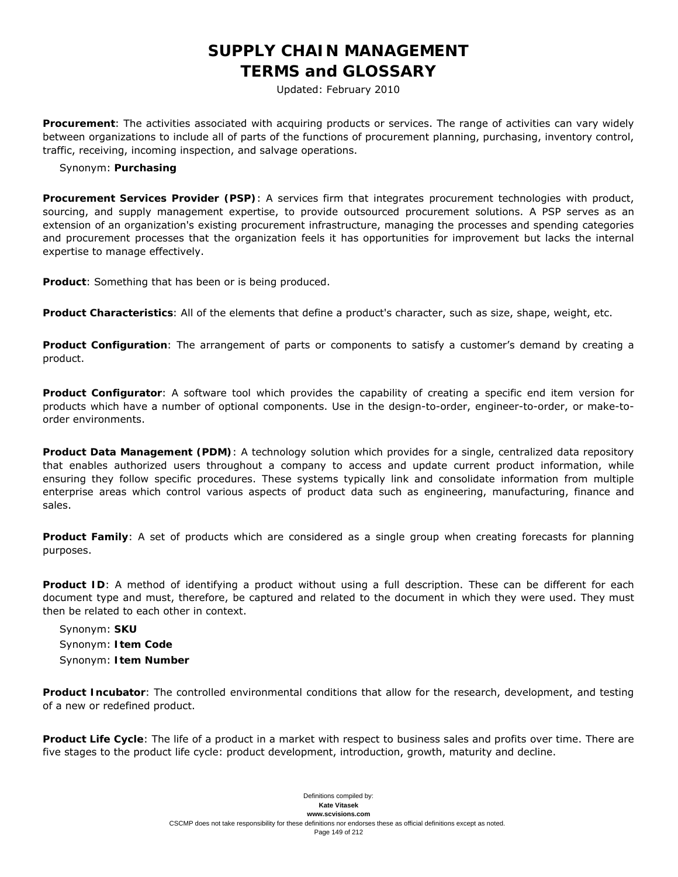**Procurement**: The activities associated with acquiring products or services. The range of activities can vary widely between organizations to include all of parts of the functions of procurement planning, purchasing, inventory control, traffic, receiving, incoming inspection, and salvage operations.

Synonym: **Purchasing**

**Procurement Services Provider (PSP)**: A services firm that integrates procurement technologies with product, sourcing, and supply management expertise, to provide outsourced procurement solutions. A PSP serves as an extension of an organization's existing procurement infrastructure, managing the processes and spending categories and procurement processes that the organization feels it has opportunities for improvement but lacks the internal expertise to manage effectively.

**Product**: Something that has been or is being produced.

**Product Characteristics**: All of the elements that define a product's character, such as size, shape, weight, etc.

**Product Configuration**: The arrangement of parts or components to satisfy a customer's demand by creating a product.

**Product Configurator**: A software tool which provides the capability of creating a specific end item version for products which have a number of optional components. Use in the design-to-order, engineer-to-order, or make-to-order environments.

**Product Data Management (PDM)**: A technology solution which provides for a single, centralized data repository that enables authorized users throughout a company to access and update current product information, while ensuring they follow specific procedures. These systems typically link and consolidate information from multiple enterprise areas which control various aspects of product data such as engineering, manufacturing, finance and sales.

**Product Family**: A set of products which are considered as a single group when creating forecasts for planning purposes.

**Product ID**: A method of identifying a product without using a full description. These can be different for each document type and must, therefore, be captured and related to the document in which they were used. They must then be related to each other in context.

Synonym: **SKU**
Synonym: **Item Code**
Synonym: **Item Number**

**Product Incubator**: The controlled environmental conditions that allow for the research, development, and testing of a new or redefined product.

**Product Life Cycle**: The life of a product in a market with respect to business sales and profits over time. There are five stages to the product life cycle: product development, introduction, growth, maturity and decline.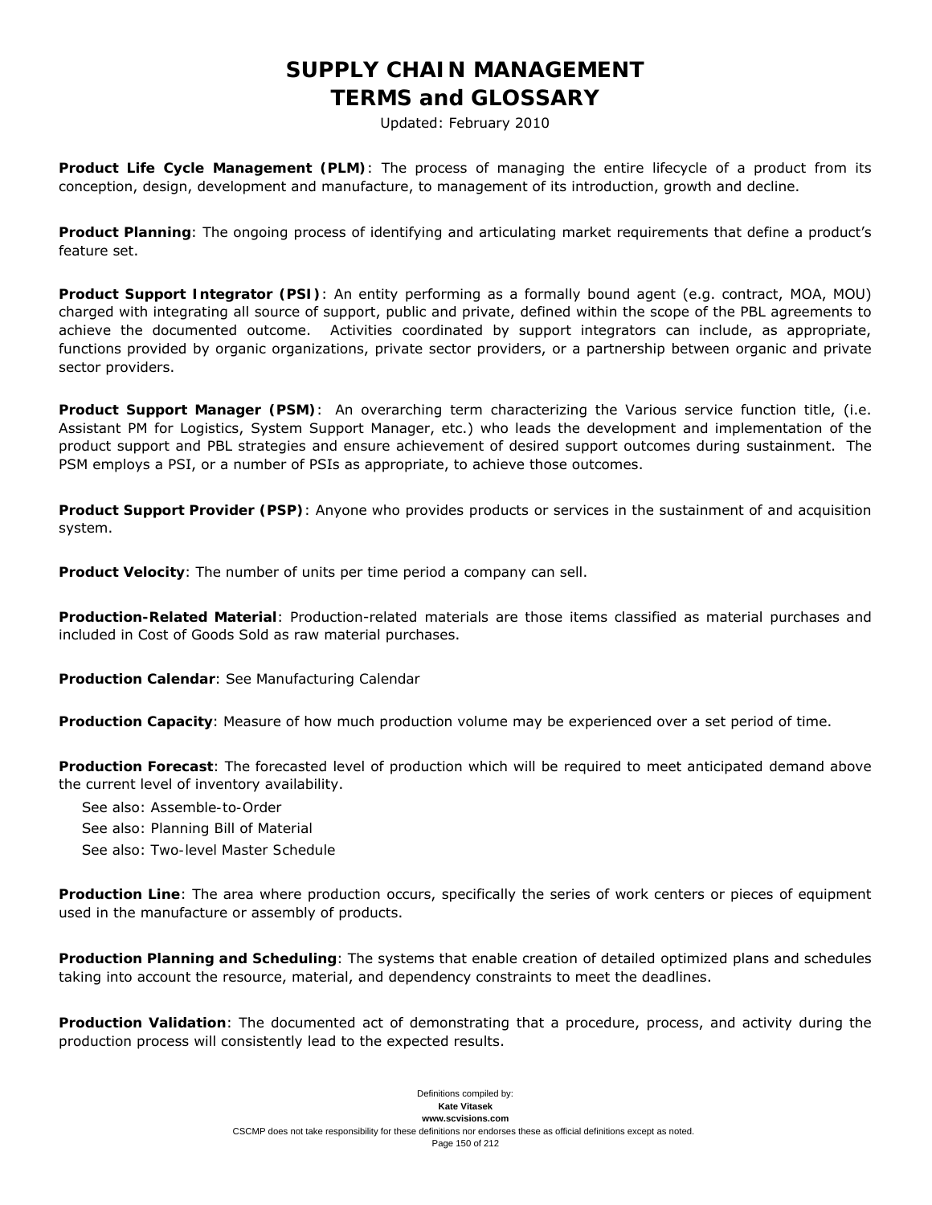**Product Life Cycle Management (PLM)**: The process of managing the entire lifecycle of a product from its conception, design, development and manufacture, to management of its introduction, growth and decline.

**Product Planning**: The ongoing process of identifying and articulating market requirements that define a product's feature set.

**Product Support Integrator (PSI)**: An entity performing as a formally bound agent (e.g. contract, MOA, MOU) charged with integrating all source of support, public and private, defined within the scope of the PBL agreements to achieve the documented outcome. Activities coordinated by support integrators can include, as appropriate, functions provided by organic organizations, private sector providers, or a partnership between organic and private sector providers.

**Product Support Manager (PSM)**: An overarching term characterizing the Various service function title, (i.e. Assistant PM for Logistics, System Support Manager, etc.) who leads the development and implementation of the product support and PBL strategies and ensure achievement of desired support outcomes during sustainment. The PSM employs a PSI, or a number of PSIs as appropriate, to achieve those outcomes.

**Product Support Provider (PSP)**: Anyone who provides products or services in the sustainment of and acquisition system.

**Product Velocity**: The number of units per time period a company can sell.

**Production-Related Material**: Production-related materials are those items classified as material purchases and included in Cost of Goods Sold as raw material purchases.

**Production Calendar**: See Manufacturing Calendar

**Production Capacity**: Measure of how much production volume may be experienced over a set period of time.

**Production Forecast**: The forecasted level of production which will be required to meet anticipated demand above the current level of inventory availability.

See also: Assemble-to-Order
See also: Planning Bill of Material
See also: Two-level Master Schedule

**Production Line**: The area where production occurs, specifically the series of work centers or pieces of equipment used in the manufacture or assembly of products.

**Production Planning and Scheduling**: The systems that enable creation of detailed optimized plans and schedules taking into account the resource, material, and dependency constraints to meet the deadlines.

**Production Validation**: The documented act of demonstrating that a procedure, process, and activity during the production process will consistently lead to the expected results.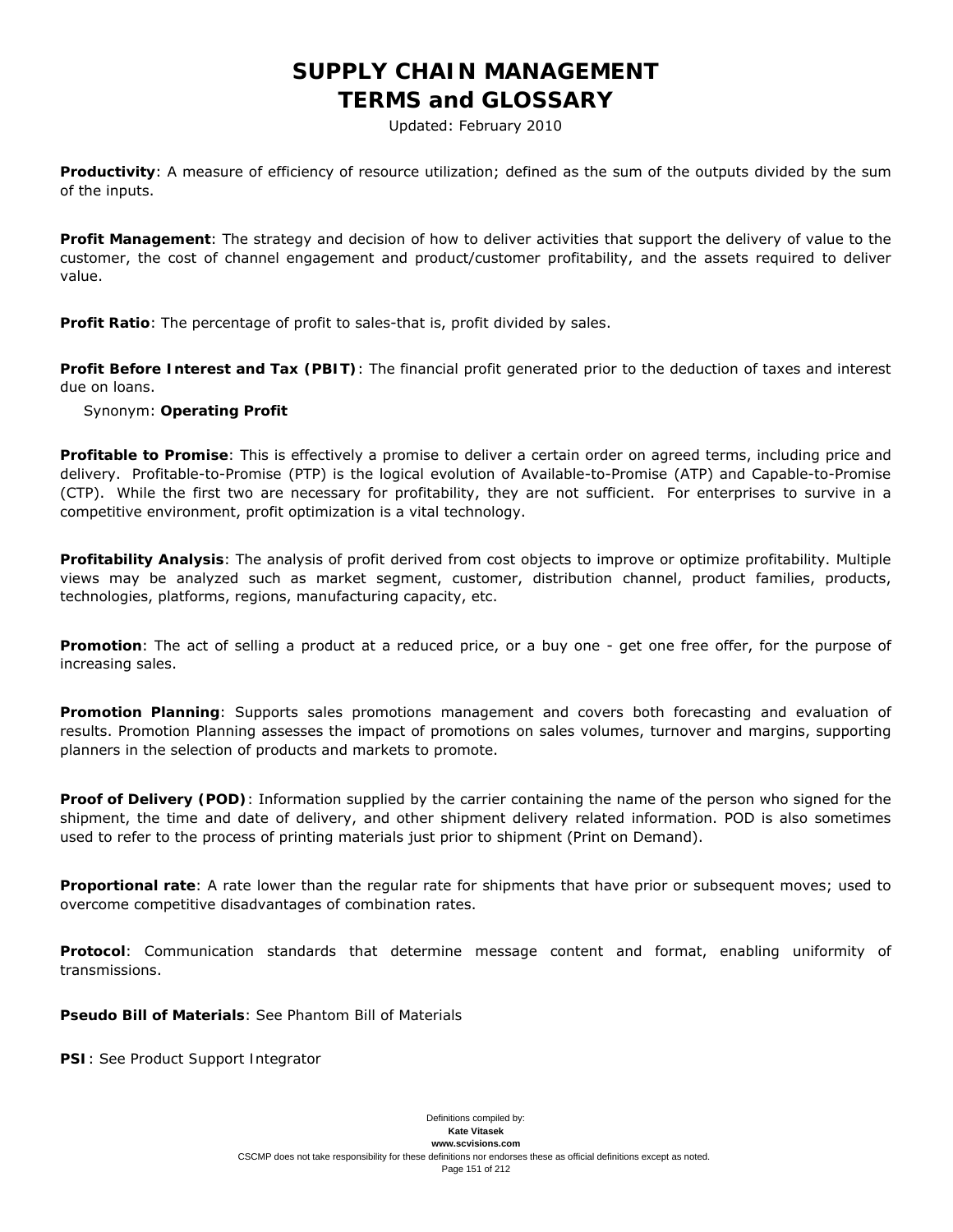**Productivity**: A measure of efficiency of resource utilization; defined as the sum of the outputs divided by the sum of the inputs.

**Profit Management**: The strategy and decision of how to deliver activities that support the delivery of value to the customer, the cost of channel engagement and product/customer profitability, and the assets required to deliver value.

**Profit Ratio**: The percentage of profit to sales-that is, profit divided by sales.

**Profit Before Interest and Tax (PBIT)**: The financial profit generated prior to the deduction of taxes and interest due on loans.

Synonym: **Operating Profit**

**Profitable to Promise**: This is effectively a promise to deliver a certain order on agreed terms, including price and delivery. Profitable-to-Promise (PTP) is the logical evolution of Available-to-Promise (ATP) and Capable-to-Promise (CTP). While the first two are necessary for profitability, they are not sufficient. For enterprises to survive in a competitive environment, profit optimization is a vital technology.

**Profitability Analysis**: The analysis of profit derived from cost objects to improve or optimize profitability. Multiple views may be analyzed such as market segment, customer, distribution channel, product families, products, technologies, platforms, regions, manufacturing capacity, etc.

**Promotion**: The act of selling a product at a reduced price, or a buy one - get one free offer, for the purpose of increasing sales.

**Promotion Planning**: Supports sales promotions management and covers both forecasting and evaluation of results. Promotion Planning assesses the impact of promotions on sales volumes, turnover and margins, supporting planners in the selection of products and markets to promote.

**Proof of Delivery (POD)**: Information supplied by the carrier containing the name of the person who signed for the shipment, the time and date of delivery, and other shipment delivery related information. POD is also sometimes used to refer to the process of printing materials just prior to shipment (Print on Demand).

**Proportional rate**: A rate lower than the regular rate for shipments that have prior or subsequent moves; used to overcome competitive disadvantages of combination rates.

**Protocol**: Communication standards that determine message content and format, enabling uniformity of transmissions.

**Pseudo Bill of Materials**: See Phantom Bill of Materials

**PSI**: See Product Support Integrator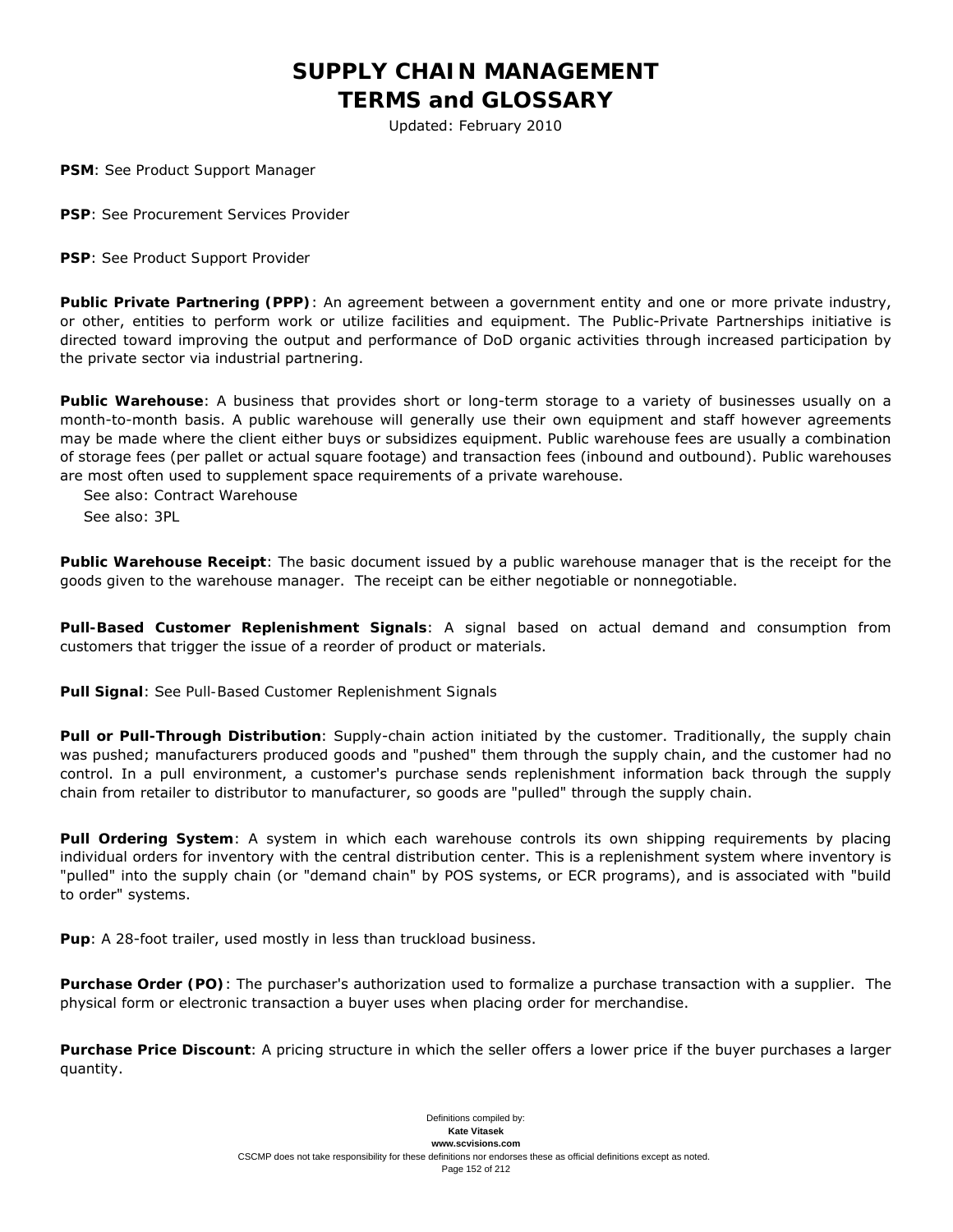**PSM**: See Product Support Manager

**PSP**: See Procurement Services Provider

**PSP**: See Product Support Provider

**Public Private Partnering (PPP)**: An agreement between a government entity and one or more private industry, or other, entities to perform work or utilize facilities and equipment. The Public-Private Partnerships initiative is directed toward improving the output and performance of DoD organic activities through increased participation by the private sector via industrial partnering.

**Public Warehouse**: A business that provides short or long-term storage to a variety of businesses usually on a month-to-month basis. A public warehouse will generally use their own equipment and staff however agreements may be made where the client either buys or subsidizes equipment. Public warehouse fees are usually a combination of storage fees (per pallet or actual square footage) and transaction fees (inbound and outbound). Public warehouses are most often used to supplement space requirements of a private warehouse.

See also: Contract Warehouse

See also: 3PL

**Public Warehouse Receipt**: The basic document issued by a public warehouse manager that is the receipt for the goods given to the warehouse manager. The receipt can be either negotiable or nonnegotiable.

**Pull-Based Customer Replenishment Signals**: A signal based on actual demand and consumption from customers that trigger the issue of a reorder of product or materials.

**Pull Signal**: See Pull-Based Customer Replenishment Signals

**Pull or Pull-Through Distribution**: Supply-chain action initiated by the customer. Traditionally, the supply chain was pushed; manufacturers produced goods and "pushed" them through the supply chain, and the customer had no control. In a pull environment, a customer's purchase sends replenishment information back through the supply chain from retailer to distributor to manufacturer, so goods are "pulled" through the supply chain.

**Pull Ordering System**: A system in which each warehouse controls its own shipping requirements by placing individual orders for inventory with the central distribution center. This is a replenishment system where inventory is "pulled" into the supply chain (or "demand chain" by POS systems, or ECR programs), and is associated with "build to order" systems.

**Pup**: A 28-foot trailer, used mostly in less than truckload business.

**Purchase Order (PO)**: The purchaser's authorization used to formalize a purchase transaction with a supplier. The physical form or electronic transaction a buyer uses when placing order for merchandise.

**Purchase Price Discount**: A pricing structure in which the seller offers a lower price if the buyer purchases a larger quantity.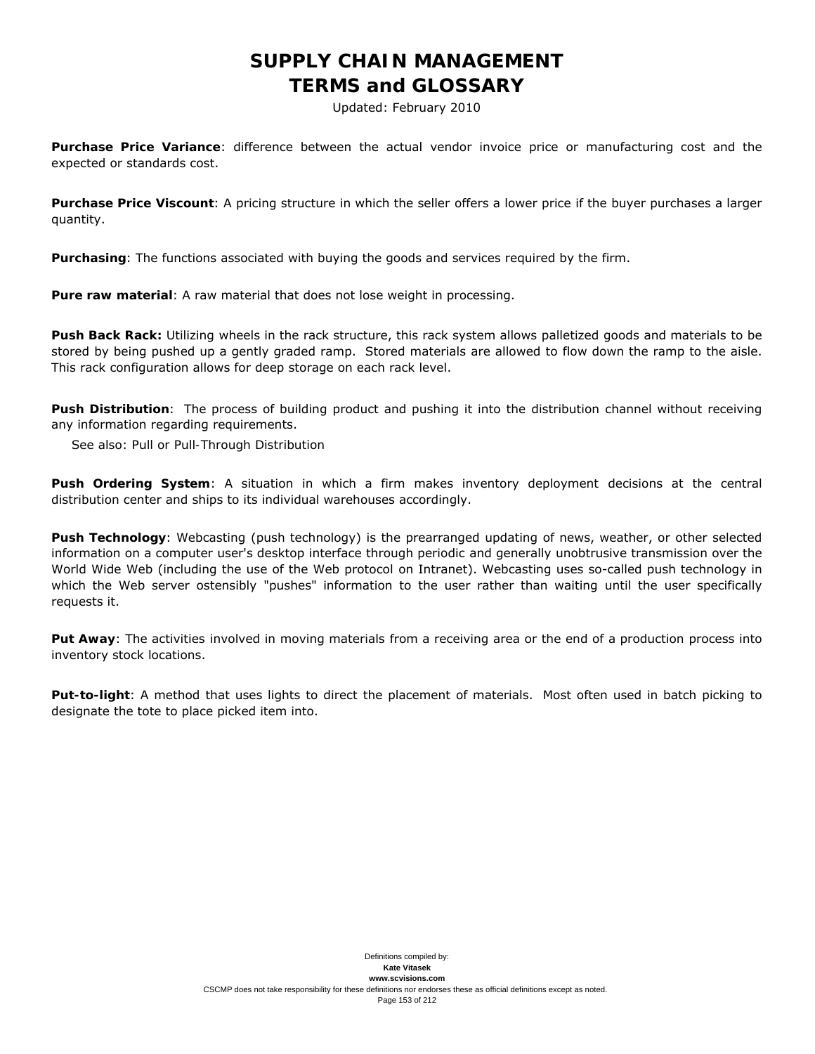**Purchase Price Variance**: difference between the actual vendor invoice price or manufacturing cost and the expected or standards cost.

**Purchase Price Viscount**: A pricing structure in which the seller offers a lower price if the buyer purchases a larger quantity.

**Purchasing**: The functions associated with buying the goods and services required by the firm.

**Pure raw material**: A raw material that does not lose weight in processing.

**Push Back Rack:** Utilizing wheels in the rack structure, this rack system allows palletized goods and materials to be stored by being pushed up a gently graded ramp. Stored materials are allowed to flow down the ramp to the aisle. This rack configuration allows for deep storage on each rack level.

**Push Distribution**: The process of building product and pushing it into the distribution channel without receiving any information regarding requirements.

See also: Pull or Pull-Through Distribution

**Push Ordering System**: A situation in which a firm makes inventory deployment decisions at the central distribution center and ships to its individual warehouses accordingly.

**Push Technology**: Webcasting (push technology) is the prearranged updating of news, weather, or other selected information on a computer user's desktop interface through periodic and generally unobtrusive transmission over the World Wide Web (including the use of the Web protocol on Intranet). Webcasting uses so-called push technology in which the Web server ostensibly "pushes" information to the user rather than waiting until the user specifically requests it.

**Put Away**: The activities involved in moving materials from a receiving area or the end of a production process into inventory stock locations.

**Put-to-light**: A method that uses lights to direct the placement of materials. Most often used in batch picking to designate the tote to place picked item into.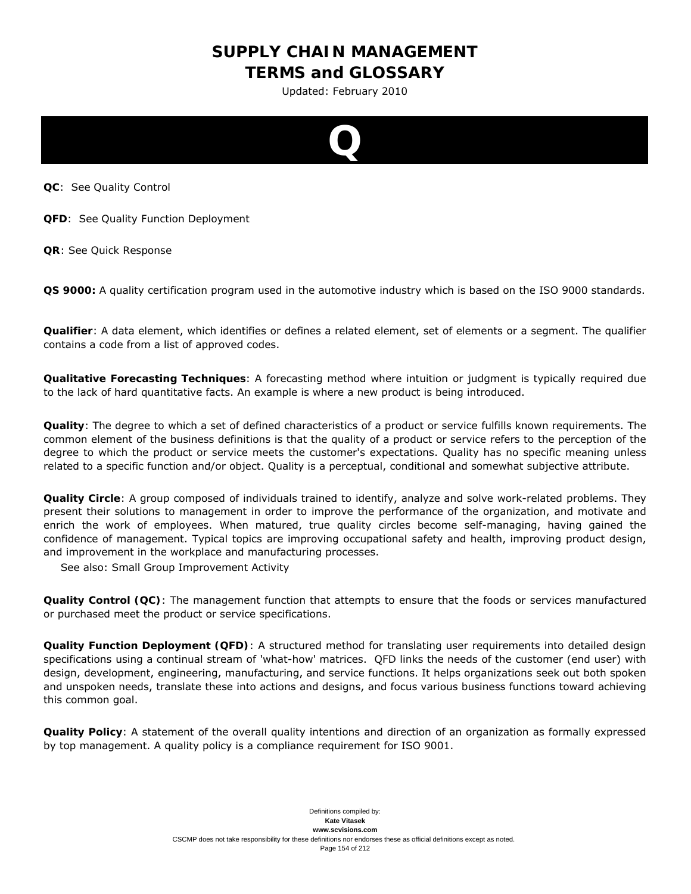# Q

**QC**: See Quality Control

**QFD**: See Quality Function Deployment

**QR**: See Quick Response

**QS 9000:** A quality certification program used in the automotive industry which is based on the ISO 9000 standards.

**Qualifier**: A data element, which identifies or defines a related element, set of elements or a segment. The qualifier contains a code from a list of approved codes.

**Qualitative Forecasting Techniques**: A forecasting method where intuition or judgment is typically required due to the lack of hard quantitative facts. An example is where a new product is being introduced.

**Quality**: The degree to which a set of defined characteristics of a product or service fulfills known requirements. The common element of the business definitions is that the quality of a product or service refers to the perception of the degree to which the product or service meets the customer's expectations. Quality has no specific meaning unless related to a specific function and/or object. Quality is a perceptual, conditional and somewhat subjective attribute.

**Quality Circle**: A group composed of individuals trained to identify, analyze and solve work-related problems. They present their solutions to management in order to improve the performance of the organization, and motivate and enrich the work of employees. When matured, true quality circles become self-managing, having gained the confidence of management. Typical topics are improving occupational safety and health, improving product design, and improvement in the workplace and manufacturing processes.
See also: Small Group Improvement Activity

**Quality Control (QC)**: The management function that attempts to ensure that the foods or services manufactured or purchased meet the product or service specifications.

**Quality Function Deployment (QFD)**: A structured method for translating user requirements into detailed design specifications using a continual stream of 'what-how' matrices. QFD links the needs of the customer (end user) with design, development, engineering, manufacturing, and service functions. It helps organizations seek out both spoken and unspoken needs, translate these into actions and designs, and focus various business functions toward achieving this common goal.

**Quality Policy**: A statement of the overall quality intentions and direction of an organization as formally expressed by top management. A quality policy is a compliance requirement for ISO 9001.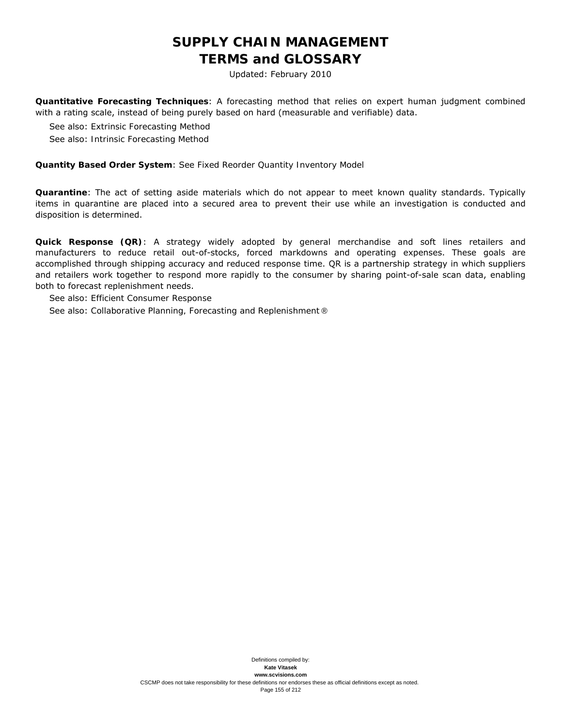**Quantitative Forecasting Techniques**: A forecasting method that relies on expert human judgment combined with a rating scale, instead of being purely based on hard (measurable and verifiable) data.

See also: Extrinsic Forecasting Method

See also: Intrinsic Forecasting Method

**Quantity Based Order System**: See Fixed Reorder Quantity Inventory Model

**Quarantine**: The act of setting aside materials which do not appear to meet known quality standards. Typically items in quarantine are placed into a secured area to prevent their use while an investigation is conducted and disposition is determined.

**Quick Response (QR)**: A strategy widely adopted by general merchandise and soft lines retailers and manufacturers to reduce retail out-of-stocks, forced markdowns and operating expenses. These goals are accomplished through shipping accuracy and reduced response time. QR is a partnership strategy in which suppliers and retailers work together to respond more rapidly to the consumer by sharing point-of-sale scan data, enabling both to forecast replenishment needs.

See also: Efficient Consumer Response

See also: Collaborative Planning, Forecasting and Replenishment®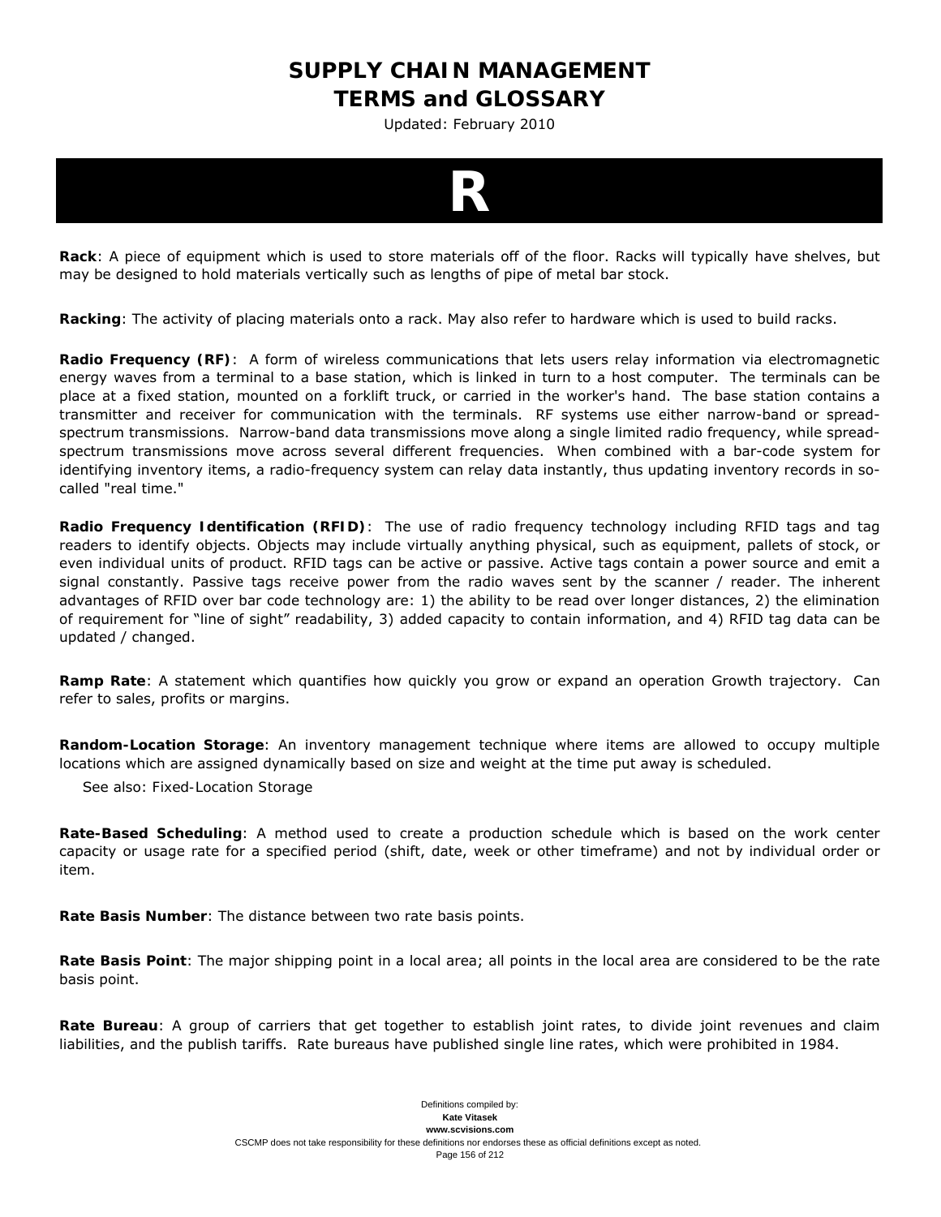# R

**Rack**: A piece of equipment which is used to store materials off of the floor. Racks will typically have shelves, but may be designed to hold materials vertically such as lengths of pipe of metal bar stock.

**Racking**: The activity of placing materials onto a rack. May also refer to hardware which is used to build racks.

**Radio Frequency (RF)**: A form of wireless communications that lets users relay information via electromagnetic energy waves from a terminal to a base station, which is linked in turn to a host computer. The terminals can be place at a fixed station, mounted on a forklift truck, or carried in the worker's hand. The base station contains a transmitter and receiver for communication with the terminals. RF systems use either narrow-band or spread-spectrum transmissions. Narrow-band data transmissions move along a single limited radio frequency, while spread-spectrum transmissions move across several different frequencies. When combined with a bar-code system for identifying inventory items, a radio-frequency system can relay data instantly, thus updating inventory records in so-called "real time."

**Radio Frequency Identification (RFID)**: The use of radio frequency technology including RFID tags and tag readers to identify objects. Objects may include virtually anything physical, such as equipment, pallets of stock, or even individual units of product. RFID tags can be active or passive. Active tags contain a power source and emit a signal constantly. Passive tags receive power from the radio waves sent by the scanner / reader. The inherent advantages of RFID over bar code technology are: 1) the ability to be read over longer distances, 2) the elimination of requirement for "line of sight" readability, 3) added capacity to contain information, and 4) RFID tag data can be updated / changed.

**Ramp Rate**: A statement which quantifies how quickly you grow or expand an operation Growth trajectory. Can refer to sales, profits or margins.

**Random-Location Storage**: An inventory management technique where items are allowed to occupy multiple locations which are assigned dynamically based on size and weight at the time put away is scheduled.

See also: Fixed-Location Storage

**Rate-Based Scheduling**: A method used to create a production schedule which is based on the work center capacity or usage rate for a specified period (shift, date, week or other timeframe) and not by individual order or item.

**Rate Basis Number**: The distance between two rate basis points.

**Rate Basis Point**: The major shipping point in a local area; all points in the local area are considered to be the rate basis point.

**Rate Bureau**: A group of carriers that get together to establish joint rates, to divide joint revenues and claim liabilities, and the publish tariffs. Rate bureaus have published single line rates, which were prohibited in 1984.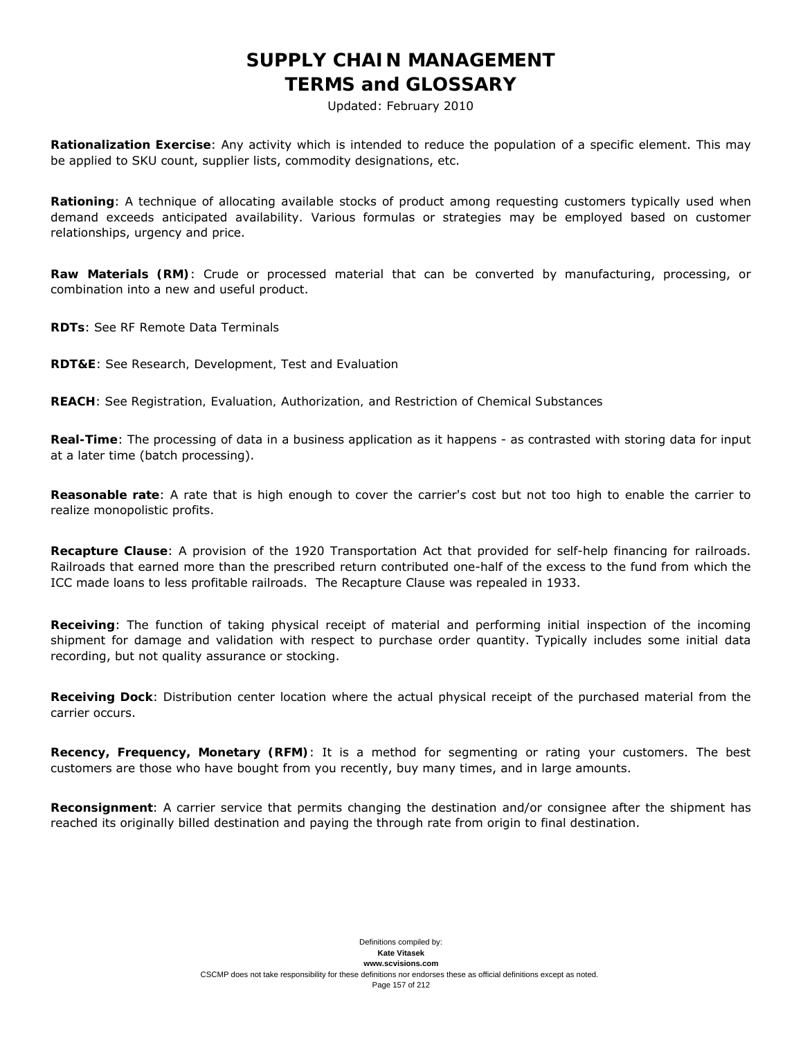**Rationalization Exercise**: Any activity which is intended to reduce the population of a specific element. This may be applied to SKU count, supplier lists, commodity designations, etc.

**Rationing**: A technique of allocating available stocks of product among requesting customers typically used when demand exceeds anticipated availability. Various formulas or strategies may be employed based on customer relationships, urgency and price.

**Raw Materials (RM)**: Crude or processed material that can be converted by manufacturing, processing, or combination into a new and useful product.

**RDTs**: See RF Remote Data Terminals

**RDT&E**: See Research, Development, Test and Evaluation

**REACH**: See Registration, Evaluation, Authorization, and Restriction of Chemical Substances

**Real-Time**: The processing of data in a business application as it happens - as contrasted with storing data for input at a later time (batch processing).

**Reasonable rate**: A rate that is high enough to cover the carrier's cost but not too high to enable the carrier to realize monopolistic profits.

**Recapture Clause**: A provision of the 1920 Transportation Act that provided for self-help financing for railroads. Railroads that earned more than the prescribed return contributed one-half of the excess to the fund from which the ICC made loans to less profitable railroads. The Recapture Clause was repealed in 1933.

**Receiving**: The function of taking physical receipt of material and performing initial inspection of the incoming shipment for damage and validation with respect to purchase order quantity. Typically includes some initial data recording, but not quality assurance or stocking.

**Receiving Dock**: Distribution center location where the actual physical receipt of the purchased material from the carrier occurs.

**Recency, Frequency, Monetary (RFM)**: It is a method for segmenting or rating your customers. The best customers are those who have bought from you recently, buy many times, and in large amounts.

**Reconsignment**: A carrier service that permits changing the destination and/or consignee after the shipment has reached its originally billed destination and paying the through rate from origin to final destination.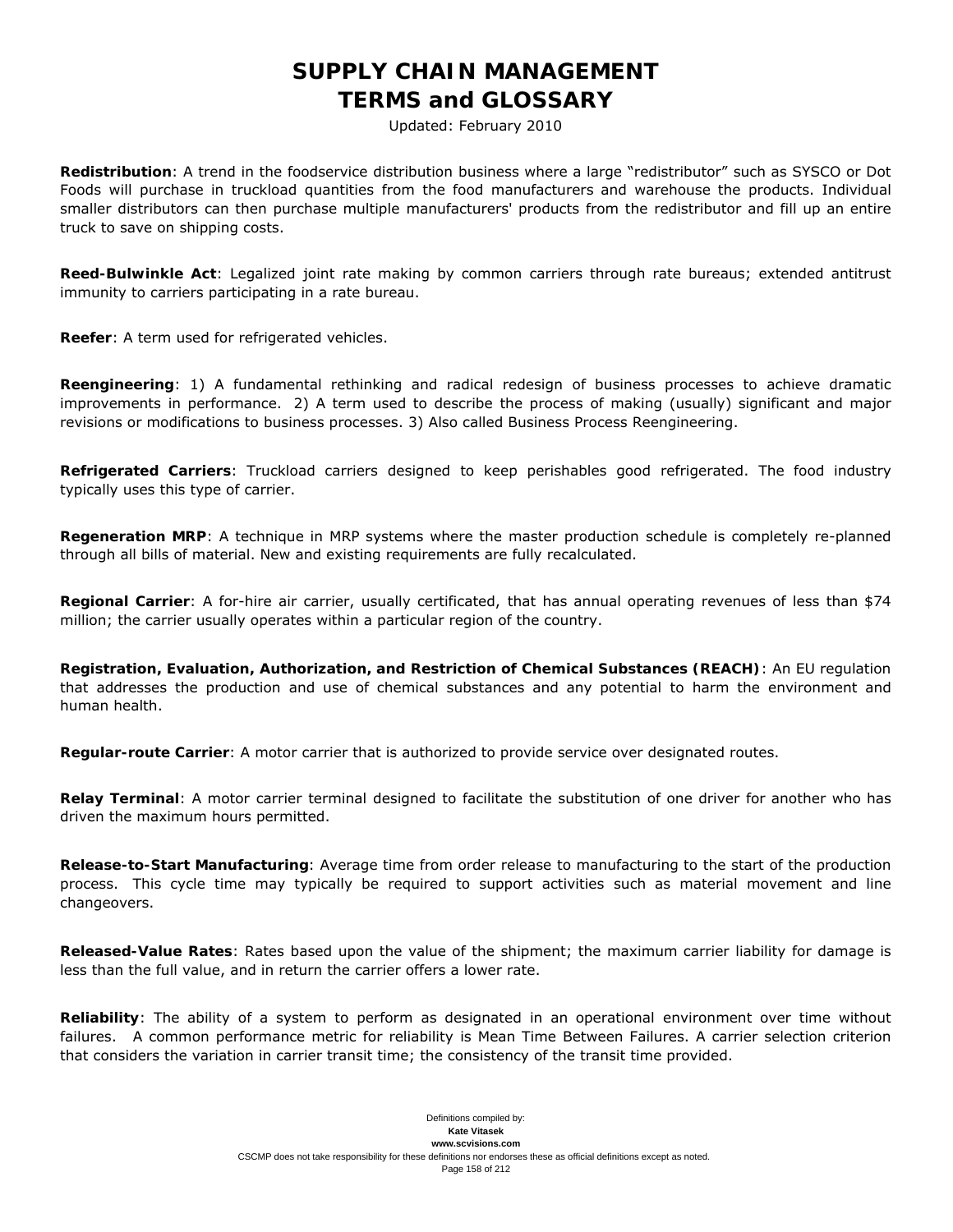**Redistribution**: A trend in the foodservice distribution business where a large "redistributor" such as SYSCO or Dot Foods will purchase in truckload quantities from the food manufacturers and warehouse the products. Individual smaller distributors can then purchase multiple manufacturers' products from the redistributor and fill up an entire truck to save on shipping costs.

**Reed-Bulwinkle Act**: Legalized joint rate making by common carriers through rate bureaus; extended antitrust immunity to carriers participating in a rate bureau.

**Reefer**: A term used for refrigerated vehicles.

**Reengineering**: 1) A fundamental rethinking and radical redesign of business processes to achieve dramatic improvements in performance. 2) A term used to describe the process of making (usually) significant and major revisions or modifications to business processes. 3) Also called Business Process Reengineering.

**Refrigerated Carriers**: Truckload carriers designed to keep perishables good refrigerated. The food industry typically uses this type of carrier.

**Regeneration MRP**: A technique in MRP systems where the master production schedule is completely re-planned through all bills of material. New and existing requirements are fully recalculated.

**Regional Carrier**: A for-hire air carrier, usually certificated, that has annual operating revenues of less than $74 million; the carrier usually operates within a particular region of the country.

**Registration, Evaluation, Authorization, and Restriction of Chemical Substances (REACH)**: An EU regulation that addresses the production and use of chemical substances and any potential to harm the environment and human health.

**Regular-route Carrier**: A motor carrier that is authorized to provide service over designated routes.

**Relay Terminal**: A motor carrier terminal designed to facilitate the substitution of one driver for another who has driven the maximum hours permitted.

**Release-to-Start Manufacturing**: Average time from order release to manufacturing to the start of the production process. This cycle time may typically be required to support activities such as material movement and line changeovers.

**Released-Value Rates**: Rates based upon the value of the shipment; the maximum carrier liability for damage is less than the full value, and in return the carrier offers a lower rate.

**Reliability**: The ability of a system to perform as designated in an operational environment over time without failures. A common performance metric for reliability is Mean Time Between Failures. A carrier selection criterion that considers the variation in carrier transit time; the consistency of the transit time provided.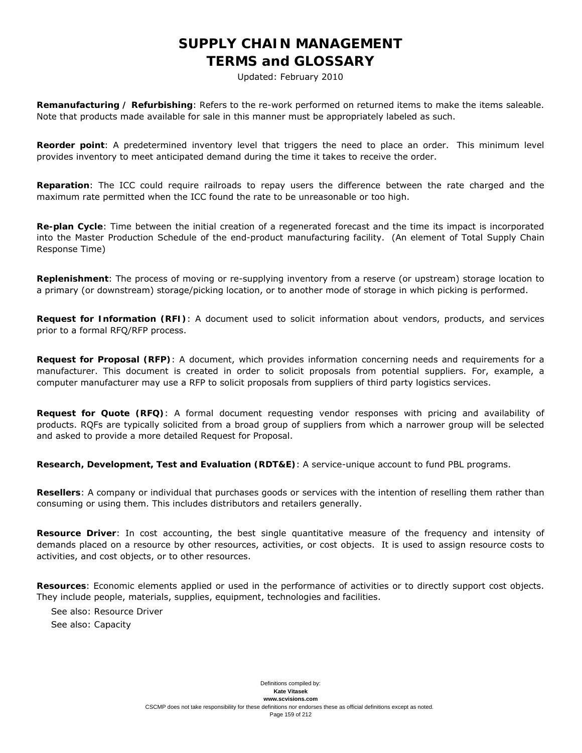**Remanufacturing / Refurbishing**: Refers to the re-work performed on returned items to make the items saleable. Note that products made available for sale in this manner must be appropriately labeled as such.

**Reorder point**: A predetermined inventory level that triggers the need to place an order. This minimum level provides inventory to meet anticipated demand during the time it takes to receive the order.

**Reparation**: The ICC could require railroads to repay users the difference between the rate charged and the maximum rate permitted when the ICC found the rate to be unreasonable or too high.

**Re-plan Cycle**: Time between the initial creation of a regenerated forecast and the time its impact is incorporated into the Master Production Schedule of the end-product manufacturing facility. (An element of Total Supply Chain Response Time)

**Replenishment**: The process of moving or re-supplying inventory from a reserve (or upstream) storage location to a primary (or downstream) storage/picking location, or to another mode of storage in which picking is performed.

**Request for Information (RFI)**: A document used to solicit information about vendors, products, and services prior to a formal RFQ/RFP process.

**Request for Proposal (RFP)**: A document, which provides information concerning needs and requirements for a manufacturer. This document is created in order to solicit proposals from potential suppliers. For, example, a computer manufacturer may use a RFP to solicit proposals from suppliers of third party logistics services.

**Request for Quote (RFQ)**: A formal document requesting vendor responses with pricing and availability of products. RQFs are typically solicited from a broad group of suppliers from which a narrower group will be selected and asked to provide a more detailed Request for Proposal.

**Research, Development, Test and Evaluation (RDT&E)**: A service-unique account to fund PBL programs.

**Resellers**: A company or individual that purchases goods or services with the intention of reselling them rather than consuming or using them. This includes distributors and retailers generally.

**Resource Driver**: In cost accounting, the best single quantitative measure of the frequency and intensity of demands placed on a resource by other resources, activities, or cost objects. It is used to assign resource costs to activities, and cost objects, or to other resources.

**Resources**: Economic elements applied or used in the performance of activities or to directly support cost objects. They include people, materials, supplies, equipment, technologies and facilities.

See also: Resource Driver

See also: Capacity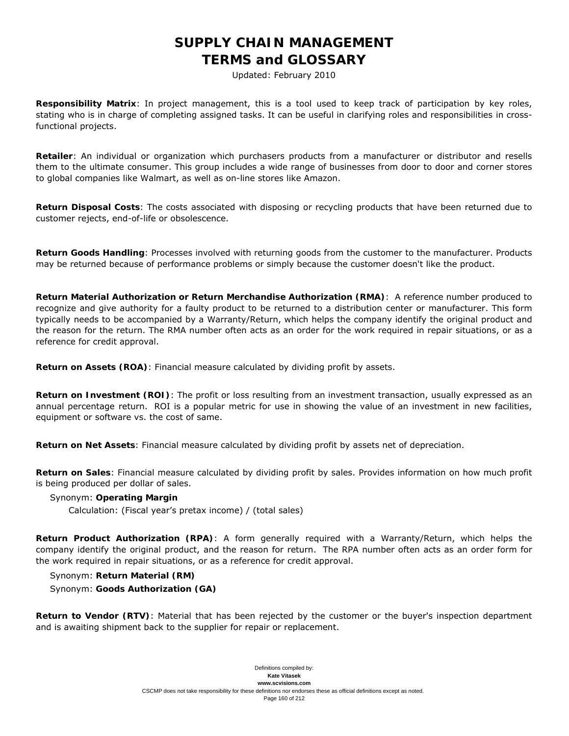**Responsibility Matrix**: In project management, this is a tool used to keep track of participation by key roles, stating who is in charge of completing assigned tasks. It can be useful in clarifying roles and responsibilities in cross-functional projects.

**Retailer**: An individual or organization which purchasers products from a manufacturer or distributor and resells them to the ultimate consumer. This group includes a wide range of businesses from door to door and corner stores to global companies like Walmart, as well as on-line stores like Amazon.

**Return Disposal Costs**: The costs associated with disposing or recycling products that have been returned due to customer rejects, end-of-life or obsolescence.

**Return Goods Handling**: Processes involved with returning goods from the customer to the manufacturer. Products may be returned because of performance problems or simply because the customer doesn't like the product.

**Return Material Authorization or Return Merchandise Authorization (RMA)**: A reference number produced to recognize and give authority for a faulty product to be returned to a distribution center or manufacturer. This form typically needs to be accompanied by a Warranty/Return, which helps the company identify the original product and the reason for the return. The RMA number often acts as an order for the work required in repair situations, or as a reference for credit approval.

**Return on Assets (ROA)**: Financial measure calculated by dividing profit by assets.

**Return on Investment (ROI)**: The profit or loss resulting from an investment transaction, usually expressed as an annual percentage return. ROI is a popular metric for use in showing the value of an investment in new facilities, equipment or software vs. the cost of same.

**Return on Net Assets**: Financial measure calculated by dividing profit by assets net of depreciation.

**Return on Sales**: Financial measure calculated by dividing profit by sales. Provides information on how much profit is being produced per dollar of sales.

Synonym: **Operating Margin**

Calculation: (Fiscal year's pretax income) / (total sales)

**Return Product Authorization (RPA)**: A form generally required with a Warranty/Return, which helps the company identify the original product, and the reason for return. The RPA number often acts as an order form for the work required in repair situations, or as a reference for credit approval.

Synonym: **Return Material (RM)**

Synonym: **Goods Authorization (GA)**

**Return to Vendor (RTV)**: Material that has been rejected by the customer or the buyer's inspection department and is awaiting shipment back to the supplier for repair or replacement.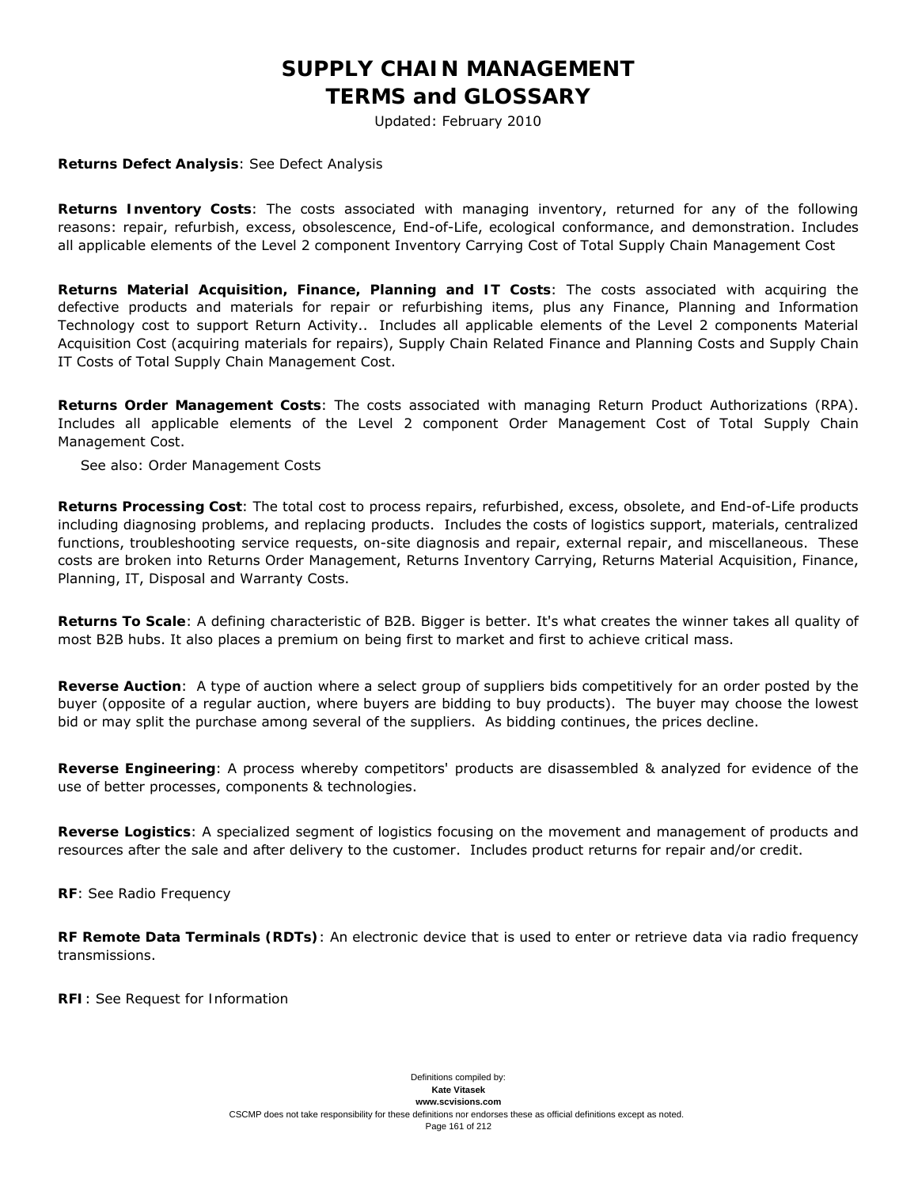**Returns Defect Analysis**: See Defect Analysis

**Returns Inventory Costs**: The costs associated with managing inventory, returned for any of the following reasons: repair, refurbish, excess, obsolescence, End-of-Life, ecological conformance, and demonstration. Includes all applicable elements of the Level 2 component Inventory Carrying Cost of Total Supply Chain Management Cost

**Returns Material Acquisition, Finance, Planning and IT Costs**: The costs associated with acquiring the defective products and materials for repair or refurbishing items, plus any Finance, Planning and Information Technology cost to support Return Activity.. Includes all applicable elements of the Level 2 components Material Acquisition Cost (acquiring materials for repairs), Supply Chain Related Finance and Planning Costs and Supply Chain IT Costs of Total Supply Chain Management Cost.

**Returns Order Management Costs**: The costs associated with managing Return Product Authorizations (RPA). Includes all applicable elements of the Level 2 component Order Management Cost of Total Supply Chain Management Cost.

See also: Order Management Costs

**Returns Processing Cost**: The total cost to process repairs, refurbished, excess, obsolete, and End-of-Life products including diagnosing problems, and replacing products. Includes the costs of logistics support, materials, centralized functions, troubleshooting service requests, on-site diagnosis and repair, external repair, and miscellaneous. These costs are broken into Returns Order Management, Returns Inventory Carrying, Returns Material Acquisition, Finance, Planning, IT, Disposal and Warranty Costs.

**Returns To Scale**: A defining characteristic of B2B. Bigger is better. It's what creates the winner takes all quality of most B2B hubs. It also places a premium on being first to market and first to achieve critical mass.

**Reverse Auction**: A type of auction where a select group of suppliers bids competitively for an order posted by the buyer (opposite of a regular auction, where buyers are bidding to buy products). The buyer may choose the lowest bid or may split the purchase among several of the suppliers. As bidding continues, the prices decline.

**Reverse Engineering**: A process whereby competitors' products are disassembled & analyzed for evidence of the use of better processes, components & technologies.

**Reverse Logistics**: A specialized segment of logistics focusing on the movement and management of products and resources after the sale and after delivery to the customer. Includes product returns for repair and/or credit.

**RF**: See Radio Frequency

**RF Remote Data Terminals (RDTs)**: An electronic device that is used to enter or retrieve data via radio frequency transmissions.

**RFI**: See Request for Information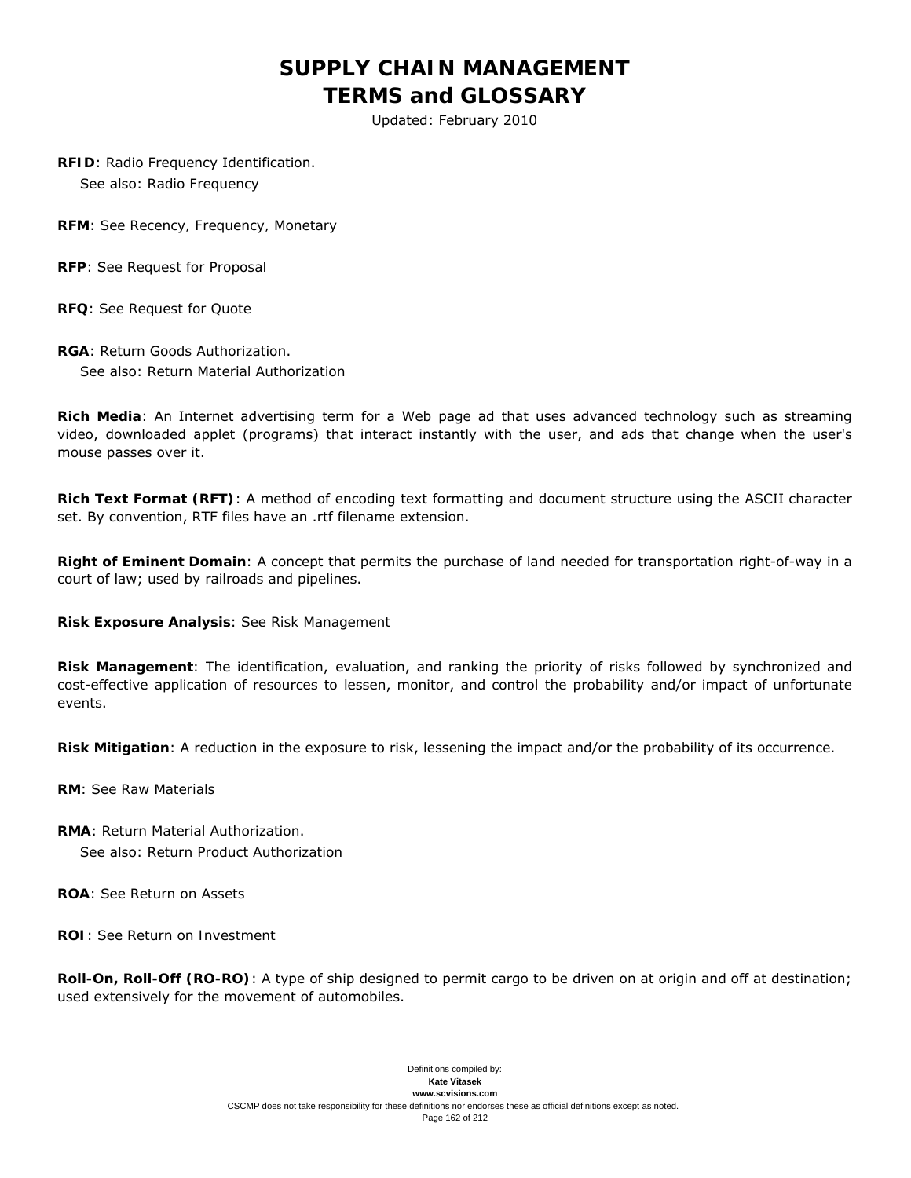**RFID**: Radio Frequency Identification.
See also: Radio Frequency

**RFM**: See Recency, Frequency, Monetary

**RFP**: See Request for Proposal

**RFQ**: See Request for Quote

**RGA**: Return Goods Authorization.
See also: Return Material Authorization

**Rich Media**: An Internet advertising term for a Web page ad that uses advanced technology such as streaming video, downloaded applet (programs) that interact instantly with the user, and ads that change when the user's mouse passes over it.

**Rich Text Format (RFT)**: A method of encoding text formatting and document structure using the ASCII character set. By convention, RTF files have an .rtf filename extension.

**Right of Eminent Domain**: A concept that permits the purchase of land needed for transportation right-of-way in a court of law; used by railroads and pipelines.

**Risk Exposure Analysis**: See Risk Management

**Risk Management**: The identification, evaluation, and ranking the priority of risks followed by synchronized and cost-effective application of resources to lessen, monitor, and control the probability and/or impact of unfortunate events.

**Risk Mitigation**: A reduction in the exposure to risk, lessening the impact and/or the probability of its occurrence.

**RM**: See Raw Materials

**RMA**: Return Material Authorization.
See also: Return Product Authorization

**ROA**: See Return on Assets

**ROI**: See Return on Investment

**Roll-On, Roll-Off (RO-RO)**: A type of ship designed to permit cargo to be driven on at origin and off at destination; used extensively for the movement of automobiles.

Definitions compiled by:
**Kate Vitasek**
**www.scvisions.com**
CSCMP does not take responsibility for these definitions nor endorses these as official definitions except as noted.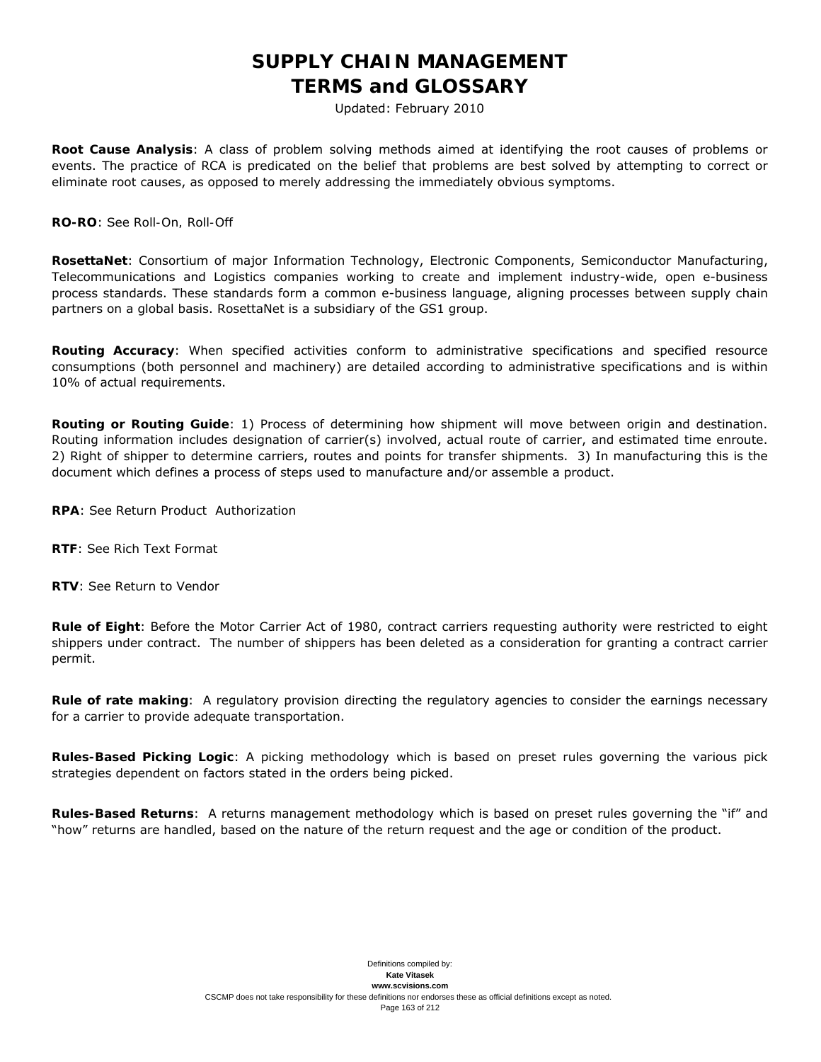**Root Cause Analysis**: A class of problem solving methods aimed at identifying the root causes of problems or events. The practice of RCA is predicated on the belief that problems are best solved by attempting to correct or eliminate root causes, as opposed to merely addressing the immediately obvious symptoms.

**RO-RO**: See Roll-On, Roll-Off

**RosettaNet**: Consortium of major Information Technology, Electronic Components, Semiconductor Manufacturing, Telecommunications and Logistics companies working to create and implement industry-wide, open e-business process standards. These standards form a common e-business language, aligning processes between supply chain partners on a global basis. RosettaNet is a subsidiary of the GS1 group.

**Routing Accuracy**: When specified activities conform to administrative specifications and specified resource consumptions (both personnel and machinery) are detailed according to administrative specifications and is within 10% of actual requirements.

**Routing or Routing Guide**: 1) Process of determining how shipment will move between origin and destination. Routing information includes designation of carrier(s) involved, actual route of carrier, and estimated time enroute. 2) Right of shipper to determine carriers, routes and points for transfer shipments. 3) In manufacturing this is the document which defines a process of steps used to manufacture and/or assemble a product.

**RPA**: See Return Product Authorization

**RTF**: See Rich Text Format

**RTV**: See Return to Vendor

**Rule of Eight**: Before the Motor Carrier Act of 1980, contract carriers requesting authority were restricted to eight shippers under contract. The number of shippers has been deleted as a consideration for granting a contract carrier permit.

**Rule of rate making**: A regulatory provision directing the regulatory agencies to consider the earnings necessary for a carrier to provide adequate transportation.

**Rules-Based Picking Logic**: A picking methodology which is based on preset rules governing the various pick strategies dependent on factors stated in the orders being picked.

**Rules-Based Returns**: A returns management methodology which is based on preset rules governing the "if" and "how" returns are handled, based on the nature of the return request and the age or condition of the product.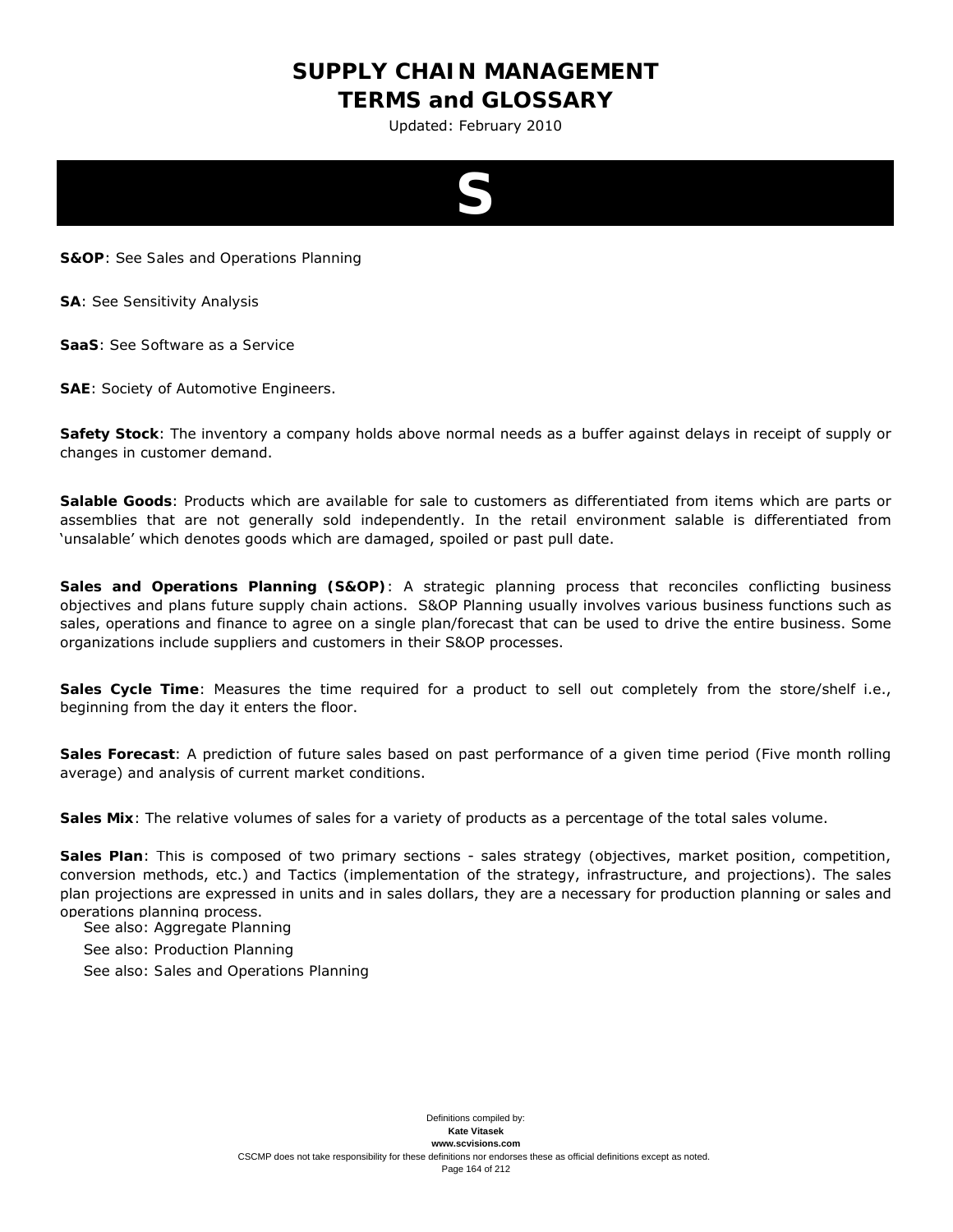# S

**S&OP**: See Sales and Operations Planning

**SA**: See Sensitivity Analysis

**SaaS**: See Software as a Service

**SAE**: Society of Automotive Engineers.

**Safety Stock**: The inventory a company holds above normal needs as a buffer against delays in receipt of supply or changes in customer demand.

**Salable Goods**: Products which are available for sale to customers as differentiated from items which are parts or assemblies that are not generally sold independently. In the retail environment salable is differentiated from 'unsalable' which denotes goods which are damaged, spoiled or past pull date.

**Sales and Operations Planning (S&OP)**: A strategic planning process that reconciles conflicting business objectives and plans future supply chain actions. S&OP Planning usually involves various business functions such as sales, operations and finance to agree on a single plan/forecast that can be used to drive the entire business. Some organizations include suppliers and customers in their S&OP processes.

**Sales Cycle Time**: Measures the time required for a product to sell out completely from the store/shelf i.e., beginning from the day it enters the floor.

**Sales Forecast**: A prediction of future sales based on past performance of a given time period (Five month rolling average) and analysis of current market conditions.

**Sales Mix**: The relative volumes of sales for a variety of products as a percentage of the total sales volume.

**Sales Plan**: This is composed of two primary sections - sales strategy (objectives, market position, competition, conversion methods, etc.) and Tactics (implementation of the strategy, infrastructure, and projections). The sales plan projections are expressed in units and in sales dollars, they are a necessary for production planning or sales and operations planning process.

See also: Aggregate Planning

See also: Production Planning

See also: Sales and Operations Planning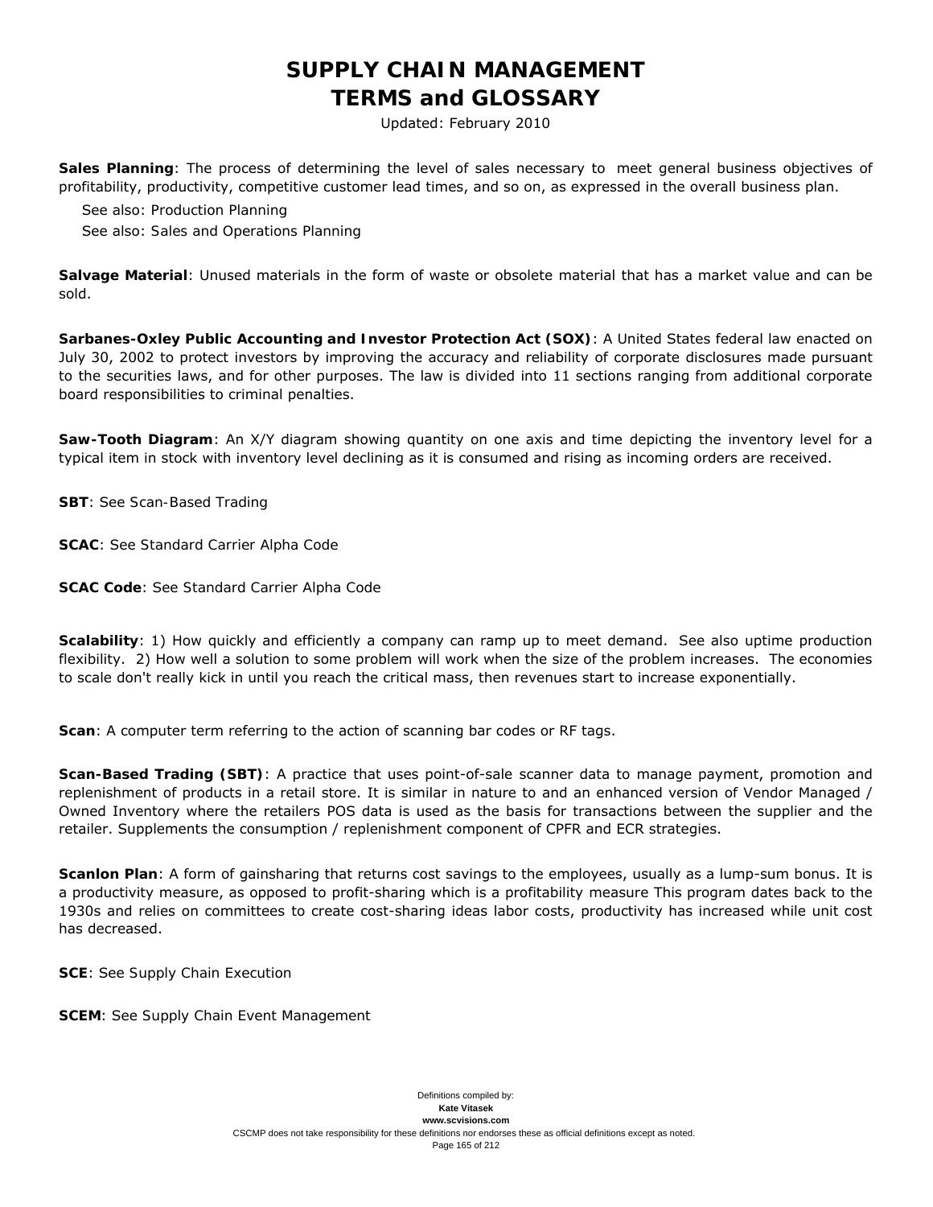**Sales Planning**: The process of determining the level of sales necessary to meet general business objectives of profitability, productivity, competitive customer lead times, and so on, as expressed in the overall business plan.

See also: Production Planning

See also: Sales and Operations Planning

**Salvage Material**: Unused materials in the form of waste or obsolete material that has a market value and can be sold.

**Sarbanes-Oxley Public Accounting and Investor Protection Act (SOX)**: A United States federal law enacted on July 30, 2002 to protect investors by improving the accuracy and reliability of corporate disclosures made pursuant to the securities laws, and for other purposes. The law is divided into 11 sections ranging from additional corporate board responsibilities to criminal penalties.

**Saw-Tooth Diagram**: An X/Y diagram showing quantity on one axis and time depicting the inventory level for a typical item in stock with inventory level declining as it is consumed and rising as incoming orders are received.

**SBT**: See Scan-Based Trading

**SCAC**: See Standard Carrier Alpha Code

**SCAC Code**: See Standard Carrier Alpha Code

**Scalability**: 1) How quickly and efficiently a company can ramp up to meet demand. See also uptime production flexibility. 2) How well a solution to some problem will work when the size of the problem increases. The economies to scale don't really kick in until you reach the critical mass, then revenues start to increase exponentially.

**Scan**: A computer term referring to the action of scanning bar codes or RF tags.

**Scan-Based Trading (SBT)**: A practice that uses point-of-sale scanner data to manage payment, promotion and replenishment of products in a retail store. It is similar in nature to and an enhanced version of Vendor Managed / Owned Inventory where the retailers POS data is used as the basis for transactions between the supplier and the retailer. Supplements the consumption / replenishment component of CPFR and ECR strategies.

**Scanlon Plan**: A form of gainsharing that returns cost savings to the employees, usually as a lump-sum bonus. It is a productivity measure, as opposed to profit-sharing which is a profitability measure This program dates back to the 1930s and relies on committees to create cost-sharing ideas labor costs, productivity has increased while unit cost has decreased.

**SCE**: See Supply Chain Execution

**SCEM**: See Supply Chain Event Management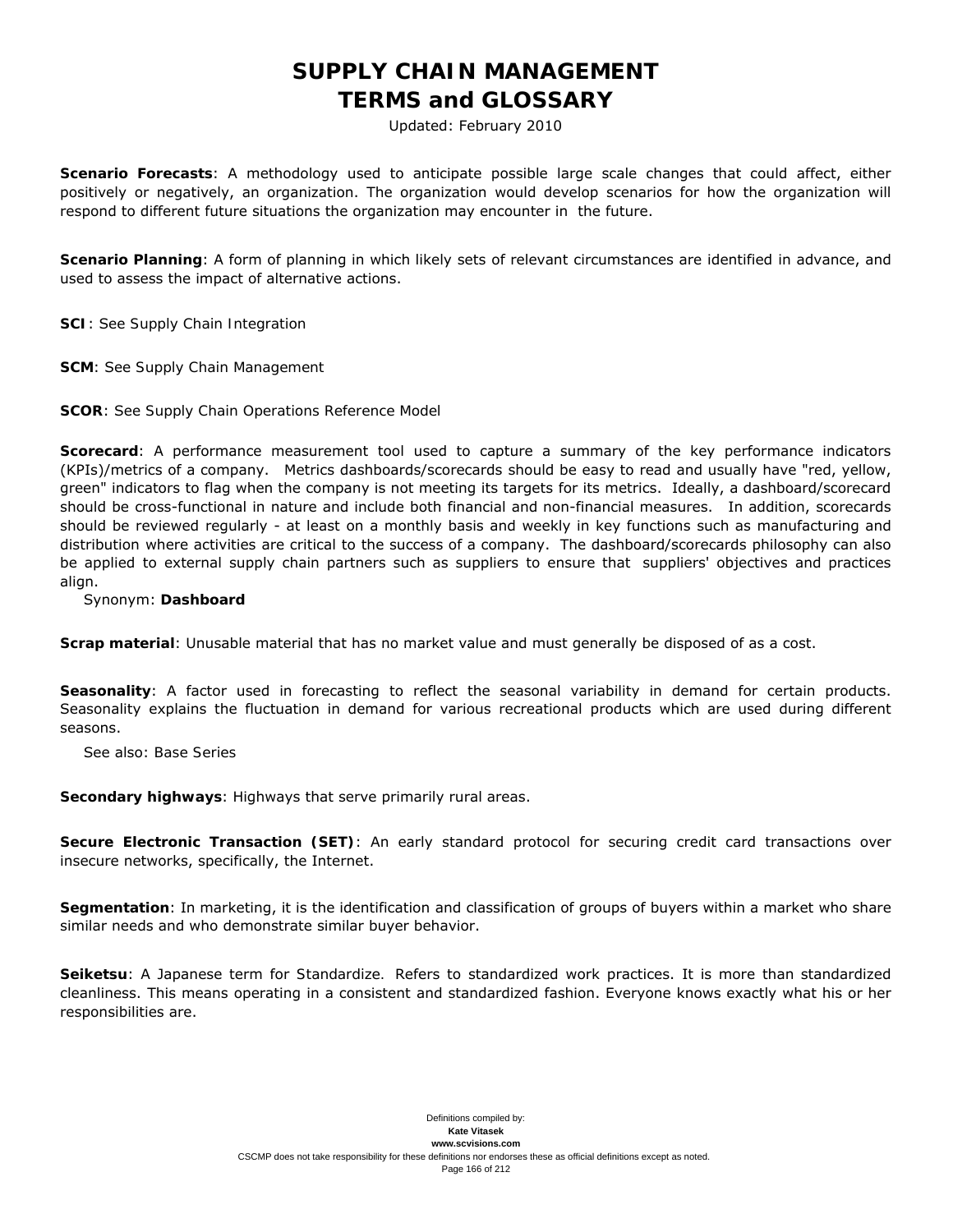**Scenario Forecasts**: A methodology used to anticipate possible large scale changes that could affect, either positively or negatively, an organization. The organization would develop scenarios for how the organization will respond to different future situations the organization may encounter in the future.

**Scenario Planning**: A form of planning in which likely sets of relevant circumstances are identified in advance, and used to assess the impact of alternative actions.

**SCI**: See Supply Chain Integration

**SCM**: See Supply Chain Management

**SCOR**: See Supply Chain Operations Reference Model

**Scorecard**: A performance measurement tool used to capture a summary of the key performance indicators (KPIs)/metrics of a company. Metrics dashboards/scorecards should be easy to read and usually have "red, yellow, green" indicators to flag when the company is not meeting its targets for its metrics. Ideally, a dashboard/scorecard should be cross-functional in nature and include both financial and non-financial measures. In addition, scorecards should be reviewed regularly - at least on a monthly basis and weekly in key functions such as manufacturing and distribution where activities are critical to the success of a company. The dashboard/scorecards philosophy can also be applied to external supply chain partners such as suppliers to ensure that suppliers' objectives and practices align.

Synonym: **Dashboard**

**Scrap material**: Unusable material that has no market value and must generally be disposed of as a cost.

**Seasonality**: A factor used in forecasting to reflect the seasonal variability in demand for certain products. Seasonality explains the fluctuation in demand for various recreational products which are used during different seasons.

See also: Base Series

**Secondary highways**: Highways that serve primarily rural areas.

**Secure Electronic Transaction (SET)**: An early standard protocol for securing credit card transactions over insecure networks, specifically, the Internet.

**Segmentation**: In marketing, it is the identification and classification of groups of buyers within a market who share similar needs and who demonstrate similar buyer behavior.

**Seiketsu**: A Japanese term for Standardize. Refers to standardized work practices. It is more than standardized cleanliness. This means operating in a consistent and standardized fashion. Everyone knows exactly what his or her responsibilities are.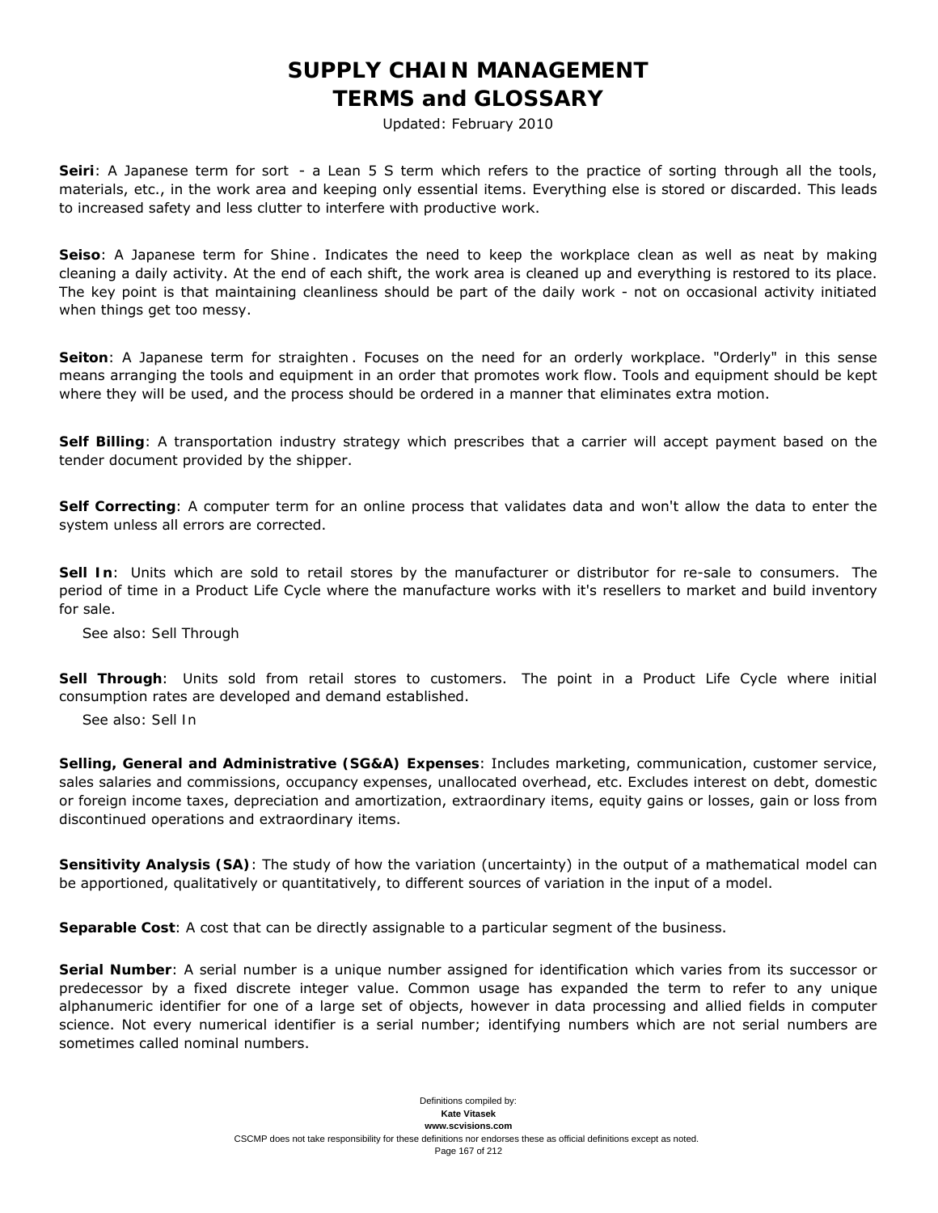**Seiri**: A Japanese term for sort - a Lean 5 S term which refers to the practice of sorting through all the tools, materials, etc., in the work area and keeping only essential items. Everything else is stored or discarded. This leads to increased safety and less clutter to interfere with productive work.

**Seiso**: A Japanese term for Shine. Indicates the need to keep the workplace clean as well as neat by making cleaning a daily activity. At the end of each shift, the work area is cleaned up and everything is restored to its place. The key point is that maintaining cleanliness should be part of the daily work - not on occasional activity initiated when things get too messy.

**Seiton**: A Japanese term for straighten. Focuses on the need for an orderly workplace. "Orderly" in this sense means arranging the tools and equipment in an order that promotes work flow. Tools and equipment should be kept where they will be used, and the process should be ordered in a manner that eliminates extra motion.

**Self Billing**: A transportation industry strategy which prescribes that a carrier will accept payment based on the tender document provided by the shipper.

**Self Correcting**: A computer term for an online process that validates data and won't allow the data to enter the system unless all errors are corrected.

**Sell In**: Units which are sold to retail stores by the manufacturer or distributor for re-sale to consumers. The period of time in a Product Life Cycle where the manufacture works with it's resellers to market and build inventory for sale.

See also: Sell Through

**Sell Through**: Units sold from retail stores to customers. The point in a Product Life Cycle where initial consumption rates are developed and demand established.

See also: Sell In

**Selling, General and Administrative (SG&A) Expenses**: Includes marketing, communication, customer service, sales salaries and commissions, occupancy expenses, unallocated overhead, etc. Excludes interest on debt, domestic or foreign income taxes, depreciation and amortization, extraordinary items, equity gains or losses, gain or loss from discontinued operations and extraordinary items.

**Sensitivity Analysis (SA)**: The study of how the variation (uncertainty) in the output of a mathematical model can be apportioned, qualitatively or quantitatively, to different sources of variation in the input of a model.

**Separable Cost**: A cost that can be directly assignable to a particular segment of the business.

**Serial Number**: A serial number is a unique number assigned for identification which varies from its successor or predecessor by a fixed discrete integer value. Common usage has expanded the term to refer to any unique alphanumeric identifier for one of a large set of objects, however in data processing and allied fields in computer science. Not every numerical identifier is a serial number; identifying numbers which are not serial numbers are sometimes called nominal numbers.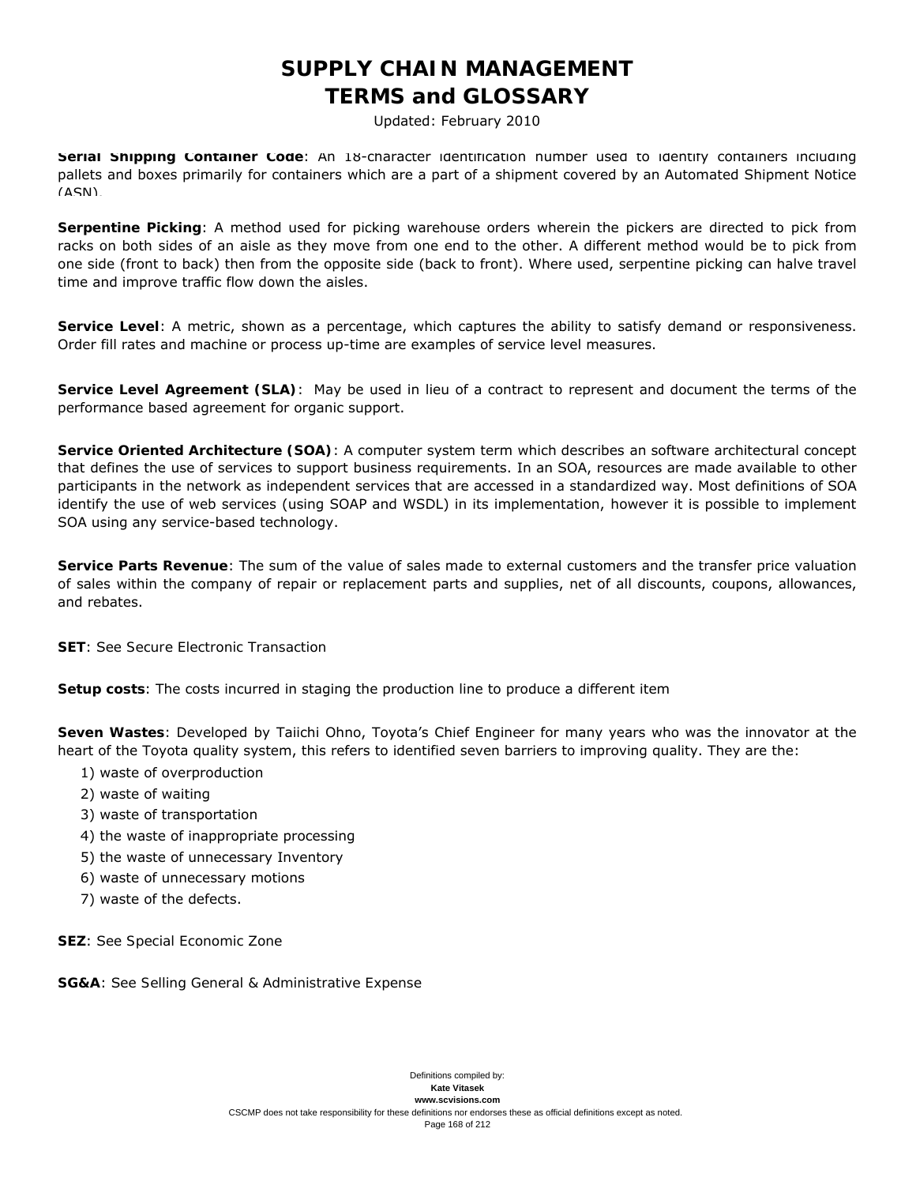**Serial Shipping Container Code**: An 18-character identification number used to identify containers including pallets and boxes primarily for containers which are a part of a shipment covered by an Automated Shipment Notice (ASN).

**Serpentine Picking**: A method used for picking warehouse orders wherein the pickers are directed to pick from racks on both sides of an aisle as they move from one end to the other. A different method would be to pick from one side (front to back) then from the opposite side (back to front). Where used, serpentine picking can halve travel time and improve traffic flow down the aisles.

**Service Level**: A metric, shown as a percentage, which captures the ability to satisfy demand or responsiveness. Order fill rates and machine or process up-time are examples of service level measures.

**Service Level Agreement (SLA)**: May be used in lieu of a contract to represent and document the terms of the performance based agreement for organic support.

**Service Oriented Architecture (SOA)**: A computer system term which describes an software architectural concept that defines the use of services to support business requirements. In an SOA, resources are made available to other participants in the network as independent services that are accessed in a standardized way. Most definitions of SOA identify the use of web services (using SOAP and WSDL) in its implementation, however it is possible to implement SOA using any service-based technology.

**Service Parts Revenue**: The sum of the value of sales made to external customers and the transfer price valuation of sales within the company of repair or replacement parts and supplies, net of all discounts, coupons, allowances, and rebates.

**SET**: See Secure Electronic Transaction

**Setup costs**: The costs incurred in staging the production line to produce a different item

**Seven Wastes**: Developed by Taiichi Ohno, Toyota's Chief Engineer for many years who was the innovator at the heart of the Toyota quality system, this refers to identified seven barriers to improving quality. They are the:

1) waste of overproduction
2) waste of waiting
3) waste of transportation
4) the waste of inappropriate processing
5) the waste of unnecessary Inventory
6) waste of unnecessary motions
7) waste of the defects.

**SEZ**: See Special Economic Zone

**SG&A**: See Selling General & Administrative Expense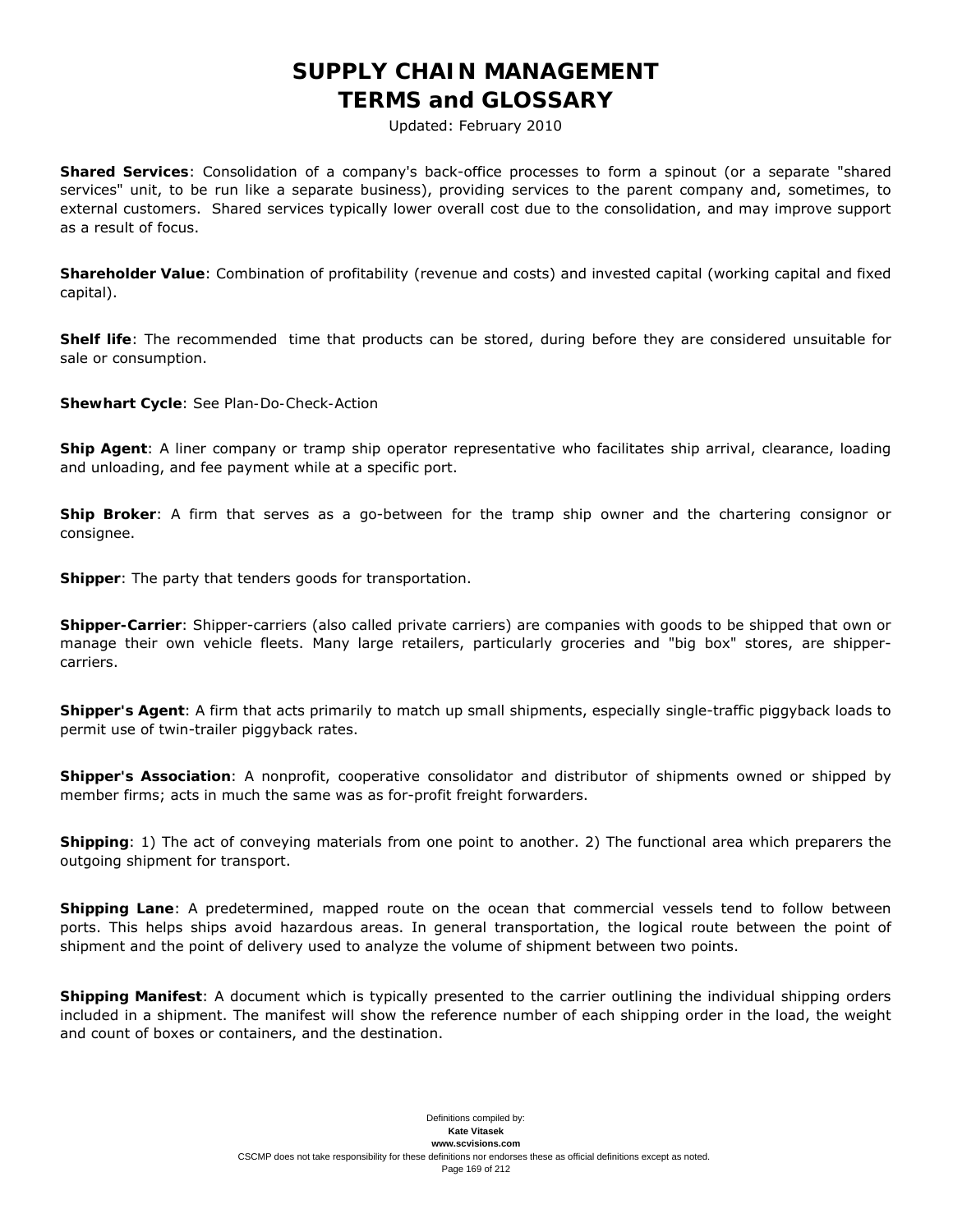**Shared Services**: Consolidation of a company's back-office processes to form a spinout (or a separate "shared services" unit, to be run like a separate business), providing services to the parent company and, sometimes, to external customers. Shared services typically lower overall cost due to the consolidation, and may improve support as a result of focus.

**Shareholder Value**: Combination of profitability (revenue and costs) and invested capital (working capital and fixed capital).

**Shelf life**: The recommended time that products can be stored, during before they are considered unsuitable for sale or consumption.

**Shewhart Cycle**: See Plan-Do-Check-Action

**Ship Agent**: A liner company or tramp ship operator representative who facilitates ship arrival, clearance, loading and unloading, and fee payment while at a specific port.

**Ship Broker**: A firm that serves as a go-between for the tramp ship owner and the chartering consignor or consignee.

**Shipper**: The party that tenders goods for transportation.

**Shipper-Carrier**: Shipper-carriers (also called private carriers) are companies with goods to be shipped that own or manage their own vehicle fleets. Many large retailers, particularly groceries and "big box" stores, are shipper-carriers.

**Shipper's Agent**: A firm that acts primarily to match up small shipments, especially single-traffic piggyback loads to permit use of twin-trailer piggyback rates.

**Shipper's Association**: A nonprofit, cooperative consolidator and distributor of shipments owned or shipped by member firms; acts in much the same was as for-profit freight forwarders.

**Shipping**: 1) The act of conveying materials from one point to another. 2) The functional area which preparers the outgoing shipment for transport.

**Shipping Lane**: A predetermined, mapped route on the ocean that commercial vessels tend to follow between ports. This helps ships avoid hazardous areas. In general transportation, the logical route between the point of shipment and the point of delivery used to analyze the volume of shipment between two points.

**Shipping Manifest**: A document which is typically presented to the carrier outlining the individual shipping orders included in a shipment. The manifest will show the reference number of each shipping order in the load, the weight and count of boxes or containers, and the destination.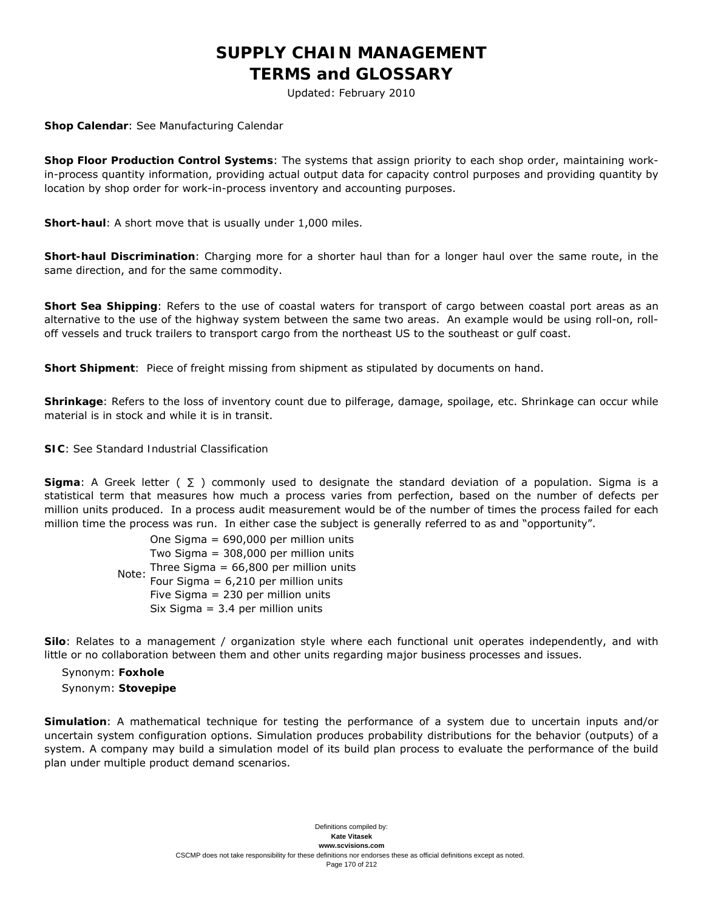**Shop Calendar**: See Manufacturing Calendar

**Shop Floor Production Control Systems**: The systems that assign priority to each shop order, maintaining work-in-process quantity information, providing actual output data for capacity control purposes and providing quantity by location by shop order for work-in-process inventory and accounting purposes.

**Short-haul**: A short move that is usually under 1,000 miles.

**Short-haul Discrimination**: Charging more for a shorter haul than for a longer haul over the same route, in the same direction, and for the same commodity.

**Short Sea Shipping**: Refers to the use of coastal waters for transport of cargo between coastal port areas as an alternative to the use of the highway system between the same two areas. An example would be using roll-on, roll-off vessels and truck trailers to transport cargo from the northeast US to the southeast or gulf coast.

**Short Shipment**: Piece of freight missing from shipment as stipulated by documents on hand.

**Shrinkage**: Refers to the loss of inventory count due to pilferage, damage, spoilage, etc. Shrinkage can occur while material is in stock and while it is in transit.

**SIC**: See Standard Industrial Classification

**Sigma**: A Greek letter ( ∑ ) commonly used to designate the standard deviation of a population. Sigma is a statistical term that measures how much a process varies from perfection, based on the number of defects per million units produced. In a process audit measurement would be of the number of times the process failed for each million time the process was run. In either case the subject is generally referred to as and "opportunity".

Note:
- One Sigma = 690,000 per million units
- Two Sigma = 308,000 per million units
- Three Sigma = 66,800 per million units
- Four Sigma = 6,210 per million units
- Five Sigma = 230 per million units
- Six Sigma = 3.4 per million units

**Silo**: Relates to a management / organization style where each functional unit operates independently, and with little or no collaboration between them and other units regarding major business processes and issues.

Synonym: **Foxhole**
Synonym: **Stovepipe**

**Simulation**: A mathematical technique for testing the performance of a system due to uncertain inputs and/or uncertain system configuration options. Simulation produces probability distributions for the behavior (outputs) of a system. A company may build a simulation model of its build plan process to evaluate the performance of the build plan under multiple product demand scenarios.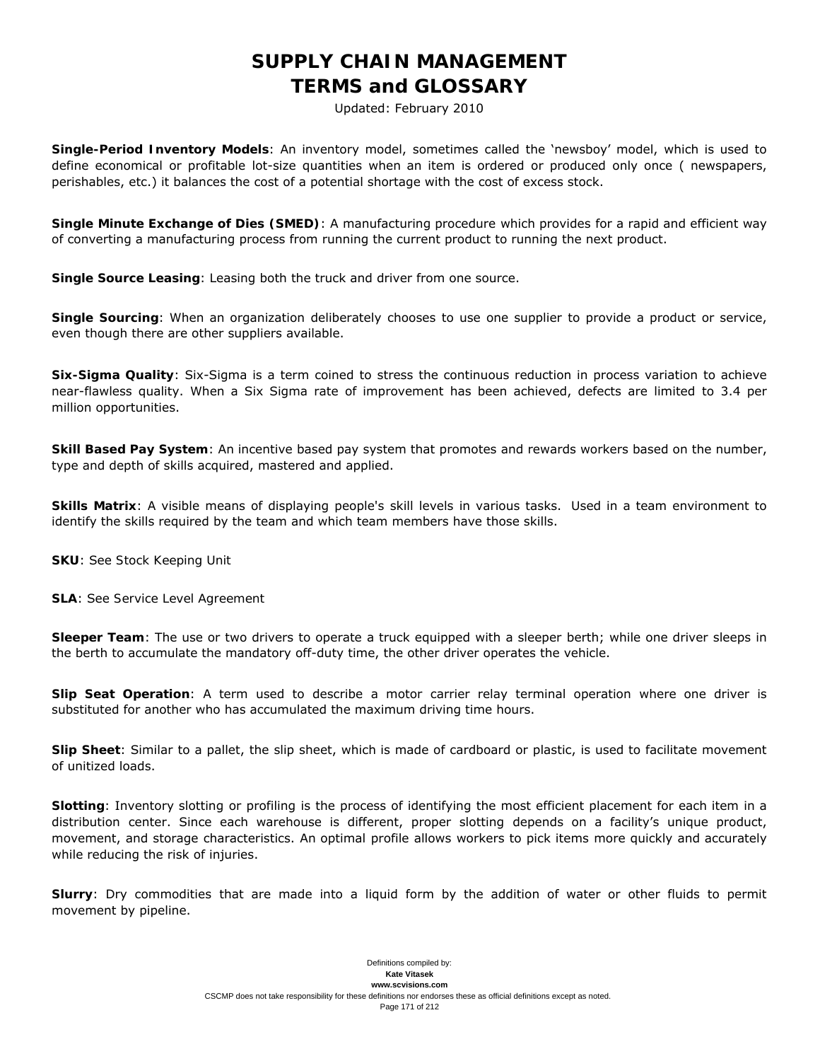**Single-Period Inventory Models**: An inventory model, sometimes called the 'newsboy' model, which is used to define economical or profitable lot-size quantities when an item is ordered or produced only once ( newspapers, perishables, etc.) it balances the cost of a potential shortage with the cost of excess stock.

**Single Minute Exchange of Dies (SMED)**: A manufacturing procedure which provides for a rapid and efficient way of converting a manufacturing process from running the current product to running the next product.

**Single Source Leasing**: Leasing both the truck and driver from one source.

**Single Sourcing**: When an organization deliberately chooses to use one supplier to provide a product or service, even though there are other suppliers available.

**Six-Sigma Quality**: Six-Sigma is a term coined to stress the continuous reduction in process variation to achieve near-flawless quality. When a Six Sigma rate of improvement has been achieved, defects are limited to 3.4 per million opportunities.

**Skill Based Pay System**: An incentive based pay system that promotes and rewards workers based on the number, type and depth of skills acquired, mastered and applied.

**Skills Matrix**: A visible means of displaying people's skill levels in various tasks. Used in a team environment to identify the skills required by the team and which team members have those skills.

**SKU**: See Stock Keeping Unit

**SLA**: See Service Level Agreement

**Sleeper Team**: The use or two drivers to operate a truck equipped with a sleeper berth; while one driver sleeps in the berth to accumulate the mandatory off-duty time, the other driver operates the vehicle.

**Slip Seat Operation**: A term used to describe a motor carrier relay terminal operation where one driver is substituted for another who has accumulated the maximum driving time hours.

**Slip Sheet**: Similar to a pallet, the slip sheet, which is made of cardboard or plastic, is used to facilitate movement of unitized loads.

**Slotting**: Inventory slotting or profiling is the process of identifying the most efficient placement for each item in a distribution center. Since each warehouse is different, proper slotting depends on a facility's unique product, movement, and storage characteristics. An optimal profile allows workers to pick items more quickly and accurately while reducing the risk of injuries.

**Slurry**: Dry commodities that are made into a liquid form by the addition of water or other fluids to permit movement by pipeline.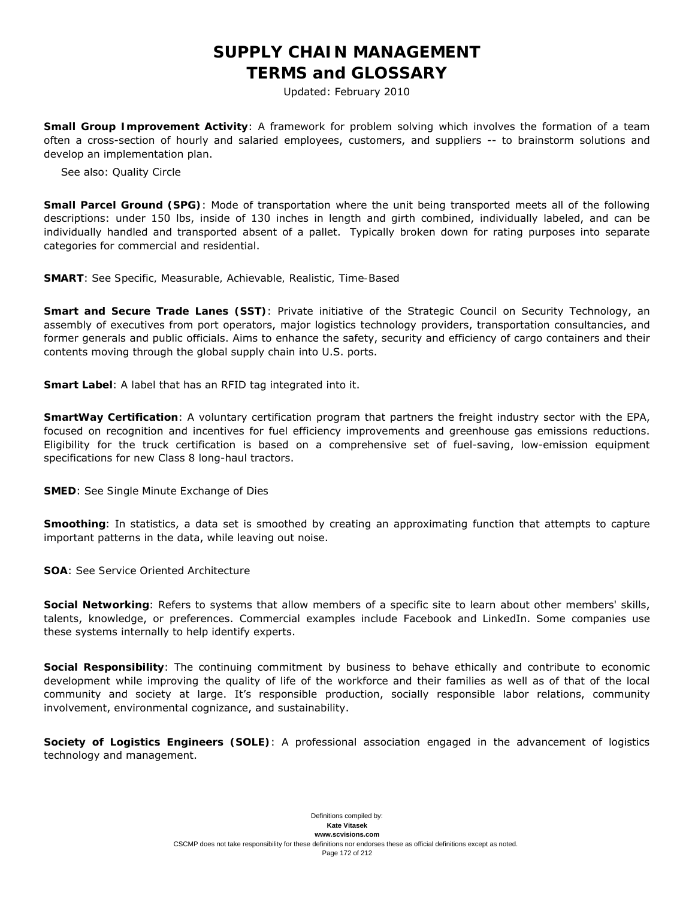**Small Group Improvement Activity**: A framework for problem solving which involves the formation of a team often a cross-section of hourly and salaried employees, customers, and suppliers -- to brainstorm solutions and develop an implementation plan.

See also: Quality Circle

**Small Parcel Ground (SPG)**: Mode of transportation where the unit being transported meets all of the following descriptions: under 150 lbs, inside of 130 inches in length and girth combined, individually labeled, and can be individually handled and transported absent of a pallet. Typically broken down for rating purposes into separate categories for commercial and residential.

**SMART**: See Specific, Measurable, Achievable, Realistic, Time-Based

**Smart and Secure Trade Lanes (SST)**: Private initiative of the Strategic Council on Security Technology, an assembly of executives from port operators, major logistics technology providers, transportation consultancies, and former generals and public officials. Aims to enhance the safety, security and efficiency of cargo containers and their contents moving through the global supply chain into U.S. ports.

**Smart Label**: A label that has an RFID tag integrated into it.

**SmartWay Certification**: A voluntary certification program that partners the freight industry sector with the EPA, focused on recognition and incentives for fuel efficiency improvements and greenhouse gas emissions reductions. Eligibility for the truck certification is based on a comprehensive set of fuel-saving, low-emission equipment specifications for new Class 8 long-haul tractors.

**SMED**: See Single Minute Exchange of Dies

**Smoothing**: In statistics, a data set is smoothed by creating an approximating function that attempts to capture important patterns in the data, while leaving out noise.

**SOA**: See Service Oriented Architecture

**Social Networking**: Refers to systems that allow members of a specific site to learn about other members' skills, talents, knowledge, or preferences. Commercial examples include Facebook and LinkedIn. Some companies use these systems internally to help identify experts.

**Social Responsibility**: The continuing commitment by business to behave ethically and contribute to economic development while improving the quality of life of the workforce and their families as well as of that of the local community and society at large. It's responsible production, socially responsible labor relations, community involvement, environmental cognizance, and sustainability.

**Society of Logistics Engineers (SOLE)**: A professional association engaged in the advancement of logistics technology and management.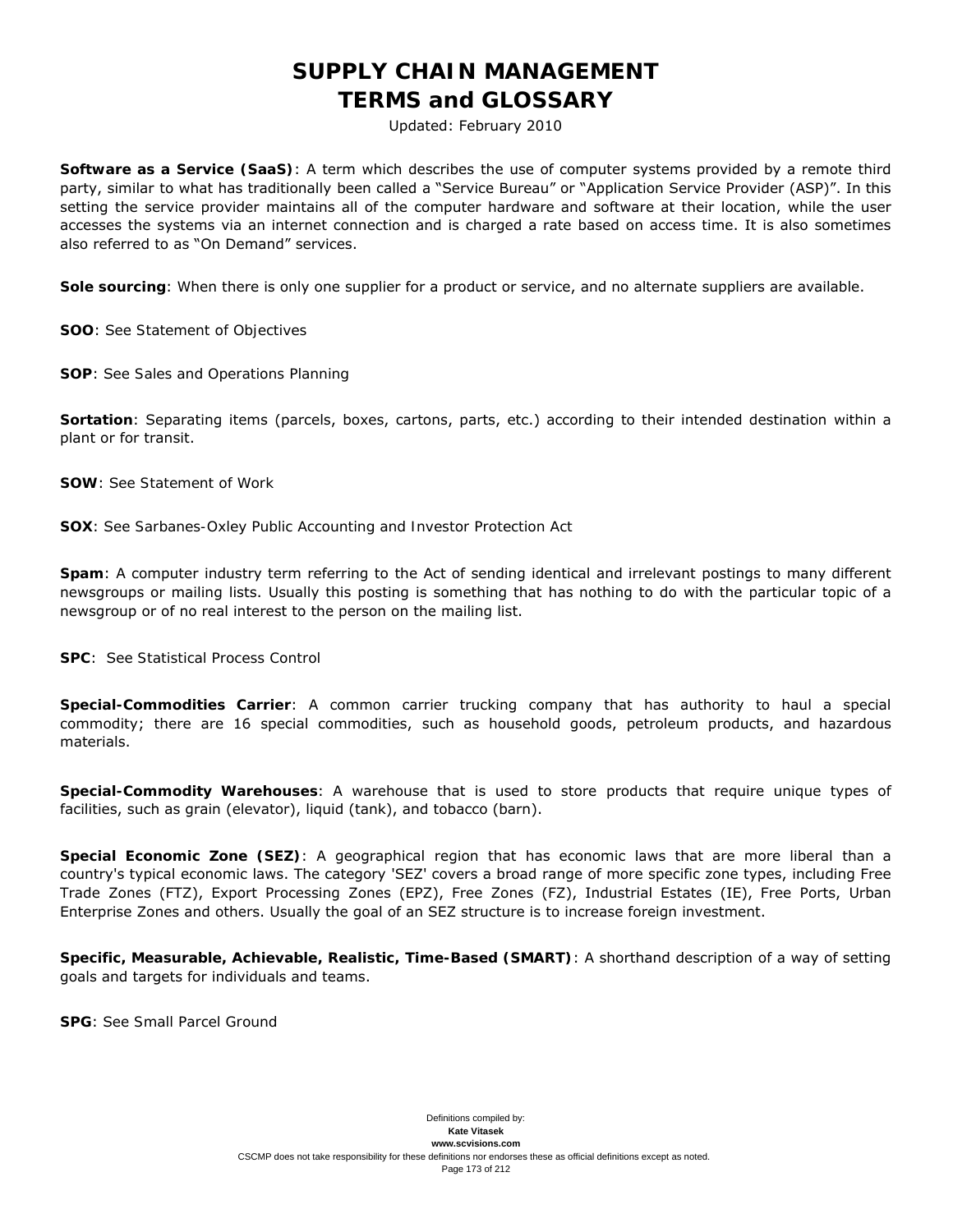**Software as a Service (SaaS)**: A term which describes the use of computer systems provided by a remote third party, similar to what has traditionally been called a "Service Bureau" or "Application Service Provider (ASP)". In this setting the service provider maintains all of the computer hardware and software at their location, while the user accesses the systems via an internet connection and is charged a rate based on access time. It is also sometimes also referred to as "On Demand" services.

**Sole sourcing**: When there is only one supplier for a product or service, and no alternate suppliers are available.

**SOO**: See Statement of Objectives

**SOP**: See Sales and Operations Planning

**Sortation**: Separating items (parcels, boxes, cartons, parts, etc.) according to their intended destination within a plant or for transit.

**SOW**: See Statement of Work

**SOX**: See Sarbanes-Oxley Public Accounting and Investor Protection Act

**Spam**: A computer industry term referring to the Act of sending identical and irrelevant postings to many different newsgroups or mailing lists. Usually this posting is something that has nothing to do with the particular topic of a newsgroup or of no real interest to the person on the mailing list.

**SPC**: See Statistical Process Control

**Special-Commodities Carrier**: A common carrier trucking company that has authority to haul a special commodity; there are 16 special commodities, such as household goods, petroleum products, and hazardous materials.

**Special-Commodity Warehouses**: A warehouse that is used to store products that require unique types of facilities, such as grain (elevator), liquid (tank), and tobacco (barn).

**Special Economic Zone (SEZ)**: A geographical region that has economic laws that are more liberal than a country's typical economic laws. The category 'SEZ' covers a broad range of more specific zone types, including Free Trade Zones (FTZ), Export Processing Zones (EPZ), Free Zones (FZ), Industrial Estates (IE), Free Ports, Urban Enterprise Zones and others. Usually the goal of an SEZ structure is to increase foreign investment.

**Specific, Measurable, Achievable, Realistic, Time-Based (SMART)**: A shorthand description of a way of setting goals and targets for individuals and teams.

**SPG**: See Small Parcel Ground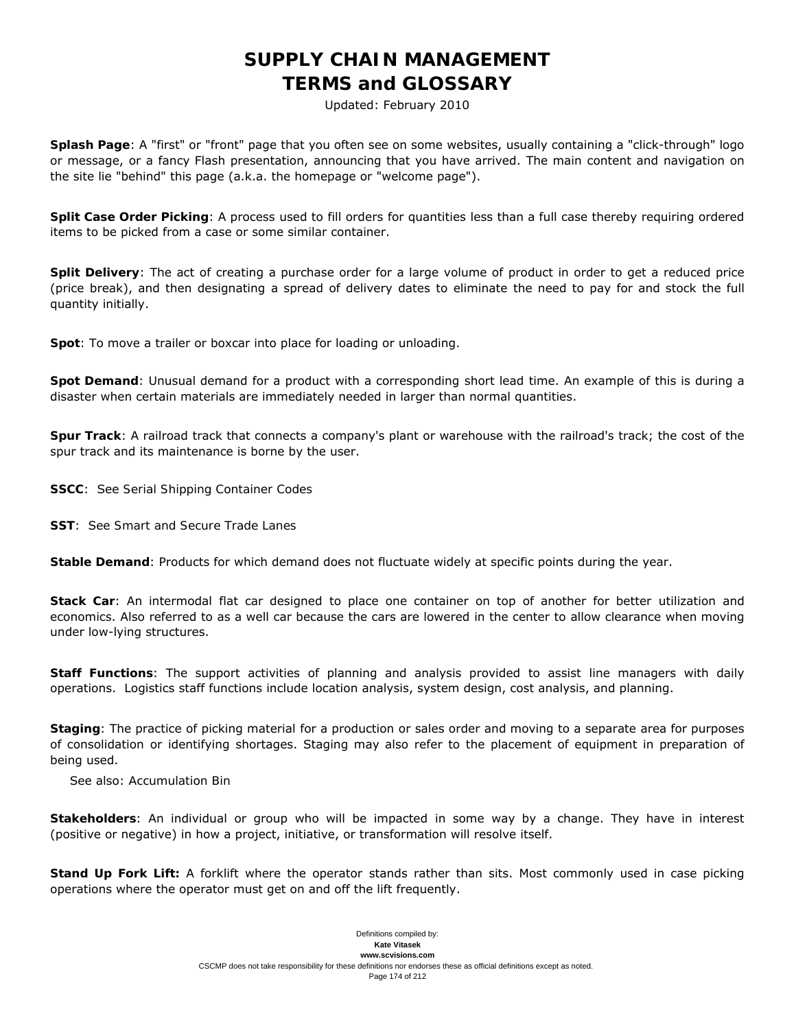**Splash Page**: A "first" or "front" page that you often see on some websites, usually containing a "click-through" logo or message, or a fancy Flash presentation, announcing that you have arrived. The main content and navigation on the site lie "behind" this page (a.k.a. the homepage or "welcome page").

**Split Case Order Picking**: A process used to fill orders for quantities less than a full case thereby requiring ordered items to be picked from a case or some similar container.

**Split Delivery**: The act of creating a purchase order for a large volume of product in order to get a reduced price (price break), and then designating a spread of delivery dates to eliminate the need to pay for and stock the full quantity initially.

**Spot**: To move a trailer or boxcar into place for loading or unloading.

**Spot Demand**: Unusual demand for a product with a corresponding short lead time. An example of this is during a disaster when certain materials are immediately needed in larger than normal quantities.

**Spur Track**: A railroad track that connects a company's plant or warehouse with the railroad's track; the cost of the spur track and its maintenance is borne by the user.

**SSCC**: See Serial Shipping Container Codes

**SST**: See Smart and Secure Trade Lanes

**Stable Demand**: Products for which demand does not fluctuate widely at specific points during the year.

**Stack Car**: An intermodal flat car designed to place one container on top of another for better utilization and economics. Also referred to as a well car because the cars are lowered in the center to allow clearance when moving under low-lying structures.

**Staff Functions**: The support activities of planning and analysis provided to assist line managers with daily operations. Logistics staff functions include location analysis, system design, cost analysis, and planning.

**Staging**: The practice of picking material for a production or sales order and moving to a separate area for purposes of consolidation or identifying shortages. Staging may also refer to the placement of equipment in preparation of being used.

See also: Accumulation Bin

**Stakeholders**: An individual or group who will be impacted in some way by a change. They have in interest (positive or negative) in how a project, initiative, or transformation will resolve itself.

**Stand Up Fork Lift:** A forklift where the operator stands rather than sits. Most commonly used in case picking operations where the operator must get on and off the lift frequently.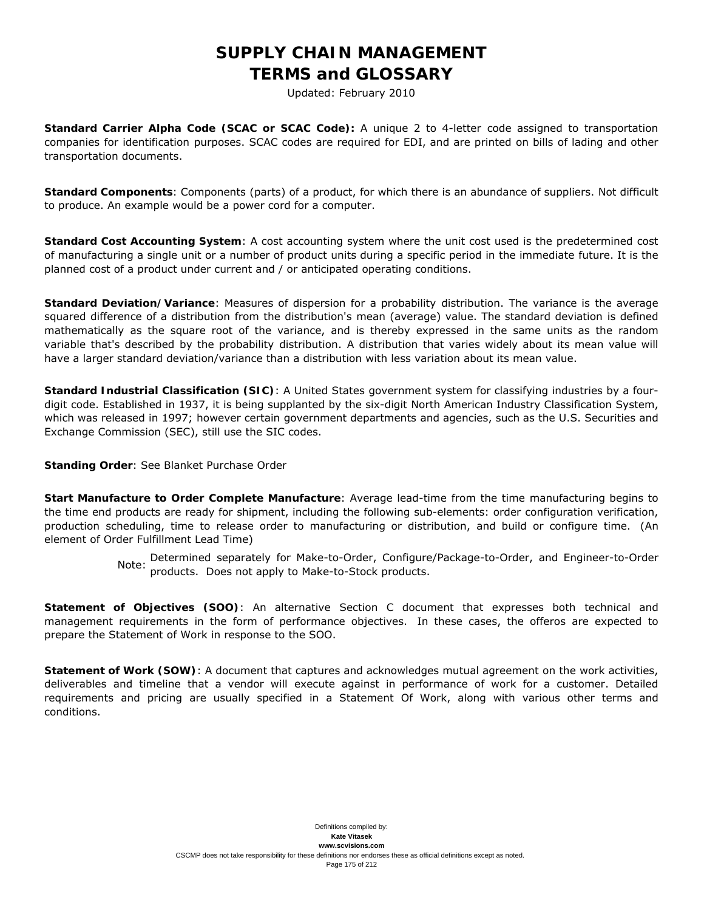**Standard Carrier Alpha Code (SCAC or SCAC Code):** A unique 2 to 4-letter code assigned to transportation companies for identification purposes. SCAC codes are required for EDI, and are printed on bills of lading and other transportation documents.

**Standard Components**: Components (parts) of a product, for which there is an abundance of suppliers. Not difficult to produce. An example would be a power cord for a computer.

**Standard Cost Accounting System**: A cost accounting system where the unit cost used is the predetermined cost of manufacturing a single unit or a number of product units during a specific period in the immediate future. It is the planned cost of a product under current and / or anticipated operating conditions.

**Standard Deviation/Variance**: Measures of dispersion for a probability distribution. The variance is the average squared difference of a distribution from the distribution's mean (average) value. The standard deviation is defined mathematically as the square root of the variance, and is thereby expressed in the same units as the random variable that's described by the probability distribution. A distribution that varies widely about its mean value will have a larger standard deviation/variance than a distribution with less variation about its mean value.

**Standard Industrial Classification (SIC)**: A United States government system for classifying industries by a four-digit code. Established in 1937, it is being supplanted by the six-digit North American Industry Classification System, which was released in 1997; however certain government departments and agencies, such as the U.S. Securities and Exchange Commission (SEC), still use the SIC codes.

**Standing Order**: See Blanket Purchase Order

**Start Manufacture to Order Complete Manufacture**: Average lead-time from the time manufacturing begins to the time end products are ready for shipment, including the following sub-elements: order configuration verification, production scheduling, time to release order to manufacturing or distribution, and build or configure time. (An element of Order Fulfillment Lead Time)

Note: Determined separately for Make-to-Order, Configure/Package-to-Order, and Engineer-to-Order products. Does not apply to Make-to-Stock products.

**Statement of Objectives (SOO)**: An alternative Section C document that expresses both technical and management requirements in the form of performance objectives. In these cases, the offeros are expected to prepare the Statement of Work in response to the SOO.

**Statement of Work (SOW)**: A document that captures and acknowledges mutual agreement on the work activities, deliverables and timeline that a vendor will execute against in performance of work for a customer. Detailed requirements and pricing are usually specified in a Statement Of Work, along with various other terms and conditions.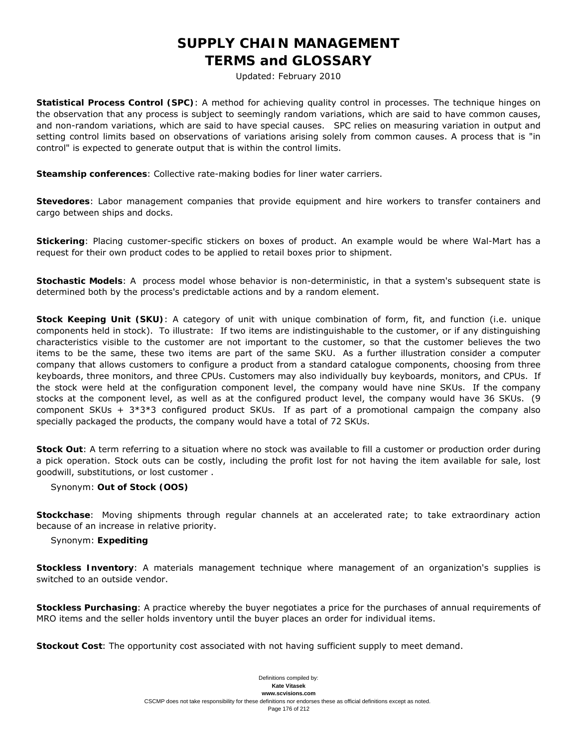# SUPPLY CHAIN MANAGEMENT
# TERMS and GLOSSARY

Updated: February 2010

**Statistical Process Control (SPC)**: A method for achieving quality control in processes. The technique hinges on the observation that any process is subject to seemingly random variations, which are said to have common causes, and non-random variations, which are said to have special causes. SPC relies on measuring variation in output and setting control limits based on observations of variations arising solely from common causes. A process that is "in control" is expected to generate output that is within the control limits.

**Steamship conferences**: Collective rate-making bodies for liner water carriers.

**Stevedores**: Labor management companies that provide equipment and hire workers to transfer containers and cargo between ships and docks.

**Stickering**: Placing customer-specific stickers on boxes of product. An example would be where Wal-Mart has a request for their own product codes to be applied to retail boxes prior to shipment.

**Stochastic Models**: A process model whose behavior is non-deterministic, in that a system's subsequent state is determined both by the process's predictable actions and by a random element.

**Stock Keeping Unit (SKU)**: A category of unit with unique combination of form, fit, and function (i.e. unique components held in stock). To illustrate: If two items are indistinguishable to the customer, or if any distinguishing characteristics visible to the customer are not important to the customer, so that the customer believes the two items to be the same, these two items are part of the same SKU. As a further illustration consider a computer company that allows customers to configure a product from a standard catalogue components, choosing from three keyboards, three monitors, and three CPUs. Customers may also individually buy keyboards, monitors, and CPUs. If the stock were held at the configuration component level, the company would have nine SKUs. If the company stocks at the component level, as well as at the configured product level, the company would have 36 SKUs. (9 component SKUs + 3*3*3 configured product SKUs. If as part of a promotional campaign the company also specially packaged the products, the company would have a total of 72 SKUs.

**Stock Out**: A term referring to a situation where no stock was available to fill a customer or production order during a pick operation. Stock outs can be costly, including the profit lost for not having the item available for sale, lost goodwill, substitutions, or lost customer .

Synonym: **Out of Stock (OOS)**

**Stockchase**: Moving shipments through regular channels at an accelerated rate; to take extraordinary action because of an increase in relative priority.

Synonym: **Expediting**

**Stockless Inventory**: A materials management technique where management of an organization's supplies is switched to an outside vendor.

**Stockless Purchasing**: A practice whereby the buyer negotiates a price for the purchases of annual requirements of MRO items and the seller holds inventory until the buyer places an order for individual items.

**Stockout Cost**: The opportunity cost associated with not having sufficient supply to meet demand.

Definitions compiled by:
Kate Vitasek
www.scvisions.com
CSCMP does not take responsibility for these definitions nor endorses these as official definitions except as noted.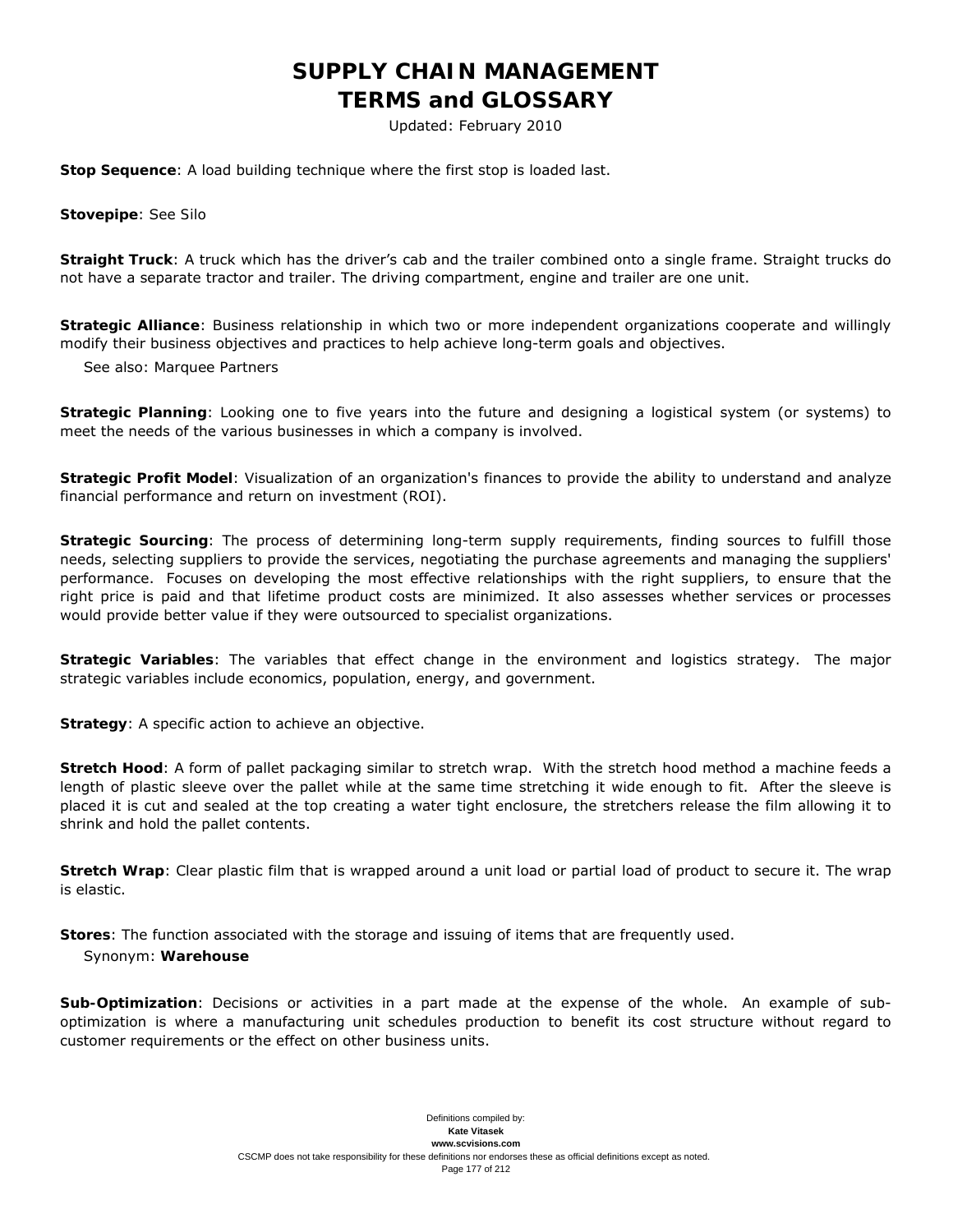**Stop Sequence**: A load building technique where the first stop is loaded last.

**Stovepipe**: See Silo

**Straight Truck**: A truck which has the driver's cab and the trailer combined onto a single frame. Straight trucks do not have a separate tractor and trailer. The driving compartment, engine and trailer are one unit.

**Strategic Alliance**: Business relationship in which two or more independent organizations cooperate and willingly modify their business objectives and practices to help achieve long-term goals and objectives.

See also: Marquee Partners

**Strategic Planning**: Looking one to five years into the future and designing a logistical system (or systems) to meet the needs of the various businesses in which a company is involved.

**Strategic Profit Model**: Visualization of an organization's finances to provide the ability to understand and analyze financial performance and return on investment (ROI).

**Strategic Sourcing**: The process of determining long-term supply requirements, finding sources to fulfill those needs, selecting suppliers to provide the services, negotiating the purchase agreements and managing the suppliers' performance. Focuses on developing the most effective relationships with the right suppliers, to ensure that the right price is paid and that lifetime product costs are minimized. It also assesses whether services or processes would provide better value if they were outsourced to specialist organizations.

**Strategic Variables**: The variables that effect change in the environment and logistics strategy. The major strategic variables include economics, population, energy, and government.

**Strategy**: A specific action to achieve an objective.

**Stretch Hood**: A form of pallet packaging similar to stretch wrap. With the stretch hood method a machine feeds a length of plastic sleeve over the pallet while at the same time stretching it wide enough to fit. After the sleeve is placed it is cut and sealed at the top creating a water tight enclosure, the stretchers release the film allowing it to shrink and hold the pallet contents.

**Stretch Wrap**: Clear plastic film that is wrapped around a unit load or partial load of product to secure it. The wrap is elastic.

**Stores**: The function associated with the storage and issuing of items that are frequently used.

Synonym: **Warehouse**

**Sub-Optimization**: Decisions or activities in a part made at the expense of the whole. An example of sub-optimization is where a manufacturing unit schedules production to benefit its cost structure without regard to customer requirements or the effect on other business units.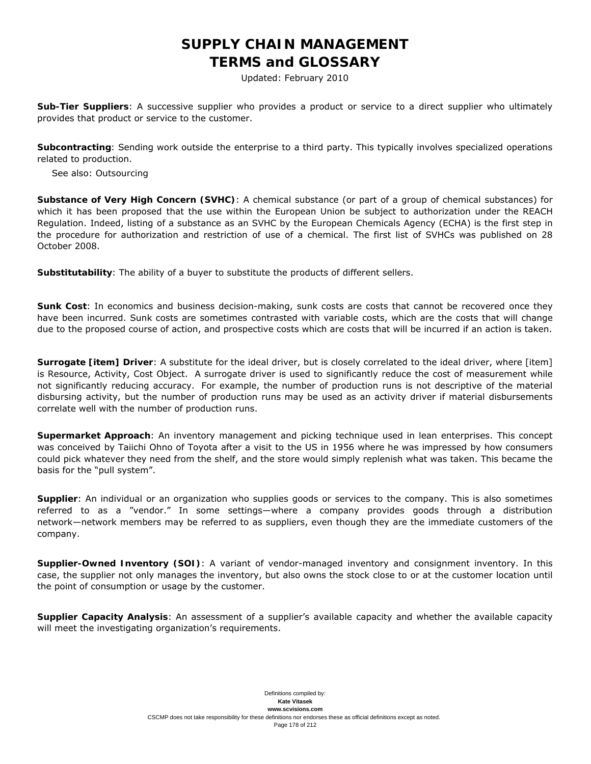**Sub-Tier Suppliers**: A successive supplier who provides a product or service to a direct supplier who ultimately provides that product or service to the customer.

**Subcontracting**: Sending work outside the enterprise to a third party. This typically involves specialized operations related to production.

See also: Outsourcing

**Substance of Very High Concern (SVHC)**: A chemical substance (or part of a group of chemical substances) for which it has been proposed that the use within the European Union be subject to authorization under the REACH Regulation. Indeed, listing of a substance as an SVHC by the European Chemicals Agency (ECHA) is the first step in the procedure for authorization and restriction of use of a chemical. The first list of SVHCs was published on 28 October 2008.

**Substitutability**: The ability of a buyer to substitute the products of different sellers.

**Sunk Cost**: In economics and business decision-making, sunk costs are costs that cannot be recovered once they have been incurred. Sunk costs are sometimes contrasted with variable costs, which are the costs that will change due to the proposed course of action, and prospective costs which are costs that will be incurred if an action is taken.

**Surrogate [item] Driver**: A substitute for the ideal driver, but is closely correlated to the ideal driver, where [item] is Resource, Activity, Cost Object. A surrogate driver is used to significantly reduce the cost of measurement while not significantly reducing accuracy. For example, the number of production runs is not descriptive of the material disbursing activity, but the number of production runs may be used as an activity driver if material disbursements correlate well with the number of production runs.

**Supermarket Approach**: An inventory management and picking technique used in lean enterprises. This concept was conceived by Taiichi Ohno of Toyota after a visit to the US in 1956 where he was impressed by how consumers could pick whatever they need from the shelf, and the store would simply replenish what was taken. This became the basis for the "pull system".

**Supplier**: An individual or an organization who supplies goods or services to the company. This is also sometimes referred to as a "vendor." In some settings—where a company provides goods through a distribution network—network members may be referred to as suppliers, even though they are the immediate customers of the company.

**Supplier-Owned Inventory (SOI)**: A variant of vendor-managed inventory and consignment inventory. In this case, the supplier not only manages the inventory, but also owns the stock close to or at the customer location until the point of consumption or usage by the customer.

**Supplier Capacity Analysis**: An assessment of a supplier's available capacity and whether the available capacity will meet the investigating organization's requirements.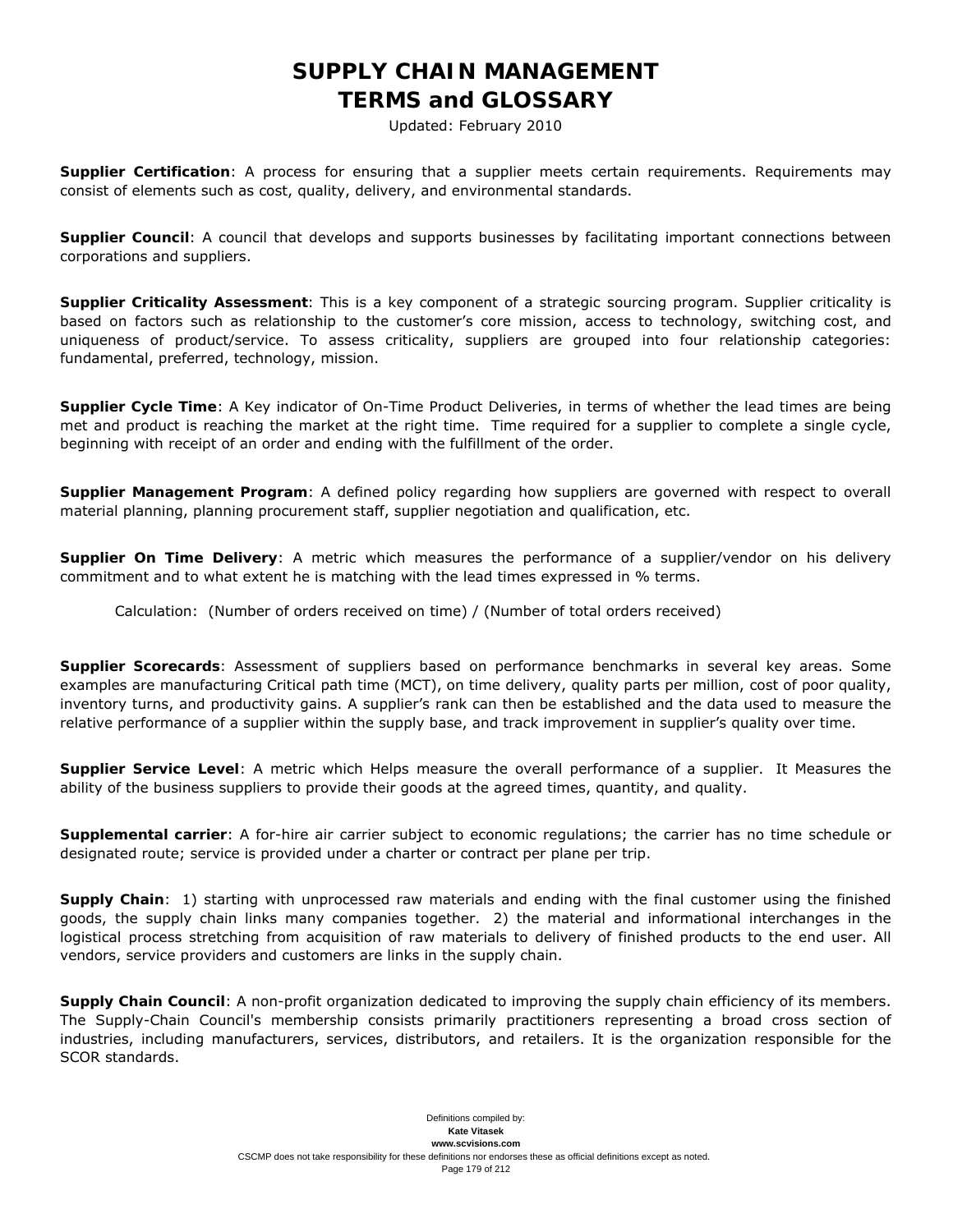# SUPPLY CHAIN MANAGEMENT
# TERMS and GLOSSARY

Updated: February 2010

**Supplier Certification**: A process for ensuring that a supplier meets certain requirements. Requirements may consist of elements such as cost, quality, delivery, and environmental standards.

**Supplier Council**: A council that develops and supports businesses by facilitating important connections between corporations and suppliers.

**Supplier Criticality Assessment**: This is a key component of a strategic sourcing program. Supplier criticality is based on factors such as relationship to the customer's core mission, access to technology, switching cost, and uniqueness of product/service. To assess criticality, suppliers are grouped into four relationship categories: fundamental, preferred, technology, mission.

**Supplier Cycle Time**: A Key indicator of On-Time Product Deliveries, in terms of whether the lead times are being met and product is reaching the market at the right time. Time required for a supplier to complete a single cycle, beginning with receipt of an order and ending with the fulfillment of the order.

**Supplier Management Program**: A defined policy regarding how suppliers are governed with respect to overall material planning, planning procurement staff, supplier negotiation and qualification, etc.

**Supplier On Time Delivery**: A metric which measures the performance of a supplier/vendor on his delivery commitment and to what extent he is matching with the lead times expressed in % terms.

Calculation: (Number of orders received on time) / (Number of total orders received)

**Supplier Scorecards**: Assessment of suppliers based on performance benchmarks in several key areas. Some examples are manufacturing Critical path time (MCT), on time delivery, quality parts per million, cost of poor quality, inventory turns, and productivity gains. A supplier's rank can then be established and the data used to measure the relative performance of a supplier within the supply base, and track improvement in supplier's quality over time.

**Supplier Service Level**: A metric which Helps measure the overall performance of a supplier. It Measures the ability of the business suppliers to provide their goods at the agreed times, quantity, and quality.

**Supplemental carrier**: A for-hire air carrier subject to economic regulations; the carrier has no time schedule or designated route; service is provided under a charter or contract per plane per trip.

**Supply Chain**: 1) starting with unprocessed raw materials and ending with the final customer using the finished goods, the supply chain links many companies together. 2) the material and informational interchanges in the logistical process stretching from acquisition of raw materials to delivery of finished products to the end user. All vendors, service providers and customers are links in the supply chain.

**Supply Chain Council**: A non-profit organization dedicated to improving the supply chain efficiency of its members. The Supply-Chain Council's membership consists primarily practitioners representing a broad cross section of industries, including manufacturers, services, distributors, and retailers. It is the organization responsible for the SCOR standards.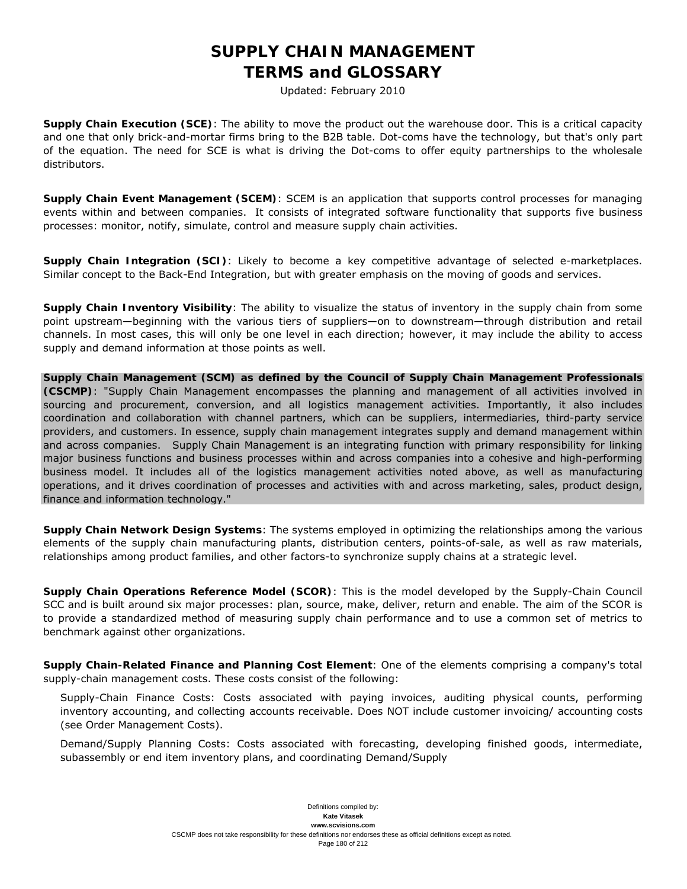# SUPPLY CHAIN MANAGEMENT
# TERMS and GLOSSARY

Updated: February 2010

**Supply Chain Execution (SCE)**: The ability to move the product out the warehouse door. This is a critical capacity and one that only brick-and-mortar firms bring to the B2B table. Dot-coms have the technology, but that's only part of the equation. The need for SCE is what is driving the Dot-coms to offer equity partnerships to the wholesale distributors.

**Supply Chain Event Management (SCEM)**: SCEM is an application that supports control processes for managing events within and between companies. It consists of integrated software functionality that supports five business processes: monitor, notify, simulate, control and measure supply chain activities.

**Supply Chain Integration (SCI)**: Likely to become a key competitive advantage of selected e-marketplaces. Similar concept to the Back-End Integration, but with greater emphasis on the moving of goods and services.

**Supply Chain Inventory Visibility**: The ability to visualize the status of inventory in the supply chain from some point upstream—beginning with the various tiers of suppliers—on to downstream—through distribution and retail channels. In most cases, this will only be one level in each direction; however, it may include the ability to access supply and demand information at those points as well.

**Supply Chain Management (SCM) as defined by the Council of Supply Chain Management Professionals (CSCMP)**: "Supply Chain Management encompasses the planning and management of all activities involved in sourcing and procurement, conversion, and all logistics management activities. Importantly, it also includes coordination and collaboration with channel partners, which can be suppliers, intermediaries, third-party service providers, and customers. In essence, supply chain management integrates supply and demand management within and across companies. Supply Chain Management is an integrating function with primary responsibility for linking major business functions and business processes within and across companies into a cohesive and high-performing business model. It includes all of the logistics management activities noted above, as well as manufacturing operations, and it drives coordination of processes and activities with and across marketing, sales, product design, finance and information technology."

**Supply Chain Network Design Systems**: The systems employed in optimizing the relationships among the various elements of the supply chain manufacturing plants, distribution centers, points-of-sale, as well as raw materials, relationships among product families, and other factors-to synchronize supply chains at a strategic level.

**Supply Chain Operations Reference Model (SCOR)**: This is the model developed by the Supply-Chain Council SCC and is built around six major processes: plan, source, make, deliver, return and enable. The aim of the SCOR is to provide a standardized method of measuring supply chain performance and to use a common set of metrics to benchmark against other organizations.

**Supply Chain-Related Finance and Planning Cost Element**: One of the elements comprising a company's total supply-chain management costs. These costs consist of the following:

Supply-Chain Finance Costs: Costs associated with paying invoices, auditing physical counts, performing inventory accounting, and collecting accounts receivable. Does NOT include customer invoicing/ accounting costs (see Order Management Costs).

Demand/Supply Planning Costs: Costs associated with forecasting, developing finished goods, intermediate, subassembly or end item inventory plans, and coordinating Demand/Supply

Definitions compiled by:
**Kate Vitasek**
**www.scvisions.com**
CSCMP does not take responsibility for these definitions nor endorses these as official definitions except as noted.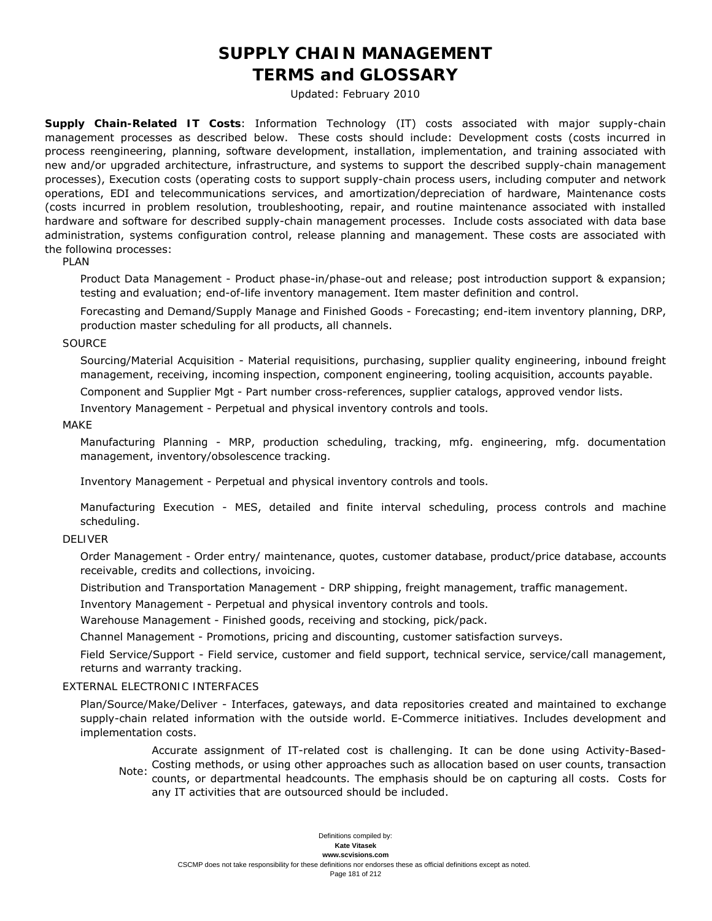**Supply Chain-Related IT Costs**: Information Technology (IT) costs associated with major supply-chain management processes as described below. These costs should include: Development costs (costs incurred in process reengineering, planning, software development, installation, implementation, and training associated with new and/or upgraded architecture, infrastructure, and systems to support the described supply-chain management processes), Execution costs (operating costs to support supply-chain process users, including computer and network operations, EDI and telecommunications services, and amortization/depreciation of hardware, Maintenance costs (costs incurred in problem resolution, troubleshooting, repair, and routine maintenance associated with installed hardware and software for described supply-chain management processes. Include costs associated with data base administration, systems configuration control, release planning and management. These costs are associated with the following processes:

PLAN

Product Data Management - Product phase-in/phase-out and release; post introduction support & expansion; testing and evaluation; end-of-life inventory management. Item master definition and control.

Forecasting and Demand/Supply Manage and Finished Goods - Forecasting; end-item inventory planning, DRP, production master scheduling for all products, all channels.

SOURCE

Sourcing/Material Acquisition - Material requisitions, purchasing, supplier quality engineering, inbound freight management, receiving, incoming inspection, component engineering, tooling acquisition, accounts payable.

Component and Supplier Mgt - Part number cross-references, supplier catalogs, approved vendor lists.

Inventory Management - Perpetual and physical inventory controls and tools.

MAKE

Manufacturing Planning - MRP, production scheduling, tracking, mfg. engineering, mfg. documentation management, inventory/obsolescence tracking.

Inventory Management - Perpetual and physical inventory controls and tools.

Manufacturing Execution - MES, detailed and finite interval scheduling, process controls and machine scheduling.

DELIVER

Order Management - Order entry/ maintenance, quotes, customer database, product/price database, accounts receivable, credits and collections, invoicing.

Distribution and Transportation Management - DRP shipping, freight management, traffic management.

Inventory Management - Perpetual and physical inventory controls and tools.

Warehouse Management - Finished goods, receiving and stocking, pick/pack.

Channel Management - Promotions, pricing and discounting, customer satisfaction surveys.

Field Service/Support - Field service, customer and field support, technical service, service/call management, returns and warranty tracking.

EXTERNAL ELECTRONIC INTERFACES

Plan/Source/Make/Deliver - Interfaces, gateways, and data repositories created and maintained to exchange supply-chain related information with the outside world. E-Commerce initiatives. Includes development and implementation costs.

Note: Accurate assignment of IT-related cost is challenging. It can be done using Activity-Based-Costing methods, or using other approaches such as allocation based on user counts, transaction counts, or departmental headcounts. The emphasis should be on capturing all costs. Costs for any IT activities that are outsourced should be included.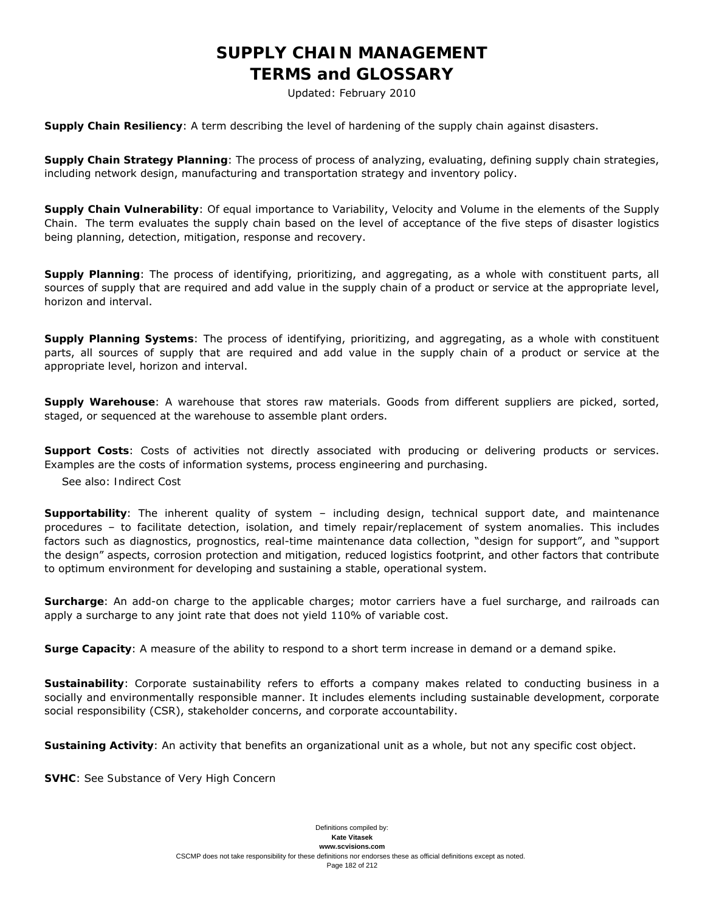**Supply Chain Resiliency**: A term describing the level of hardening of the supply chain against disasters.

**Supply Chain Strategy Planning**: The process of process of analyzing, evaluating, defining supply chain strategies, including network design, manufacturing and transportation strategy and inventory policy.

**Supply Chain Vulnerability**: Of equal importance to Variability, Velocity and Volume in the elements of the Supply Chain. The term evaluates the supply chain based on the level of acceptance of the five steps of disaster logistics being planning, detection, mitigation, response and recovery.

**Supply Planning**: The process of identifying, prioritizing, and aggregating, as a whole with constituent parts, all sources of supply that are required and add value in the supply chain of a product or service at the appropriate level, horizon and interval.

**Supply Planning Systems**: The process of identifying, prioritizing, and aggregating, as a whole with constituent parts, all sources of supply that are required and add value in the supply chain of a product or service at the appropriate level, horizon and interval.

**Supply Warehouse**: A warehouse that stores raw materials. Goods from different suppliers are picked, sorted, staged, or sequenced at the warehouse to assemble plant orders.

**Support Costs**: Costs of activities not directly associated with producing or delivering products or services. Examples are the costs of information systems, process engineering and purchasing.

See also: Indirect Cost

**Supportability**: The inherent quality of system – including design, technical support date, and maintenance procedures – to facilitate detection, isolation, and timely repair/replacement of system anomalies. This includes factors such as diagnostics, prognostics, real-time maintenance data collection, "design for support", and "support the design" aspects, corrosion protection and mitigation, reduced logistics footprint, and other factors that contribute to optimum environment for developing and sustaining a stable, operational system.

**Surcharge**: An add-on charge to the applicable charges; motor carriers have a fuel surcharge, and railroads can apply a surcharge to any joint rate that does not yield 110% of variable cost.

**Surge Capacity**: A measure of the ability to respond to a short term increase in demand or a demand spike.

**Sustainability**: Corporate sustainability refers to efforts a company makes related to conducting business in a socially and environmentally responsible manner. It includes elements including sustainable development, corporate social responsibility (CSR), stakeholder concerns, and corporate accountability.

**Sustaining Activity**: An activity that benefits an organizational unit as a whole, but not any specific cost object.

**SVHC**: See Substance of Very High Concern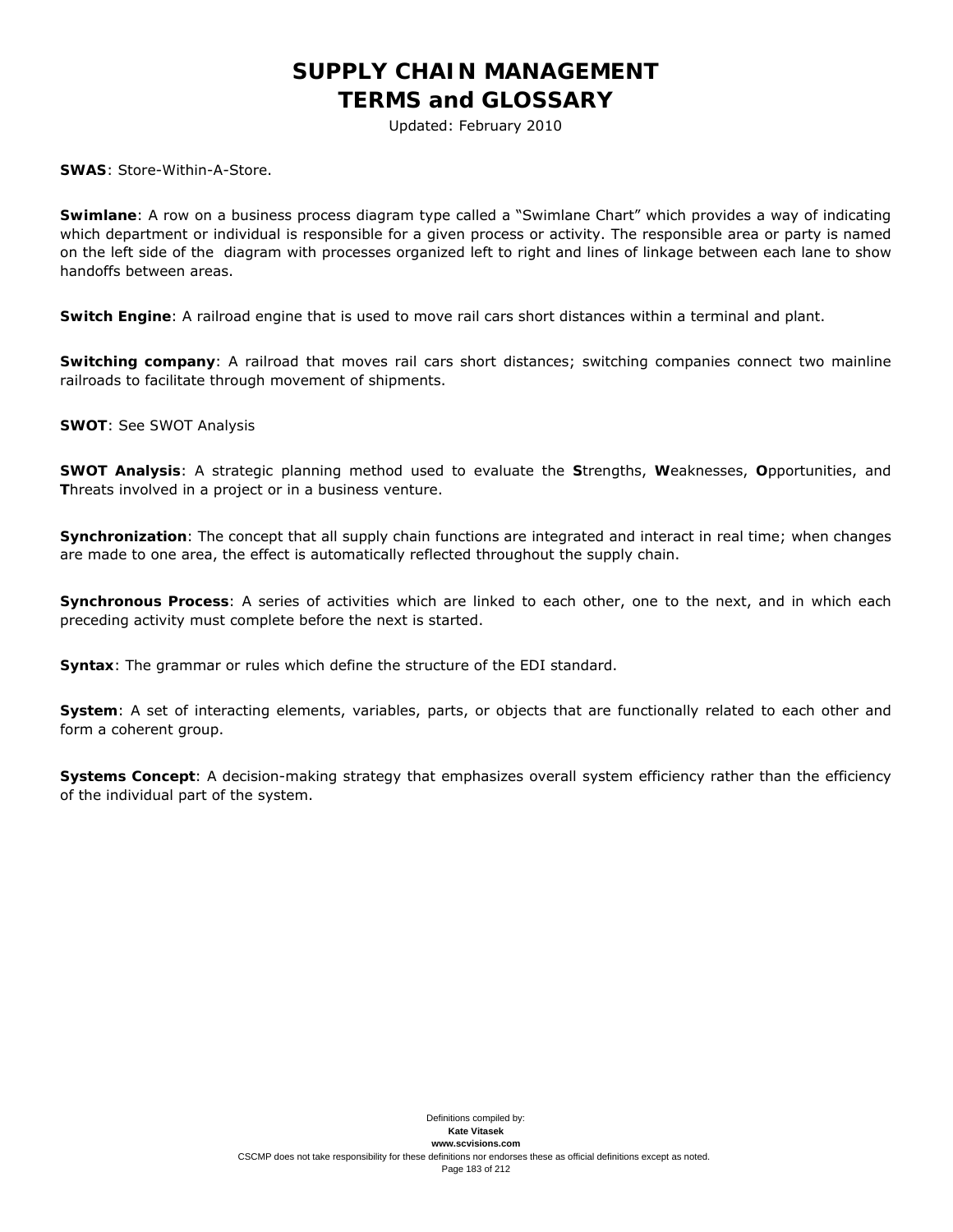**SWAS**: Store-Within-A-Store.

**Swimlane**: A row on a business process diagram type called a "Swimlane Chart" which provides a way of indicating which department or individual is responsible for a given process or activity. The responsible area or party is named on the left side of the diagram with processes organized left to right and lines of linkage between each lane to show handoffs between areas.

**Switch Engine**: A railroad engine that is used to move rail cars short distances within a terminal and plant.

**Switching company**: A railroad that moves rail cars short distances; switching companies connect two mainline railroads to facilitate through movement of shipments.

**SWOT**: See SWOT Analysis

**SWOT Analysis**: A strategic planning method used to evaluate the **S**trengths, **W**eaknesses, **O**pportunities, and **T**hreats involved in a project or in a business venture.

**Synchronization**: The concept that all supply chain functions are integrated and interact in real time; when changes are made to one area, the effect is automatically reflected throughout the supply chain.

**Synchronous Process**: A series of activities which are linked to each other, one to the next, and in which each preceding activity must complete before the next is started.

**Syntax**: The grammar or rules which define the structure of the EDI standard.

**System**: A set of interacting elements, variables, parts, or objects that are functionally related to each other and form a coherent group.

**Systems Concept**: A decision-making strategy that emphasizes overall system efficiency rather than the efficiency of the individual part of the system.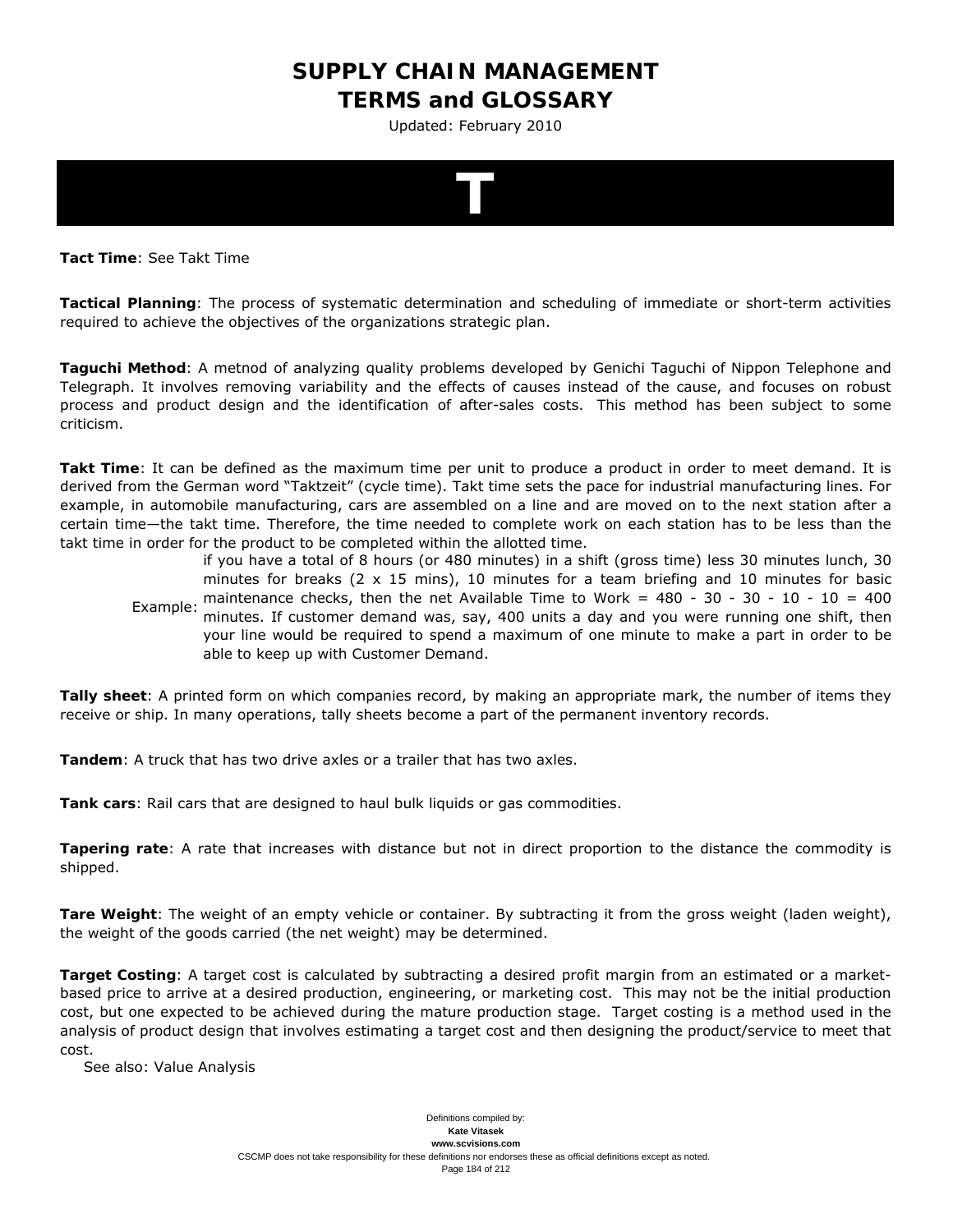# T

**Tact Time**: See Takt Time

**Tactical Planning**: The process of systematic determination and scheduling of immediate or short-term activities required to achieve the objectives of the organizations strategic plan.

**Taguchi Method**: A metnod of analyzing quality problems developed by Genichi Taguchi of Nippon Telephone and Telegraph. It involves removing variability and the effects of causes instead of the cause, and focuses on robust process and product design and the identification of after-sales costs. This method has been subject to some criticism.

**Takt Time**: It can be defined as the maximum time per unit to produce a product in order to meet demand. It is derived from the German word "Taktzeit" (cycle time). Takt time sets the pace for industrial manufacturing lines. For example, in automobile manufacturing, cars are assembled on a line and are moved on to the next station after a certain time—the takt time. Therefore, the time needed to complete work on each station has to be less than the takt time in order for the product to be completed within the allotted time.

Example: if you have a total of 8 hours (or 480 minutes) in a shift (gross time) less 30 minutes lunch, 30 minutes for breaks (2 x 15 mins), 10 minutes for a team briefing and 10 minutes for basic maintenance checks, then the net Available Time to Work = 480 - 30 - 30 - 10 - 10 = 400 minutes. If customer demand was, say, 400 units a day and you were running one shift, then your line would be required to spend a maximum of one minute to make a part in order to be able to keep up with Customer Demand.

**Tally sheet**: A printed form on which companies record, by making an appropriate mark, the number of items they receive or ship. In many operations, tally sheets become a part of the permanent inventory records.

**Tandem**: A truck that has two drive axles or a trailer that has two axles.

**Tank cars**: Rail cars that are designed to haul bulk liquids or gas commodities.

**Tapering rate**: A rate that increases with distance but not in direct proportion to the distance the commodity is shipped.

**Tare Weight**: The weight of an empty vehicle or container. By subtracting it from the gross weight (laden weight), the weight of the goods carried (the net weight) may be determined.

**Target Costing**: A target cost is calculated by subtracting a desired profit margin from an estimated or a market-based price to arrive at a desired production, engineering, or marketing cost. This may not be the initial production cost, but one expected to be achieved during the mature production stage. Target costing is a method used in the analysis of product design that involves estimating a target cost and then designing the product/service to meet that cost.

See also: Value Analysis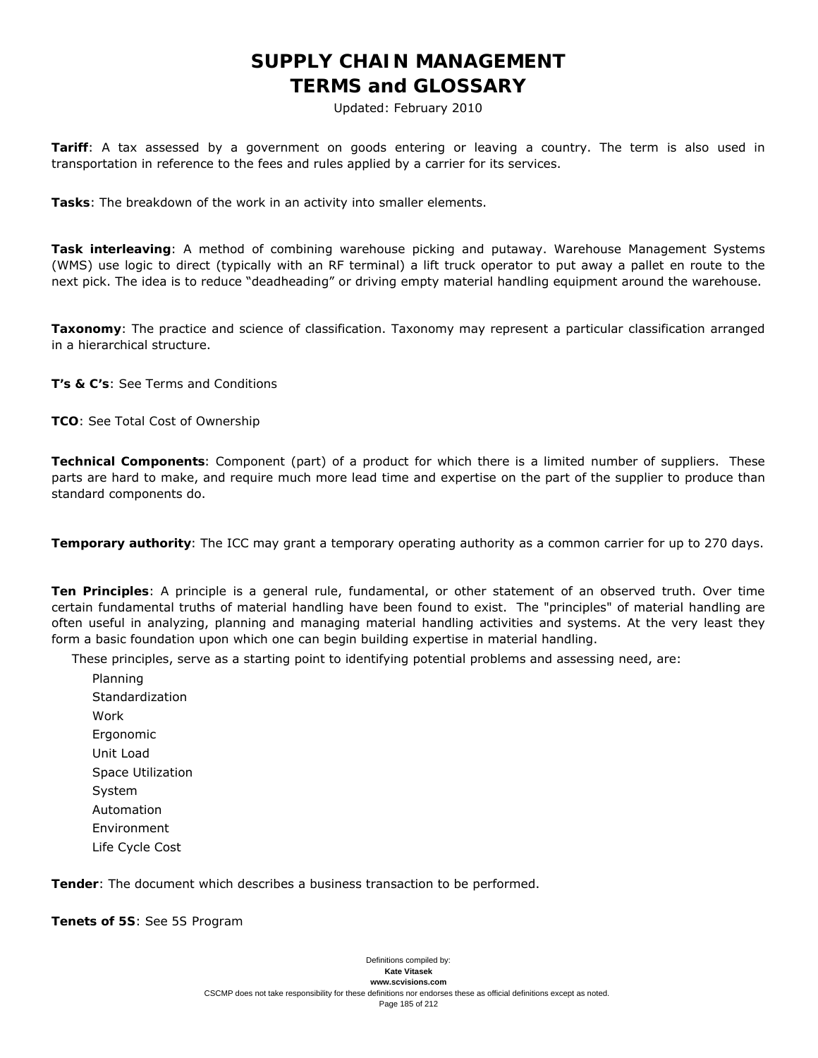**Tariff**: A tax assessed by a government on goods entering or leaving a country. The term is also used in transportation in reference to the fees and rules applied by a carrier for its services.

**Tasks**: The breakdown of the work in an activity into smaller elements.

**Task interleaving**: A method of combining warehouse picking and putaway. Warehouse Management Systems (WMS) use logic to direct (typically with an RF terminal) a lift truck operator to put away a pallet en route to the next pick. The idea is to reduce "deadheading" or driving empty material handling equipment around the warehouse.

**Taxonomy**: The practice and science of classification. Taxonomy may represent a particular classification arranged in a hierarchical structure.

**T's & C's**: See Terms and Conditions

**TCO**: See Total Cost of Ownership

**Technical Components**: Component (part) of a product for which there is a limited number of suppliers. These parts are hard to make, and require much more lead time and expertise on the part of the supplier to produce than standard components do.

**Temporary authority**: The ICC may grant a temporary operating authority as a common carrier for up to 270 days.

**Ten Principles**: A principle is a general rule, fundamental, or other statement of an observed truth. Over time certain fundamental truths of material handling have been found to exist. The "principles" of material handling are often useful in analyzing, planning and managing material handling activities and systems. At the very least they form a basic foundation upon which one can begin building expertise in material handling.

These principles, serve as a starting point to identifying potential problems and assessing need, are:

- Planning
- Standardization
- Work
- Ergonomic
- Unit Load
- Space Utilization
- System
- Automation
- Environment
- Life Cycle Cost

**Tender**: The document which describes a business transaction to be performed.

**Tenets of 5S**: See 5S Program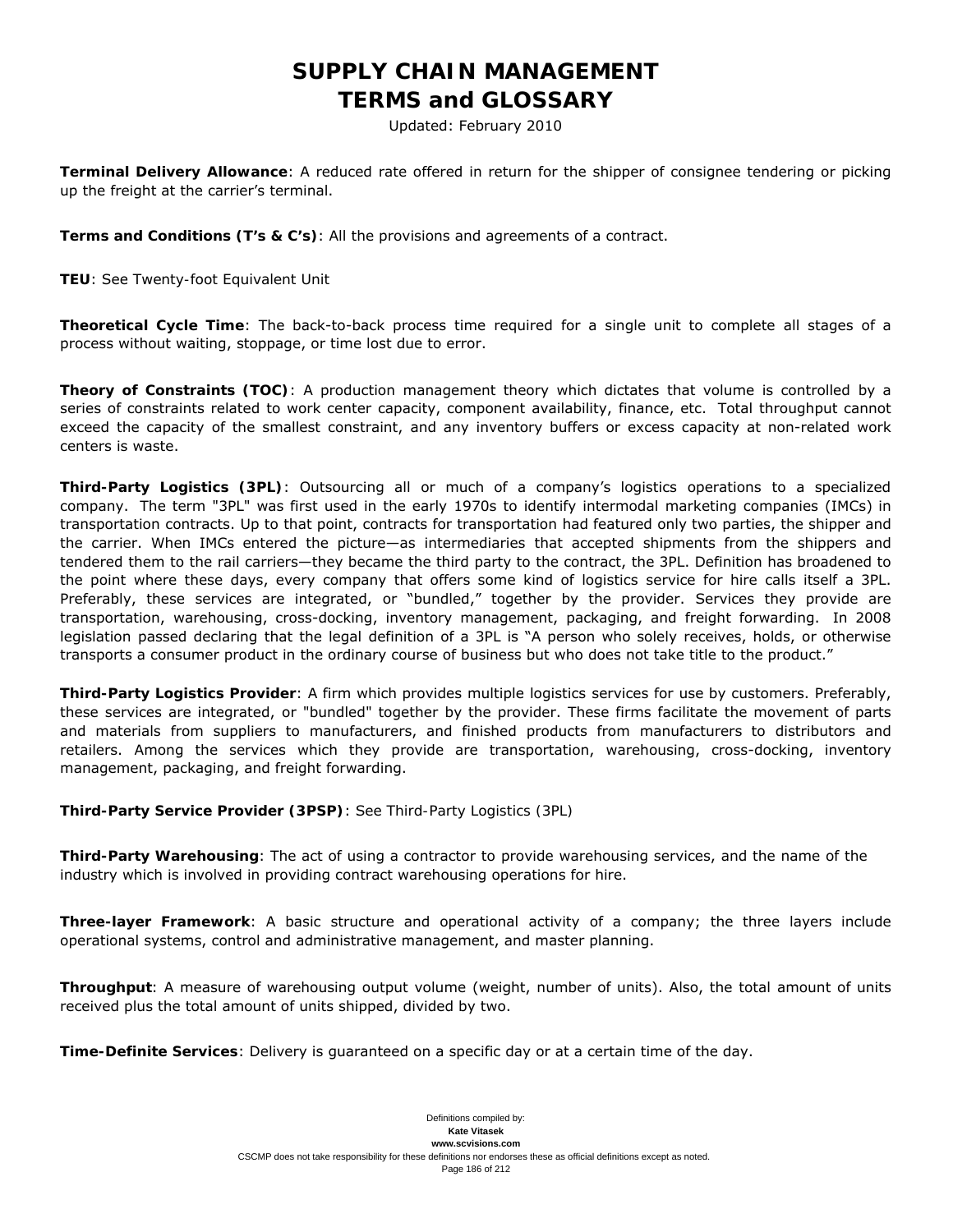# SUPPLY CHAIN MANAGEMENT
# TERMS and GLOSSARY

Updated: February 2010

**Terminal Delivery Allowance**: A reduced rate offered in return for the shipper of consignee tendering or picking up the freight at the carrier's terminal.

**Terms and Conditions (T's & C's)**: All the provisions and agreements of a contract.

**TEU**: See Twenty-foot Equivalent Unit

**Theoretical Cycle Time**: The back-to-back process time required for a single unit to complete all stages of a process without waiting, stoppage, or time lost due to error.

**Theory of Constraints (TOC)**: A production management theory which dictates that volume is controlled by a series of constraints related to work center capacity, component availability, finance, etc. Total throughput cannot exceed the capacity of the smallest constraint, and any inventory buffers or excess capacity at non-related work centers is waste.

**Third-Party Logistics (3PL)**: Outsourcing all or much of a company's logistics operations to a specialized company. The term "3PL" was first used in the early 1970s to identify intermodal marketing companies (IMCs) in transportation contracts. Up to that point, contracts for transportation had featured only two parties, the shipper and the carrier. When IMCs entered the picture—as intermediaries that accepted shipments from the shippers and tendered them to the rail carriers—they became the third party to the contract, the 3PL. Definition has broadened to the point where these days, every company that offers some kind of logistics service for hire calls itself a 3PL. Preferably, these services are integrated, or "bundled," together by the provider. Services they provide are transportation, warehousing, cross-docking, inventory management, packaging, and freight forwarding. In 2008 legislation passed declaring that the legal definition of a 3PL is "A person who solely receives, holds, or otherwise transports a consumer product in the ordinary course of business but who does not take title to the product."

**Third-Party Logistics Provider**: A firm which provides multiple logistics services for use by customers. Preferably, these services are integrated, or "bundled" together by the provider. These firms facilitate the movement of parts and materials from suppliers to manufacturers, and finished products from manufacturers to distributors and retailers. Among the services which they provide are transportation, warehousing, cross-docking, inventory management, packaging, and freight forwarding.

**Third-Party Service Provider (3PSP)**: See Third-Party Logistics (3PL)

**Third-Party Warehousing**: The act of using a contractor to provide warehousing services, and the name of the industry which is involved in providing contract warehousing operations for hire.

**Three-layer Framework**: A basic structure and operational activity of a company; the three layers include operational systems, control and administrative management, and master planning.

**Throughput**: A measure of warehousing output volume (weight, number of units). Also, the total amount of units received plus the total amount of units shipped, divided by two.

**Time-Definite Services**: Delivery is guaranteed on a specific day or at a certain time of the day.

Definitions compiled by:
**Kate Vitasek**
**www.scvisions.com**
CSCMP does not take responsibility for these definitions nor endorses these as official definitions except as noted.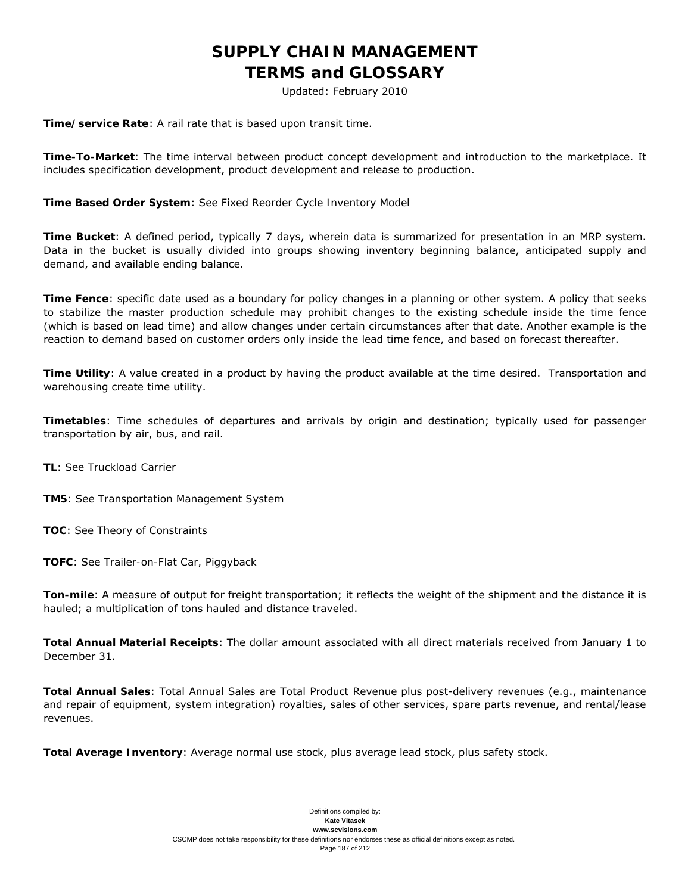**Time/service Rate**: A rail rate that is based upon transit time.

**Time-To-Market**: The time interval between product concept development and introduction to the marketplace. It includes specification development, product development and release to production.

**Time Based Order System**: See Fixed Reorder Cycle Inventory Model

**Time Bucket**: A defined period, typically 7 days, wherein data is summarized for presentation in an MRP system. Data in the bucket is usually divided into groups showing inventory beginning balance, anticipated supply and demand, and available ending balance.

**Time Fence**: specific date used as a boundary for policy changes in a planning or other system. A policy that seeks to stabilize the master production schedule may prohibit changes to the existing schedule inside the time fence (which is based on lead time) and allow changes under certain circumstances after that date. Another example is the reaction to demand based on customer orders only inside the lead time fence, and based on forecast thereafter.

**Time Utility**: A value created in a product by having the product available at the time desired. Transportation and warehousing create time utility.

**Timetables**: Time schedules of departures and arrivals by origin and destination; typically used for passenger transportation by air, bus, and rail.

**TL**: See Truckload Carrier

**TMS**: See Transportation Management System

**TOC**: See Theory of Constraints

**TOFC**: See Trailer-on-Flat Car, Piggyback

**Ton-mile**: A measure of output for freight transportation; it reflects the weight of the shipment and the distance it is hauled; a multiplication of tons hauled and distance traveled.

**Total Annual Material Receipts**: The dollar amount associated with all direct materials received from January 1 to December 31.

**Total Annual Sales**: Total Annual Sales are Total Product Revenue plus post-delivery revenues (e.g., maintenance and repair of equipment, system integration) royalties, sales of other services, spare parts revenue, and rental/lease revenues.

**Total Average Inventory**: Average normal use stock, plus average lead stock, plus safety stock.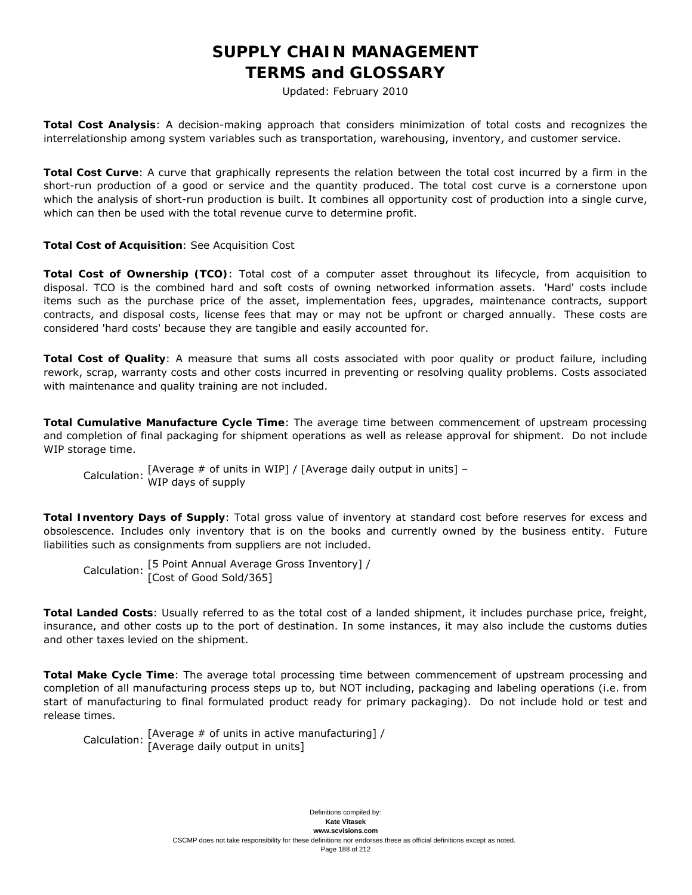# SUPPLY CHAIN MANAGEMENT TERMS and GLOSSARY

Updated: February 2010

**Total Cost Analysis**: A decision-making approach that considers minimization of total costs and recognizes the interrelationship among system variables such as transportation, warehousing, inventory, and customer service.

**Total Cost Curve**: A curve that graphically represents the relation between the total cost incurred by a firm in the short-run production of a good or service and the quantity produced. The total cost curve is a cornerstone upon which the analysis of short-run production is built. It combines all opportunity cost of production into a single curve, which can then be used with the total revenue curve to determine profit.

**Total Cost of Acquisition**: See Acquisition Cost

**Total Cost of Ownership (TCO)**: Total cost of a computer asset throughout its lifecycle, from acquisition to disposal. TCO is the combined hard and soft costs of owning networked information assets. 'Hard' costs include items such as the purchase price of the asset, implementation fees, upgrades, maintenance contracts, support contracts, and disposal costs, license fees that may or may not be upfront or charged annually. These costs are considered 'hard costs' because they are tangible and easily accounted for.

**Total Cost of Quality**: A measure that sums all costs associated with poor quality or product failure, including rework, scrap, warranty costs and other costs incurred in preventing or resolving quality problems. Costs associated with maintenance and quality training are not included.

**Total Cumulative Manufacture Cycle Time**: The average time between commencement of upstream processing and completion of final packaging for shipment operations as well as release approval for shipment. Do not include WIP storage time.

Calculation: [Average # of units in WIP] / [Average daily output in units] – WIP days of supply

**Total Inventory Days of Supply**: Total gross value of inventory at standard cost before reserves for excess and obsolescence. Includes only inventory that is on the books and currently owned by the business entity. Future liabilities such as consignments from suppliers are not included.

Calculation: [5 Point Annual Average Gross Inventory] / [Cost of Good Sold/365]

**Total Landed Costs**: Usually referred to as the total cost of a landed shipment, it includes purchase price, freight, insurance, and other costs up to the port of destination. In some instances, it may also include the customs duties and other taxes levied on the shipment.

**Total Make Cycle Time**: The average total processing time between commencement of upstream processing and completion of all manufacturing process steps up to, but NOT including, packaging and labeling operations (i.e. from start of manufacturing to final formulated product ready for primary packaging). Do not include hold or test and release times.

Calculation: [Average # of units in active manufacturing] / [Average daily output in units]

Definitions compiled by:
**Kate Vitasek**
**www.scvisions.com**
CSCMP does not take responsibility for these definitions nor endorses these as official definitions except as noted.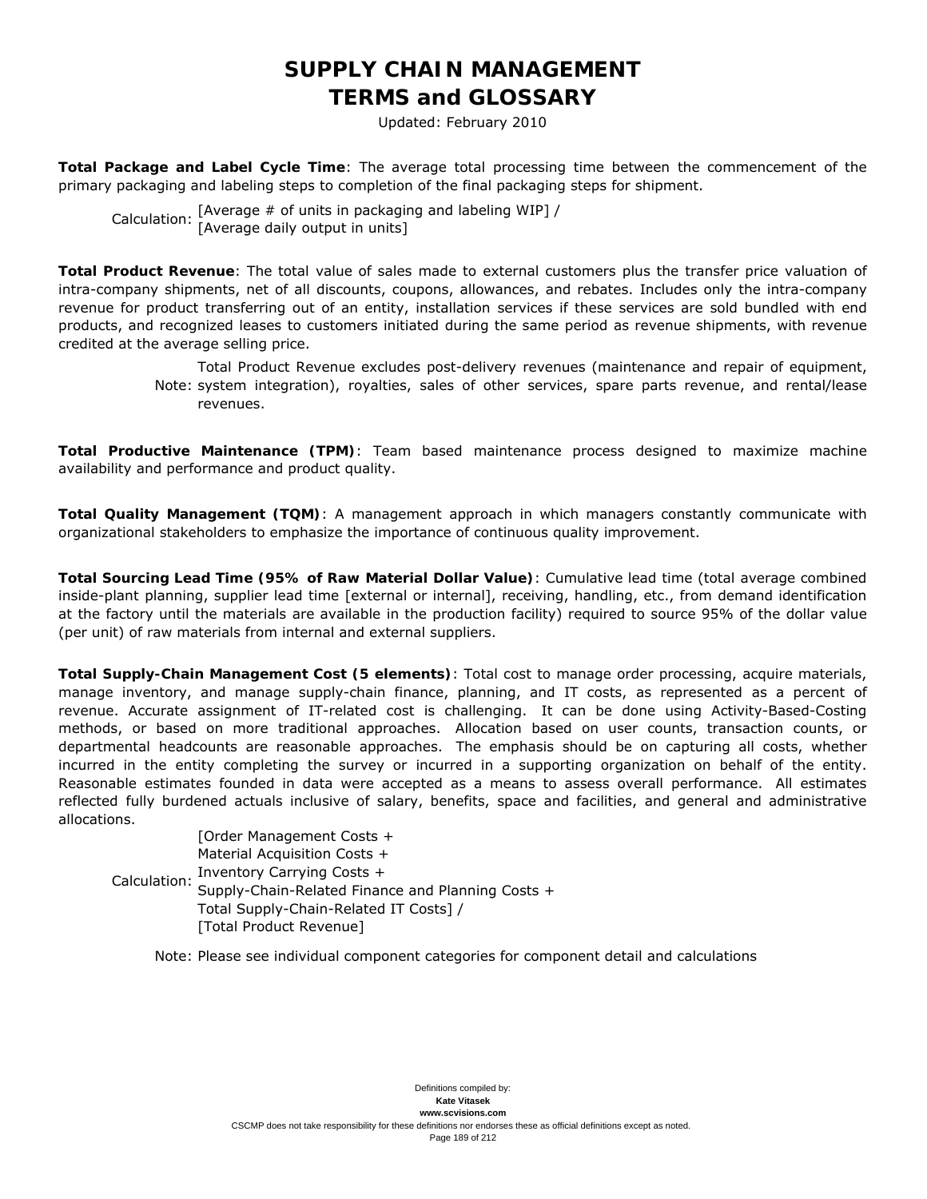**Total Package and Label Cycle Time**: The average total processing time between the commencement of the primary packaging and labeling steps to completion of the final packaging steps for shipment.

Calculation: [Average # of units in packaging and labeling WIP] / [Average daily output in units]

**Total Product Revenue**: The total value of sales made to external customers plus the transfer price valuation of intra-company shipments, net of all discounts, coupons, allowances, and rebates. Includes only the intra-company revenue for product transferring out of an entity, installation services if these services are sold bundled with end products, and recognized leases to customers initiated during the same period as revenue shipments, with revenue credited at the average selling price.

Note: Total Product Revenue excludes post-delivery revenues (maintenance and repair of equipment, system integration), royalties, sales of other services, spare parts revenue, and rental/lease revenues.

**Total Productive Maintenance (TPM)**: Team based maintenance process designed to maximize machine availability and performance and product quality.

**Total Quality Management (TQM)**: A management approach in which managers constantly communicate with organizational stakeholders to emphasize the importance of continuous quality improvement.

**Total Sourcing Lead Time (95% of Raw Material Dollar Value)**: Cumulative lead time (total average combined inside-plant planning, supplier lead time [external or internal], receiving, handling, etc., from demand identification at the factory until the materials are available in the production facility) required to source 95% of the dollar value (per unit) of raw materials from internal and external suppliers.

**Total Supply-Chain Management Cost (5 elements)**: Total cost to manage order processing, acquire materials, manage inventory, and manage supply-chain finance, planning, and IT costs, as represented as a percent of revenue. Accurate assignment of IT-related cost is challenging. It can be done using Activity-Based-Costing methods, or based on more traditional approaches. Allocation based on user counts, transaction counts, or departmental headcounts are reasonable approaches. The emphasis should be on capturing all costs, whether incurred in the entity completing the survey or incurred in a supporting organization on behalf of the entity. Reasonable estimates founded in data were accepted as a means to assess overall performance. All estimates reflected fully burdened actuals inclusive of salary, benefits, space and facilities, and general and administrative allocations.

Calculation: [Order Management Costs +
Material Acquisition Costs +
Inventory Carrying Costs +
Supply-Chain-Related Finance and Planning Costs +
Total Supply-Chain-Related IT Costs] /
[Total Product Revenue]

Note: Please see individual component categories for component detail and calculations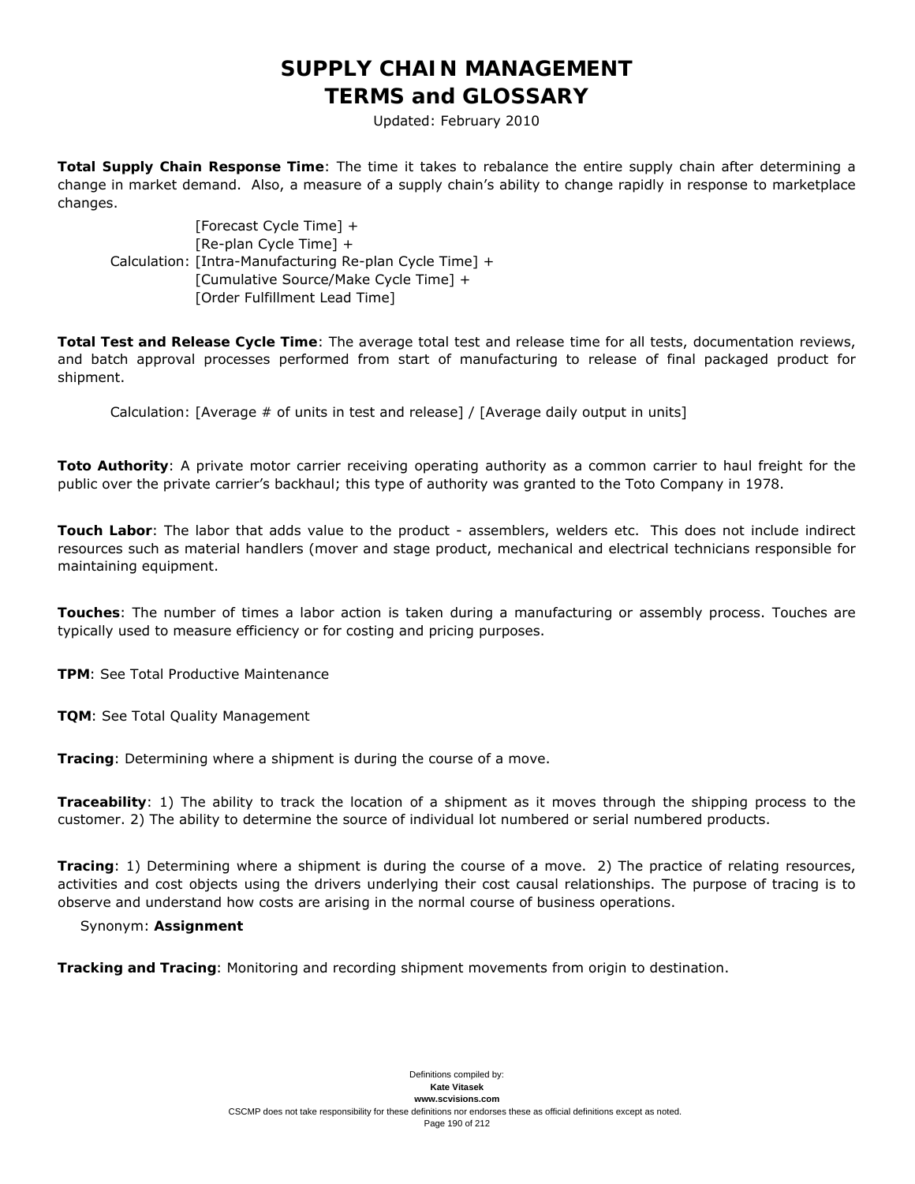**Total Supply Chain Response Time**: The time it takes to rebalance the entire supply chain after determining a change in market demand. Also, a measure of a supply chain's ability to change rapidly in response to marketplace changes.

Calculation: [Forecast Cycle Time] +
[Re-plan Cycle Time] +
[Intra-Manufacturing Re-plan Cycle Time] +
[Cumulative Source/Make Cycle Time] +
[Order Fulfillment Lead Time]

**Total Test and Release Cycle Time**: The average total test and release time for all tests, documentation reviews, and batch approval processes performed from start of manufacturing to release of final packaged product for shipment.

Calculation: [Average # of units in test and release] / [Average daily output in units]

**Toto Authority**: A private motor carrier receiving operating authority as a common carrier to haul freight for the public over the private carrier's backhaul; this type of authority was granted to the Toto Company in 1978.

**Touch Labor**: The labor that adds value to the product - assemblers, welders etc. This does not include indirect resources such as material handlers (mover and stage product, mechanical and electrical technicians responsible for maintaining equipment.

**Touches**: The number of times a labor action is taken during a manufacturing or assembly process. Touches are typically used to measure efficiency or for costing and pricing purposes.

**TPM**: See Total Productive Maintenance

**TQM**: See Total Quality Management

**Tracing**: Determining where a shipment is during the course of a move.

**Traceability**: 1) The ability to track the location of a shipment as it moves through the shipping process to the customer. 2) The ability to determine the source of individual lot numbered or serial numbered products.

**Tracing**: 1) Determining where a shipment is during the course of a move. 2) The practice of relating resources, activities and cost objects using the drivers underlying their cost causal relationships. The purpose of tracing is to observe and understand how costs are arising in the normal course of business operations.

Synonym: **Assignment**

**Tracking and Tracing**: Monitoring and recording shipment movements from origin to destination.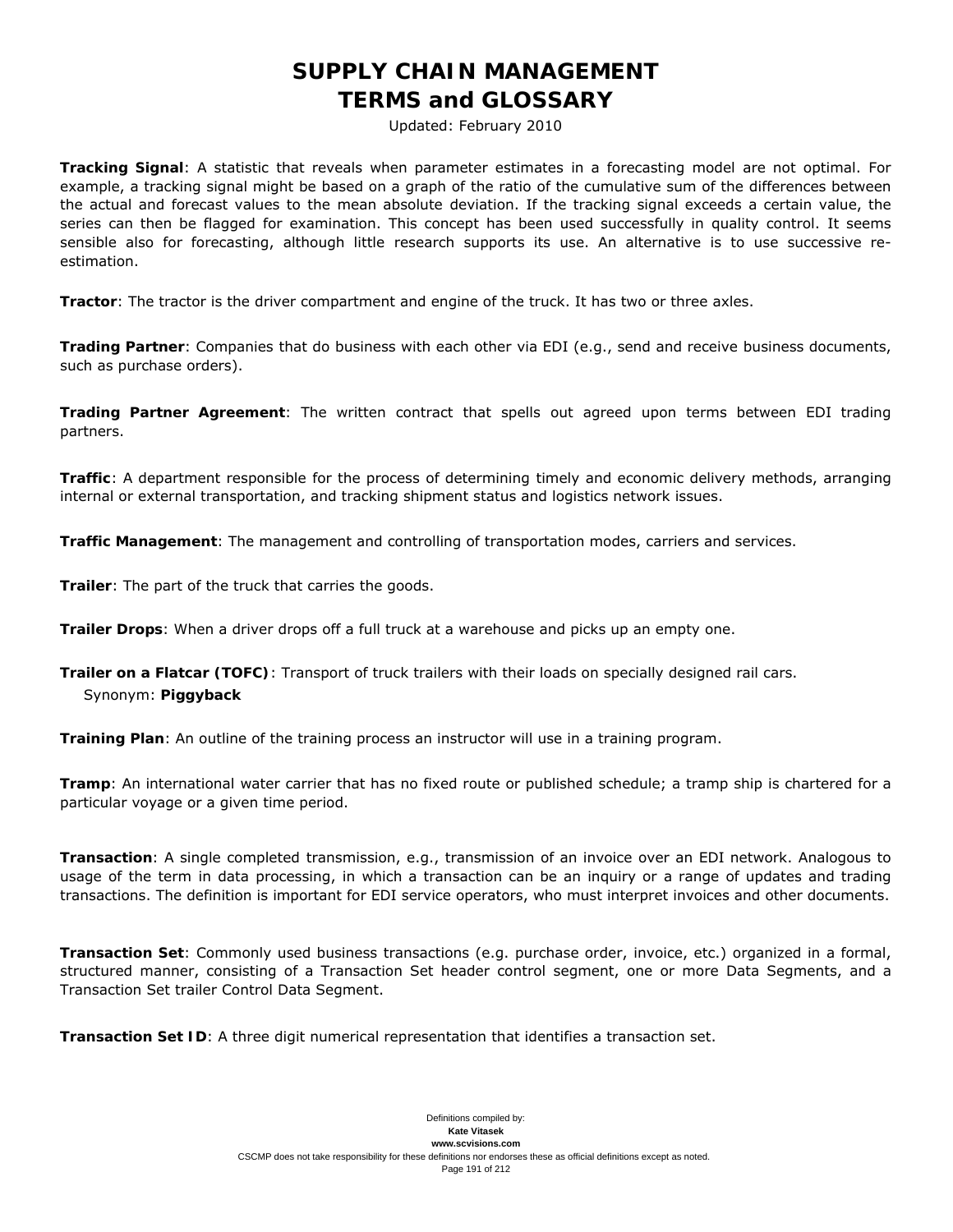**Tracking Signal**: A statistic that reveals when parameter estimates in a forecasting model are not optimal. For example, a tracking signal might be based on a graph of the ratio of the cumulative sum of the differences between the actual and forecast values to the mean absolute deviation. If the tracking signal exceeds a certain value, the series can then be flagged for examination. This concept has been used successfully in quality control. It seems sensible also for forecasting, although little research supports its use. An alternative is to use successive re-estimation.

**Tractor**: The tractor is the driver compartment and engine of the truck. It has two or three axles.

**Trading Partner**: Companies that do business with each other via EDI (e.g., send and receive business documents, such as purchase orders).

**Trading Partner Agreement**: The written contract that spells out agreed upon terms between EDI trading partners.

**Traffic**: A department responsible for the process of determining timely and economic delivery methods, arranging internal or external transportation, and tracking shipment status and logistics network issues.

**Traffic Management**: The management and controlling of transportation modes, carriers and services.

**Trailer**: The part of the truck that carries the goods.

**Trailer Drops**: When a driver drops off a full truck at a warehouse and picks up an empty one.

**Trailer on a Flatcar (TOFC)**: Transport of truck trailers with their loads on specially designed rail cars.
Synonym: **Piggyback**

**Training Plan**: An outline of the training process an instructor will use in a training program.

**Tramp**: An international water carrier that has no fixed route or published schedule; a tramp ship is chartered for a particular voyage or a given time period.

**Transaction**: A single completed transmission, e.g., transmission of an invoice over an EDI network. Analogous to usage of the term in data processing, in which a transaction can be an inquiry or a range of updates and trading transactions. The definition is important for EDI service operators, who must interpret invoices and other documents.

**Transaction Set**: Commonly used business transactions (e.g. purchase order, invoice, etc.) organized in a formal, structured manner, consisting of a Transaction Set header control segment, one or more Data Segments, and a Transaction Set trailer Control Data Segment.

**Transaction Set ID**: A three digit numerical representation that identifies a transaction set.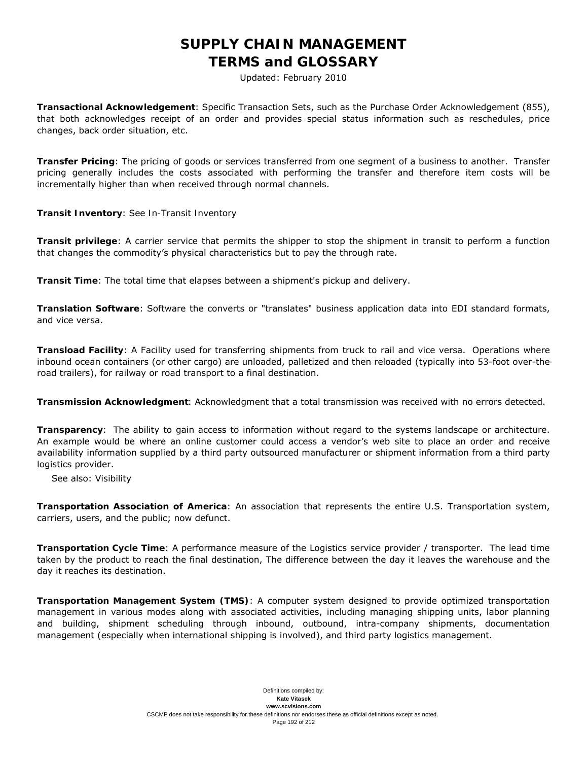**Transactional Acknowledgement**: Specific Transaction Sets, such as the Purchase Order Acknowledgement (855), that both acknowledges receipt of an order and provides special status information such as reschedules, price changes, back order situation, etc.

**Transfer Pricing**: The pricing of goods or services transferred from one segment of a business to another. Transfer pricing generally includes the costs associated with performing the transfer and therefore item costs will be incrementally higher than when received through normal channels.

**Transit Inventory**: See In-Transit Inventory

**Transit privilege**: A carrier service that permits the shipper to stop the shipment in transit to perform a function that changes the commodity's physical characteristics but to pay the through rate.

**Transit Time**: The total time that elapses between a shipment's pickup and delivery.

**Translation Software**: Software the converts or "translates" business application data into EDI standard formats, and vice versa.

**Transload Facility**: A Facility used for transferring shipments from truck to rail and vice versa. Operations where inbound ocean containers (or other cargo) are unloaded, palletized and then reloaded (typically into 53-foot over-the-road trailers), for railway or road transport to a final destination.

**Transmission Acknowledgment**: Acknowledgment that a total transmission was received with no errors detected.

**Transparency**: The ability to gain access to information without regard to the systems landscape or architecture. An example would be where an online customer could access a vendor's web site to place an order and receive availability information supplied by a third party outsourced manufacturer or shipment information from a third party logistics provider.

See also: Visibility

**Transportation Association of America**: An association that represents the entire U.S. Transportation system, carriers, users, and the public; now defunct.

**Transportation Cycle Time**: A performance measure of the Logistics service provider / transporter. The lead time taken by the product to reach the final destination, The difference between the day it leaves the warehouse and the day it reaches its destination.

**Transportation Management System (TMS)**: A computer system designed to provide optimized transportation management in various modes along with associated activities, including managing shipping units, labor planning and building, shipment scheduling through inbound, outbound, intra-company shipments, documentation management (especially when international shipping is involved), and third party logistics management.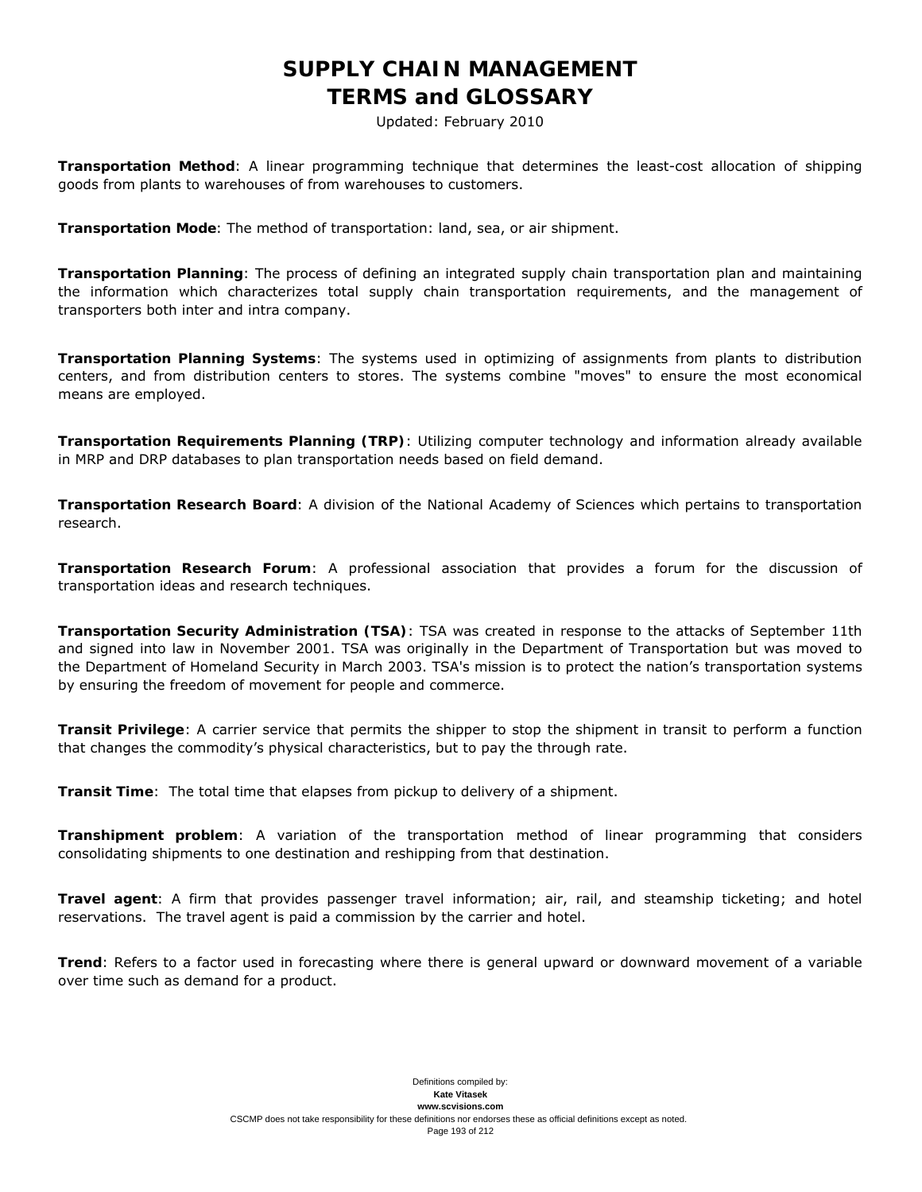**Transportation Method**: A linear programming technique that determines the least-cost allocation of shipping goods from plants to warehouses of from warehouses to customers.

**Transportation Mode**: The method of transportation: land, sea, or air shipment.

**Transportation Planning**: The process of defining an integrated supply chain transportation plan and maintaining the information which characterizes total supply chain transportation requirements, and the management of transporters both inter and intra company.

**Transportation Planning Systems**: The systems used in optimizing of assignments from plants to distribution centers, and from distribution centers to stores. The systems combine "moves" to ensure the most economical means are employed.

**Transportation Requirements Planning (TRP)**: Utilizing computer technology and information already available in MRP and DRP databases to plan transportation needs based on field demand.

**Transportation Research Board**: A division of the National Academy of Sciences which pertains to transportation research.

**Transportation Research Forum**: A professional association that provides a forum for the discussion of transportation ideas and research techniques.

**Transportation Security Administration (TSA)**: TSA was created in response to the attacks of September 11th and signed into law in November 2001. TSA was originally in the Department of Transportation but was moved to the Department of Homeland Security in March 2003. TSA's mission is to protect the nation's transportation systems by ensuring the freedom of movement for people and commerce.

**Transit Privilege**: A carrier service that permits the shipper to stop the shipment in transit to perform a function that changes the commodity's physical characteristics, but to pay the through rate.

**Transit Time**: The total time that elapses from pickup to delivery of a shipment.

**Transhipment problem**: A variation of the transportation method of linear programming that considers consolidating shipments to one destination and reshipping from that destination.

**Travel agent**: A firm that provides passenger travel information; air, rail, and steamship ticketing; and hotel reservations. The travel agent is paid a commission by the carrier and hotel.

**Trend**: Refers to a factor used in forecasting where there is general upward or downward movement of a variable over time such as demand for a product.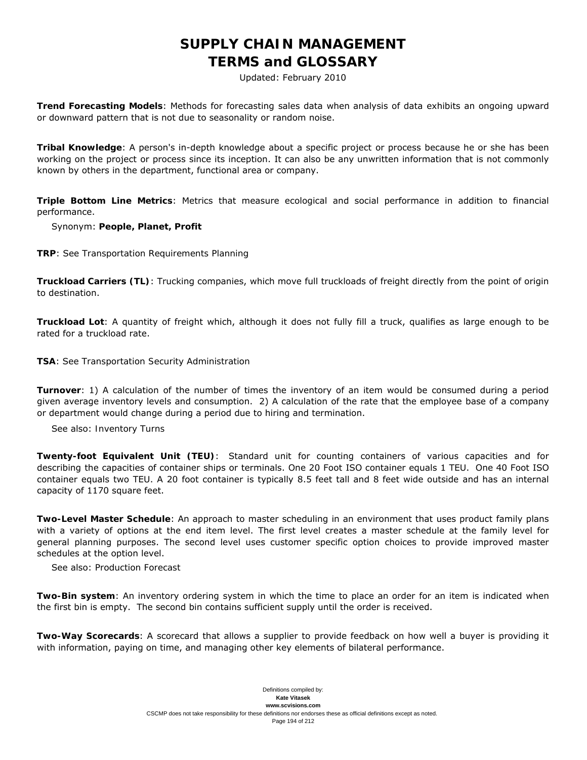**Trend Forecasting Models**: Methods for forecasting sales data when analysis of data exhibits an ongoing upward or downward pattern that is not due to seasonality or random noise.

**Tribal Knowledge**: A person's in-depth knowledge about a specific project or process because he or she has been working on the project or process since its inception. It can also be any unwritten information that is not commonly known by others in the department, functional area or company.

**Triple Bottom Line Metrics**: Metrics that measure ecological and social performance in addition to financial performance.

Synonym: **People, Planet, Profit**

**TRP**: See Transportation Requirements Planning

**Truckload Carriers (TL)**: Trucking companies, which move full truckloads of freight directly from the point of origin to destination.

**Truckload Lot**: A quantity of freight which, although it does not fully fill a truck, qualifies as large enough to be rated for a truckload rate.

**TSA**: See Transportation Security Administration

**Turnover**: 1) A calculation of the number of times the inventory of an item would be consumed during a period given average inventory levels and consumption. 2) A calculation of the rate that the employee base of a company or department would change during a period due to hiring and termination.

See also: Inventory Turns

**Twenty-foot Equivalent Unit (TEU)**: Standard unit for counting containers of various capacities and for describing the capacities of container ships or terminals. One 20 Foot ISO container equals 1 TEU. One 40 Foot ISO container equals two TEU. A 20 foot container is typically 8.5 feet tall and 8 feet wide outside and has an internal capacity of 1170 square feet.

**Two-Level Master Schedule**: An approach to master scheduling in an environment that uses product family plans with a variety of options at the end item level. The first level creates a master schedule at the family level for general planning purposes. The second level uses customer specific option choices to provide improved master schedules at the option level.

See also: Production Forecast

**Two-Bin system**: An inventory ordering system in which the time to place an order for an item is indicated when the first bin is empty. The second bin contains sufficient supply until the order is received.

**Two-Way Scorecards**: A scorecard that allows a supplier to provide feedback on how well a buyer is providing it with information, paying on time, and managing other key elements of bilateral performance.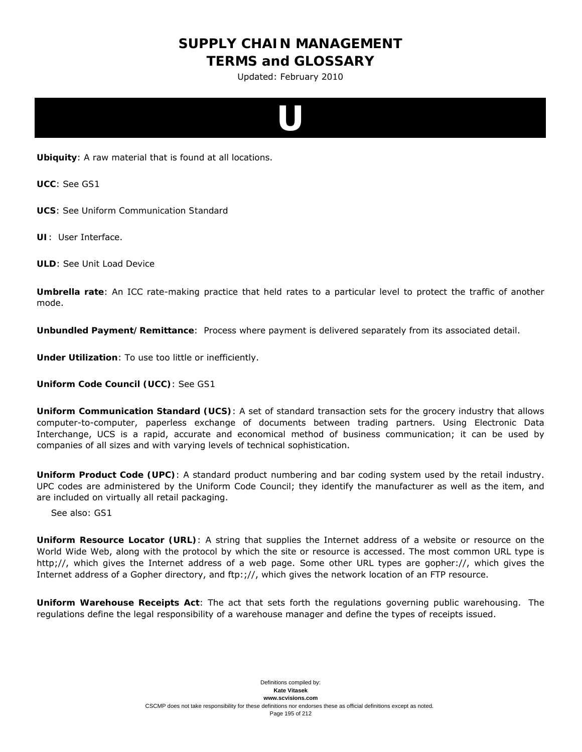# U

**Ubiquity**: A raw material that is found at all locations.

**UCC**: See GS1

**UCS**: See Uniform Communication Standard

**UI**:  User Interface.

**ULD**: See Unit Load Device

**Umbrella rate**: An ICC rate-making practice that held rates to a particular level to protect the traffic of another mode.

**Unbundled Payment/Remittance**:  Process where payment is delivered separately from its associated detail.

**Under Utilization**: To use too little or inefficiently.

**Uniform Code Council (UCC)**: See GS1

**Uniform Communication Standard (UCS)**: A set of standard transaction sets for the grocery industry that allows computer-to-computer, paperless exchange of documents between trading partners. Using Electronic Data Interchange, UCS is a rapid, accurate and economical method of business communication; it can be used by companies of all sizes and with varying levels of technical sophistication.

**Uniform Product Code (UPC)**: A standard product numbering and bar coding system used by the retail industry. UPC codes are administered by the Uniform Code Council; they identify the manufacturer as well as the item, and are included on virtually all retail packaging.

See also: GS1

**Uniform Resource Locator (URL)**: A string that supplies the Internet address of a website or resource on the World Wide Web, along with the protocol by which the site or resource is accessed. The most common URL type is http;//, which gives the Internet address of a web page. Some other URL types are gopher://, which gives the Internet address of a Gopher directory, and ftp:;//, which gives the network location of an FTP resource.

**Uniform Warehouse Receipts Act**: The act that sets forth the regulations governing public warehousing.  The regulations define the legal responsibility of a warehouse manager and define the types of receipts issued.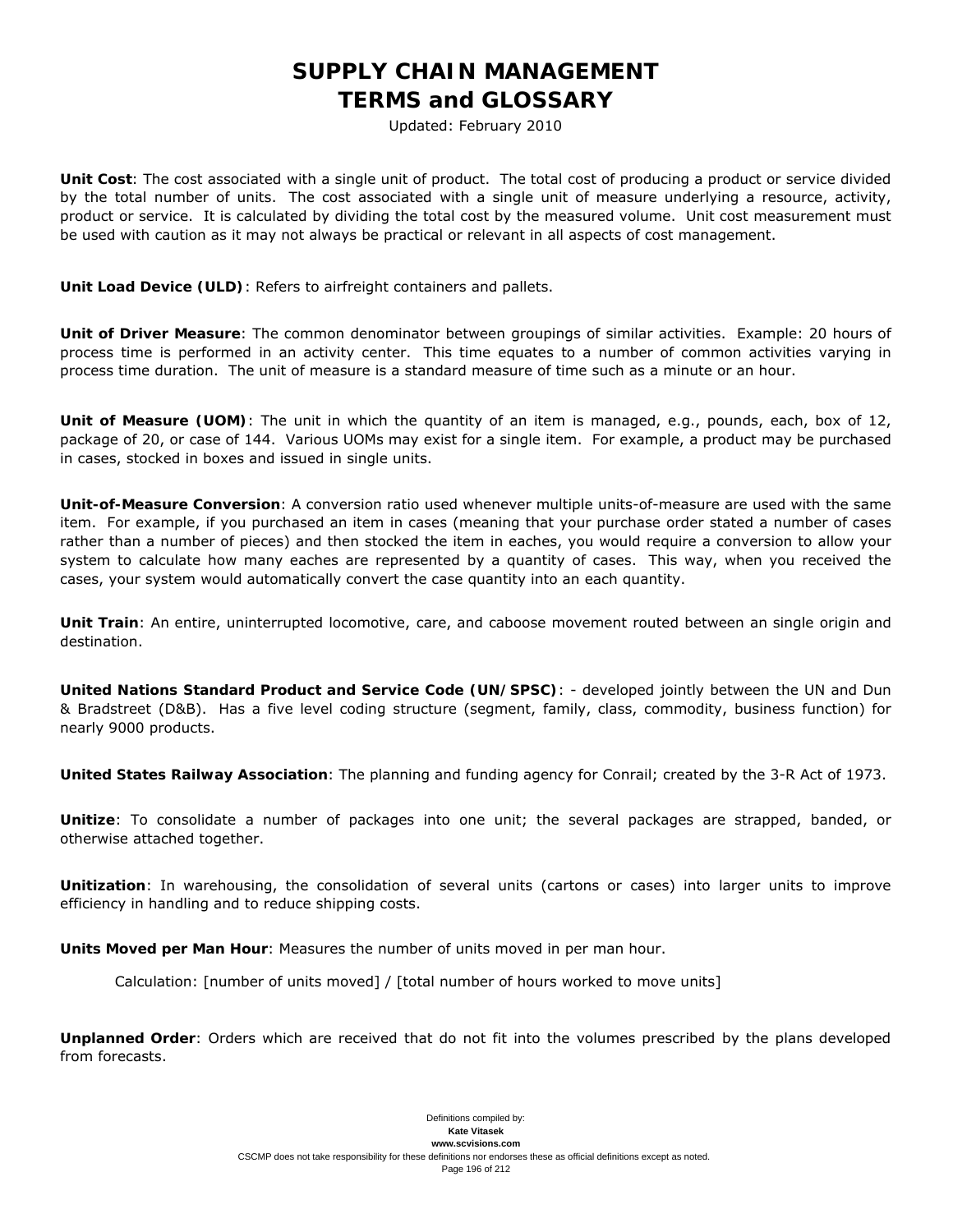**Unit Cost**: The cost associated with a single unit of product. The total cost of producing a product or service divided by the total number of units. The cost associated with a single unit of measure underlying a resource, activity, product or service. It is calculated by dividing the total cost by the measured volume. Unit cost measurement must be used with caution as it may not always be practical or relevant in all aspects of cost management.

**Unit Load Device (ULD)**: Refers to airfreight containers and pallets.

**Unit of Driver Measure**: The common denominator between groupings of similar activities. Example: 20 hours of process time is performed in an activity center. This time equates to a number of common activities varying in process time duration. The unit of measure is a standard measure of time such as a minute or an hour.

**Unit of Measure (UOM)**: The unit in which the quantity of an item is managed, e.g., pounds, each, box of 12, package of 20, or case of 144. Various UOMs may exist for a single item. For example, a product may be purchased in cases, stocked in boxes and issued in single units.

**Unit-of-Measure Conversion**: A conversion ratio used whenever multiple units-of-measure are used with the same item. For example, if you purchased an item in cases (meaning that your purchase order stated a number of cases rather than a number of pieces) and then stocked the item in eaches, you would require a conversion to allow your system to calculate how many eaches are represented by a quantity of cases. This way, when you received the cases, your system would automatically convert the case quantity into an each quantity.

**Unit Train**: An entire, uninterrupted locomotive, care, and caboose movement routed between an single origin and destination.

**United Nations Standard Product and Service Code (UN/SPSC)**: - developed jointly between the UN and Dun & Bradstreet (D&B). Has a five level coding structure (segment, family, class, commodity, business function) for nearly 9000 products.

**United States Railway Association**: The planning and funding agency for Conrail; created by the 3-R Act of 1973.

**Unitize**: To consolidate a number of packages into one unit; the several packages are strapped, banded, or otherwise attached together.

**Unitization**: In warehousing, the consolidation of several units (cartons or cases) into larger units to improve efficiency in handling and to reduce shipping costs.

**Units Moved per Man Hour**: Measures the number of units moved in per man hour.

Calculation: [number of units moved] / [total number of hours worked to move units]

**Unplanned Order**: Orders which are received that do not fit into the volumes prescribed by the plans developed from forecasts.

Definitions compiled by:
**Kate Vitasek**
**www.scvisions.com**
CSCMP does not take responsibility for these definitions nor endorses these as official definitions except as noted.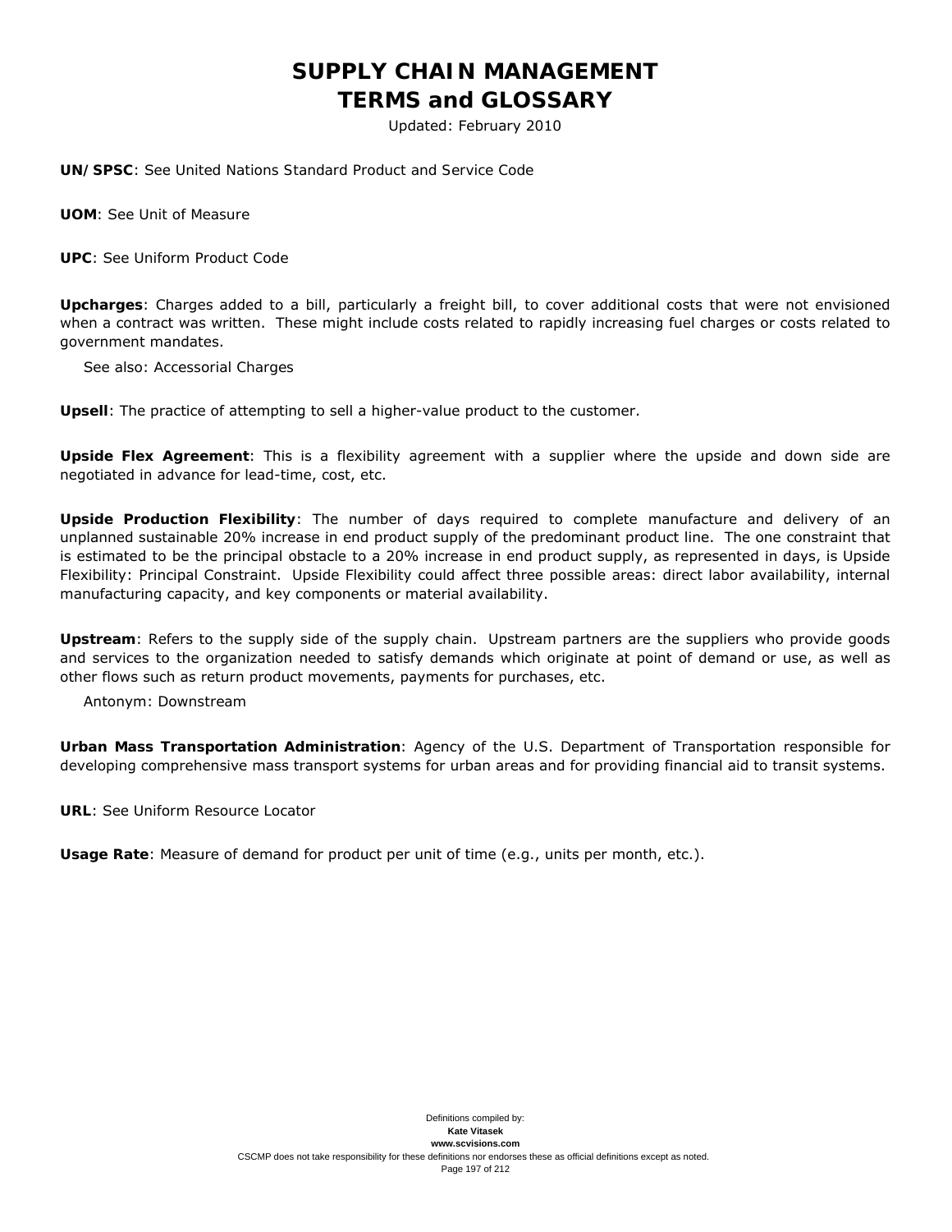**UN/SPSC**: See United Nations Standard Product and Service Code

**UOM**: See Unit of Measure

**UPC**: See Uniform Product Code

**Upcharges**: Charges added to a bill, particularly a freight bill, to cover additional costs that were not envisioned when a contract was written. These might include costs related to rapidly increasing fuel charges or costs related to government mandates.

See also: Accessorial Charges

**Upsell**: The practice of attempting to sell a higher-value product to the customer.

**Upside Flex Agreement**: This is a flexibility agreement with a supplier where the upside and down side are negotiated in advance for lead-time, cost, etc.

**Upside Production Flexibility**: The number of days required to complete manufacture and delivery of an unplanned sustainable 20% increase in end product supply of the predominant product line. The one constraint that is estimated to be the principal obstacle to a 20% increase in end product supply, as represented in days, is Upside Flexibility: Principal Constraint. Upside Flexibility could affect three possible areas: direct labor availability, internal manufacturing capacity, and key components or material availability.

**Upstream**: Refers to the supply side of the supply chain. Upstream partners are the suppliers who provide goods and services to the organization needed to satisfy demands which originate at point of demand or use, as well as other flows such as return product movements, payments for purchases, etc.

Antonym: Downstream

**Urban Mass Transportation Administration**: Agency of the U.S. Department of Transportation responsible for developing comprehensive mass transport systems for urban areas and for providing financial aid to transit systems.

**URL**: See Uniform Resource Locator

**Usage Rate**: Measure of demand for product per unit of time (e.g., units per month, etc.).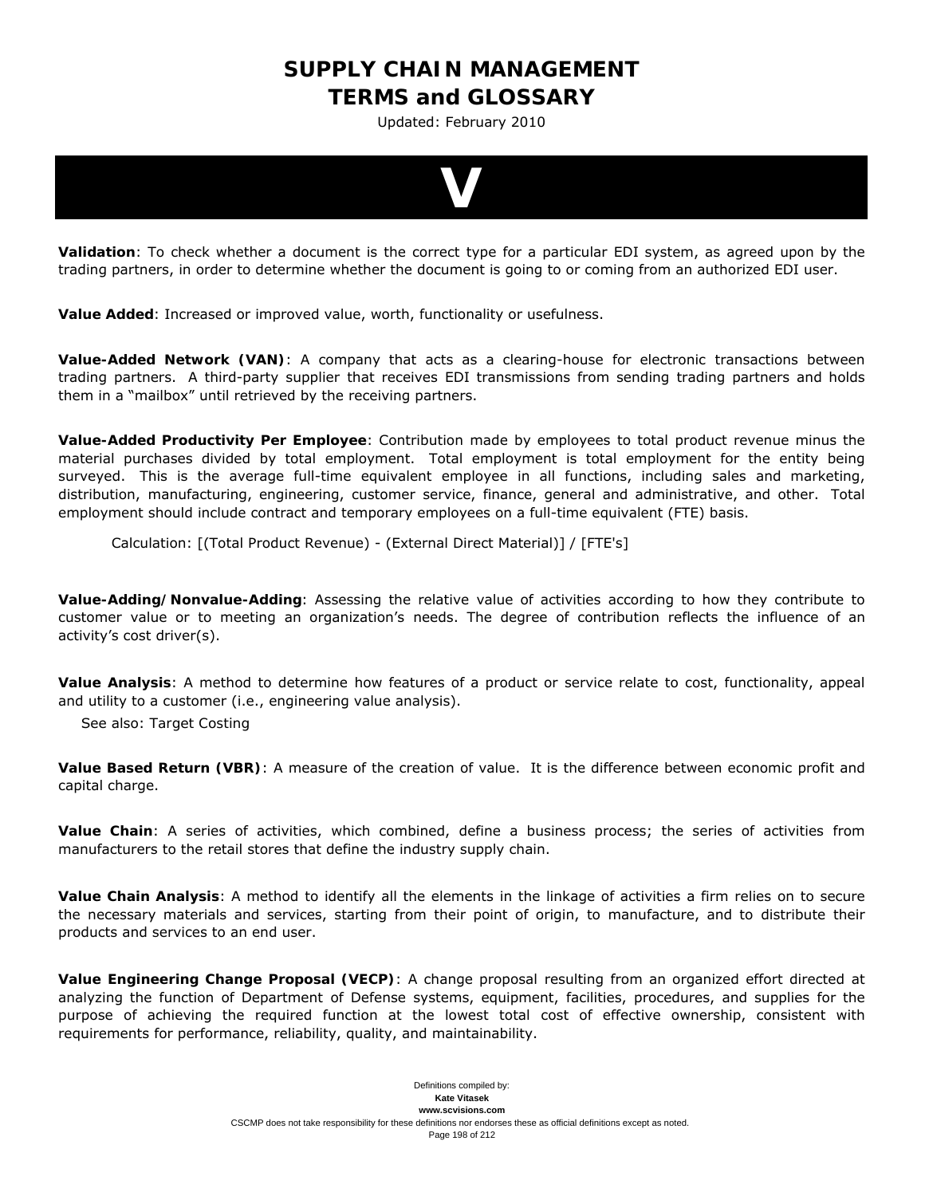# V

**Validation**: To check whether a document is the correct type for a particular EDI system, as agreed upon by the trading partners, in order to determine whether the document is going to or coming from an authorized EDI user.

**Value Added**: Increased or improved value, worth, functionality or usefulness.

**Value-Added Network (VAN)**: A company that acts as a clearing-house for electronic transactions between trading partners. A third-party supplier that receives EDI transmissions from sending trading partners and holds them in a "mailbox" until retrieved by the receiving partners.

**Value-Added Productivity Per Employee**: Contribution made by employees to total product revenue minus the material purchases divided by total employment. Total employment is total employment for the entity being surveyed. This is the average full-time equivalent employee in all functions, including sales and marketing, distribution, manufacturing, engineering, customer service, finance, general and administrative, and other. Total employment should include contract and temporary employees on a full-time equivalent (FTE) basis.

Calculation: [(Total Product Revenue) - (External Direct Material)] / [FTE's]

**Value-Adding/Nonvalue-Adding**: Assessing the relative value of activities according to how they contribute to customer value or to meeting an organization's needs. The degree of contribution reflects the influence of an activity's cost driver(s).

**Value Analysis**: A method to determine how features of a product or service relate to cost, functionality, appeal and utility to a customer (i.e., engineering value analysis).

See also: Target Costing

**Value Based Return (VBR)**: A measure of the creation of value. It is the difference between economic profit and capital charge.

**Value Chain**: A series of activities, which combined, define a business process; the series of activities from manufacturers to the retail stores that define the industry supply chain.

**Value Chain Analysis**: A method to identify all the elements in the linkage of activities a firm relies on to secure the necessary materials and services, starting from their point of origin, to manufacture, and to distribute their products and services to an end user.

**Value Engineering Change Proposal (VECP)**: A change proposal resulting from an organized effort directed at analyzing the function of Department of Defense systems, equipment, facilities, procedures, and supplies for the purpose of achieving the required function at the lowest total cost of effective ownership, consistent with requirements for performance, reliability, quality, and maintainability.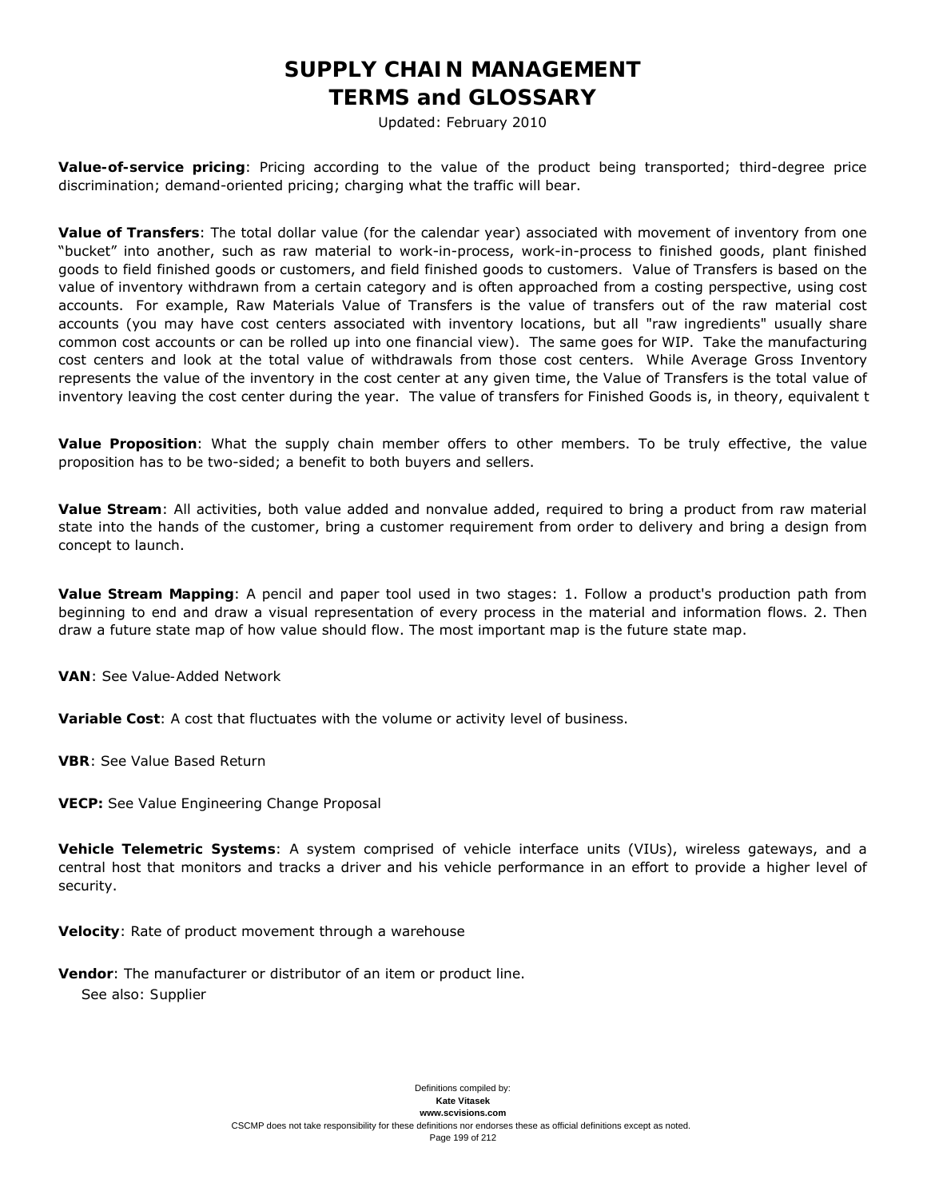**Value-of-service pricing**: Pricing according to the value of the product being transported; third-degree price discrimination; demand-oriented pricing; charging what the traffic will bear.

**Value of Transfers**: The total dollar value (for the calendar year) associated with movement of inventory from one "bucket" into another, such as raw material to work-in-process, work-in-process to finished goods, plant finished goods to field finished goods or customers, and field finished goods to customers. Value of Transfers is based on the value of inventory withdrawn from a certain category and is often approached from a costing perspective, using cost accounts. For example, Raw Materials Value of Transfers is the value of transfers out of the raw material cost accounts (you may have cost centers associated with inventory locations, but all "raw ingredients" usually share common cost accounts or can be rolled up into one financial view). The same goes for WIP. Take the manufacturing cost centers and look at the total value of withdrawals from those cost centers. While Average Gross Inventory represents the value of the inventory in the cost center at any given time, the Value of Transfers is the total value of inventory leaving the cost center during the year. The value of transfers for Finished Goods is, in theory, equivalent t

**Value Proposition**: What the supply chain member offers to other members. To be truly effective, the value proposition has to be two-sided; a benefit to both buyers and sellers.

**Value Stream**: All activities, both value added and nonvalue added, required to bring a product from raw material state into the hands of the customer, bring a customer requirement from order to delivery and bring a design from concept to launch.

**Value Stream Mapping**: A pencil and paper tool used in two stages: 1. Follow a product's production path from beginning to end and draw a visual representation of every process in the material and information flows. 2. Then draw a future state map of how value should flow. The most important map is the future state map.

**VAN**: See Value-Added Network

**Variable Cost**: A cost that fluctuates with the volume or activity level of business.

**VBR**: See Value Based Return

**VECP:** See Value Engineering Change Proposal

**Vehicle Telemetric Systems**: A system comprised of vehicle interface units (VIUs), wireless gateways, and a central host that monitors and tracks a driver and his vehicle performance in an effort to provide a higher level of security.

**Velocity**: Rate of product movement through a warehouse

**Vendor**: The manufacturer or distributor of an item or product line.
See also: Supplier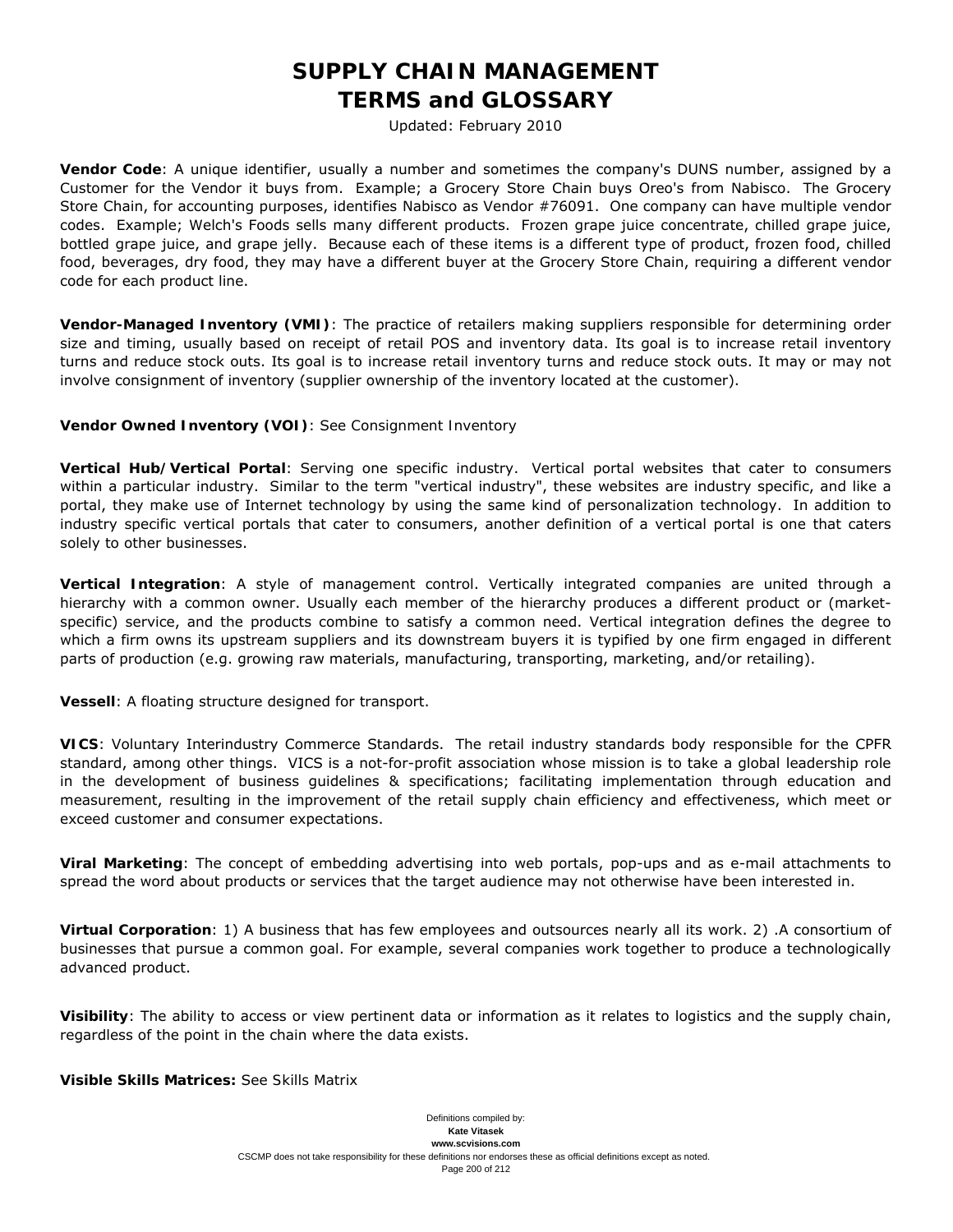**Vendor Code**: A unique identifier, usually a number and sometimes the company's DUNS number, assigned by a Customer for the Vendor it buys from. Example; a Grocery Store Chain buys Oreo's from Nabisco. The Grocery Store Chain, for accounting purposes, identifies Nabisco as Vendor #76091. One company can have multiple vendor codes. Example; Welch's Foods sells many different products. Frozen grape juice concentrate, chilled grape juice, bottled grape juice, and grape jelly. Because each of these items is a different type of product, frozen food, chilled food, beverages, dry food, they may have a different buyer at the Grocery Store Chain, requiring a different vendor code for each product line.

**Vendor-Managed Inventory (VMI)**: The practice of retailers making suppliers responsible for determining order size and timing, usually based on receipt of retail POS and inventory data. Its goal is to increase retail inventory turns and reduce stock outs. Its goal is to increase retail inventory turns and reduce stock outs. It may or may not involve consignment of inventory (supplier ownership of the inventory located at the customer).

**Vendor Owned Inventory (VOI)**: See Consignment Inventory

**Vertical Hub/Vertical Portal**: Serving one specific industry. Vertical portal websites that cater to consumers within a particular industry. Similar to the term "vertical industry", these websites are industry specific, and like a portal, they make use of Internet technology by using the same kind of personalization technology. In addition to industry specific vertical portals that cater to consumers, another definition of a vertical portal is one that caters solely to other businesses.

**Vertical Integration**: A style of management control. Vertically integrated companies are united through a hierarchy with a common owner. Usually each member of the hierarchy produces a different product or (market-specific) service, and the products combine to satisfy a common need. Vertical integration defines the degree to which a firm owns its upstream suppliers and its downstream buyers it is typified by one firm engaged in different parts of production (e.g. growing raw materials, manufacturing, transporting, marketing, and/or retailing).

**Vessell**: A floating structure designed for transport.

**VICS**: Voluntary Interindustry Commerce Standards. The retail industry standards body responsible for the CPFR standard, among other things. VICS is a not-for-profit association whose mission is to take a global leadership role in the development of business guidelines & specifications; facilitating implementation through education and measurement, resulting in the improvement of the retail supply chain efficiency and effectiveness, which meet or exceed customer and consumer expectations.

**Viral Marketing**: The concept of embedding advertising into web portals, pop-ups and as e-mail attachments to spread the word about products or services that the target audience may not otherwise have been interested in.

**Virtual Corporation**: 1) A business that has few employees and outsources nearly all its work. 2) .A consortium of businesses that pursue a common goal. For example, several companies work together to produce a technologically advanced product.

**Visibility**: The ability to access or view pertinent data or information as it relates to logistics and the supply chain, regardless of the point in the chain where the data exists.

**Visible Skills Matrices:** See Skills Matrix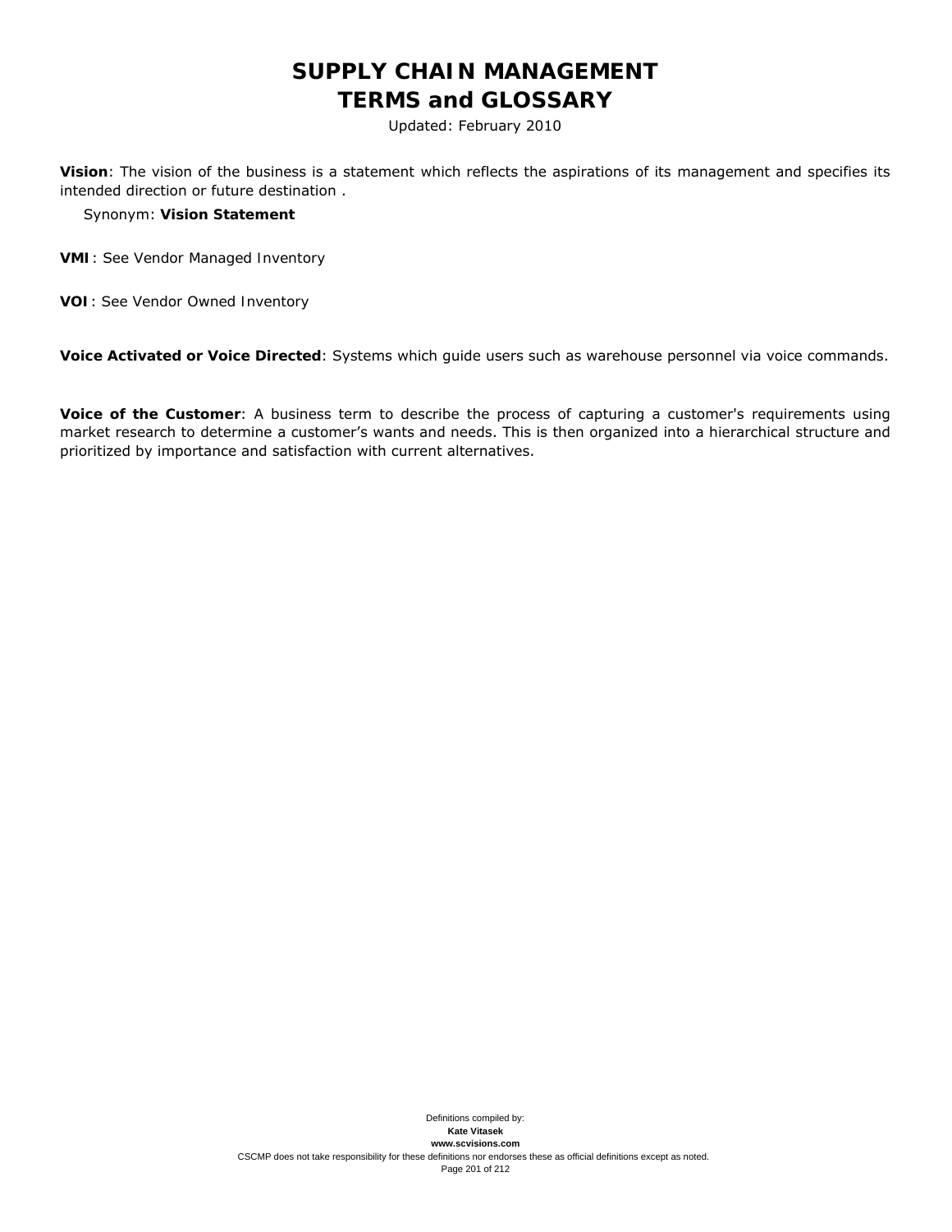**Vision**: The vision of the business is a statement which reflects the aspirations of its management and specifies its intended direction or future destination .

Synonym: **Vision Statement**

**VMI** : See Vendor Managed Inventory

**VOI** : See Vendor Owned Inventory

**Voice Activated or Voice Directed**: Systems which guide users such as warehouse personnel via voice commands.

**Voice of the Customer**: A business term to describe the process of capturing a customer's requirements using market research to determine a customer's wants and needs. This is then organized into a hierarchical structure and prioritized by importance and satisfaction with current alternatives.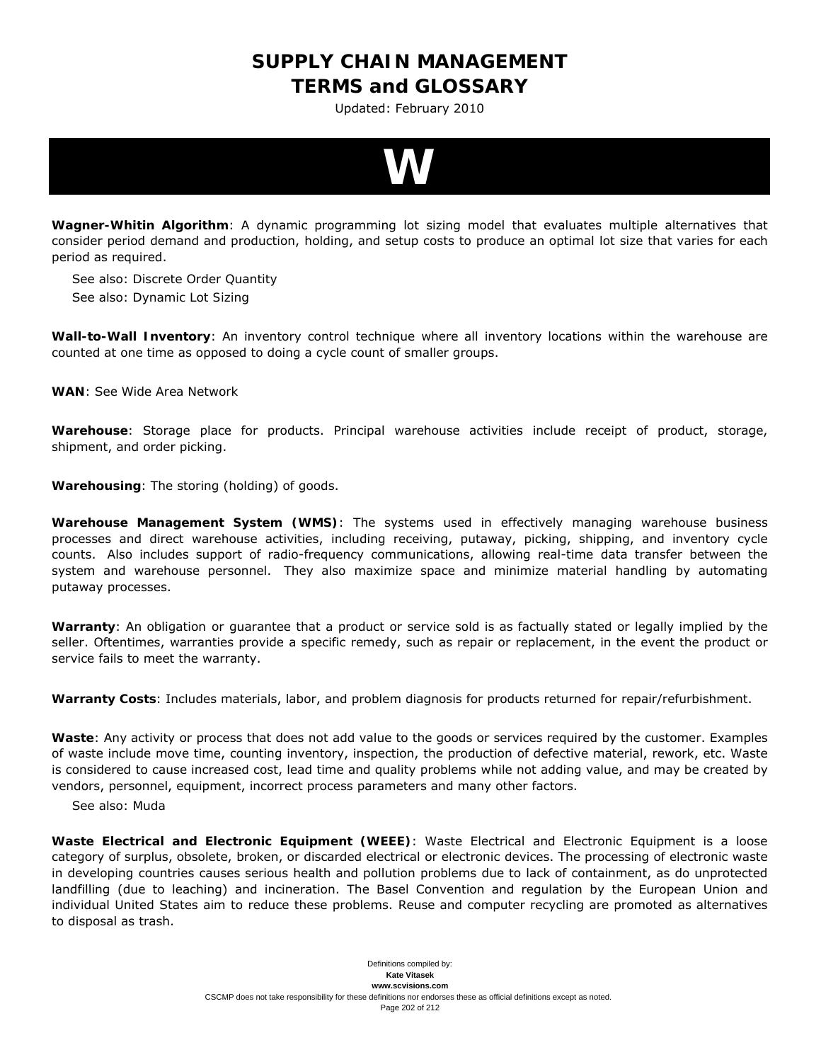# W

**Wagner-Whitin Algorithm**: A dynamic programming lot sizing model that evaluates multiple alternatives that consider period demand and production, holding, and setup costs to produce an optimal lot size that varies for each period as required.

See also: Discrete Order Quantity
See also: Dynamic Lot Sizing

**Wall-to-Wall Inventory**: An inventory control technique where all inventory locations within the warehouse are counted at one time as opposed to doing a cycle count of smaller groups.

**WAN**: See Wide Area Network

**Warehouse**: Storage place for products. Principal warehouse activities include receipt of product, storage, shipment, and order picking.

**Warehousing**: The storing (holding) of goods.

**Warehouse Management System (WMS)**: The systems used in effectively managing warehouse business processes and direct warehouse activities, including receiving, putaway, picking, shipping, and inventory cycle counts. Also includes support of radio-frequency communications, allowing real-time data transfer between the system and warehouse personnel. They also maximize space and minimize material handling by automating putaway processes.

**Warranty**: An obligation or guarantee that a product or service sold is as factually stated or legally implied by the seller. Oftentimes, warranties provide a specific remedy, such as repair or replacement, in the event the product or service fails to meet the warranty.

**Warranty Costs**: Includes materials, labor, and problem diagnosis for products returned for repair/refurbishment.

**Waste**: Any activity or process that does not add value to the goods or services required by the customer. Examples of waste include move time, counting inventory, inspection, the production of defective material, rework, etc. Waste is considered to cause increased cost, lead time and quality problems while not adding value, and may be created by vendors, personnel, equipment, incorrect process parameters and many other factors.

See also: Muda

**Waste Electrical and Electronic Equipment (WEEE)**: Waste Electrical and Electronic Equipment is a loose category of surplus, obsolete, broken, or discarded electrical or electronic devices. The processing of electronic waste in developing countries causes serious health and pollution problems due to lack of containment, as do unprotected landfilling (due to leaching) and incineration. The Basel Convention and regulation by the European Union and individual United States aim to reduce these problems. Reuse and computer recycling are promoted as alternatives to disposal as trash.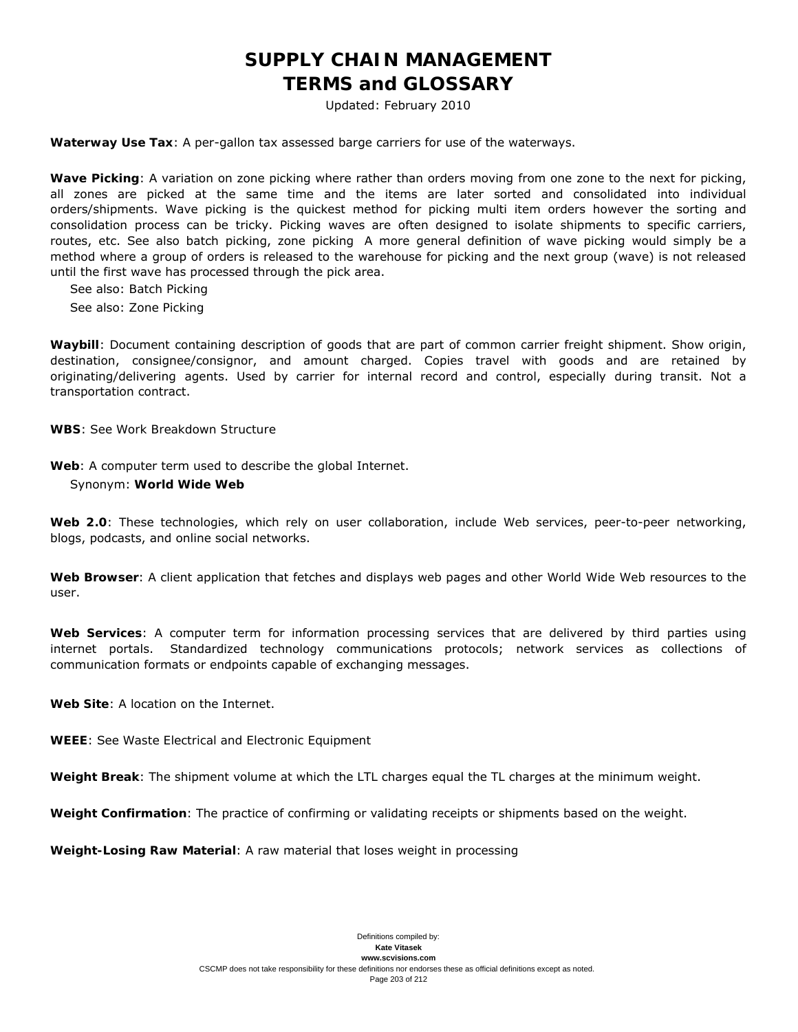**Waterway Use Tax**: A per-gallon tax assessed barge carriers for use of the waterways.

**Wave Picking**: A variation on zone picking where rather than orders moving from one zone to the next for picking, all zones are picked at the same time and the items are later sorted and consolidated into individual orders/shipments. Wave picking is the quickest method for picking multi item orders however the sorting and consolidation process can be tricky. Picking waves are often designed to isolate shipments to specific carriers, routes, etc. See also batch picking, zone picking A more general definition of wave picking would simply be a method where a group of orders is released to the warehouse for picking and the next group (wave) is not released until the first wave has processed through the pick area.

See also: Batch Picking

See also: Zone Picking

**Waybill**: Document containing description of goods that are part of common carrier freight shipment. Show origin, destination, consignee/consignor, and amount charged. Copies travel with goods and are retained by originating/delivering agents. Used by carrier for internal record and control, especially during transit. Not a transportation contract.

**WBS**: See Work Breakdown Structure

**Web**: A computer term used to describe the global Internet.

Synonym: **World Wide Web**

**Web 2.0**: These technologies, which rely on user collaboration, include Web services, peer-to-peer networking, blogs, podcasts, and online social networks.

**Web Browser**: A client application that fetches and displays web pages and other World Wide Web resources to the user.

**Web Services**: A computer term for information processing services that are delivered by third parties using internet portals. Standardized technology communications protocols; network services as collections of communication formats or endpoints capable of exchanging messages.

**Web Site**: A location on the Internet.

**WEEE**: See Waste Electrical and Electronic Equipment

**Weight Break**: The shipment volume at which the LTL charges equal the TL charges at the minimum weight.

**Weight Confirmation**: The practice of confirming or validating receipts or shipments based on the weight.

**Weight-Losing Raw Material**: A raw material that loses weight in processing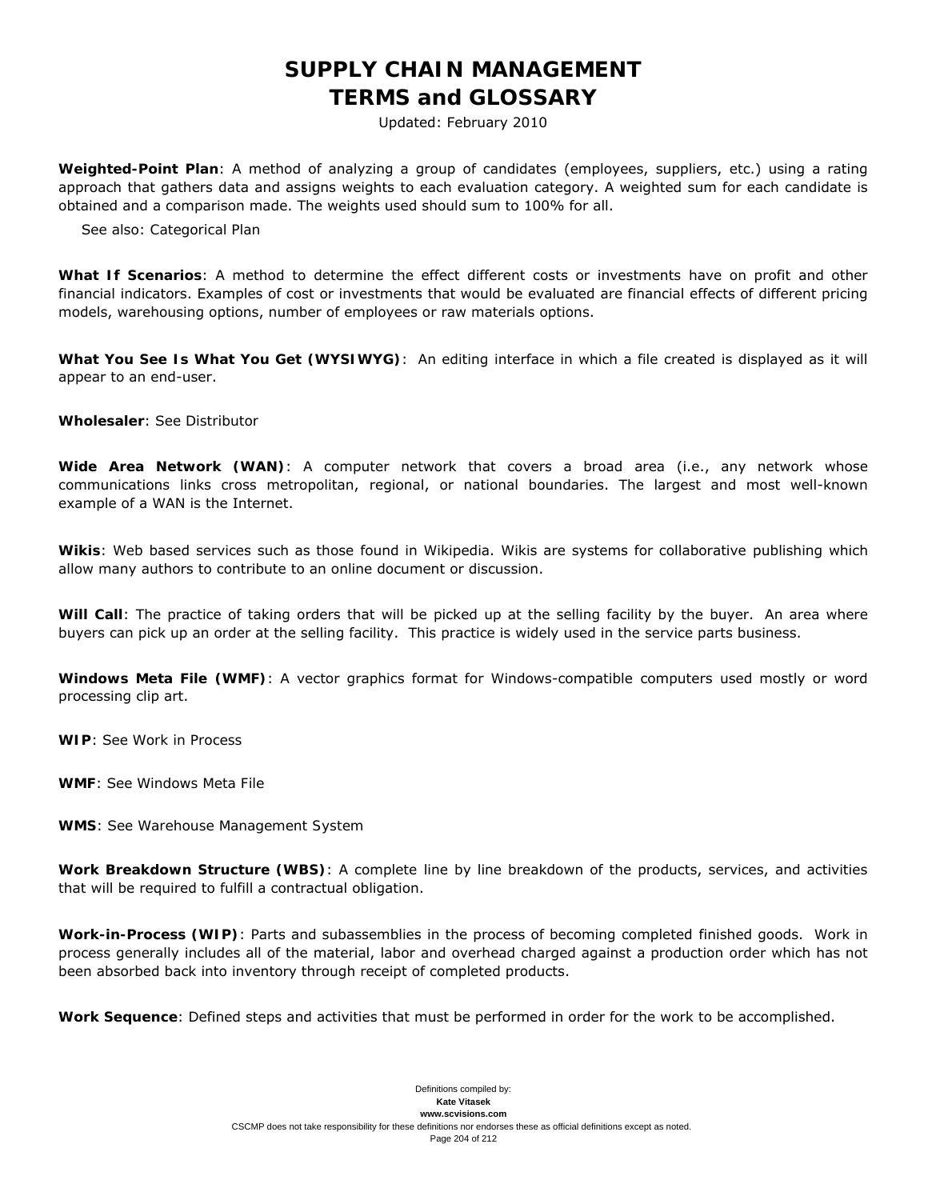**Weighted-Point Plan**: A method of analyzing a group of candidates (employees, suppliers, etc.) using a rating approach that gathers data and assigns weights to each evaluation category. A weighted sum for each candidate is obtained and a comparison made. The weights used should sum to 100% for all.

See also: Categorical Plan

**What If Scenarios**: A method to determine the effect different costs or investments have on profit and other financial indicators. Examples of cost or investments that would be evaluated are financial effects of different pricing models, warehousing options, number of employees or raw materials options.

**What You See Is What You Get (WYSIWYG)**: An editing interface in which a file created is displayed as it will appear to an end-user.

**Wholesaler**: See Distributor

**Wide Area Network (WAN)**: A computer network that covers a broad area (i.e., any network whose communications links cross metropolitan, regional, or national boundaries. The largest and most well-known example of a WAN is the Internet.

**Wikis**: Web based services such as those found in Wikipedia. Wikis are systems for collaborative publishing which allow many authors to contribute to an online document or discussion.

**Will Call**: The practice of taking orders that will be picked up at the selling facility by the buyer. An area where buyers can pick up an order at the selling facility. This practice is widely used in the service parts business.

**Windows Meta File (WMF)**: A vector graphics format for Windows-compatible computers used mostly or word processing clip art.

**WIP**: See Work in Process

**WMF**: See Windows Meta File

**WMS**: See Warehouse Management System

**Work Breakdown Structure (WBS)**: A complete line by line breakdown of the products, services, and activities that will be required to fulfill a contractual obligation.

**Work-in-Process (WIP)**: Parts and subassemblies in the process of becoming completed finished goods. Work in process generally includes all of the material, labor and overhead charged against a production order which has not been absorbed back into inventory through receipt of completed products.

**Work Sequence**: Defined steps and activities that must be performed in order for the work to be accomplished.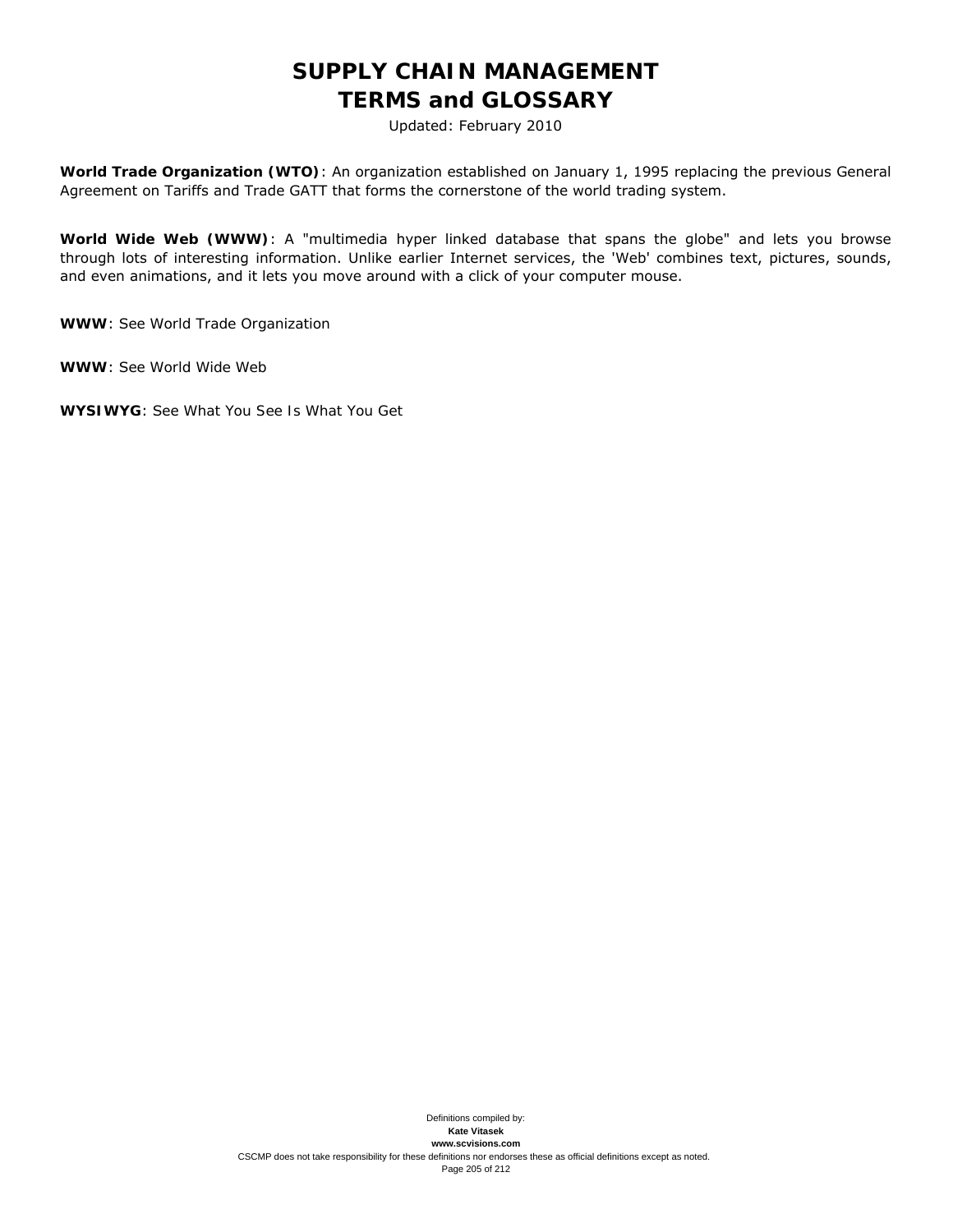**World Trade Organization (WTO)**: An organization established on January 1, 1995 replacing the previous General Agreement on Tariffs and Trade GATT that forms the cornerstone of the world trading system.

**World Wide Web (WWW)**: A "multimedia hyper linked database that spans the globe" and lets you browse through lots of interesting information. Unlike earlier Internet services, the 'Web' combines text, pictures, sounds, and even animations, and it lets you move around with a click of your computer mouse.

**WWW**: See World Trade Organization

**WWW**: See World Wide Web

**WYSIWYG**: See What You See Is What You Get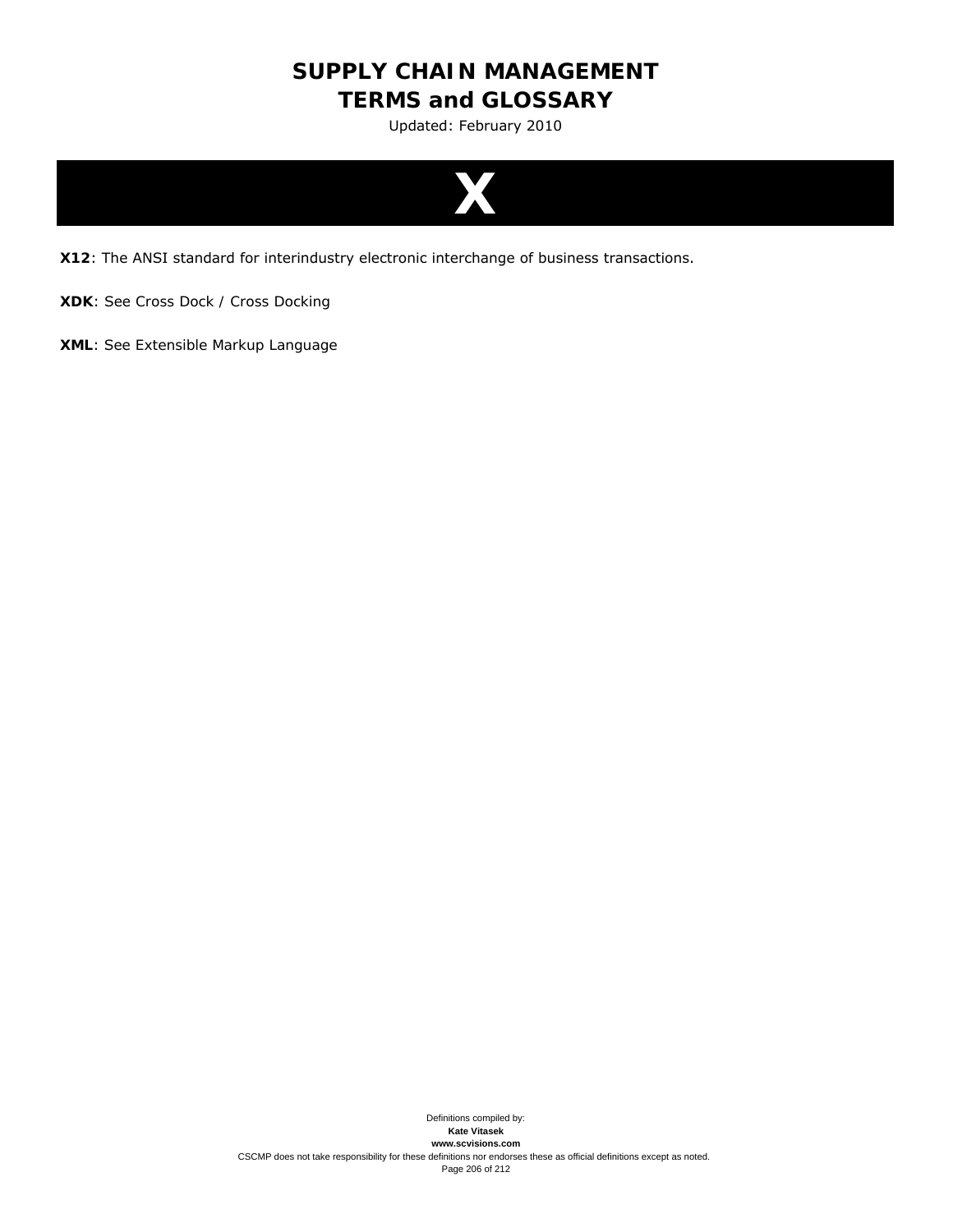# X

**X12**: The ANSI standard for interindustry electronic interchange of business transactions.

**XDK**: See Cross Dock / Cross Docking

**XML**: See Extensible Markup Language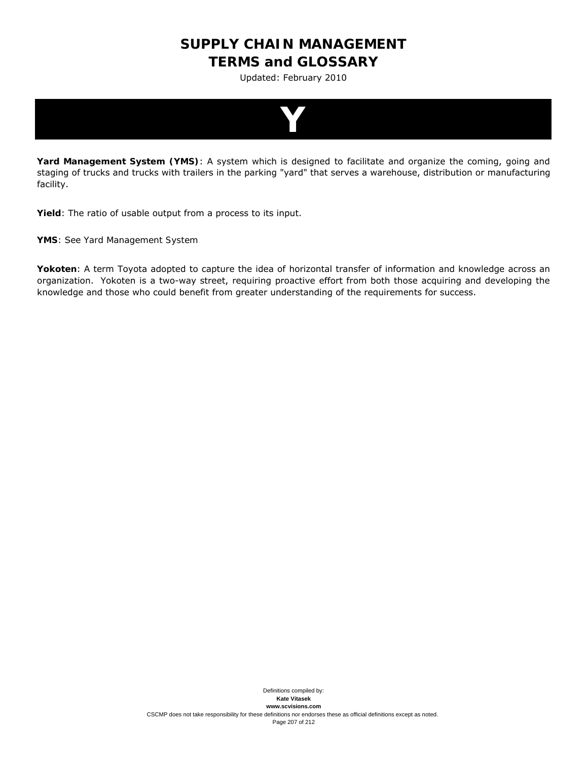# SUPPLY CHAIN MANAGEMENT TERMS and GLOSSARY

Updated: February 2010

## Y

**Yard Management System (YMS)**: A system which is designed to facilitate and organize the coming, going and staging of trucks and trucks with trailers in the parking "yard" that serves a warehouse, distribution or manufacturing facility.

**Yield**: The ratio of usable output from a process to its input.

**YMS**: See Yard Management System

**Yokoten**: A term Toyota adopted to capture the idea of horizontal transfer of information and knowledge across an organization. Yokoten is a two-way street, requiring proactive effort from both those acquiring and developing the knowledge and those who could benefit from greater understanding of the requirements for success.

Definitions compiled by:
**Kate Vitasek**
**www.scvisions.com**
CSCMP does not take responsibility for these definitions nor endorses these as official definitions except as noted.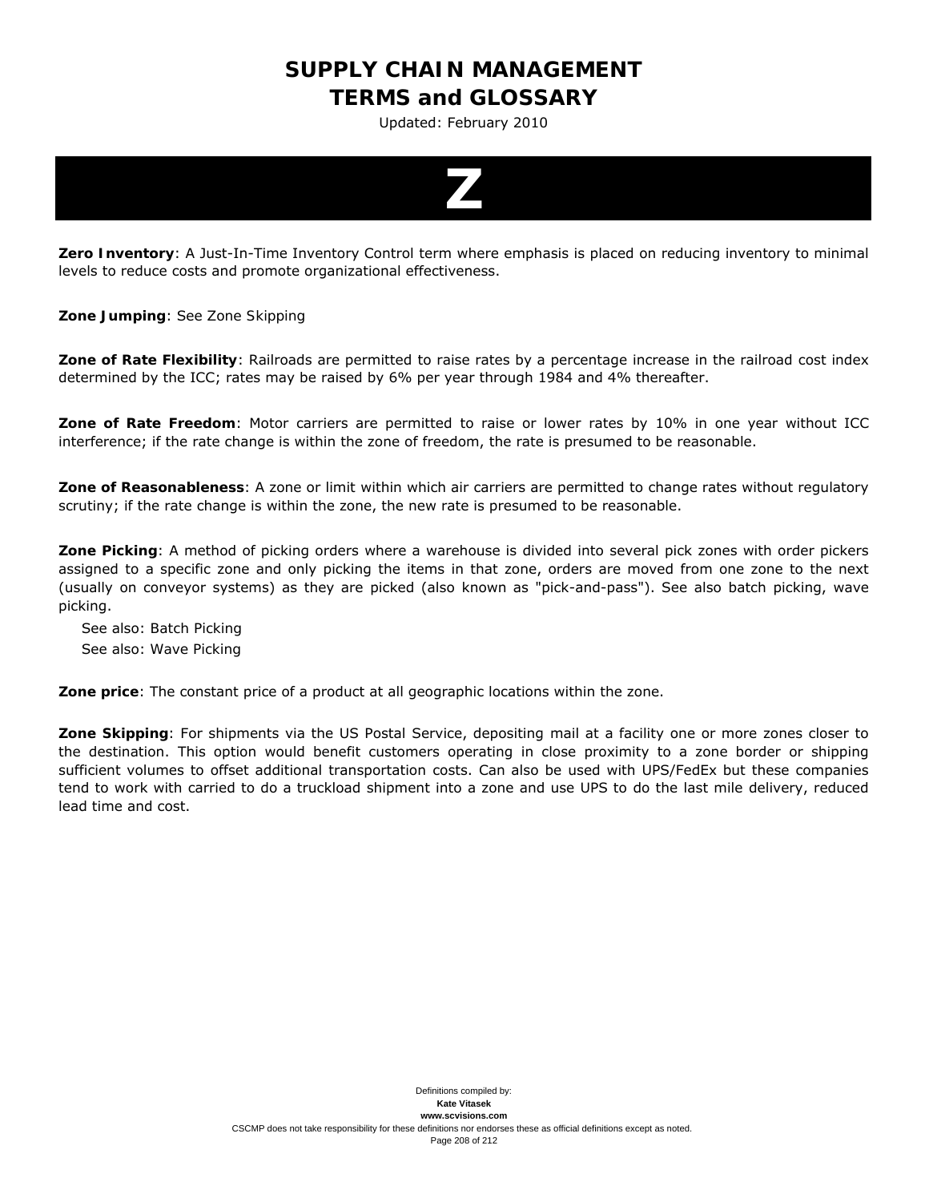# Z

**Zero Inventory**: A Just-In-Time Inventory Control term where emphasis is placed on reducing inventory to minimal levels to reduce costs and promote organizational effectiveness.

**Zone Jumping**: See Zone Skipping

**Zone of Rate Flexibility**: Railroads are permitted to raise rates by a percentage increase in the railroad cost index determined by the ICC; rates may be raised by 6% per year through 1984 and 4% thereafter.

**Zone of Rate Freedom**: Motor carriers are permitted to raise or lower rates by 10% in one year without ICC interference; if the rate change is within the zone of freedom, the rate is presumed to be reasonable.

**Zone of Reasonableness**: A zone or limit within which air carriers are permitted to change rates without regulatory scrutiny; if the rate change is within the zone, the new rate is presumed to be reasonable.

**Zone Picking**: A method of picking orders where a warehouse is divided into several pick zones with order pickers assigned to a specific zone and only picking the items in that zone, orders are moved from one zone to the next (usually on conveyor systems) as they are picked (also known as "pick-and-pass"). See also batch picking, wave picking.

See also: Batch Picking
See also: Wave Picking

**Zone price**: The constant price of a product at all geographic locations within the zone.

**Zone Skipping**: For shipments via the US Postal Service, depositing mail at a facility one or more zones closer to the destination. This option would benefit customers operating in close proximity to a zone border or shipping sufficient volumes to offset additional transportation costs. Can also be used with UPS/FedEx but these companies tend to work with carried to do a truckload shipment into a zone and use UPS to do the last mile delivery, reduced lead time and cost.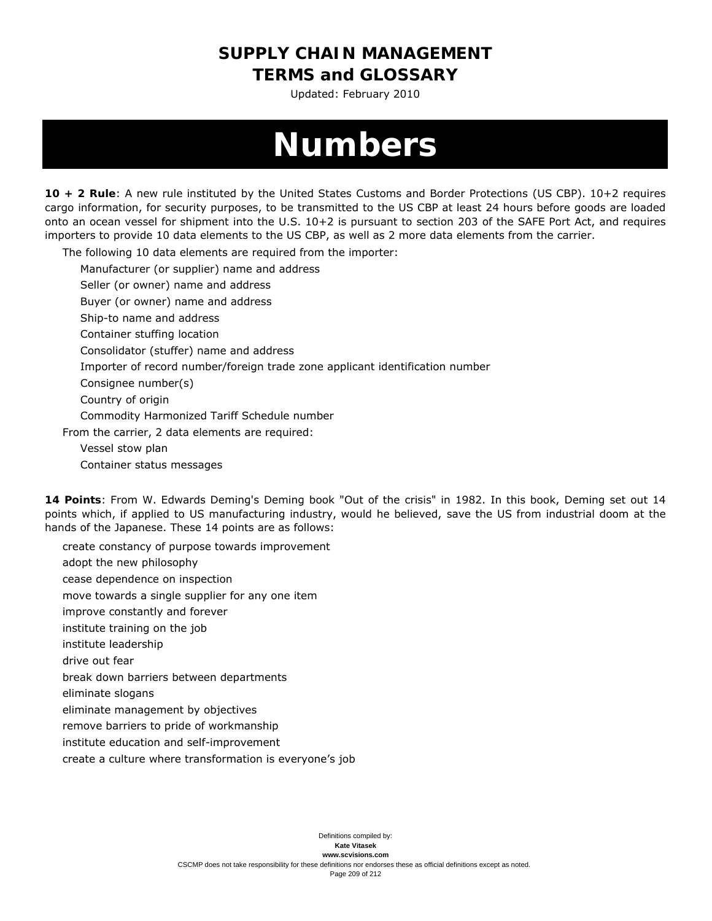# Numbers

**10 + 2 Rule**: A new rule instituted by the United States Customs and Border Protections (US CBP). 10+2 requires cargo information, for security purposes, to be transmitted to the US CBP at least 24 hours before goods are loaded onto an ocean vessel for shipment into the U.S. 10+2 is pursuant to section 203 of the SAFE Port Act, and requires importers to provide 10 data elements to the US CBP, as well as 2 more data elements from the carrier.

The following 10 data elements are required from the importer:

- Manufacturer (or supplier) name and address
- Seller (or owner) name and address
- Buyer (or owner) name and address
- Ship-to name and address
- Container stuffing location
- Consolidator (stuffer) name and address
- Importer of record number/foreign trade zone applicant identification number
- Consignee number(s)
- Country of origin
- Commodity Harmonized Tariff Schedule number

From the carrier, 2 data elements are required:

- Vessel stow plan
- Container status messages

**14 Points**: From W. Edwards Deming's Deming book "Out of the crisis" in 1982. In this book, Deming set out 14 points which, if applied to US manufacturing industry, would he believed, save the US from industrial doom at the hands of the Japanese. These 14 points are as follows:

- create constancy of purpose towards improvement
- adopt the new philosophy
- cease dependence on inspection
- move towards a single supplier for any one item
- improve constantly and forever
- institute training on the job
- institute leadership
- drive out fear
- break down barriers between departments
- eliminate slogans
- eliminate management by objectives
- remove barriers to pride of workmanship
- institute education and self-improvement
- create a culture where transformation is everyone's job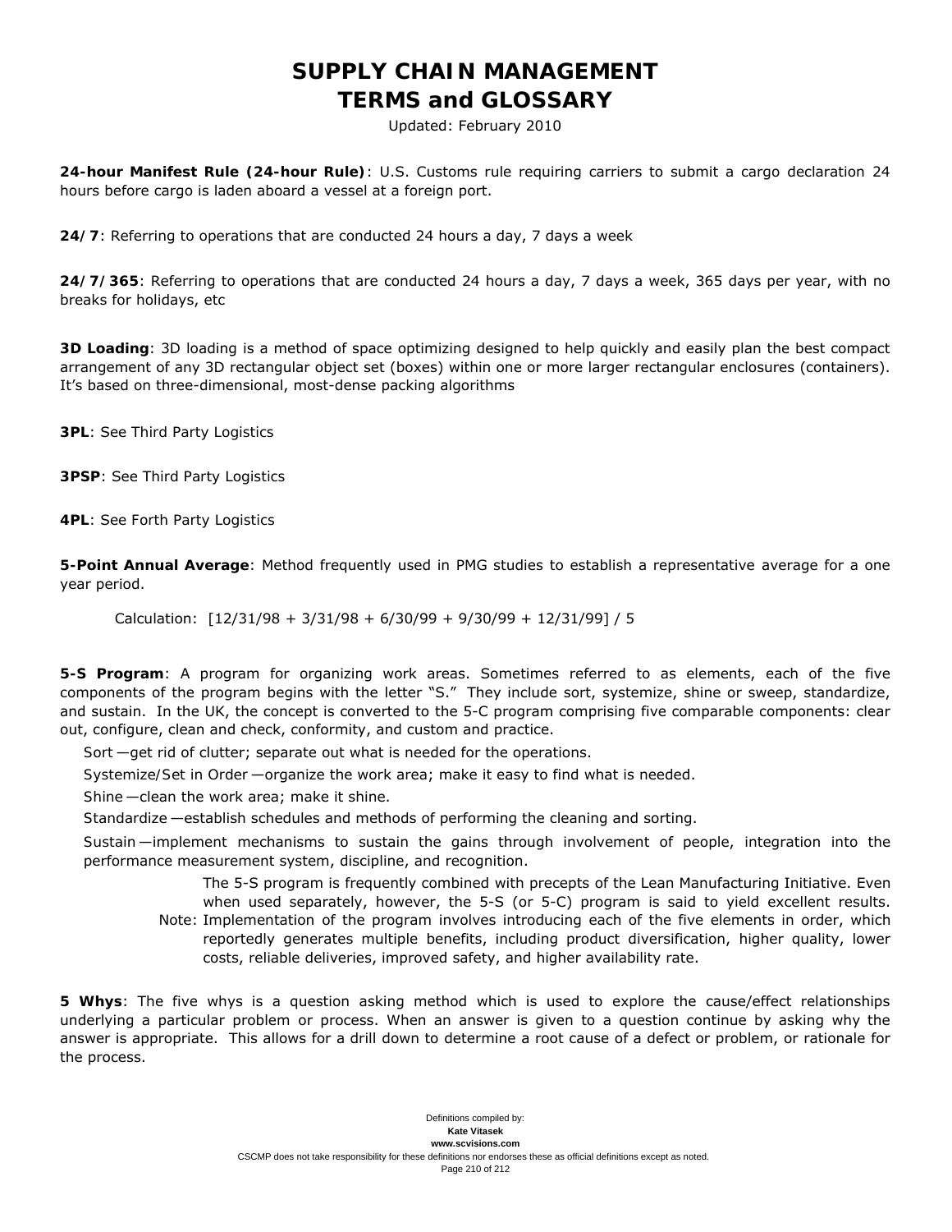# SUPPLY CHAIN MANAGEMENT TERMS and GLOSSARY

Updated: February 2010

**24-hour Manifest Rule (24-hour Rule)**: U.S. Customs rule requiring carriers to submit a cargo declaration 24 hours before cargo is laden aboard a vessel at a foreign port.

**24/7**: Referring to operations that are conducted 24 hours a day, 7 days a week

**24/7/365**: Referring to operations that are conducted 24 hours a day, 7 days a week, 365 days per year, with no breaks for holidays, etc

**3D Loading**: 3D loading is a method of space optimizing designed to help quickly and easily plan the best compact arrangement of any 3D rectangular object set (boxes) within one or more larger rectangular enclosures (containers). It's based on three-dimensional, most-dense packing algorithms

**3PL**: See Third Party Logistics

**3PSP**: See Third Party Logistics

**4PL**: See Forth Party Logistics

**5-Point Annual Average**: Method frequently used in PMG studies to establish a representative average for a one year period.

Calculation: [12/31/98 + 3/31/98 + 6/30/99 + 9/30/99 + 12/31/99] / 5

**5-S Program**: A program for organizing work areas. Sometimes referred to as elements, each of the five components of the program begins with the letter "S." They include sort, systemize, shine or sweep, standardize, and sustain. In the UK, the concept is converted to the 5-C program comprising five comparable components: clear out, configure, clean and check, conformity, and custom and practice.

Sort—get rid of clutter; separate out what is needed for the operations.

Systemize/Set in Order—organize the work area; make it easy to find what is needed.

Shine—clean the work area; make it shine.

Standardize—establish schedules and methods of performing the cleaning and sorting.

Sustain—implement mechanisms to sustain the gains through involvement of people, integration into the performance measurement system, discipline, and recognition.

Note: The 5-S program is frequently combined with precepts of the Lean Manufacturing Initiative. Even when used separately, however, the 5-S (or 5-C) program is said to yield excellent results. Implementation of the program involves introducing each of the five elements in order, which reportedly generates multiple benefits, including product diversification, higher quality, lower costs, reliable deliveries, improved safety, and higher availability rate.

**5 Whys**: The five whys is a question asking method which is used to explore the cause/effect relationships underlying a particular problem or process. When an answer is given to a question continue by asking why the answer is appropriate. This allows for a drill down to determine a root cause of a defect or problem, or rationale for the process.

Definitions compiled by:
**Kate Vitasek**
**www.scvisions.com**
CSCMP does not take responsibility for these definitions nor endorses these as official definitions except as noted.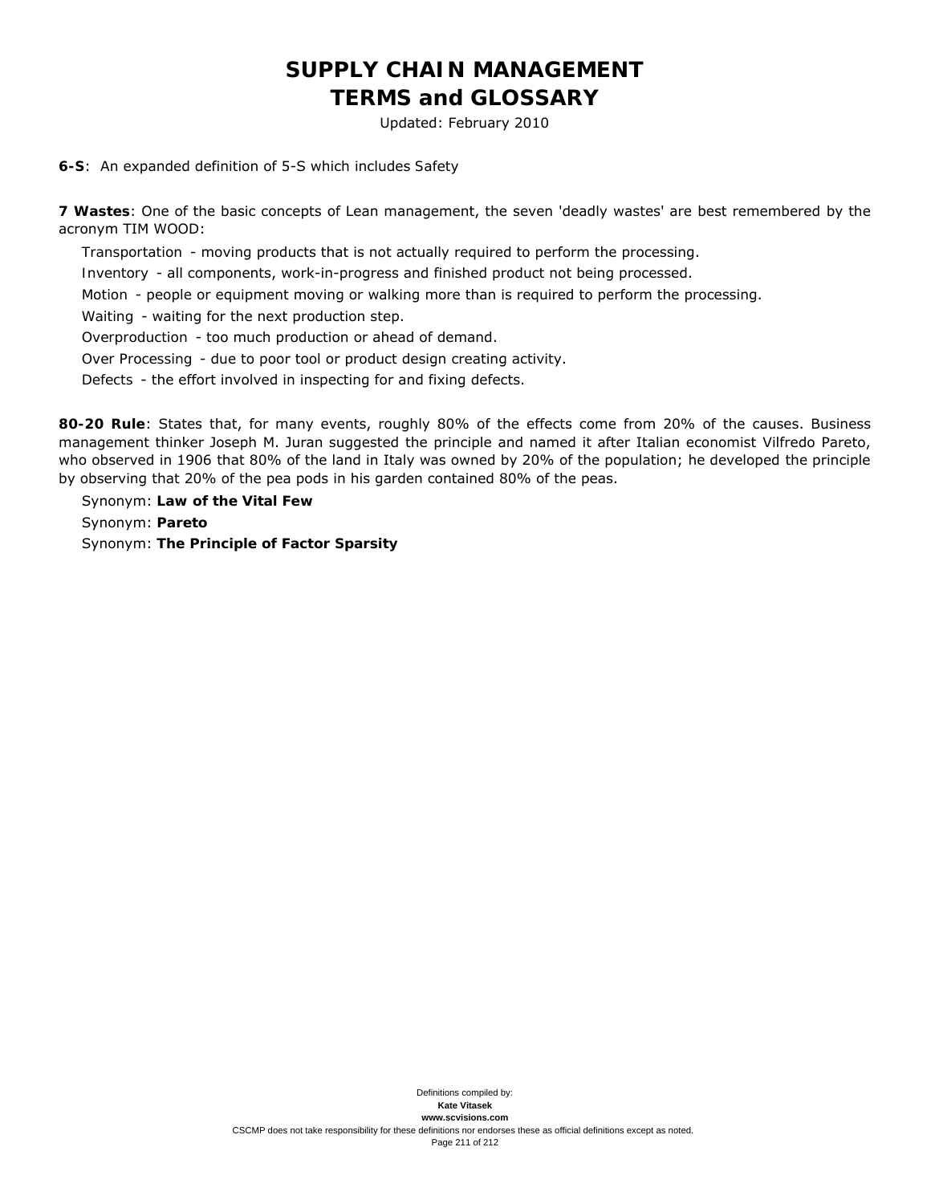**6-S**: An expanded definition of 5-S which includes Safety

**7 Wastes**: One of the basic concepts of Lean management, the seven 'deadly wastes' are best remembered by the acronym TIM WOOD:

Transportation - moving products that is not actually required to perform the processing.

Inventory - all components, work-in-progress and finished product not being processed.

Motion - people or equipment moving or walking more than is required to perform the processing.

Waiting - waiting for the next production step.

Overproduction - too much production or ahead of demand.

Over Processing - due to poor tool or product design creating activity.

Defects - the effort involved in inspecting for and fixing defects.

**80-20 Rule**: States that, for many events, roughly 80% of the effects come from 20% of the causes. Business management thinker Joseph M. Juran suggested the principle and named it after Italian economist Vilfredo Pareto, who observed in 1906 that 80% of the land in Italy was owned by 20% of the population; he developed the principle by observing that 20% of the pea pods in his garden contained 80% of the peas.

Synonym: **Law of the Vital Few**

Synonym: **Pareto**

Synonym: **The Principle of Factor Sparsity**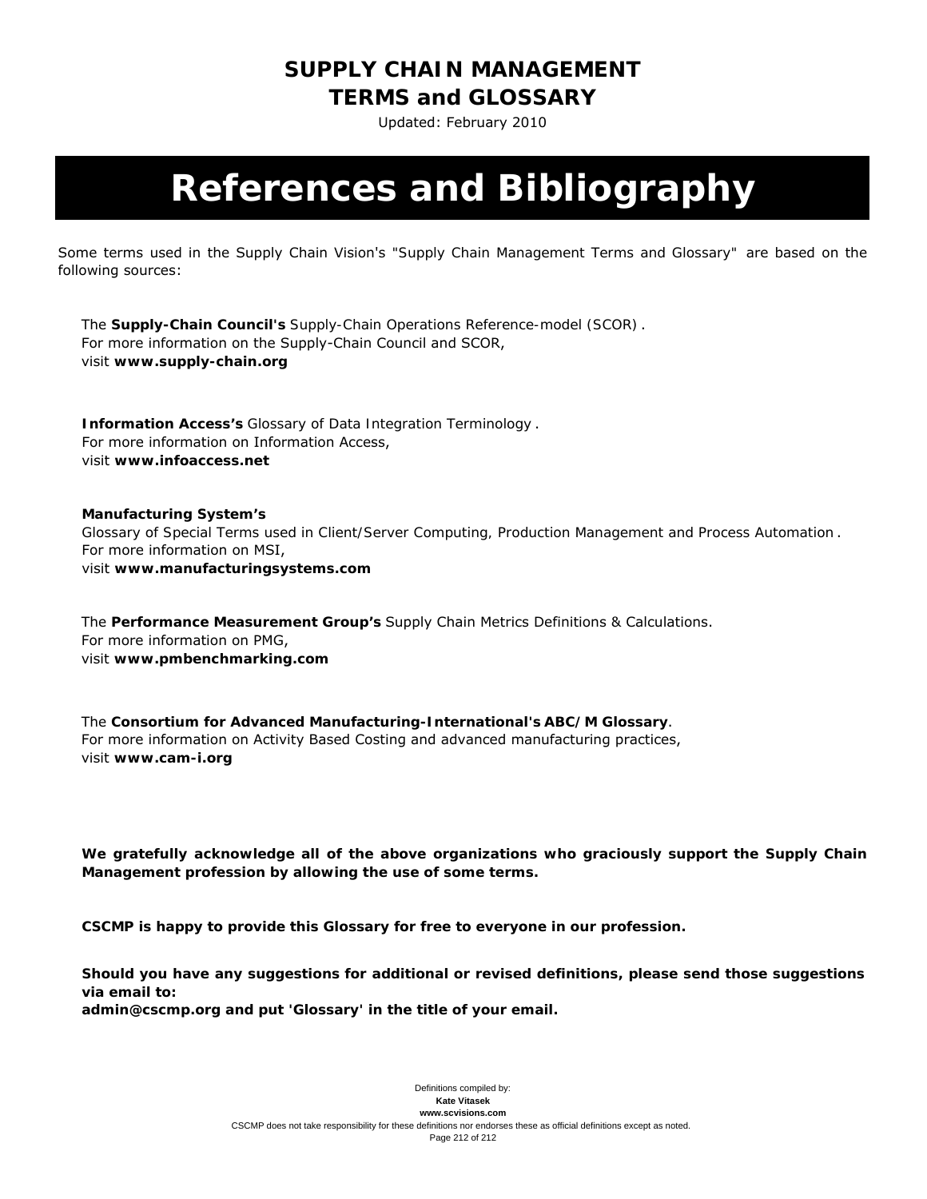# References and Bibliography

Some terms used in the Supply Chain Vision's "Supply Chain Management Terms and Glossary" are based on the following sources:

The **Supply-Chain Council's** Supply-Chain Operations Reference-model (SCOR).
For more information on the Supply-Chain Council and SCOR,
visit **www.supply-chain.org**

**Information Access's** Glossary of Data Integration Terminology.
For more information on Information Access,
visit **www.infoaccess.net**

**Manufacturing System's**
Glossary of Special Terms used in Client/Server Computing, Production Management and Process Automation.
For more information on MSI,
visit **www.manufacturingsystems.com**

The **Performance Measurement Group's** Supply Chain Metrics Definitions & Calculations.
For more information on PMG,
visit **www.pmbenchmarking.com**

The **Consortium for Advanced Manufacturing-International's ABC/M Glossary**.
For more information on Activity Based Costing and advanced manufacturing practices,
visit **www.cam-i.org**

**We gratefully acknowledge all of the above organizations who graciously support the Supply Chain Management profession by allowing the use of some terms.**

**CSCMP is happy to provide this Glossary for free to everyone in our profession.**

**Should you have any suggestions for additional or revised definitions, please send those suggestions via email to:**
**admin@cscmp.org and put 'Glossary' in the title of your email.**